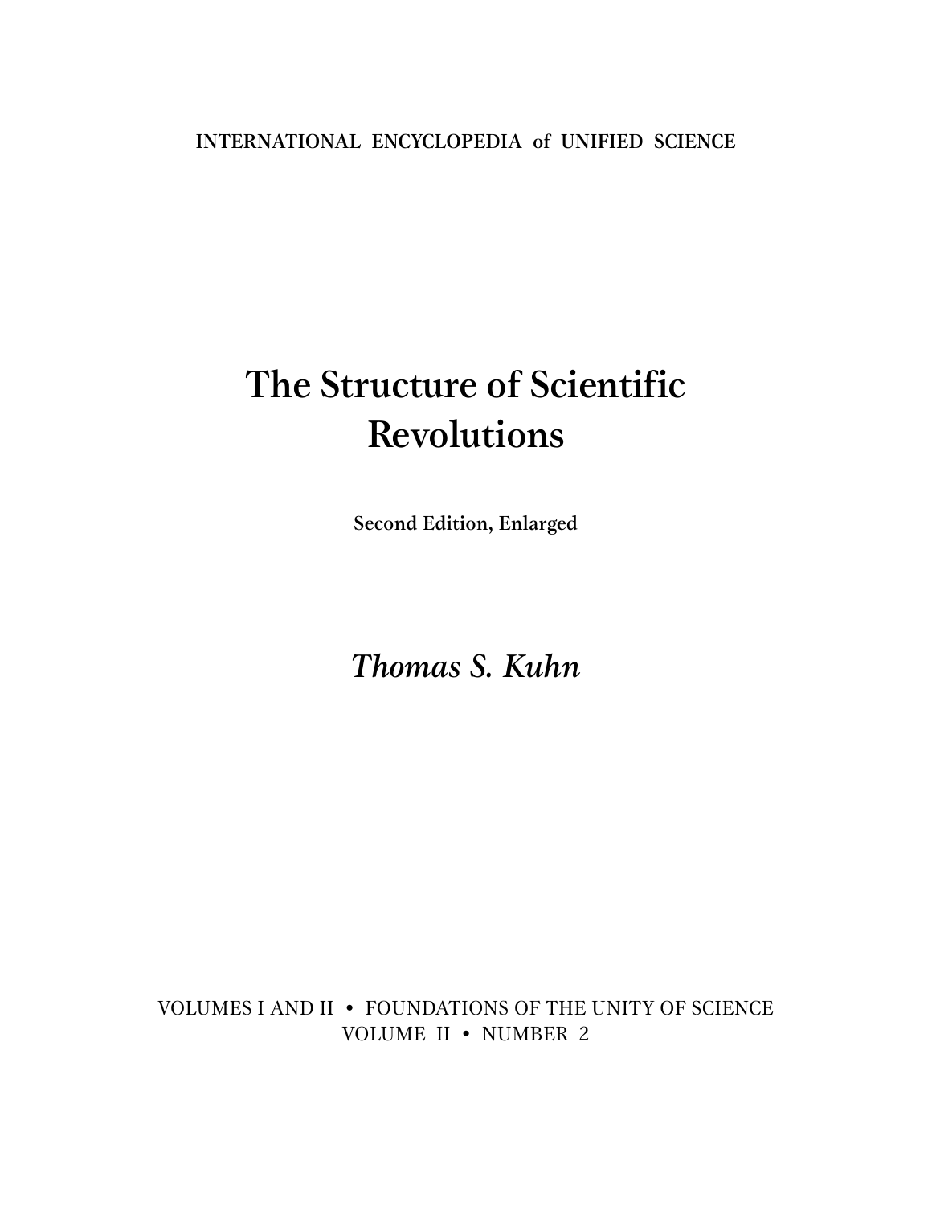INTERNATIONAL ENCYCLOPEDIA of UNIFIED SCIENCE

# The Structure of Scientific Revolutions

**Second Edition, Enlarged**

*Thomas S. Kuhn*

VOLUMES I AND II • FOUNDATIONS OF THE UNITY OF SCIENCE
VOLUME II • NUMBER 2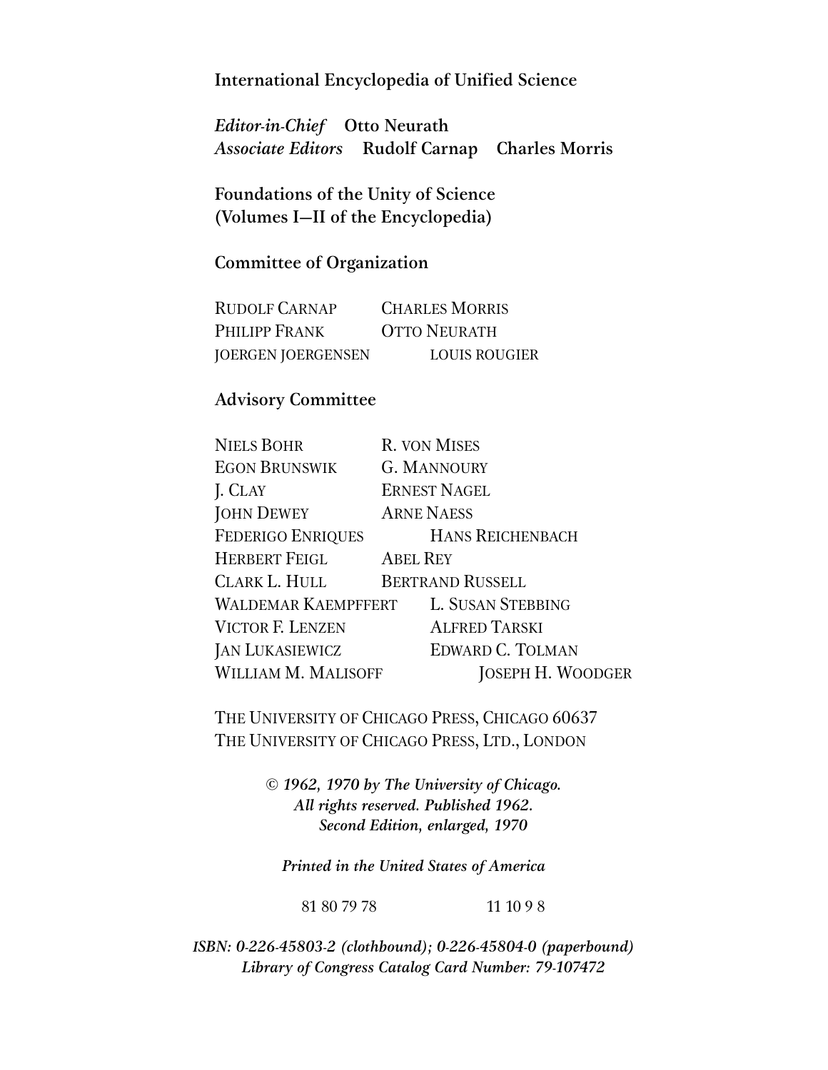**International Encyclopedia of Unified Science**

*Editor-in-Chief* **Otto Neurath**
*Associate Editors* **Rudolf Carnap** **Charles Morris**

**Foundations of the Unity of Science**
**(Volumes I–II of the Encyclopedia)**

**Committee of Organization**

RUDOLF CARNAP CHARLES MORRIS
PHILIPP FRANK OTTO NEURATH
JOERGEN JOERGENSEN LOUIS ROUGIER

**Advisory Committee**

NIELS BOHR R. VON MISES
EGON BRUNSWIK G. MANNOURY
J. CLAY ERNEST NAGEL
JOHN DEWEY ARNE NAESS
FEDERIGO ENRIQUES HANS REICHENBACH
HERBERT FEIGL ABEL REY
CLARK L. HULL BERTRAND RUSSELL
WALDEMAR KAEMPFFERT L. SUSAN STEBBING
VICTOR F. LENZEN ALFRED TARSKI
JAN LUKASIEWICZ EDWARD C. TOLMAN
WILLIAM M. MALISOFF JOSEPH H. WOODGER

THE UNIVERSITY OF CHICAGO PRESS, CHICAGO 60637
THE UNIVERSITY OF CHICAGO PRESS, LTD., LONDON

*© 1962, 1970 by The University of Chicago.*
*All rights reserved. Published 1962.*
*Second Edition, enlarged, 1970*

*Printed in the United States of America*

81 80 79 78 11 10 9 8

*ISBN: 0-226-45803-2 (clothbound); 0-226-45804-0 (paperbound)*
*Library of Congress Catalog Card Number: 79-107472*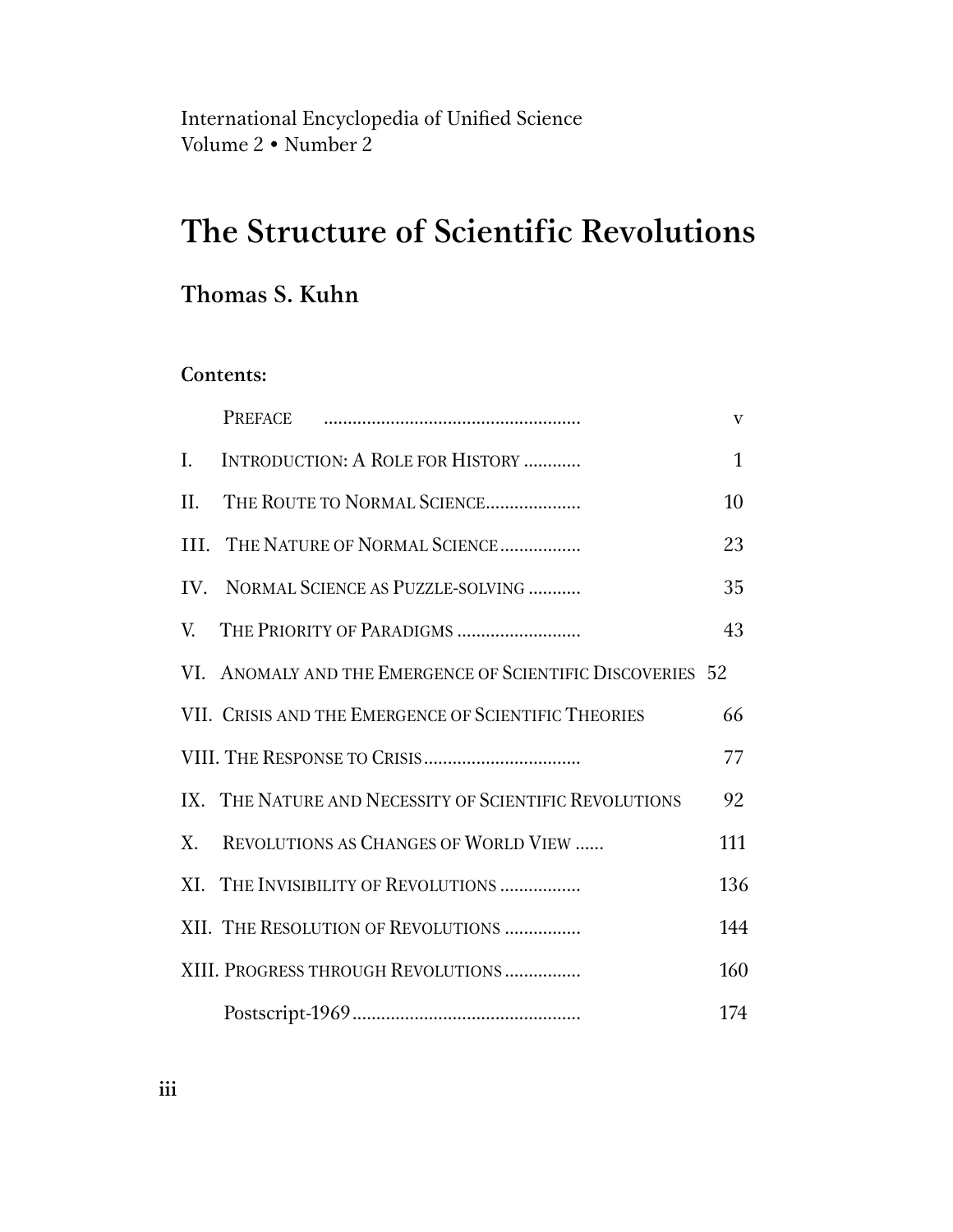International Encyclopedia of Unified Science
Volume 2 • Number 2

# The Structure of Scientific Revolutions

## Thomas S. Kuhn

**Contents:**

| | | |
|---|---|---|
| | PREFACE | v |
| I. | INTRODUCTION: A ROLE FOR HISTORY | 1 |
| II. | THE ROUTE TO NORMAL SCIENCE | 10 |
| III. | THE NATURE OF NORMAL SCIENCE | 23 |
| IV. | NORMAL SCIENCE AS PUZZLE-SOLVING | 35 |
| V. | THE PRIORITY OF PARADIGMS | 43 |
| VI. | ANOMALY AND THE EMERGENCE OF SCIENTIFIC DISCOVERIES | 52 |
| VII. | CRISIS AND THE EMERGENCE OF SCIENTIFIC THEORIES | 66 |
| VIII. | THE RESPONSE TO CRISIS | 77 |
| IX. | THE NATURE AND NECESSITY OF SCIENTIFIC REVOLUTIONS | 92 |
| X. | REVOLUTIONS AS CHANGES OF WORLD VIEW | 111 |
| XI. | THE INVISIBILITY OF REVOLUTIONS | 136 |
| XII. | THE RESOLUTION OF REVOLUTIONS | 144 |
| XIII. | PROGRESS THROUGH REVOLUTIONS | 160 |
| | Postscript-1969 | 174 |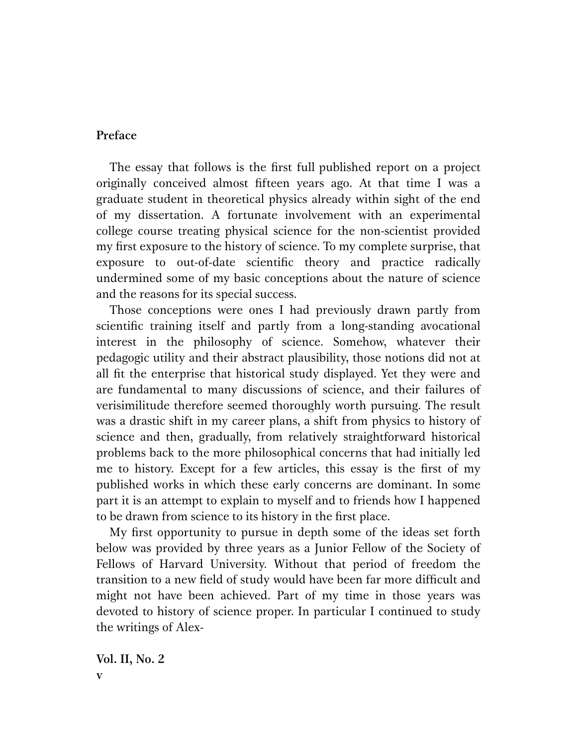## Preface

The essay that follows is the first full published report on a project originally conceived almost fifteen years ago. At that time I was a graduate student in theoretical physics already within sight of the end of my dissertation. A fortunate involvement with an experimental college course treating physical science for the non-scientist provided my first exposure to the history of science. To my complete surprise, that exposure to out-of-date scientific theory and practice radically undermined some of my basic conceptions about the nature of science and the reasons for its special success.

Those conceptions were ones I had previously drawn partly from scientific training itself and partly from a long-standing avocational interest in the philosophy of science. Somehow, whatever their pedagogic utility and their abstract plausibility, those notions did not at all fit the enterprise that historical study displayed. Yet they were and are fundamental to many discussions of science, and their failures of verisimilitude therefore seemed thoroughly worth pursuing. The result was a drastic shift in my career plans, a shift from physics to history of science and then, gradually, from relatively straightforward historical problems back to the more philosophical concerns that had initially led me to history. Except for a few articles, this essay is the first of my published works in which these early concerns are dominant. In some part it is an attempt to explain to myself and to friends how I happened to be drawn from science to its history in the first place.

My first opportunity to pursue in depth some of the ideas set forth below was provided by three years as a Junior Fellow of the Society of Fellows of Harvard University. Without that period of freedom the transition to a new field of study would have been far more difficult and might not have been achieved. Part of my time in those years was devoted to history of science proper. In particular I continued to study the writings of Alex-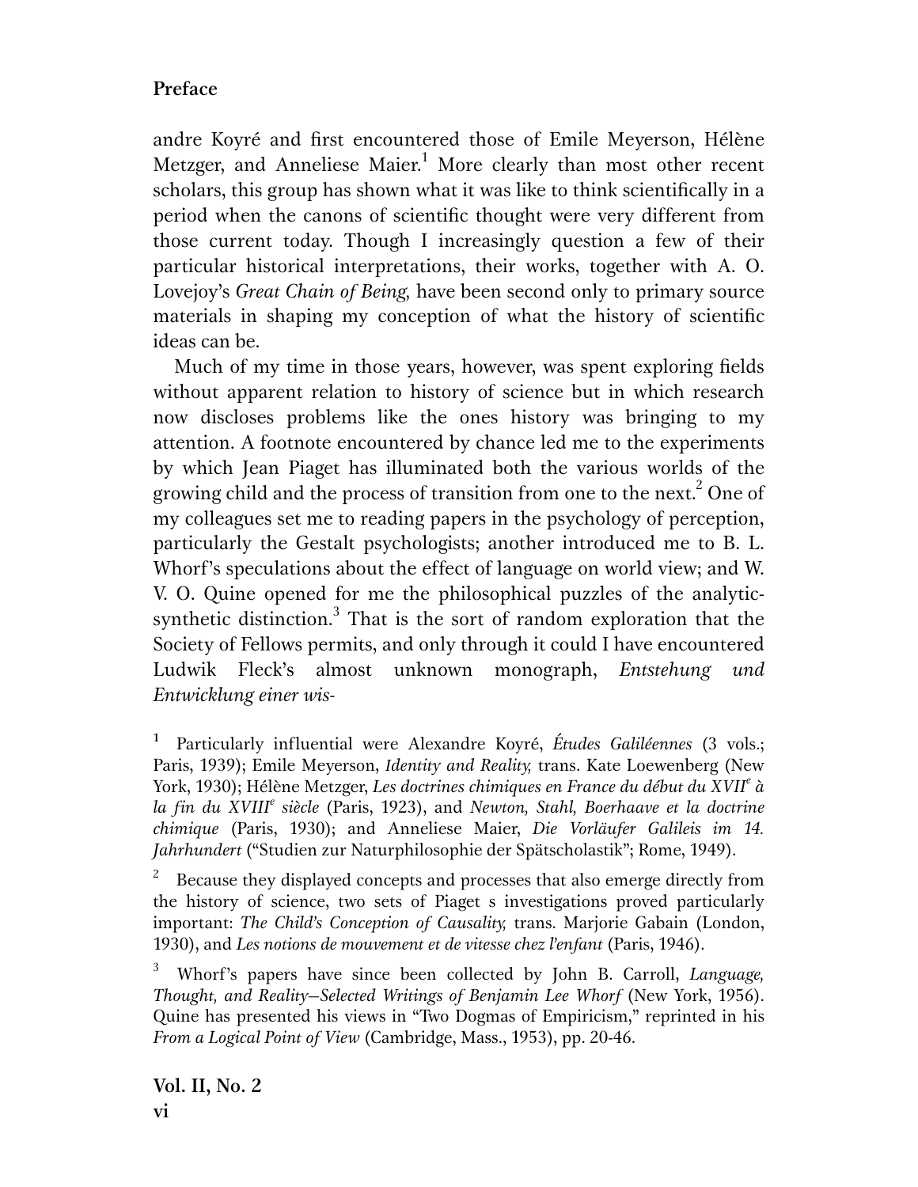andre Koyré and first encountered those of Emile Meyerson, Hélène Metzger, and Anneliese Maier.[1] More clearly than most other recent scholars, this group has shown what it was like to think scientifically in a period when the canons of scientific thought were very different from those current today. Though I increasingly question a few of their particular historical interpretations, their works, together with A. O. Lovejoy's *Great Chain of Being,* have been second only to primary source materials in shaping my conception of what the history of scientific ideas can be.

Much of my time in those years, however, was spent exploring fields without apparent relation to history of science but in which research now discloses problems like the ones history was bringing to my attention. A footnote encountered by chance led me to the experiments by which Jean Piaget has illuminated both the various worlds of the growing child and the process of transition from one to the next.[2] One of my colleagues set me to reading papers in the psychology of perception, particularly the Gestalt psychologists; another introduced me to B. L. Whorf's speculations about the effect of language on world view; and W. V. O. Quine opened for me the philosophical puzzles of the analytic-synthetic distinction.[3] That is the sort of random exploration that the Society of Fellows permits, and only through it could I have encountered Ludwik Fleck's almost unknown monograph, *Entstehung und Entwicklung einer wis-*

[1] Particularly influential were Alexandre Koyré, *Études Galiléennes* (3 vols.; Paris, 1939); Emile Meyerson, *Identity and Reality,* trans. Kate Loewenberg (New York, 1930); Hélène Metzger, *Les doctrines chimiques en France du début du XVII[e] à la fin du XVIII[e] siècle* (Paris, 1923), and *Newton, Stahl, Boerhaave et la doctrine chimique* (Paris, 1930); and Anneliese Maier, *Die Vorläufer Galileis im 14. Jahrhundert* ("Studien zur Naturphilosophie der Spätscholastik"; Rome, 1949).

[2] Because they displayed concepts and processes that also emerge directly from the history of science, two sets of Piaget s investigations proved particularly important: *The Child's Conception of Causality,* trans. Marjorie Gabain (London, 1930), and *Les notions de mouvement et de vitesse chez l'enfant* (Paris, 1946).

[3] Whorf's papers have since been collected by John B. Carroll, *Language, Thought, and Reality—Selected Writings of Benjamin Lee Whorf* (New York, 1956). Quine has presented his views in "Two Dogmas of Empiricism," reprinted in his *From a Logical Point of View* (Cambridge, Mass., 1953), pp. 20-46.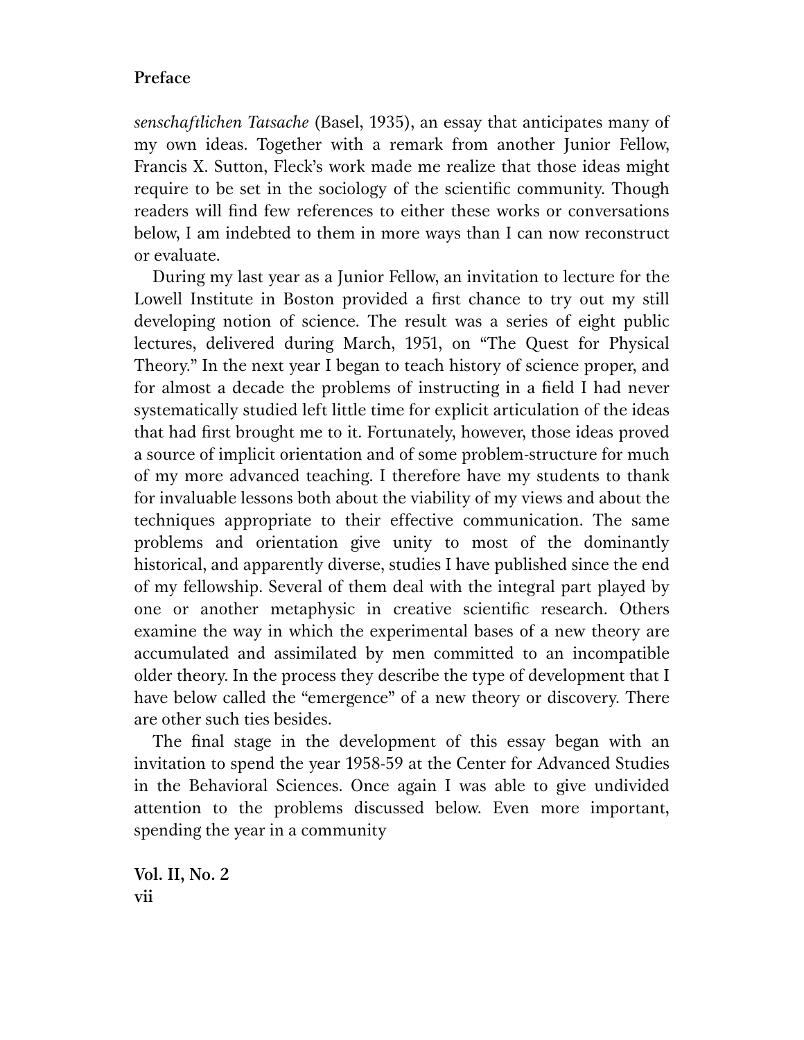*senschaftlichen Tatsache* (Basel, 1935), an essay that anticipates many of my own ideas. Together with a remark from another Junior Fellow, Francis X. Sutton, Fleck's work made me realize that those ideas might require to be set in the sociology of the scientific community. Though readers will find few references to either these works or conversations below, I am indebted to them in more ways than I can now reconstruct or evaluate.

During my last year as a Junior Fellow, an invitation to lecture for the Lowell Institute in Boston provided a first chance to try out my still developing notion of science. The result was a series of eight public lectures, delivered during March, 1951, on "The Quest for Physical Theory." In the next year I began to teach history of science proper, and for almost a decade the problems of instructing in a field I had never systematically studied left little time for explicit articulation of the ideas that had first brought me to it. Fortunately, however, those ideas proved a source of implicit orientation and of some problem-structure for much of my more advanced teaching. I therefore have my students to thank for invaluable lessons both about the viability of my views and about the techniques appropriate to their effective communication. The same problems and orientation give unity to most of the dominantly historical, and apparently diverse, studies I have published since the end of my fellowship. Several of them deal with the integral part played by one or another metaphysic in creative scientific research. Others examine the way in which the experimental bases of a new theory are accumulated and assimilated by men committed to an incompatible older theory. In the process they describe the type of development that I have below called the "emergence" of a new theory or discovery. There are other such ties besides.

The final stage in the development of this essay began with an invitation to spend the year 1958-59 at the Center for Advanced Studies in the Behavioral Sciences. Once again I was able to give undivided attention to the problems discussed below. Even more important, spending the year in a community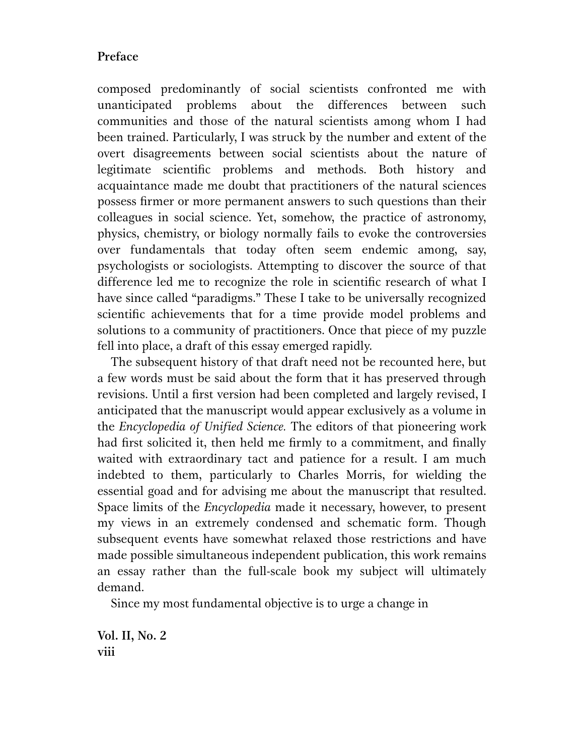composed predominantly of social scientists confronted me with unanticipated problems about the differences between such communities and those of the natural scientists among whom I had been trained. Particularly, I was struck by the number and extent of the overt disagreements between social scientists about the nature of legitimate scientific problems and methods. Both history and acquaintance made me doubt that practitioners of the natural sciences possess firmer or more permanent answers to such questions than their colleagues in social science. Yet, somehow, the practice of astronomy, physics, chemistry, or biology normally fails to evoke the controversies over fundamentals that today often seem endemic among, say, psychologists or sociologists. Attempting to discover the source of that difference led me to recognize the role in scientific research of what I have since called "paradigms." These I take to be universally recognized scientific achievements that for a time provide model problems and solutions to a community of practitioners. Once that piece of my puzzle fell into place, a draft of this essay emerged rapidly.

The subsequent history of that draft need not be recounted here, but a few words must be said about the form that it has preserved through revisions. Until a first version had been completed and largely revised, I anticipated that the manuscript would appear exclusively as a volume in the *Encyclopedia of Unified Science.* The editors of that pioneering work had first solicited it, then held me firmly to a commitment, and finally waited with extraordinary tact and patience for a result. I am much indebted to them, particularly to Charles Morris, for wielding the essential goad and for advising me about the manuscript that resulted. Space limits of the *Encyclopedia* made it necessary, however, to present my views in an extremely condensed and schematic form. Though subsequent events have somewhat relaxed those restrictions and have made possible simultaneous independent publication, this work remains an essay rather than the full-scale book my subject will ultimately demand.

Since my most fundamental objective is to urge a change in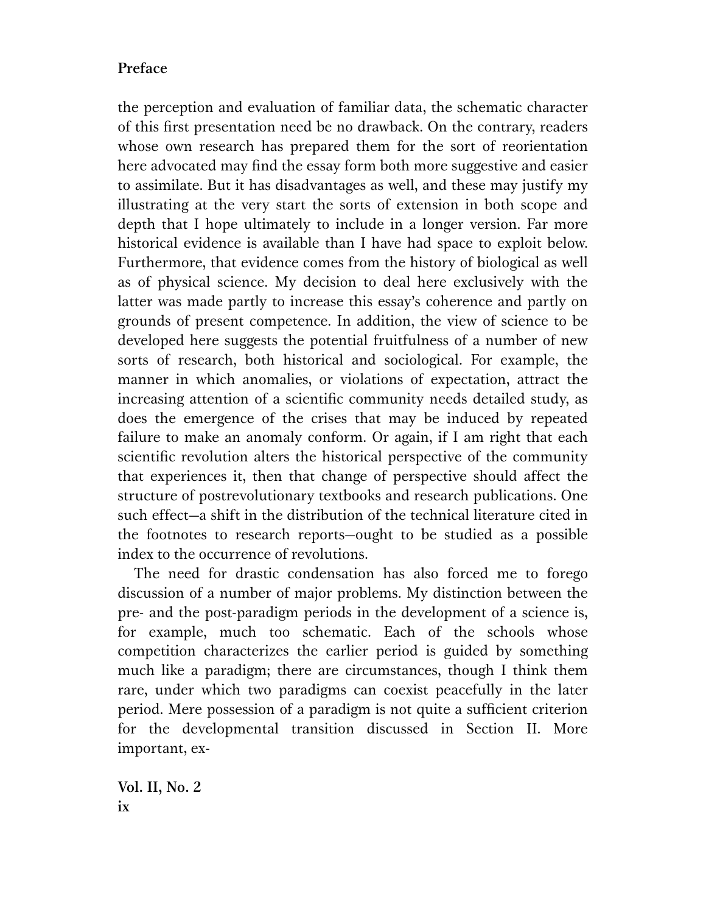the perception and evaluation of familiar data, the schematic character of this first presentation need be no drawback. On the contrary, readers whose own research has prepared them for the sort of reorientation here advocated may find the essay form both more suggestive and easier to assimilate. But it has disadvantages as well, and these may justify my illustrating at the very start the sorts of extension in both scope and depth that I hope ultimately to include in a longer version. Far more historical evidence is available than I have had space to exploit below. Furthermore, that evidence comes from the history of biological as well as of physical science. My decision to deal here exclusively with the latter was made partly to increase this essay's coherence and partly on grounds of present competence. In addition, the view of science to be developed here suggests the potential fruitfulness of a number of new sorts of research, both historical and sociological. For example, the manner in which anomalies, or violations of expectation, attract the increasing attention of a scientific community needs detailed study, as does the emergence of the crises that may be induced by repeated failure to make an anomaly conform. Or again, if I am right that each scientific revolution alters the historical perspective of the community that experiences it, then that change of perspective should affect the structure of postrevolutionary textbooks and research publications. One such effect—a shift in the distribution of the technical literature cited in the footnotes to research reports—ought to be studied as a possible index to the occurrence of revolutions.

The need for drastic condensation has also forced me to forego discussion of a number of major problems. My distinction between the pre- and the post-paradigm periods in the development of a science is, for example, much too schematic. Each of the schools whose competition characterizes the earlier period is guided by something much like a paradigm; there are circumstances, though I think them rare, under which two paradigms can coexist peacefully in the later period. Mere possession of a paradigm is not quite a sufficient criterion for the developmental transition discussed in Section II. More important, ex-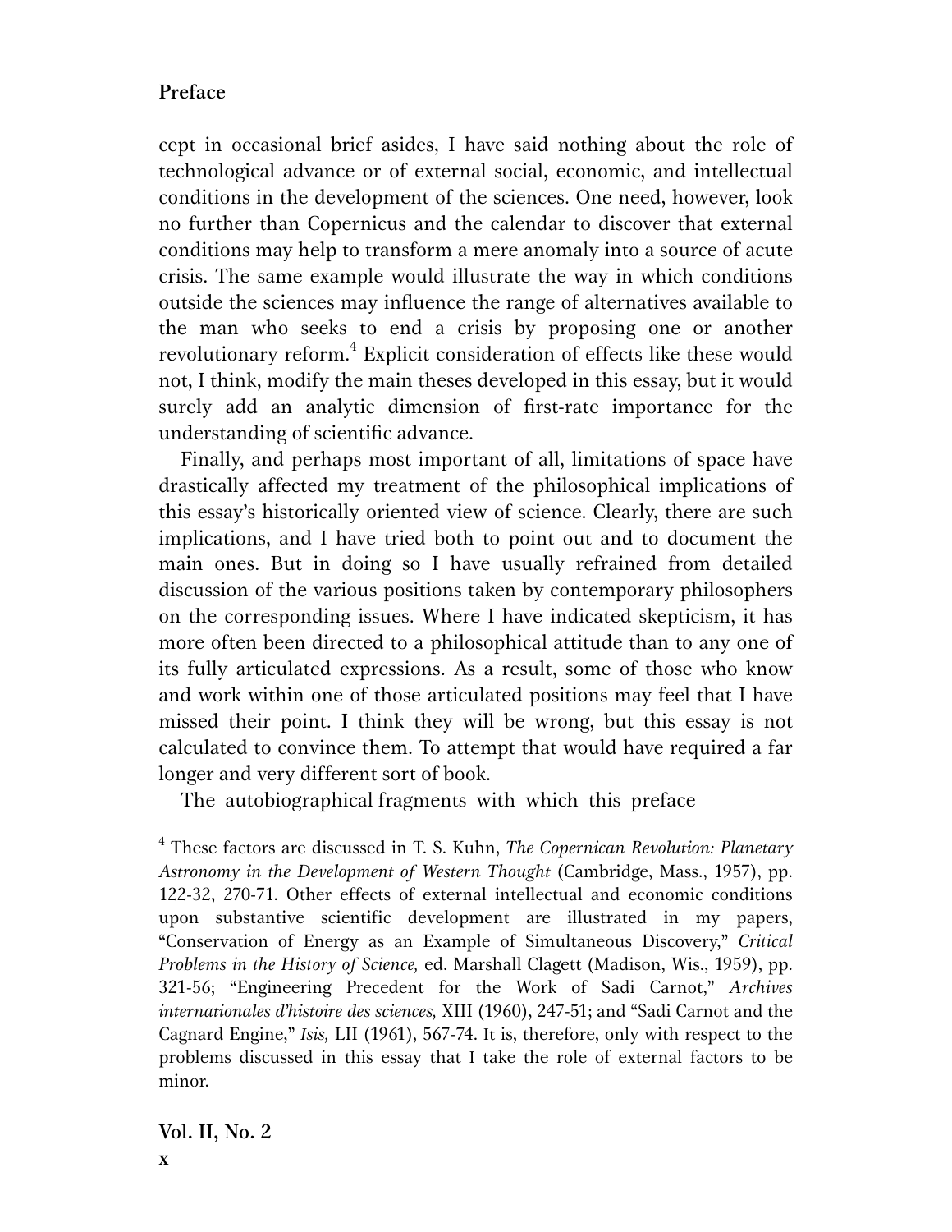cept in occasional brief asides, I have said nothing about the role of technological advance or of external social, economic, and intellectual conditions in the development of the sciences. One need, however, look no further than Copernicus and the calendar to discover that external conditions may help to transform a mere anomaly into a source of acute crisis. The same example would illustrate the way in which conditions outside the sciences may influence the range of alternatives available to the man who seeks to end a crisis by proposing one or another revolutionary reform.[4] Explicit consideration of effects like these would not, I think, modify the main theses developed in this essay, but it would surely add an analytic dimension of first-rate importance for the understanding of scientific advance.

Finally, and perhaps most important of all, limitations of space have drastically affected my treatment of the philosophical implications of this essay's historically oriented view of science. Clearly, there are such implications, and I have tried both to point out and to document the main ones. But in doing so I have usually refrained from detailed discussion of the various positions taken by contemporary philosophers on the corresponding issues. Where I have indicated skepticism, it has more often been directed to a philosophical attitude than to any one of its fully articulated expressions. As a result, some of those who know and work within one of those articulated positions may feel that I have missed their point. I think they will be wrong, but this essay is not calculated to convince them. To attempt that would have required a far longer and very different sort of book.

The autobiographical fragments with which this preface

[4] These factors are discussed in T. S. Kuhn, *The Copernican Revolution: Planetary Astronomy in the Development of Western Thought* (Cambridge, Mass., 1957), pp. 122-32, 270-71. Other effects of external intellectual and economic conditions upon substantive scientific development are illustrated in my papers, "Conservation of Energy as an Example of Simultaneous Discovery," *Critical Problems in the History of Science,* ed. Marshall Clagett (Madison, Wis., 1959), pp. 321-56; "Engineering Precedent for the Work of Sadi Carnot," *Archives internationales d'histoire des sciences,* XIII (1960), 247-51; and "Sadi Carnot and the Cagnard Engine," *Isis,* LII (1961), 567-74. It is, therefore, only with respect to the problems discussed in this essay that I take the role of external factors to be minor.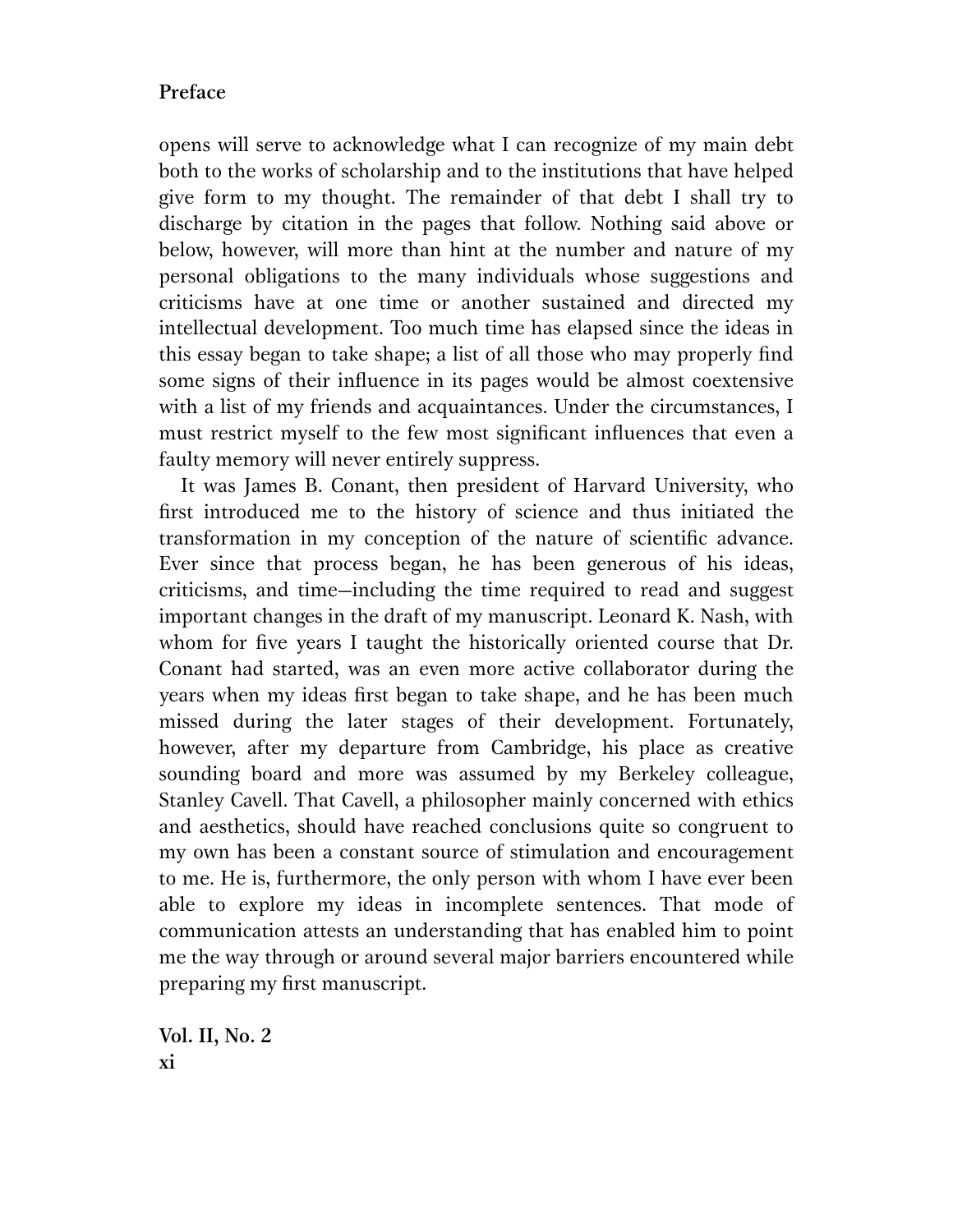opens will serve to acknowledge what I can recognize of my main debt both to the works of scholarship and to the institutions that have helped give form to my thought. The remainder of that debt I shall try to discharge by citation in the pages that follow. Nothing said above or below, however, will more than hint at the number and nature of my personal obligations to the many individuals whose suggestions and criticisms have at one time or another sustained and directed my intellectual development. Too much time has elapsed since the ideas in this essay began to take shape; a list of all those who may properly find some signs of their influence in its pages would be almost coextensive with a list of my friends and acquaintances. Under the circumstances, I must restrict myself to the few most significant influences that even a faulty memory will never entirely suppress.

It was James B. Conant, then president of Harvard University, who first introduced me to the history of science and thus initiated the transformation in my conception of the nature of scientific advance. Ever since that process began, he has been generous of his ideas, criticisms, and time—including the time required to read and suggest important changes in the draft of my manuscript. Leonard K. Nash, with whom for five years I taught the historically oriented course that Dr. Conant had started, was an even more active collaborator during the years when my ideas first began to take shape, and he has been much missed during the later stages of their development. Fortunately, however, after my departure from Cambridge, his place as creative sounding board and more was assumed by my Berkeley colleague, Stanley Cavell. That Cavell, a philosopher mainly concerned with ethics and aesthetics, should have reached conclusions quite so congruent to my own has been a constant source of stimulation and encouragement to me. He is, furthermore, the only person with whom I have ever been able to explore my ideas in incomplete sentences. That mode of communication attests an understanding that has enabled him to point me the way through or around several major barriers encountered while preparing my first manuscript.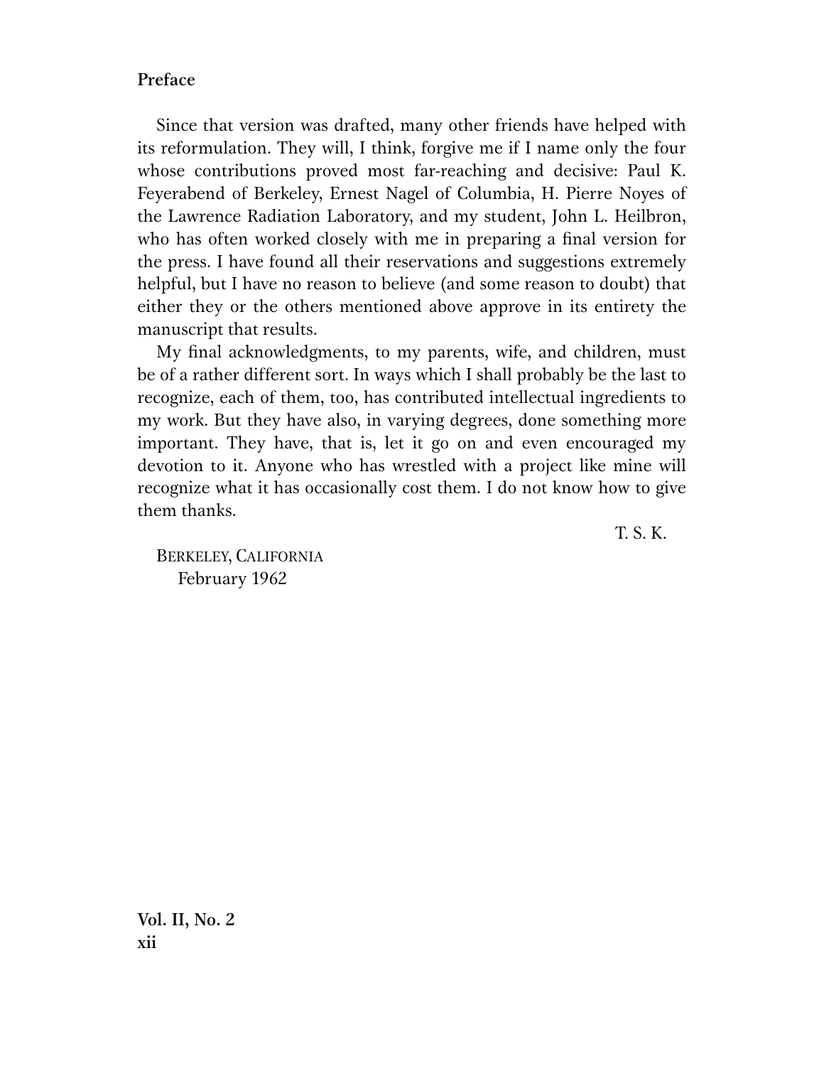Since that version was drafted, many other friends have helped with its reformulation. They will, I think, forgive me if I name only the four whose contributions proved most far-reaching and decisive: Paul K. Feyerabend of Berkeley, Ernest Nagel of Columbia, H. Pierre Noyes of the Lawrence Radiation Laboratory, and my student, John L. Heilbron, who has often worked closely with me in preparing a final version for the press. I have found all their reservations and suggestions extremely helpful, but I have no reason to believe (and some reason to doubt) that either they or the others mentioned above approve in its entirety the manuscript that results.

My final acknowledgments, to my parents, wife, and children, must be of a rather different sort. In ways which I shall probably be the last to recognize, each of them, too, has contributed intellectual ingredients to my work. But they have also, in varying degrees, done something more important. They have, that is, let it go on and even encouraged my devotion to it. Anyone who has wrestled with a project like mine will recognize what it has occasionally cost them. I do not know how to give them thanks.

T. S. K.

BERKELEY, CALIFORNIA
February 1962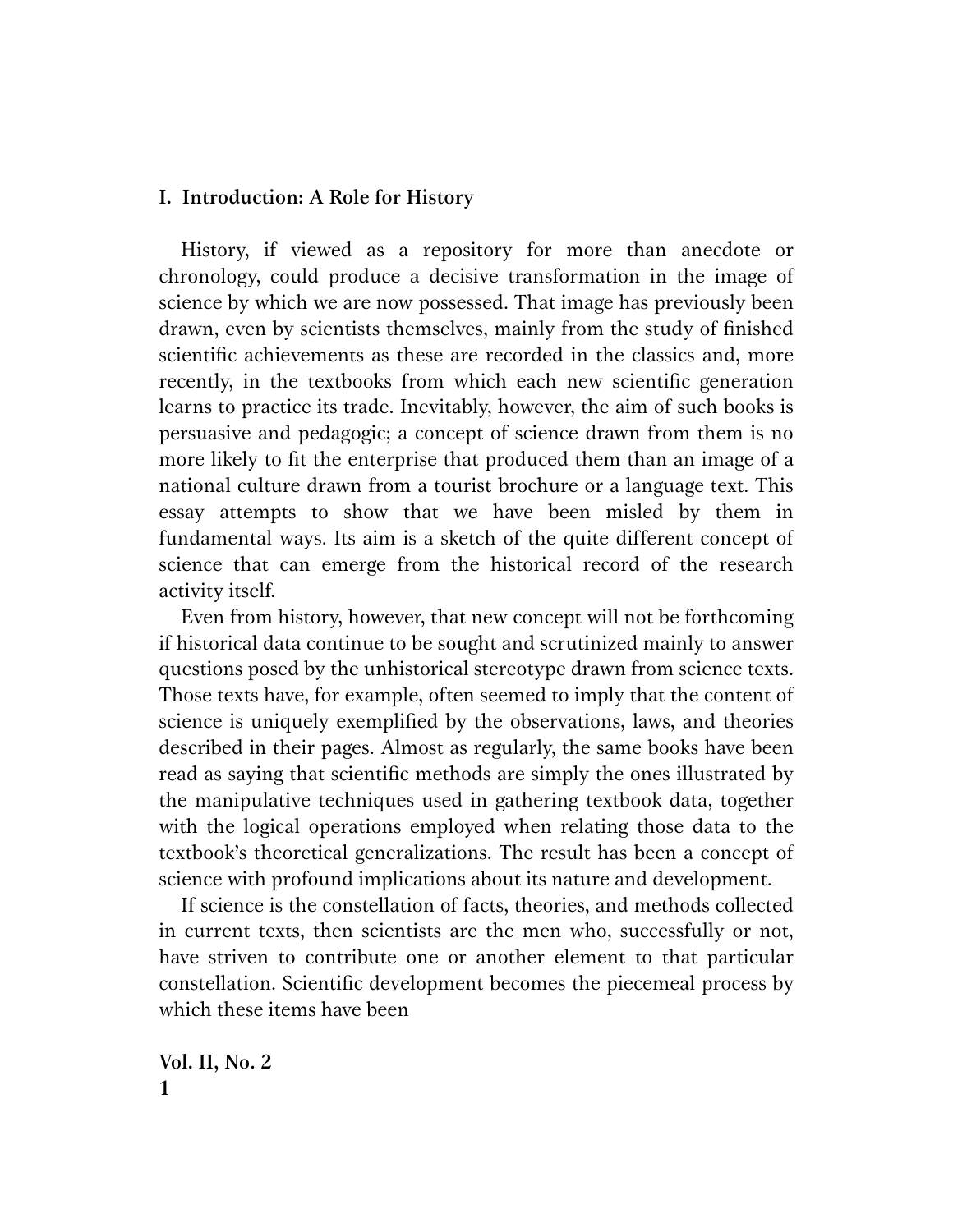## I. Introduction: A Role for History

History, if viewed as a repository for more than anecdote or chronology, could produce a decisive transformation in the image of science by which we are now possessed. That image has previously been drawn, even by scientists themselves, mainly from the study of finished scientific achievements as these are recorded in the classics and, more recently, in the textbooks from which each new scientific generation learns to practice its trade. Inevitably, however, the aim of such books is persuasive and pedagogic; a concept of science drawn from them is no more likely to fit the enterprise that produced them than an image of a national culture drawn from a tourist brochure or a language text. This essay attempts to show that we have been misled by them in fundamental ways. Its aim is a sketch of the quite different concept of science that can emerge from the historical record of the research activity itself.

Even from history, however, that new concept will not be forthcoming if historical data continue to be sought and scrutinized mainly to answer questions posed by the unhistorical stereotype drawn from science texts. Those texts have, for example, often seemed to imply that the content of science is uniquely exemplified by the observations, laws, and theories described in their pages. Almost as regularly, the same books have been read as saying that scientific methods are simply the ones illustrated by the manipulative techniques used in gathering textbook data, together with the logical operations employed when relating those data to the textbook's theoretical generalizations. The result has been a concept of science with profound implications about its nature and development.

If science is the constellation of facts, theories, and methods collected in current texts, then scientists are the men who, successfully or not, have striven to contribute one or another element to that particular constellation. Scientific development becomes the piecemeal process by which these items have been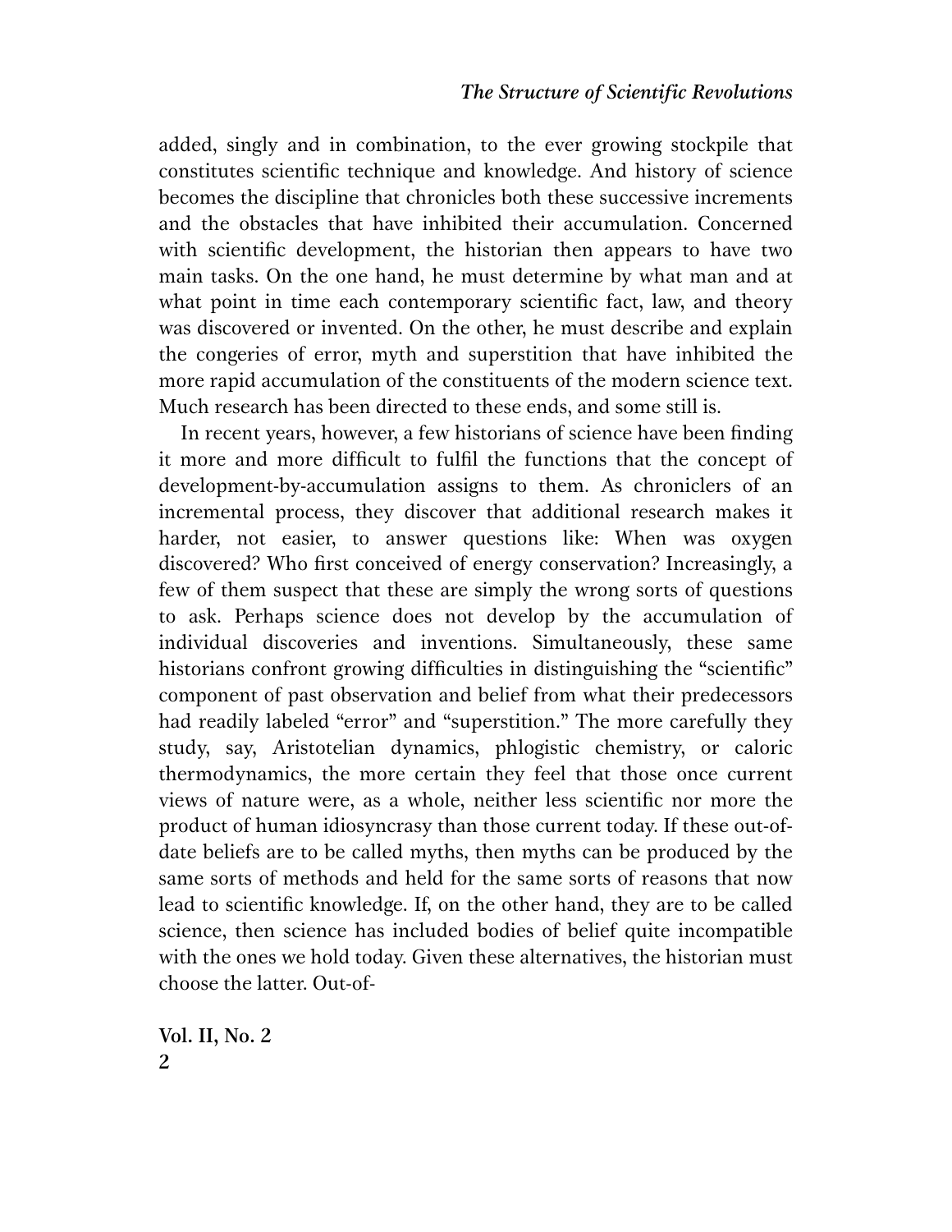added, singly and in combination, to the ever growing stockpile that constitutes scientific technique and knowledge. And history of science becomes the discipline that chronicles both these successive increments and the obstacles that have inhibited their accumulation. Concerned with scientific development, the historian then appears to have two main tasks. On the one hand, he must determine by what man and at what point in time each contemporary scientific fact, law, and theory was discovered or invented. On the other, he must describe and explain the congeries of error, myth and superstition that have inhibited the more rapid accumulation of the constituents of the modern science text. Much research has been directed to these ends, and some still is.

In recent years, however, a few historians of science have been finding it more and more difficult to fulfil the functions that the concept of development-by-accumulation assigns to them. As chroniclers of an incremental process, they discover that additional research makes it harder, not easier, to answer questions like: When was oxygen discovered? Who first conceived of energy conservation? Increasingly, a few of them suspect that these are simply the wrong sorts of questions to ask. Perhaps science does not develop by the accumulation of individual discoveries and inventions. Simultaneously, these same historians confront growing difficulties in distinguishing the "scientific" component of past observation and belief from what their predecessors had readily labeled "error" and "superstition." The more carefully they study, say, Aristotelian dynamics, phlogistic chemistry, or caloric thermodynamics, the more certain they feel that those once current views of nature were, as a whole, neither less scientific nor more the product of human idiosyncrasy than those current today. If these out-of-date beliefs are to be called myths, then myths can be produced by the same sorts of methods and held for the same sorts of reasons that now lead to scientific knowledge. If, on the other hand, they are to be called science, then science has included bodies of belief quite incompatible with the ones we hold today. Given these alternatives, the historian must choose the latter. Out-of-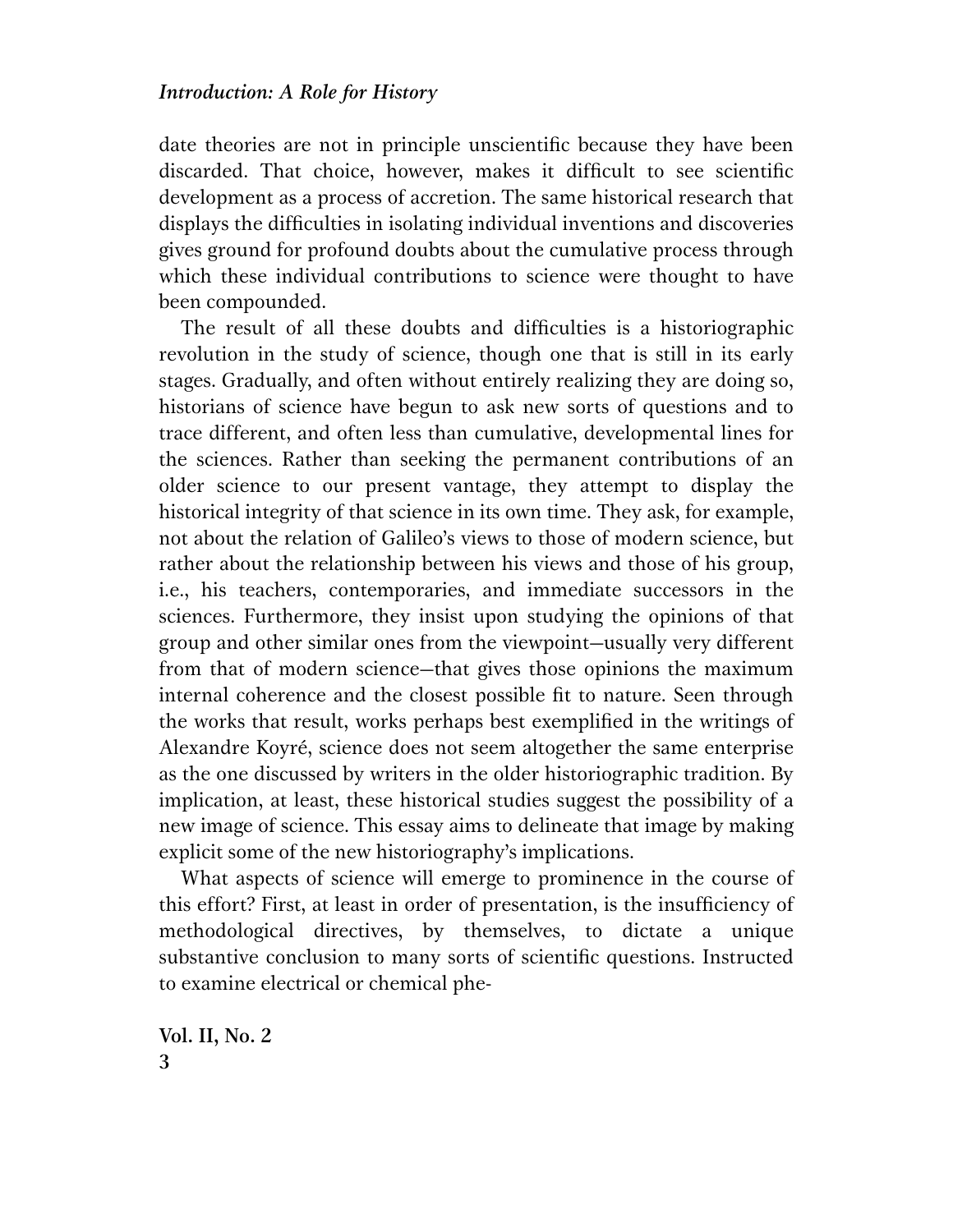date theories are not in principle unscientific because they have been discarded. That choice, however, makes it difficult to see scientific development as a process of accretion. The same historical research that displays the difficulties in isolating individual inventions and discoveries gives ground for profound doubts about the cumulative process through which these individual contributions to science were thought to have been compounded.

The result of all these doubts and difficulties is a historiographic revolution in the study of science, though one that is still in its early stages. Gradually, and often without entirely realizing they are doing so, historians of science have begun to ask new sorts of questions and to trace different, and often less than cumulative, developmental lines for the sciences. Rather than seeking the permanent contributions of an older science to our present vantage, they attempt to display the historical integrity of that science in its own time. They ask, for example, not about the relation of Galileo's views to those of modern science, but rather about the relationship between his views and those of his group, i.e., his teachers, contemporaries, and immediate successors in the sciences. Furthermore, they insist upon studying the opinions of that group and other similar ones from the viewpoint—usually very different from that of modern science—that gives those opinions the maximum internal coherence and the closest possible fit to nature. Seen through the works that result, works perhaps best exemplified in the writings of Alexandre Koyré, science does not seem altogether the same enterprise as the one discussed by writers in the older historiographic tradition. By implication, at least, these historical studies suggest the possibility of a new image of science. This essay aims to delineate that image by making explicit some of the new historiography's implications.

What aspects of science will emerge to prominence in the course of this effort? First, at least in order of presentation, is the insufficiency of methodological directives, by themselves, to dictate a unique substantive conclusion to many sorts of scientific questions. Instructed to examine electrical or chemical phe-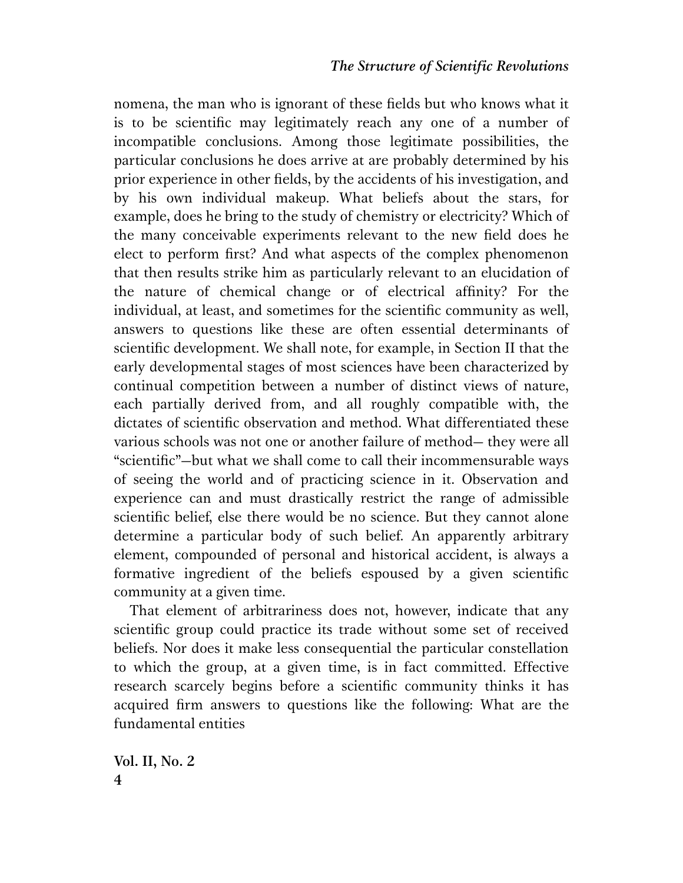nomena, the man who is ignorant of these fields but who knows what it is to be scientific may legitimately reach any one of a number of incompatible conclusions. Among those legitimate possibilities, the particular conclusions he does arrive at are probably determined by his prior experience in other fields, by the accidents of his investigation, and by his own individual makeup. What beliefs about the stars, for example, does he bring to the study of chemistry or electricity? Which of the many conceivable experiments relevant to the new field does he elect to perform first? And what aspects of the complex phenomenon that then results strike him as particularly relevant to an elucidation of the nature of chemical change or of electrical affinity? For the individual, at least, and sometimes for the scientific community as well, answers to questions like these are often essential determinants of scientific development. We shall note, for example, in Section II that the early developmental stages of most sciences have been characterized by continual competition between a number of distinct views of nature, each partially derived from, and all roughly compatible with, the dictates of scientific observation and method. What differentiated these various schools was not one or another failure of method— they were all "scientific"—but what we shall come to call their incommensurable ways of seeing the world and of practicing science in it. Observation and experience can and must drastically restrict the range of admissible scientific belief, else there would be no science. But they cannot alone determine a particular body of such belief. An apparently arbitrary element, compounded of personal and historical accident, is always a formative ingredient of the beliefs espoused by a given scientific community at a given time.

That element of arbitrariness does not, however, indicate that any scientific group could practice its trade without some set of received beliefs. Nor does it make less consequential the particular constellation to which the group, at a given time, is in fact committed. Effective research scarcely begins before a scientific community thinks it has acquired firm answers to questions like the following: What are the fundamental entities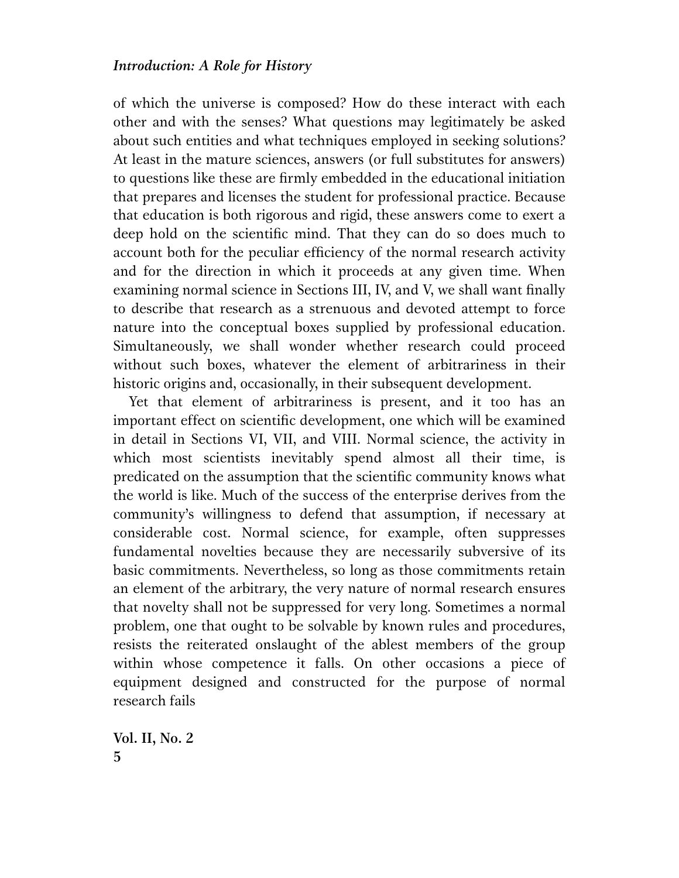of which the universe is composed? How do these interact with each other and with the senses? What questions may legitimately be asked about such entities and what techniques employed in seeking solutions? At least in the mature sciences, answers (or full substitutes for answers) to questions like these are firmly embedded in the educational initiation that prepares and licenses the student for professional practice. Because that education is both rigorous and rigid, these answers come to exert a deep hold on the scientific mind. That they can do so does much to account both for the peculiar efficiency of the normal research activity and for the direction in which it proceeds at any given time. When examining normal science in Sections III, IV, and V, we shall want finally to describe that research as a strenuous and devoted attempt to force nature into the conceptual boxes supplied by professional education. Simultaneously, we shall wonder whether research could proceed without such boxes, whatever the element of arbitrariness in their historic origins and, occasionally, in their subsequent development.

Yet that element of arbitrariness is present, and it too has an important effect on scientific development, one which will be examined in detail in Sections VI, VII, and VIII. Normal science, the activity in which most scientists inevitably spend almost all their time, is predicated on the assumption that the scientific community knows what the world is like. Much of the success of the enterprise derives from the community's willingness to defend that assumption, if necessary at considerable cost. Normal science, for example, often suppresses fundamental novelties because they are necessarily subversive of its basic commitments. Nevertheless, so long as those commitments retain an element of the arbitrary, the very nature of normal research ensures that novelty shall not be suppressed for very long. Sometimes a normal problem, one that ought to be solvable by known rules and procedures, resists the reiterated onslaught of the ablest members of the group within whose competence it falls. On other occasions a piece of equipment designed and constructed for the purpose of normal research fails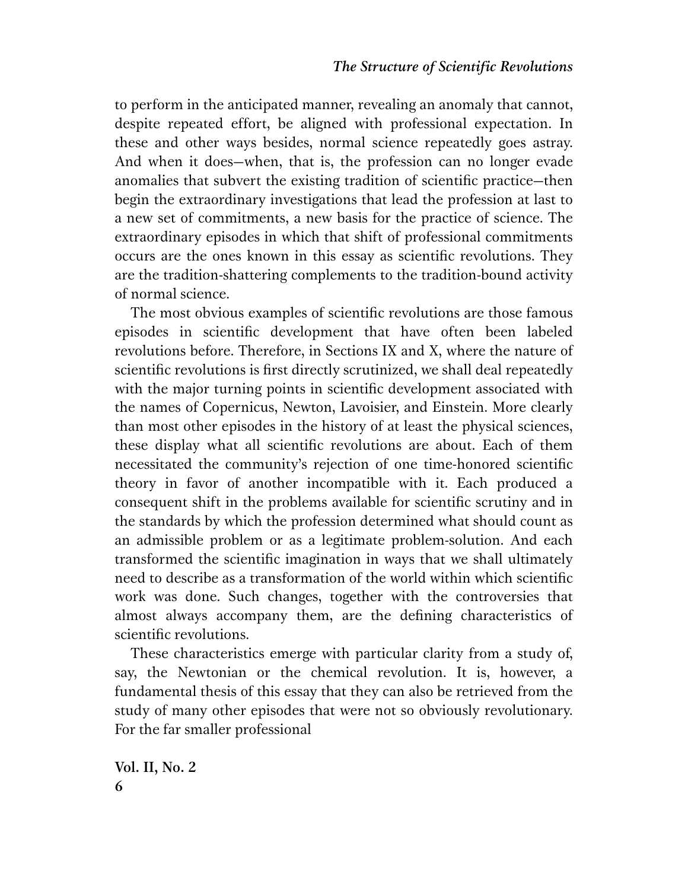to perform in the anticipated manner, revealing an anomaly that cannot, despite repeated effort, be aligned with professional expectation. In these and other ways besides, normal science repeatedly goes astray. And when it does—when, that is, the profession can no longer evade anomalies that subvert the existing tradition of scientific practice—then begin the extraordinary investigations that lead the profession at last to a new set of commitments, a new basis for the practice of science. The extraordinary episodes in which that shift of professional commitments occurs are the ones known in this essay as scientific revolutions. They are the tradition-shattering complements to the tradition-bound activity of normal science.

The most obvious examples of scientific revolutions are those famous episodes in scientific development that have often been labeled revolutions before. Therefore, in Sections IX and X, where the nature of scientific revolutions is first directly scrutinized, we shall deal repeatedly with the major turning points in scientific development associated with the names of Copernicus, Newton, Lavoisier, and Einstein. More clearly than most other episodes in the history of at least the physical sciences, these display what all scientific revolutions are about. Each of them necessitated the community's rejection of one time-honored scientific theory in favor of another incompatible with it. Each produced a consequent shift in the problems available for scientific scrutiny and in the standards by which the profession determined what should count as an admissible problem or as a legitimate problem-solution. And each transformed the scientific imagination in ways that we shall ultimately need to describe as a transformation of the world within which scientific work was done. Such changes, together with the controversies that almost always accompany them, are the defining characteristics of scientific revolutions.

These characteristics emerge with particular clarity from a study of, say, the Newtonian or the chemical revolution. It is, however, a fundamental thesis of this essay that they can also be retrieved from the study of many other episodes that were not so obviously revolutionary. For the far smaller professional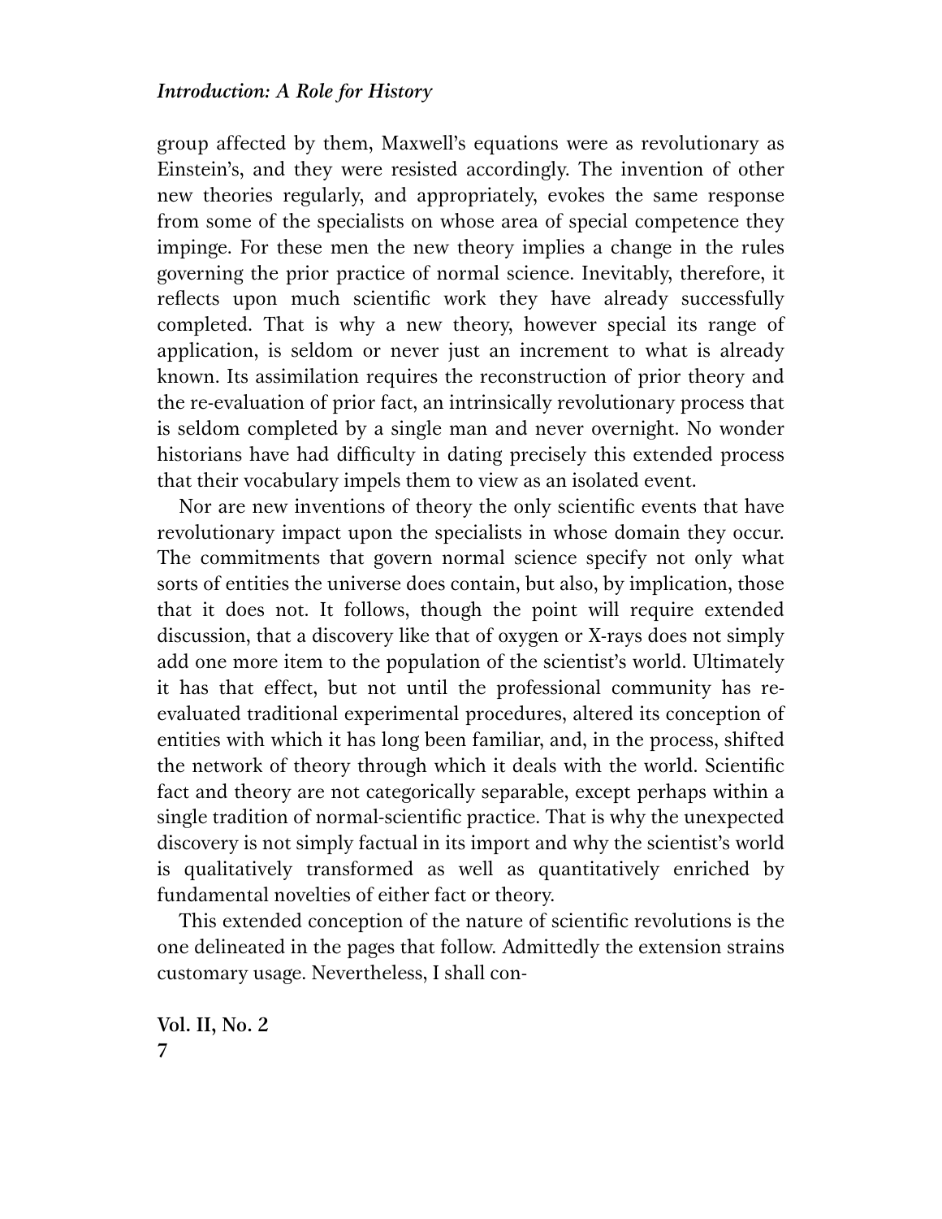group affected by them, Maxwell's equations were as revolutionary as Einstein's, and they were resisted accordingly. The invention of other new theories regularly, and appropriately, evokes the same response from some of the specialists on whose area of special competence they impinge. For these men the new theory implies a change in the rules governing the prior practice of normal science. Inevitably, therefore, it reflects upon much scientific work they have already successfully completed. That is why a new theory, however special its range of application, is seldom or never just an increment to what is already known. Its assimilation requires the reconstruction of prior theory and the re-evaluation of prior fact, an intrinsically revolutionary process that is seldom completed by a single man and never overnight. No wonder historians have had difficulty in dating precisely this extended process that their vocabulary impels them to view as an isolated event.

Nor are new inventions of theory the only scientific events that have revolutionary impact upon the specialists in whose domain they occur. The commitments that govern normal science specify not only what sorts of entities the universe does contain, but also, by implication, those that it does not. It follows, though the point will require extended discussion, that a discovery like that of oxygen or X-rays does not simply add one more item to the population of the scientist's world. Ultimately it has that effect, but not until the professional community has re-evaluated traditional experimental procedures, altered its conception of entities with which it has long been familiar, and, in the process, shifted the network of theory through which it deals with the world. Scientific fact and theory are not categorically separable, except perhaps within a single tradition of normal-scientific practice. That is why the unexpected discovery is not simply factual in its import and why the scientist's world is qualitatively transformed as well as quantitatively enriched by fundamental novelties of either fact or theory.

This extended conception of the nature of scientific revolutions is the one delineated in the pages that follow. Admittedly the extension strains customary usage. Nevertheless, I shall con-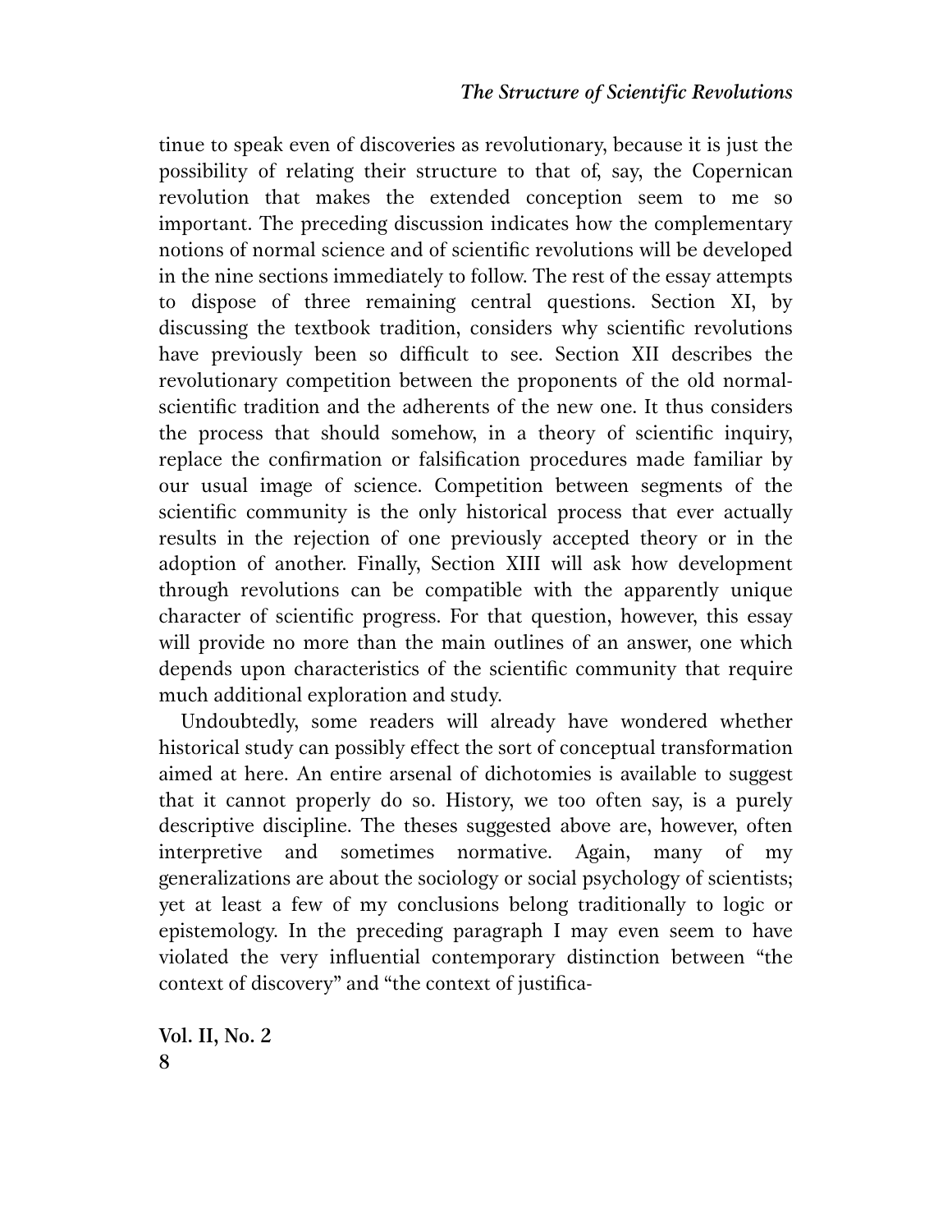tinue to speak even of discoveries as revolutionary, because it is just the possibility of relating their structure to that of, say, the Copernican revolution that makes the extended conception seem to me so important. The preceding discussion indicates how the complementary notions of normal science and of scientific revolutions will be developed in the nine sections immediately to follow. The rest of the essay attempts to dispose of three remaining central questions. Section XI, by discussing the textbook tradition, considers why scientific revolutions have previously been so difficult to see. Section XII describes the revolutionary competition between the proponents of the old normal-scientific tradition and the adherents of the new one. It thus considers the process that should somehow, in a theory of scientific inquiry, replace the confirmation or falsification procedures made familiar by our usual image of science. Competition between segments of the scientific community is the only historical process that ever actually results in the rejection of one previously accepted theory or in the adoption of another. Finally, Section XIII will ask how development through revolutions can be compatible with the apparently unique character of scientific progress. For that question, however, this essay will provide no more than the main outlines of an answer, one which depends upon characteristics of the scientific community that require much additional exploration and study.

Undoubtedly, some readers will already have wondered whether historical study can possibly effect the sort of conceptual transformation aimed at here. An entire arsenal of dichotomies is available to suggest that it cannot properly do so. History, we too often say, is a purely descriptive discipline. The theses suggested above are, however, often interpretive and sometimes normative. Again, many of my generalizations are about the sociology or social psychology of scientists; yet at least a few of my conclusions belong traditionally to logic or epistemology. In the preceding paragraph I may even seem to have violated the very influential contemporary distinction between "the context of discovery" and "the context of justifica-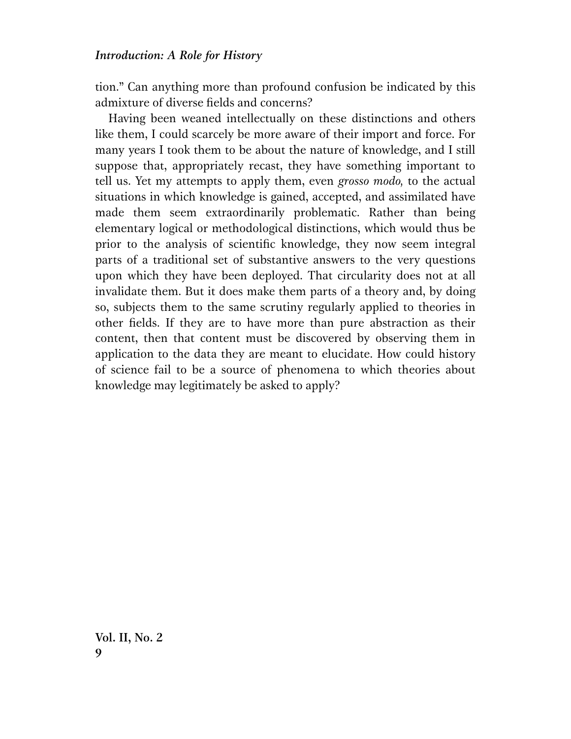tion." Can anything more than profound confusion be indicated by this admixture of diverse fields and concerns?

Having been weaned intellectually on these distinctions and others like them, I could scarcely be more aware of their import and force. For many years I took them to be about the nature of knowledge, and I still suppose that, appropriately recast, they have something important to tell us. Yet my attempts to apply them, even *grosso modo,* to the actual situations in which knowledge is gained, accepted, and assimilated have made them seem extraordinarily problematic. Rather than being elementary logical or methodological distinctions, which would thus be prior to the analysis of scientific knowledge, they now seem integral parts of a traditional set of substantive answers to the very questions upon which they have been deployed. That circularity does not at all invalidate them. But it does make them parts of a theory and, by doing so, subjects them to the same scrutiny regularly applied to theories in other fields. If they are to have more than pure abstraction as their content, then that content must be discovered by observing them in application to the data they are meant to elucidate. How could history of science fail to be a source of phenomena to which theories about knowledge may legitimately be asked to apply?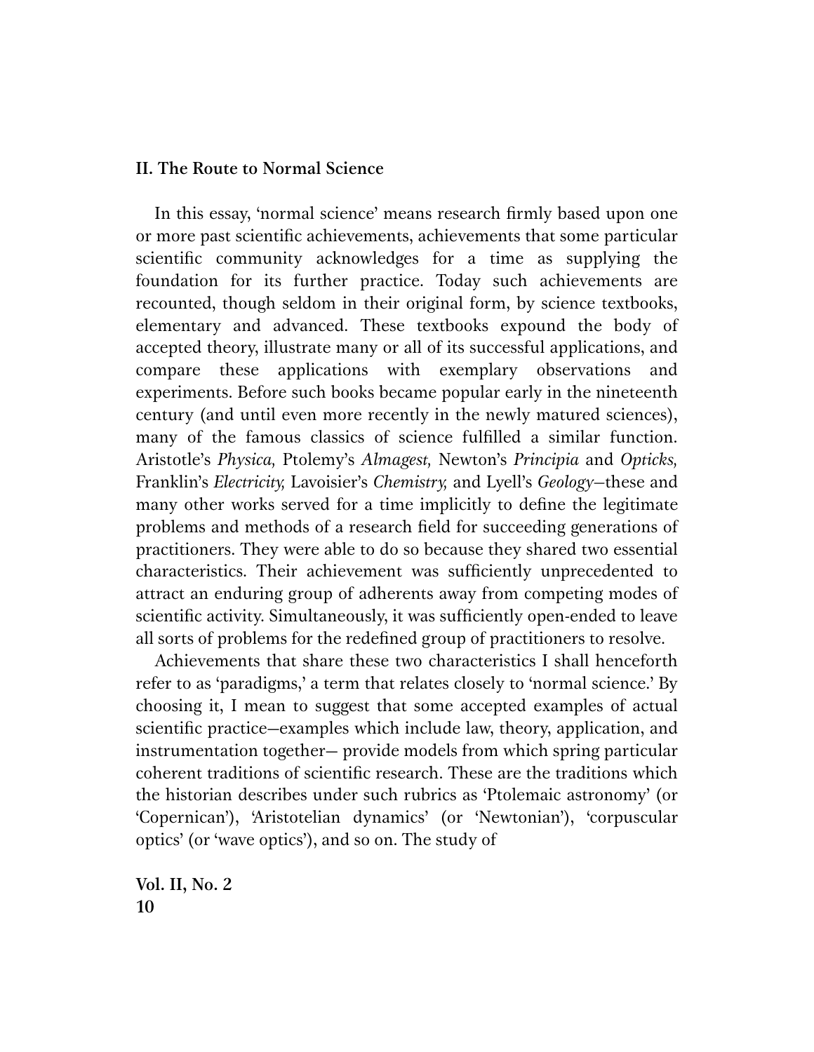## II. The Route to Normal Science

In this essay, 'normal science' means research firmly based upon one or more past scientific achievements, achievements that some particular scientific community acknowledges for a time as supplying the foundation for its further practice. Today such achievements are recounted, though seldom in their original form, by science textbooks, elementary and advanced. These textbooks expound the body of accepted theory, illustrate many or all of its successful applications, and compare these applications with exemplary observations and experiments. Before such books became popular early in the nineteenth century (and until even more recently in the newly matured sciences), many of the famous classics of science fulfilled a similar function. Aristotle's *Physica,* Ptolemy's *Almagest,* Newton's *Principia* and *Opticks,* Franklin's *Electricity,* Lavoisier's *Chemistry,* and Lyell's *Geology*—these and many other works served for a time implicitly to define the legitimate problems and methods of a research field for succeeding generations of practitioners. They were able to do so because they shared two essential characteristics. Their achievement was sufficiently unprecedented to attract an enduring group of adherents away from competing modes of scientific activity. Simultaneously, it was sufficiently open-ended to leave all sorts of problems for the redefined group of practitioners to resolve.

Achievements that share these two characteristics I shall henceforth refer to as 'paradigms,' a term that relates closely to 'normal science.' By choosing it, I mean to suggest that some accepted examples of actual scientific practice—examples which include law, theory, application, and instrumentation together— provide models from which spring particular coherent traditions of scientific research. These are the traditions which the historian describes under such rubrics as 'Ptolemaic astronomy' (or 'Copernican'), 'Aristotelian dynamics' (or 'Newtonian'), 'corpuscular optics' (or 'wave optics'), and so on. The study of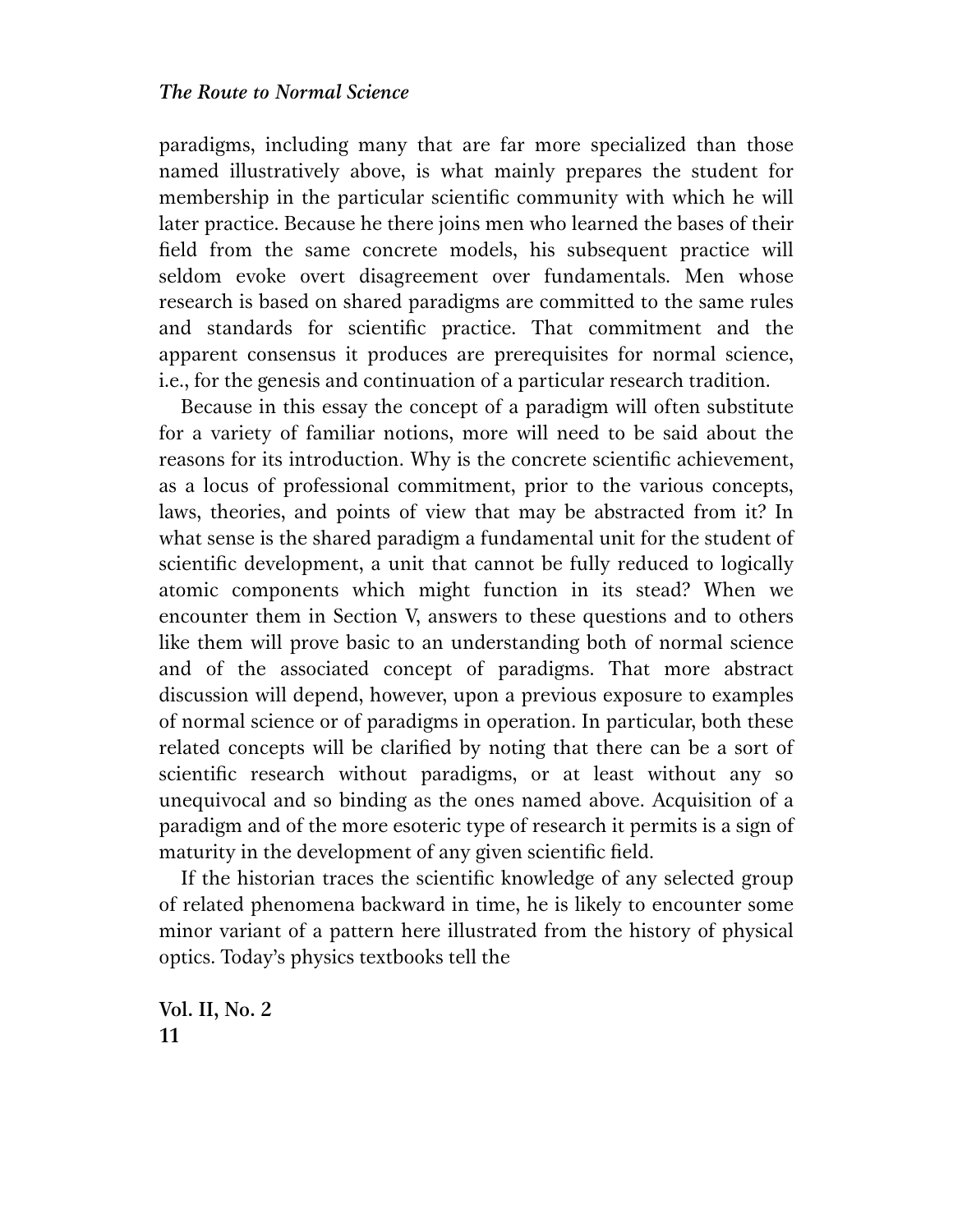paradigms, including many that are far more specialized than those named illustratively above, is what mainly prepares the student for membership in the particular scientific community with which he will later practice. Because he there joins men who learned the bases of their field from the same concrete models, his subsequent practice will seldom evoke overt disagreement over fundamentals. Men whose research is based on shared paradigms are committed to the same rules and standards for scientific practice. That commitment and the apparent consensus it produces are prerequisites for normal science, i.e., for the genesis and continuation of a particular research tradition.

Because in this essay the concept of a paradigm will often substitute for a variety of familiar notions, more will need to be said about the reasons for its introduction. Why is the concrete scientific achievement, as a locus of professional commitment, prior to the various concepts, laws, theories, and points of view that may be abstracted from it? In what sense is the shared paradigm a fundamental unit for the student of scientific development, a unit that cannot be fully reduced to logically atomic components which might function in its stead? When we encounter them in Section V, answers to these questions and to others like them will prove basic to an understanding both of normal science and of the associated concept of paradigms. That more abstract discussion will depend, however, upon a previous exposure to examples of normal science or of paradigms in operation. In particular, both these related concepts will be clarified by noting that there can be a sort of scientific research without paradigms, or at least without any so unequivocal and so binding as the ones named above. Acquisition of a paradigm and of the more esoteric type of research it permits is a sign of maturity in the development of any given scientific field.

If the historian traces the scientific knowledge of any selected group of related phenomena backward in time, he is likely to encounter some minor variant of a pattern here illustrated from the history of physical optics. Today's physics textbooks tell the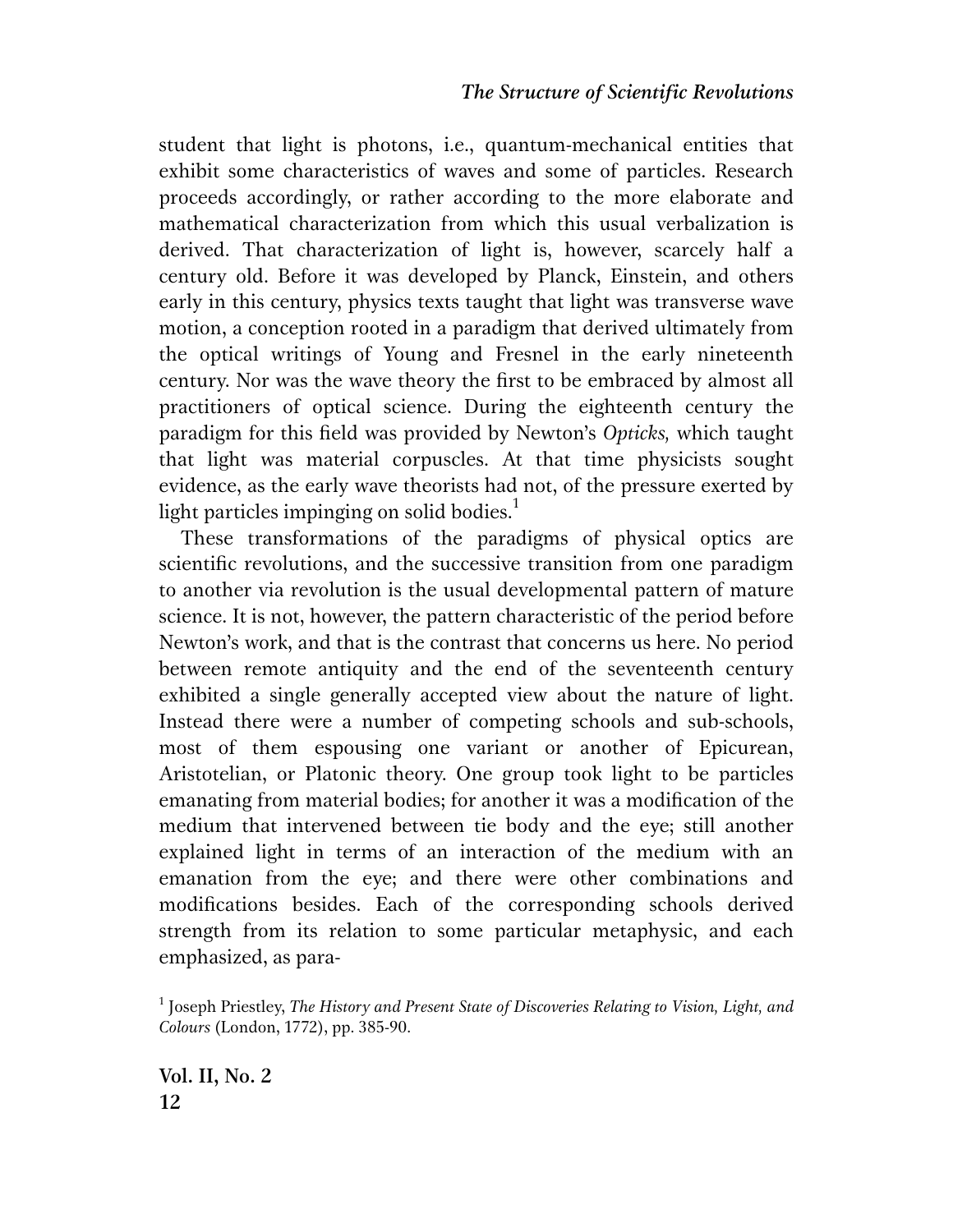student that light is photons, i.e., quantum-mechanical entities that exhibit some characteristics of waves and some of particles. Research proceeds accordingly, or rather according to the more elaborate and mathematical characterization from which this usual verbalization is derived. That characterization of light is, however, scarcely half a century old. Before it was developed by Planck, Einstein, and others early in this century, physics texts taught that light was transverse wave motion, a conception rooted in a paradigm that derived ultimately from the optical writings of Young and Fresnel in the early nineteenth century. Nor was the wave theory the first to be embraced by almost all practitioners of optical science. During the eighteenth century the paradigm for this field was provided by Newton's *Opticks,* which taught that light was material corpuscles. At that time physicists sought evidence, as the early wave theorists had not, of the pressure exerted by light particles impinging on solid bodies.[1]

These transformations of the paradigms of physical optics are scientific revolutions, and the successive transition from one paradigm to another via revolution is the usual developmental pattern of mature science. It is not, however, the pattern characteristic of the period before Newton's work, and that is the contrast that concerns us here. No period between remote antiquity and the end of the seventeenth century exhibited a single generally accepted view about the nature of light. Instead there were a number of competing schools and sub-schools, most of them espousing one variant or another of Epicurean, Aristotelian, or Platonic theory. One group took light to be particles emanating from material bodies; for another it was a modification of the medium that intervened between tie body and the eye; still another explained light in terms of an interaction of the medium with an emanation from the eye; and there were other combinations and modifications besides. Each of the corresponding schools derived strength from its relation to some particular metaphysic, and each emphasized, as para-

[1] Joseph Priestley, *The History and Present State of Discoveries Relating to Vision, Light, and Colours* (London, 1772), pp. 385-90.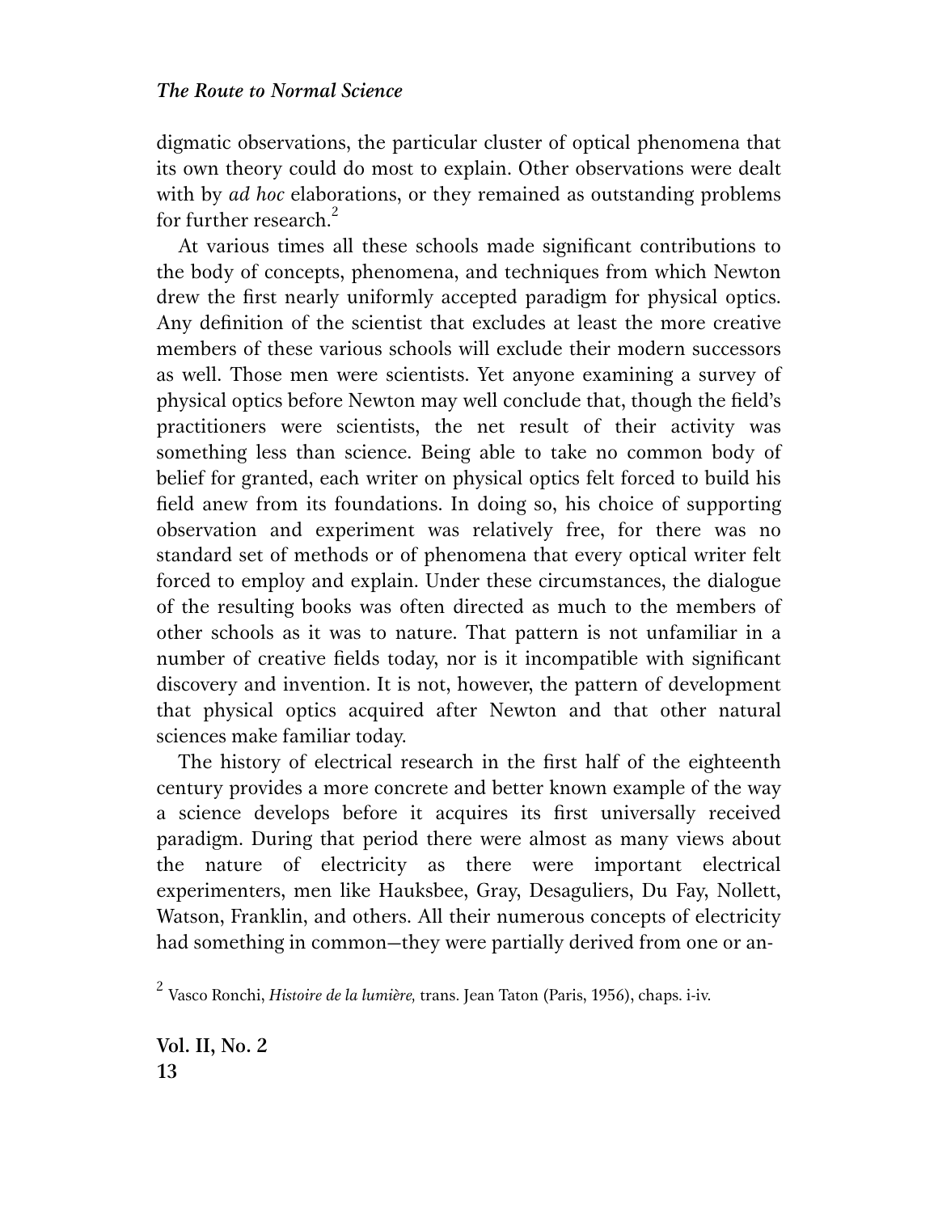digmatic observations, the particular cluster of optical phenomena that its own theory could do most to explain. Other observations were dealt with by *ad hoc* elaborations, or they remained as outstanding problems for further research.[2]

At various times all these schools made significant contributions to the body of concepts, phenomena, and techniques from which Newton drew the first nearly uniformly accepted paradigm for physical optics. Any definition of the scientist that excludes at least the more creative members of these various schools will exclude their modern successors as well. Those men were scientists. Yet anyone examining a survey of physical optics before Newton may well conclude that, though the field's practitioners were scientists, the net result of their activity was something less than science. Being able to take no common body of belief for granted, each writer on physical optics felt forced to build his field anew from its foundations. In doing so, his choice of supporting observation and experiment was relatively free, for there was no standard set of methods or of phenomena that every optical writer felt forced to employ and explain. Under these circumstances, the dialogue of the resulting books was often directed as much to the members of other schools as it was to nature. That pattern is not unfamiliar in a number of creative fields today, nor is it incompatible with significant discovery and invention. It is not, however, the pattern of development that physical optics acquired after Newton and that other natural sciences make familiar today.

The history of electrical research in the first half of the eighteenth century provides a more concrete and better known example of the way a science develops before it acquires its first universally received paradigm. During that period there were almost as many views about the nature of electricity as there were important electrical experimenters, men like Hauksbee, Gray, Desaguliers, Du Fay, Nollett, Watson, Franklin, and others. All their numerous concepts of electricity had something in common—they were partially derived from one or an-

[2] Vasco Ronchi, *Histoire de la lumière,* trans. Jean Taton (Paris, 1956), chaps. i-iv.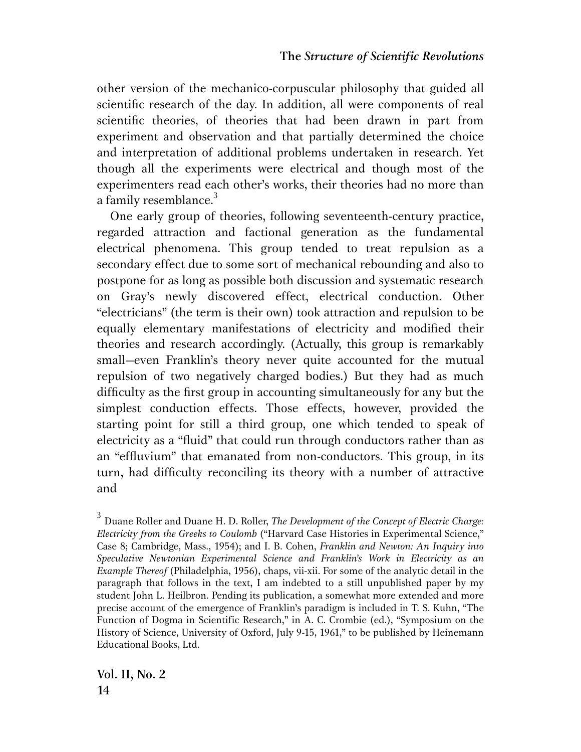other version of the mechanico-corpuscular philosophy that guided all scientific research of the day. In addition, all were components of real scientific theories, of theories that had been drawn in part from experiment and observation and that partially determined the choice and interpretation of additional problems undertaken in research. Yet though all the experiments were electrical and though most of the experimenters read each other's works, their theories had no more than a family resemblance.[3]

One early group of theories, following seventeenth-century practice, regarded attraction and factional generation as the fundamental electrical phenomena. This group tended to treat repulsion as a secondary effect due to some sort of mechanical rebounding and also to postpone for as long as possible both discussion and systematic research on Gray's newly discovered effect, electrical conduction. Other "electricians" (the term is their own) took attraction and repulsion to be equally elementary manifestations of electricity and modified their theories and research accordingly. (Actually, this group is remarkably small—even Franklin's theory never quite accounted for the mutual repulsion of two negatively charged bodies.) But they had as much difficulty as the first group in accounting simultaneously for any but the simplest conduction effects. Those effects, however, provided the starting point for still a third group, one which tended to speak of electricity as a "fluid" that could run through conductors rather than as an "effluvium" that emanated from non-conductors. This group, in its turn, had difficulty reconciling its theory with a number of attractive and

[3] Duane Roller and Duane H. D. Roller, *The Development of the Concept of Electric Charge: Electricity from the Greeks to Coulomb* ("Harvard Case Histories in Experimental Science," Case 8; Cambridge, Mass., 1954); and I. B. Cohen, *Franklin and Newton: An Inquiry into Speculative Newtonian Experimental Science and Franklin's Work in Electricity as an Example Thereof* (Philadelphia, 1956), chaps, vii-xii. For some of the analytic detail in the paragraph that follows in the text, I am indebted to a still unpublished paper by my student John L. Heilbron. Pending its publication, a somewhat more extended and more precise account of the emergence of Franklin's paradigm is included in T. S. Kuhn, "The Function of Dogma in Scientific Research," in A. C. Crombie (ed.), "Symposium on the History of Science, University of Oxford, July 9-15, 1961," to be published by Heinemann Educational Books, Ltd.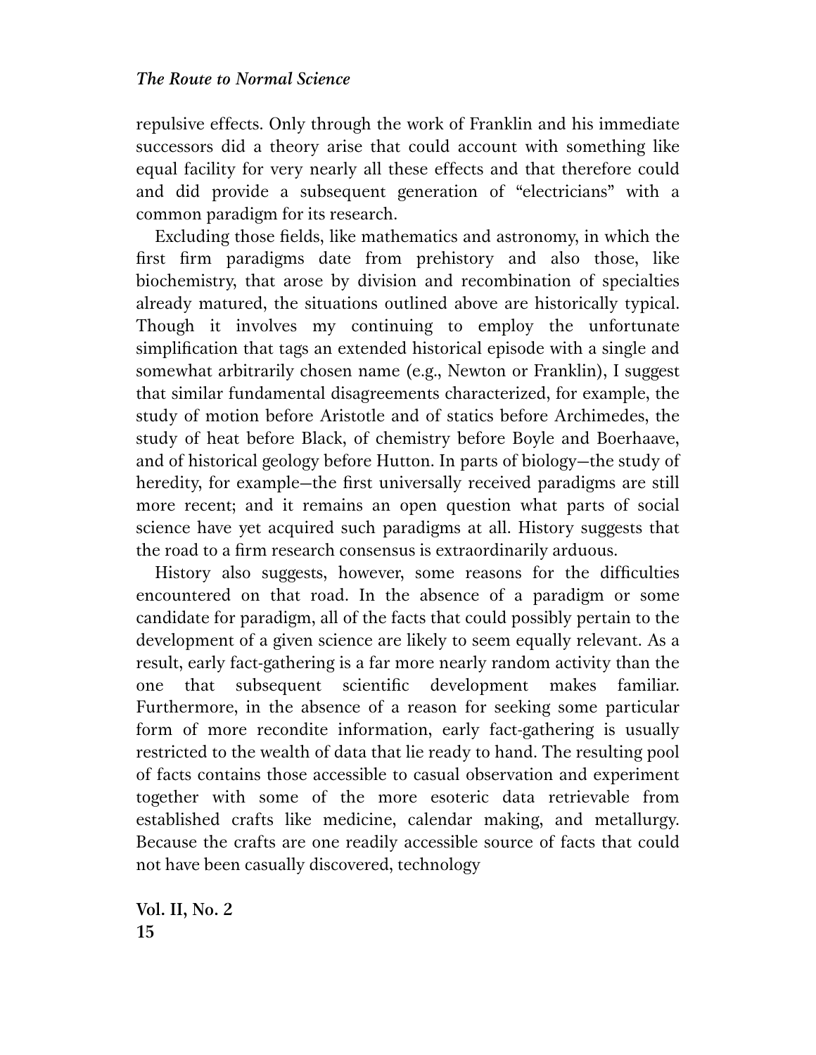repulsive effects. Only through the work of Franklin and his immediate successors did a theory arise that could account with something like equal facility for very nearly all these effects and that therefore could and did provide a subsequent generation of "electricians" with a common paradigm for its research.

Excluding those fields, like mathematics and astronomy, in which the first firm paradigms date from prehistory and also those, like biochemistry, that arose by division and recombination of specialties already matured, the situations outlined above are historically typical. Though it involves my continuing to employ the unfortunate simplification that tags an extended historical episode with a single and somewhat arbitrarily chosen name (e.g., Newton or Franklin), I suggest that similar fundamental disagreements characterized, for example, the study of motion before Aristotle and of statics before Archimedes, the study of heat before Black, of chemistry before Boyle and Boerhaave, and of historical geology before Hutton. In parts of biology—the study of heredity, for example—the first universally received paradigms are still more recent; and it remains an open question what parts of social science have yet acquired such paradigms at all. History suggests that the road to a firm research consensus is extraordinarily arduous.

History also suggests, however, some reasons for the difficulties encountered on that road. In the absence of a paradigm or some candidate for paradigm, all of the facts that could possibly pertain to the development of a given science are likely to seem equally relevant. As a result, early fact-gathering is a far more nearly random activity than the one that subsequent scientific development makes familiar. Furthermore, in the absence of a reason for seeking some particular form of more recondite information, early fact-gathering is usually restricted to the wealth of data that lie ready to hand. The resulting pool of facts contains those accessible to casual observation and experiment together with some of the more esoteric data retrievable from established crafts like medicine, calendar making, and metallurgy. Because the crafts are one readily accessible source of facts that could not have been casually discovered, technology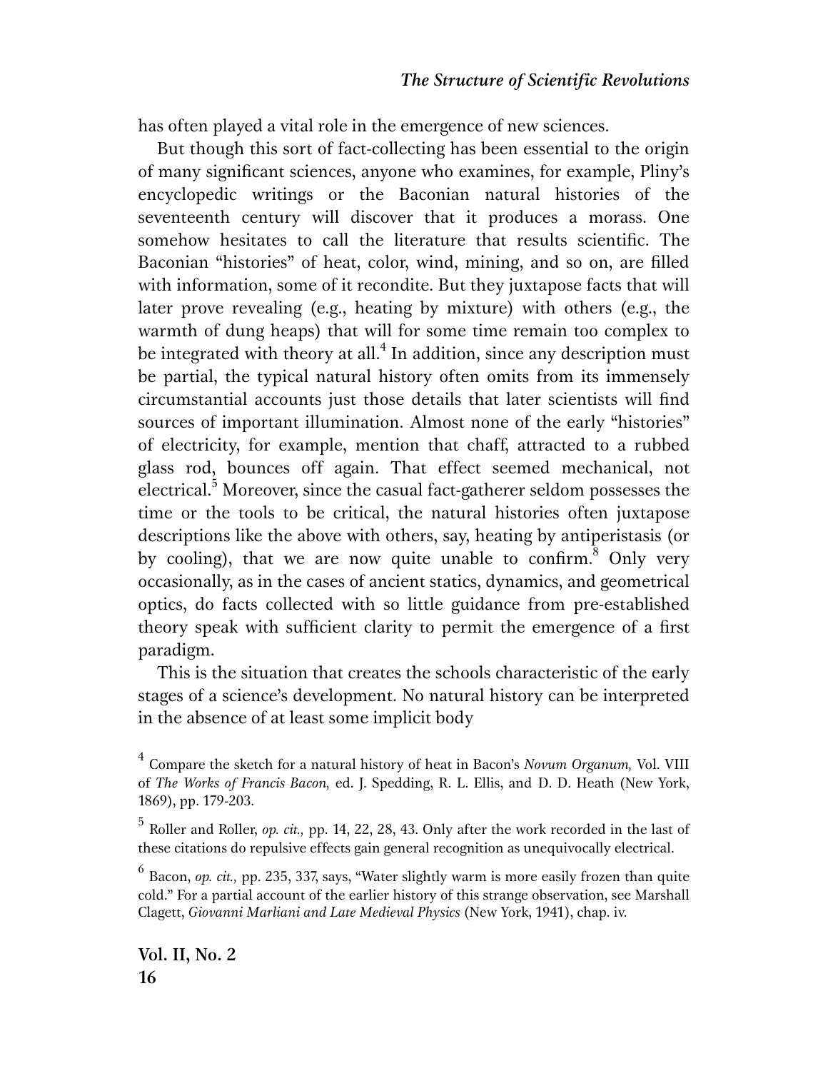has often played a vital role in the emergence of new sciences.

But though this sort of fact-collecting has been essential to the origin of many significant sciences, anyone who examines, for example, Pliny's encyclopedic writings or the Baconian natural histories of the seventeenth century will discover that it produces a morass. One somehow hesitates to call the literature that results scientific. The Baconian "histories" of heat, color, wind, mining, and so on, are filled with information, some of it recondite. But they juxtapose facts that will later prove revealing (e.g., heating by mixture) with others (e.g., the warmth of dung heaps) that will for some time remain too complex to be integrated with theory at all.[4] In addition, since any description must be partial, the typical natural history often omits from its immensely circumstantial accounts just those details that later scientists will find sources of important illumination. Almost none of the early "histories" of electricity, for example, mention that chaff, attracted to a rubbed glass rod, bounces off again. That effect seemed mechanical, not electrical.[5] Moreover, since the casual fact-gatherer seldom possesses the time or the tools to be critical, the natural histories often juxtapose descriptions like the above with others, say, heating by antiperistasis (or by cooling), that we are now quite unable to confirm.[8] Only very occasionally, as in the cases of ancient statics, dynamics, and geometrical optics, do facts collected with so little guidance from pre-established theory speak with sufficient clarity to permit the emergence of a first paradigm.

This is the situation that creates the schools characteristic of the early stages of a science's development. No natural history can be interpreted in the absence of at least some implicit body

[4] Compare the sketch for a natural history of heat in Bacon's *Novum Organum,* Vol. VIII of *The Works of Francis Bacon,* ed. J. Spedding, R. L. Ellis, and D. D. Heath (New York, 1869), pp. 179-203.

[5] Roller and Roller, *op. cit.,* pp. 14, 22, 28, 43. Only after the work recorded in the last of these citations do repulsive effects gain general recognition as unequivocally electrical.

[6] Bacon, *op. cit.,* pp. 235, 337, says, "Water slightly warm is more easily frozen than quite cold." For a partial account of the earlier history of this strange observation, see Marshall Clagett, *Giovanni Marliani and Late Medieval Physics* (New York, 1941), chap. iv.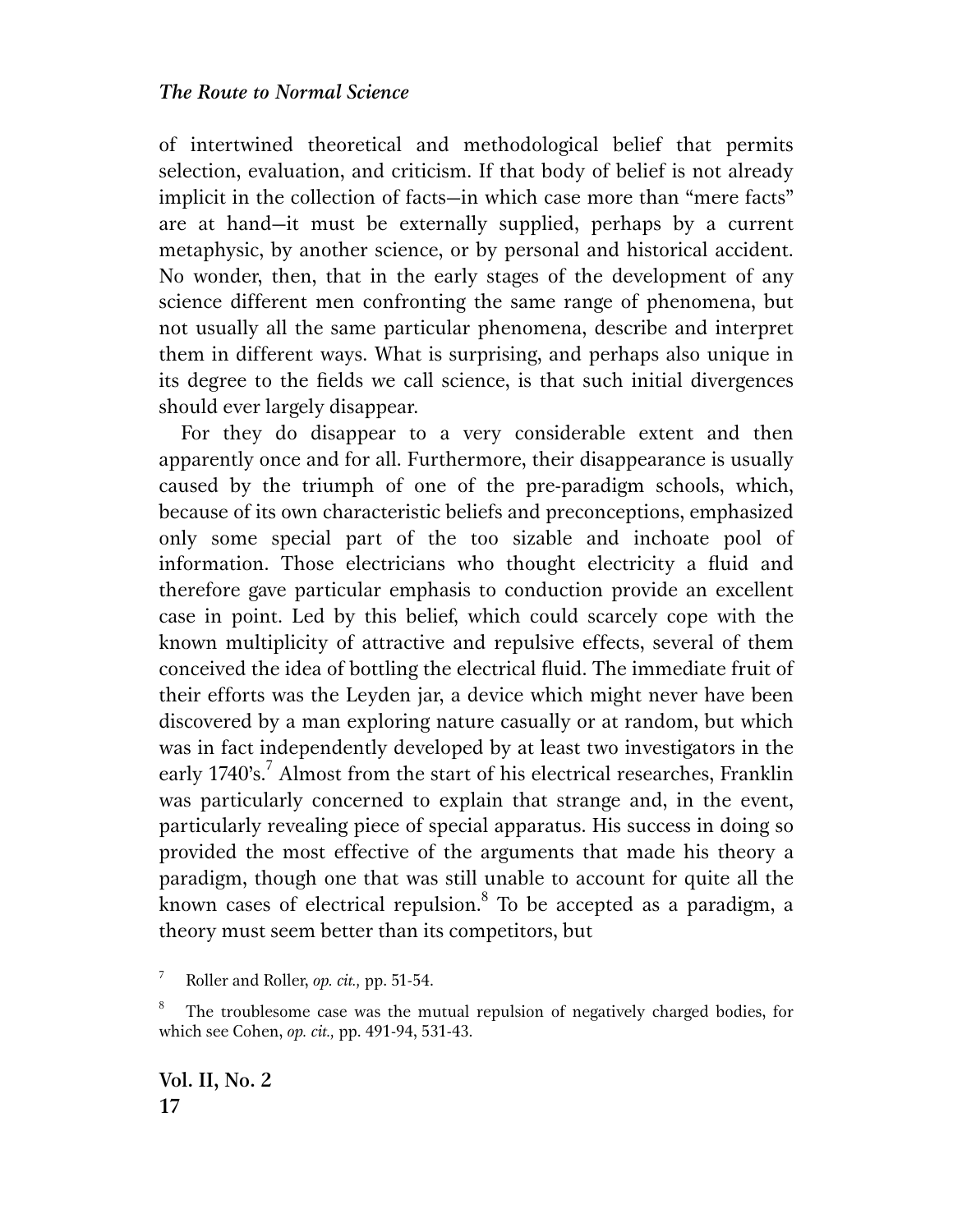of intertwined theoretical and methodological belief that permits selection, evaluation, and criticism. If that body of belief is not already implicit in the collection of facts—in which case more than "mere facts" are at hand—it must be externally supplied, perhaps by a current metaphysic, by another science, or by personal and historical accident. No wonder, then, that in the early stages of the development of any science different men confronting the same range of phenomena, but not usually all the same particular phenomena, describe and interpret them in different ways. What is surprising, and perhaps also unique in its degree to the fields we call science, is that such initial divergences should ever largely disappear.

For they do disappear to a very considerable extent and then apparently once and for all. Furthermore, their disappearance is usually caused by the triumph of one of the pre-paradigm schools, which, because of its own characteristic beliefs and preconceptions, emphasized only some special part of the too sizable and inchoate pool of information. Those electricians who thought electricity a fluid and therefore gave particular emphasis to conduction provide an excellent case in point. Led by this belief, which could scarcely cope with the known multiplicity of attractive and repulsive effects, several of them conceived the idea of bottling the electrical fluid. The immediate fruit of their efforts was the Leyden jar, a device which might never have been discovered by a man exploring nature casually or at random, but which was in fact independently developed by at least two investigators in the early 1740's.[7] Almost from the start of his electrical researches, Franklin was particularly concerned to explain that strange and, in the event, particularly revealing piece of special apparatus. His success in doing so provided the most effective of the arguments that made his theory a paradigm, though one that was still unable to account for quite all the known cases of electrical repulsion.[8] To be accepted as a paradigm, a theory must seem better than its competitors, but

[7] Roller and Roller, *op. cit.,* pp. 51-54.

[8] The troublesome case was the mutual repulsion of negatively charged bodies, for which see Cohen, *op. cit.,* pp. 491-94, 531-43.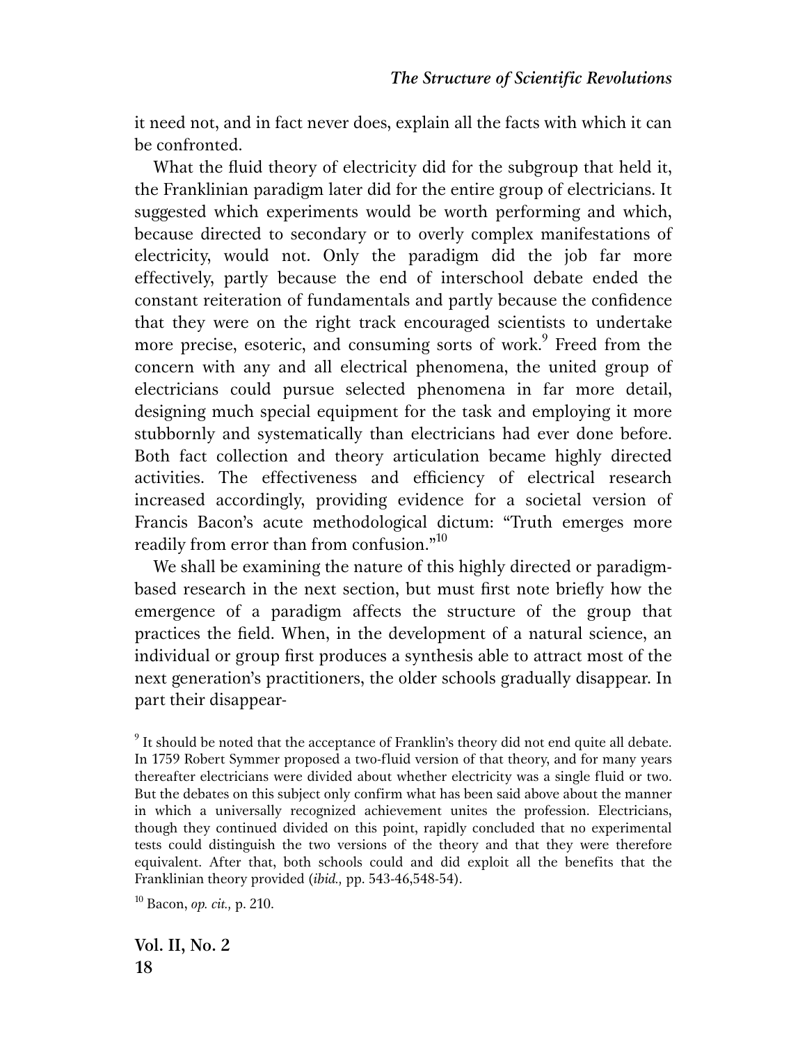it need not, and in fact never does, explain all the facts with which it can be confronted.

What the fluid theory of electricity did for the subgroup that held it, the Franklinian paradigm later did for the entire group of electricians. It suggested which experiments would be worth performing and which, because directed to secondary or to overly complex manifestations of electricity, would not. Only the paradigm did the job far more effectively, partly because the end of interschool debate ended the constant reiteration of fundamentals and partly because the confidence that they were on the right track encouraged scientists to undertake more precise, esoteric, and consuming sorts of work.[9] Freed from the concern with any and all electrical phenomena, the united group of electricians could pursue selected phenomena in far more detail, designing much special equipment for the task and employing it more stubbornly and systematically than electricians had ever done before. Both fact collection and theory articulation became highly directed activities. The effectiveness and efficiency of electrical research increased accordingly, providing evidence for a societal version of Francis Bacon's acute methodological dictum: "Truth emerges more readily from error than from confusion."[10]

We shall be examining the nature of this highly directed or paradigm-based research in the next section, but must first note briefly how the emergence of a paradigm affects the structure of the group that practices the field. When, in the development of a natural science, an individual or group first produces a synthesis able to attract most of the next generation's practitioners, the older schools gradually disappear. In part their disappear-

[9] It should be noted that the acceptance of Franklin's theory did not end quite all debate. In 1759 Robert Symmer proposed a two-fluid version of that theory, and for many years thereafter electricians were divided about whether electricity was a single fluid or two. But the debates on this subject only confirm what has been said above about the manner in which a universally recognized achievement unites the profession. Electricians, though they continued divided on this point, rapidly concluded that no experimental tests could distinguish the two versions of the theory and that they were therefore equivalent. After that, both schools could and did exploit all the benefits that the Franklinian theory provided (*ibid.,* pp. 543-46,548-54).

[10] Bacon, *op. cit.,* p. 210.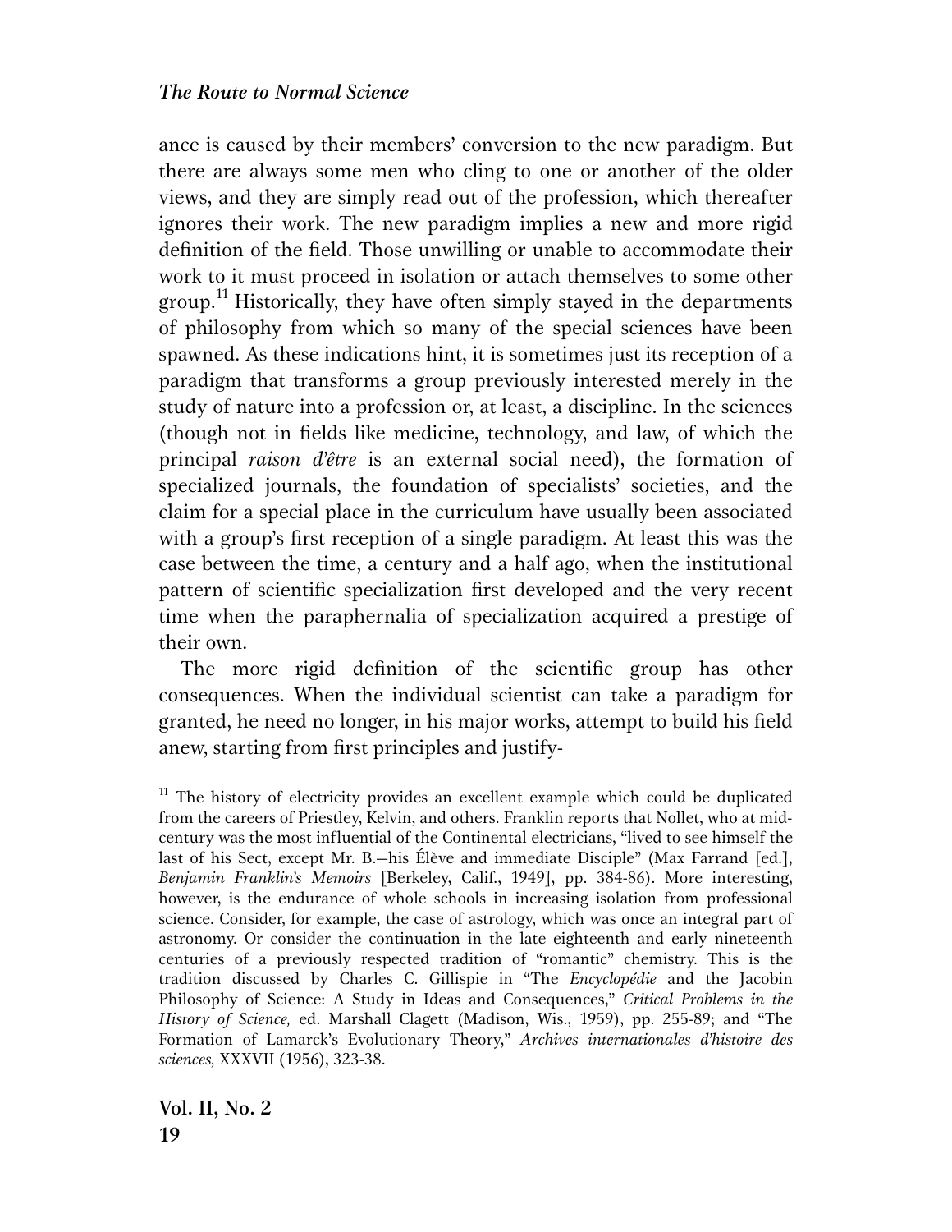ance is caused by their members' conversion to the new paradigm. But there are always some men who cling to one or another of the older views, and they are simply read out of the profession, which thereafter ignores their work. The new paradigm implies a new and more rigid definition of the field. Those unwilling or unable to accommodate their work to it must proceed in isolation or attach themselves to some other group.[11] Historically, they have often simply stayed in the departments of philosophy from which so many of the special sciences have been spawned. As these indications hint, it is sometimes just its reception of a paradigm that transforms a group previously interested merely in the study of nature into a profession or, at least, a discipline. In the sciences (though not in fields like medicine, technology, and law, of which the principal *raison d'être* is an external social need), the formation of specialized journals, the foundation of specialists' societies, and the claim for a special place in the curriculum have usually been associated with a group's first reception of a single paradigm. At least this was the case between the time, a century and a half ago, when the institutional pattern of scientific specialization first developed and the very recent time when the paraphernalia of specialization acquired a prestige of their own.

The more rigid definition of the scientific group has other consequences. When the individual scientist can take a paradigm for granted, he need no longer, in his major works, attempt to build his field anew, starting from first principles and justify-

[11] The history of electricity provides an excellent example which could be duplicated from the careers of Priestley, Kelvin, and others. Franklin reports that Nollet, who at mid-century was the most influential of the Continental electricians, "lived to see himself the last of his Sect, except Mr. B.—his Élève and immediate Disciple" (Max Farrand [ed.], *Benjamin Franklin's Memoirs* [Berkeley, Calif., 1949], pp. 384-86). More interesting, however, is the endurance of whole schools in increasing isolation from professional science. Consider, for example, the case of astrology, which was once an integral part of astronomy. Or consider the continuation in the late eighteenth and early nineteenth centuries of a previously respected tradition of "romantic" chemistry. This is the tradition discussed by Charles C. Gillispie in "The *Encyclopédie* and the Jacobin Philosophy of Science: A Study in Ideas and Consequences," *Critical Problems in the History of Science,* ed. Marshall Clagett (Madison, Wis., 1959), pp. 255-89; and "The Formation of Lamarck's Evolutionary Theory," *Archives internationales d'histoire des sciences,* XXXVII (1956), 323-38.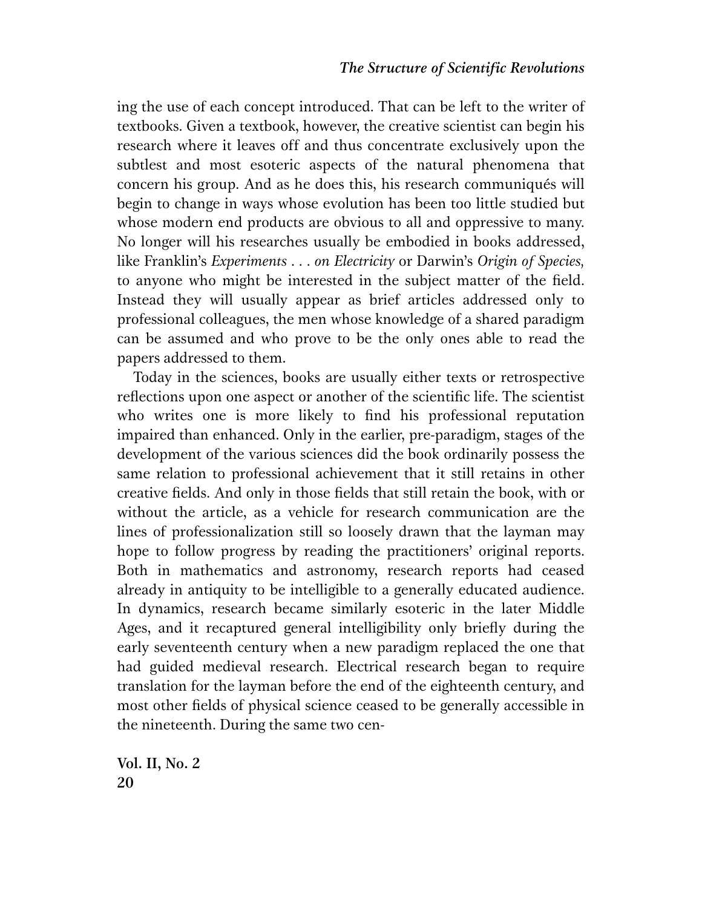ing the use of each concept introduced. That can be left to the writer of textbooks. Given a textbook, however, the creative scientist can begin his research where it leaves off and thus concentrate exclusively upon the subtlest and most esoteric aspects of the natural phenomena that concern his group. And as he does this, his research communiqués will begin to change in ways whose evolution has been too little studied but whose modern end products are obvious to all and oppressive to many. No longer will his researches usually be embodied in books addressed, like Franklin's *Experiments . . . on Electricity* or Darwin's *Origin of Species,* to anyone who might be interested in the subject matter of the field. Instead they will usually appear as brief articles addressed only to professional colleagues, the men whose knowledge of a shared paradigm can be assumed and who prove to be the only ones able to read the papers addressed to them.

Today in the sciences, books are usually either texts or retrospective reflections upon one aspect or another of the scientific life. The scientist who writes one is more likely to find his professional reputation impaired than enhanced. Only in the earlier, pre-paradigm, stages of the development of the various sciences did the book ordinarily possess the same relation to professional achievement that it still retains in other creative fields. And only in those fields that still retain the book, with or without the article, as a vehicle for research communication are the lines of professionalization still so loosely drawn that the layman may hope to follow progress by reading the practitioners' original reports. Both in mathematics and astronomy, research reports had ceased already in antiquity to be intelligible to a generally educated audience. In dynamics, research became similarly esoteric in the later Middle Ages, and it recaptured general intelligibility only briefly during the early seventeenth century when a new paradigm replaced the one that had guided medieval research. Electrical research began to require translation for the layman before the end of the eighteenth century, and most other fields of physical science ceased to be generally accessible in the nineteenth. During the same two cen-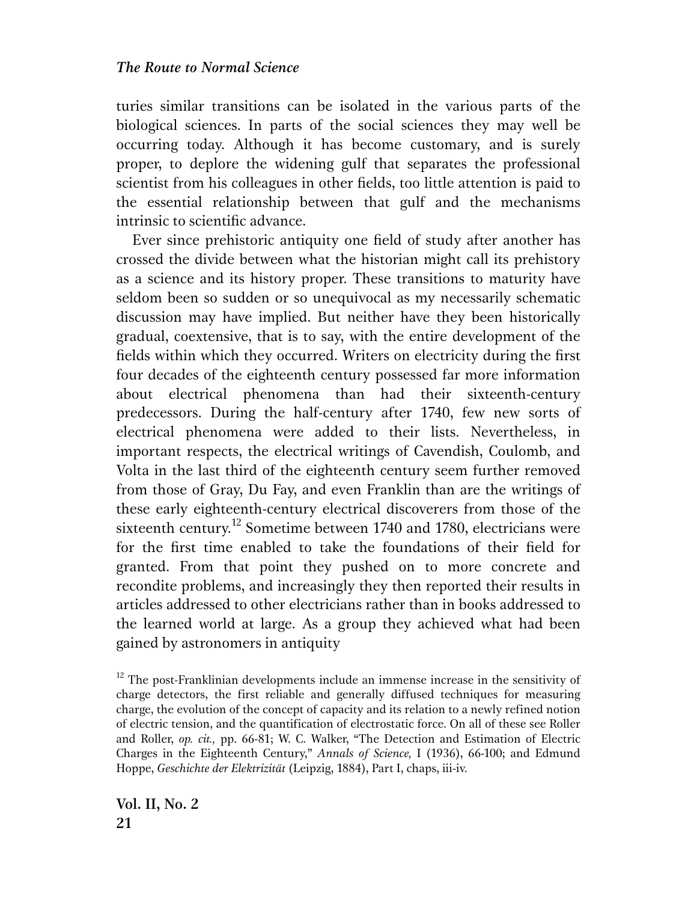turies similar transitions can be isolated in the various parts of the biological sciences. In parts of the social sciences they may well be occurring today. Although it has become customary, and is surely proper, to deplore the widening gulf that separates the professional scientist from his colleagues in other fields, too little attention is paid to the essential relationship between that gulf and the mechanisms intrinsic to scientific advance.

Ever since prehistoric antiquity one field of study after another has crossed the divide between what the historian might call its prehistory as a science and its history proper. These transitions to maturity have seldom been so sudden or so unequivocal as my necessarily schematic discussion may have implied. But neither have they been historically gradual, coextensive, that is to say, with the entire development of the fields within which they occurred. Writers on electricity during the first four decades of the eighteenth century possessed far more information about electrical phenomena than had their sixteenth-century predecessors. During the half-century after 1740, few new sorts of electrical phenomena were added to their lists. Nevertheless, in important respects, the electrical writings of Cavendish, Coulomb, and Volta in the last third of the eighteenth century seem further removed from those of Gray, Du Fay, and even Franklin than are the writings of these early eighteenth-century electrical discoverers from those of the sixteenth century.[12] Sometime between 1740 and 1780, electricians were for the first time enabled to take the foundations of their field for granted. From that point they pushed on to more concrete and recondite problems, and increasingly they then reported their results in articles addressed to other electricians rather than in books addressed to the learned world at large. As a group they achieved what had been gained by astronomers in antiquity

[12] The post-Franklinian developments include an immense increase in the sensitivity of charge detectors, the first reliable and generally diffused techniques for measuring charge, the evolution of the concept of capacity and its relation to a newly refined notion of electric tension, and the quantification of electrostatic force. On all of these see Roller and Roller, *op. cit.,* pp. 66-81; W. C. Walker, "The Detection and Estimation of Electric Charges in the Eighteenth Century," *Annals of Science,* I (1936), 66-100; and Edmund Hoppe, *Geschichte der Elektrizität* (Leipzig, 1884), Part I, chaps, iii-iv.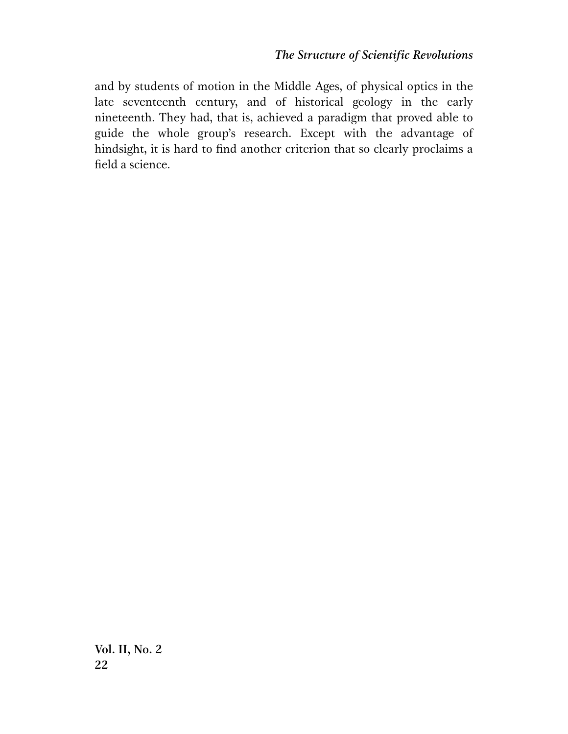and by students of motion in the Middle Ages, of physical optics in the late seventeenth century, and of historical geology in the early nineteenth. They had, that is, achieved a paradigm that proved able to guide the whole group's research. Except with the advantage of hindsight, it is hard to find another criterion that so clearly proclaims a field a science.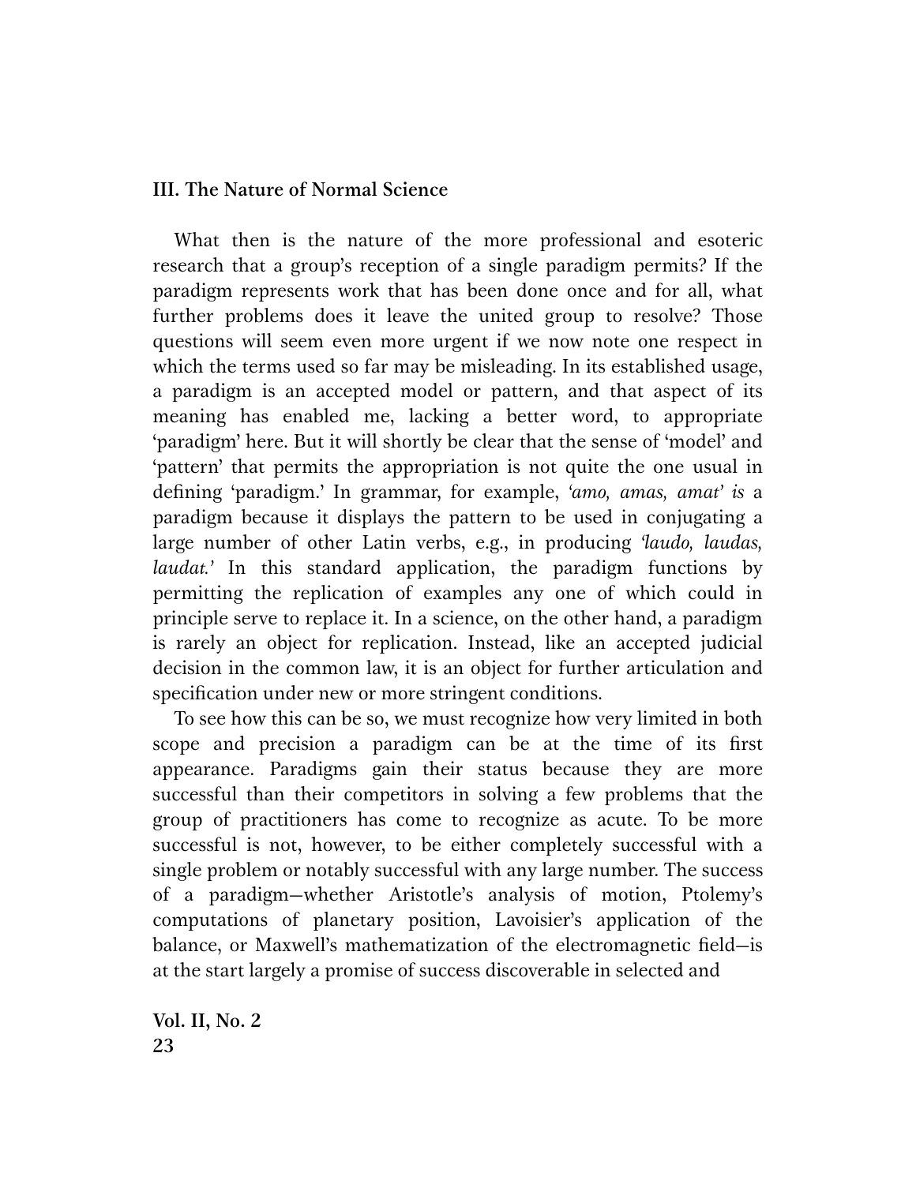## III. The Nature of Normal Science

What then is the nature of the more professional and esoteric research that a group's reception of a single paradigm permits? If the paradigm represents work that has been done once and for all, what further problems does it leave the united group to resolve? Those questions will seem even more urgent if we now note one respect in which the terms used so far may be misleading. In its established usage, a paradigm is an accepted model or pattern, and that aspect of its meaning has enabled me, lacking a better word, to appropriate 'paradigm' here. But it will shortly be clear that the sense of 'model' and 'pattern' that permits the appropriation is not quite the one usual in defining 'paradigm.' In grammar, for example, *'amo, amas, amat' is* a paradigm because it displays the pattern to be used in conjugating a large number of other Latin verbs, e.g., in producing *'laudo, laudas, laudat.'* In this standard application, the paradigm functions by permitting the replication of examples any one of which could in principle serve to replace it. In a science, on the other hand, a paradigm is rarely an object for replication. Instead, like an accepted judicial decision in the common law, it is an object for further articulation and specification under new or more stringent conditions.

To see how this can be so, we must recognize how very limited in both scope and precision a paradigm can be at the time of its first appearance. Paradigms gain their status because they are more successful than their competitors in solving a few problems that the group of practitioners has come to recognize as acute. To be more successful is not, however, to be either completely successful with a single problem or notably successful with any large number. The success of a paradigm—whether Aristotle's analysis of motion, Ptolemy's computations of planetary position, Lavoisier's application of the balance, or Maxwell's mathematization of the electromagnetic field—is at the start largely a promise of success discoverable in selected and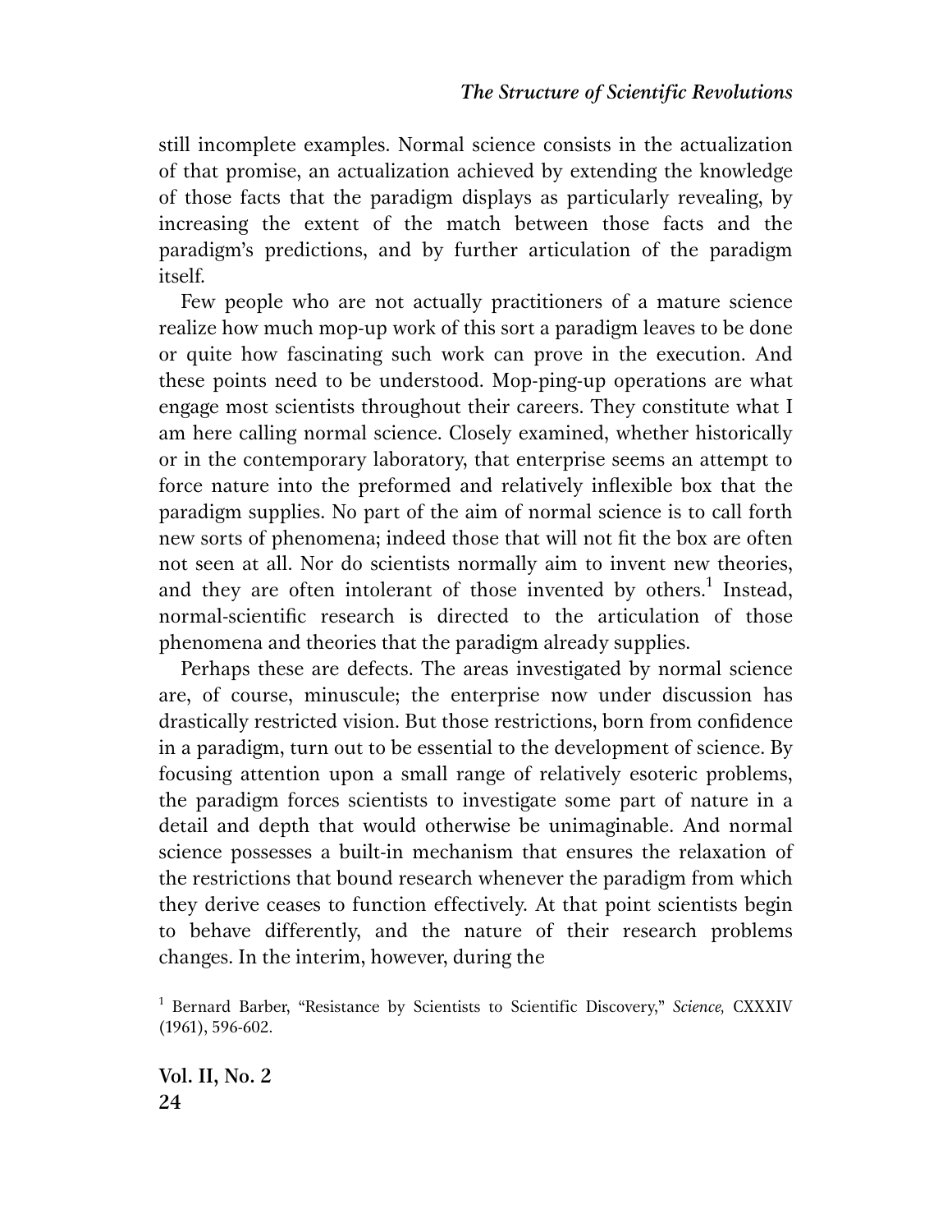still incomplete examples. Normal science consists in the actualization of that promise, an actualization achieved by extending the knowledge of those facts that the paradigm displays as particularly revealing, by increasing the extent of the match between those facts and the paradigm's predictions, and by further articulation of the paradigm itself.

Few people who are not actually practitioners of a mature science realize how much mop-up work of this sort a paradigm leaves to be done or quite how fascinating such work can prove in the execution. And these points need to be understood. Mop-ping-up operations are what engage most scientists throughout their careers. They constitute what I am here calling normal science. Closely examined, whether historically or in the contemporary laboratory, that enterprise seems an attempt to force nature into the preformed and relatively inflexible box that the paradigm supplies. No part of the aim of normal science is to call forth new sorts of phenomena; indeed those that will not fit the box are often not seen at all. Nor do scientists normally aim to invent new theories, and they are often intolerant of those invented by others.[1] Instead, normal-scientific research is directed to the articulation of those phenomena and theories that the paradigm already supplies.

Perhaps these are defects. The areas investigated by normal science are, of course, minuscule; the enterprise now under discussion has drastically restricted vision. But those restrictions, born from confidence in a paradigm, turn out to be essential to the development of science. By focusing attention upon a small range of relatively esoteric problems, the paradigm forces scientists to investigate some part of nature in a detail and depth that would otherwise be unimaginable. And normal science possesses a built-in mechanism that ensures the relaxation of the restrictions that bound research whenever the paradigm from which they derive ceases to function effectively. At that point scientists begin to behave differently, and the nature of their research problems changes. In the interim, however, during the

[1] Bernard Barber, "Resistance by Scientists to Scientific Discovery," *Science,* CXXXIV (1961), 596-602.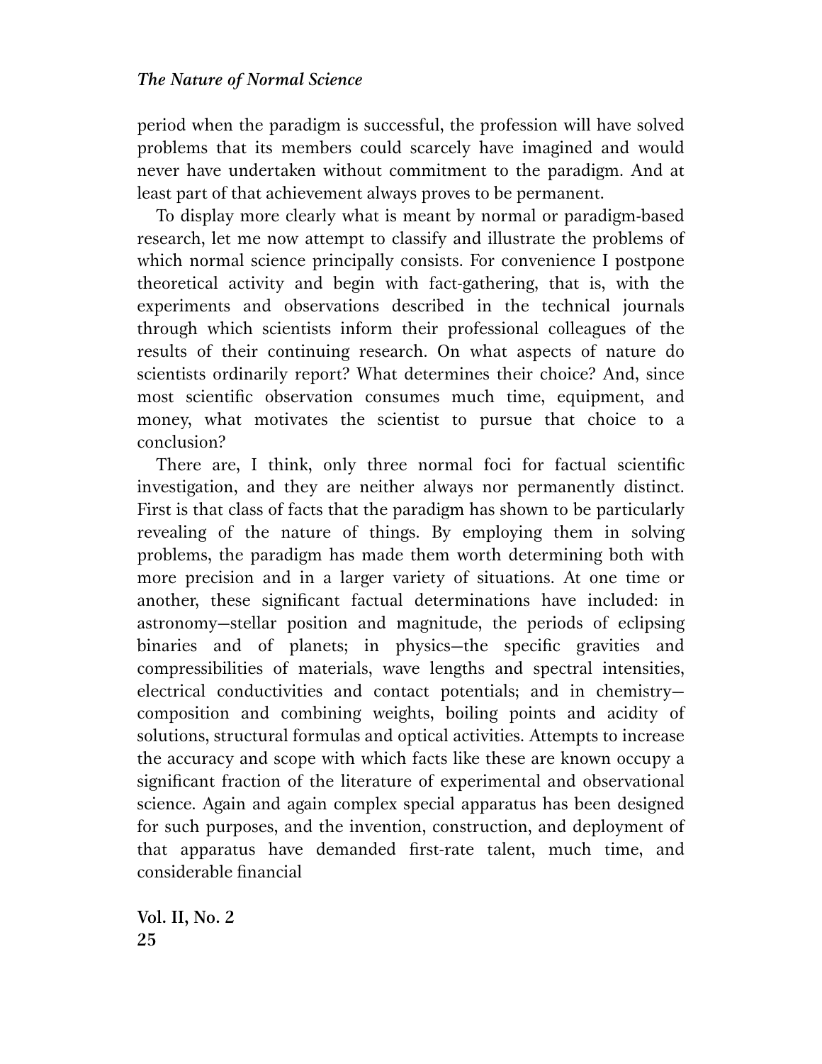period when the paradigm is successful, the profession will have solved problems that its members could scarcely have imagined and would never have undertaken without commitment to the paradigm. And at least part of that achievement always proves to be permanent.

To display more clearly what is meant by normal or paradigm-based research, let me now attempt to classify and illustrate the problems of which normal science principally consists. For convenience I postpone theoretical activity and begin with fact-gathering, that is, with the experiments and observations described in the technical journals through which scientists inform their professional colleagues of the results of their continuing research. On what aspects of nature do scientists ordinarily report? What determines their choice? And, since most scientific observation consumes much time, equipment, and money, what motivates the scientist to pursue that choice to a conclusion?

There are, I think, only three normal foci for factual scientific investigation, and they are neither always nor permanently distinct. First is that class of facts that the paradigm has shown to be particularly revealing of the nature of things. By employing them in solving problems, the paradigm has made them worth determining both with more precision and in a larger variety of situations. At one time or another, these significant factual determinations have included: in astronomy—stellar position and magnitude, the periods of eclipsing binaries and of planets; in physics—the specific gravities and compressibilities of materials, wave lengths and spectral intensities, electrical conductivities and contact potentials; and in chemistry—composition and combining weights, boiling points and acidity of solutions, structural formulas and optical activities. Attempts to increase the accuracy and scope with which facts like these are known occupy a significant fraction of the literature of experimental and observational science. Again and again complex special apparatus has been designed for such purposes, and the invention, construction, and deployment of that apparatus have demanded first-rate talent, much time, and considerable financial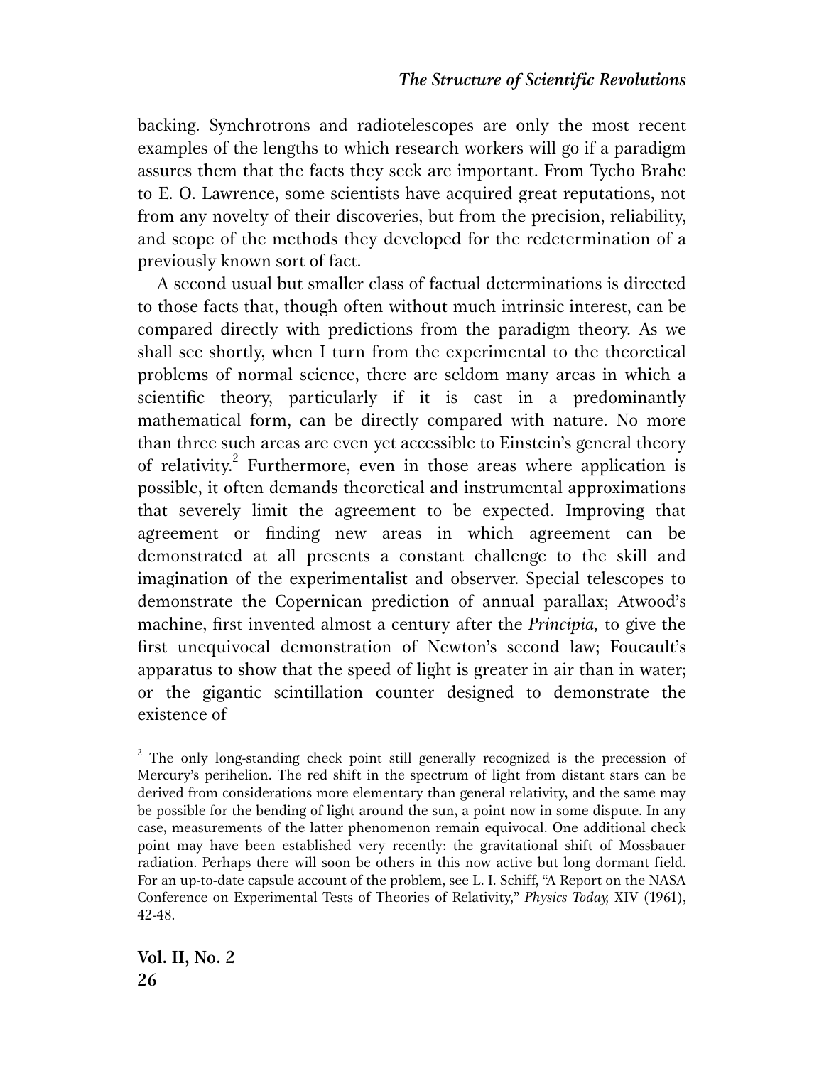backing. Synchrotrons and radiotelescopes are only the most recent examples of the lengths to which research workers will go if a paradigm assures them that the facts they seek are important. From Tycho Brahe to E. O. Lawrence, some scientists have acquired great reputations, not from any novelty of their discoveries, but from the precision, reliability, and scope of the methods they developed for the redetermination of a previously known sort of fact.

A second usual but smaller class of factual determinations is directed to those facts that, though often without much intrinsic interest, can be compared directly with predictions from the paradigm theory. As we shall see shortly, when I turn from the experimental to the theoretical problems of normal science, there are seldom many areas in which a scientific theory, particularly if it is cast in a predominantly mathematical form, can be directly compared with nature. No more than three such areas are even yet accessible to Einstein's general theory of relativity.[2] Furthermore, even in those areas where application is possible, it often demands theoretical and instrumental approximations that severely limit the agreement to be expected. Improving that agreement or finding new areas in which agreement can be demonstrated at all presents a constant challenge to the skill and imagination of the experimentalist and observer. Special telescopes to demonstrate the Copernican prediction of annual parallax; Atwood's machine, first invented almost a century after the *Principia,* to give the first unequivocal demonstration of Newton's second law; Foucault's apparatus to show that the speed of light is greater in air than in water; or the gigantic scintillation counter designed to demonstrate the existence of

[2] The only long-standing check point still generally recognized is the precession of Mercury's perihelion. The red shift in the spectrum of light from distant stars can be derived from considerations more elementary than general relativity, and the same may be possible for the bending of light around the sun, a point now in some dispute. In any case, measurements of the latter phenomenon remain equivocal. One additional check point may have been established very recently: the gravitational shift of Mossbauer radiation. Perhaps there will soon be others in this now active but long dormant field. For an up-to-date capsule account of the problem, see L. I. Schiff, "A Report on the NASA Conference on Experimental Tests of Theories of Relativity," *Physics Today,* XIV (1961), 42-48.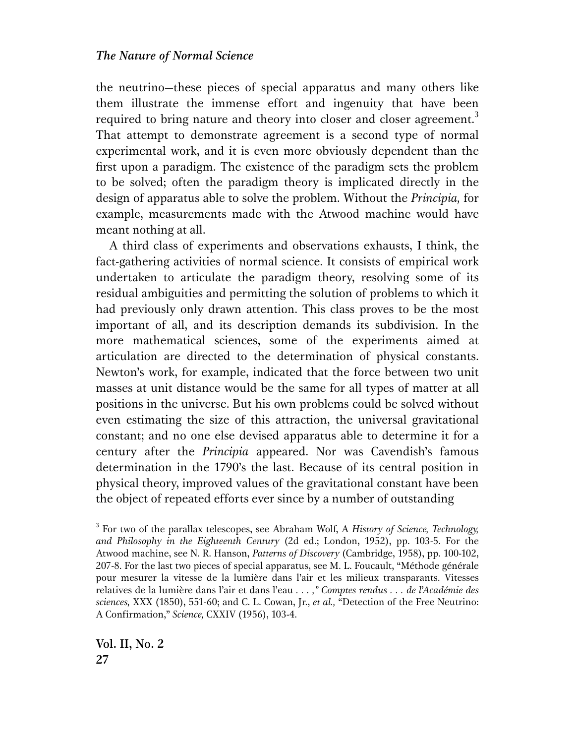the neutrino—these pieces of special apparatus and many others like them illustrate the immense effort and ingenuity that have been required to bring nature and theory into closer and closer agreement.[3] That attempt to demonstrate agreement is a second type of normal experimental work, and it is even more obviously dependent than the first upon a paradigm. The existence of the paradigm sets the problem to be solved; often the paradigm theory is implicated directly in the design of apparatus able to solve the problem. Without the *Principia,* for example, measurements made with the Atwood machine would have meant nothing at all.

A third class of experiments and observations exhausts, I think, the fact-gathering activities of normal science. It consists of empirical work undertaken to articulate the paradigm theory, resolving some of its residual ambiguities and permitting the solution of problems to which it had previously only drawn attention. This class proves to be the most important of all, and its description demands its subdivision. In the more mathematical sciences, some of the experiments aimed at articulation are directed to the determination of physical constants. Newton's work, for example, indicated that the force between two unit masses at unit distance would be the same for all types of matter at all positions in the universe. But his own problems could be solved without even estimating the size of this attraction, the universal gravitational constant; and no one else devised apparatus able to determine it for a century after the *Principia* appeared. Nor was Cavendish's famous determination in the 1790's the last. Because of its central position in physical theory, improved values of the gravitational constant have been the object of repeated efforts ever since by a number of outstanding

[3] For two of the parallax telescopes, see Abraham Wolf, A *History of Science, Technology, and Philosophy in the Eighteenth Century* (2d ed.; London, 1952), pp. 103-5. For the Atwood machine, see N. R. Hanson, *Patterns of Discovery* (Cambridge, 1958), pp. 100-102, 207-8. For the last two pieces of special apparatus, see M. L. Foucault, "Méthode générale pour mesurer la vitesse de la lumière dans l'air et les milieux transparants. Vitesses relatives de la lumière dans l'air et dans l'eau . . . ," *Comptes rendus . . . de l'Académie des sciences,* XXX (1850), 551-60; and C. L. Cowan, Jr., *et al.,* "Detection of the Free Neutrino: A Confirmation," *Science,* CXXIV (1956), 103-4.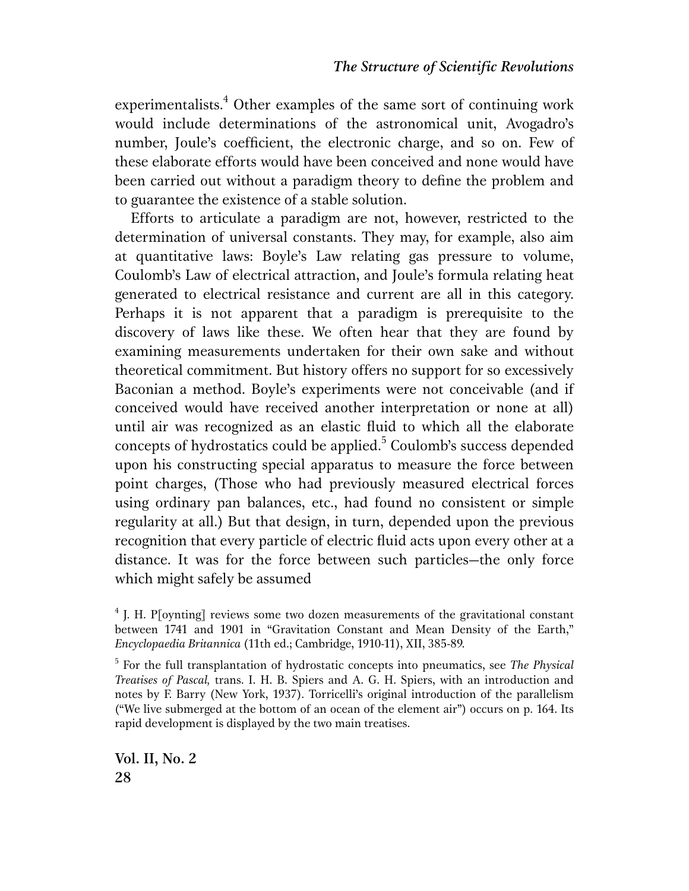experimentalists.[4] Other examples of the same sort of continuing work would include determinations of the astronomical unit, Avogadro's number, Joule's coefficient, the electronic charge, and so on. Few of these elaborate efforts would have been conceived and none would have been carried out without a paradigm theory to define the problem and to guarantee the existence of a stable solution.

Efforts to articulate a paradigm are not, however, restricted to the determination of universal constants. They may, for example, also aim at quantitative laws: Boyle's Law relating gas pressure to volume, Coulomb's Law of electrical attraction, and Joule's formula relating heat generated to electrical resistance and current are all in this category. Perhaps it is not apparent that a paradigm is prerequisite to the discovery of laws like these. We often hear that they are found by examining measurements undertaken for their own sake and without theoretical commitment. But history offers no support for so excessively Baconian a method. Boyle's experiments were not conceivable (and if conceived would have received another interpretation or none at all) until air was recognized as an elastic fluid to which all the elaborate concepts of hydrostatics could be applied.[5] Coulomb's success depended upon his constructing special apparatus to measure the force between point charges, (Those who had previously measured electrical forces using ordinary pan balances, etc., had found no consistent or simple regularity at all.) But that design, in turn, depended upon the previous recognition that every particle of electric fluid acts upon every other at a distance. It was for the force between such particles—the only force which might safely be assumed

[4] J. H. P[oynting] reviews some two dozen measurements of the gravitational constant between 1741 and 1901 in "Gravitation Constant and Mean Density of the Earth," *Encyclopaedia Britannica* (11th ed.; Cambridge, 1910-11), XII, 385-89.

[5] For the full transplantation of hydrostatic concepts into pneumatics, see *The Physical Treatises of Pascal,* trans. I. H. B. Spiers and A. G. H. Spiers, with an introduction and notes by F. Barry (New York, 1937). Torricelli's original introduction of the parallelism ("We live submerged at the bottom of an ocean of the element air") occurs on p. 164. Its rapid development is displayed by the two main treatises.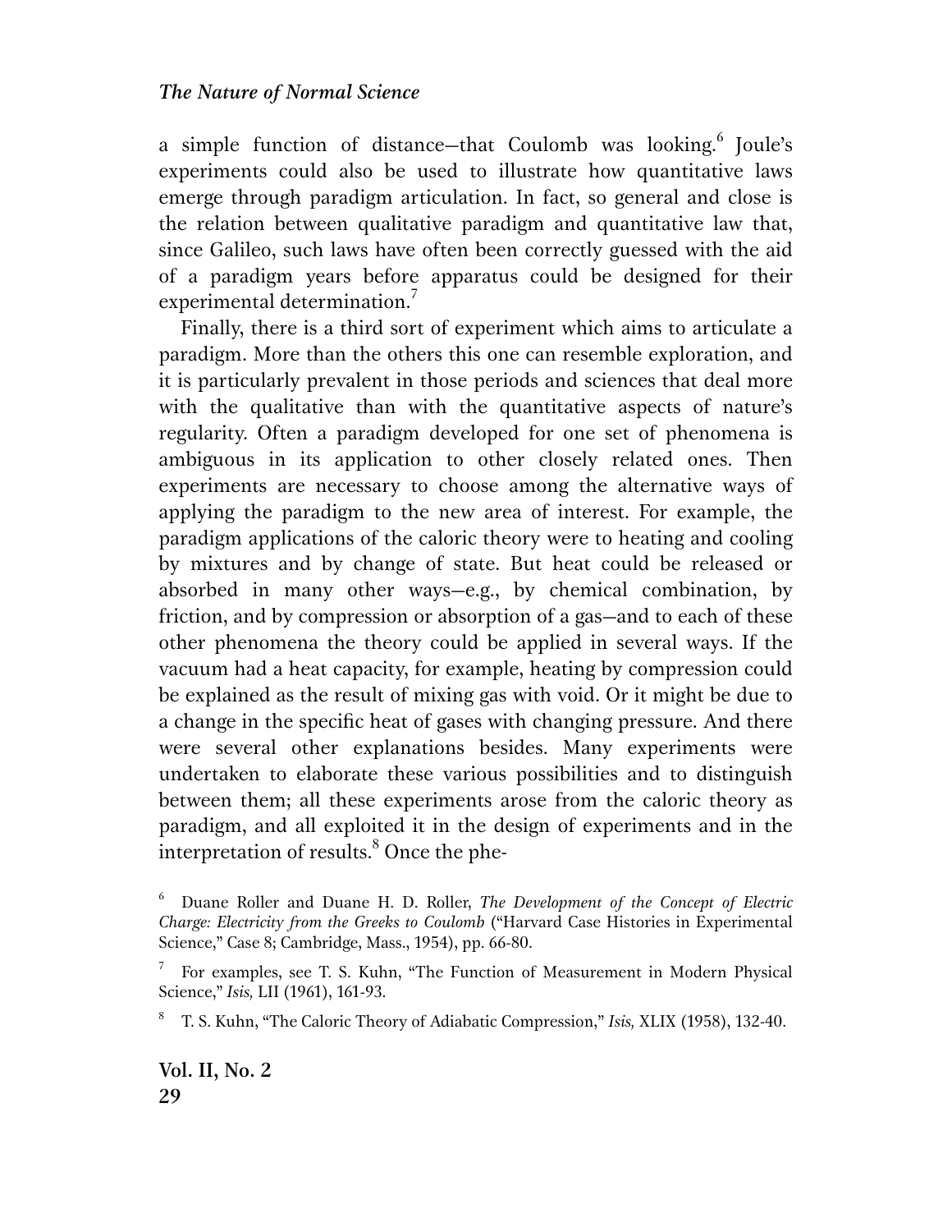a simple function of distance—that Coulomb was looking.[6] Joule's experiments could also be used to illustrate how quantitative laws emerge through paradigm articulation. In fact, so general and close is the relation between qualitative paradigm and quantitative law that, since Galileo, such laws have often been correctly guessed with the aid of a paradigm years before apparatus could be designed for their experimental determination.[7]

Finally, there is a third sort of experiment which aims to articulate a paradigm. More than the others this one can resemble exploration, and it is particularly prevalent in those periods and sciences that deal more with the qualitative than with the quantitative aspects of nature's regularity. Often a paradigm developed for one set of phenomena is ambiguous in its application to other closely related ones. Then experiments are necessary to choose among the alternative ways of applying the paradigm to the new area of interest. For example, the paradigm applications of the caloric theory were to heating and cooling by mixtures and by change of state. But heat could be released or absorbed in many other ways—e.g., by chemical combination, by friction, and by compression or absorption of a gas—and to each of these other phenomena the theory could be applied in several ways. If the vacuum had a heat capacity, for example, heating by compression could be explained as the result of mixing gas with void. Or it might be due to a change in the specific heat of gases with changing pressure. And there were several other explanations besides. Many experiments were undertaken to elaborate these various possibilities and to distinguish between them; all these experiments arose from the caloric theory as paradigm, and all exploited it in the design of experiments and in the interpretation of results.[8] Once the phe-

[6] Duane Roller and Duane H. D. Roller, *The Development of the Concept of Electric Charge: Electricity from the Greeks to Coulomb* ("Harvard Case Histories in Experimental Science," Case 8; Cambridge, Mass., 1954), pp. 66-80.

[7] For examples, see T. S. Kuhn, "The Function of Measurement in Modern Physical Science," *Isis,* LII (1961), 161-93.

[8] T. S. Kuhn, "The Caloric Theory of Adiabatic Compression," *Isis,* XLIX (1958), 132-40.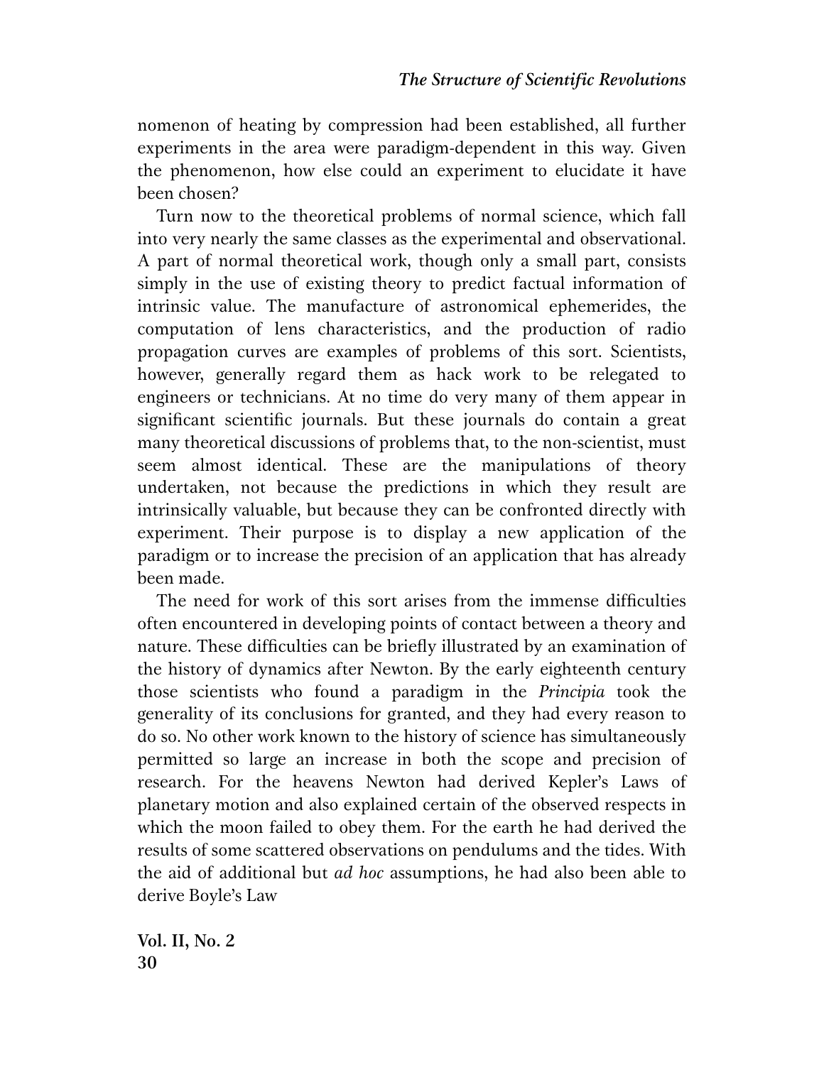nomenon of heating by compression had been established, all further experiments in the area were paradigm-dependent in this way. Given the phenomenon, how else could an experiment to elucidate it have been chosen?

Turn now to the theoretical problems of normal science, which fall into very nearly the same classes as the experimental and observational. A part of normal theoretical work, though only a small part, consists simply in the use of existing theory to predict factual information of intrinsic value. The manufacture of astronomical ephemerides, the computation of lens characteristics, and the production of radio propagation curves are examples of problems of this sort. Scientists, however, generally regard them as hack work to be relegated to engineers or technicians. At no time do very many of them appear in significant scientific journals. But these journals do contain a great many theoretical discussions of problems that, to the non-scientist, must seem almost identical. These are the manipulations of theory undertaken, not because the predictions in which they result are intrinsically valuable, but because they can be confronted directly with experiment. Their purpose is to display a new application of the paradigm or to increase the precision of an application that has already been made.

The need for work of this sort arises from the immense difficulties often encountered in developing points of contact between a theory and nature. These difficulties can be briefly illustrated by an examination of the history of dynamics after Newton. By the early eighteenth century those scientists who found a paradigm in the *Principia* took the generality of its conclusions for granted, and they had every reason to do so. No other work known to the history of science has simultaneously permitted so large an increase in both the scope and precision of research. For the heavens Newton had derived Kepler's Laws of planetary motion and also explained certain of the observed respects in which the moon failed to obey them. For the earth he had derived the results of some scattered observations on pendulums and the tides. With the aid of additional but *ad hoc* assumptions, he had also been able to derive Boyle's Law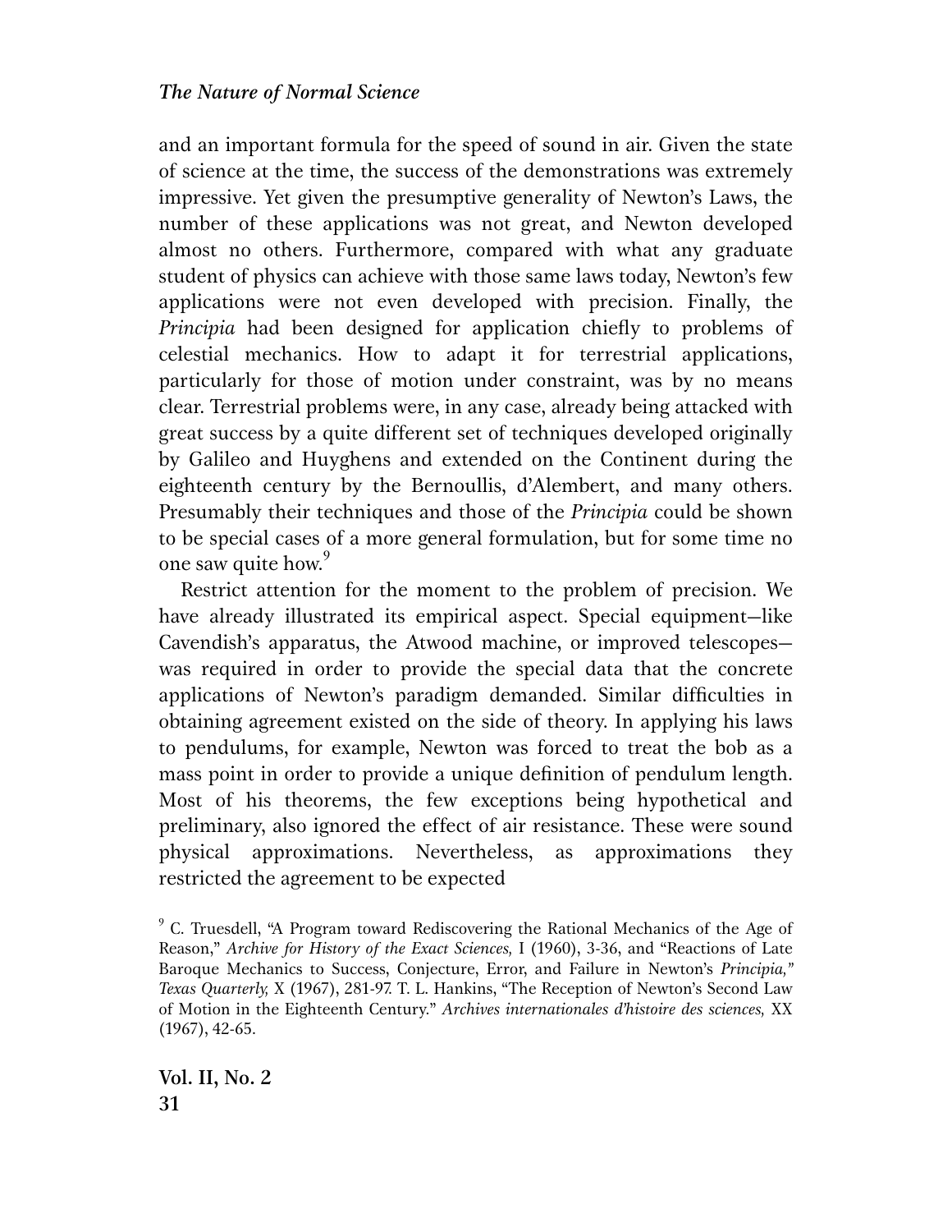and an important formula for the speed of sound in air. Given the state of science at the time, the success of the demonstrations was extremely impressive. Yet given the presumptive generality of Newton's Laws, the number of these applications was not great, and Newton developed almost no others. Furthermore, compared with what any graduate student of physics can achieve with those same laws today, Newton's few applications were not even developed with precision. Finally, the *Principia* had been designed for application chiefly to problems of celestial mechanics. How to adapt it for terrestrial applications, particularly for those of motion under constraint, was by no means clear. Terrestrial problems were, in any case, already being attacked with great success by a quite different set of techniques developed originally by Galileo and Huyghens and extended on the Continent during the eighteenth century by the Bernoullis, d'Alembert, and many others. Presumably their techniques and those of the *Principia* could be shown to be special cases of a more general formulation, but for some time no one saw quite how.[9]

Restrict attention for the moment to the problem of precision. We have already illustrated its empirical aspect. Special equipment—like Cavendish's apparatus, the Atwood machine, or improved telescopes—was required in order to provide the special data that the concrete applications of Newton's paradigm demanded. Similar difficulties in obtaining agreement existed on the side of theory. In applying his laws to pendulums, for example, Newton was forced to treat the bob as a mass point in order to provide a unique definition of pendulum length. Most of his theorems, the few exceptions being hypothetical and preliminary, also ignored the effect of air resistance. These were sound physical approximations. Nevertheless, as approximations they restricted the agreement to be expected

[9] C. Truesdell, "A Program toward Rediscovering the Rational Mechanics of the Age of Reason," *Archive for History of the Exact Sciences,* I (1960), 3-36, and "Reactions of Late Baroque Mechanics to Success, Conjecture, Error, and Failure in Newton's *Principia,*" *Texas Quarterly,* X (1967), 281-97. T. L. Hankins, "The Reception of Newton's Second Law of Motion in the Eighteenth Century." *Archives internationales d'histoire des sciences,* XX (1967), 42-65.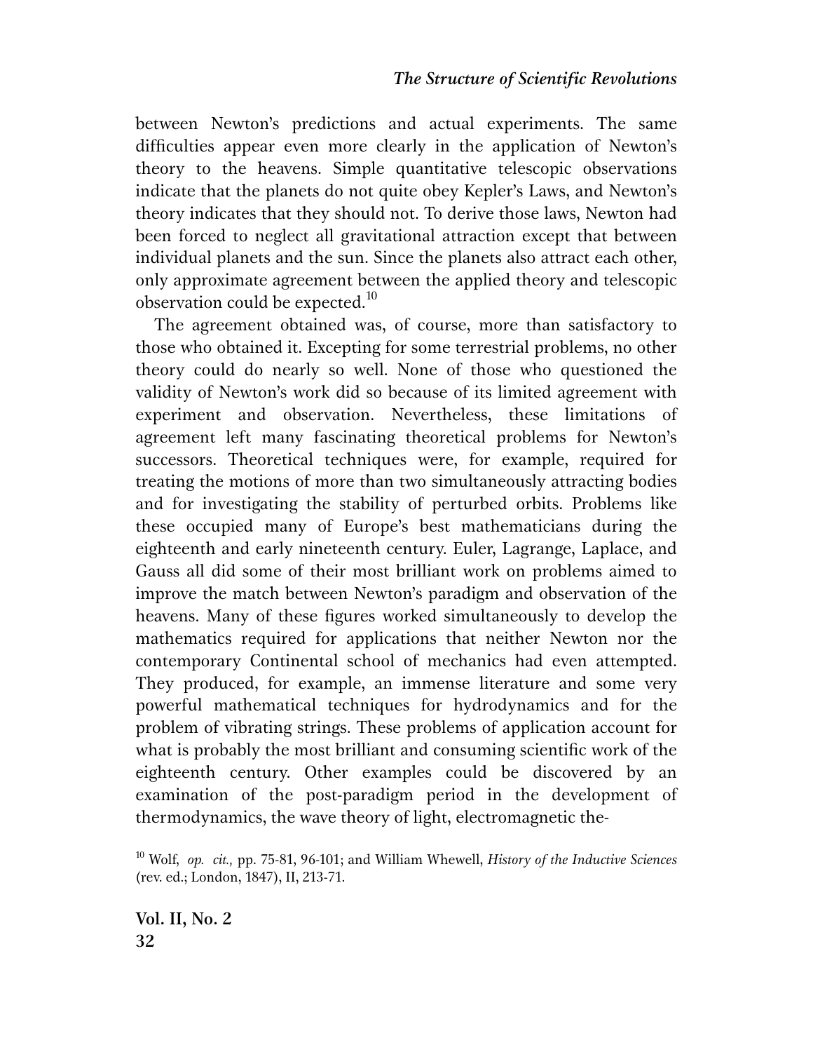between Newton's predictions and actual experiments. The same difficulties appear even more clearly in the application of Newton's theory to the heavens. Simple quantitative telescopic observations indicate that the planets do not quite obey Kepler's Laws, and Newton's theory indicates that they should not. To derive those laws, Newton had been forced to neglect all gravitational attraction except that between individual planets and the sun. Since the planets also attract each other, only approximate agreement between the applied theory and telescopic observation could be expected.[10]

The agreement obtained was, of course, more than satisfactory to those who obtained it. Excepting for some terrestrial problems, no other theory could do nearly so well. None of those who questioned the validity of Newton's work did so because of its limited agreement with experiment and observation. Nevertheless, these limitations of agreement left many fascinating theoretical problems for Newton's successors. Theoretical techniques were, for example, required for treating the motions of more than two simultaneously attracting bodies and for investigating the stability of perturbed orbits. Problems like these occupied many of Europe's best mathematicians during the eighteenth and early nineteenth century. Euler, Lagrange, Laplace, and Gauss all did some of their most brilliant work on problems aimed to improve the match between Newton's paradigm and observation of the heavens. Many of these figures worked simultaneously to develop the mathematics required for applications that neither Newton nor the contemporary Continental school of mechanics had even attempted. They produced, for example, an immense literature and some very powerful mathematical techniques for hydrodynamics and for the problem of vibrating strings. These problems of application account for what is probably the most brilliant and consuming scientific work of the eighteenth century. Other examples could be discovered by an examination of the post-paradigm period in the development of thermodynamics, the wave theory of light, electromagnetic the-

[10] Wolf, *op. cit.,* pp. 75-81, 96-101; and William Whewell, *History of the Inductive Sciences* (rev. ed.; London, 1847), II, 213-71.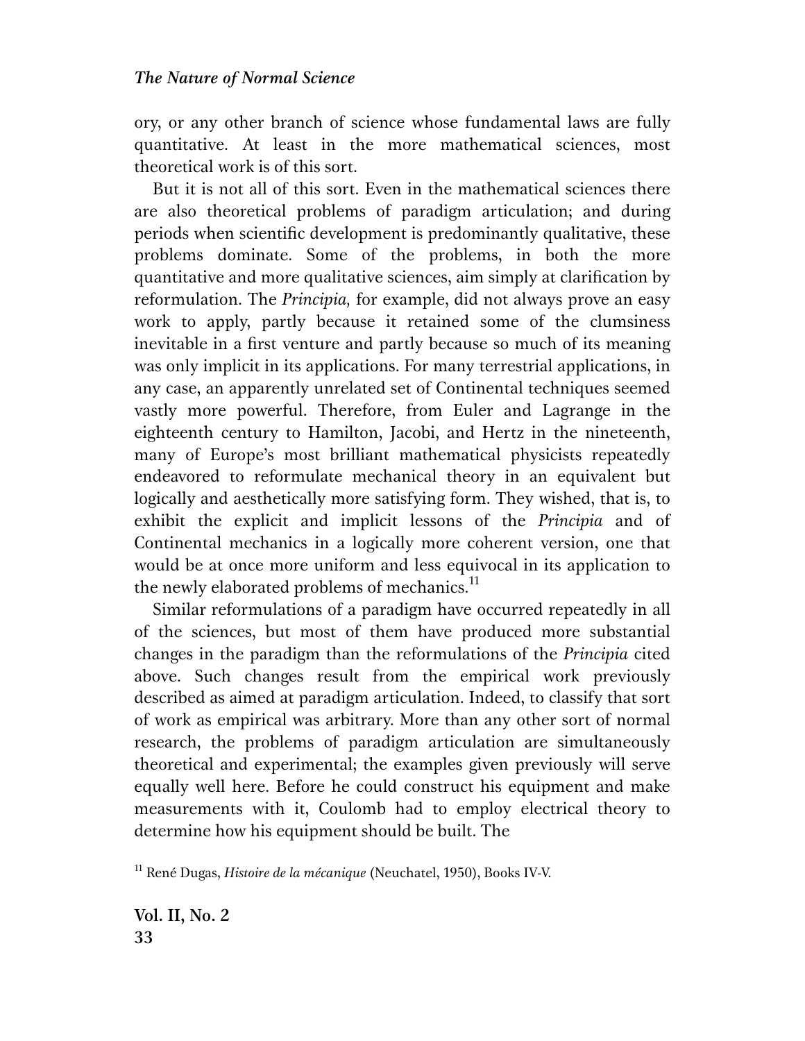ory, or any other branch of science whose fundamental laws are fully quantitative. At least in the more mathematical sciences, most theoretical work is of this sort.

But it is not all of this sort. Even in the mathematical sciences there are also theoretical problems of paradigm articulation; and during periods when scientific development is predominantly qualitative, these problems dominate. Some of the problems, in both the more quantitative and more qualitative sciences, aim simply at clarification by reformulation. The *Principia,* for example, did not always prove an easy work to apply, partly because it retained some of the clumsiness inevitable in a first venture and partly because so much of its meaning was only implicit in its applications. For many terrestrial applications, in any case, an apparently unrelated set of Continental techniques seemed vastly more powerful. Therefore, from Euler and Lagrange in the eighteenth century to Hamilton, Jacobi, and Hertz in the nineteenth, many of Europe's most brilliant mathematical physicists repeatedly endeavored to reformulate mechanical theory in an equivalent but logically and aesthetically more satisfying form. They wished, that is, to exhibit the explicit and implicit lessons of the *Principia* and of Continental mechanics in a logically more coherent version, one that would be at once more uniform and less equivocal in its application to the newly elaborated problems of mechanics.[11]

Similar reformulations of a paradigm have occurred repeatedly in all of the sciences, but most of them have produced more substantial changes in the paradigm than the reformulations of the *Principia* cited above. Such changes result from the empirical work previously described as aimed at paradigm articulation. Indeed, to classify that sort of work as empirical was arbitrary. More than any other sort of normal research, the problems of paradigm articulation are simultaneously theoretical and experimental; the examples given previously will serve equally well here. Before he could construct his equipment and make measurements with it, Coulomb had to employ electrical theory to determine how his equipment should be built. The

[11] René Dugas, *Histoire de la mécanique* (Neuchatel, 1950), Books IV-V.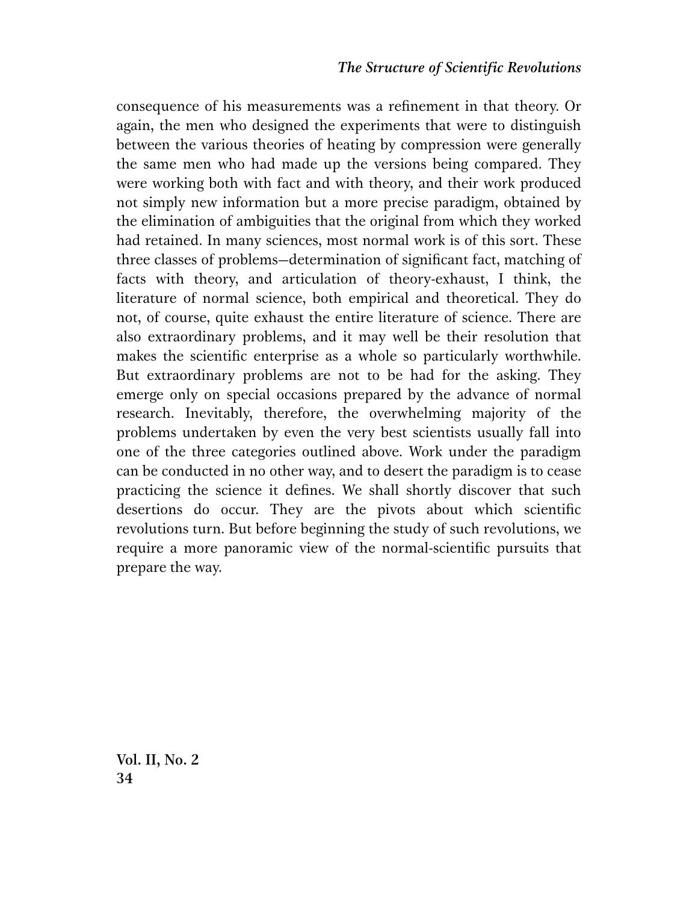consequence of his measurements was a refinement in that theory. Or again, the men who designed the experiments that were to distinguish between the various theories of heating by compression were generally the same men who had made up the versions being compared. They were working both with fact and with theory, and their work produced not simply new information but a more precise paradigm, obtained by the elimination of ambiguities that the original from which they worked had retained. In many sciences, most normal work is of this sort. These three classes of problems—determination of significant fact, matching of facts with theory, and articulation of theory-exhaust, I think, the literature of normal science, both empirical and theoretical. They do not, of course, quite exhaust the entire literature of science. There are also extraordinary problems, and it may well be their resolution that makes the scientific enterprise as a whole so particularly worthwhile. But extraordinary problems are not to be had for the asking. They emerge only on special occasions prepared by the advance of normal research. Inevitably, therefore, the overwhelming majority of the problems undertaken by even the very best scientists usually fall into one of the three categories outlined above. Work under the paradigm can be conducted in no other way, and to desert the paradigm is to cease practicing the science it defines. We shall shortly discover that such desertions do occur. They are the pivots about which scientific revolutions turn. But before beginning the study of such revolutions, we require a more panoramic view of the normal-scientific pursuits that prepare the way.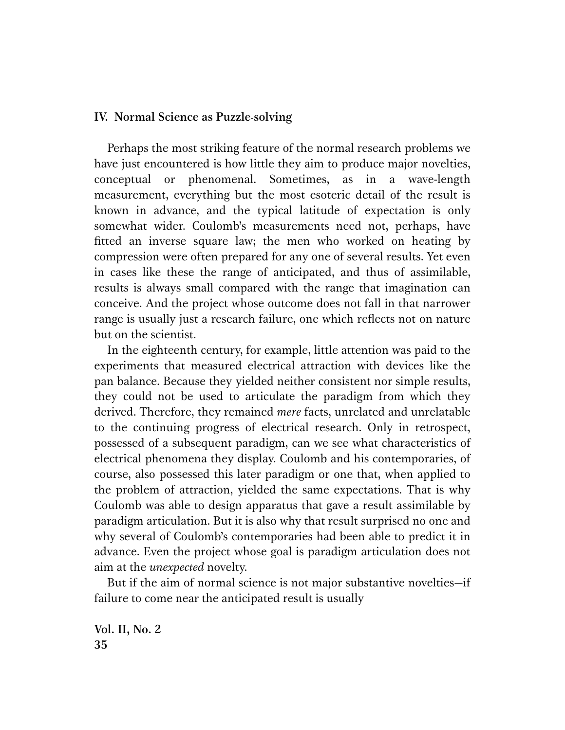## IV. Normal Science as Puzzle-solving

Perhaps the most striking feature of the normal research problems we have just encountered is how little they aim to produce major novelties, conceptual or phenomenal. Sometimes, as in a wave-length measurement, everything but the most esoteric detail of the result is known in advance, and the typical latitude of expectation is only somewhat wider. Coulomb's measurements need not, perhaps, have fitted an inverse square law; the men who worked on heating by compression were often prepared for any one of several results. Yet even in cases like these the range of anticipated, and thus of assimilable, results is always small compared with the range that imagination can conceive. And the project whose outcome does not fall in that narrower range is usually just a research failure, one which reflects not on nature but on the scientist.

In the eighteenth century, for example, little attention was paid to the experiments that measured electrical attraction with devices like the pan balance. Because they yielded neither consistent nor simple results, they could not be used to articulate the paradigm from which they derived. Therefore, they remained *mere* facts, unrelated and unrelatable to the continuing progress of electrical research. Only in retrospect, possessed of a subsequent paradigm, can we see what characteristics of electrical phenomena they display. Coulomb and his contemporaries, of course, also possessed this later paradigm or one that, when applied to the problem of attraction, yielded the same expectations. That is why Coulomb was able to design apparatus that gave a result assimilable by paradigm articulation. But it is also why that result surprised no one and why several of Coulomb's contemporaries had been able to predict it in advance. Even the project whose goal is paradigm articulation does not aim at the *unexpected* novelty.

But if the aim of normal science is not major substantive novelties—if failure to come near the anticipated result is usually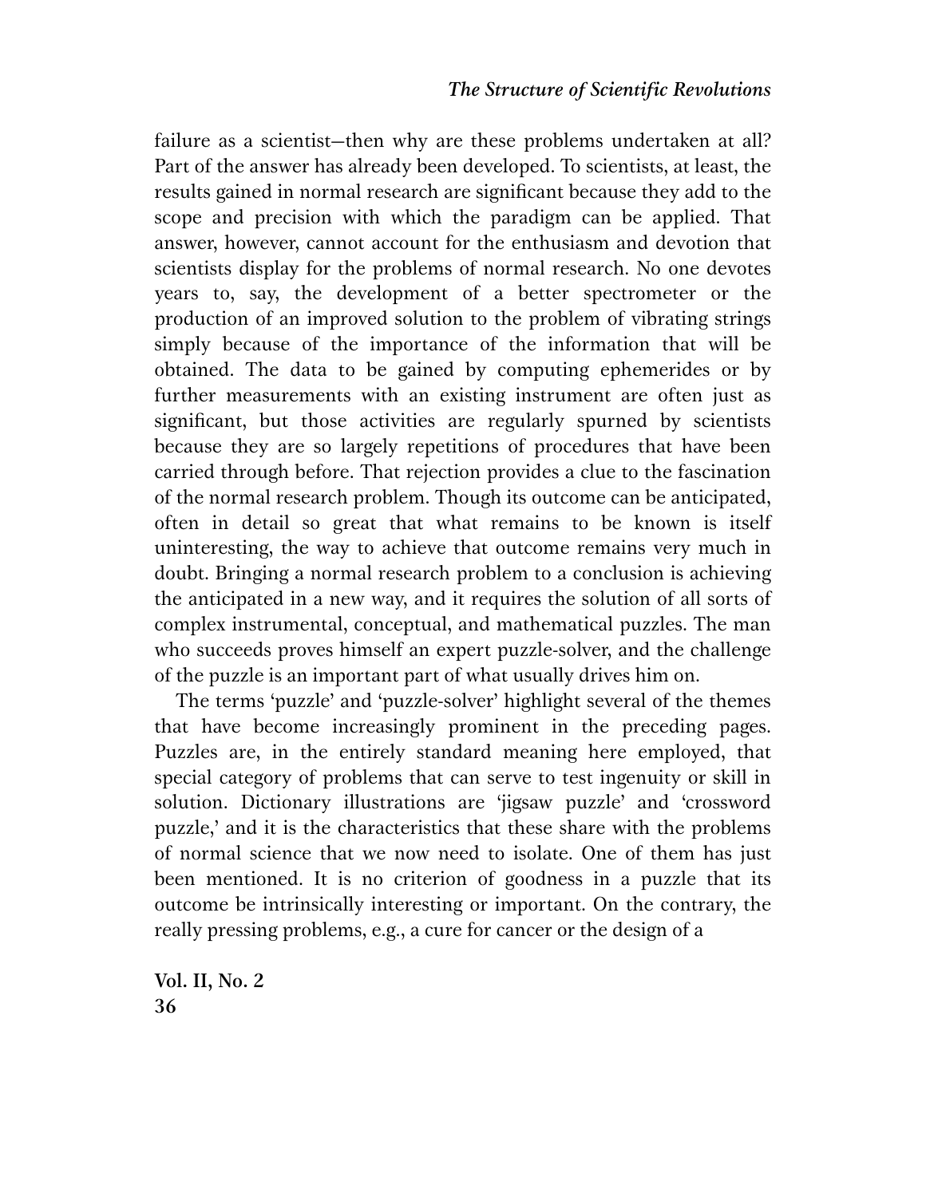failure as a scientist—then why are these problems undertaken at all? Part of the answer has already been developed. To scientists, at least, the results gained in normal research are significant because they add to the scope and precision with which the paradigm can be applied. That answer, however, cannot account for the enthusiasm and devotion that scientists display for the problems of normal research. No one devotes years to, say, the development of a better spectrometer or the production of an improved solution to the problem of vibrating strings simply because of the importance of the information that will be obtained. The data to be gained by computing ephemerides or by further measurements with an existing instrument are often just as significant, but those activities are regularly spurned by scientists because they are so largely repetitions of procedures that have been carried through before. That rejection provides a clue to the fascination of the normal research problem. Though its outcome can be anticipated, often in detail so great that what remains to be known is itself uninteresting, the way to achieve that outcome remains very much in doubt. Bringing a normal research problem to a conclusion is achieving the anticipated in a new way, and it requires the solution of all sorts of complex instrumental, conceptual, and mathematical puzzles. The man who succeeds proves himself an expert puzzle-solver, and the challenge of the puzzle is an important part of what usually drives him on.

The terms 'puzzle' and 'puzzle-solver' highlight several of the themes that have become increasingly prominent in the preceding pages. Puzzles are, in the entirely standard meaning here employed, that special category of problems that can serve to test ingenuity or skill in solution. Dictionary illustrations are 'jigsaw puzzle' and 'crossword puzzle,' and it is the characteristics that these share with the problems of normal science that we now need to isolate. One of them has just been mentioned. It is no criterion of goodness in a puzzle that its outcome be intrinsically interesting or important. On the contrary, the really pressing problems, e.g., a cure for cancer or the design of a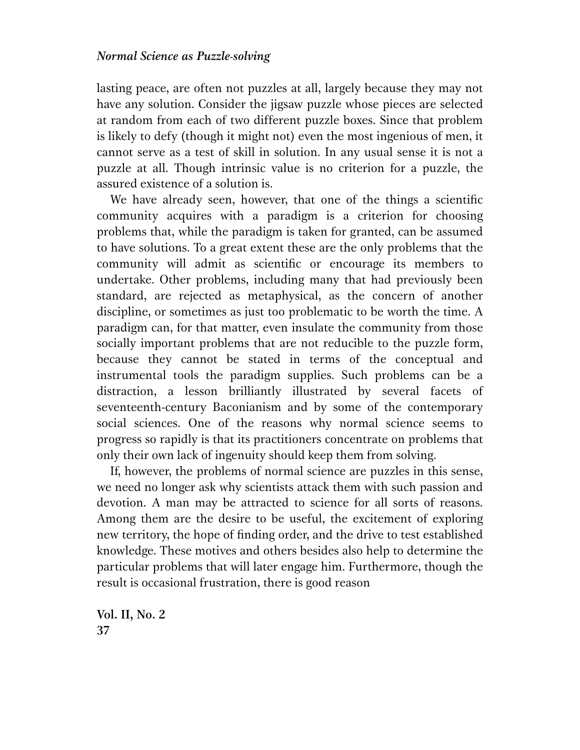lasting peace, are often not puzzles at all, largely because they may not have any solution. Consider the jigsaw puzzle whose pieces are selected at random from each of two different puzzle boxes. Since that problem is likely to defy (though it might not) even the most ingenious of men, it cannot serve as a test of skill in solution. In any usual sense it is not a puzzle at all. Though intrinsic value is no criterion for a puzzle, the assured existence of a solution is.

We have already seen, however, that one of the things a scientific community acquires with a paradigm is a criterion for choosing problems that, while the paradigm is taken for granted, can be assumed to have solutions. To a great extent these are the only problems that the community will admit as scientific or encourage its members to undertake. Other problems, including many that had previously been standard, are rejected as metaphysical, as the concern of another discipline, or sometimes as just too problematic to be worth the time. A paradigm can, for that matter, even insulate the community from those socially important problems that are not reducible to the puzzle form, because they cannot be stated in terms of the conceptual and instrumental tools the paradigm supplies. Such problems can be a distraction, a lesson brilliantly illustrated by several facets of seventeenth-century Baconianism and by some of the contemporary social sciences. One of the reasons why normal science seems to progress so rapidly is that its practitioners concentrate on problems that only their own lack of ingenuity should keep them from solving.

If, however, the problems of normal science are puzzles in this sense, we need no longer ask why scientists attack them with such passion and devotion. A man may be attracted to science for all sorts of reasons. Among them are the desire to be useful, the excitement of exploring new territory, the hope of finding order, and the drive to test established knowledge. These motives and others besides also help to determine the particular problems that will later engage him. Furthermore, though the result is occasional frustration, there is good reason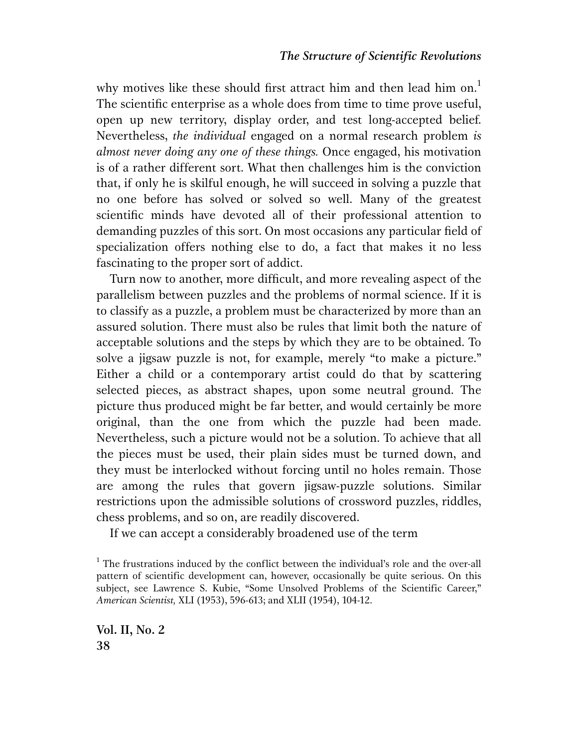why motives like these should first attract him and then lead him on.[1] The scientific enterprise as a whole does from time to time prove useful, open up new territory, display order, and test long-accepted belief. Nevertheless, *the individual* engaged on a normal research problem *is almost never doing any one of these things.* Once engaged, his motivation is of a rather different sort. What then challenges him is the conviction that, if only he is skilful enough, he will succeed in solving a puzzle that no one before has solved or solved so well. Many of the greatest scientific minds have devoted all of their professional attention to demanding puzzles of this sort. On most occasions any particular field of specialization offers nothing else to do, a fact that makes it no less fascinating to the proper sort of addict.

Turn now to another, more difficult, and more revealing aspect of the parallelism between puzzles and the problems of normal science. If it is to classify as a puzzle, a problem must be characterized by more than an assured solution. There must also be rules that limit both the nature of acceptable solutions and the steps by which they are to be obtained. To solve a jigsaw puzzle is not, for example, merely "to make a picture." Either a child or a contemporary artist could do that by scattering selected pieces, as abstract shapes, upon some neutral ground. The picture thus produced might be far better, and would certainly be more original, than the one from which the puzzle had been made. Nevertheless, such a picture would not be a solution. To achieve that all the pieces must be used, their plain sides must be turned down, and they must be interlocked without forcing until no holes remain. Those are among the rules that govern jigsaw-puzzle solutions. Similar restrictions upon the admissible solutions of crossword puzzles, riddles, chess problems, and so on, are readily discovered.

If we can accept a considerably broadened use of the term

[1] The frustrations induced by the conflict between the individual's role and the over-all pattern of scientific development can, however, occasionally be quite serious. On this subject, see Lawrence S. Kubie, "Some Unsolved Problems of the Scientific Career," *American Scientist,* XLI (1953), 596-613; and XLII (1954), 104-12.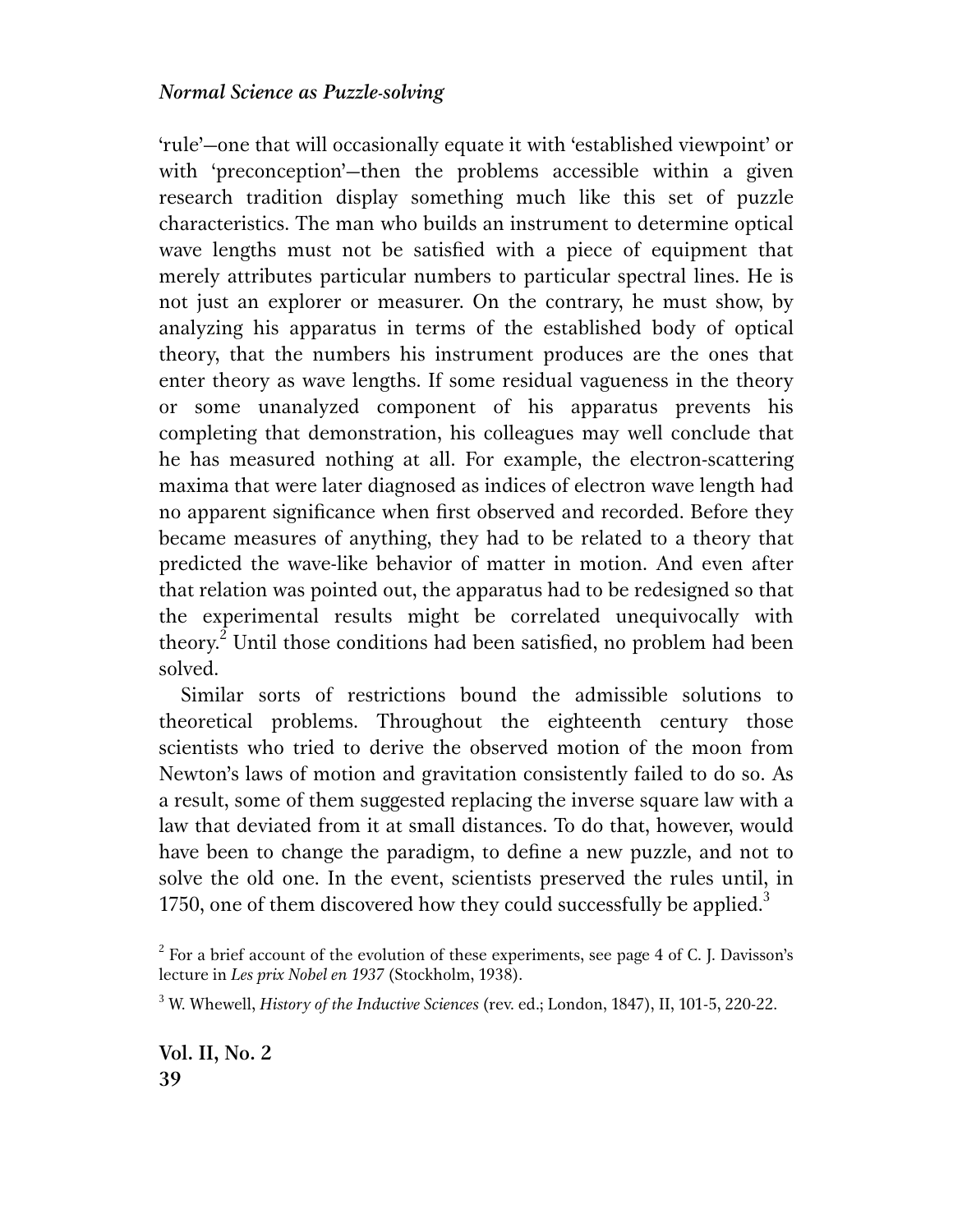'rule'—one that will occasionally equate it with 'established viewpoint' or with 'preconception'—then the problems accessible within a given research tradition display something much like this set of puzzle characteristics. The man who builds an instrument to determine optical wave lengths must not be satisfied with a piece of equipment that merely attributes particular numbers to particular spectral lines. He is not just an explorer or measurer. On the contrary, he must show, by analyzing his apparatus in terms of the established body of optical theory, that the numbers his instrument produces are the ones that enter theory as wave lengths. If some residual vagueness in the theory or some unanalyzed component of his apparatus prevents his completing that demonstration, his colleagues may well conclude that he has measured nothing at all. For example, the electron-scattering maxima that were later diagnosed as indices of electron wave length had no apparent significance when first observed and recorded. Before they became measures of anything, they had to be related to a theory that predicted the wave-like behavior of matter in motion. And even after that relation was pointed out, the apparatus had to be redesigned so that the experimental results might be correlated unequivocally with theory.[2] Until those conditions had been satisfied, no problem had been solved.

Similar sorts of restrictions bound the admissible solutions to theoretical problems. Throughout the eighteenth century those scientists who tried to derive the observed motion of the moon from Newton's laws of motion and gravitation consistently failed to do so. As a result, some of them suggested replacing the inverse square law with a law that deviated from it at small distances. To do that, however, would have been to change the paradigm, to define a new puzzle, and not to solve the old one. In the event, scientists preserved the rules until, in 1750, one of them discovered how they could successfully be applied.[3]

[2] For a brief account of the evolution of these experiments, see page 4 of C. J. Davisson's lecture in *Les prix Nobel en 1937* (Stockholm, 1938).

[3] W. Whewell, *History of the Inductive Sciences* (rev. ed.; London, 1847), II, 101-5, 220-22.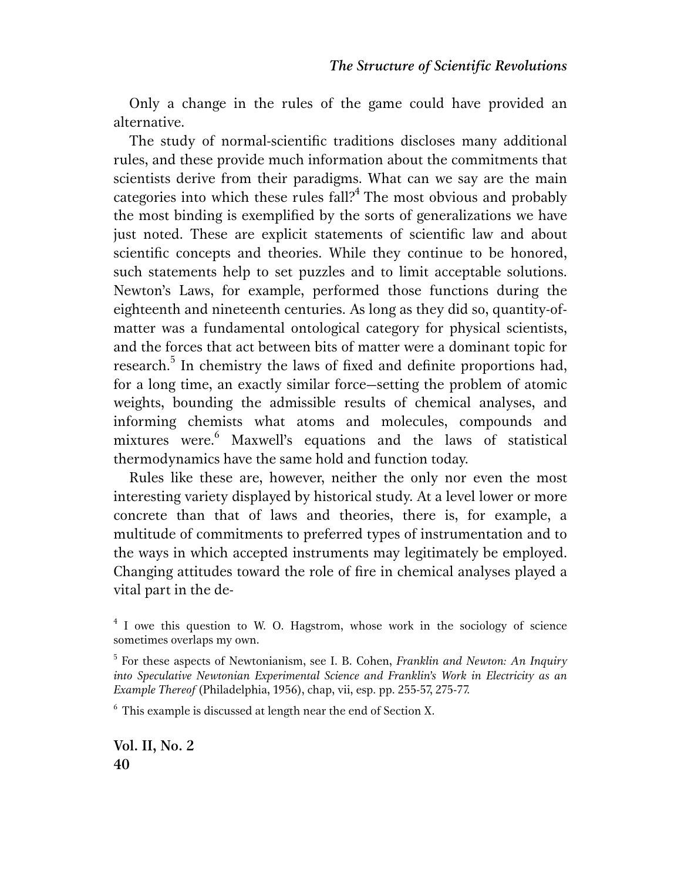Only a change in the rules of the game could have provided an alternative.

The study of normal-scientific traditions discloses many additional rules, and these provide much information about the commitments that scientists derive from their paradigms. What can we say are the main categories into which these rules fall?[4] The most obvious and probably the most binding is exemplified by the sorts of generalizations we have just noted. These are explicit statements of scientific law and about scientific concepts and theories. While they continue to be honored, such statements help to set puzzles and to limit acceptable solutions. Newton's Laws, for example, performed those functions during the eighteenth and nineteenth centuries. As long as they did so, quantity-of-matter was a fundamental ontological category for physical scientists, and the forces that act between bits of matter were a dominant topic for research.[5] In chemistry the laws of fixed and definite proportions had, for a long time, an exactly similar force—setting the problem of atomic weights, bounding the admissible results of chemical analyses, and informing chemists what atoms and molecules, compounds and mixtures were.[6] Maxwell's equations and the laws of statistical thermodynamics have the same hold and function today.

Rules like these are, however, neither the only nor even the most interesting variety displayed by historical study. At a level lower or more concrete than that of laws and theories, there is, for example, a multitude of commitments to preferred types of instrumentation and to the ways in which accepted instruments may legitimately be employed. Changing attitudes toward the role of fire in chemical analyses played a vital part in the de-

[4] I owe this question to W. O. Hagstrom, whose work in the sociology of science sometimes overlaps my own.

[5] For these aspects of Newtonianism, see I. B. Cohen, *Franklin and Newton: An Inquiry into Speculative Newtonian Experimental Science and Franklin's Work in Electricity as an Example Thereof* (Philadelphia, 1956), chap, vii, esp. pp. 255-57, 275-77.

[6] This example is discussed at length near the end of Section X.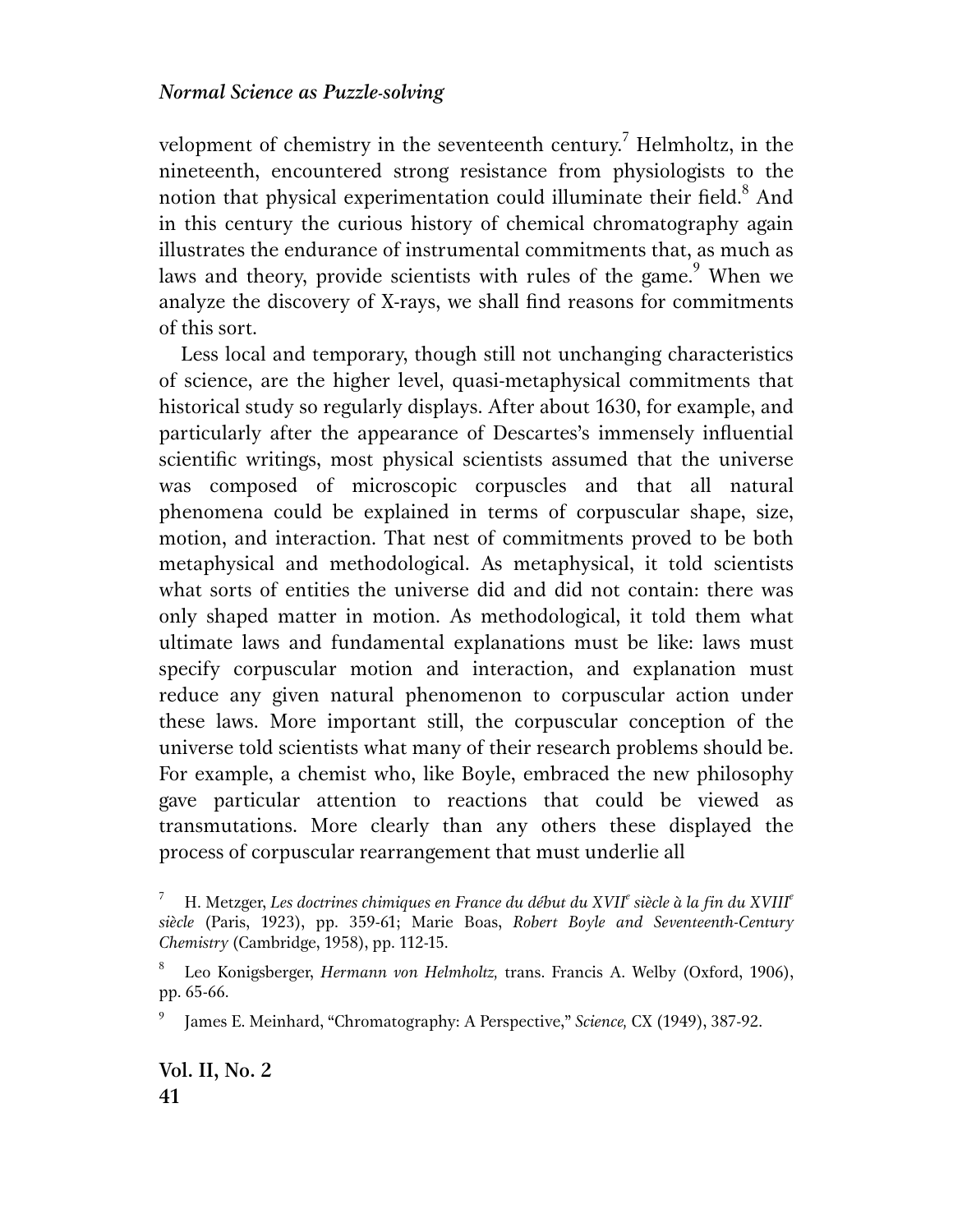velopment of chemistry in the seventeenth century.[7] Helmholtz, in the nineteenth, encountered strong resistance from physiologists to the notion that physical experimentation could illuminate their field.[8] And in this century the curious history of chemical chromatography again illustrates the endurance of instrumental commitments that, as much as laws and theory, provide scientists with rules of the game.[9] When we analyze the discovery of X-rays, we shall find reasons for commitments of this sort.

Less local and temporary, though still not unchanging characteristics of science, are the higher level, quasi-metaphysical commitments that historical study so regularly displays. After about 1630, for example, and particularly after the appearance of Descartes's immensely influential scientific writings, most physical scientists assumed that the universe was composed of microscopic corpuscles and that all natural phenomena could be explained in terms of corpuscular shape, size, motion, and interaction. That nest of commitments proved to be both metaphysical and methodological. As metaphysical, it told scientists what sorts of entities the universe did and did not contain: there was only shaped matter in motion. As methodological, it told them what ultimate laws and fundamental explanations must be like: laws must specify corpuscular motion and interaction, and explanation must reduce any given natural phenomenon to corpuscular action under these laws. More important still, the corpuscular conception of the universe told scientists what many of their research problems should be. For example, a chemist who, like Boyle, embraced the new philosophy gave particular attention to reactions that could be viewed as transmutations. More clearly than any others these displayed the process of corpuscular rearrangement that must underlie all

[7] H. Metzger, *Les doctrines chimiques en France du début du XVII^e^ siècle à la fin du XVIII^e^ siècle* (Paris, 1923), pp. 359-61; Marie Boas, *Robert Boyle and Seventeenth-Century Chemistry* (Cambridge, 1958), pp. 112-15.

[8] Leo Konigsberger, *Hermann von Helmholtz,* trans. Francis A. Welby (Oxford, 1906), pp. 65-66.

[9] James E. Meinhard, "Chromatography: A Perspective," *Science,* CX (1949), 387-92.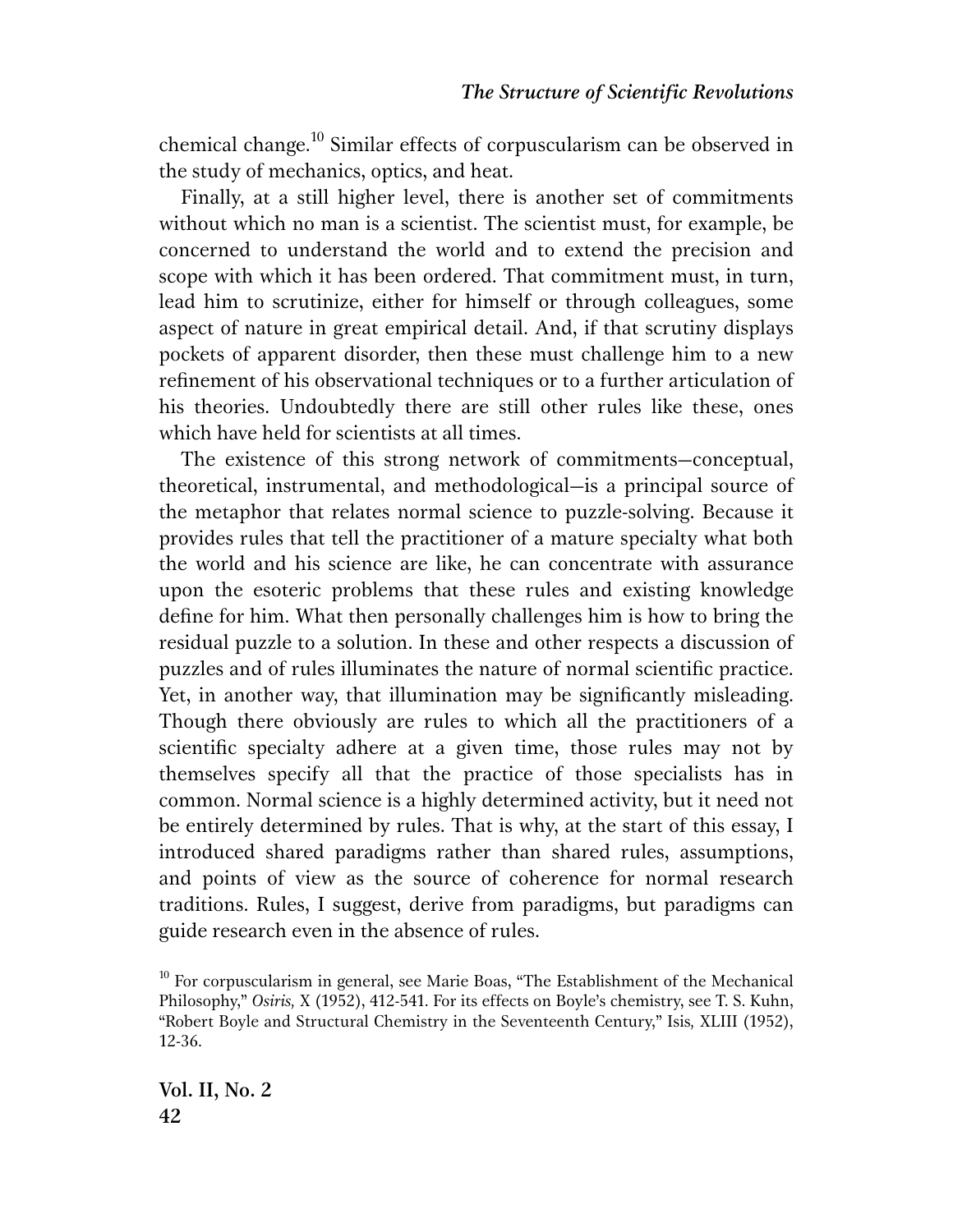chemical change.[10] Similar effects of corpuscularism can be observed in the study of mechanics, optics, and heat.

Finally, at a still higher level, there is another set of commitments without which no man is a scientist. The scientist must, for example, be concerned to understand the world and to extend the precision and scope with which it has been ordered. That commitment must, in turn, lead him to scrutinize, either for himself or through colleagues, some aspect of nature in great empirical detail. And, if that scrutiny displays pockets of apparent disorder, then these must challenge him to a new refinement of his observational techniques or to a further articulation of his theories. Undoubtedly there are still other rules like these, ones which have held for scientists at all times.

The existence of this strong network of commitments—conceptual, theoretical, instrumental, and methodological—is a principal source of the metaphor that relates normal science to puzzle-solving. Because it provides rules that tell the practitioner of a mature specialty what both the world and his science are like, he can concentrate with assurance upon the esoteric problems that these rules and existing knowledge define for him. What then personally challenges him is how to bring the residual puzzle to a solution. In these and other respects a discussion of puzzles and of rules illuminates the nature of normal scientific practice. Yet, in another way, that illumination may be significantly misleading. Though there obviously are rules to which all the practitioners of a scientific specialty adhere at a given time, those rules may not by themselves specify all that the practice of those specialists has in common. Normal science is a highly determined activity, but it need not be entirely determined by rules. That is why, at the start of this essay, I introduced shared paradigms rather than shared rules, assumptions, and points of view as the source of coherence for normal research traditions. Rules, I suggest, derive from paradigms, but paradigms can guide research even in the absence of rules.

[10] For corpuscularism in general, see Marie Boas, "The Establishment of the Mechanical Philosophy," *Osiris,* X (1952), 412-541. For its effects on Boyle's chemistry, see T. S. Kuhn, "Robert Boyle and Structural Chemistry in the Seventeenth Century," Isis*,* XLIII (1952), 12-36.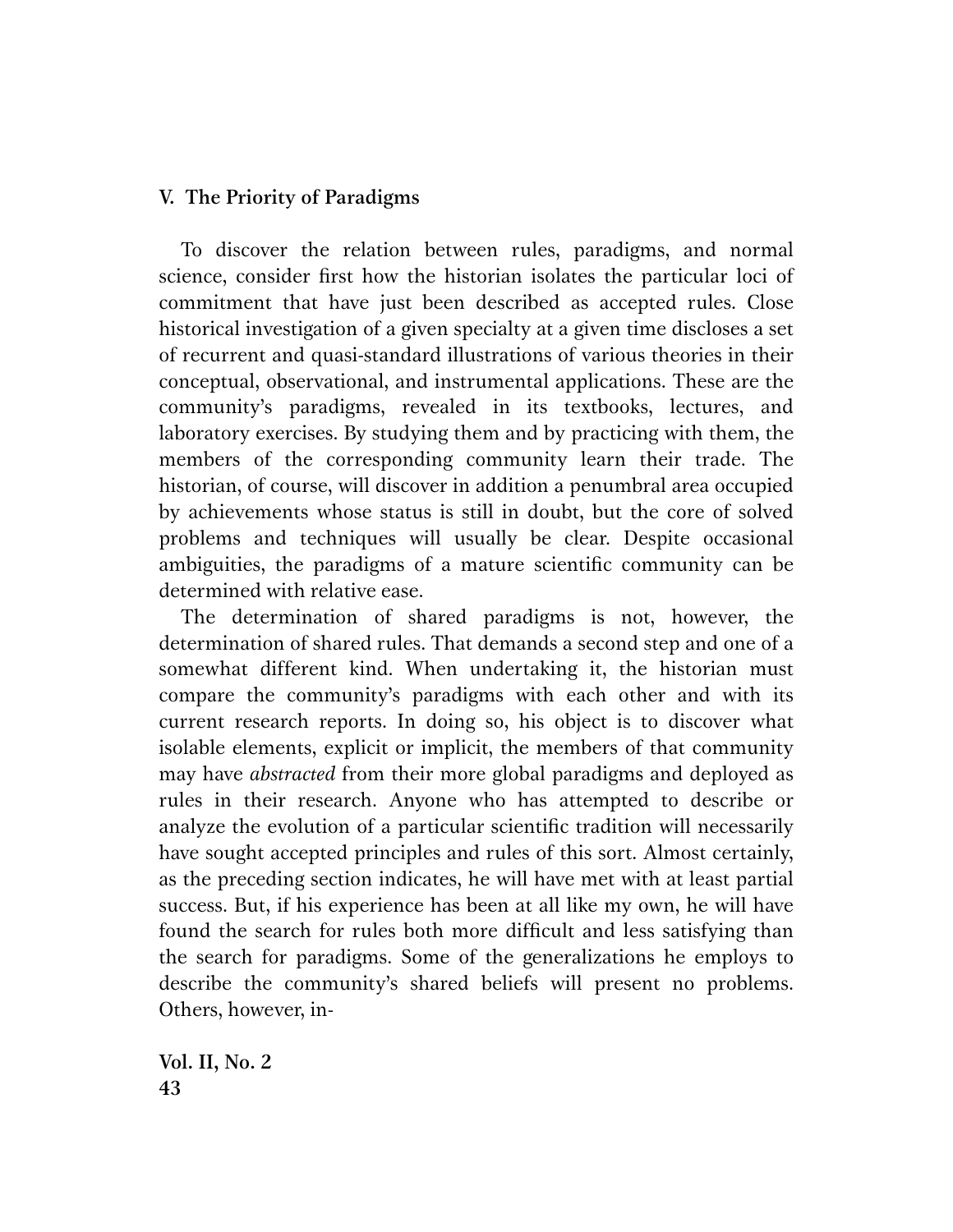## V. The Priority of Paradigms

To discover the relation between rules, paradigms, and normal science, consider first how the historian isolates the particular loci of commitment that have just been described as accepted rules. Close historical investigation of a given specialty at a given time discloses a set of recurrent and quasi-standard illustrations of various theories in their conceptual, observational, and instrumental applications. These are the community's paradigms, revealed in its textbooks, lectures, and laboratory exercises. By studying them and by practicing with them, the members of the corresponding community learn their trade. The historian, of course, will discover in addition a penumbral area occupied by achievements whose status is still in doubt, but the core of solved problems and techniques will usually be clear. Despite occasional ambiguities, the paradigms of a mature scientific community can be determined with relative ease.

The determination of shared paradigms is not, however, the determination of shared rules. That demands a second step and one of a somewhat different kind. When undertaking it, the historian must compare the community's paradigms with each other and with its current research reports. In doing so, his object is to discover what isolable elements, explicit or implicit, the members of that community may have *abstracted* from their more global paradigms and deployed as rules in their research. Anyone who has attempted to describe or analyze the evolution of a particular scientific tradition will necessarily have sought accepted principles and rules of this sort. Almost certainly, as the preceding section indicates, he will have met with at least partial success. But, if his experience has been at all like my own, he will have found the search for rules both more difficult and less satisfying than the search for paradigms. Some of the generalizations he employs to describe the community's shared beliefs will present no problems. Others, however, in-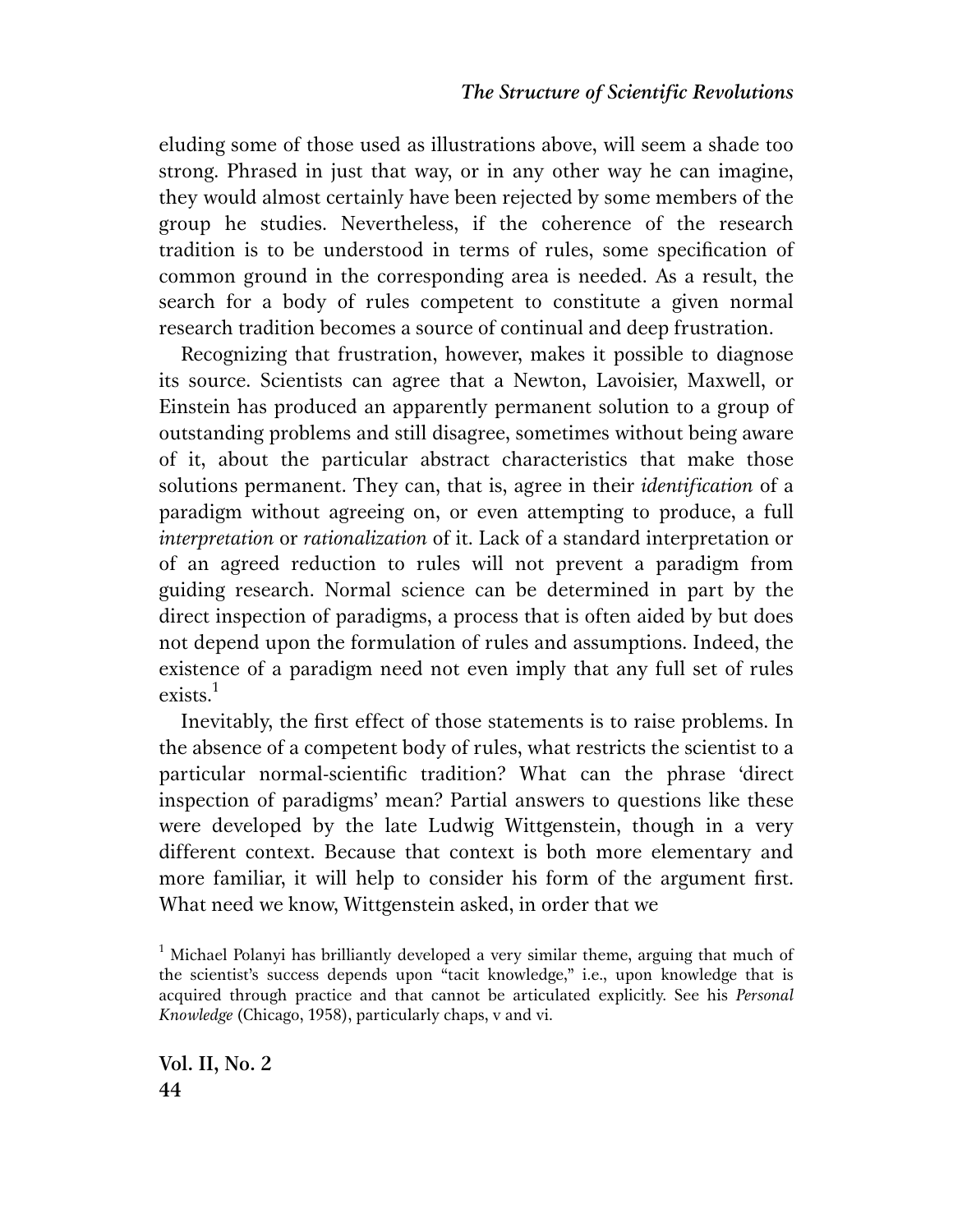eluding some of those used as illustrations above, will seem a shade too strong. Phrased in just that way, or in any other way he can imagine, they would almost certainly have been rejected by some members of the group he studies. Nevertheless, if the coherence of the research tradition is to be understood in terms of rules, some specification of common ground in the corresponding area is needed. As a result, the search for a body of rules competent to constitute a given normal research tradition becomes a source of continual and deep frustration.

Recognizing that frustration, however, makes it possible to diagnose its source. Scientists can agree that a Newton, Lavoisier, Maxwell, or Einstein has produced an apparently permanent solution to a group of outstanding problems and still disagree, sometimes without being aware of it, about the particular abstract characteristics that make those solutions permanent. They can, that is, agree in their *identification* of a paradigm without agreeing on, or even attempting to produce, a full *interpretation* or *rationalization* of it. Lack of a standard interpretation or of an agreed reduction to rules will not prevent a paradigm from guiding research. Normal science can be determined in part by the direct inspection of paradigms, a process that is often aided by but does not depend upon the formulation of rules and assumptions. Indeed, the existence of a paradigm need not even imply that any full set of rules exists.[1]

Inevitably, the first effect of those statements is to raise problems. In the absence of a competent body of rules, what restricts the scientist to a particular normal-scientific tradition? What can the phrase 'direct inspection of paradigms' mean? Partial answers to questions like these were developed by the late Ludwig Wittgenstein, though in a very different context. Because that context is both more elementary and more familiar, it will help to consider his form of the argument first. What need we know, Wittgenstein asked, in order that we

[1] Michael Polanyi has brilliantly developed a very similar theme, arguing that much of the scientist's success depends upon "tacit knowledge," i.e., upon knowledge that is acquired through practice and that cannot be articulated explicitly. See his *Personal Knowledge* (Chicago, 1958), particularly chaps, v and vi.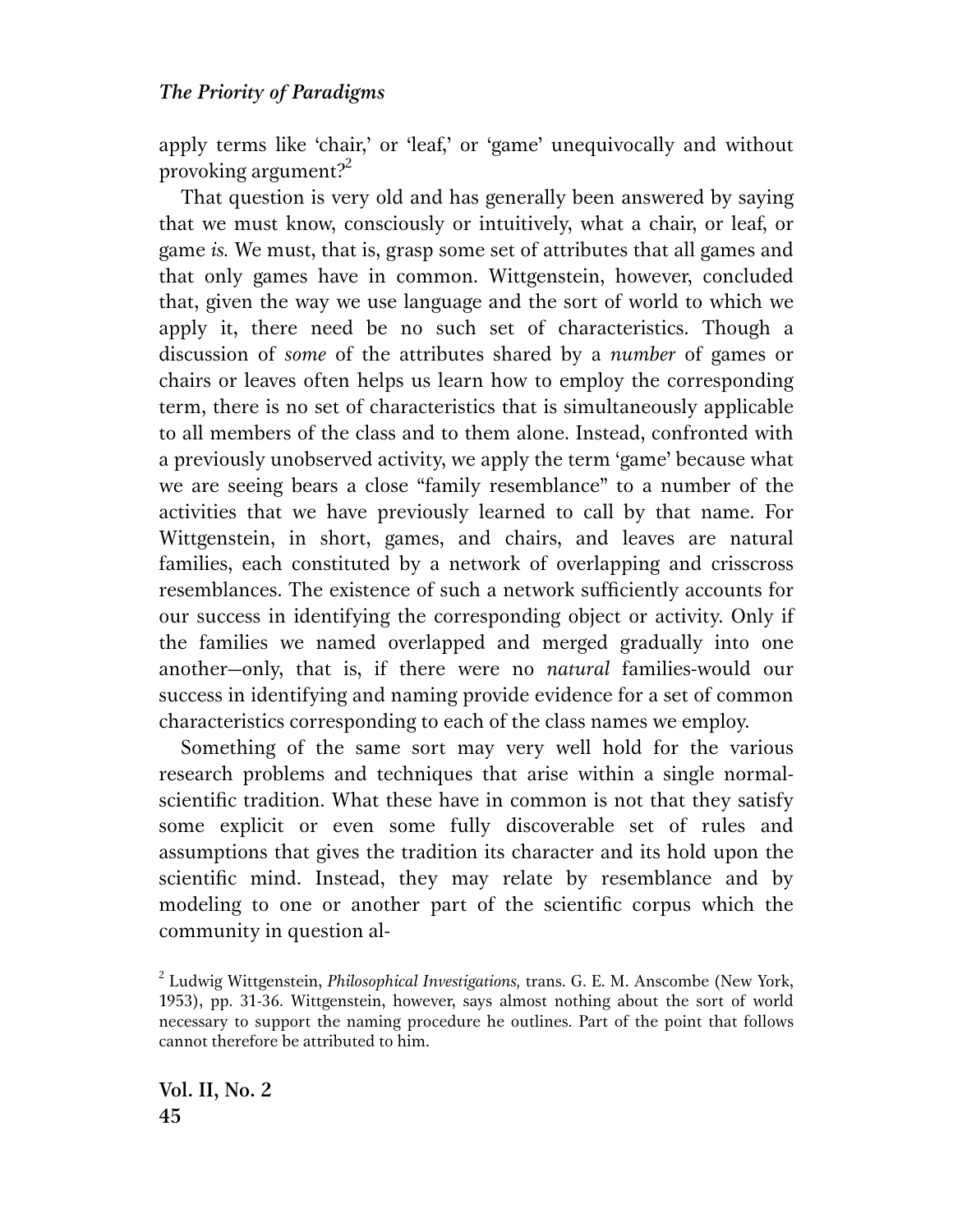apply terms like 'chair,' or 'leaf,' or 'game' unequivocally and without provoking argument?[2]

That question is very old and has generally been answered by saying that we must know, consciously or intuitively, what a chair, or leaf, or game *is.* We must, that is, grasp some set of attributes that all games and that only games have in common. Wittgenstein, however, concluded that, given the way we use language and the sort of world to which we apply it, there need be no such set of characteristics. Though a discussion of *some* of the attributes shared by a *number* of games or chairs or leaves often helps us learn how to employ the corresponding term, there is no set of characteristics that is simultaneously applicable to all members of the class and to them alone. Instead, confronted with a previously unobserved activity, we apply the term 'game' because what we are seeing bears a close "family resemblance" to a number of the activities that we have previously learned to call by that name. For Wittgenstein, in short, games, and chairs, and leaves are natural families, each constituted by a network of overlapping and crisscross resemblances. The existence of such a network sufficiently accounts for our success in identifying the corresponding object or activity. Only if the families we named overlapped and merged gradually into one another—only, that is, if there were no *natural* families-would our success in identifying and naming provide evidence for a set of common characteristics corresponding to each of the class names we employ.

Something of the same sort may very well hold for the various research problems and techniques that arise within a single normal-scientific tradition. What these have in common is not that they satisfy some explicit or even some fully discoverable set of rules and assumptions that gives the tradition its character and its hold upon the scientific mind. Instead, they may relate by resemblance and by modeling to one or another part of the scientific corpus which the community in question al-

[2] Ludwig Wittgenstein, *Philosophical Investigations,* trans. G. E. M. Anscombe (New York, 1953), pp. 31-36. Wittgenstein, however, says almost nothing about the sort of world necessary to support the naming procedure he outlines. Part of the point that follows cannot therefore be attributed to him.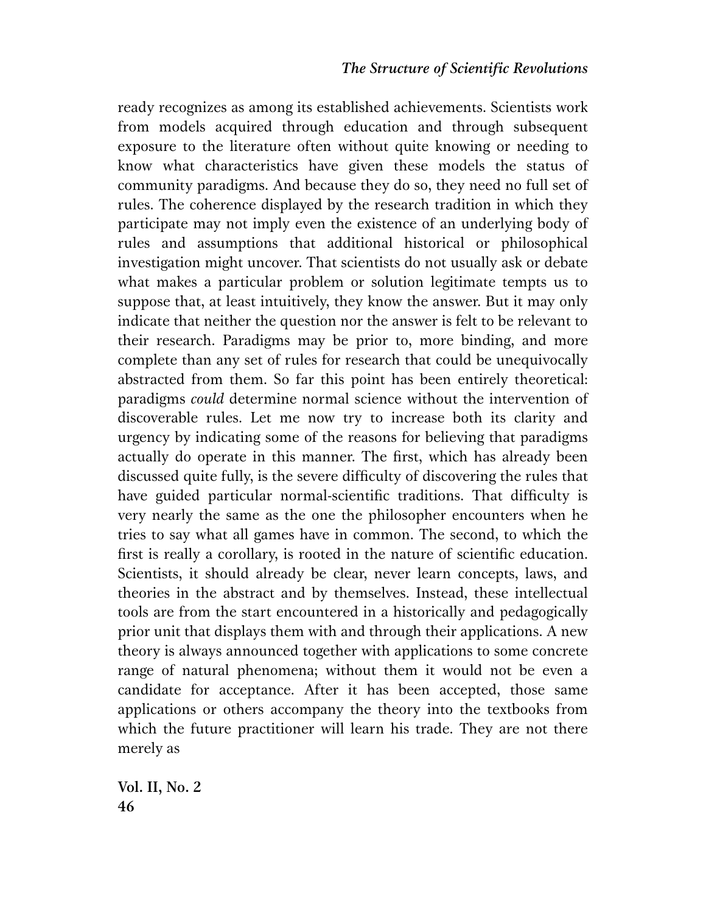ready recognizes as among its established achievements. Scientists work from models acquired through education and through subsequent exposure to the literature often without quite knowing or needing to know what characteristics have given these models the status of community paradigms. And because they do so, they need no full set of rules. The coherence displayed by the research tradition in which they participate may not imply even the existence of an underlying body of rules and assumptions that additional historical or philosophical investigation might uncover. That scientists do not usually ask or debate what makes a particular problem or solution legitimate tempts us to suppose that, at least intuitively, they know the answer. But it may only indicate that neither the question nor the answer is felt to be relevant to their research. Paradigms may be prior to, more binding, and more complete than any set of rules for research that could be unequivocally abstracted from them. So far this point has been entirely theoretical: paradigms *could* determine normal science without the intervention of discoverable rules. Let me now try to increase both its clarity and urgency by indicating some of the reasons for believing that paradigms actually do operate in this manner. The first, which has already been discussed quite fully, is the severe difficulty of discovering the rules that have guided particular normal-scientific traditions. That difficulty is very nearly the same as the one the philosopher encounters when he tries to say what all games have in common. The second, to which the first is really a corollary, is rooted in the nature of scientific education. Scientists, it should already be clear, never learn concepts, laws, and theories in the abstract and by themselves. Instead, these intellectual tools are from the start encountered in a historically and pedagogically prior unit that displays them with and through their applications. A new theory is always announced together with applications to some concrete range of natural phenomena; without them it would not be even a candidate for acceptance. After it has been accepted, those same applications or others accompany the theory into the textbooks from which the future practitioner will learn his trade. They are not there merely as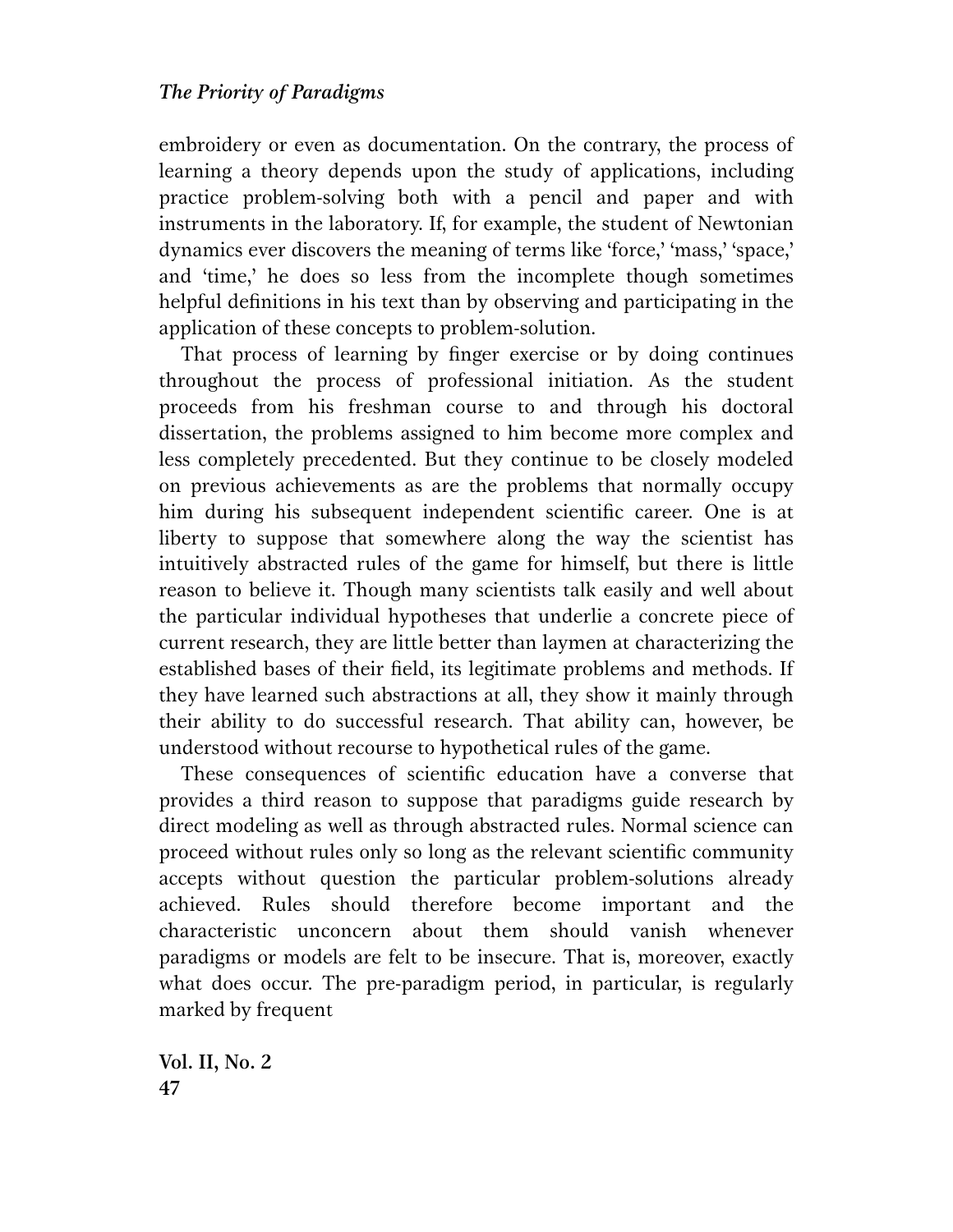embroidery or even as documentation. On the contrary, the process of learning a theory depends upon the study of applications, including practice problem-solving both with a pencil and paper and with instruments in the laboratory. If, for example, the student of Newtonian dynamics ever discovers the meaning of terms like 'force,' 'mass,' 'space,' and 'time,' he does so less from the incomplete though sometimes helpful definitions in his text than by observing and participating in the application of these concepts to problem-solution.

That process of learning by finger exercise or by doing continues throughout the process of professional initiation. As the student proceeds from his freshman course to and through his doctoral dissertation, the problems assigned to him become more complex and less completely precedented. But they continue to be closely modeled on previous achievements as are the problems that normally occupy him during his subsequent independent scientific career. One is at liberty to suppose that somewhere along the way the scientist has intuitively abstracted rules of the game for himself, but there is little reason to believe it. Though many scientists talk easily and well about the particular individual hypotheses that underlie a concrete piece of current research, they are little better than laymen at characterizing the established bases of their field, its legitimate problems and methods. If they have learned such abstractions at all, they show it mainly through their ability to do successful research. That ability can, however, be understood without recourse to hypothetical rules of the game.

These consequences of scientific education have a converse that provides a third reason to suppose that paradigms guide research by direct modeling as well as through abstracted rules. Normal science can proceed without rules only so long as the relevant scientific community accepts without question the particular problem-solutions already achieved. Rules should therefore become important and the characteristic unconcern about them should vanish whenever paradigms or models are felt to be insecure. That is, moreover, exactly what does occur. The pre-paradigm period, in particular, is regularly marked by frequent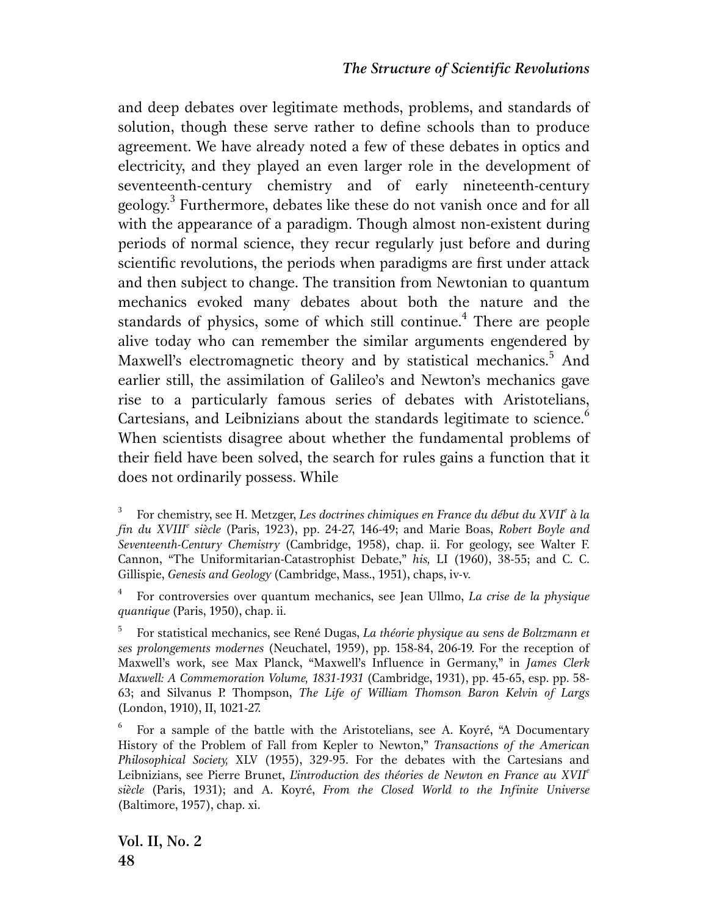and deep debates over legitimate methods, problems, and standards of solution, though these serve rather to define schools than to produce agreement. We have already noted a few of these debates in optics and electricity, and they played an even larger role in the development of seventeenth-century chemistry and of early nineteenth-century geology.[3] Furthermore, debates like these do not vanish once and for all with the appearance of a paradigm. Though almost non-existent during periods of normal science, they recur regularly just before and during scientific revolutions, the periods when paradigms are first under attack and then subject to change. The transition from Newtonian to quantum mechanics evoked many debates about both the nature and the standards of physics, some of which still continue.[4] There are people alive today who can remember the similar arguments engendered by Maxwell's electromagnetic theory and by statistical mechanics.[5] And earlier still, the assimilation of Galileo's and Newton's mechanics gave rise to a particularly famous series of debates with Aristotelians, Cartesians, and Leibnizians about the standards legitimate to science.[6] When scientists disagree about whether the fundamental problems of their field have been solved, the search for rules gains a function that it does not ordinarily possess. While

---

[3] For chemistry, see H. Metzger, *Les doctrines chimiques en France du début du XVII^e^ à la fin du XVIII^e^ siècle* (Paris, 1923), pp. 24-27, 146-49; and Marie Boas, *Robert Boyle and Seventeenth-Century Chemistry* (Cambridge, 1958), chap. ii. For geology, see Walter F. Cannon, "The Uniformitarian-Catastrophist Debate," *his,* LI (1960), 38-55; and C. C. Gillispie, *Genesis and Geology* (Cambridge, Mass., 1951), chaps, iv-v.

[4] For controversies over quantum mechanics, see Jean Ullmo, *La crise de la physique quantique* (Paris, 1950), chap. ii.

[5] For statistical mechanics, see René Dugas, *La théorie physique au sens de Boltzmann et ses prolongements modernes* (Neuchatel, 1959), pp. 158-84, 206-19. For the reception of Maxwell's work, see Max Planck, "Maxwell's Influence in Germany," in *James Clerk Maxwell: A Commemoration Volume, 1831-1931* (Cambridge, 1931), pp. 45-65, esp. pp. 58-63; and Silvanus P. Thompson, *The Life of William Thomson Baron Kelvin of Largs* (London, 1910), II, 1021-27.

[6] For a sample of the battle with the Aristotelians, see A. Koyré, "A Documentary History of the Problem of Fall from Kepler to Newton," *Transactions of the American Philosophical Society,* XLV (1955), 329-95. For the debates with the Cartesians and Leibnizians, see Pierre Brunet, *L'introduction des théories de Newton en France au XVII^e^ siècle* (Paris, 1931); and A. Koyré, *From the Closed World to the Infinite Universe* (Baltimore, 1957), chap. xi.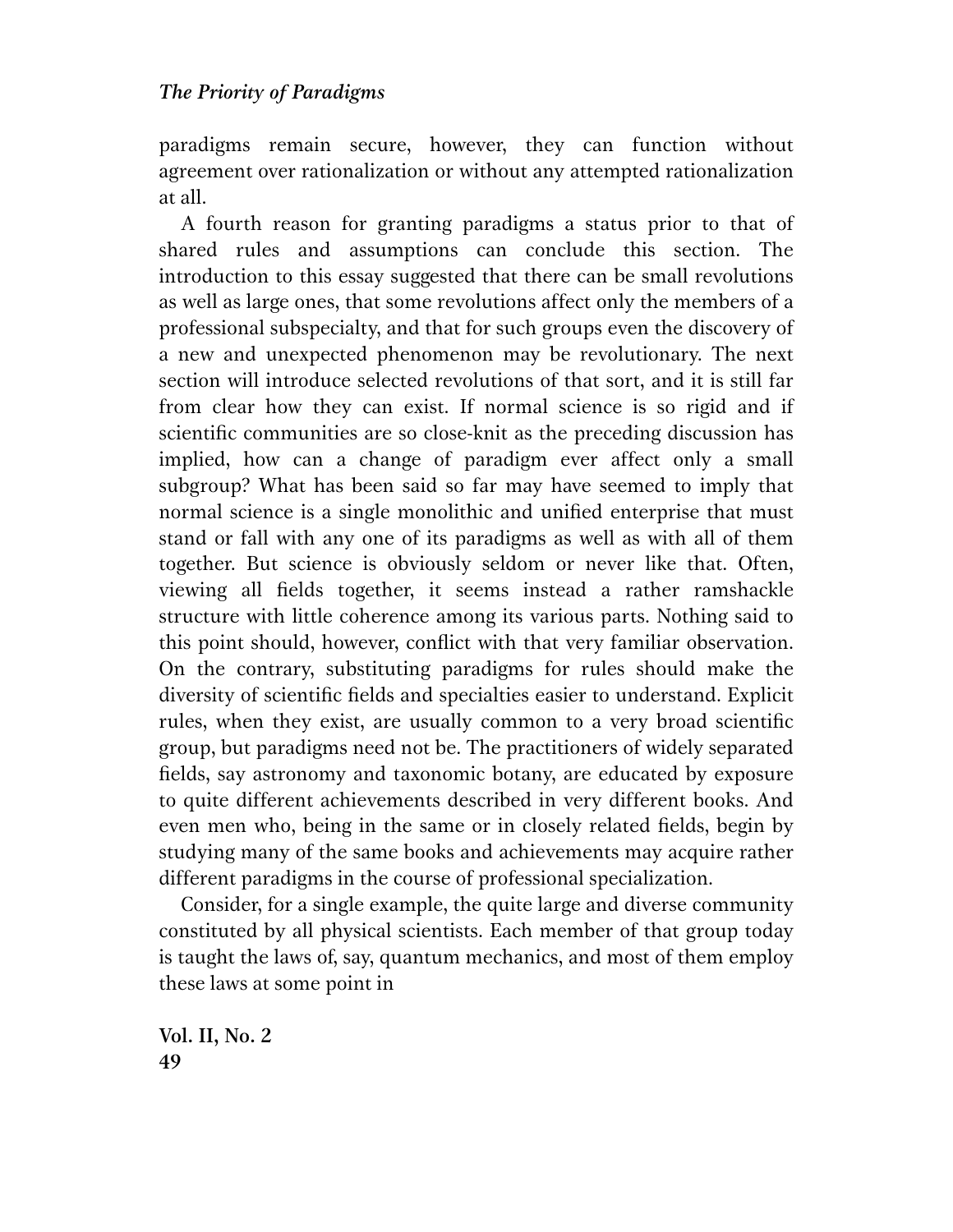paradigms remain secure, however, they can function without agreement over rationalization or without any attempted rationalization at all.

A fourth reason for granting paradigms a status prior to that of shared rules and assumptions can conclude this section. The introduction to this essay suggested that there can be small revolutions as well as large ones, that some revolutions affect only the members of a professional subspecialty, and that for such groups even the discovery of a new and unexpected phenomenon may be revolutionary. The next section will introduce selected revolutions of that sort, and it is still far from clear how they can exist. If normal science is so rigid and if scientific communities are so close-knit as the preceding discussion has implied, how can a change of paradigm ever affect only a small subgroup? What has been said so far may have seemed to imply that normal science is a single monolithic and unified enterprise that must stand or fall with any one of its paradigms as well as with all of them together. But science is obviously seldom or never like that. Often, viewing all fields together, it seems instead a rather ramshackle structure with little coherence among its various parts. Nothing said to this point should, however, conflict with that very familiar observation. On the contrary, substituting paradigms for rules should make the diversity of scientific fields and specialties easier to understand. Explicit rules, when they exist, are usually common to a very broad scientific group, but paradigms need not be. The practitioners of widely separated fields, say astronomy and taxonomic botany, are educated by exposure to quite different achievements described in very different books. And even men who, being in the same or in closely related fields, begin by studying many of the same books and achievements may acquire rather different paradigms in the course of professional specialization.

Consider, for a single example, the quite large and diverse community constituted by all physical scientists. Each member of that group today is taught the laws of, say, quantum mechanics, and most of them employ these laws at some point in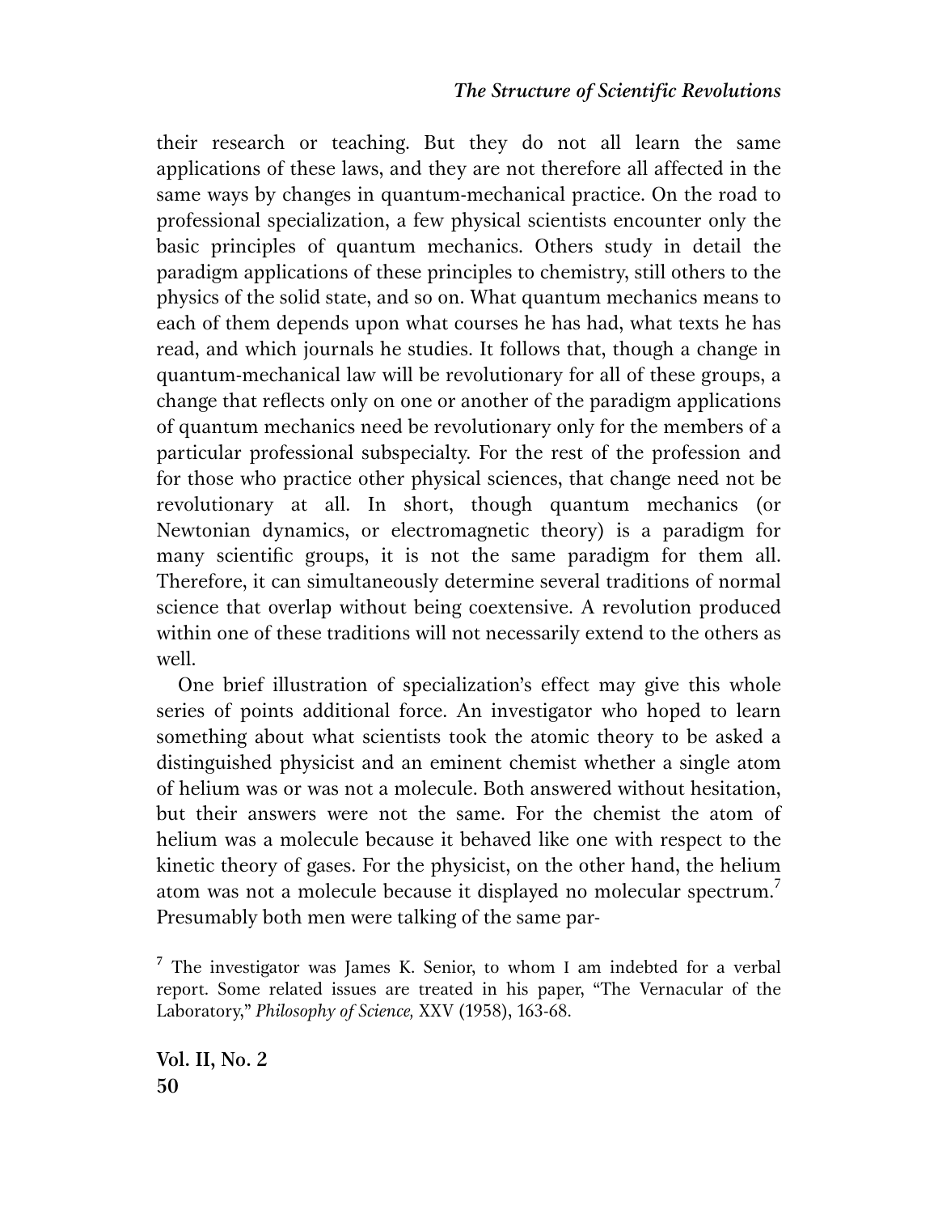their research or teaching. But they do not all learn the same applications of these laws, and they are not therefore all affected in the same ways by changes in quantum-mechanical practice. On the road to professional specialization, a few physical scientists encounter only the basic principles of quantum mechanics. Others study in detail the paradigm applications of these principles to chemistry, still others to the physics of the solid state, and so on. What quantum mechanics means to each of them depends upon what courses he has had, what texts he has read, and which journals he studies. It follows that, though a change in quantum-mechanical law will be revolutionary for all of these groups, a change that reflects only on one or another of the paradigm applications of quantum mechanics need be revolutionary only for the members of a particular professional subspecialty. For the rest of the profession and for those who practice other physical sciences, that change need not be revolutionary at all. In short, though quantum mechanics (or Newtonian dynamics, or electromagnetic theory) is a paradigm for many scientific groups, it is not the same paradigm for them all. Therefore, it can simultaneously determine several traditions of normal science that overlap without being coextensive. A revolution produced within one of these traditions will not necessarily extend to the others as well.

One brief illustration of specialization's effect may give this whole series of points additional force. An investigator who hoped to learn something about what scientists took the atomic theory to be asked a distinguished physicist and an eminent chemist whether a single atom of helium was or was not a molecule. Both answered without hesitation, but their answers were not the same. For the chemist the atom of helium was a molecule because it behaved like one with respect to the kinetic theory of gases. For the physicist, on the other hand, the helium atom was not a molecule because it displayed no molecular spectrum.[7] Presumably both men were talking of the same par-

[7] The investigator was James K. Senior, to whom I am indebted for a verbal report. Some related issues are treated in his paper, "The Vernacular of the Laboratory," *Philosophy of Science,* XXV (1958), 163-68.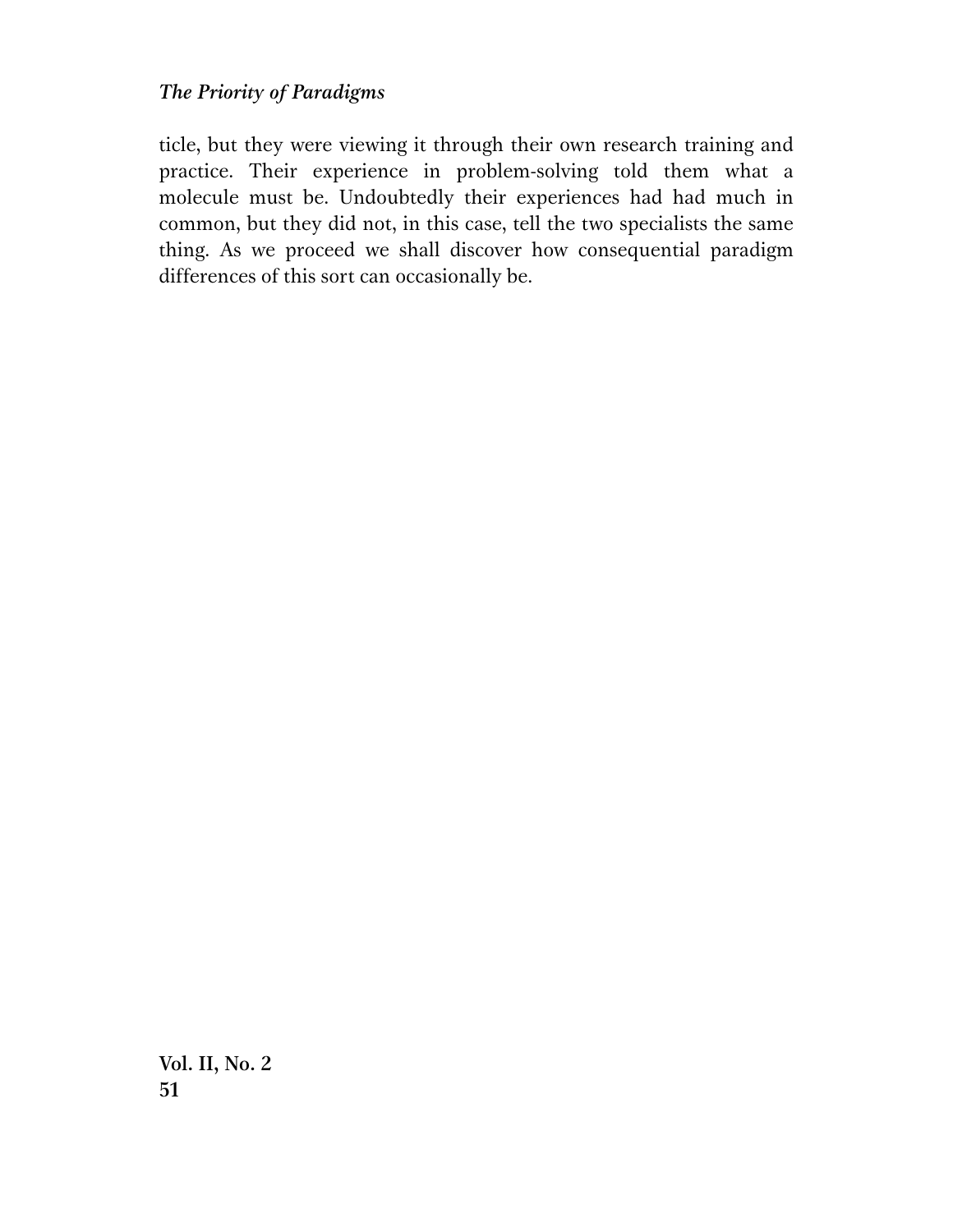ticle, but they were viewing it through their own research training and practice. Their experience in problem-solving told them what a molecule must be. Undoubtedly their experiences had had much in common, but they did not, in this case, tell the two specialists the same thing. As we proceed we shall discover how consequential paradigm differences of this sort can occasionally be.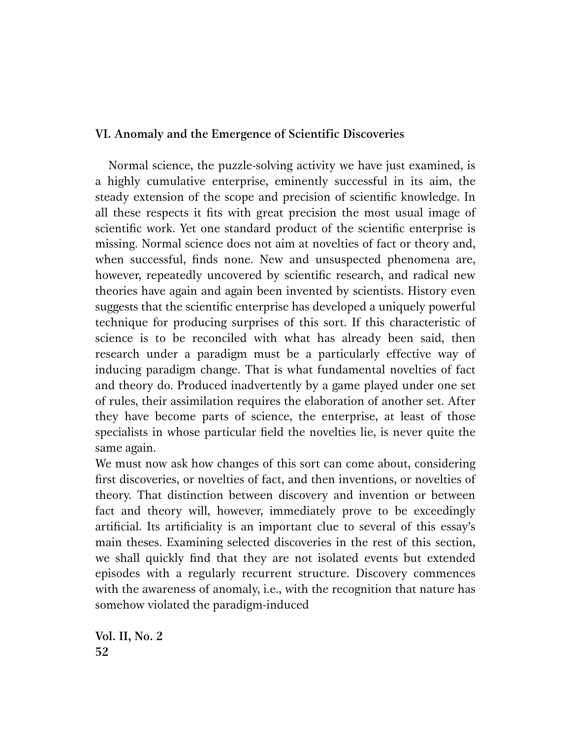## VI. Anomaly and the Emergence of Scientific Discoveries

Normal science, the puzzle-solving activity we have just examined, is a highly cumulative enterprise, eminently successful in its aim, the steady extension of the scope and precision of scientific knowledge. In all these respects it fits with great precision the most usual image of scientific work. Yet one standard product of the scientific enterprise is missing. Normal science does not aim at novelties of fact or theory and, when successful, finds none. New and unsuspected phenomena are, however, repeatedly uncovered by scientific research, and radical new theories have again and again been invented by scientists. History even suggests that the scientific enterprise has developed a uniquely powerful technique for producing surprises of this sort. If this characteristic of science is to be reconciled with what has already been said, then research under a paradigm must be a particularly effective way of inducing paradigm change. That is what fundamental novelties of fact and theory do. Produced inadvertently by a game played under one set of rules, their assimilation requires the elaboration of another set. After they have become parts of science, the enterprise, at least of those specialists in whose particular field the novelties lie, is never quite the same again.

We must now ask how changes of this sort can come about, considering first discoveries, or novelties of fact, and then inventions, or novelties of theory. That distinction between discovery and invention or between fact and theory will, however, immediately prove to be exceedingly artificial. Its artificiality is an important clue to several of this essay's main theses. Examining selected discoveries in the rest of this section, we shall quickly find that they are not isolated events but extended episodes with a regularly recurrent structure. Discovery commences with the awareness of anomaly, i.e., with the recognition that nature has somehow violated the paradigm-induced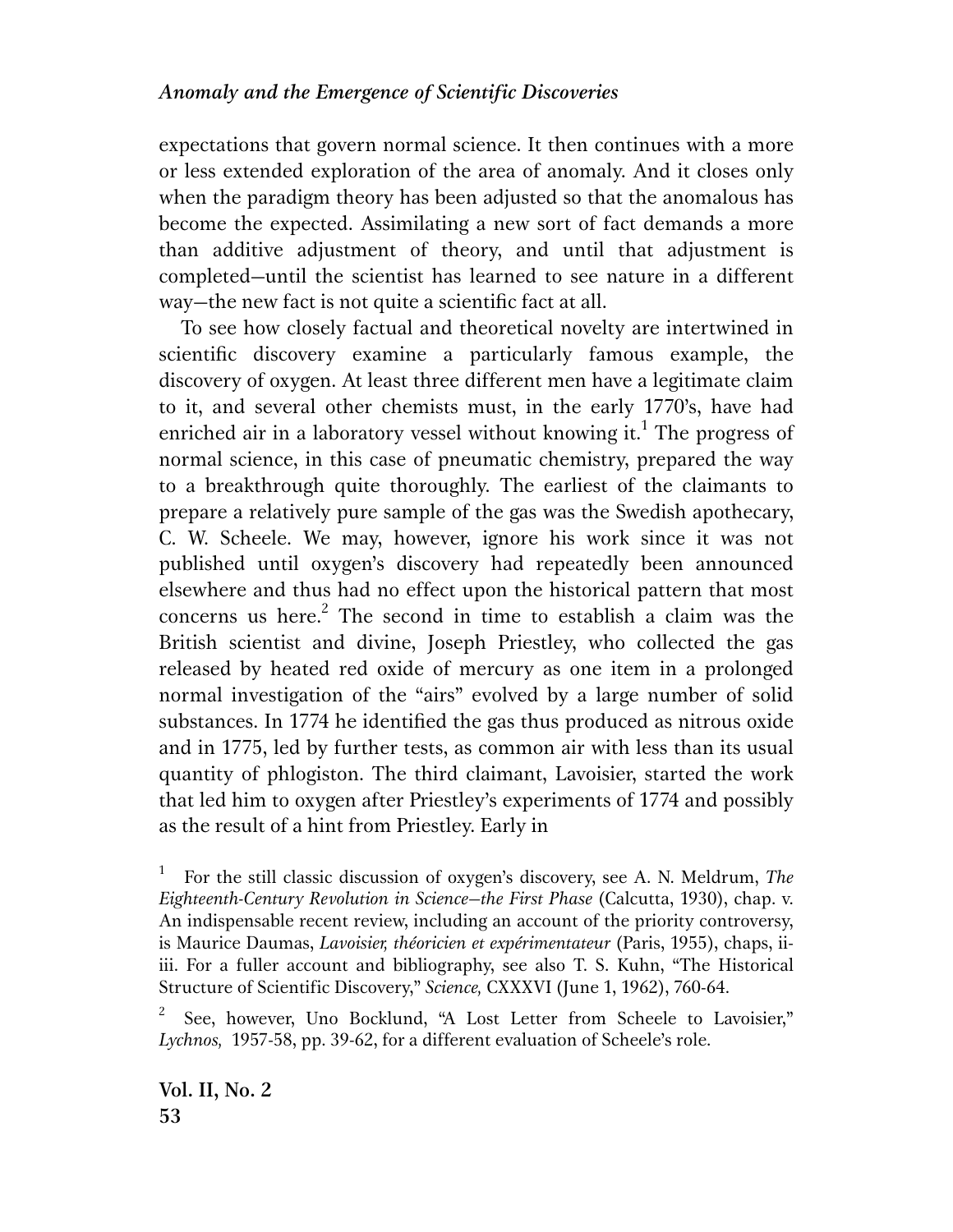expectations that govern normal science. It then continues with a more or less extended exploration of the area of anomaly. And it closes only when the paradigm theory has been adjusted so that the anomalous has become the expected. Assimilating a new sort of fact demands a more than additive adjustment of theory, and until that adjustment is completed—until the scientist has learned to see nature in a different way—the new fact is not quite a scientific fact at all.

To see how closely factual and theoretical novelty are intertwined in scientific discovery examine a particularly famous example, the discovery of oxygen. At least three different men have a legitimate claim to it, and several other chemists must, in the early 1770's, have had enriched air in a laboratory vessel without knowing it.[1] The progress of normal science, in this case of pneumatic chemistry, prepared the way to a breakthrough quite thoroughly. The earliest of the claimants to prepare a relatively pure sample of the gas was the Swedish apothecary, C. W. Scheele. We may, however, ignore his work since it was not published until oxygen's discovery had repeatedly been announced elsewhere and thus had no effect upon the historical pattern that most concerns us here.[2] The second in time to establish a claim was the British scientist and divine, Joseph Priestley, who collected the gas released by heated red oxide of mercury as one item in a prolonged normal investigation of the "airs" evolved by a large number of solid substances. In 1774 he identified the gas thus produced as nitrous oxide and in 1775, led by further tests, as common air with less than its usual quantity of phlogiston. The third claimant, Lavoisier, started the work that led him to oxygen after Priestley's experiments of 1774 and possibly as the result of a hint from Priestley. Early in

[1] For the still classic discussion of oxygen's discovery, see A. N. Meldrum, *The Eighteenth-Century Revolution in Science—the First Phase* (Calcutta, 1930), chap. v. An indispensable recent review, including an account of the priority controversy, is Maurice Daumas, *Lavoisier, théoricien et expérimentateur* (Paris, 1955), chaps, ii-iii. For a fuller account and bibliography, see also T. S. Kuhn, "The Historical Structure of Scientific Discovery," *Science,* CXXXVI (June 1, 1962), 760-64.

[2] See, however, Uno Bocklund, "A Lost Letter from Scheele to Lavoisier," *Lychnos,* 1957-58, pp. 39-62, for a different evaluation of Scheele's role.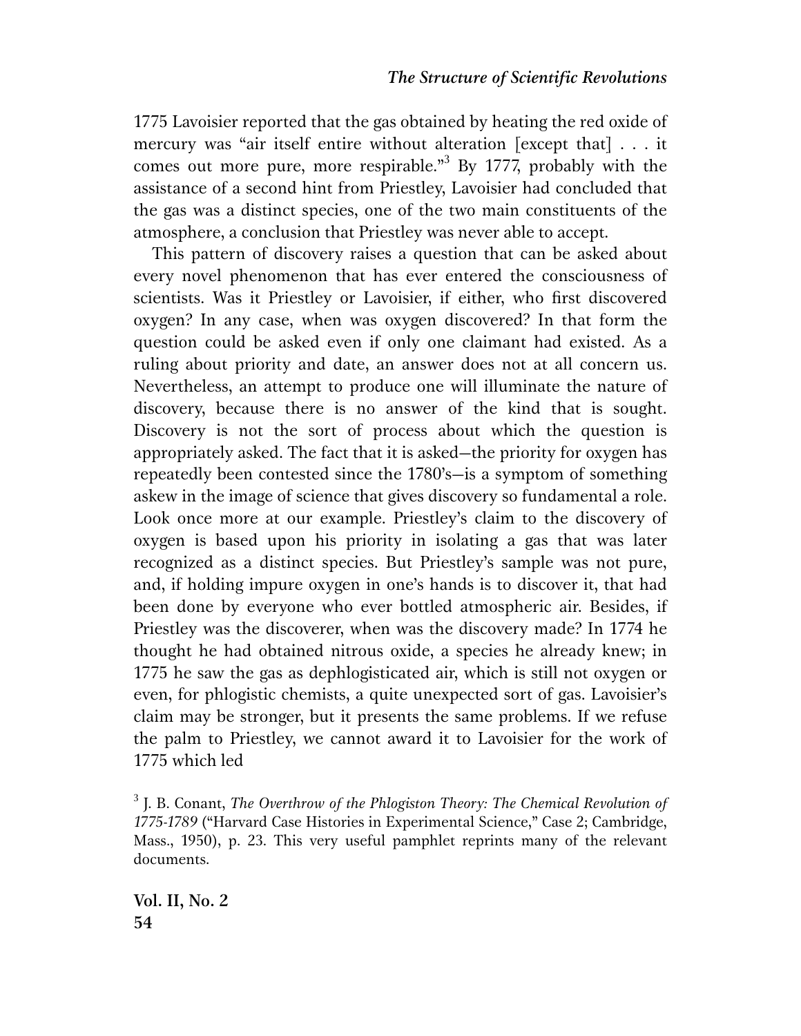1775 Lavoisier reported that the gas obtained by heating the red oxide of mercury was "air itself entire without alteration [except that] . . . it comes out more pure, more respirable."[3] By 1777, probably with the assistance of a second hint from Priestley, Lavoisier had concluded that the gas was a distinct species, one of the two main constituents of the atmosphere, a conclusion that Priestley was never able to accept.

This pattern of discovery raises a question that can be asked about every novel phenomenon that has ever entered the consciousness of scientists. Was it Priestley or Lavoisier, if either, who first discovered oxygen? In any case, when was oxygen discovered? In that form the question could be asked even if only one claimant had existed. As a ruling about priority and date, an answer does not at all concern us. Nevertheless, an attempt to produce one will illuminate the nature of discovery, because there is no answer of the kind that is sought. Discovery is not the sort of process about which the question is appropriately asked. The fact that it is asked—the priority for oxygen has repeatedly been contested since the 1780's—is a symptom of something askew in the image of science that gives discovery so fundamental a role. Look once more at our example. Priestley's claim to the discovery of oxygen is based upon his priority in isolating a gas that was later recognized as a distinct species. But Priestley's sample was not pure, and, if holding impure oxygen in one's hands is to discover it, that had been done by everyone who ever bottled atmospheric air. Besides, if Priestley was the discoverer, when was the discovery made? In 1774 he thought he had obtained nitrous oxide, a species he already knew; in 1775 he saw the gas as dephlogisticated air, which is still not oxygen or even, for phlogistic chemists, a quite unexpected sort of gas. Lavoisier's claim may be stronger, but it presents the same problems. If we refuse the palm to Priestley, we cannot award it to Lavoisier for the work of 1775 which led

[3] J. B. Conant, *The Overthrow of the Phlogiston Theory: The Chemical Revolution of 1775-1789* ("Harvard Case Histories in Experimental Science," Case 2; Cambridge, Mass., 1950), p. 23. This very useful pamphlet reprints many of the relevant documents.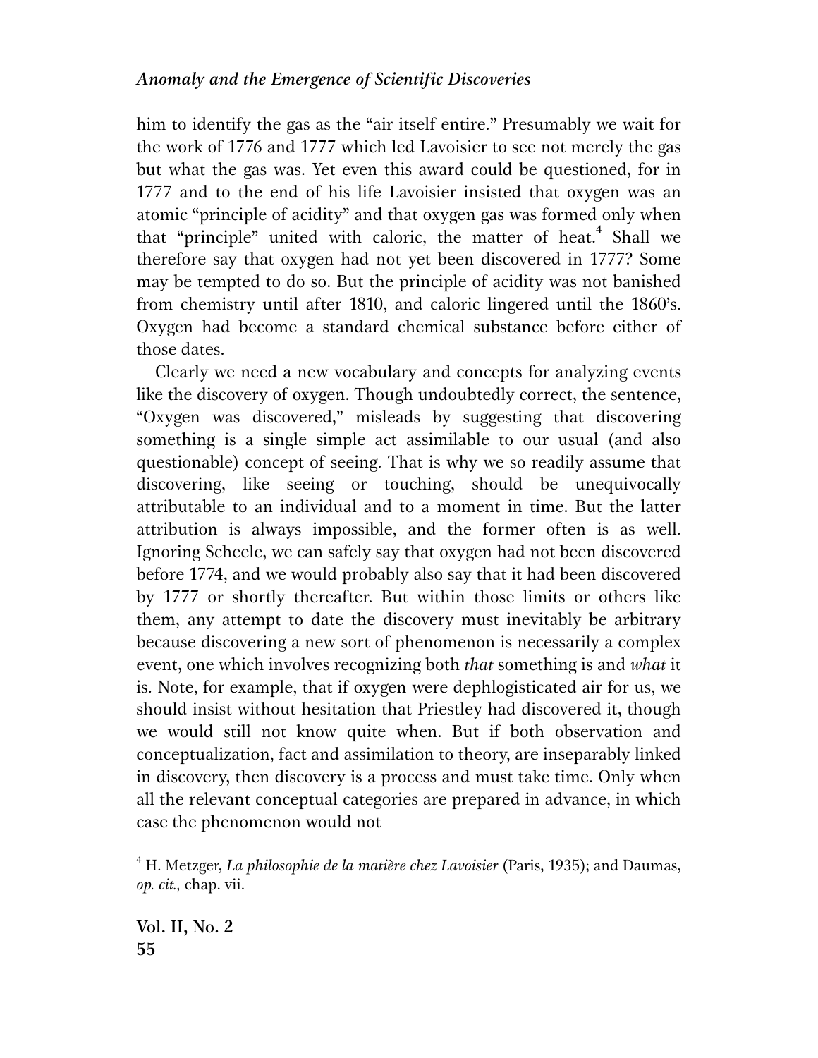him to identify the gas as the "air itself entire." Presumably we wait for the work of 1776 and 1777 which led Lavoisier to see not merely the gas but what the gas was. Yet even this award could be questioned, for in 1777 and to the end of his life Lavoisier insisted that oxygen was an atomic "principle of acidity" and that oxygen gas was formed only when that "principle" united with caloric, the matter of heat.[4] Shall we therefore say that oxygen had not yet been discovered in 1777? Some may be tempted to do so. But the principle of acidity was not banished from chemistry until after 1810, and caloric lingered until the 1860's. Oxygen had become a standard chemical substance before either of those dates.

Clearly we need a new vocabulary and concepts for analyzing events like the discovery of oxygen. Though undoubtedly correct, the sentence, "Oxygen was discovered," misleads by suggesting that discovering something is a single simple act assimilable to our usual (and also questionable) concept of seeing. That is why we so readily assume that discovering, like seeing or touching, should be unequivocally attributable to an individual and to a moment in time. But the latter attribution is always impossible, and the former often is as well. Ignoring Scheele, we can safely say that oxygen had not been discovered before 1774, and we would probably also say that it had been discovered by 1777 or shortly thereafter. But within those limits or others like them, any attempt to date the discovery must inevitably be arbitrary because discovering a new sort of phenomenon is necessarily a complex event, one which involves recognizing both *that* something is and *what* it is. Note, for example, that if oxygen were dephlogisticated air for us, we should insist without hesitation that Priestley had discovered it, though we would still not know quite when. But if both observation and conceptualization, fact and assimilation to theory, are inseparably linked in discovery, then discovery is a process and must take time. Only when all the relevant conceptual categories are prepared in advance, in which case the phenomenon would not

[4] H. Metzger, *La philosophie de la matière chez Lavoisier* (Paris, 1935); and Daumas, *op. cit.,* chap. vii.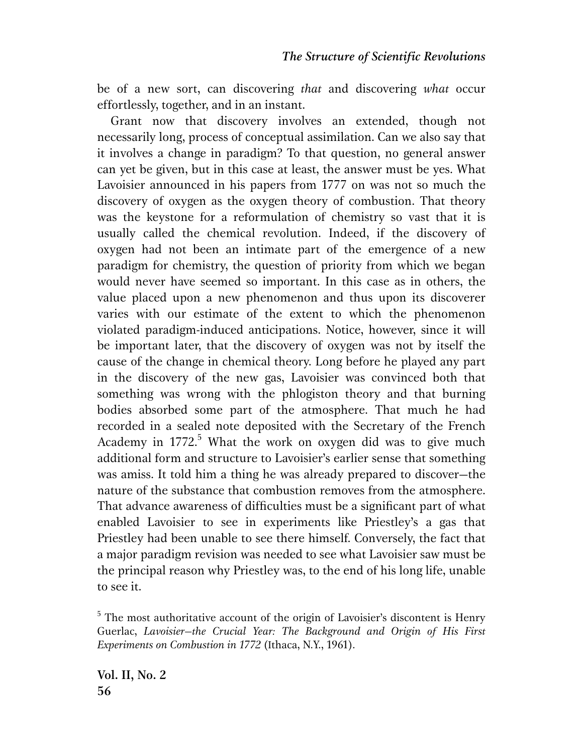be of a new sort, can discovering *that* and discovering *what* occur effortlessly, together, and in an instant.

Grant now that discovery involves an extended, though not necessarily long, process of conceptual assimilation. Can we also say that it involves a change in paradigm? To that question, no general answer can yet be given, but in this case at least, the answer must be yes. What Lavoisier announced in his papers from 1777 on was not so much the discovery of oxygen as the oxygen theory of combustion. That theory was the keystone for a reformulation of chemistry so vast that it is usually called the chemical revolution. Indeed, if the discovery of oxygen had not been an intimate part of the emergence of a new paradigm for chemistry, the question of priority from which we began would never have seemed so important. In this case as in others, the value placed upon a new phenomenon and thus upon its discoverer varies with our estimate of the extent to which the phenomenon violated paradigm-induced anticipations. Notice, however, since it will be important later, that the discovery of oxygen was not by itself the cause of the change in chemical theory. Long before he played any part in the discovery of the new gas, Lavoisier was convinced both that something was wrong with the phlogiston theory and that burning bodies absorbed some part of the atmosphere. That much he had recorded in a sealed note deposited with the Secretary of the French Academy in 1772.[5] What the work on oxygen did was to give much additional form and structure to Lavoisier's earlier sense that something was amiss. It told him a thing he was already prepared to discover—the nature of the substance that combustion removes from the atmosphere. That advance awareness of difficulties must be a significant part of what enabled Lavoisier to see in experiments like Priestley's a gas that Priestley had been unable to see there himself. Conversely, the fact that a major paradigm revision was needed to see what Lavoisier saw must be the principal reason why Priestley was, to the end of his long life, unable to see it.

[5] The most authoritative account of the origin of Lavoisier's discontent is Henry Guerlac, *Lavoisier—the Crucial Year: The Background and Origin of His First Experiments on Combustion in 1772* (Ithaca, N.Y., 1961).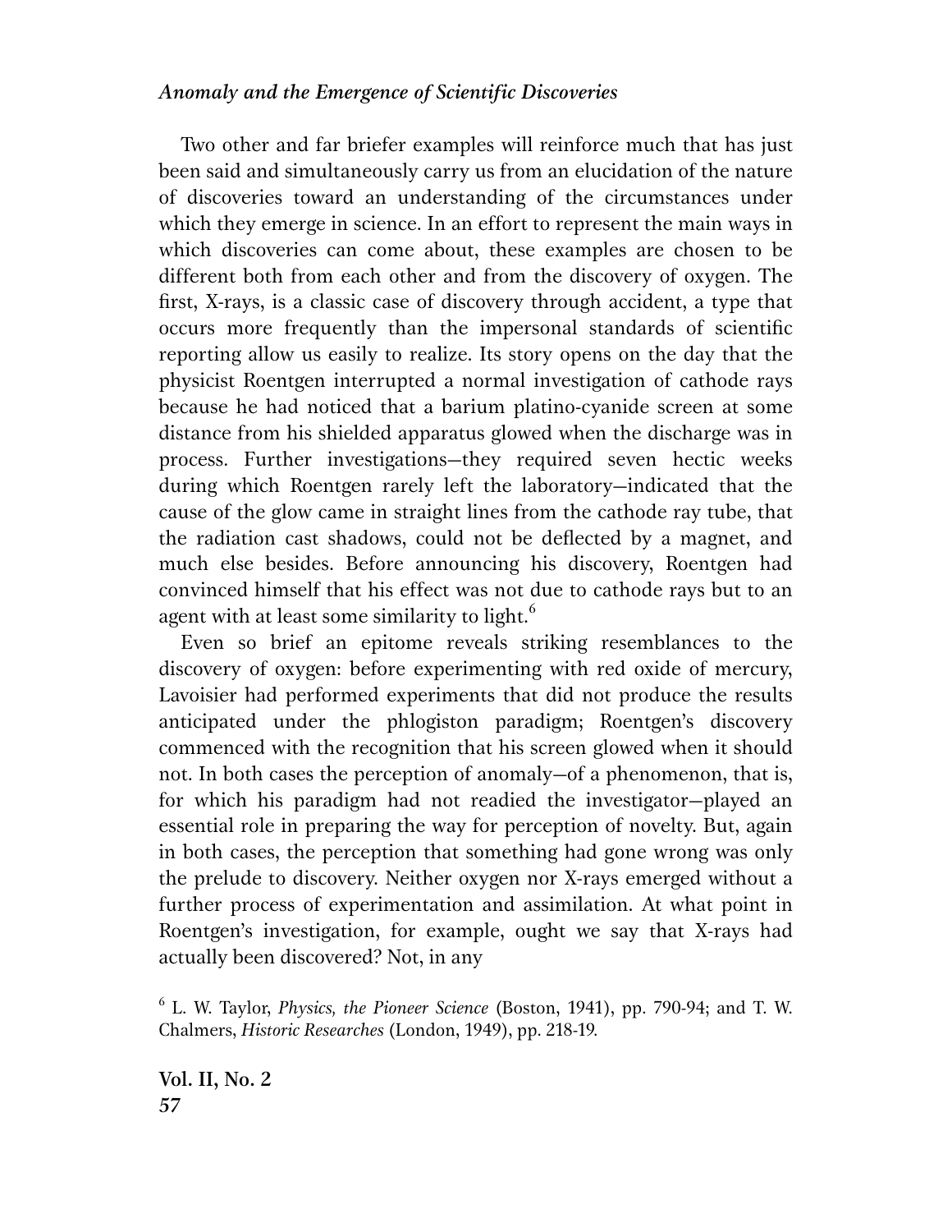Two other and far briefer examples will reinforce much that has just been said and simultaneously carry us from an elucidation of the nature of discoveries toward an understanding of the circumstances under which they emerge in science. In an effort to represent the main ways in which discoveries can come about, these examples are chosen to be different both from each other and from the discovery of oxygen. The first, X-rays, is a classic case of discovery through accident, a type that occurs more frequently than the impersonal standards of scientific reporting allow us easily to realize. Its story opens on the day that the physicist Roentgen interrupted a normal investigation of cathode rays because he had noticed that a barium platino-cyanide screen at some distance from his shielded apparatus glowed when the discharge was in process. Further investigations—they required seven hectic weeks during which Roentgen rarely left the laboratory—indicated that the cause of the glow came in straight lines from the cathode ray tube, that the radiation cast shadows, could not be deflected by a magnet, and much else besides. Before announcing his discovery, Roentgen had convinced himself that his effect was not due to cathode rays but to an agent with at least some similarity to light.[6]

Even so brief an epitome reveals striking resemblances to the discovery of oxygen: before experimenting with red oxide of mercury, Lavoisier had performed experiments that did not produce the results anticipated under the phlogiston paradigm; Roentgen's discovery commenced with the recognition that his screen glowed when it should not. In both cases the perception of anomaly—of a phenomenon, that is, for which his paradigm had not readied the investigator—played an essential role in preparing the way for perception of novelty. But, again in both cases, the perception that something had gone wrong was only the prelude to discovery. Neither oxygen nor X-rays emerged without a further process of experimentation and assimilation. At what point in Roentgen's investigation, for example, ought we say that X-rays had actually been discovered? Not, in any

[6] L. W. Taylor, *Physics, the Pioneer Science* (Boston, 1941), pp. 790-94; and T. W. Chalmers, *Historic Researches* (London, 1949), pp. 218-19.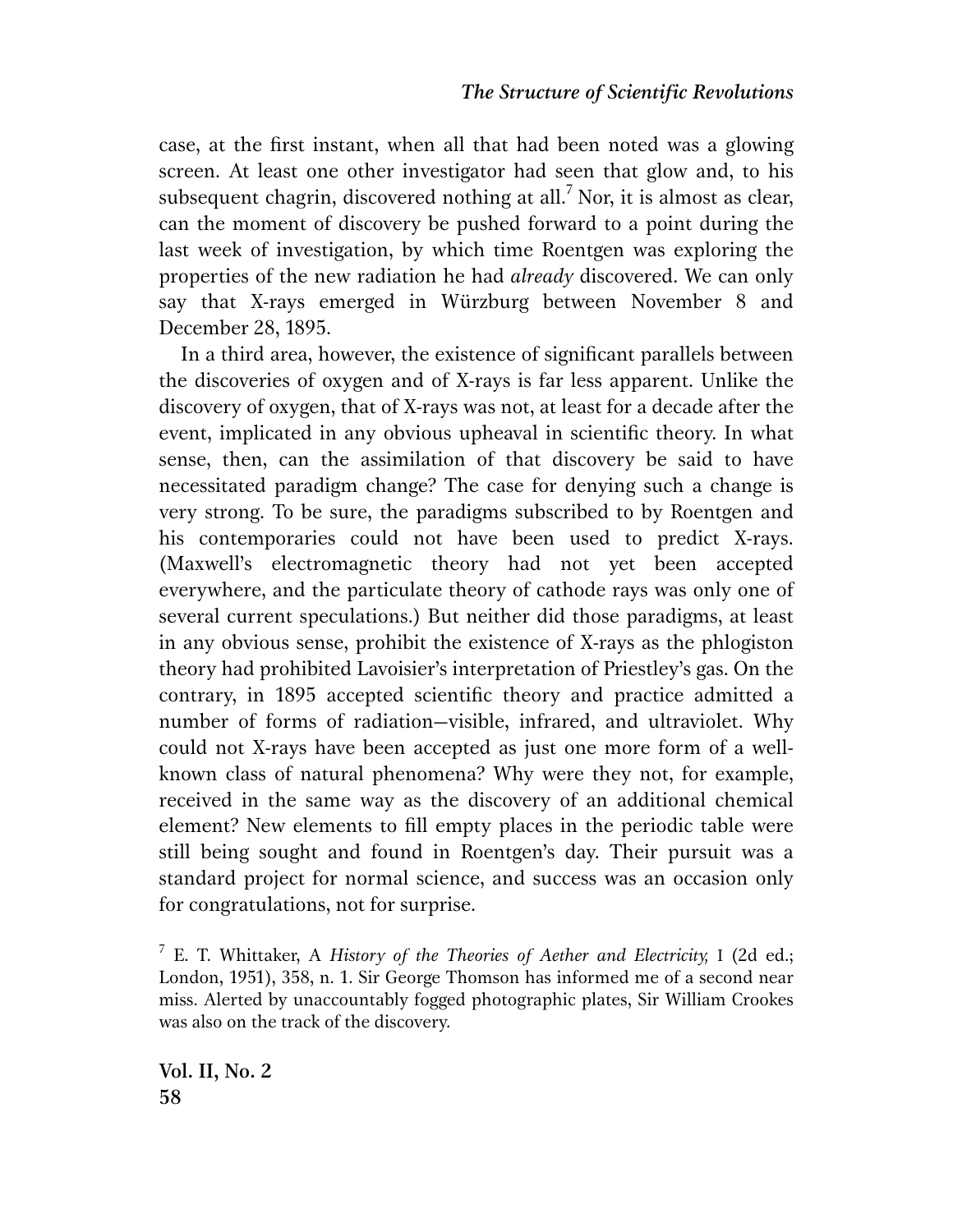case, at the first instant, when all that had been noted was a glowing screen. At least one other investigator had seen that glow and, to his subsequent chagrin, discovered nothing at all.[7] Nor, it is almost as clear, can the moment of discovery be pushed forward to a point during the last week of investigation, by which time Roentgen was exploring the properties of the new radiation he had *already* discovered. We can only say that X-rays emerged in Würzburg between November 8 and December 28, 1895.

In a third area, however, the existence of significant parallels between the discoveries of oxygen and of X-rays is far less apparent. Unlike the discovery of oxygen, that of X-rays was not, at least for a decade after the event, implicated in any obvious upheaval in scientific theory. In what sense, then, can the assimilation of that discovery be said to have necessitated paradigm change? The case for denying such a change is very strong. To be sure, the paradigms subscribed to by Roentgen and his contemporaries could not have been used to predict X-rays. (Maxwell's electromagnetic theory had not yet been accepted everywhere, and the particulate theory of cathode rays was only one of several current speculations.) But neither did those paradigms, at least in any obvious sense, prohibit the existence of X-rays as the phlogiston theory had prohibited Lavoisier's interpretation of Priestley's gas. On the contrary, in 1895 accepted scientific theory and practice admitted a number of forms of radiation—visible, infrared, and ultraviolet. Why could not X-rays have been accepted as just one more form of a well-known class of natural phenomena? Why were they not, for example, received in the same way as the discovery of an additional chemical element? New elements to fill empty places in the periodic table were still being sought and found in Roentgen's day. Their pursuit was a standard project for normal science, and success was an occasion only for congratulations, not for surprise.

[7] E. T. Whittaker, A *History of the Theories of Aether and Electricity,* I (2d ed.; London, 1951), 358, n. 1. Sir George Thomson has informed me of a second near miss. Alerted by unaccountably fogged photographic plates, Sir William Crookes was also on the track of the discovery.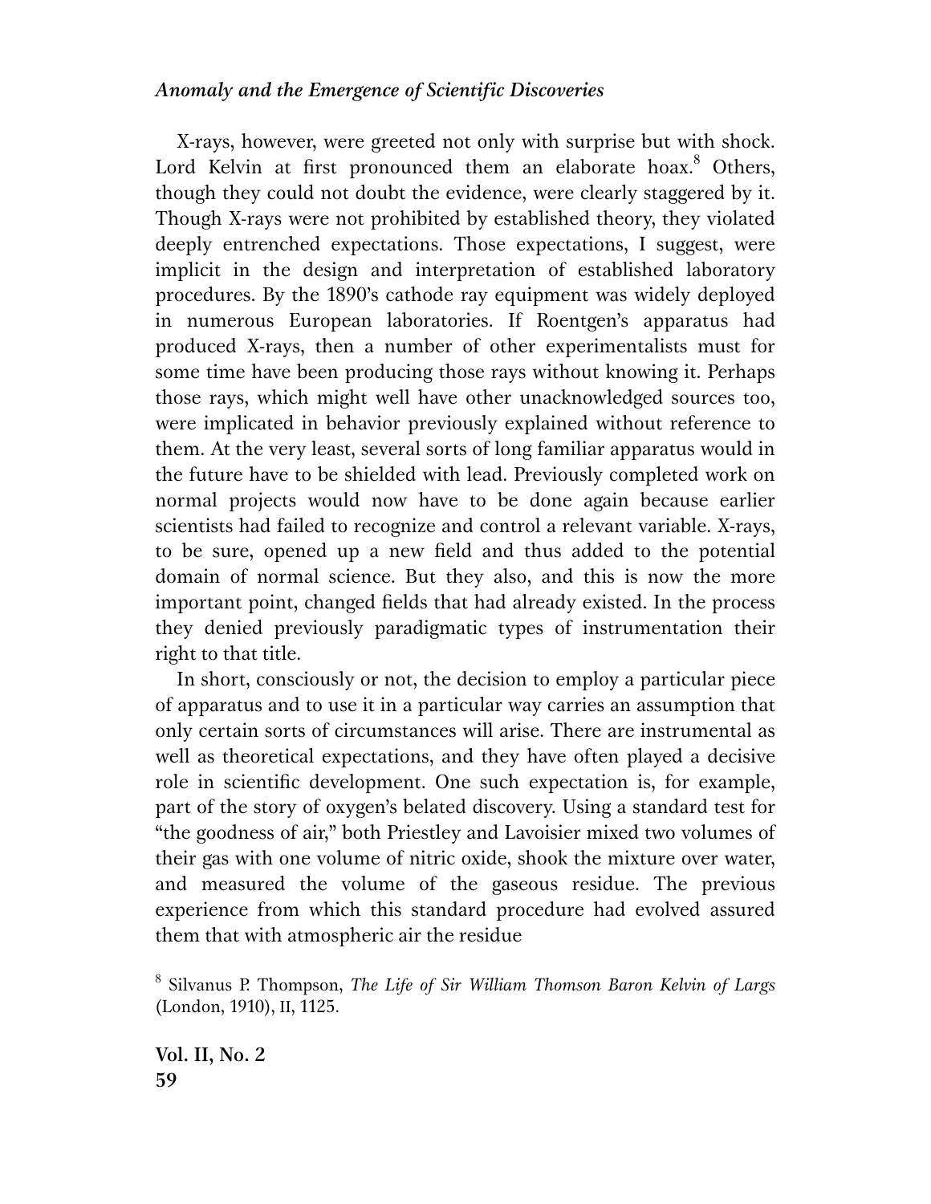X-rays, however, were greeted not only with surprise but with shock. Lord Kelvin at first pronounced them an elaborate hoax.[8] Others, though they could not doubt the evidence, were clearly staggered by it. Though X-rays were not prohibited by established theory, they violated deeply entrenched expectations. Those expectations, I suggest, were implicit in the design and interpretation of established laboratory procedures. By the 1890's cathode ray equipment was widely deployed in numerous European laboratories. If Roentgen's apparatus had produced X-rays, then a number of other experimentalists must for some time have been producing those rays without knowing it. Perhaps those rays, which might well have other unacknowledged sources too, were implicated in behavior previously explained without reference to them. At the very least, several sorts of long familiar apparatus would in the future have to be shielded with lead. Previously completed work on normal projects would now have to be done again because earlier scientists had failed to recognize and control a relevant variable. X-rays, to be sure, opened up a new field and thus added to the potential domain of normal science. But they also, and this is now the more important point, changed fields that had already existed. In the process they denied previously paradigmatic types of instrumentation their right to that title.

In short, consciously or not, the decision to employ a particular piece of apparatus and to use it in a particular way carries an assumption that only certain sorts of circumstances will arise. There are instrumental as well as theoretical expectations, and they have often played a decisive role in scientific development. One such expectation is, for example, part of the story of oxygen's belated discovery. Using a standard test for "the goodness of air," both Priestley and Lavoisier mixed two volumes of their gas with one volume of nitric oxide, shook the mixture over water, and measured the volume of the gaseous residue. The previous experience from which this standard procedure had evolved assured them that with atmospheric air the residue

[8] Silvanus P. Thompson, *The Life of Sir William Thomson Baron Kelvin of Largs* (London, 1910), II, 1125.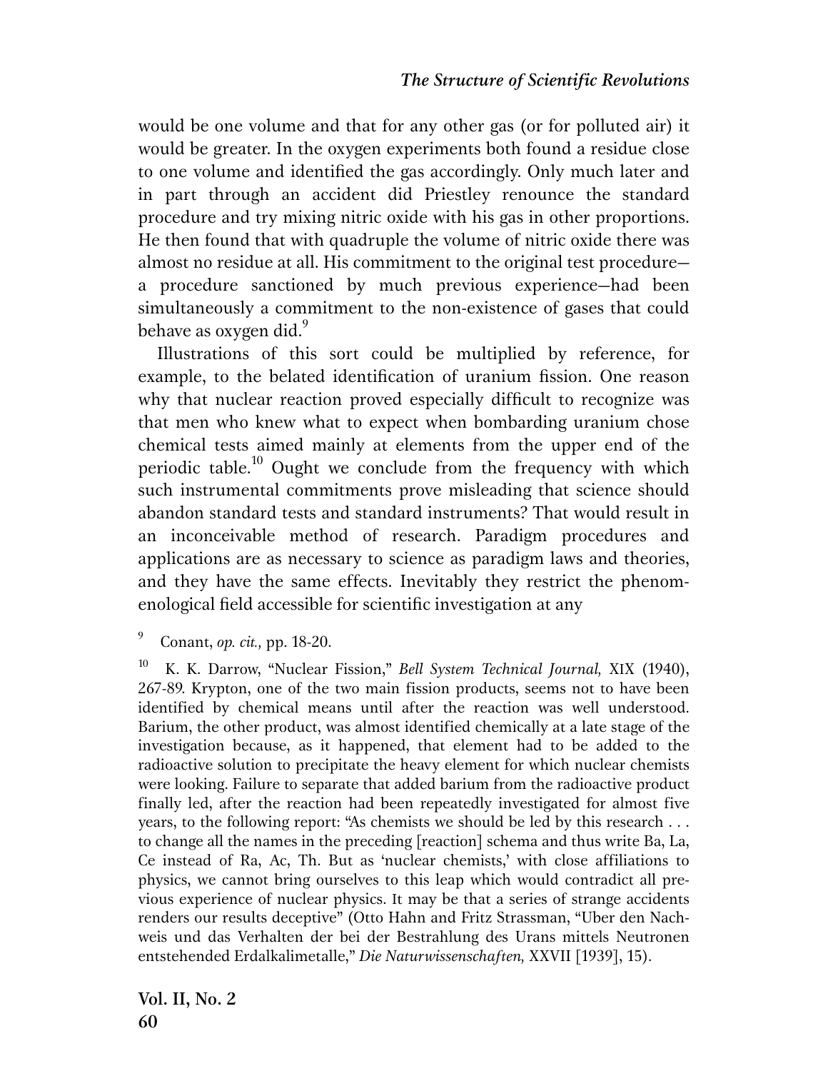would be one volume and that for any other gas (or for polluted air) it would be greater. In the oxygen experiments both found a residue close to one volume and identified the gas accordingly. Only much later and in part through an accident did Priestley renounce the standard procedure and try mixing nitric oxide with his gas in other proportions. He then found that with quadruple the volume of nitric oxide there was almost no residue at all. His commitment to the original test procedure—a procedure sanctioned by much previous experience—had been simultaneously a commitment to the non-existence of gases that could behave as oxygen did.[9]

Illustrations of this sort could be multiplied by reference, for example, to the belated identification of uranium fission. One reason why that nuclear reaction proved especially difficult to recognize was that men who knew what to expect when bombarding uranium chose chemical tests aimed mainly at elements from the upper end of the periodic table.[10] Ought we conclude from the frequency with which such instrumental commitments prove misleading that science should abandon standard tests and standard instruments? That would result in an inconceivable method of research. Paradigm procedures and applications are as necessary to science as paradigm laws and theories, and they have the same effects. Inevitably they restrict the phenomenological field accessible for scientific investigation at any

[9] Conant, *op. cit.,* pp. 18-20.

[10] K. K. Darrow, "Nuclear Fission," *Bell System Technical Journal,* XIX (1940), 267-89. Krypton, one of the two main fission products, seems not to have been identified by chemical means until after the reaction was well understood. Barium, the other product, was almost identified chemically at a late stage of the investigation because, as it happened, that element had to be added to the radioactive solution to precipitate the heavy element for which nuclear chemists were looking. Failure to separate that added barium from the radioactive product finally led, after the reaction had been repeatedly investigated for almost five years, to the following report: "As chemists we should be led by this research . . . to change all the names in the preceding [reaction] schema and thus write Ba, La, Ce instead of Ra, Ac, Th. But as 'nuclear chemists,' with close affiliations to physics, we cannot bring ourselves to this leap which would contradict all previous experience of nuclear physics. It may be that a series of strange accidents renders our results deceptive" (Otto Hahn and Fritz Strassman, "Uber den Nachweis und das Verhalten der bei der Bestrahlung des Urans mittels Neutronen entstehended Erdalkalimetalle," *Die Naturwissenschaften,* XXVII [1939], 15).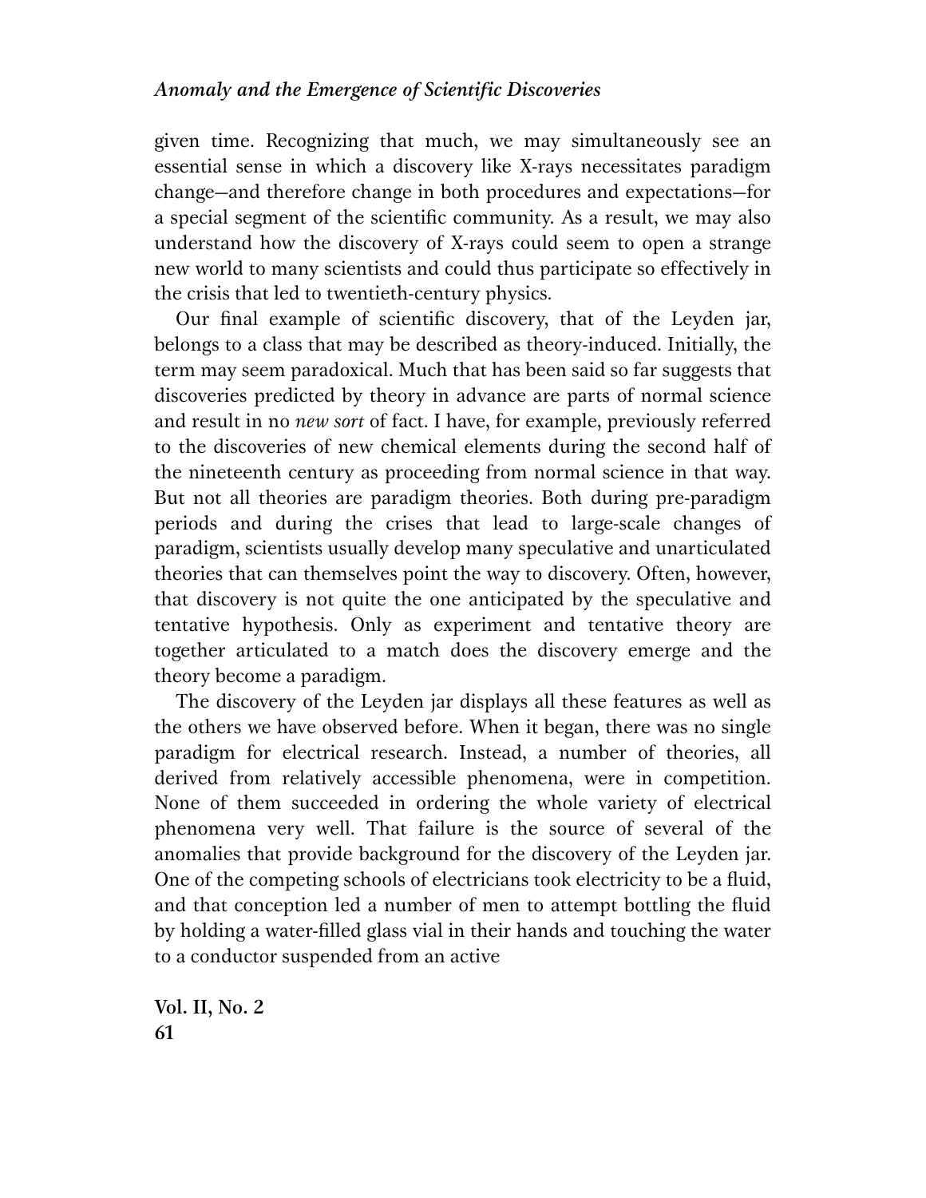given time. Recognizing that much, we may simultaneously see an essential sense in which a discovery like X-rays necessitates paradigm change—and therefore change in both procedures and expectations—for a special segment of the scientific community. As a result, we may also understand how the discovery of X-rays could seem to open a strange new world to many scientists and could thus participate so effectively in the crisis that led to twentieth-century physics.

Our final example of scientific discovery, that of the Leyden jar, belongs to a class that may be described as theory-induced. Initially, the term may seem paradoxical. Much that has been said so far suggests that discoveries predicted by theory in advance are parts of normal science and result in no *new sort* of fact. I have, for example, previously referred to the discoveries of new chemical elements during the second half of the nineteenth century as proceeding from normal science in that way. But not all theories are paradigm theories. Both during pre-paradigm periods and during the crises that lead to large-scale changes of paradigm, scientists usually develop many speculative and unarticulated theories that can themselves point the way to discovery. Often, however, that discovery is not quite the one anticipated by the speculative and tentative hypothesis. Only as experiment and tentative theory are together articulated to a match does the discovery emerge and the theory become a paradigm.

The discovery of the Leyden jar displays all these features as well as the others we have observed before. When it began, there was no single paradigm for electrical research. Instead, a number of theories, all derived from relatively accessible phenomena, were in competition. None of them succeeded in ordering the whole variety of electrical phenomena very well. That failure is the source of several of the anomalies that provide background for the discovery of the Leyden jar. One of the competing schools of electricians took electricity to be a fluid, and that conception led a number of men to attempt bottling the fluid by holding a water-filled glass vial in their hands and touching the water to a conductor suspended from an active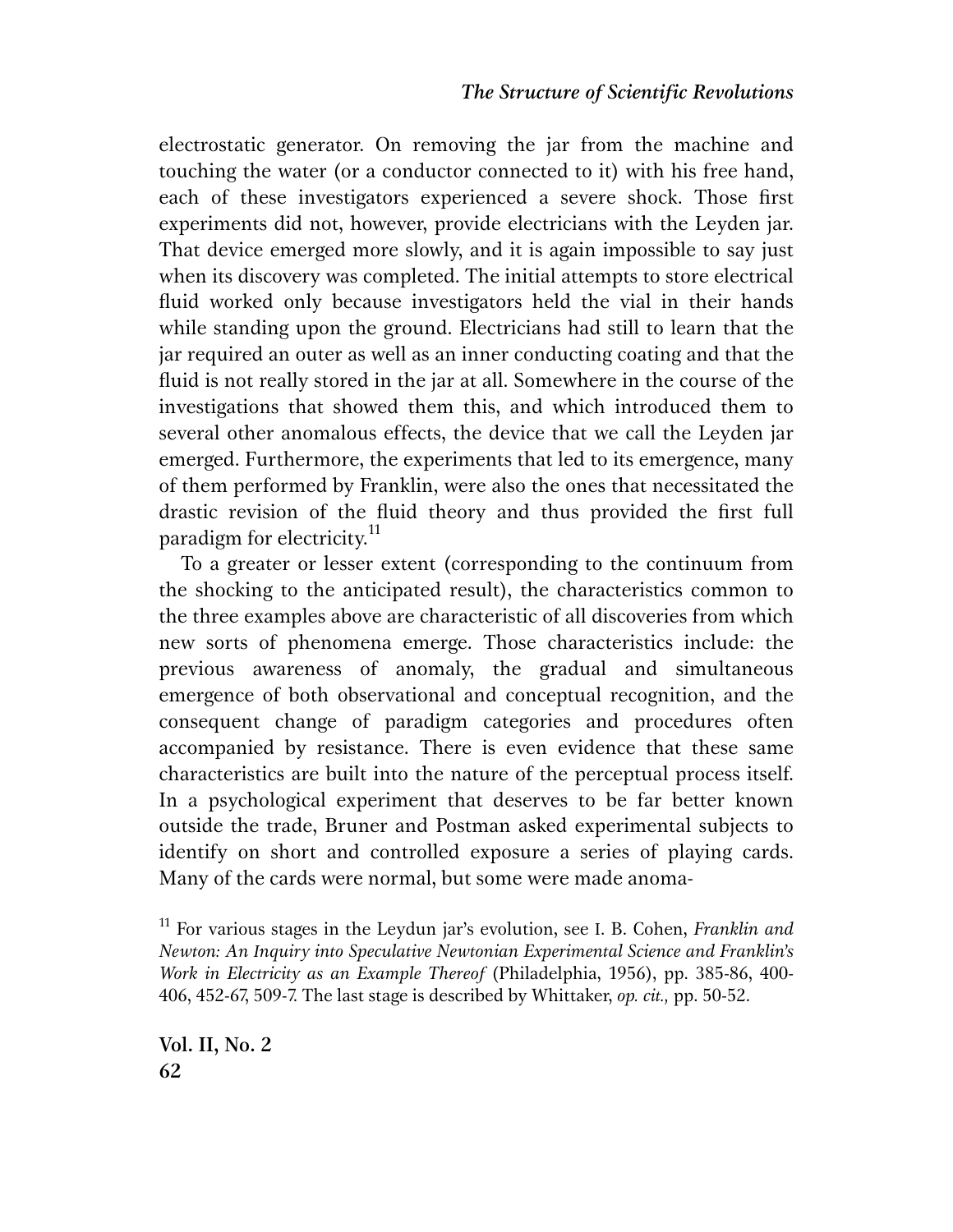electrostatic generator. On removing the jar from the machine and touching the water (or a conductor connected to it) with his free hand, each of these investigators experienced a severe shock. Those first experiments did not, however, provide electricians with the Leyden jar. That device emerged more slowly, and it is again impossible to say just when its discovery was completed. The initial attempts to store electrical fluid worked only because investigators held the vial in their hands while standing upon the ground. Electricians had still to learn that the jar required an outer as well as an inner conducting coating and that the fluid is not really stored in the jar at all. Somewhere in the course of the investigations that showed them this, and which introduced them to several other anomalous effects, the device that we call the Leyden jar emerged. Furthermore, the experiments that led to its emergence, many of them performed by Franklin, were also the ones that necessitated the drastic revision of the fluid theory and thus provided the first full paradigm for electricity.[11]

To a greater or lesser extent (corresponding to the continuum from the shocking to the anticipated result), the characteristics common to the three examples above are characteristic of all discoveries from which new sorts of phenomena emerge. Those characteristics include: the previous awareness of anomaly, the gradual and simultaneous emergence of both observational and conceptual recognition, and the consequent change of paradigm categories and procedures often accompanied by resistance. There is even evidence that these same characteristics are built into the nature of the perceptual process itself. In a psychological experiment that deserves to be far better known outside the trade, Bruner and Postman asked experimental subjects to identify on short and controlled exposure a series of playing cards. Many of the cards were normal, but some were made anoma-

[11] For various stages in the Leydun jar's evolution, see I. B. Cohen, *Franklin and Newton: An Inquiry into Speculative Newtonian Experimental Science and Franklin's Work in Electricity as an Example Thereof* (Philadelphia, 1956), pp. 385-86, 400-406, 452-67, 509-7. The last stage is described by Whittaker, *op. cit.,* pp. 50-52.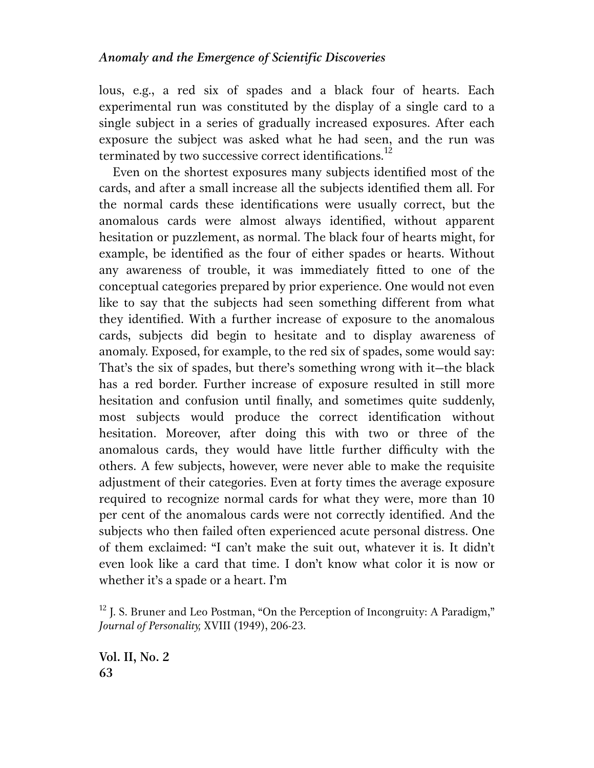lous, e.g., a red six of spades and a black four of hearts. Each experimental run was constituted by the display of a single card to a single subject in a series of gradually increased exposures. After each exposure the subject was asked what he had seen, and the run was terminated by two successive correct identifications.[12]

Even on the shortest exposures many subjects identified most of the cards, and after a small increase all the subjects identified them all. For the normal cards these identifications were usually correct, but the anomalous cards were almost always identified, without apparent hesitation or puzzlement, as normal. The black four of hearts might, for example, be identified as the four of either spades or hearts. Without any awareness of trouble, it was immediately fitted to one of the conceptual categories prepared by prior experience. One would not even like to say that the subjects had seen something different from what they identified. With a further increase of exposure to the anomalous cards, subjects did begin to hesitate and to display awareness of anomaly. Exposed, for example, to the red six of spades, some would say: That's the six of spades, but there's something wrong with it—the black has a red border. Further increase of exposure resulted in still more hesitation and confusion until finally, and sometimes quite suddenly, most subjects would produce the correct identification without hesitation. Moreover, after doing this with two or three of the anomalous cards, they would have little further difficulty with the others. A few subjects, however, were never able to make the requisite adjustment of their categories. Even at forty times the average exposure required to recognize normal cards for what they were, more than 10 per cent of the anomalous cards were not correctly identified. And the subjects who then failed often experienced acute personal distress. One of them exclaimed: "I can't make the suit out, whatever it is. It didn't even look like a card that time. I don't know what color it is now or whether it's a spade or a heart. I'm

[12] J. S. Bruner and Leo Postman, "On the Perception of Incongruity: A Paradigm," *Journal of Personality,* XVIII (1949), 206-23.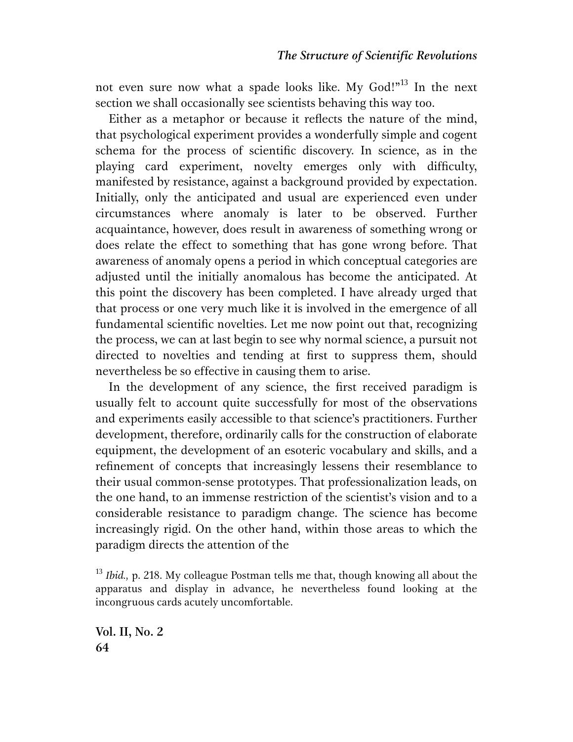not even sure now what a spade looks like. My God!"[13] In the next section we shall occasionally see scientists behaving this way too.

Either as a metaphor or because it reflects the nature of the mind, that psychological experiment provides a wonderfully simple and cogent schema for the process of scientific discovery. In science, as in the playing card experiment, novelty emerges only with difficulty, manifested by resistance, against a background provided by expectation. Initially, only the anticipated and usual are experienced even under circumstances where anomaly is later to be observed. Further acquaintance, however, does result in awareness of something wrong or does relate the effect to something that has gone wrong before. That awareness of anomaly opens a period in which conceptual categories are adjusted until the initially anomalous has become the anticipated. At this point the discovery has been completed. I have already urged that that process or one very much like it is involved in the emergence of all fundamental scientific novelties. Let me now point out that, recognizing the process, we can at last begin to see why normal science, a pursuit not directed to novelties and tending at first to suppress them, should nevertheless be so effective in causing them to arise.

In the development of any science, the first received paradigm is usually felt to account quite successfully for most of the observations and experiments easily accessible to that science's practitioners. Further development, therefore, ordinarily calls for the construction of elaborate equipment, the development of an esoteric vocabulary and skills, and a refinement of concepts that increasingly lessens their resemblance to their usual common-sense prototypes. That professionalization leads, on the one hand, to an immense restriction of the scientist's vision and to a considerable resistance to paradigm change. The science has become increasingly rigid. On the other hand, within those areas to which the paradigm directs the attention of the

[13] *Ibid.,* p. 218. My colleague Postman tells me that, though knowing all about the apparatus and display in advance, he nevertheless found looking at the incongruous cards acutely uncomfortable.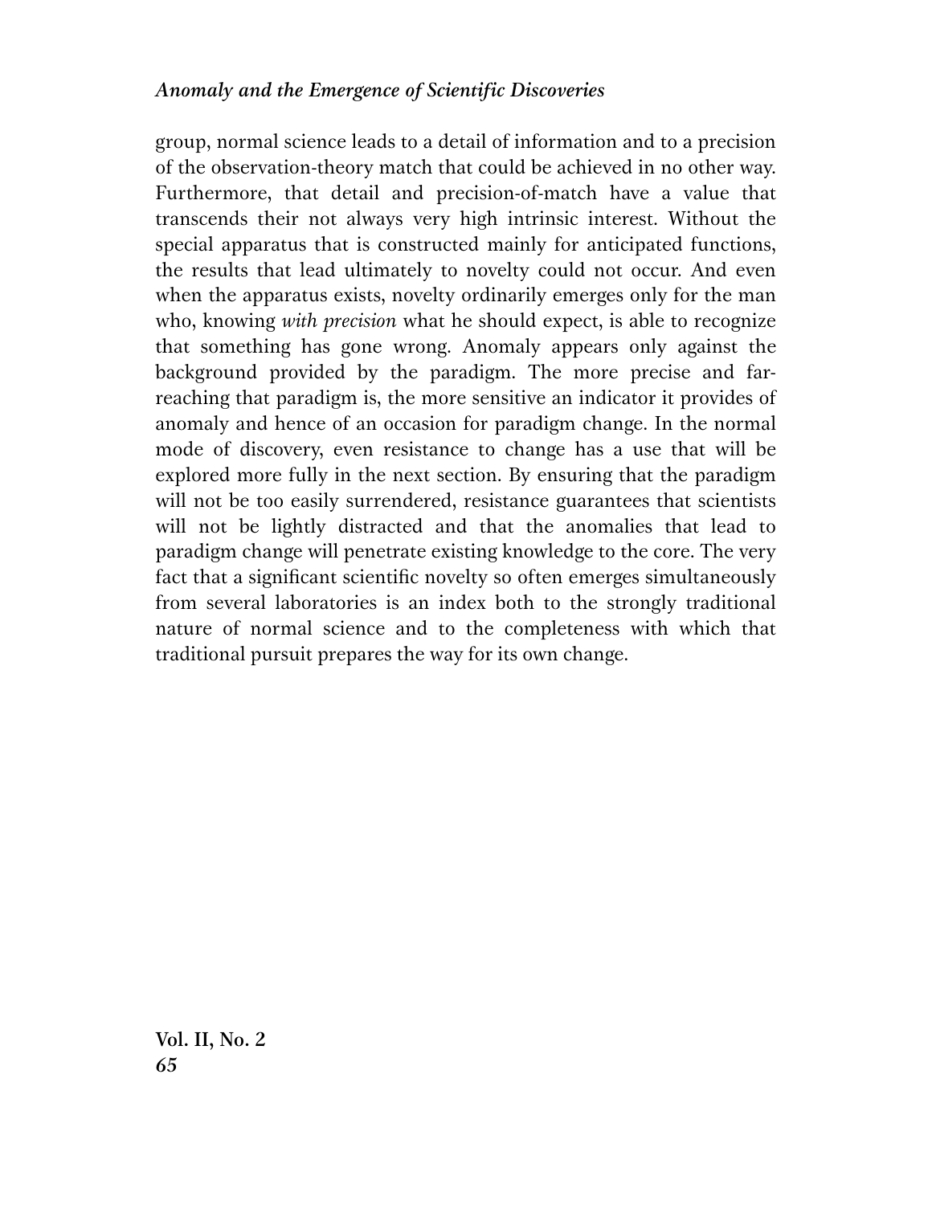group, normal science leads to a detail of information and to a precision of the observation-theory match that could be achieved in no other way. Furthermore, that detail and precision-of-match have a value that transcends their not always very high intrinsic interest. Without the special apparatus that is constructed mainly for anticipated functions, the results that lead ultimately to novelty could not occur. And even when the apparatus exists, novelty ordinarily emerges only for the man who, knowing *with precision* what he should expect, is able to recognize that something has gone wrong. Anomaly appears only against the background provided by the paradigm. The more precise and far-reaching that paradigm is, the more sensitive an indicator it provides of anomaly and hence of an occasion for paradigm change. In the normal mode of discovery, even resistance to change has a use that will be explored more fully in the next section. By ensuring that the paradigm will not be too easily surrendered, resistance guarantees that scientists will not be lightly distracted and that the anomalies that lead to paradigm change will penetrate existing knowledge to the core. The very fact that a significant scientific novelty so often emerges simultaneously from several laboratories is an index both to the strongly traditional nature of normal science and to the completeness with which that traditional pursuit prepares the way for its own change.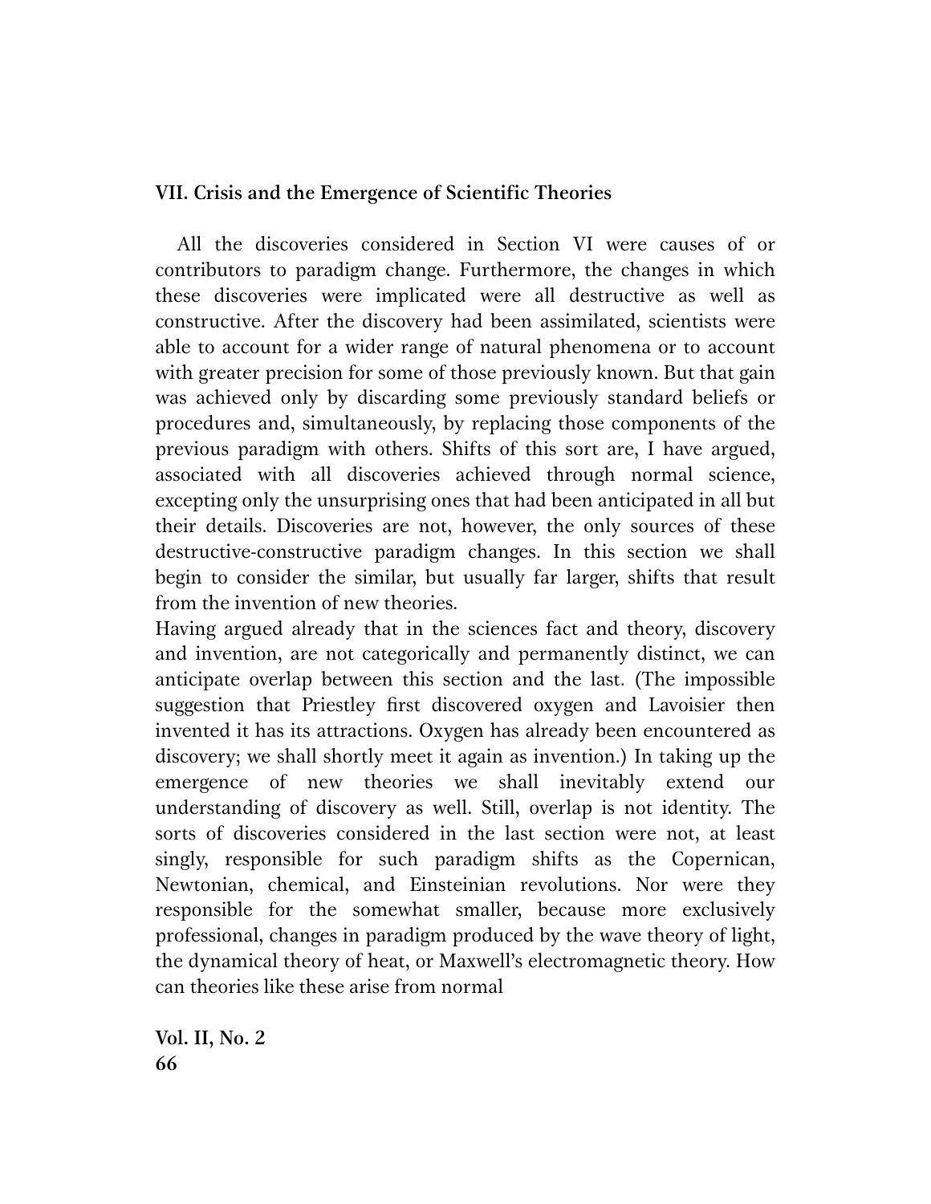**VII. Crisis and the Emergence of Scientific Theories**

All the discoveries considered in Section VI were causes of or contributors to paradigm change. Furthermore, the changes in which these discoveries were implicated were all destructive as well as constructive. After the discovery had been assimilated, scientists were able to account for a wider range of natural phenomena or to account with greater precision for some of those previously known. But that gain was achieved only by discarding some previously standard beliefs or procedures and, simultaneously, by replacing those components of the previous paradigm with others. Shifts of this sort are, I have argued, associated with all discoveries achieved through normal science, excepting only the unsurprising ones that had been anticipated in all but their details. Discoveries are not, however, the only sources of these destructive-constructive paradigm changes. In this section we shall begin to consider the similar, but usually far larger, shifts that result from the invention of new theories.

Having argued already that in the sciences fact and theory, discovery and invention, are not categorically and permanently distinct, we can anticipate overlap between this section and the last. (The impossible suggestion that Priestley first discovered oxygen and Lavoisier then invented it has its attractions. Oxygen has already been encountered as discovery; we shall shortly meet it again as invention.) In taking up the emergence of new theories we shall inevitably extend our understanding of discovery as well. Still, overlap is not identity. The sorts of discoveries considered in the last section were not, at least singly, responsible for such paradigm shifts as the Copernican, Newtonian, chemical, and Einsteinian revolutions. Nor were they responsible for the somewhat smaller, because more exclusively professional, changes in paradigm produced by the wave theory of light, the dynamical theory of heat, or Maxwell's electromagnetic theory. How can theories like these arise from normal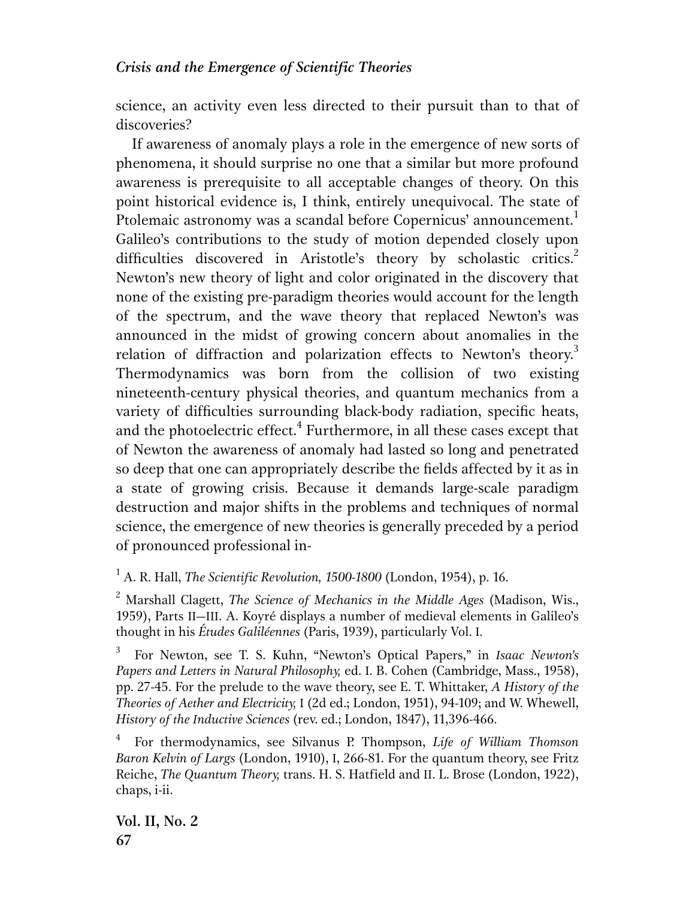science, an activity even less directed to their pursuit than to that of discoveries?

If awareness of anomaly plays a role in the emergence of new sorts of phenomena, it should surprise no one that a similar but more profound awareness is prerequisite to all acceptable changes of theory. On this point historical evidence is, I think, entirely unequivocal. The state of Ptolemaic astronomy was a scandal before Copernicus' announcement.[1] Galileo's contributions to the study of motion depended closely upon difficulties discovered in Aristotle's theory by scholastic critics.[2] Newton's new theory of light and color originated in the discovery that none of the existing pre-paradigm theories would account for the length of the spectrum, and the wave theory that replaced Newton's was announced in the midst of growing concern about anomalies in the relation of diffraction and polarization effects to Newton's theory.[3] Thermodynamics was born from the collision of two existing nineteenth-century physical theories, and quantum mechanics from a variety of difficulties surrounding black-body radiation, specific heats, and the photoelectric effect.[4] Furthermore, in all these cases except that of Newton the awareness of anomaly had lasted so long and penetrated so deep that one can appropriately describe the fields affected by it as in a state of growing crisis. Because it demands large-scale paradigm destruction and major shifts in the problems and techniques of normal science, the emergence of new theories is generally preceded by a period of pronounced professional in-

[1] A. R. Hall, *The Scientific Revolution, 1500-1800* (London, 1954), p. 16.

[2] Marshall Clagett, *The Science of Mechanics in the Middle Ages* (Madison, Wis., 1959), Parts II—III. A. Koyré displays a number of medieval elements in Galileo's thought in his *Études Galiléennes* (Paris, 1939), particularly Vol. I.

[3] For Newton, see T. S. Kuhn, "Newton's Optical Papers," in *Isaac Newton's Papers and Letters in Natural Philosophy,* ed. I. B. Cohen (Cambridge, Mass., 1958), pp. 27-45. For the prelude to the wave theory, see E. T. Whittaker, *A History of the Theories of Aether and Electricity,* I (2d ed.; London, 1951), 94-109; and W. Whewell, *History of the Inductive Sciences* (rev. ed.; London, 1847), 11,396-466.

[4] For thermodynamics, see Silvanus P. Thompson, *Life of William Thomson Baron Kelvin of Largs* (London, 1910), I, 266-81. For the quantum theory, see Fritz Reiche, *The Quantum Theory,* trans. H. S. Hatfield and II. L. Brose (London, 1922), chaps, i-ii.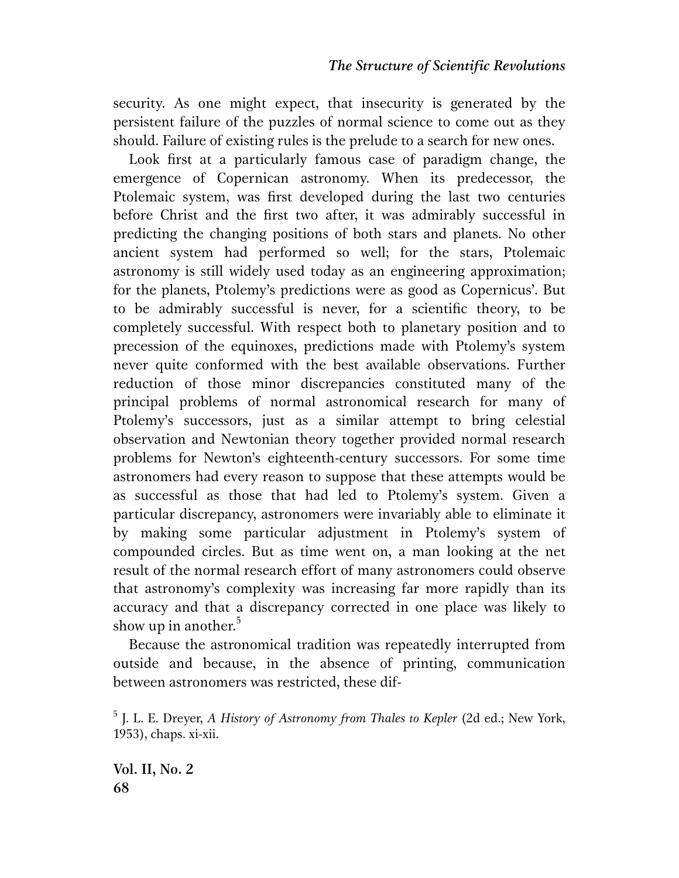security. As one might expect, that insecurity is generated by the persistent failure of the puzzles of normal science to come out as they should. Failure of existing rules is the prelude to a search for new ones.

Look first at a particularly famous case of paradigm change, the emergence of Copernican astronomy. When its predecessor, the Ptolemaic system, was first developed during the last two centuries before Christ and the first two after, it was admirably successful in predicting the changing positions of both stars and planets. No other ancient system had performed so well; for the stars, Ptolemaic astronomy is still widely used today as an engineering approximation; for the planets, Ptolemy's predictions were as good as Copernicus'. But to be admirably successful is never, for a scientific theory, to be completely successful. With respect both to planetary position and to precession of the equinoxes, predictions made with Ptolemy's system never quite conformed with the best available observations. Further reduction of those minor discrepancies constituted many of the principal problems of normal astronomical research for many of Ptolemy's successors, just as a similar attempt to bring celestial observation and Newtonian theory together provided normal research problems for Newton's eighteenth-century successors. For some time astronomers had every reason to suppose that these attempts would be as successful as those that had led to Ptolemy's system. Given a particular discrepancy, astronomers were invariably able to eliminate it by making some particular adjustment in Ptolemy's system of compounded circles. But as time went on, a man looking at the net result of the normal research effort of many astronomers could observe that astronomy's complexity was increasing far more rapidly than its accuracy and that a discrepancy corrected in one place was likely to show up in another.[5]

Because the astronomical tradition was repeatedly interrupted from outside and because, in the absence of printing, communication between astronomers was restricted, these dif-

[5] J. L. E. Dreyer, *A History of Astronomy from Thales to Kepler* (2d ed.; New York, 1953), chaps. xi-xii.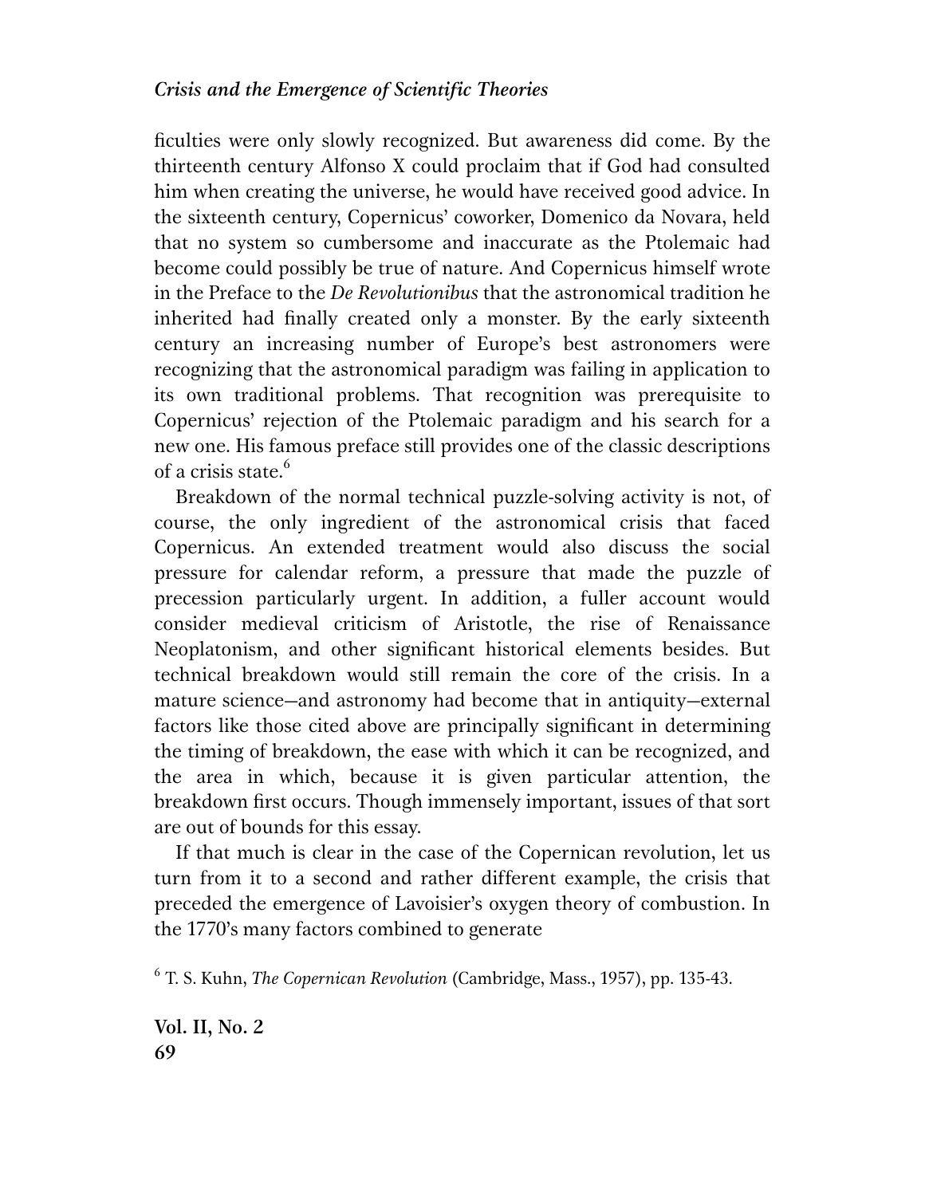ficulties were only slowly recognized. But awareness did come. By the thirteenth century Alfonso X could proclaim that if God had consulted him when creating the universe, he would have received good advice. In the sixteenth century, Copernicus' coworker, Domenico da Novara, held that no system so cumbersome and inaccurate as the Ptolemaic had become could possibly be true of nature. And Copernicus himself wrote in the Preface to the *De Revolutionibus* that the astronomical tradition he inherited had finally created only a monster. By the early sixteenth century an increasing number of Europe's best astronomers were recognizing that the astronomical paradigm was failing in application to its own traditional problems. That recognition was prerequisite to Copernicus' rejection of the Ptolemaic paradigm and his search for a new one. His famous preface still provides one of the classic descriptions of a crisis state.[6]

Breakdown of the normal technical puzzle-solving activity is not, of course, the only ingredient of the astronomical crisis that faced Copernicus. An extended treatment would also discuss the social pressure for calendar reform, a pressure that made the puzzle of precession particularly urgent. In addition, a fuller account would consider medieval criticism of Aristotle, the rise of Renaissance Neoplatonism, and other significant historical elements besides. But technical breakdown would still remain the core of the crisis. In a mature science—and astronomy had become that in antiquity—external factors like those cited above are principally significant in determining the timing of breakdown, the ease with which it can be recognized, and the area in which, because it is given particular attention, the breakdown first occurs. Though immensely important, issues of that sort are out of bounds for this essay.

If that much is clear in the case of the Copernican revolution, let us turn from it to a second and rather different example, the crisis that preceded the emergence of Lavoisier's oxygen theory of combustion. In the 1770's many factors combined to generate

[6] T. S. Kuhn, *The Copernican Revolution* (Cambridge, Mass., 1957), pp. 135-43.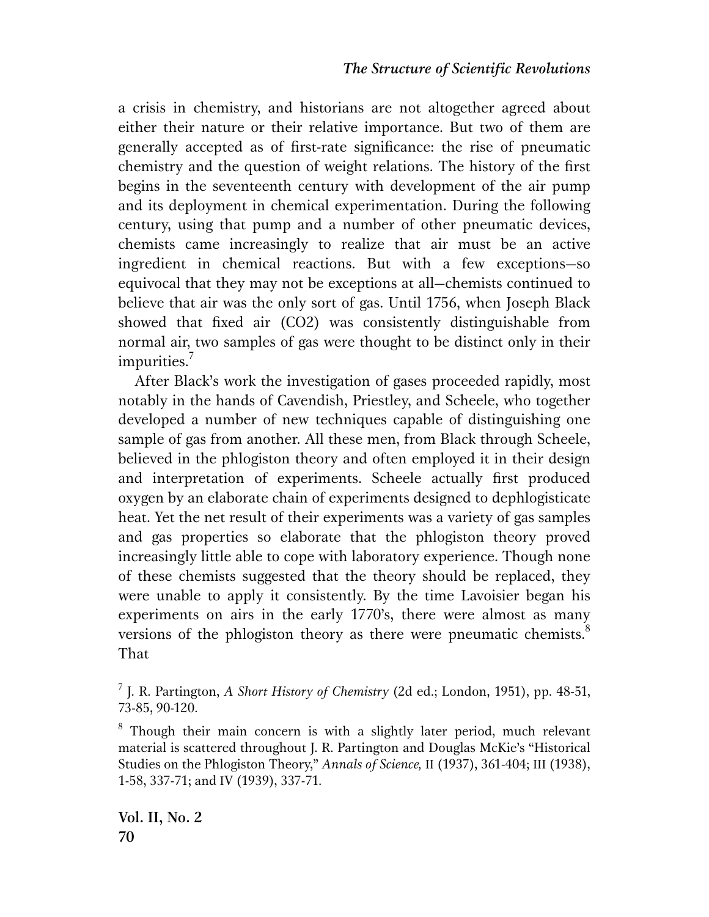a crisis in chemistry, and historians are not altogether agreed about either their nature or their relative importance. But two of them are generally accepted as of first-rate significance: the rise of pneumatic chemistry and the question of weight relations. The history of the first begins in the seventeenth century with development of the air pump and its deployment in chemical experimentation. During the following century, using that pump and a number of other pneumatic devices, chemists came increasingly to realize that air must be an active ingredient in chemical reactions. But with a few exceptions—so equivocal that they may not be exceptions at all—chemists continued to believe that air was the only sort of gas. Until 1756, when Joseph Black showed that fixed air ($CO_2$) was consistently distinguishable from normal air, two samples of gas were thought to be distinct only in their impurities.[7]

After Black's work the investigation of gases proceeded rapidly, most notably in the hands of Cavendish, Priestley, and Scheele, who together developed a number of new techniques capable of distinguishing one sample of gas from another. All these men, from Black through Scheele, believed in the phlogiston theory and often employed it in their design and interpretation of experiments. Scheele actually first produced oxygen by an elaborate chain of experiments designed to dephlogisticate heat. Yet the net result of their experiments was a variety of gas samples and gas properties so elaborate that the phlogiston theory proved increasingly little able to cope with laboratory experience. Though none of these chemists suggested that the theory should be replaced, they were unable to apply it consistently. By the time Lavoisier began his experiments on airs in the early 1770's, there were almost as many versions of the phlogiston theory as there were pneumatic chemists.[8] That

[7] J. R. Partington, *A Short History of Chemistry* (2d ed.; London, 1951), pp. 48-51, 73-85, 90-120.

[8] Though their main concern is with a slightly later period, much relevant material is scattered throughout J. R. Partington and Douglas McKie's "Historical Studies on the Phlogiston Theory," *Annals of Science,* II (1937), 361-404; III (1938), 1-58, 337-71; and IV (1939), 337-71.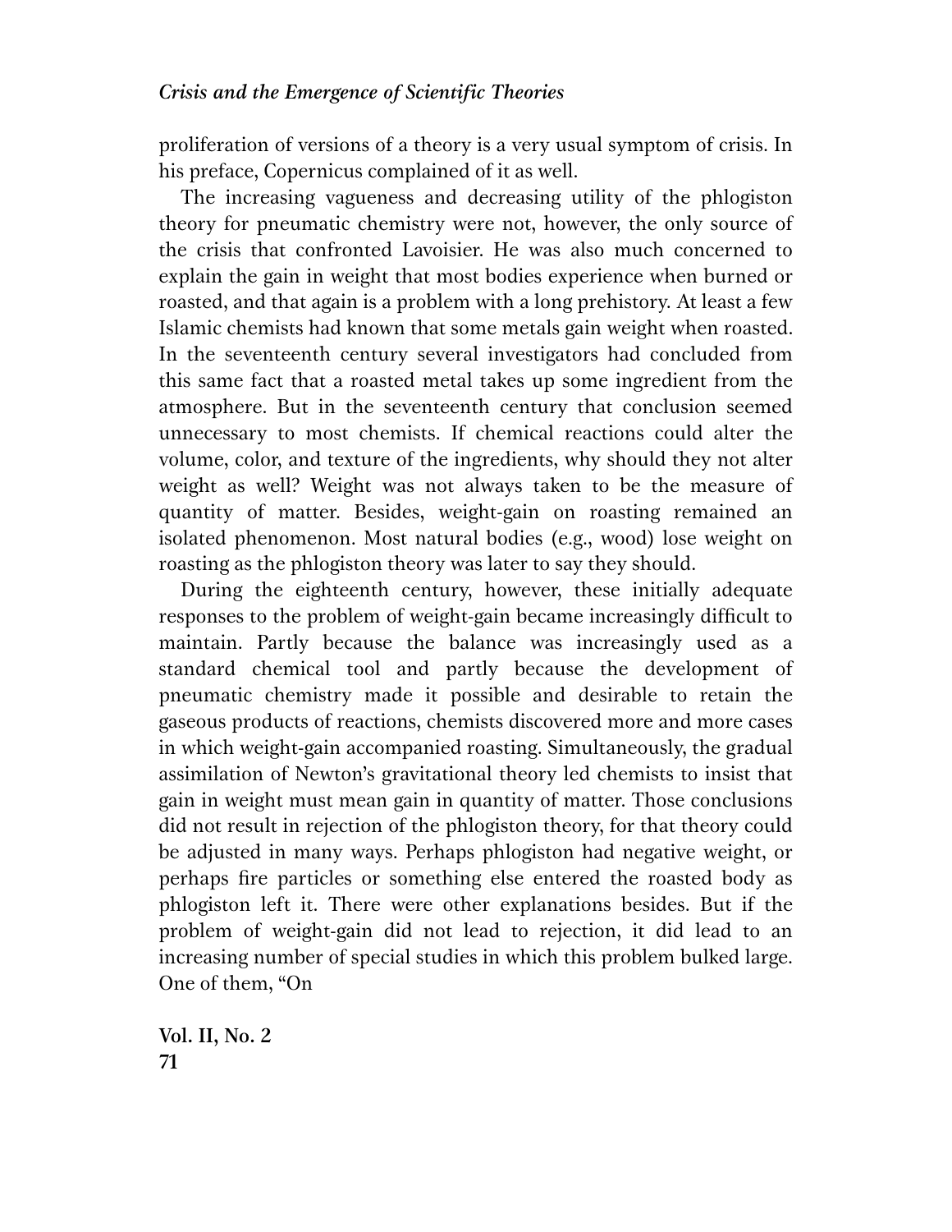proliferation of versions of a theory is a very usual symptom of crisis. In his preface, Copernicus complained of it as well.

The increasing vagueness and decreasing utility of the phlogiston theory for pneumatic chemistry were not, however, the only source of the crisis that confronted Lavoisier. He was also much concerned to explain the gain in weight that most bodies experience when burned or roasted, and that again is a problem with a long prehistory. At least a few Islamic chemists had known that some metals gain weight when roasted. In the seventeenth century several investigators had concluded from this same fact that a roasted metal takes up some ingredient from the atmosphere. But in the seventeenth century that conclusion seemed unnecessary to most chemists. If chemical reactions could alter the volume, color, and texture of the ingredients, why should they not alter weight as well? Weight was not always taken to be the measure of quantity of matter. Besides, weight-gain on roasting remained an isolated phenomenon. Most natural bodies (e.g., wood) lose weight on roasting as the phlogiston theory was later to say they should.

During the eighteenth century, however, these initially adequate responses to the problem of weight-gain became increasingly difficult to maintain. Partly because the balance was increasingly used as a standard chemical tool and partly because the development of pneumatic chemistry made it possible and desirable to retain the gaseous products of reactions, chemists discovered more and more cases in which weight-gain accompanied roasting. Simultaneously, the gradual assimilation of Newton's gravitational theory led chemists to insist that gain in weight must mean gain in quantity of matter. Those conclusions did not result in rejection of the phlogiston theory, for that theory could be adjusted in many ways. Perhaps phlogiston had negative weight, or perhaps fire particles or something else entered the roasted body as phlogiston left it. There were other explanations besides. But if the problem of weight-gain did not lead to rejection, it did lead to an increasing number of special studies in which this problem bulked large. One of them, "On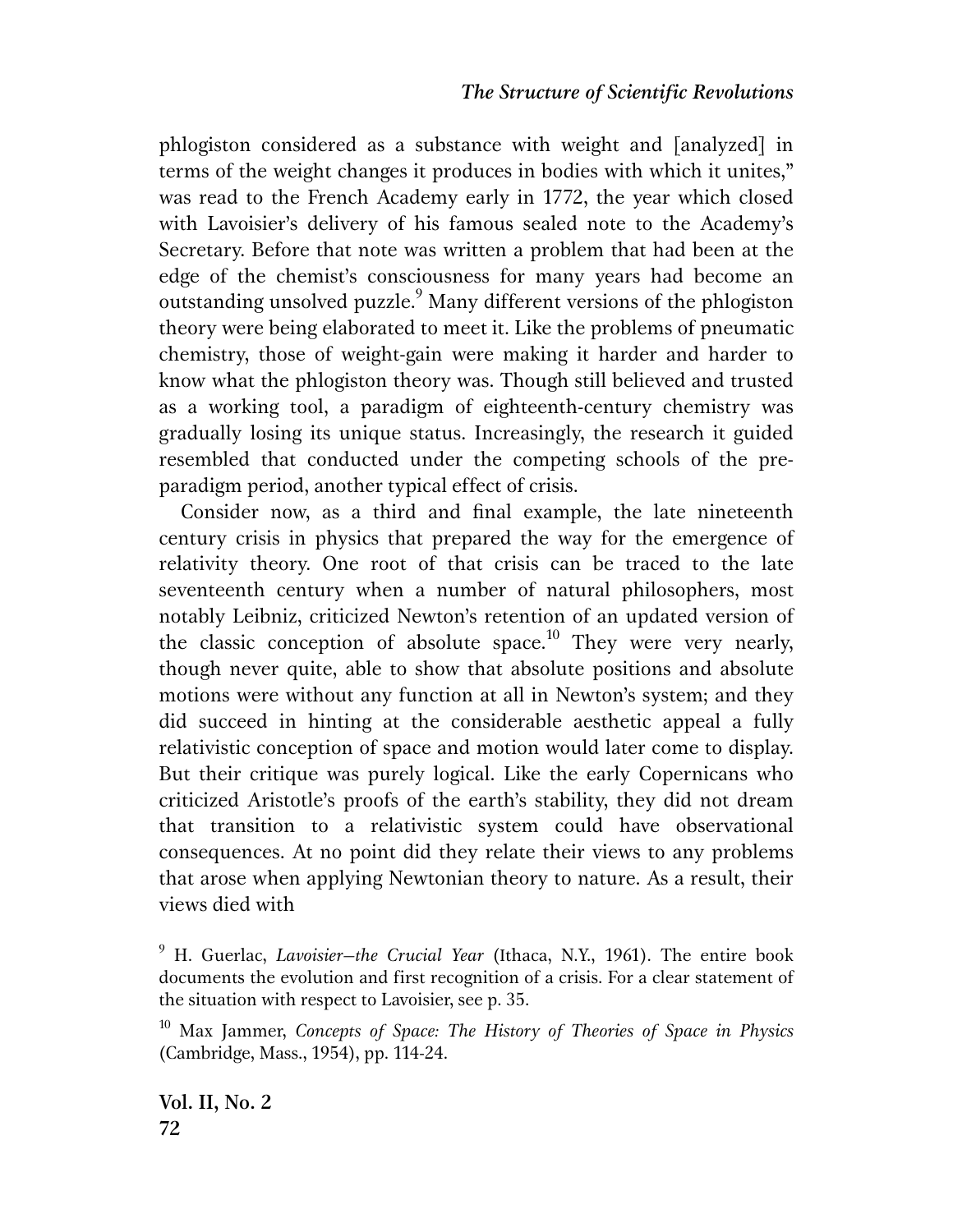phlogiston considered as a substance with weight and [analyzed] in terms of the weight changes it produces in bodies with which it unites," was read to the French Academy early in 1772, the year which closed with Lavoisier's delivery of his famous sealed note to the Academy's Secretary. Before that note was written a problem that had been at the edge of the chemist's consciousness for many years had become an outstanding unsolved puzzle.[9] Many different versions of the phlogiston theory were being elaborated to meet it. Like the problems of pneumatic chemistry, those of weight-gain were making it harder and harder to know what the phlogiston theory was. Though still believed and trusted as a working tool, a paradigm of eighteenth-century chemistry was gradually losing its unique status. Increasingly, the research it guided resembled that conducted under the competing schools of the pre-paradigm period, another typical effect of crisis.

Consider now, as a third and final example, the late nineteenth century crisis in physics that prepared the way for the emergence of relativity theory. One root of that crisis can be traced to the late seventeenth century when a number of natural philosophers, most notably Leibniz, criticized Newton's retention of an updated version of the classic conception of absolute space.[10] They were very nearly, though never quite, able to show that absolute positions and absolute motions were without any function at all in Newton's system; and they did succeed in hinting at the considerable aesthetic appeal a fully relativistic conception of space and motion would later come to display. But their critique was purely logical. Like the early Copernicans who criticized Aristotle's proofs of the earth's stability, they did not dream that transition to a relativistic system could have observational consequences. At no point did they relate their views to any problems that arose when applying Newtonian theory to nature. As a result, their views died with

[9] H. Guerlac, *Lavoisier—the Crucial Year* (Ithaca, N.Y., 1961). The entire book documents the evolution and first recognition of a crisis. For a clear statement of the situation with respect to Lavoisier, see p. 35.

[10] Max Jammer, *Concepts of Space: The History of Theories of Space in Physics* (Cambridge, Mass., 1954), pp. 114-24.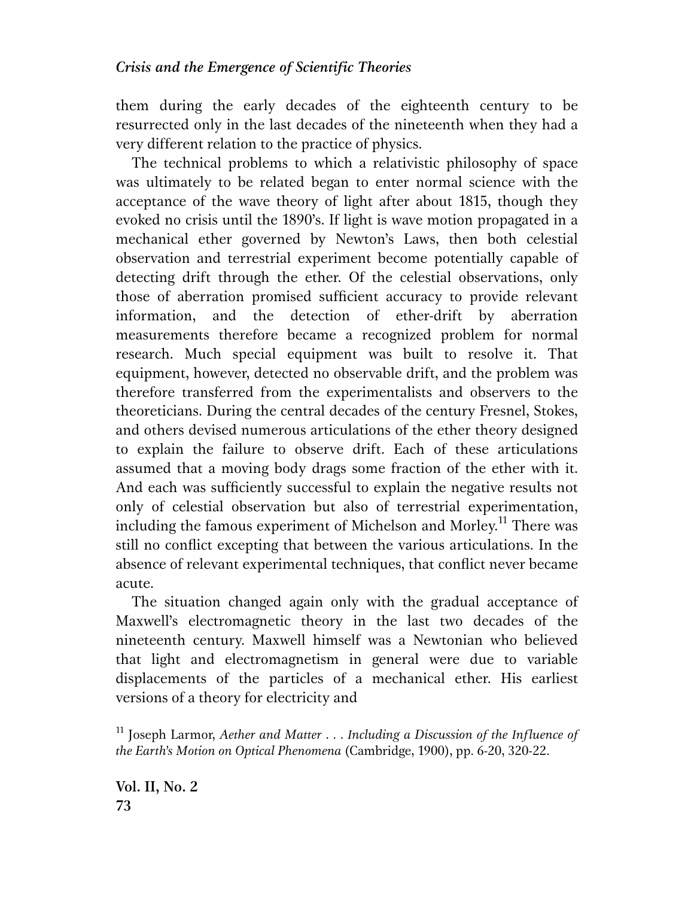them during the early decades of the eighteenth century to be resurrected only in the last decades of the nineteenth when they had a very different relation to the practice of physics.

The technical problems to which a relativistic philosophy of space was ultimately to be related began to enter normal science with the acceptance of the wave theory of light after about 1815, though they evoked no crisis until the 1890's. If light is wave motion propagated in a mechanical ether governed by Newton's Laws, then both celestial observation and terrestrial experiment become potentially capable of detecting drift through the ether. Of the celestial observations, only those of aberration promised sufficient accuracy to provide relevant information, and the detection of ether-drift by aberration measurements therefore became a recognized problem for normal research. Much special equipment was built to resolve it. That equipment, however, detected no observable drift, and the problem was therefore transferred from the experimentalists and observers to the theoreticians. During the central decades of the century Fresnel, Stokes, and others devised numerous articulations of the ether theory designed to explain the failure to observe drift. Each of these articulations assumed that a moving body drags some fraction of the ether with it. And each was sufficiently successful to explain the negative results not only of celestial observation but also of terrestrial experimentation, including the famous experiment of Michelson and Morley.[11] There was still no conflict excepting that between the various articulations. In the absence of relevant experimental techniques, that conflict never became acute.

The situation changed again only with the gradual acceptance of Maxwell's electromagnetic theory in the last two decades of the nineteenth century. Maxwell himself was a Newtonian who believed that light and electromagnetism in general were due to variable displacements of the particles of a mechanical ether. His earliest versions of a theory for electricity and

[11] Joseph Larmor, *Aether and Matter . . . Including a Discussion of the Influence of the Earth's Motion on Optical Phenomena* (Cambridge, 1900), pp. 6-20, 320-22.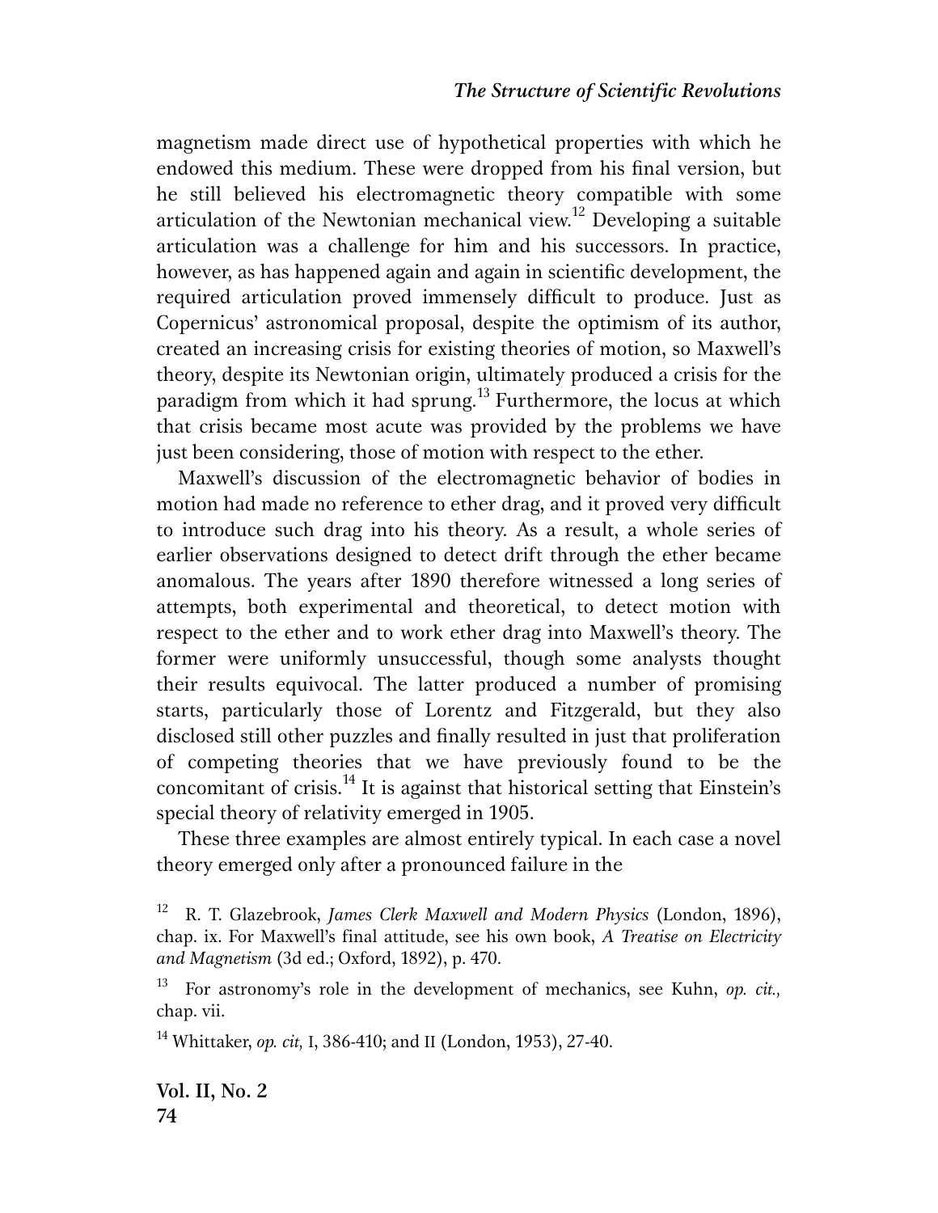magnetism made direct use of hypothetical properties with which he endowed this medium. These were dropped from his final version, but he still believed his electromagnetic theory compatible with some articulation of the Newtonian mechanical view.[12] Developing a suitable articulation was a challenge for him and his successors. In practice, however, as has happened again and again in scientific development, the required articulation proved immensely difficult to produce. Just as Copernicus' astronomical proposal, despite the optimism of its author, created an increasing crisis for existing theories of motion, so Maxwell's theory, despite its Newtonian origin, ultimately produced a crisis for the paradigm from which it had sprung.[13] Furthermore, the locus at which that crisis became most acute was provided by the problems we have just been considering, those of motion with respect to the ether.

Maxwell's discussion of the electromagnetic behavior of bodies in motion had made no reference to ether drag, and it proved very difficult to introduce such drag into his theory. As a result, a whole series of earlier observations designed to detect drift through the ether became anomalous. The years after 1890 therefore witnessed a long series of attempts, both experimental and theoretical, to detect motion with respect to the ether and to work ether drag into Maxwell's theory. The former were uniformly unsuccessful, though some analysts thought their results equivocal. The latter produced a number of promising starts, particularly those of Lorentz and Fitzgerald, but they also disclosed still other puzzles and finally resulted in just that proliferation of competing theories that we have previously found to be the concomitant of crisis.[14] It is against that historical setting that Einstein's special theory of relativity emerged in 1905.

These three examples are almost entirely typical. In each case a novel theory emerged only after a pronounced failure in the

[12] R. T. Glazebrook, *James Clerk Maxwell and Modern Physics* (London, 1896), chap. ix. For Maxwell's final attitude, see his own book, *A Treatise on Electricity and Magnetism* (3d ed.; Oxford, 1892), p. 470.

[13] For astronomy's role in the development of mechanics, see Kuhn, *op. cit.,* chap. vii.

[14] Whittaker, *op. cit,* I, 386-410; and II (London, 1953), 27-40.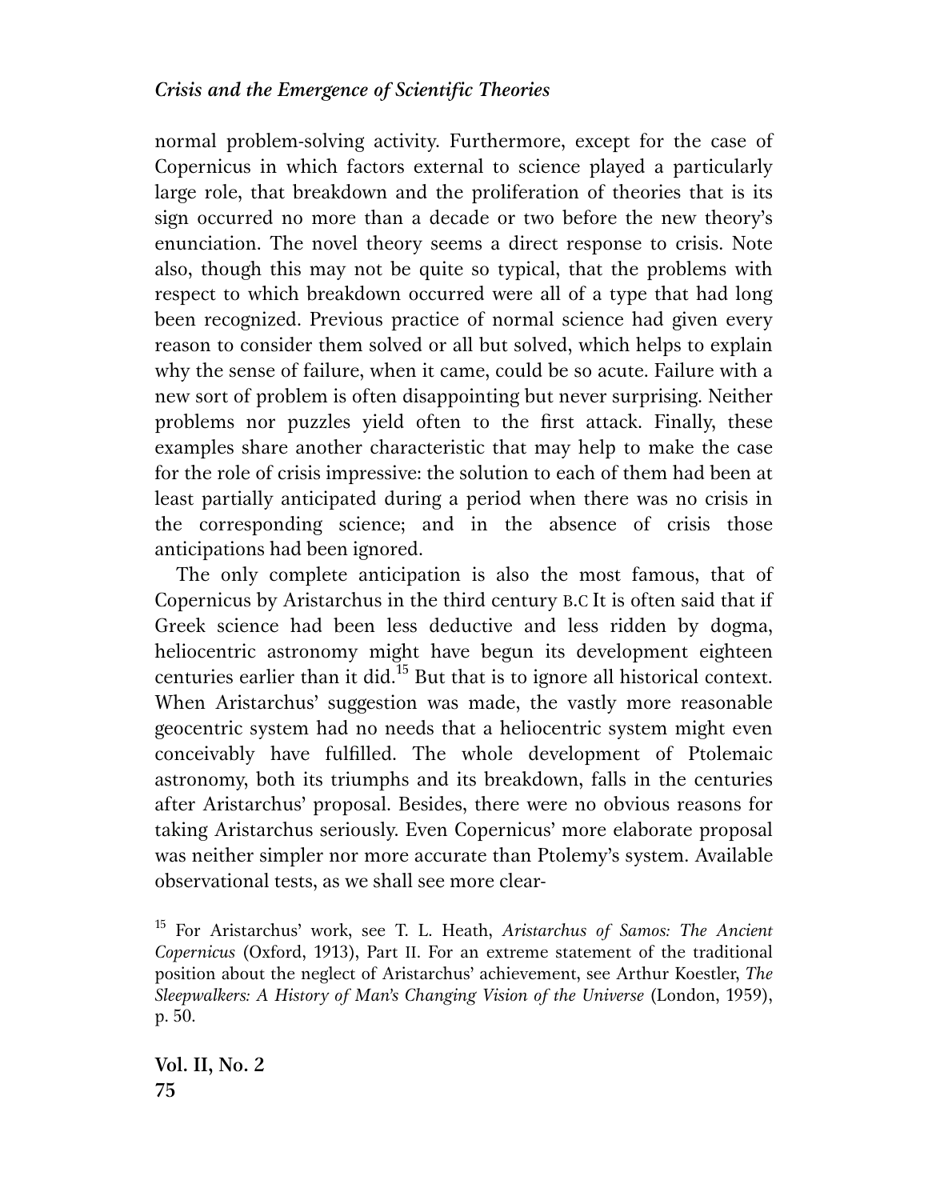normal problem-solving activity. Furthermore, except for the case of Copernicus in which factors external to science played a particularly large role, that breakdown and the proliferation of theories that is its sign occurred no more than a decade or two before the new theory's enunciation. The novel theory seems a direct response to crisis. Note also, though this may not be quite so typical, that the problems with respect to which breakdown occurred were all of a type that had long been recognized. Previous practice of normal science had given every reason to consider them solved or all but solved, which helps to explain why the sense of failure, when it came, could be so acute. Failure with a new sort of problem is often disappointing but never surprising. Neither problems nor puzzles yield often to the first attack. Finally, these examples share another characteristic that may help to make the case for the role of crisis impressive: the solution to each of them had been at least partially anticipated during a period when there was no crisis in the corresponding science; and in the absence of crisis those anticipations had been ignored.

The only complete anticipation is also the most famous, that of Copernicus by Aristarchus in the third century B.C It is often said that if Greek science had been less deductive and less ridden by dogma, heliocentric astronomy might have begun its development eighteen centuries earlier than it did.[15] But that is to ignore all historical context. When Aristarchus' suggestion was made, the vastly more reasonable geocentric system had no needs that a heliocentric system might even conceivably have fulfilled. The whole development of Ptolemaic astronomy, both its triumphs and its breakdown, falls in the centuries after Aristarchus' proposal. Besides, there were no obvious reasons for taking Aristarchus seriously. Even Copernicus' more elaborate proposal was neither simpler nor more accurate than Ptolemy's system. Available observational tests, as we shall see more clear-

[15] For Aristarchus' work, see T. L. Heath, *Aristarchus of Samos: The Ancient Copernicus* (Oxford, 1913), Part II. For an extreme statement of the traditional position about the neglect of Aristarchus' achievement, see Arthur Koestler, *The Sleepwalkers: A History of Man's Changing Vision of the Universe* (London, 1959), p. 50.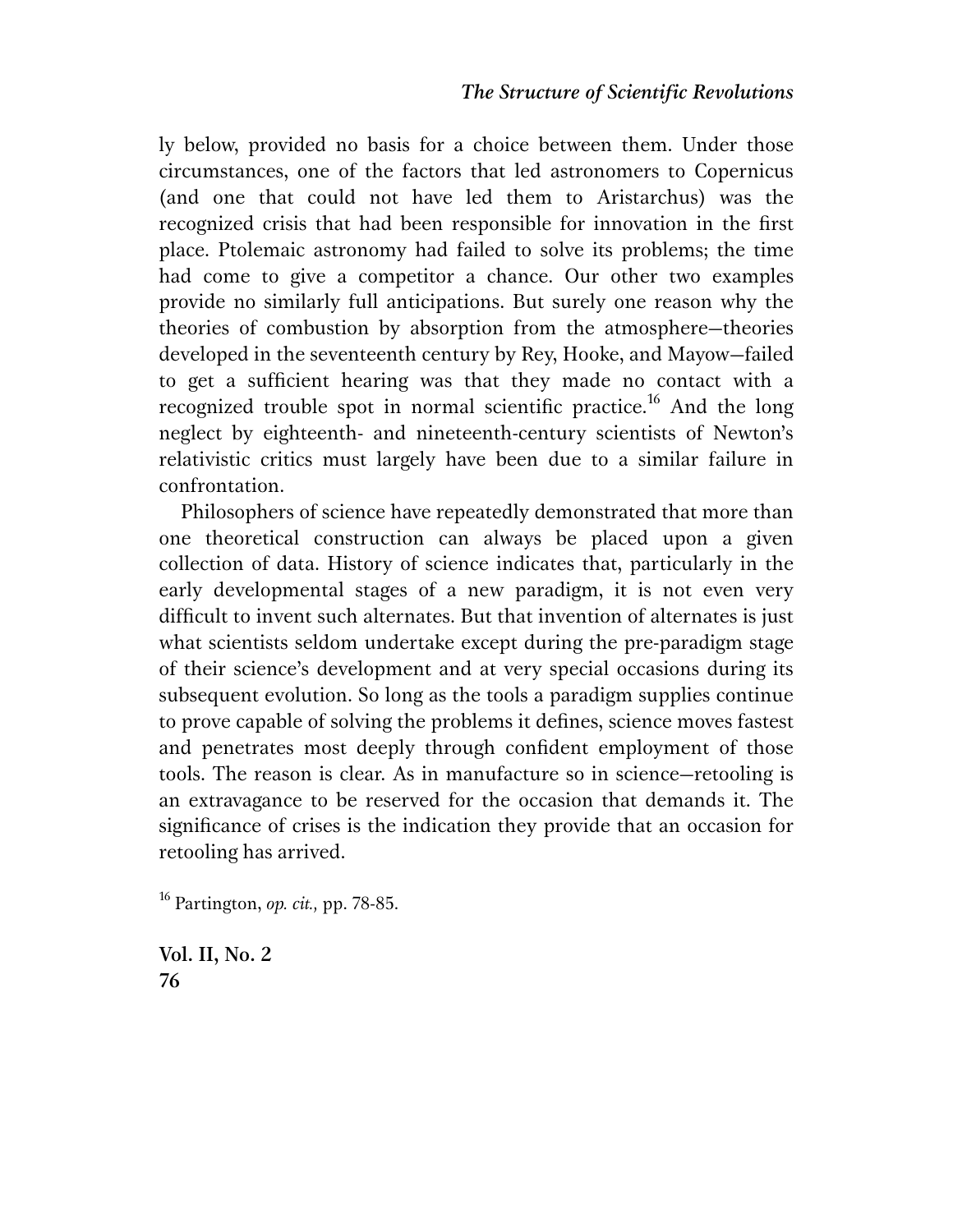ly below, provided no basis for a choice between them. Under those circumstances, one of the factors that led astronomers to Copernicus (and one that could not have led them to Aristarchus) was the recognized crisis that had been responsible for innovation in the first place. Ptolemaic astronomy had failed to solve its problems; the time had come to give a competitor a chance. Our other two examples provide no similarly full anticipations. But surely one reason why the theories of combustion by absorption from the atmosphere—theories developed in the seventeenth century by Rey, Hooke, and Mayow—failed to get a sufficient hearing was that they made no contact with a recognized trouble spot in normal scientific practice.[16] And the long neglect by eighteenth- and nineteenth-century scientists of Newton's relativistic critics must largely have been due to a similar failure in confrontation.

Philosophers of science have repeatedly demonstrated that more than one theoretical construction can always be placed upon a given collection of data. History of science indicates that, particularly in the early developmental stages of a new paradigm, it is not even very difficult to invent such alternates. But that invention of alternates is just what scientists seldom undertake except during the pre-paradigm stage of their science's development and at very special occasions during its subsequent evolution. So long as the tools a paradigm supplies continue to prove capable of solving the problems it defines, science moves fastest and penetrates most deeply through confident employment of those tools. The reason is clear. As in manufacture so in science—retooling is an extravagance to be reserved for the occasion that demands it. The significance of crises is the indication they provide that an occasion for retooling has arrived.

[16] Partington, *op. cit.,* pp. 78-85.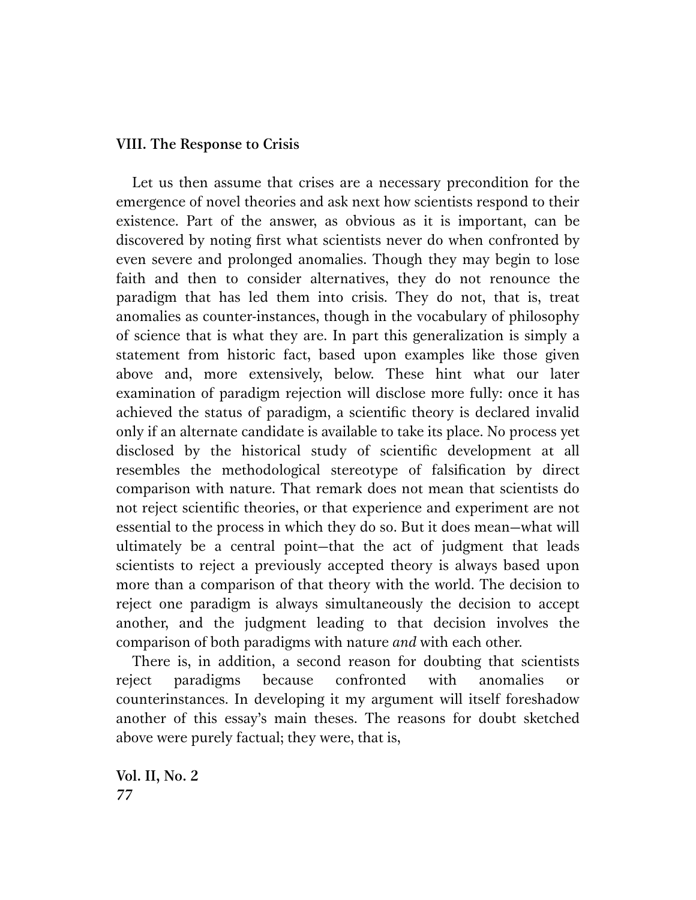## VIII. The Response to Crisis

Let us then assume that crises are a necessary precondition for the emergence of novel theories and ask next how scientists respond to their existence. Part of the answer, as obvious as it is important, can be discovered by noting first what scientists never do when confronted by even severe and prolonged anomalies. Though they may begin to lose faith and then to consider alternatives, they do not renounce the paradigm that has led them into crisis. They do not, that is, treat anomalies as counter-instances, though in the vocabulary of philosophy of science that is what they are. In part this generalization is simply a statement from historic fact, based upon examples like those given above and, more extensively, below. These hint what our later examination of paradigm rejection will disclose more fully: once it has achieved the status of paradigm, a scientific theory is declared invalid only if an alternate candidate is available to take its place. No process yet disclosed by the historical study of scientific development at all resembles the methodological stereotype of falsification by direct comparison with nature. That remark does not mean that scientists do not reject scientific theories, or that experience and experiment are not essential to the process in which they do so. But it does mean—what will ultimately be a central point—that the act of judgment that leads scientists to reject a previously accepted theory is always based upon more than a comparison of that theory with the world. The decision to reject one paradigm is always simultaneously the decision to accept another, and the judgment leading to that decision involves the comparison of both paradigms with nature *and* with each other.

There is, in addition, a second reason for doubting that scientists reject paradigms because confronted with anomalies or counterinstances. In developing it my argument will itself foreshadow another of this essay's main theses. The reasons for doubt sketched above were purely factual; they were, that is,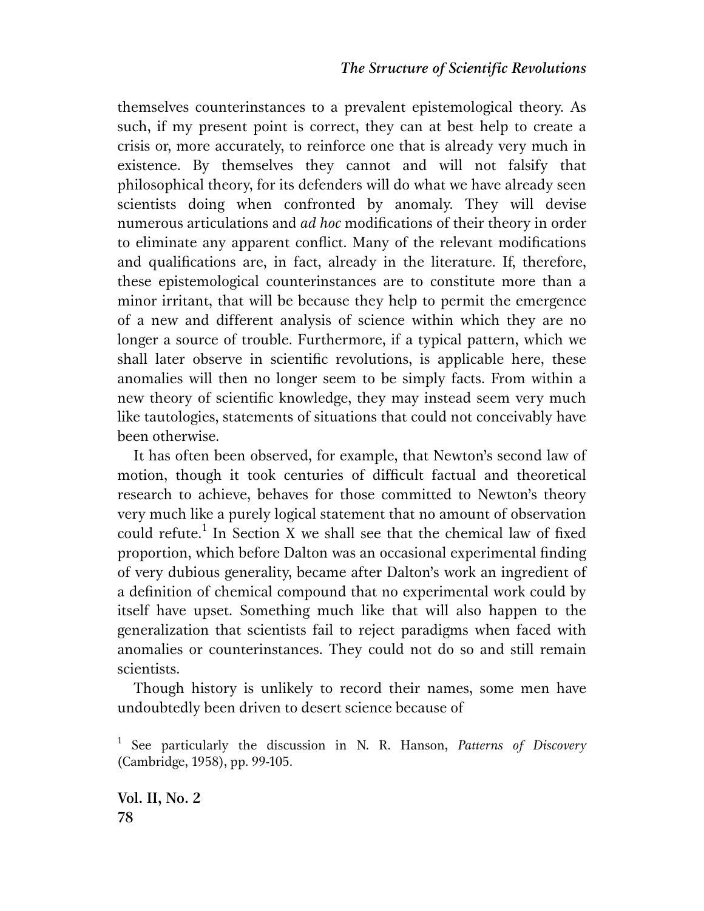themselves counterinstances to a prevalent epistemological theory. As such, if my present point is correct, they can at best help to create a crisis or, more accurately, to reinforce one that is already very much in existence. By themselves they cannot and will not falsify that philosophical theory, for its defenders will do what we have already seen scientists doing when confronted by anomaly. They will devise numerous articulations and *ad hoc* modifications of their theory in order to eliminate any apparent conflict. Many of the relevant modifications and qualifications are, in fact, already in the literature. If, therefore, these epistemological counterinstances are to constitute more than a minor irritant, that will be because they help to permit the emergence of a new and different analysis of science within which they are no longer a source of trouble. Furthermore, if a typical pattern, which we shall later observe in scientific revolutions, is applicable here, these anomalies will then no longer seem to be simply facts. From within a new theory of scientific knowledge, they may instead seem very much like tautologies, statements of situations that could not conceivably have been otherwise.

It has often been observed, for example, that Newton's second law of motion, though it took centuries of difficult factual and theoretical research to achieve, behaves for those committed to Newton's theory very much like a purely logical statement that no amount of observation could refute.[1] In Section X we shall see that the chemical law of fixed proportion, which before Dalton was an occasional experimental finding of very dubious generality, became after Dalton's work an ingredient of a definition of chemical compound that no experimental work could by itself have upset. Something much like that will also happen to the generalization that scientists fail to reject paradigms when faced with anomalies or counterinstances. They could not do so and still remain scientists.

Though history is unlikely to record their names, some men have undoubtedly been driven to desert science because of

[1] See particularly the discussion in N. R. Hanson, *Patterns of Discovery* (Cambridge, 1958), pp. 99-105.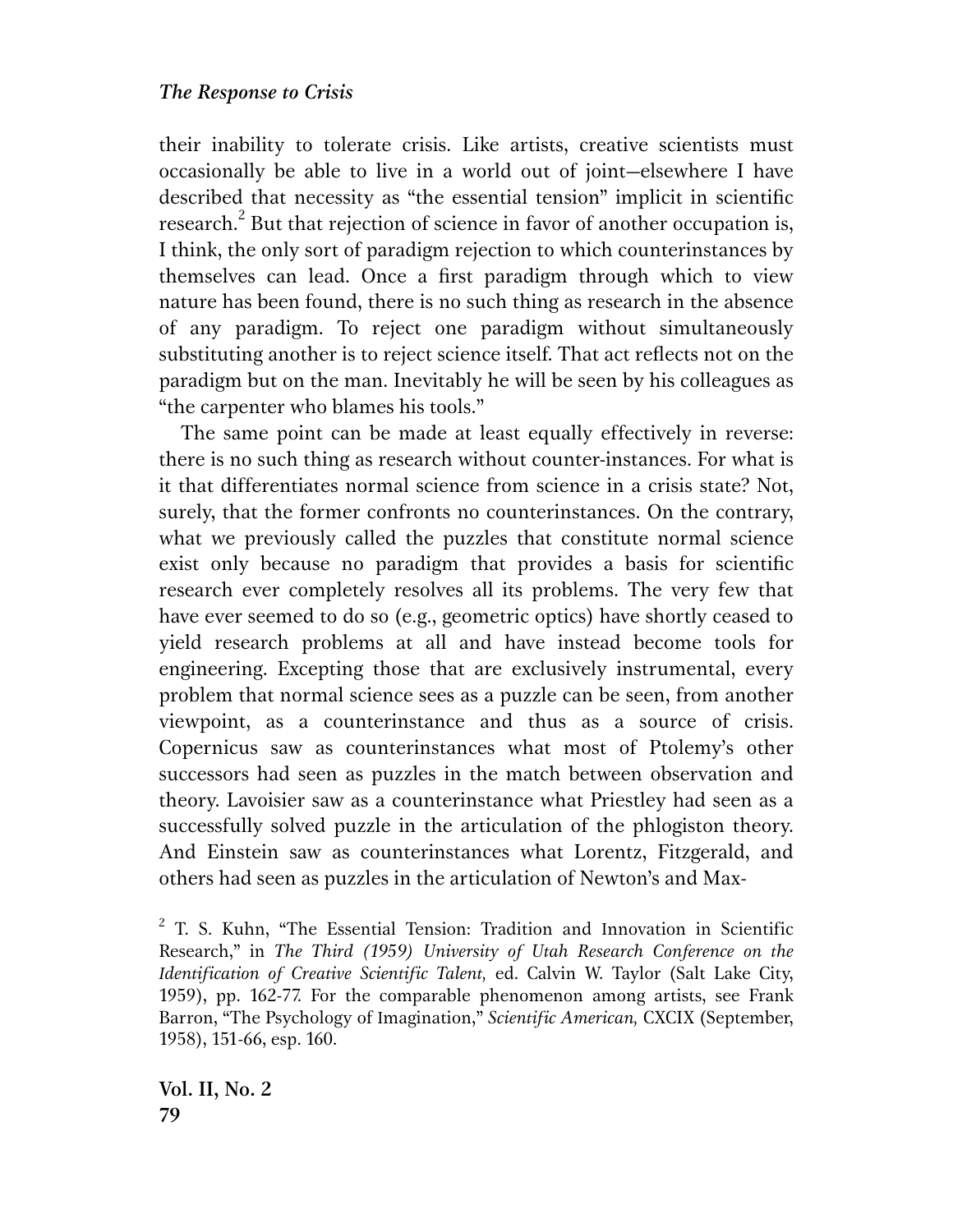their inability to tolerate crisis. Like artists, creative scientists must occasionally be able to live in a world out of joint—elsewhere I have described that necessity as "the essential tension" implicit in scientific research.[2] But that rejection of science in favor of another occupation is, I think, the only sort of paradigm rejection to which counterinstances by themselves can lead. Once a first paradigm through which to view nature has been found, there is no such thing as research in the absence of any paradigm. To reject one paradigm without simultaneously substituting another is to reject science itself. That act reflects not on the paradigm but on the man. Inevitably he will be seen by his colleagues as "the carpenter who blames his tools."

The same point can be made at least equally effectively in reverse: there is no such thing as research without counter-instances. For what is it that differentiates normal science from science in a crisis state? Not, surely, that the former confronts no counterinstances. On the contrary, what we previously called the puzzles that constitute normal science exist only because no paradigm that provides a basis for scientific research ever completely resolves all its problems. The very few that have ever seemed to do so (e.g., geometric optics) have shortly ceased to yield research problems at all and have instead become tools for engineering. Excepting those that are exclusively instrumental, every problem that normal science sees as a puzzle can be seen, from another viewpoint, as a counterinstance and thus as a source of crisis. Copernicus saw as counterinstances what most of Ptolemy's other successors had seen as puzzles in the match between observation and theory. Lavoisier saw as a counterinstance what Priestley had seen as a successfully solved puzzle in the articulation of the phlogiston theory. And Einstein saw as counterinstances what Lorentz, Fitzgerald, and others had seen as puzzles in the articulation of Newton's and Max-

[2] T. S. Kuhn, "The Essential Tension: Tradition and Innovation in Scientific Research," in *The Third (1959) University of Utah Research Conference on the Identification of Creative Scientific Talent,* ed. Calvin W. Taylor (Salt Lake City, 1959), pp. 162-77. For the comparable phenomenon among artists, see Frank Barron, "The Psychology of Imagination," *Scientific American,* CXCIX (September, 1958), 151-66, esp. 160.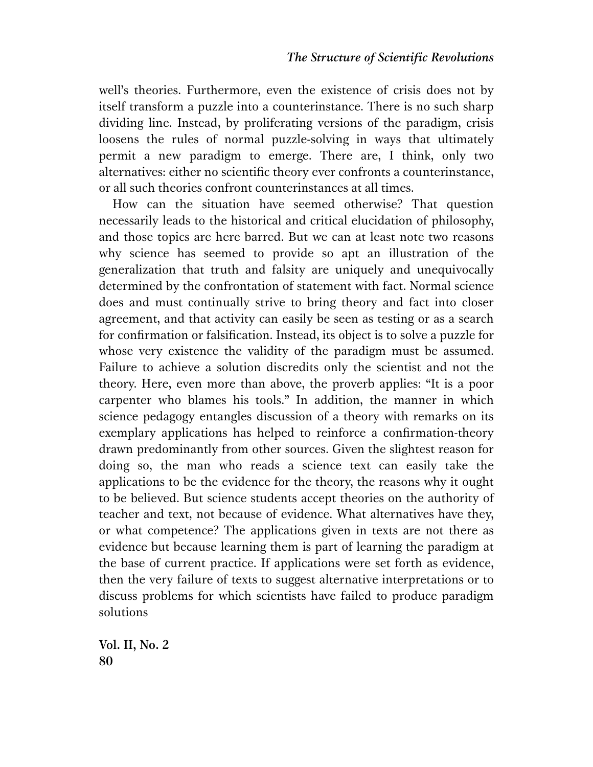well's theories. Furthermore, even the existence of crisis does not by itself transform a puzzle into a counterinstance. There is no such sharp dividing line. Instead, by proliferating versions of the paradigm, crisis loosens the rules of normal puzzle-solving in ways that ultimately permit a new paradigm to emerge. There are, I think, only two alternatives: either no scientific theory ever confronts a counterinstance, or all such theories confront counterinstances at all times.

How can the situation have seemed otherwise? That question necessarily leads to the historical and critical elucidation of philosophy, and those topics are here barred. But we can at least note two reasons why science has seemed to provide so apt an illustration of the generalization that truth and falsity are uniquely and unequivocally determined by the confrontation of statement with fact. Normal science does and must continually strive to bring theory and fact into closer agreement, and that activity can easily be seen as testing or as a search for confirmation or falsification. Instead, its object is to solve a puzzle for whose very existence the validity of the paradigm must be assumed. Failure to achieve a solution discredits only the scientist and not the theory. Here, even more than above, the proverb applies: "It is a poor carpenter who blames his tools." In addition, the manner in which science pedagogy entangles discussion of a theory with remarks on its exemplary applications has helped to reinforce a confirmation-theory drawn predominantly from other sources. Given the slightest reason for doing so, the man who reads a science text can easily take the applications to be the evidence for the theory, the reasons why it ought to be believed. But science students accept theories on the authority of teacher and text, not because of evidence. What alternatives have they, or what competence? The applications given in texts are not there as evidence but because learning them is part of learning the paradigm at the base of current practice. If applications were set forth as evidence, then the very failure of texts to suggest alternative interpretations or to discuss problems for which scientists have failed to produce paradigm solutions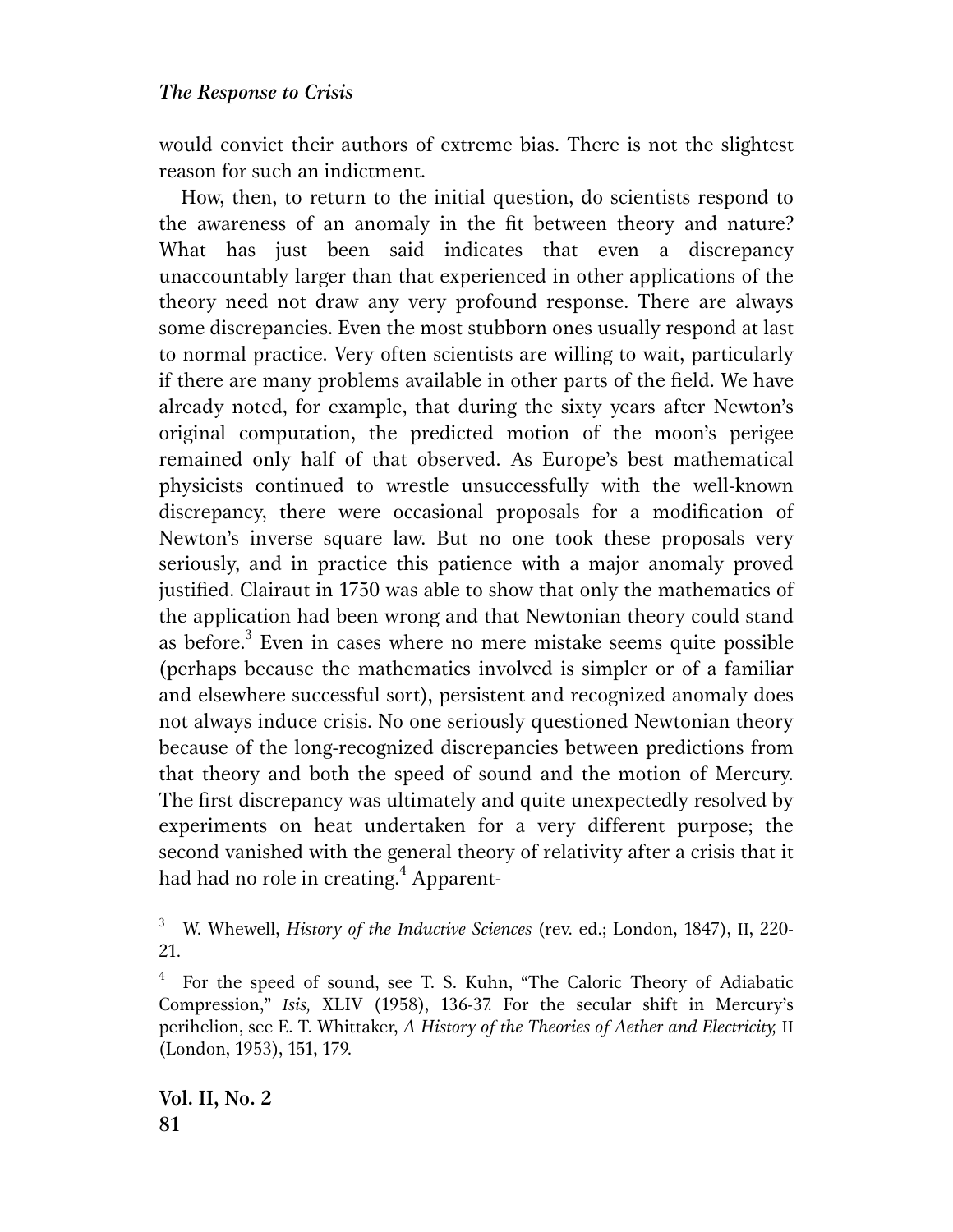would convict their authors of extreme bias. There is not the slightest reason for such an indictment.

How, then, to return to the initial question, do scientists respond to the awareness of an anomaly in the fit between theory and nature? What has just been said indicates that even a discrepancy unaccountably larger than that experienced in other applications of the theory need not draw any very profound response. There are always some discrepancies. Even the most stubborn ones usually respond at last to normal practice. Very often scientists are willing to wait, particularly if there are many problems available in other parts of the field. We have already noted, for example, that during the sixty years after Newton's original computation, the predicted motion of the moon's perigee remained only half of that observed. As Europe's best mathematical physicists continued to wrestle unsuccessfully with the well-known discrepancy, there were occasional proposals for a modification of Newton's inverse square law. But no one took these proposals very seriously, and in practice this patience with a major anomaly proved justified. Clairaut in 1750 was able to show that only the mathematics of the application had been wrong and that Newtonian theory could stand as before.[3] Even in cases where no mere mistake seems quite possible (perhaps because the mathematics involved is simpler or of a familiar and elsewhere successful sort), persistent and recognized anomaly does not always induce crisis. No one seriously questioned Newtonian theory because of the long-recognized discrepancies between predictions from that theory and both the speed of sound and the motion of Mercury. The first discrepancy was ultimately and quite unexpectedly resolved by experiments on heat undertaken for a very different purpose; the second vanished with the general theory of relativity after a crisis that it had had no role in creating.[4] Apparent-

[3] W. Whewell, *History of the Inductive Sciences* (rev. ed.; London, 1847), II, 220-21.

[4] For the speed of sound, see T. S. Kuhn, "The Caloric Theory of Adiabatic Compression," *Isis,* XLIV (1958), 136-37. For the secular shift in Mercury's perihelion, see E. T. Whittaker, *A History of the Theories of Aether and Electricity,* II (London, 1953), 151, 179.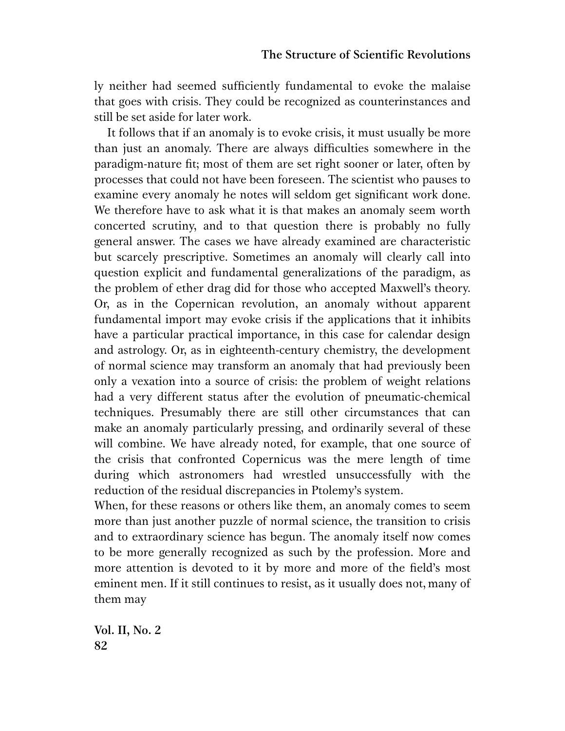ly neither had seemed sufficiently fundamental to evoke the malaise that goes with crisis. They could be recognized as counterinstances and still be set aside for later work.

It follows that if an anomaly is to evoke crisis, it must usually be more than just an anomaly. There are always difficulties somewhere in the paradigm-nature fit; most of them are set right sooner or later, often by processes that could not have been foreseen. The scientist who pauses to examine every anomaly he notes will seldom get significant work done. We therefore have to ask what it is that makes an anomaly seem worth concerted scrutiny, and to that question there is probably no fully general answer. The cases we have already examined are characteristic but scarcely prescriptive. Sometimes an anomaly will clearly call into question explicit and fundamental generalizations of the paradigm, as the problem of ether drag did for those who accepted Maxwell's theory. Or, as in the Copernican revolution, an anomaly without apparent fundamental import may evoke crisis if the applications that it inhibits have a particular practical importance, in this case for calendar design and astrology. Or, as in eighteenth-century chemistry, the development of normal science may transform an anomaly that had previously been only a vexation into a source of crisis: the problem of weight relations had a very different status after the evolution of pneumatic-chemical techniques. Presumably there are still other circumstances that can make an anomaly particularly pressing, and ordinarily several of these will combine. We have already noted, for example, that one source of the crisis that confronted Copernicus was the mere length of time during which astronomers had wrestled unsuccessfully with the reduction of the residual discrepancies in Ptolemy's system.

When, for these reasons or others like them, an anomaly comes to seem more than just another puzzle of normal science, the transition to crisis and to extraordinary science has begun. The anomaly itself now comes to be more generally recognized as such by the profession. More and more attention is devoted to it by more and more of the field's most eminent men. If it still continues to resist, as it usually does not, many of them may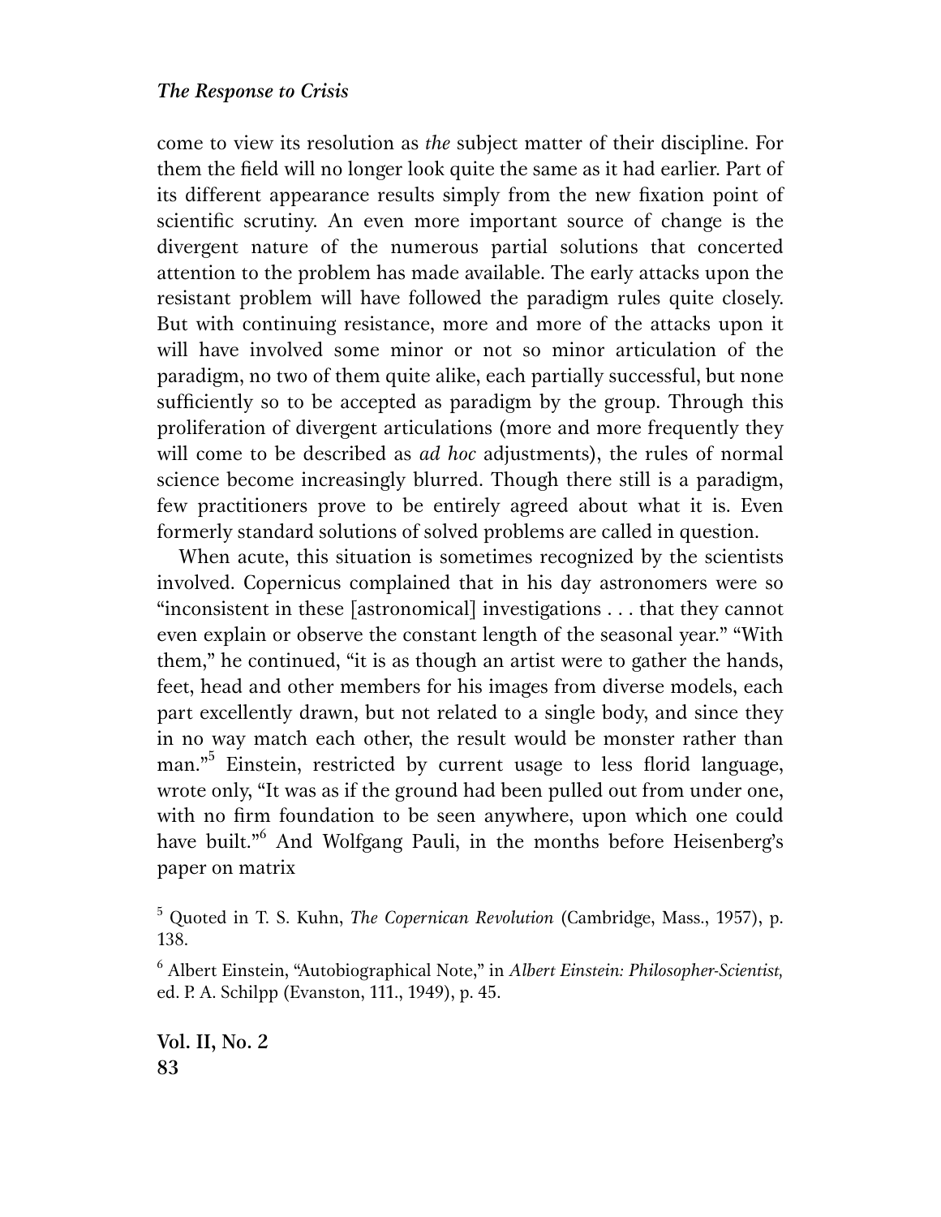come to view its resolution as *the* subject matter of their discipline. For them the field will no longer look quite the same as it had earlier. Part of its different appearance results simply from the new fixation point of scientific scrutiny. An even more important source of change is the divergent nature of the numerous partial solutions that concerted attention to the problem has made available. The early attacks upon the resistant problem will have followed the paradigm rules quite closely. But with continuing resistance, more and more of the attacks upon it will have involved some minor or not so minor articulation of the paradigm, no two of them quite alike, each partially successful, but none sufficiently so to be accepted as paradigm by the group. Through this proliferation of divergent articulations (more and more frequently they will come to be described as *ad hoc* adjustments), the rules of normal science become increasingly blurred. Though there still is a paradigm, few practitioners prove to be entirely agreed about what it is. Even formerly standard solutions of solved problems are called in question.

When acute, this situation is sometimes recognized by the scientists involved. Copernicus complained that in his day astronomers were so "inconsistent in these [astronomical] investigations . . . that they cannot even explain or observe the constant length of the seasonal year." "With them," he continued, "it is as though an artist were to gather the hands, feet, head and other members for his images from diverse models, each part excellently drawn, but not related to a single body, and since they in no way match each other, the result would be monster rather than man."[5] Einstein, restricted by current usage to less florid language, wrote only, "It was as if the ground had been pulled out from under one, with no firm foundation to be seen anywhere, upon which one could have built."[6] And Wolfgang Pauli, in the months before Heisenberg's paper on matrix

[5] Quoted in T. S. Kuhn, *The Copernican Revolution* (Cambridge, Mass., 1957), p. 138.

[6] Albert Einstein, "Autobiographical Note," in *Albert Einstein: Philosopher-Scientist*, ed. P. A. Schilpp (Evanston, 111., 1949), p. 45.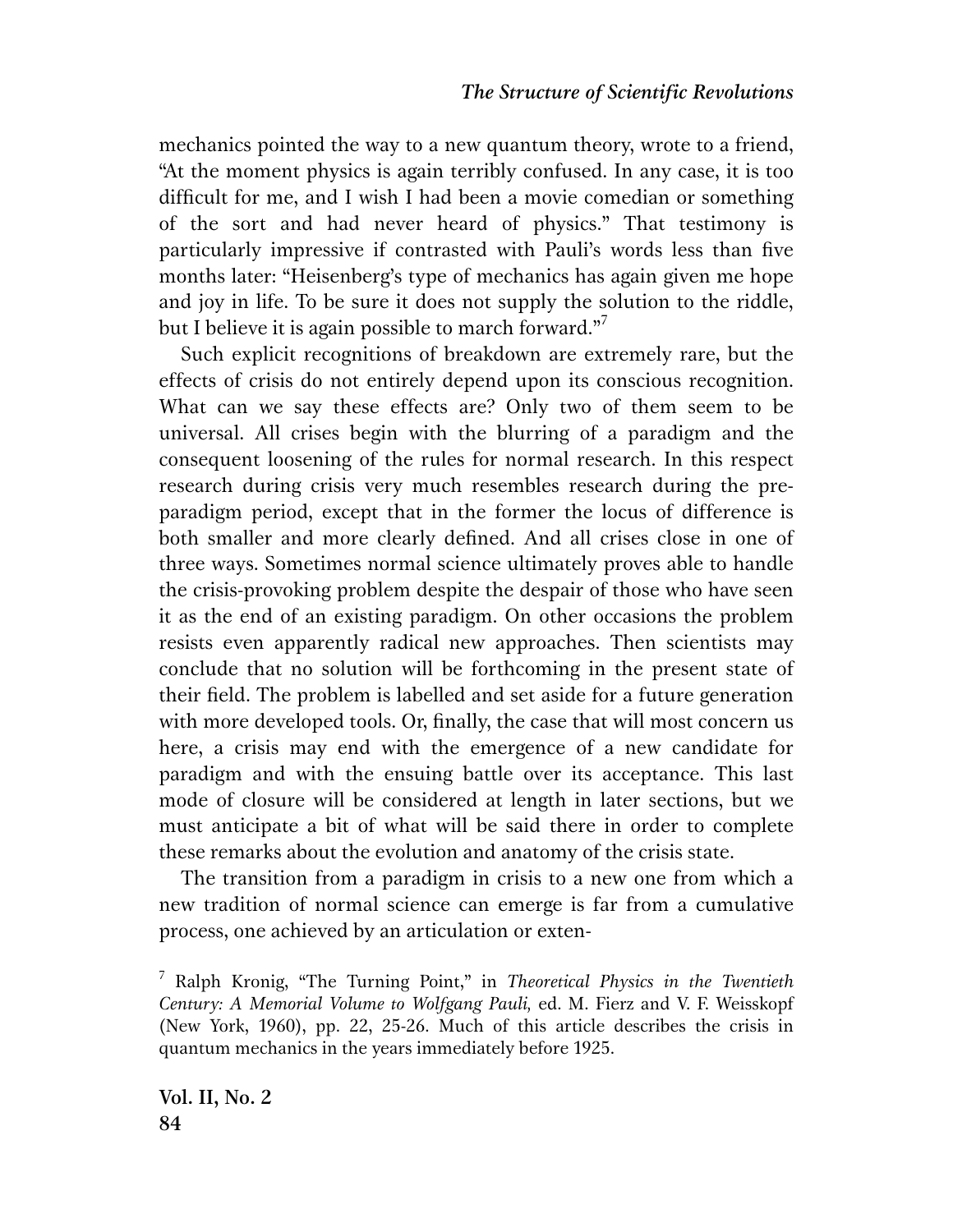mechanics pointed the way to a new quantum theory, wrote to a friend, "At the moment physics is again terribly confused. In any case, it is too difficult for me, and I wish I had been a movie comedian or something of the sort and had never heard of physics." That testimony is particularly impressive if contrasted with Pauli's words less than five months later: "Heisenberg's type of mechanics has again given me hope and joy in life. To be sure it does not supply the solution to the riddle, but I believe it is again possible to march forward."[7]

Such explicit recognitions of breakdown are extremely rare, but the effects of crisis do not entirely depend upon its conscious recognition. What can we say these effects are? Only two of them seem to be universal. All crises begin with the blurring of a paradigm and the consequent loosening of the rules for normal research. In this respect research during crisis very much resembles research during the pre-paradigm period, except that in the former the locus of difference is both smaller and more clearly defined. And all crises close in one of three ways. Sometimes normal science ultimately proves able to handle the crisis-provoking problem despite the despair of those who have seen it as the end of an existing paradigm. On other occasions the problem resists even apparently radical new approaches. Then scientists may conclude that no solution will be forthcoming in the present state of their field. The problem is labelled and set aside for a future generation with more developed tools. Or, finally, the case that will most concern us here, a crisis may end with the emergence of a new candidate for paradigm and with the ensuing battle over its acceptance. This last mode of closure will be considered at length in later sections, but we must anticipate a bit of what will be said there in order to complete these remarks about the evolution and anatomy of the crisis state.

The transition from a paradigm in crisis to a new one from which a new tradition of normal science can emerge is far from a cumulative process, one achieved by an articulation or exten-

[7] Ralph Kronig, "The Turning Point," in *Theoretical Physics in the Twentieth Century: A Memorial Volume to Wolfgang Pauli,* ed. M. Fierz and V. F. Weisskopf (New York, 1960), pp. 22, 25-26. Much of this article describes the crisis in quantum mechanics in the years immediately before 1925.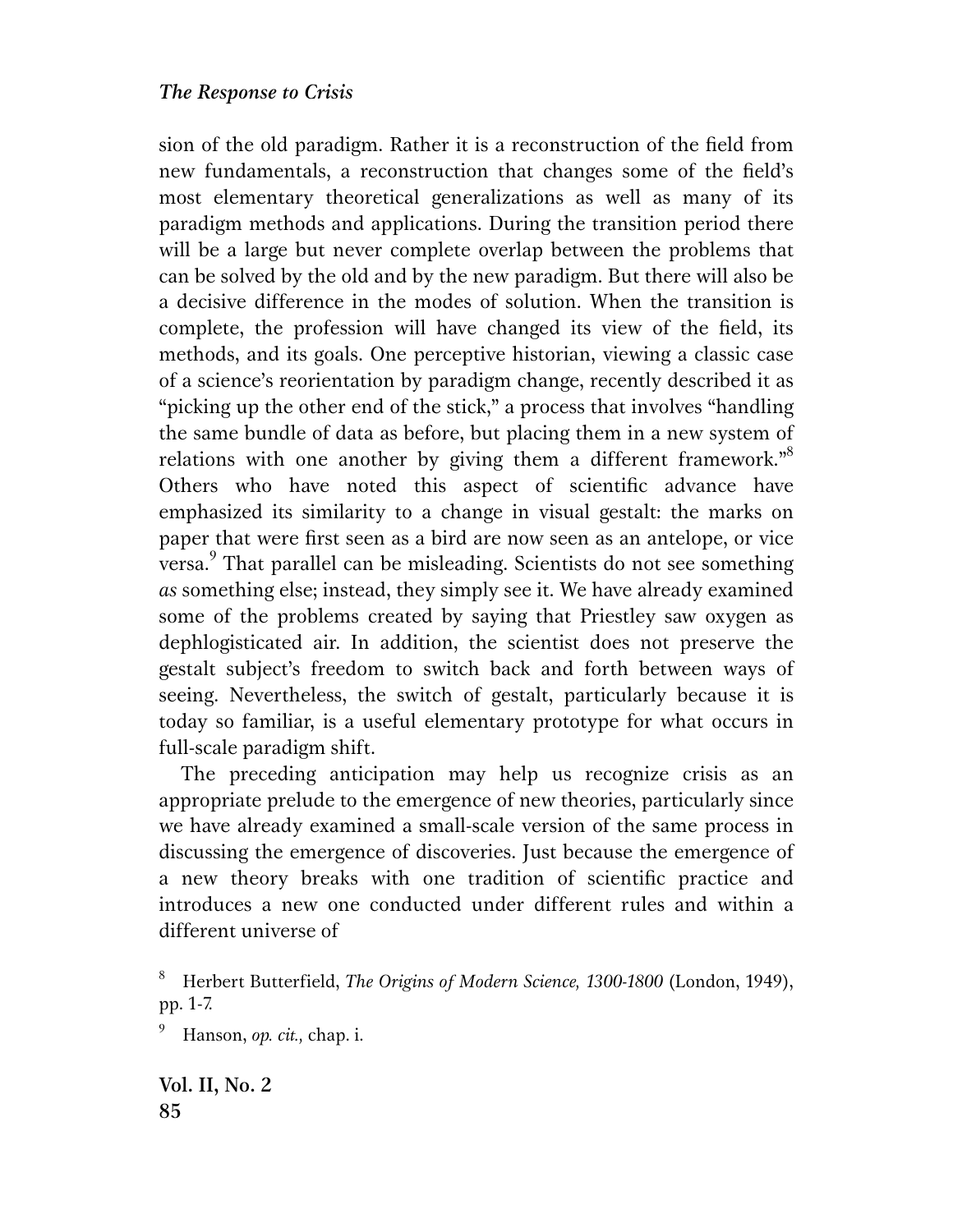sion of the old paradigm. Rather it is a reconstruction of the field from new fundamentals, a reconstruction that changes some of the field's most elementary theoretical generalizations as well as many of its paradigm methods and applications. During the transition period there will be a large but never complete overlap between the problems that can be solved by the old and by the new paradigm. But there will also be a decisive difference in the modes of solution. When the transition is complete, the profession will have changed its view of the field, its methods, and its goals. One perceptive historian, viewing a classic case of a science's reorientation by paradigm change, recently described it as "picking up the other end of the stick," a process that involves "handling the same bundle of data as before, but placing them in a new system of relations with one another by giving them a different framework."[8] Others who have noted this aspect of scientific advance have emphasized its similarity to a change in visual gestalt: the marks on paper that were first seen as a bird are now seen as an antelope, or vice versa.[9] That parallel can be misleading. Scientists do not see something *as* something else; instead, they simply see it. We have already examined some of the problems created by saying that Priestley saw oxygen as dephlogisticated air. In addition, the scientist does not preserve the gestalt subject's freedom to switch back and forth between ways of seeing. Nevertheless, the switch of gestalt, particularly because it is today so familiar, is a useful elementary prototype for what occurs in full-scale paradigm shift.

The preceding anticipation may help us recognize crisis as an appropriate prelude to the emergence of new theories, particularly since we have already examined a small-scale version of the same process in discussing the emergence of discoveries. Just because the emergence of a new theory breaks with one tradition of scientific practice and introduces a new one conducted under different rules and within a different universe of

[8] Herbert Butterfield, *The Origins of Modern Science, 1300-1800* (London, 1949), pp. 1-7.

[9] Hanson, *op. cit.,* chap. i.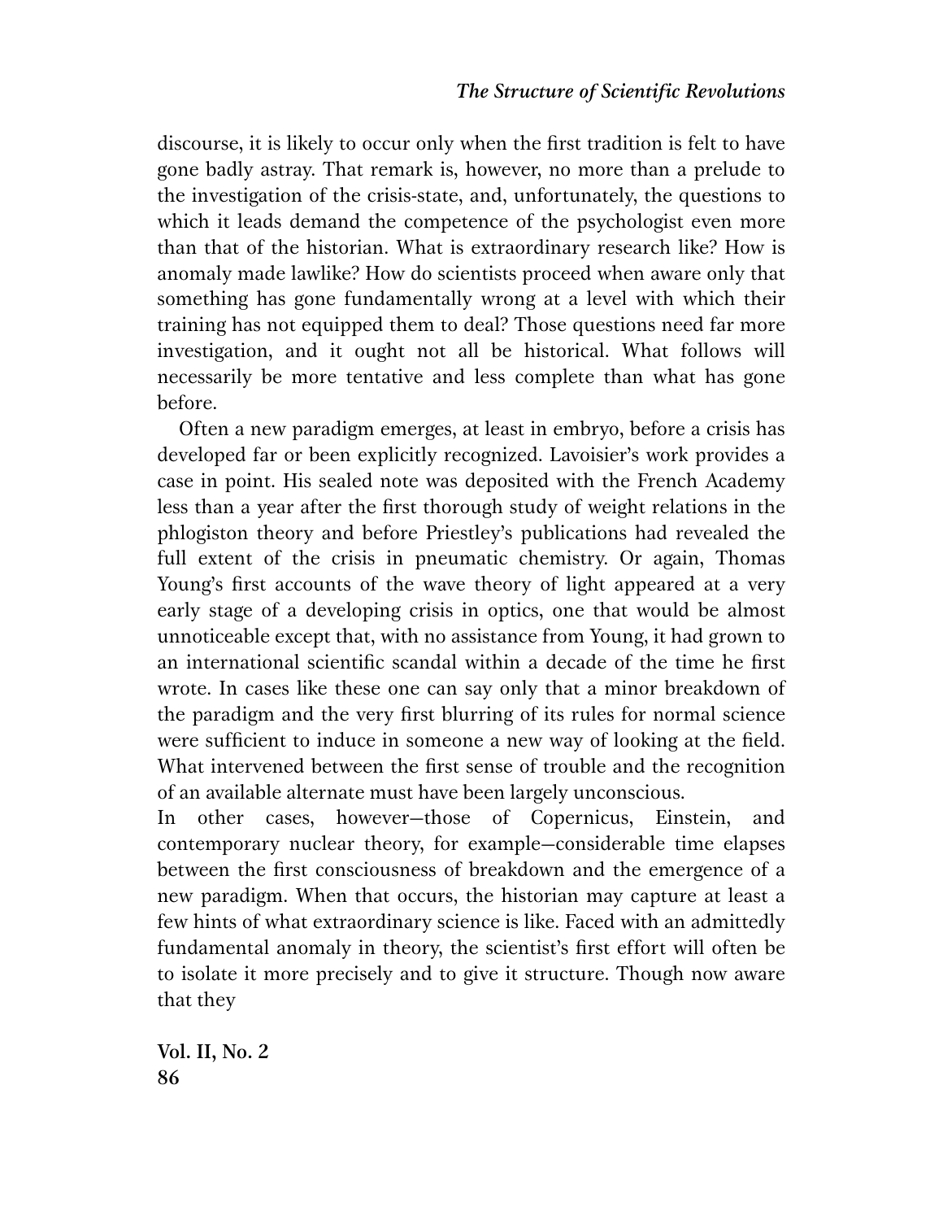discourse, it is likely to occur only when the first tradition is felt to have gone badly astray. That remark is, however, no more than a prelude to the investigation of the crisis-state, and, unfortunately, the questions to which it leads demand the competence of the psychologist even more than that of the historian. What is extraordinary research like? How is anomaly made lawlike? How do scientists proceed when aware only that something has gone fundamentally wrong at a level with which their training has not equipped them to deal? Those questions need far more investigation, and it ought not all be historical. What follows will necessarily be more tentative and less complete than what has gone before.

Often a new paradigm emerges, at least in embryo, before a crisis has developed far or been explicitly recognized. Lavoisier's work provides a case in point. His sealed note was deposited with the French Academy less than a year after the first thorough study of weight relations in the phlogiston theory and before Priestley's publications had revealed the full extent of the crisis in pneumatic chemistry. Or again, Thomas Young's first accounts of the wave theory of light appeared at a very early stage of a developing crisis in optics, one that would be almost unnoticeable except that, with no assistance from Young, it had grown to an international scientific scandal within a decade of the time he first wrote. In cases like these one can say only that a minor breakdown of the paradigm and the very first blurring of its rules for normal science were sufficient to induce in someone a new way of looking at the field. What intervened between the first sense of trouble and the recognition of an available alternate must have been largely unconscious.

In other cases, however—those of Copernicus, Einstein, and contemporary nuclear theory, for example—considerable time elapses between the first consciousness of breakdown and the emergence of a new paradigm. When that occurs, the historian may capture at least a few hints of what extraordinary science is like. Faced with an admittedly fundamental anomaly in theory, the scientist's first effort will often be to isolate it more precisely and to give it structure. Though now aware that they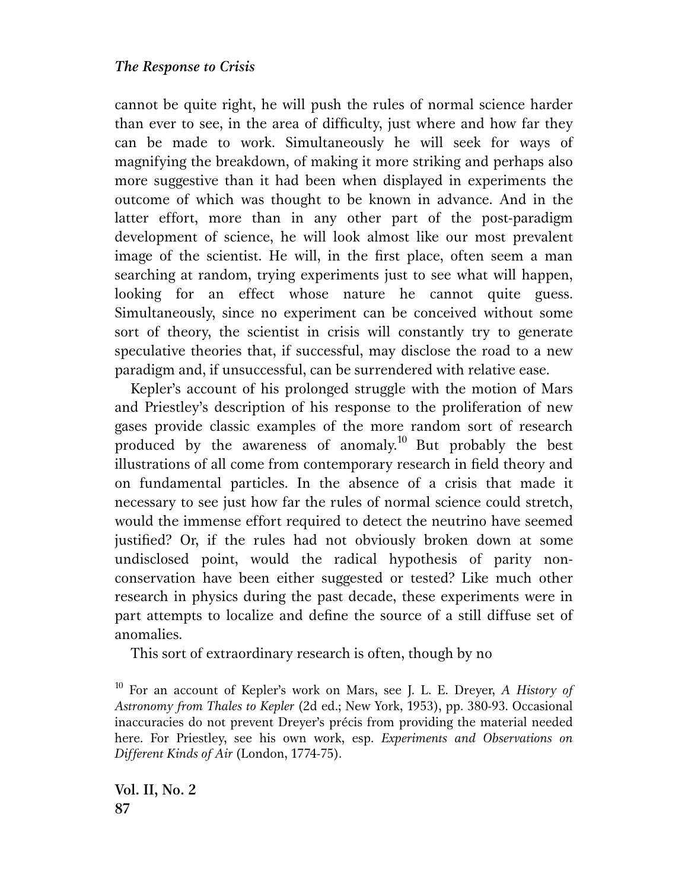cannot be quite right, he will push the rules of normal science harder than ever to see, in the area of difficulty, just where and how far they can be made to work. Simultaneously he will seek for ways of magnifying the breakdown, of making it more striking and perhaps also more suggestive than it had been when displayed in experiments the outcome of which was thought to be known in advance. And in the latter effort, more than in any other part of the post-paradigm development of science, he will look almost like our most prevalent image of the scientist. He will, in the first place, often seem a man searching at random, trying experiments just to see what will happen, looking for an effect whose nature he cannot quite guess. Simultaneously, since no experiment can be conceived without some sort of theory, the scientist in crisis will constantly try to generate speculative theories that, if successful, may disclose the road to a new paradigm and, if unsuccessful, can be surrendered with relative ease.

Kepler's account of his prolonged struggle with the motion of Mars and Priestley's description of his response to the proliferation of new gases provide classic examples of the more random sort of research produced by the awareness of anomaly.[10] But probably the best illustrations of all come from contemporary research in field theory and on fundamental particles. In the absence of a crisis that made it necessary to see just how far the rules of normal science could stretch, would the immense effort required to detect the neutrino have seemed justified? Or, if the rules had not obviously broken down at some undisclosed point, would the radical hypothesis of parity non-conservation have been either suggested or tested? Like much other research in physics during the past decade, these experiments were in part attempts to localize and define the source of a still diffuse set of anomalies.

This sort of extraordinary research is often, though by no

[10] For an account of Kepler's work on Mars, see J. L. E. Dreyer, *A History of Astronomy from Thales to Kepler* (2d ed.; New York, 1953), pp. 380-93. Occasional inaccuracies do not prevent Dreyer's précis from providing the material needed here. For Priestley, see his own work, esp. *Experiments and Observations on Different Kinds of Air* (London, 1774-75).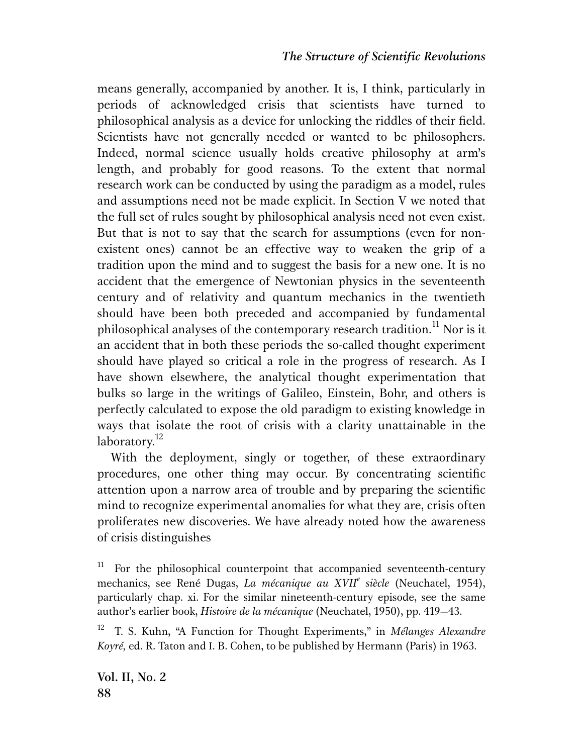means generally, accompanied by another. It is, I think, particularly in periods of acknowledged crisis that scientists have turned to philosophical analysis as a device for unlocking the riddles of their field. Scientists have not generally needed or wanted to be philosophers. Indeed, normal science usually holds creative philosophy at arm's length, and probably for good reasons. To the extent that normal research work can be conducted by using the paradigm as a model, rules and assumptions need not be made explicit. In Section V we noted that the full set of rules sought by philosophical analysis need not even exist. But that is not to say that the search for assumptions (even for non-existent ones) cannot be an effective way to weaken the grip of a tradition upon the mind and to suggest the basis for a new one. It is no accident that the emergence of Newtonian physics in the seventeenth century and of relativity and quantum mechanics in the twentieth should have been both preceded and accompanied by fundamental philosophical analyses of the contemporary research tradition.[11] Nor is it an accident that in both these periods the so-called thought experiment should have played so critical a role in the progress of research. As I have shown elsewhere, the analytical thought experimentation that bulks so large in the writings of Galileo, Einstein, Bohr, and others is perfectly calculated to expose the old paradigm to existing knowledge in ways that isolate the root of crisis with a clarity unattainable in the laboratory.[12]

With the deployment, singly or together, of these extraordinary procedures, one other thing may occur. By concentrating scientific attention upon a narrow area of trouble and by preparing the scientific mind to recognize experimental anomalies for what they are, crisis often proliferates new discoveries. We have already noted how the awareness of crisis distinguishes

[11] For the philosophical counterpoint that accompanied seventeenth-century mechanics, see René Dugas, *La mécanique au XVII^e siècle* (Neuchatel, 1954), particularly chap. xi. For the similar nineteenth-century episode, see the same author's earlier book, *Histoire de la mécanique* (Neuchatel, 1950), pp. 419–43.

[12] T. S. Kuhn, "A Function for Thought Experiments," in *Mélanges Alexandre Koyré,* ed. R. Taton and I. B. Cohen, to be published by Hermann (Paris) in 1963.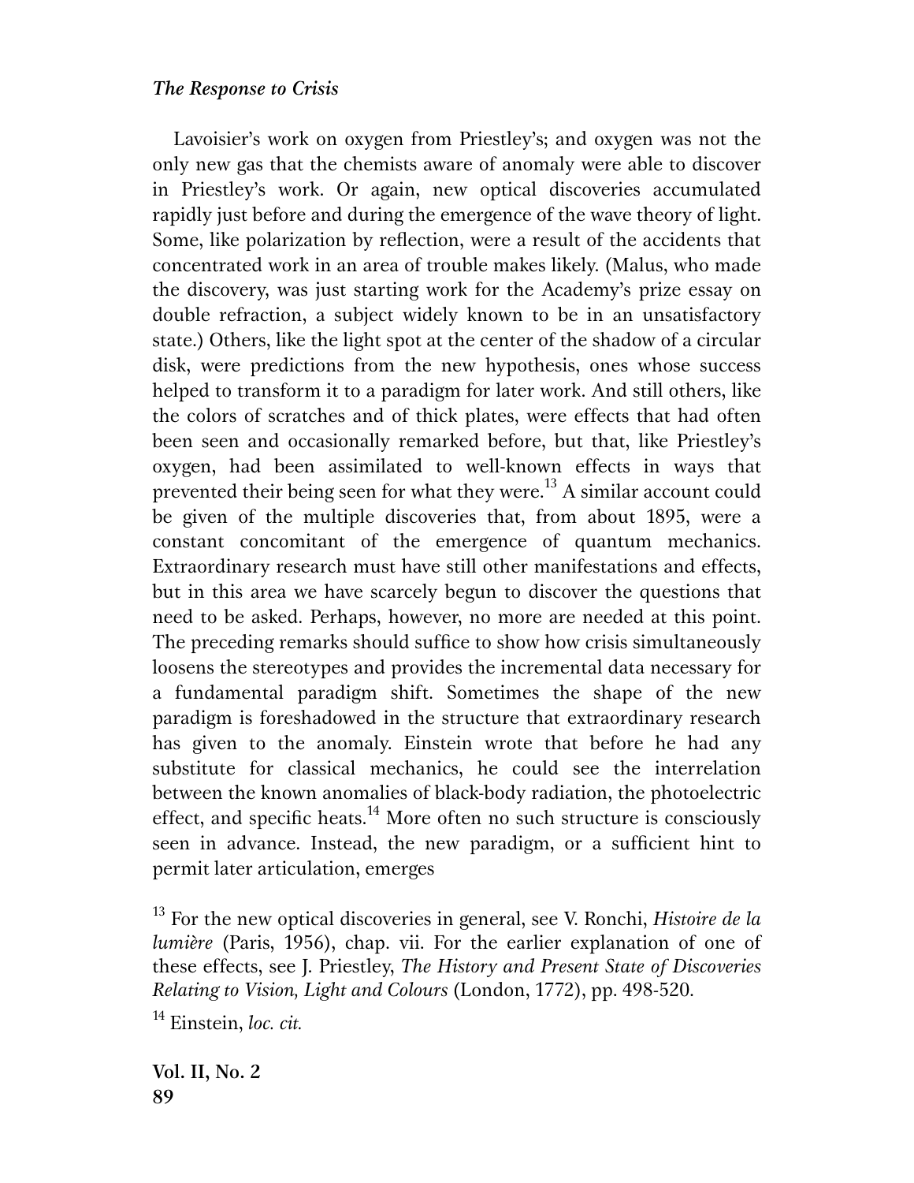Lavoisier's work on oxygen from Priestley's; and oxygen was not the only new gas that the chemists aware of anomaly were able to discover in Priestley's work. Or again, new optical discoveries accumulated rapidly just before and during the emergence of the wave theory of light. Some, like polarization by reflection, were a result of the accidents that concentrated work in an area of trouble makes likely. (Malus, who made the discovery, was just starting work for the Academy's prize essay on double refraction, a subject widely known to be in an unsatisfactory state.) Others, like the light spot at the center of the shadow of a circular disk, were predictions from the new hypothesis, ones whose success helped to transform it to a paradigm for later work. And still others, like the colors of scratches and of thick plates, were effects that had often been seen and occasionally remarked before, but that, like Priestley's oxygen, had been assimilated to well-known effects in ways that prevented their being seen for what they were.[13] A similar account could be given of the multiple discoveries that, from about 1895, were a constant concomitant of the emergence of quantum mechanics. Extraordinary research must have still other manifestations and effects, but in this area we have scarcely begun to discover the questions that need to be asked. Perhaps, however, no more are needed at this point. The preceding remarks should suffice to show how crisis simultaneously loosens the stereotypes and provides the incremental data necessary for a fundamental paradigm shift. Sometimes the shape of the new paradigm is foreshadowed in the structure that extraordinary research has given to the anomaly. Einstein wrote that before he had any substitute for classical mechanics, he could see the interrelation between the known anomalies of black-body radiation, the photoelectric effect, and specific heats.[14] More often no such structure is consciously seen in advance. Instead, the new paradigm, or a sufficient hint to permit later articulation, emerges

[13] For the new optical discoveries in general, see V. Ronchi, *Histoire de la lumière* (Paris, 1956), chap. vii. For the earlier explanation of one of these effects, see J. Priestley, *The History and Present State of Discoveries Relating to Vision, Light and Colours* (London, 1772), pp. 498-520.

[14] Einstein, *loc. cit.*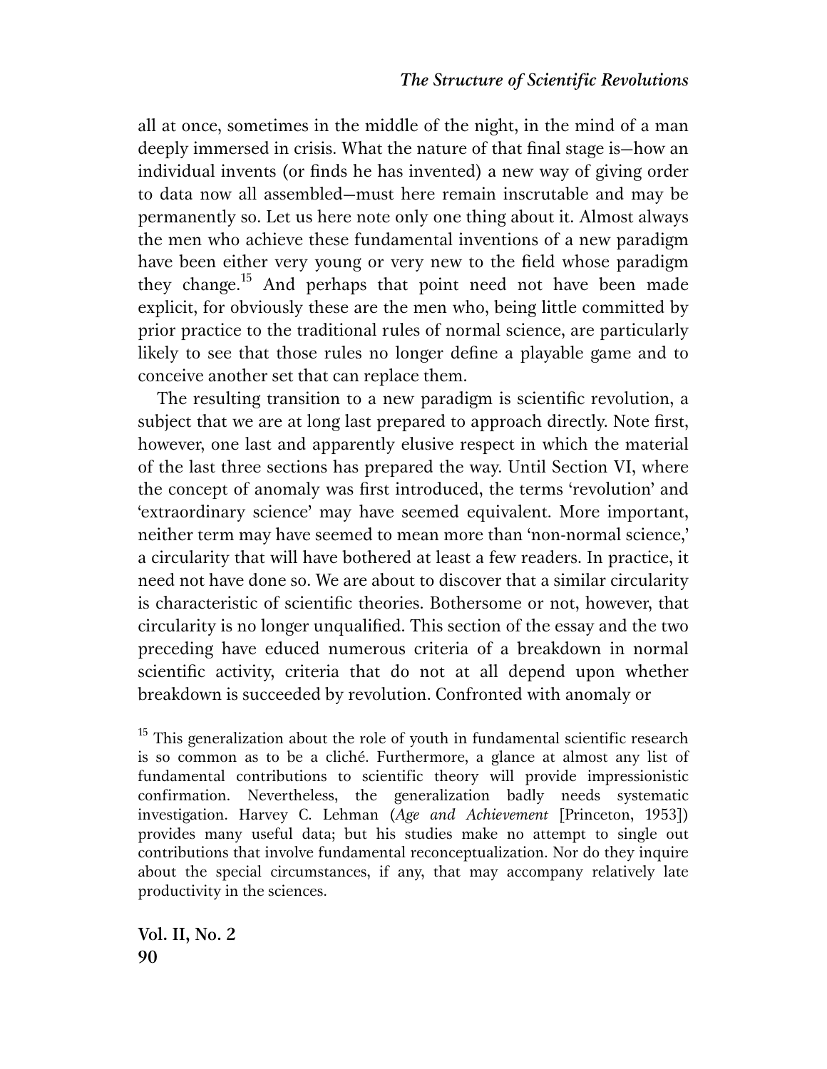all at once, sometimes in the middle of the night, in the mind of a man deeply immersed in crisis. What the nature of that final stage is—how an individual invents (or finds he has invented) a new way of giving order to data now all assembled—must here remain inscrutable and may be permanently so. Let us here note only one thing about it. Almost always the men who achieve these fundamental inventions of a new paradigm have been either very young or very new to the field whose paradigm they change.[15] And perhaps that point need not have been made explicit, for obviously these are the men who, being little committed by prior practice to the traditional rules of normal science, are particularly likely to see that those rules no longer define a playable game and to conceive another set that can replace them.

The resulting transition to a new paradigm is scientific revolution, a subject that we are at long last prepared to approach directly. Note first, however, one last and apparently elusive respect in which the material of the last three sections has prepared the way. Until Section VI, where the concept of anomaly was first introduced, the terms 'revolution' and 'extraordinary science' may have seemed equivalent. More important, neither term may have seemed to mean more than 'non-normal science,' a circularity that will have bothered at least a few readers. In practice, it need not have done so. We are about to discover that a similar circularity is characteristic of scientific theories. Bothersome or not, however, that circularity is no longer unqualified. This section of the essay and the two preceding have educed numerous criteria of a breakdown in normal scientific activity, criteria that do not at all depend upon whether breakdown is succeeded by revolution. Confronted with anomaly or

[15] This generalization about the role of youth in fundamental scientific research is so common as to be a cliché. Furthermore, a glance at almost any list of fundamental contributions to scientific theory will provide impressionistic confirmation. Nevertheless, the generalization badly needs systematic investigation. Harvey C. Lehman (*Age and Achievement* [Princeton, 1953]) provides many useful data; but his studies make no attempt to single out contributions that involve fundamental reconceptualization. Nor do they inquire about the special circumstances, if any, that may accompany relatively late productivity in the sciences.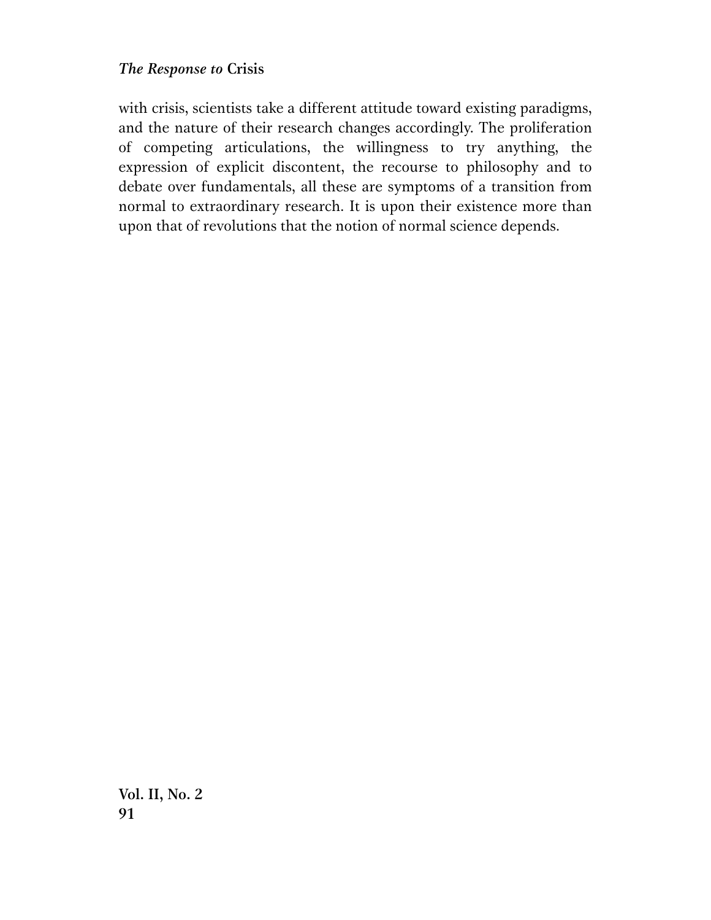with crisis, scientists take a different attitude toward existing paradigms, and the nature of their research changes accordingly. The proliferation of competing articulations, the willingness to try anything, the expression of explicit discontent, the recourse to philosophy and to debate over fundamentals, all these are symptoms of a transition from normal to extraordinary research. It is upon their existence more than upon that of revolutions that the notion of normal science depends.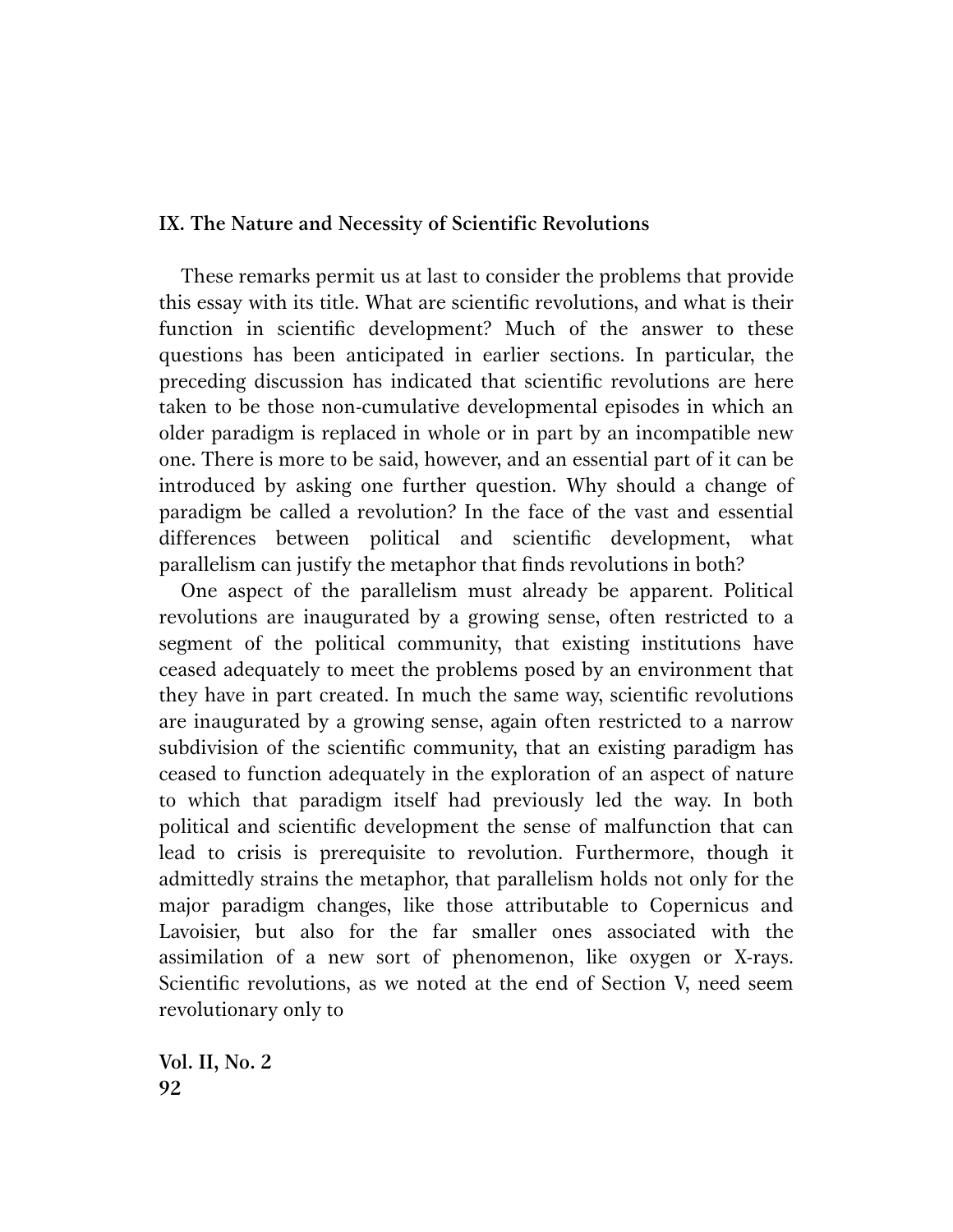## IX. The Nature and Necessity of Scientific Revolutions

These remarks permit us at last to consider the problems that provide this essay with its title. What are scientific revolutions, and what is their function in scientific development? Much of the answer to these questions has been anticipated in earlier sections. In particular, the preceding discussion has indicated that scientific revolutions are here taken to be those non-cumulative developmental episodes in which an older paradigm is replaced in whole or in part by an incompatible new one. There is more to be said, however, and an essential part of it can be introduced by asking one further question. Why should a change of paradigm be called a revolution? In the face of the vast and essential differences between political and scientific development, what parallelism can justify the metaphor that finds revolutions in both?

One aspect of the parallelism must already be apparent. Political revolutions are inaugurated by a growing sense, often restricted to a segment of the political community, that existing institutions have ceased adequately to meet the problems posed by an environment that they have in part created. In much the same way, scientific revolutions are inaugurated by a growing sense, again often restricted to a narrow subdivision of the scientific community, that an existing paradigm has ceased to function adequately in the exploration of an aspect of nature to which that paradigm itself had previously led the way. In both political and scientific development the sense of malfunction that can lead to crisis is prerequisite to revolution. Furthermore, though it admittedly strains the metaphor, that parallelism holds not only for the major paradigm changes, like those attributable to Copernicus and Lavoisier, but also for the far smaller ones associated with the assimilation of a new sort of phenomenon, like oxygen or X-rays. Scientific revolutions, as we noted at the end of Section V, need seem revolutionary only to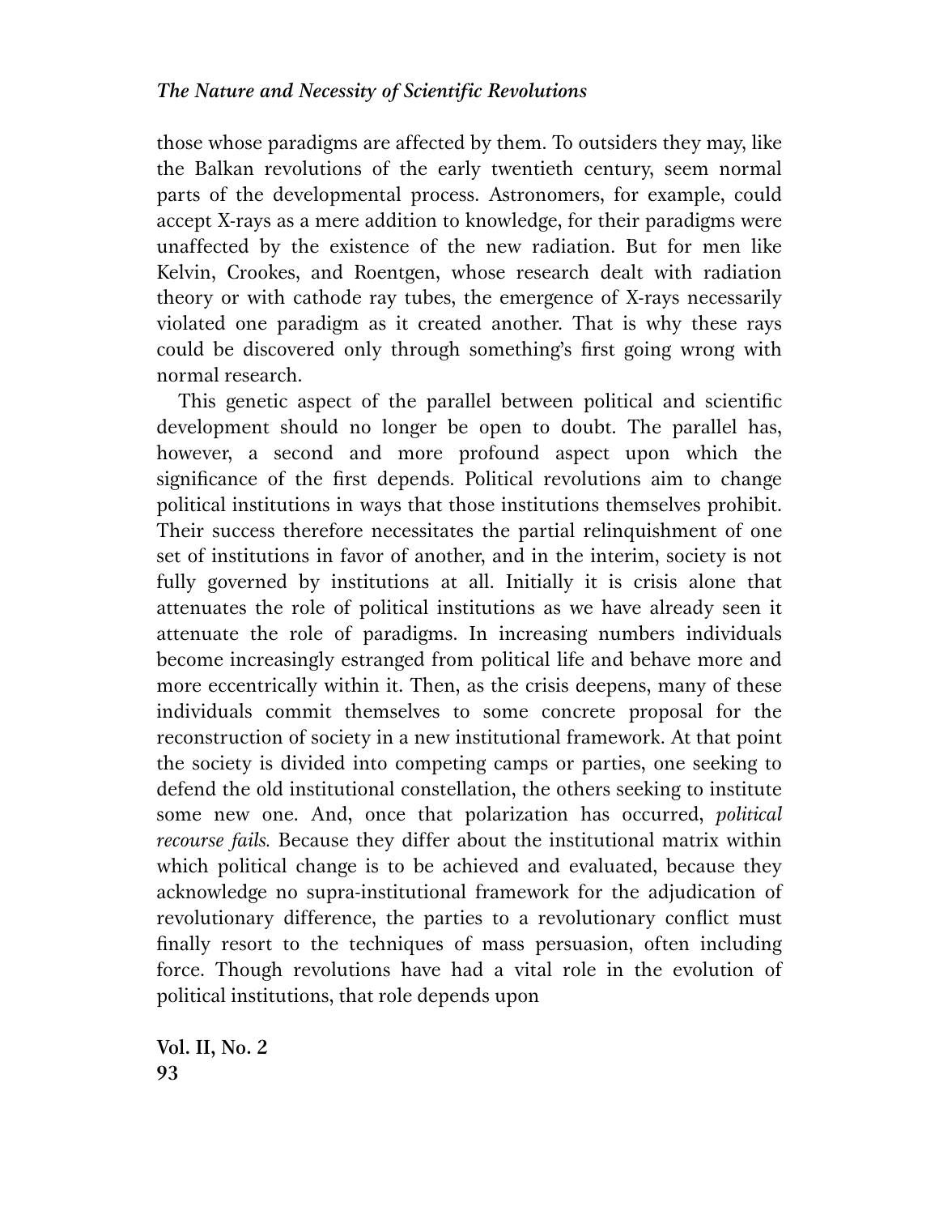those whose paradigms are affected by them. To outsiders they may, like the Balkan revolutions of the early twentieth century, seem normal parts of the developmental process. Astronomers, for example, could accept X-rays as a mere addition to knowledge, for their paradigms were unaffected by the existence of the new radiation. But for men like Kelvin, Crookes, and Roentgen, whose research dealt with radiation theory or with cathode ray tubes, the emergence of X-rays necessarily violated one paradigm as it created another. That is why these rays could be discovered only through something's first going wrong with normal research.

This genetic aspect of the parallel between political and scientific development should no longer be open to doubt. The parallel has, however, a second and more profound aspect upon which the significance of the first depends. Political revolutions aim to change political institutions in ways that those institutions themselves prohibit. Their success therefore necessitates the partial relinquishment of one set of institutions in favor of another, and in the interim, society is not fully governed by institutions at all. Initially it is crisis alone that attenuates the role of political institutions as we have already seen it attenuate the role of paradigms. In increasing numbers individuals become increasingly estranged from political life and behave more and more eccentrically within it. Then, as the crisis deepens, many of these individuals commit themselves to some concrete proposal for the reconstruction of society in a new institutional framework. At that point the society is divided into competing camps or parties, one seeking to defend the old institutional constellation, the others seeking to institute some new one. And, once that polarization has occurred, *political recourse fails.* Because they differ about the institutional matrix within which political change is to be achieved and evaluated, because they acknowledge no supra-institutional framework for the adjudication of revolutionary difference, the parties to a revolutionary conflict must finally resort to the techniques of mass persuasion, often including force. Though revolutions have had a vital role in the evolution of political institutions, that role depends upon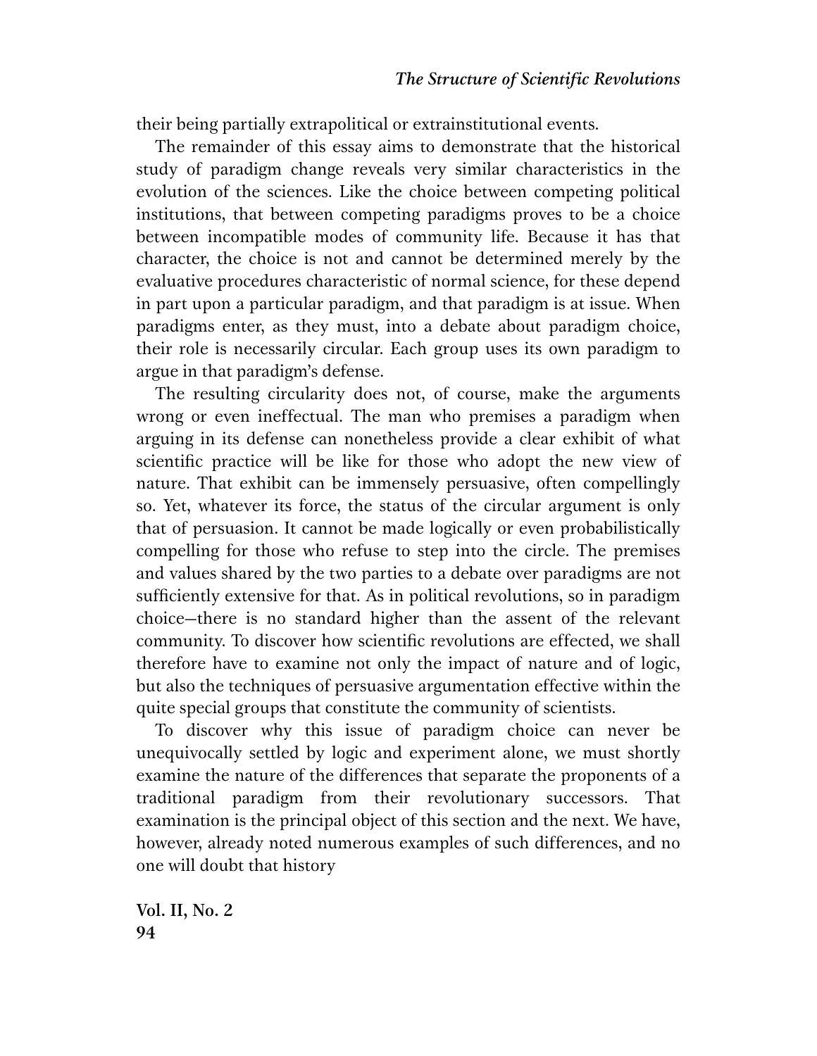their being partially extrapolitical or extrainstitutional events.

The remainder of this essay aims to demonstrate that the historical study of paradigm change reveals very similar characteristics in the evolution of the sciences. Like the choice between competing political institutions, that between competing paradigms proves to be a choice between incompatible modes of community life. Because it has that character, the choice is not and cannot be determined merely by the evaluative procedures characteristic of normal science, for these depend in part upon a particular paradigm, and that paradigm is at issue. When paradigms enter, as they must, into a debate about paradigm choice, their role is necessarily circular. Each group uses its own paradigm to argue in that paradigm's defense.

The resulting circularity does not, of course, make the arguments wrong or even ineffectual. The man who premises a paradigm when arguing in its defense can nonetheless provide a clear exhibit of what scientific practice will be like for those who adopt the new view of nature. That exhibit can be immensely persuasive, often compellingly so. Yet, whatever its force, the status of the circular argument is only that of persuasion. It cannot be made logically or even probabilistically compelling for those who refuse to step into the circle. The premises and values shared by the two parties to a debate over paradigms are not sufficiently extensive for that. As in political revolutions, so in paradigm choice—there is no standard higher than the assent of the relevant community. To discover how scientific revolutions are effected, we shall therefore have to examine not only the impact of nature and of logic, but also the techniques of persuasive argumentation effective within the quite special groups that constitute the community of scientists.

To discover why this issue of paradigm choice can never be unequivocally settled by logic and experiment alone, we must shortly examine the nature of the differences that separate the proponents of a traditional paradigm from their revolutionary successors. That examination is the principal object of this section and the next. We have, however, already noted numerous examples of such differences, and no one will doubt that history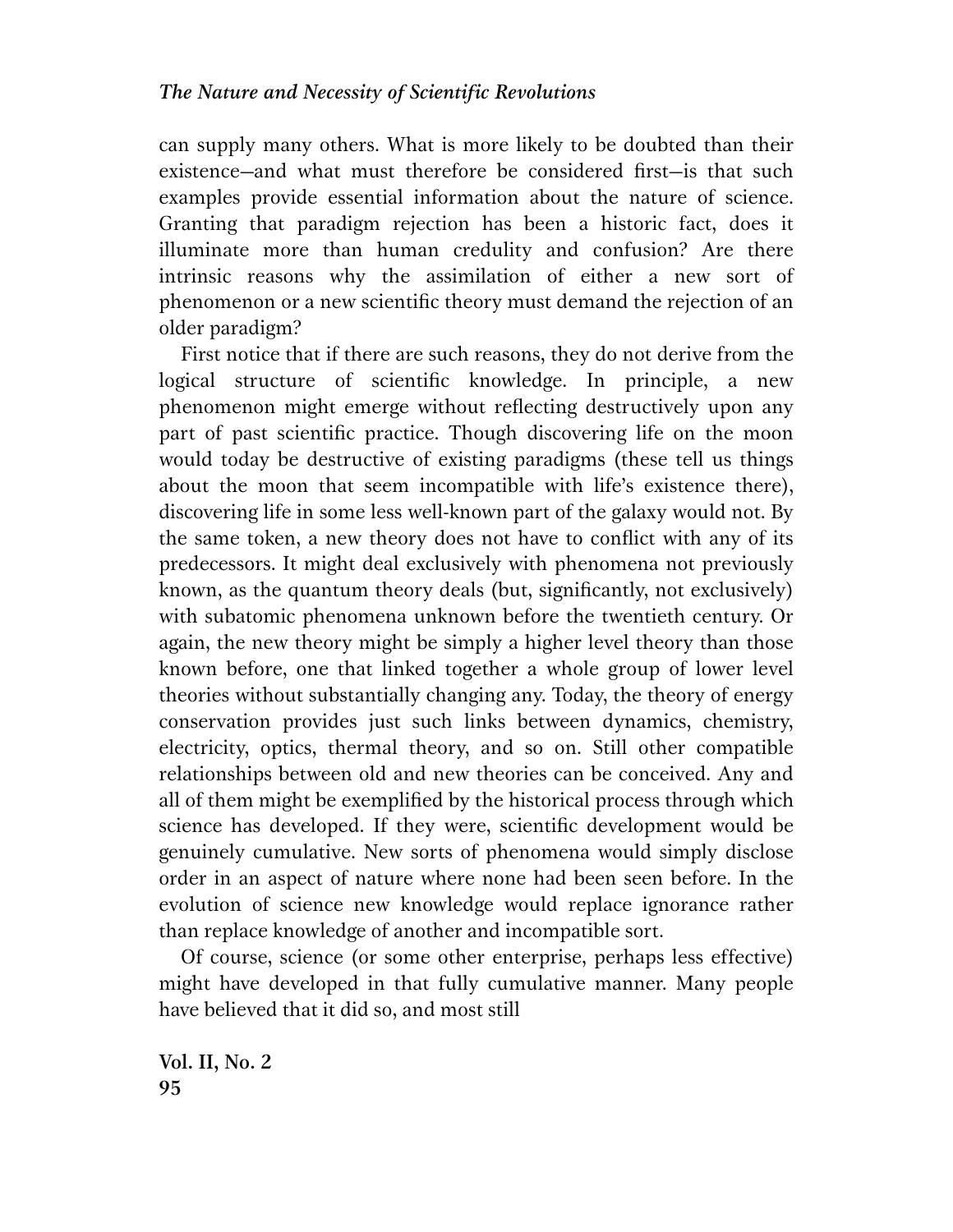can supply many others. What is more likely to be doubted than their existence—and what must therefore be considered first—is that such examples provide essential information about the nature of science. Granting that paradigm rejection has been a historic fact, does it illuminate more than human credulity and confusion? Are there intrinsic reasons why the assimilation of either a new sort of phenomenon or a new scientific theory must demand the rejection of an older paradigm?

First notice that if there are such reasons, they do not derive from the logical structure of scientific knowledge. In principle, a new phenomenon might emerge without reflecting destructively upon any part of past scientific practice. Though discovering life on the moon would today be destructive of existing paradigms (these tell us things about the moon that seem incompatible with life's existence there), discovering life in some less well-known part of the galaxy would not. By the same token, a new theory does not have to conflict with any of its predecessors. It might deal exclusively with phenomena not previously known, as the quantum theory deals (but, significantly, not exclusively) with subatomic phenomena unknown before the twentieth century. Or again, the new theory might be simply a higher level theory than those known before, one that linked together a whole group of lower level theories without substantially changing any. Today, the theory of energy conservation provides just such links between dynamics, chemistry, electricity, optics, thermal theory, and so on. Still other compatible relationships between old and new theories can be conceived. Any and all of them might be exemplified by the historical process through which science has developed. If they were, scientific development would be genuinely cumulative. New sorts of phenomena would simply disclose order in an aspect of nature where none had been seen before. In the evolution of science new knowledge would replace ignorance rather than replace knowledge of another and incompatible sort.

Of course, science (or some other enterprise, perhaps less effective) might have developed in that fully cumulative manner. Many people have believed that it did so, and most still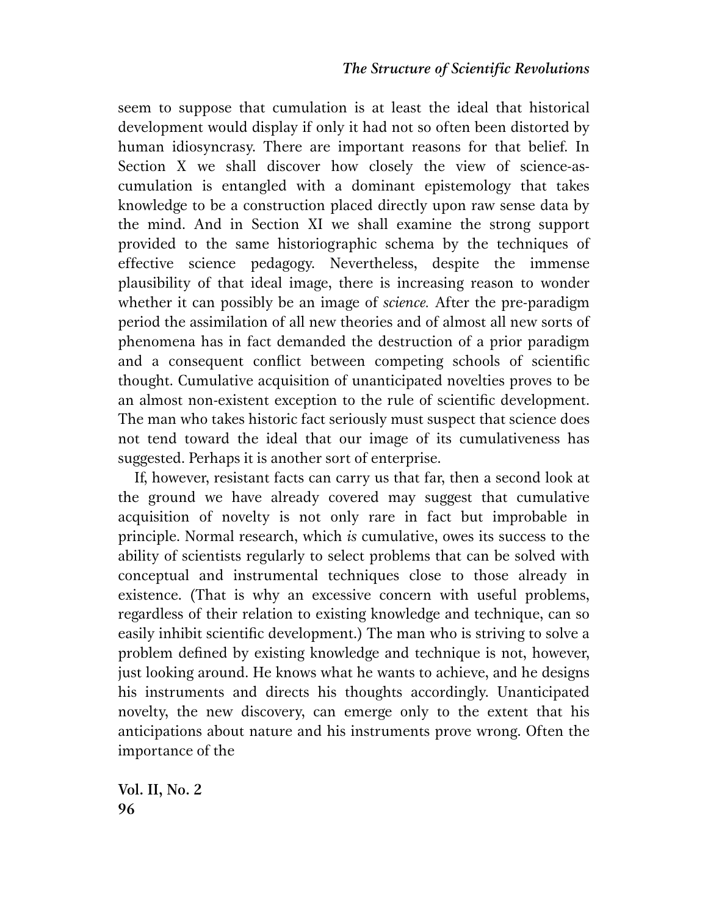seem to suppose that cumulation is at least the ideal that historical development would display if only it had not so often been distorted by human idiosyncrasy. There are important reasons for that belief. In Section X we shall discover how closely the view of science-as-cumulation is entangled with a dominant epistemology that takes knowledge to be a construction placed directly upon raw sense data by the mind. And in Section XI we shall examine the strong support provided to the same historiographic schema by the techniques of effective science pedagogy. Nevertheless, despite the immense plausibility of that ideal image, there is increasing reason to wonder whether it can possibly be an image of *science.* After the pre-paradigm period the assimilation of all new theories and of almost all new sorts of phenomena has in fact demanded the destruction of a prior paradigm and a consequent conflict between competing schools of scientific thought. Cumulative acquisition of unanticipated novelties proves to be an almost non-existent exception to the rule of scientific development. The man who takes historic fact seriously must suspect that science does not tend toward the ideal that our image of its cumulativeness has suggested. Perhaps it is another sort of enterprise.

If, however, resistant facts can carry us that far, then a second look at the ground we have already covered may suggest that cumulative acquisition of novelty is not only rare in fact but improbable in principle. Normal research, which *is* cumulative, owes its success to the ability of scientists regularly to select problems that can be solved with conceptual and instrumental techniques close to those already in existence. (That is why an excessive concern with useful problems, regardless of their relation to existing knowledge and technique, can so easily inhibit scientific development.) The man who is striving to solve a problem defined by existing knowledge and technique is not, however, just looking around. He knows what he wants to achieve, and he designs his instruments and directs his thoughts accordingly. Unanticipated novelty, the new discovery, can emerge only to the extent that his anticipations about nature and his instruments prove wrong. Often the importance of the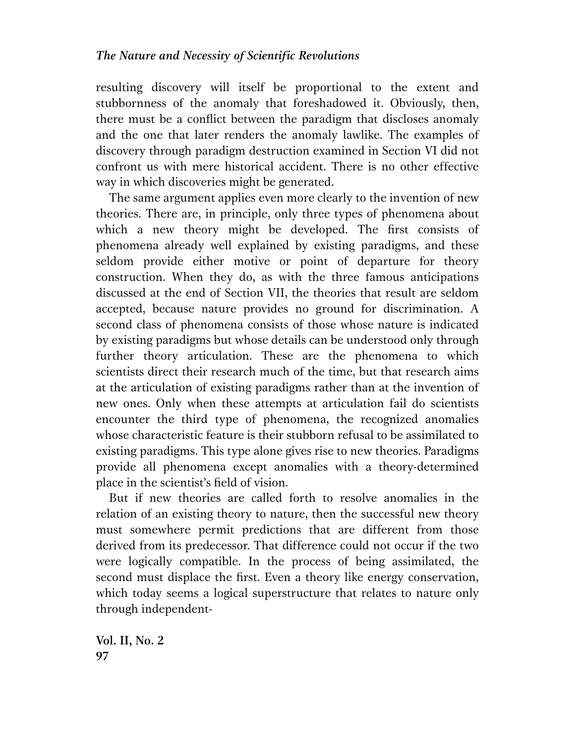resulting discovery will itself be proportional to the extent and stubbornness of the anomaly that foreshadowed it. Obviously, then, there must be a conflict between the paradigm that discloses anomaly and the one that later renders the anomaly lawlike. The examples of discovery through paradigm destruction examined in Section VI did not confront us with mere historical accident. There is no other effective way in which discoveries might be generated.

The same argument applies even more clearly to the invention of new theories. There are, in principle, only three types of phenomena about which a new theory might be developed. The first consists of phenomena already well explained by existing paradigms, and these seldom provide either motive or point of departure for theory construction. When they do, as with the three famous anticipations discussed at the end of Section VII, the theories that result are seldom accepted, because nature provides no ground for discrimination. A second class of phenomena consists of those whose nature is indicated by existing paradigms but whose details can be understood only through further theory articulation. These are the phenomena to which scientists direct their research much of the time, but that research aims at the articulation of existing paradigms rather than at the invention of new ones. Only when these attempts at articulation fail do scientists encounter the third type of phenomena, the recognized anomalies whose characteristic feature is their stubborn refusal to be assimilated to existing paradigms. This type alone gives rise to new theories. Paradigms provide all phenomena except anomalies with a theory-determined place in the scientist's field of vision.

But if new theories are called forth to resolve anomalies in the relation of an existing theory to nature, then the successful new theory must somewhere permit predictions that are different from those derived from its predecessor. That difference could not occur if the two were logically compatible. In the process of being assimilated, the second must displace the first. Even a theory like energy conservation, which today seems a logical superstructure that relates to nature only through independent-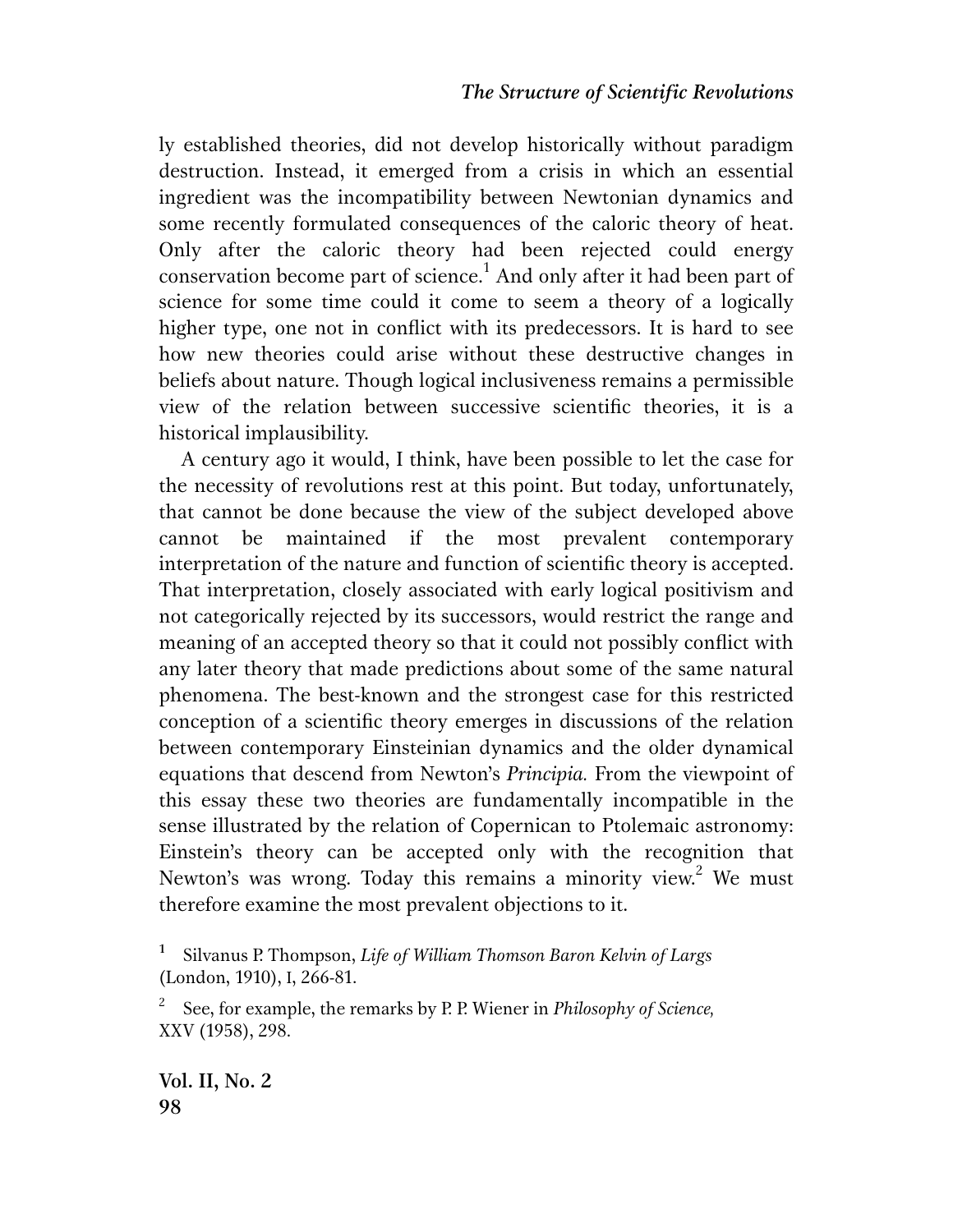ly established theories, did not develop historically without paradigm destruction. Instead, it emerged from a crisis in which an essential ingredient was the incompatibility between Newtonian dynamics and some recently formulated consequences of the caloric theory of heat. Only after the caloric theory had been rejected could energy conservation become part of science.[1] And only after it had been part of science for some time could it come to seem a theory of a logically higher type, one not in conflict with its predecessors. It is hard to see how new theories could arise without these destructive changes in beliefs about nature. Though logical inclusiveness remains a permissible view of the relation between successive scientific theories, it is a historical implausibility.

A century ago it would, I think, have been possible to let the case for the necessity of revolutions rest at this point. But today, unfortunately, that cannot be done because the view of the subject developed above cannot be maintained if the most prevalent contemporary interpretation of the nature and function of scientific theory is accepted. That interpretation, closely associated with early logical positivism and not categorically rejected by its successors, would restrict the range and meaning of an accepted theory so that it could not possibly conflict with any later theory that made predictions about some of the same natural phenomena. The best-known and the strongest case for this restricted conception of a scientific theory emerges in discussions of the relation between contemporary Einsteinian dynamics and the older dynamical equations that descend from Newton's *Principia.* From the viewpoint of this essay these two theories are fundamentally incompatible in the sense illustrated by the relation of Copernican to Ptolemaic astronomy: Einstein's theory can be accepted only with the recognition that Newton's was wrong. Today this remains a minority view.[2] We must therefore examine the most prevalent objections to it.

[1] Silvanus P. Thompson, *Life of William Thomson Baron Kelvin of Largs* (London, 1910), I, 266-81.

[2] See, for example, the remarks by P. P. Wiener in *Philosophy of Science,* XXV (1958), 298.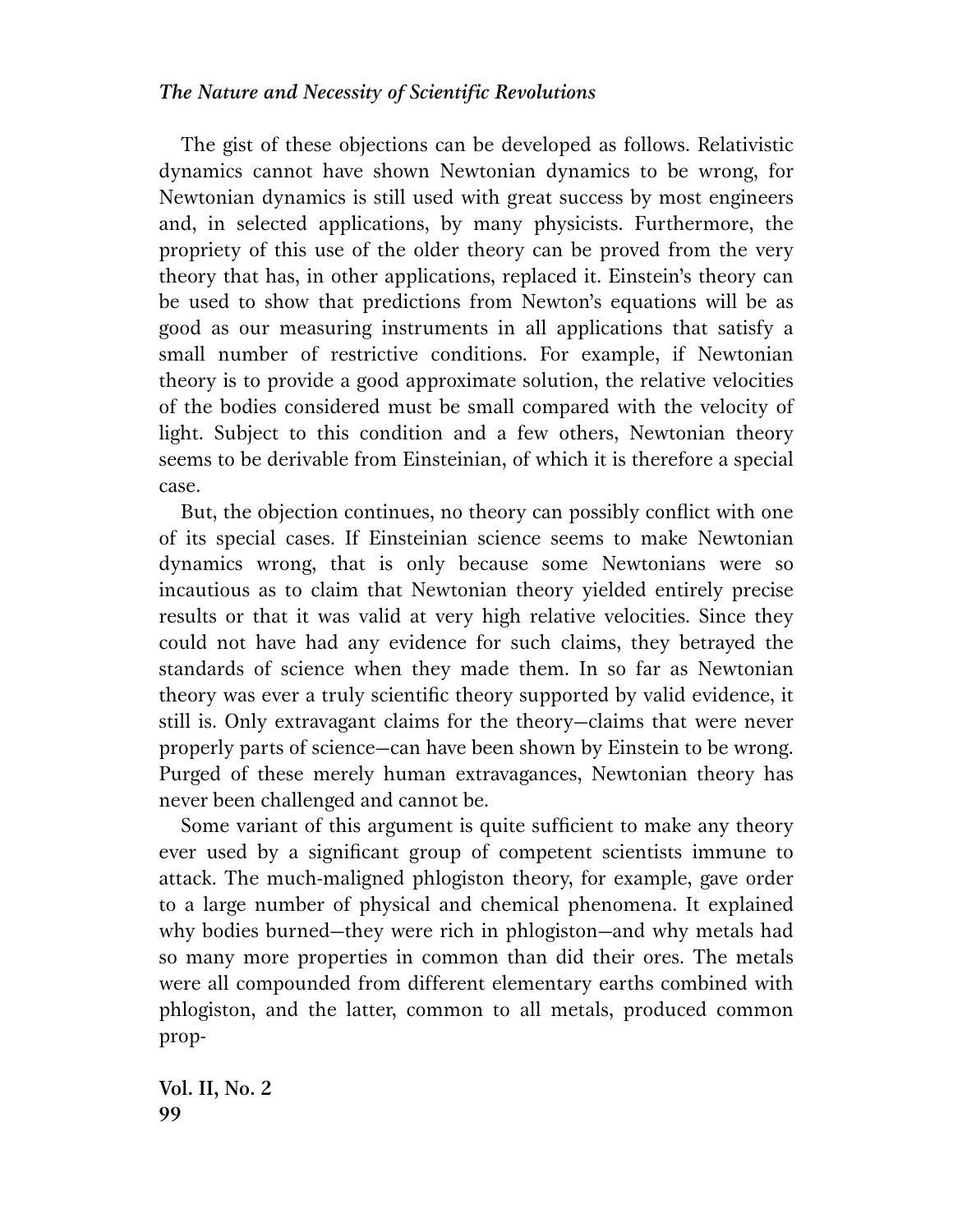The gist of these objections can be developed as follows. Relativistic dynamics cannot have shown Newtonian dynamics to be wrong, for Newtonian dynamics is still used with great success by most engineers and, in selected applications, by many physicists. Furthermore, the propriety of this use of the older theory can be proved from the very theory that has, in other applications, replaced it. Einstein's theory can be used to show that predictions from Newton's equations will be as good as our measuring instruments in all applications that satisfy a small number of restrictive conditions. For example, if Newtonian theory is to provide a good approximate solution, the relative velocities of the bodies considered must be small compared with the velocity of light. Subject to this condition and a few others, Newtonian theory seems to be derivable from Einsteinian, of which it is therefore a special case.

But, the objection continues, no theory can possibly conflict with one of its special cases. If Einsteinian science seems to make Newtonian dynamics wrong, that is only because some Newtonians were so incautious as to claim that Newtonian theory yielded entirely precise results or that it was valid at very high relative velocities. Since they could not have had any evidence for such claims, they betrayed the standards of science when they made them. In so far as Newtonian theory was ever a truly scientific theory supported by valid evidence, it still is. Only extravagant claims for the theory—claims that were never properly parts of science—can have been shown by Einstein to be wrong. Purged of these merely human extravagances, Newtonian theory has never been challenged and cannot be.

Some variant of this argument is quite sufficient to make any theory ever used by a significant group of competent scientists immune to attack. The much-maligned phlogiston theory, for example, gave order to a large number of physical and chemical phenomena. It explained why bodies burned—they were rich in phlogiston—and why metals had so many more properties in common than did their ores. The metals were all compounded from different elementary earths combined with phlogiston, and the latter, common to all metals, produced common prop-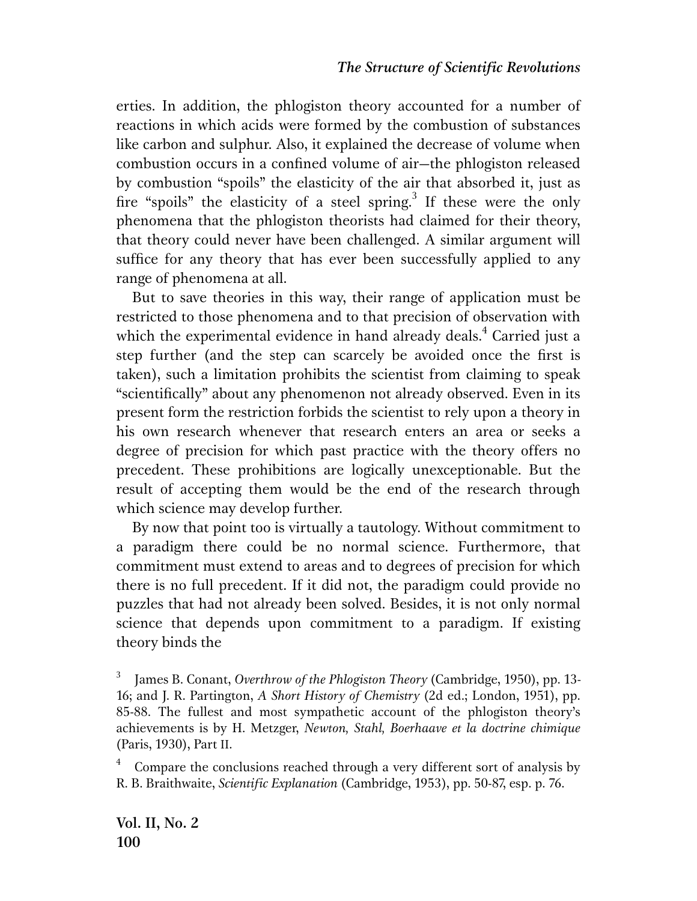erties. In addition, the phlogiston theory accounted for a number of reactions in which acids were formed by the combustion of substances like carbon and sulphur. Also, it explained the decrease of volume when combustion occurs in a confined volume of air—the phlogiston released by combustion "spoils" the elasticity of the air that absorbed it, just as fire "spoils" the elasticity of a steel spring.[3] If these were the only phenomena that the phlogiston theorists had claimed for their theory, that theory could never have been challenged. A similar argument will suffice for any theory that has ever been successfully applied to any range of phenomena at all.

But to save theories in this way, their range of application must be restricted to those phenomena and to that precision of observation with which the experimental evidence in hand already deals.[4] Carried just a step further (and the step can scarcely be avoided once the first is taken), such a limitation prohibits the scientist from claiming to speak "scientifically" about any phenomenon not already observed. Even in its present form the restriction forbids the scientist to rely upon a theory in his own research whenever that research enters an area or seeks a degree of precision for which past practice with the theory offers no precedent. These prohibitions are logically unexceptionable. But the result of accepting them would be the end of the research through which science may develop further.

By now that point too is virtually a tautology. Without commitment to a paradigm there could be no normal science. Furthermore, that commitment must extend to areas and to degrees of precision for which there is no full precedent. If it did not, the paradigm could provide no puzzles that had not already been solved. Besides, it is not only normal science that depends upon commitment to a paradigm. If existing theory binds the

[3] James B. Conant, *Overthrow of the Phlogiston Theory* (Cambridge, 1950), pp. 13-16; and J. R. Partington, *A Short History of Chemistry* (2d ed.; London, 1951), pp. 85-88. The fullest and most sympathetic account of the phlogiston theory's achievements is by H. Metzger, *Newton, Stahl, Boerhaave et la doctrine chimique* (Paris, 1930), Part II.

[4] Compare the conclusions reached through a very different sort of analysis by R. B. Braithwaite, *Scientific Explanation* (Cambridge, 1953), pp. 50-87, esp. p. 76.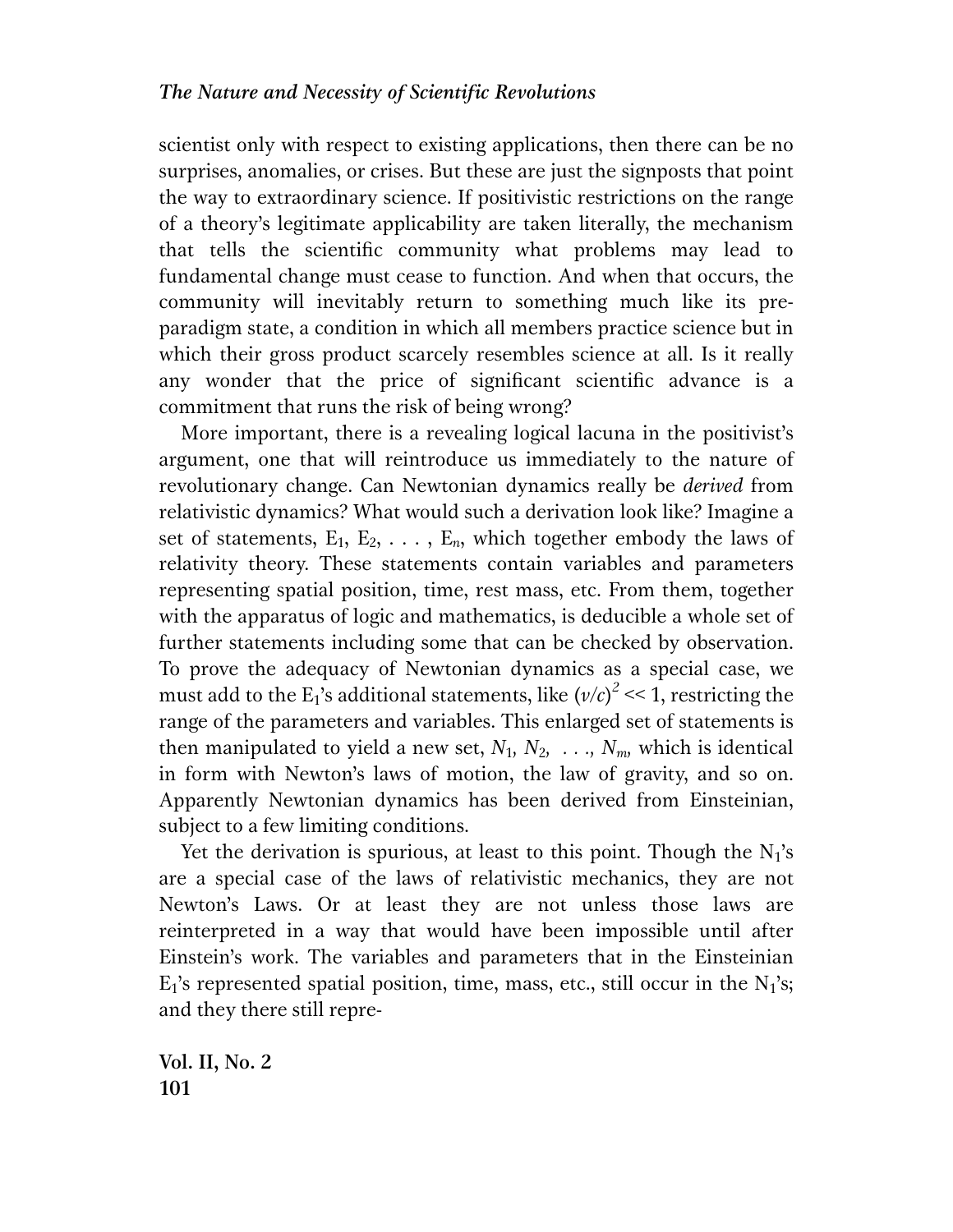scientist only with respect to existing applications, then there can be no surprises, anomalies, or crises. But these are just the signposts that point the way to extraordinary science. If positivistic restrictions on the range of a theory's legitimate applicability are taken literally, the mechanism that tells the scientific community what problems may lead to fundamental change must cease to function. And when that occurs, the community will inevitably return to something much like its pre-paradigm state, a condition in which all members practice science but in which their gross product scarcely resembles science at all. Is it really any wonder that the price of significant scientific advance is a commitment that runs the risk of being wrong?

More important, there is a revealing logical lacuna in the positivist's argument, one that will reintroduce us immediately to the nature of revolutionary change. Can Newtonian dynamics really be *derived* from relativistic dynamics? What would such a derivation look like? Imagine a set of statements, $E_1$, $E_2$, . . . , $E_n$, which together embody the laws of relativity theory. These statements contain variables and parameters representing spatial position, time, rest mass, etc. From them, together with the apparatus of logic and mathematics, is deducible a whole set of further statements including some that can be checked by observation. To prove the adequacy of Newtonian dynamics as a special case, we must add to the $E_1$'s additional statements, like $(v/c)^2 << 1$, restricting the range of the parameters and variables. This enlarged set of statements is then manipulated to yield a new set, $N_1$, $N_2$, . . ., $N_m$, which is identical in form with Newton's laws of motion, the law of gravity, and so on. Apparently Newtonian dynamics has been derived from Einsteinian, subject to a few limiting conditions.

Yet the derivation is spurious, at least to this point. Though the $N_1$'s are a special case of the laws of relativistic mechanics, they are not Newton's Laws. Or at least they are not unless those laws are reinterpreted in a way that would have been impossible until after Einstein's work. The variables and parameters that in the Einsteinian $E_1$'s represented spatial position, time, mass, etc., still occur in the $N_1$'s; and they there still repre-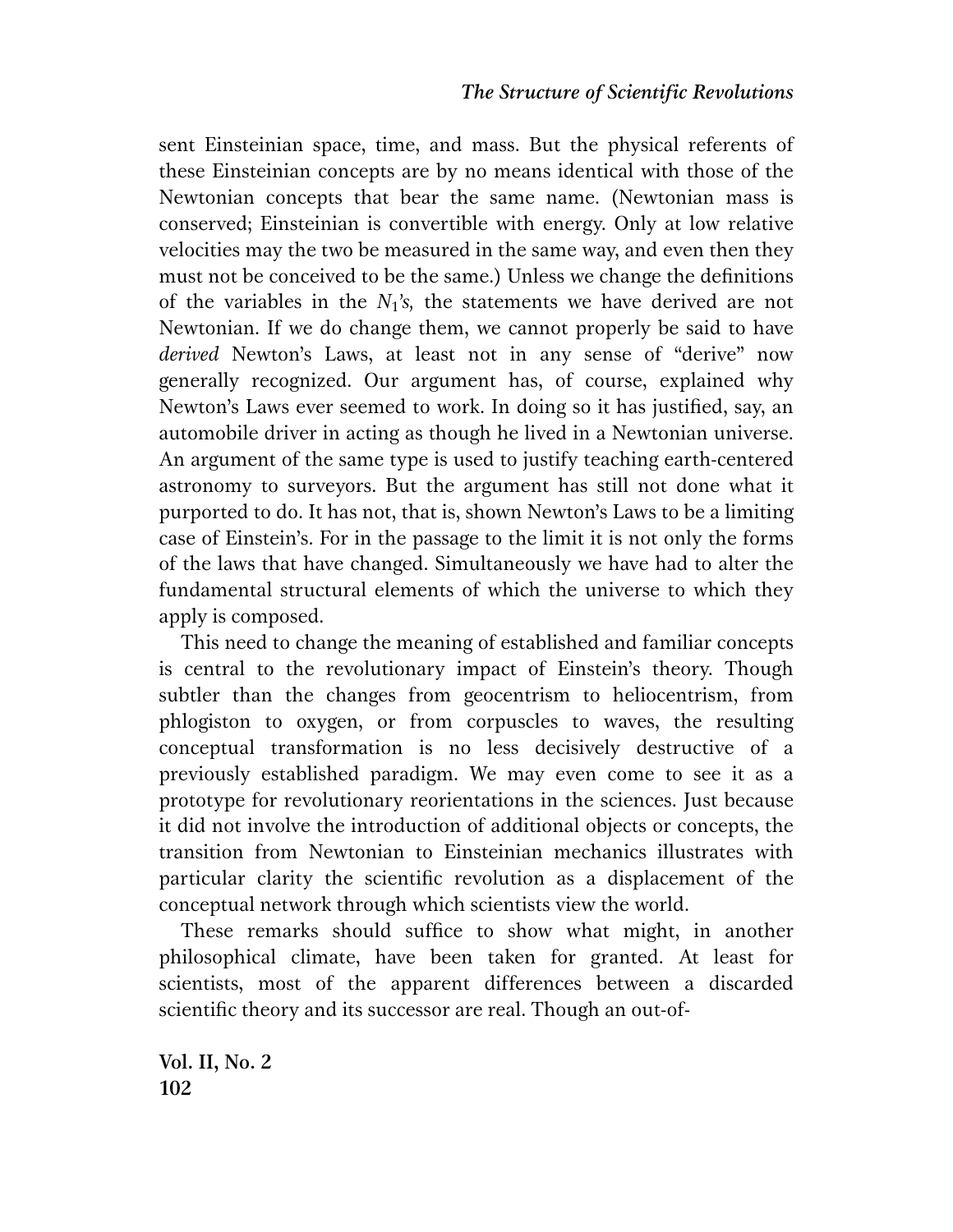sent Einsteinian space, time, and mass. But the physical referents of these Einsteinian concepts are by no means identical with those of the Newtonian concepts that bear the same name. (Newtonian mass is conserved; Einsteinian is convertible with energy. Only at low relative velocities may the two be measured in the same way, and even then they must not be conceived to be the same.) Unless we change the definitions of the variables in the $N_1$'s, the statements we have derived are not Newtonian. If we do change them, we cannot properly be said to have *derived* Newton's Laws, at least not in any sense of "derive" now generally recognized. Our argument has, of course, explained why Newton's Laws ever seemed to work. In doing so it has justified, say, an automobile driver in acting as though he lived in a Newtonian universe. An argument of the same type is used to justify teaching earth-centered astronomy to surveyors. But the argument has still not done what it purported to do. It has not, that is, shown Newton's Laws to be a limiting case of Einstein's. For in the passage to the limit it is not only the forms of the laws that have changed. Simultaneously we have had to alter the fundamental structural elements of which the universe to which they apply is composed.

This need to change the meaning of established and familiar concepts is central to the revolutionary impact of Einstein's theory. Though subtler than the changes from geocentrism to heliocentrism, from phlogiston to oxygen, or from corpuscles to waves, the resulting conceptual transformation is no less decisively destructive of a previously established paradigm. We may even come to see it as a prototype for revolutionary reorientations in the sciences. Just because it did not involve the introduction of additional objects or concepts, the transition from Newtonian to Einsteinian mechanics illustrates with particular clarity the scientific revolution as a displacement of the conceptual network through which scientists view the world.

These remarks should suffice to show what might, in another philosophical climate, have been taken for granted. At least for scientists, most of the apparent differences between a discarded scientific theory and its successor are real. Though an out-of-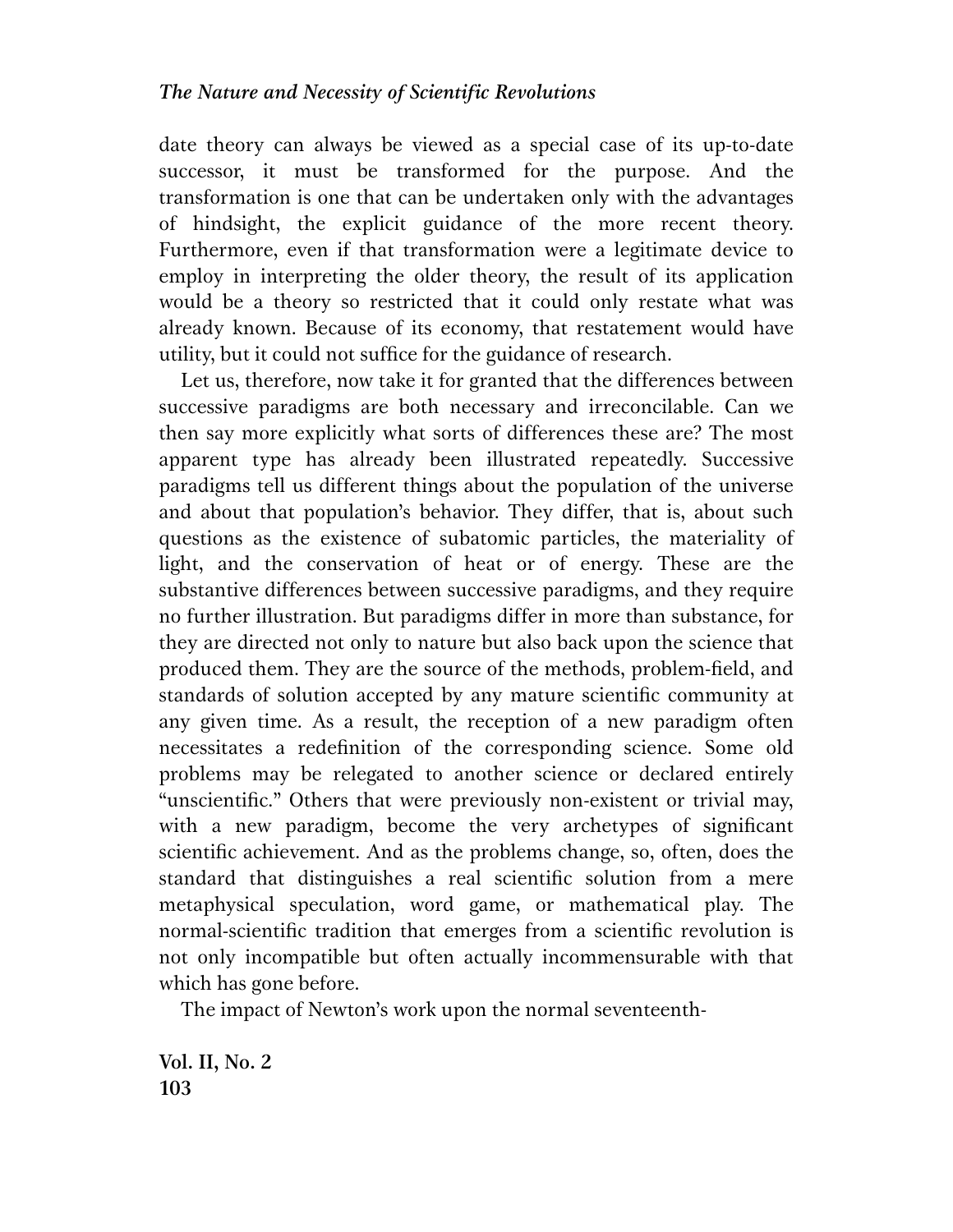date theory can always be viewed as a special case of its up-to-date successor, it must be transformed for the purpose. And the transformation is one that can be undertaken only with the advantages of hindsight, the explicit guidance of the more recent theory. Furthermore, even if that transformation were a legitimate device to employ in interpreting the older theory, the result of its application would be a theory so restricted that it could only restate what was already known. Because of its economy, that restatement would have utility, but it could not suffice for the guidance of research.

Let us, therefore, now take it for granted that the differences between successive paradigms are both necessary and irreconcilable. Can we then say more explicitly what sorts of differences these are? The most apparent type has already been illustrated repeatedly. Successive paradigms tell us different things about the population of the universe and about that population's behavior. They differ, that is, about such questions as the existence of subatomic particles, the materiality of light, and the conservation of heat or of energy. These are the substantive differences between successive paradigms, and they require no further illustration. But paradigms differ in more than substance, for they are directed not only to nature but also back upon the science that produced them. They are the source of the methods, problem-field, and standards of solution accepted by any mature scientific community at any given time. As a result, the reception of a new paradigm often necessitates a redefinition of the corresponding science. Some old problems may be relegated to another science or declared entirely "unscientific." Others that were previously non-existent or trivial may, with a new paradigm, become the very archetypes of significant scientific achievement. And as the problems change, so, often, does the standard that distinguishes a real scientific solution from a mere metaphysical speculation, word game, or mathematical play. The normal-scientific tradition that emerges from a scientific revolution is not only incompatible but often actually incommensurable with that which has gone before.

The impact of Newton's work upon the normal seventeenth-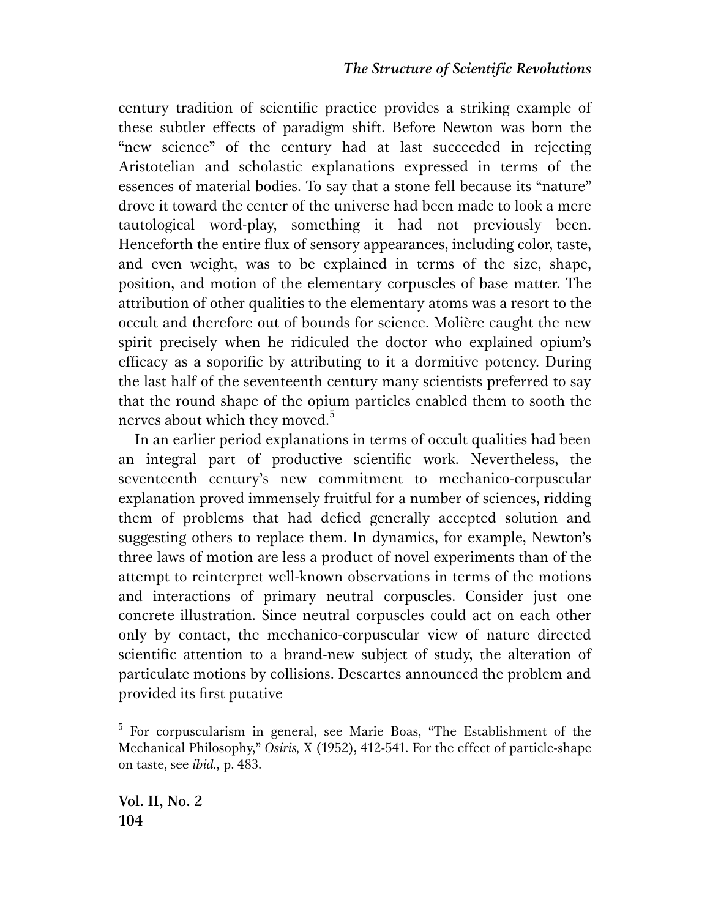century tradition of scientific practice provides a striking example of these subtler effects of paradigm shift. Before Newton was born the "new science" of the century had at last succeeded in rejecting Aristotelian and scholastic explanations expressed in terms of the essences of material bodies. To say that a stone fell because its "nature" drove it toward the center of the universe had been made to look a mere tautological word-play, something it had not previously been. Henceforth the entire flux of sensory appearances, including color, taste, and even weight, was to be explained in terms of the size, shape, position, and motion of the elementary corpuscles of base matter. The attribution of other qualities to the elementary atoms was a resort to the occult and therefore out of bounds for science. Molière caught the new spirit precisely when he ridiculed the doctor who explained opium's efficacy as a soporific by attributing to it a dormitive potency. During the last half of the seventeenth century many scientists preferred to say that the round shape of the opium particles enabled them to sooth the nerves about which they moved.[5]

In an earlier period explanations in terms of occult qualities had been an integral part of productive scientific work. Nevertheless, the seventeenth century's new commitment to mechanico-corpuscular explanation proved immensely fruitful for a number of sciences, ridding them of problems that had defied generally accepted solution and suggesting others to replace them. In dynamics, for example, Newton's three laws of motion are less a product of novel experiments than of the attempt to reinterpret well-known observations in terms of the motions and interactions of primary neutral corpuscles. Consider just one concrete illustration. Since neutral corpuscles could act on each other only by contact, the mechanico-corpuscular view of nature directed scientific attention to a brand-new subject of study, the alteration of particulate motions by collisions. Descartes announced the problem and provided its first putative

[5] For corpuscularism in general, see Marie Boas, "The Establishment of the Mechanical Philosophy," *Osiris,* X (1952), 412-541. For the effect of particle-shape on taste, see *ibid.,* p. 483.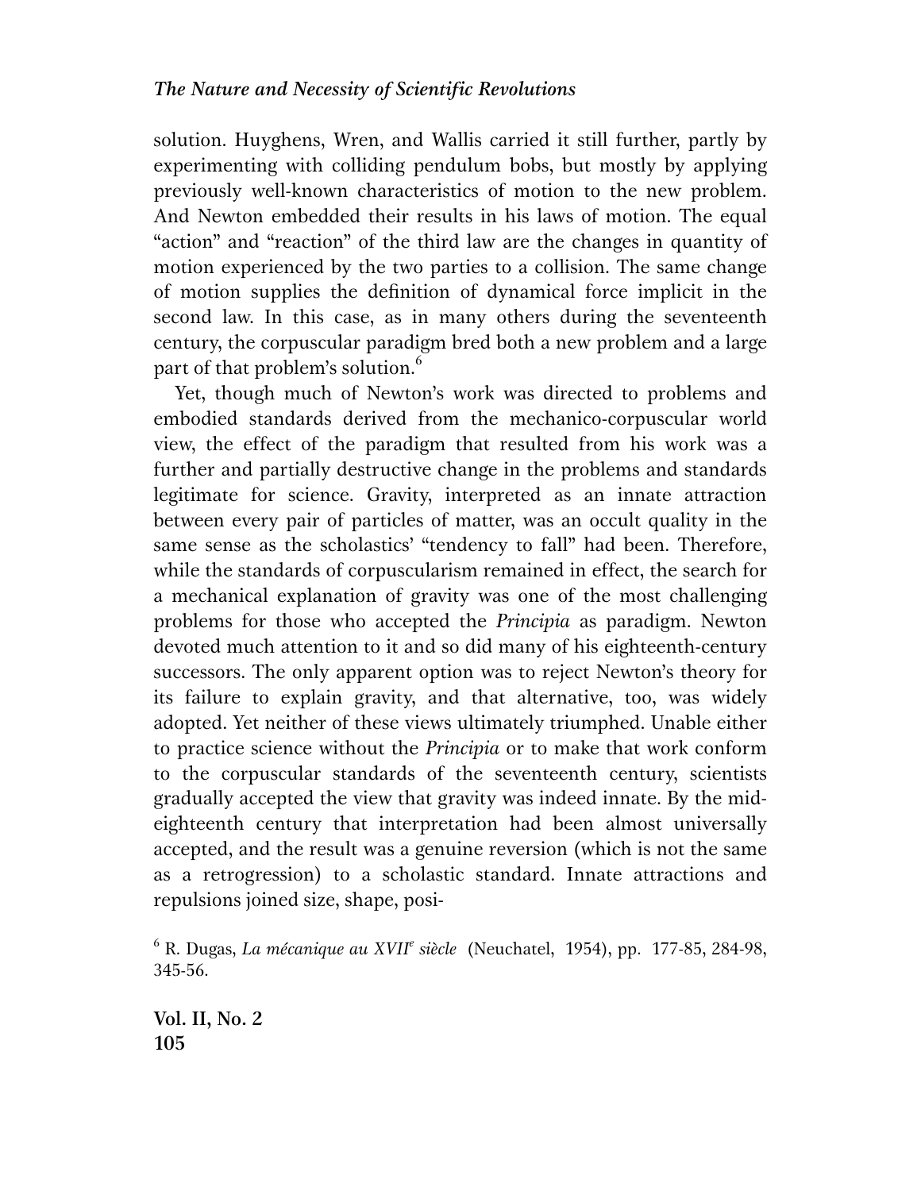solution. Huyghens, Wren, and Wallis carried it still further, partly by experimenting with colliding pendulum bobs, but mostly by applying previously well-known characteristics of motion to the new problem. And Newton embedded their results in his laws of motion. The equal "action" and "reaction" of the third law are the changes in quantity of motion experienced by the two parties to a collision. The same change of motion supplies the definition of dynamical force implicit in the second law. In this case, as in many others during the seventeenth century, the corpuscular paradigm bred both a new problem and a large part of that problem's solution.[6]

Yet, though much of Newton's work was directed to problems and embodied standards derived from the mechanico-corpuscular world view, the effect of the paradigm that resulted from his work was a further and partially destructive change in the problems and standards legitimate for science. Gravity, interpreted as an innate attraction between every pair of particles of matter, was an occult quality in the same sense as the scholastics' "tendency to fall" had been. Therefore, while the standards of corpuscularism remained in effect, the search for a mechanical explanation of gravity was one of the most challenging problems for those who accepted the *Principia* as paradigm. Newton devoted much attention to it and so did many of his eighteenth-century successors. The only apparent option was to reject Newton's theory for its failure to explain gravity, and that alternative, too, was widely adopted. Yet neither of these views ultimately triumphed. Unable either to practice science without the *Principia* or to make that work conform to the corpuscular standards of the seventeenth century, scientists gradually accepted the view that gravity was indeed innate. By the mid-eighteenth century that interpretation had been almost universally accepted, and the result was a genuine reversion (which is not the same as a retrogression) to a scholastic standard. Innate attractions and repulsions joined size, shape, posi-

[6] R. Dugas, *La mécanique au XVII[e] siècle* (Neuchatel, 1954), pp. 177-85, 284-98, 345-56.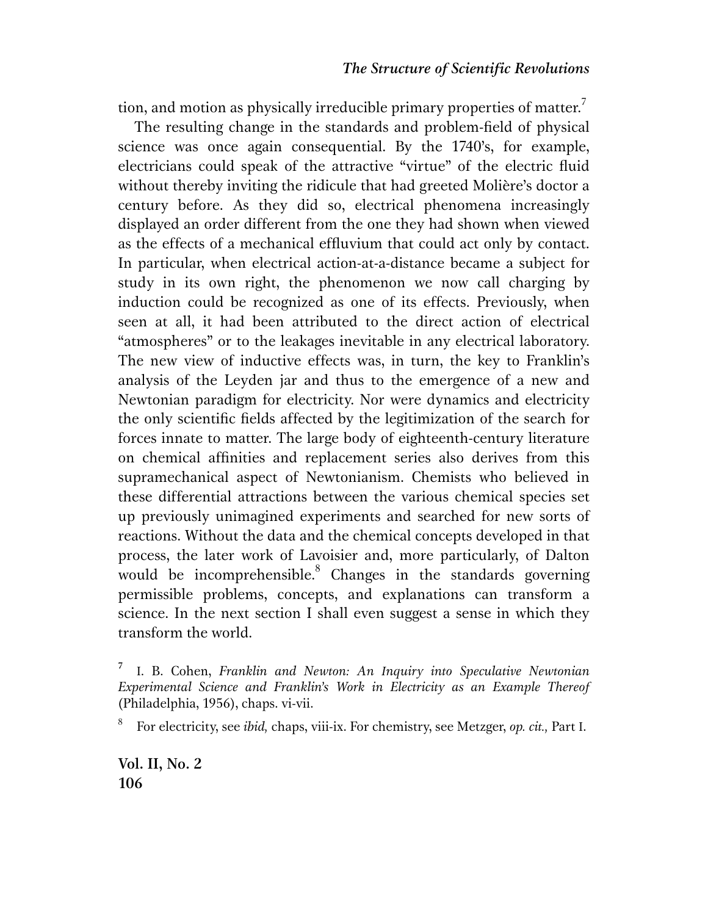tion, and motion as physically irreducible primary properties of matter.[7]

The resulting change in the standards and problem-field of physical science was once again consequential. By the 1740's, for example, electricians could speak of the attractive "virtue" of the electric fluid without thereby inviting the ridicule that had greeted Molière's doctor a century before. As they did so, electrical phenomena increasingly displayed an order different from the one they had shown when viewed as the effects of a mechanical effluvium that could act only by contact. In particular, when electrical action-at-a-distance became a subject for study in its own right, the phenomenon we now call charging by induction could be recognized as one of its effects. Previously, when seen at all, it had been attributed to the direct action of electrical "atmospheres" or to the leakages inevitable in any electrical laboratory. The new view of inductive effects was, in turn, the key to Franklin's analysis of the Leyden jar and thus to the emergence of a new and Newtonian paradigm for electricity. Nor were dynamics and electricity the only scientific fields affected by the legitimization of the search for forces innate to matter. The large body of eighteenth-century literature on chemical affinities and replacement series also derives from this supramechanical aspect of Newtonianism. Chemists who believed in these differential attractions between the various chemical species set up previously unimagined experiments and searched for new sorts of reactions. Without the data and the chemical concepts developed in that process, the later work of Lavoisier and, more particularly, of Dalton would be incomprehensible.[8] Changes in the standards governing permissible problems, concepts, and explanations can transform a science. In the next section I shall even suggest a sense in which they transform the world.

[7] I. B. Cohen, *Franklin and Newton: An Inquiry into Speculative Newtonian Experimental Science and Franklin's Work in Electricity as an Example Thereof* (Philadelphia, 1956), chaps. vi-vii.

[8] For electricity, see *ibid,* chaps, viii-ix. For chemistry, see Metzger, *op. cit.,* Part I.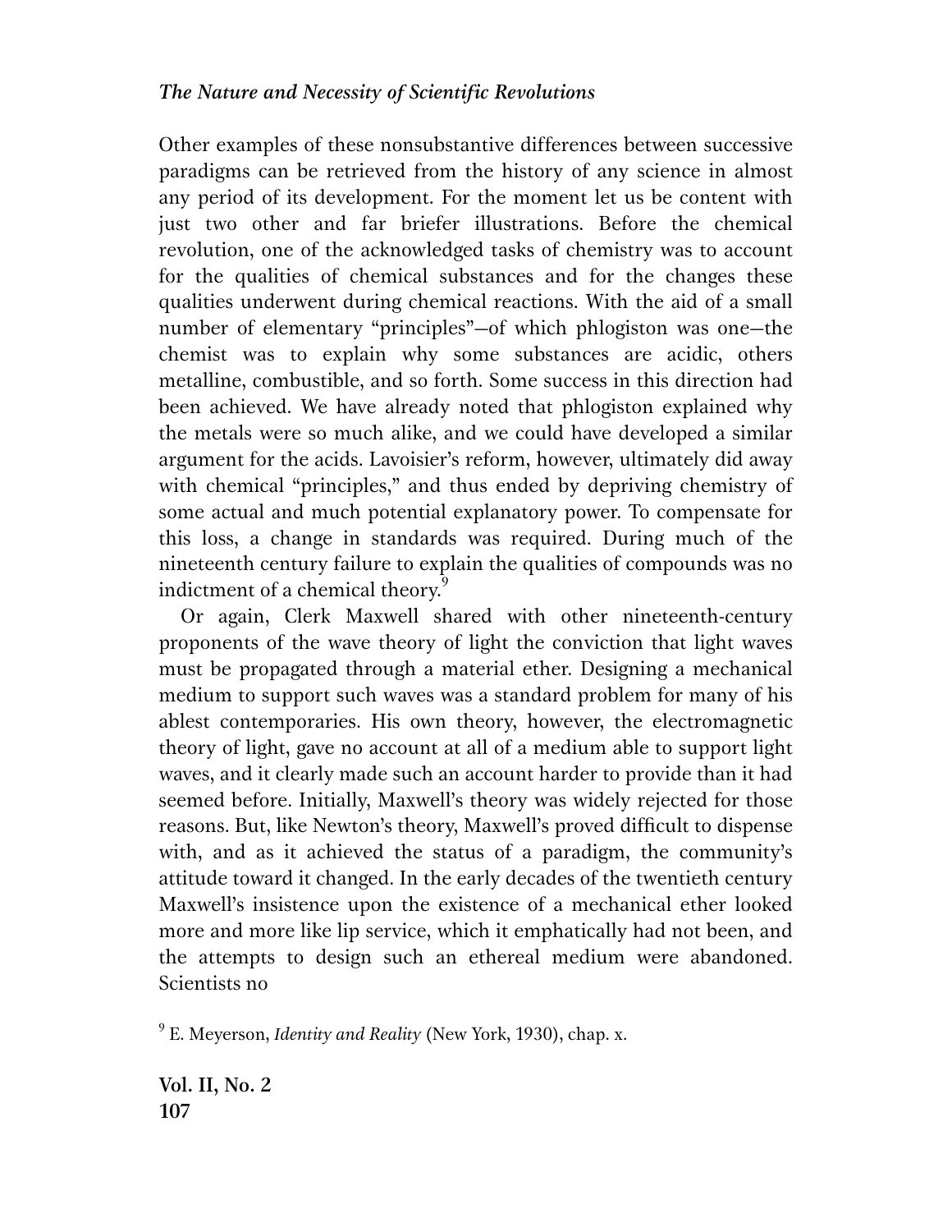Other examples of these nonsubstantive differences between successive paradigms can be retrieved from the history of any science in almost any period of its development. For the moment let us be content with just two other and far briefer illustrations. Before the chemical revolution, one of the acknowledged tasks of chemistry was to account for the qualities of chemical substances and for the changes these qualities underwent during chemical reactions. With the aid of a small number of elementary "principles"—of which phlogiston was one—the chemist was to explain why some substances are acidic, others metalline, combustible, and so forth. Some success in this direction had been achieved. We have already noted that phlogiston explained why the metals were so much alike, and we could have developed a similar argument for the acids. Lavoisier's reform, however, ultimately did away with chemical "principles," and thus ended by depriving chemistry of some actual and much potential explanatory power. To compensate for this loss, a change in standards was required. During much of the nineteenth century failure to explain the qualities of compounds was no indictment of a chemical theory.[9]

Or again, Clerk Maxwell shared with other nineteenth-century proponents of the wave theory of light the conviction that light waves must be propagated through a material ether. Designing a mechanical medium to support such waves was a standard problem for many of his ablest contemporaries. His own theory, however, the electromagnetic theory of light, gave no account at all of a medium able to support light waves, and it clearly made such an account harder to provide than it had seemed before. Initially, Maxwell's theory was widely rejected for those reasons. But, like Newton's theory, Maxwell's proved difficult to dispense with, and as it achieved the status of a paradigm, the community's attitude toward it changed. In the early decades of the twentieth century Maxwell's insistence upon the existence of a mechanical ether looked more and more like lip service, which it emphatically had not been, and the attempts to design such an ethereal medium were abandoned. Scientists no

[9] E. Meyerson, *Identity and Reality* (New York, 1930), chap. x.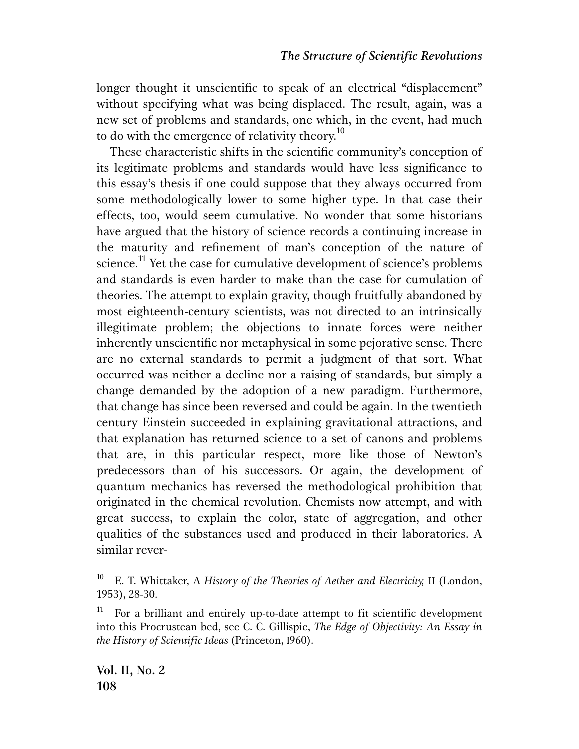longer thought it unscientific to speak of an electrical "displacement" without specifying what was being displaced. The result, again, was a new set of problems and standards, one which, in the event, had much to do with the emergence of relativity theory.[10]

These characteristic shifts in the scientific community's conception of its legitimate problems and standards would have less significance to this essay's thesis if one could suppose that they always occurred from some methodologically lower to some higher type. In that case their effects, too, would seem cumulative. No wonder that some historians have argued that the history of science records a continuing increase in the maturity and refinement of man's conception of the nature of science.[11] Yet the case for cumulative development of science's problems and standards is even harder to make than the case for cumulation of theories. The attempt to explain gravity, though fruitfully abandoned by most eighteenth-century scientists, was not directed to an intrinsically illegitimate problem; the objections to innate forces were neither inherently unscientific nor metaphysical in some pejorative sense. There are no external standards to permit a judgment of that sort. What occurred was neither a decline nor a raising of standards, but simply a change demanded by the adoption of a new paradigm. Furthermore, that change has since been reversed and could be again. In the twentieth century Einstein succeeded in explaining gravitational attractions, and that explanation has returned science to a set of canons and problems that are, in this particular respect, more like those of Newton's predecessors than of his successors. Or again, the development of quantum mechanics has reversed the methodological prohibition that originated in the chemical revolution. Chemists now attempt, and with great success, to explain the color, state of aggregation, and other qualities of the substances used and produced in their laboratories. A similar rever-

[10] E. T. Whittaker, A *History of the Theories of Aether and Electricity,* II (London, 1953), 28-30.

[11] For a brilliant and entirely up-to-date attempt to fit scientific development into this Procrustean bed, see C. C. Gillispie, *The Edge of Objectivity: An Essay in the History of Scientific Ideas* (Princeton, 1960).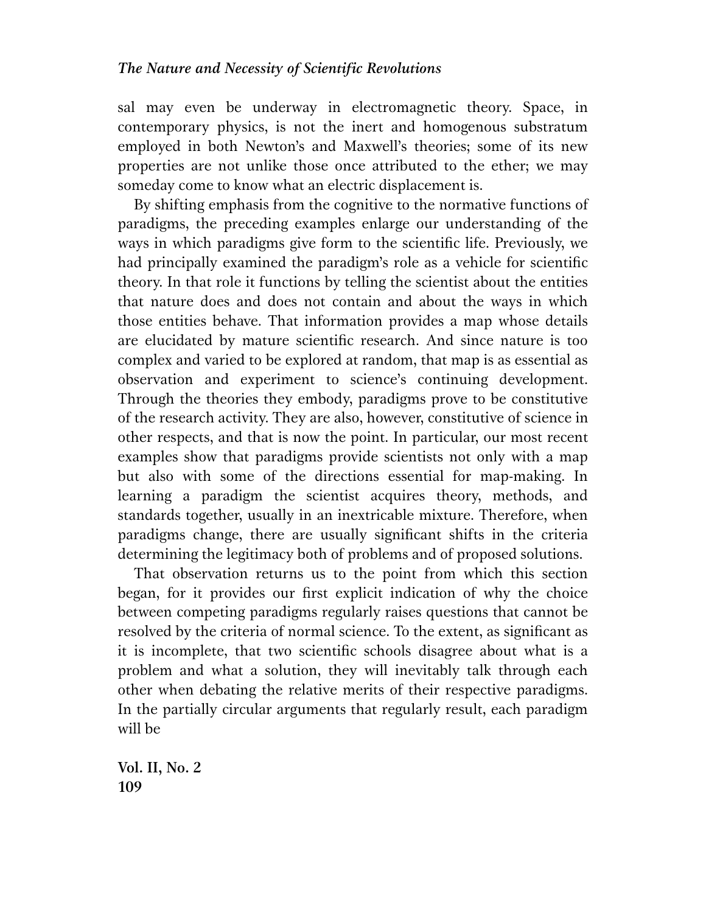sal may even be underway in electromagnetic theory. Space, in contemporary physics, is not the inert and homogenous substratum employed in both Newton's and Maxwell's theories; some of its new properties are not unlike those once attributed to the ether; we may someday come to know what an electric displacement is.

By shifting emphasis from the cognitive to the normative functions of paradigms, the preceding examples enlarge our understanding of the ways in which paradigms give form to the scientific life. Previously, we had principally examined the paradigm's role as a vehicle for scientific theory. In that role it functions by telling the scientist about the entities that nature does and does not contain and about the ways in which those entities behave. That information provides a map whose details are elucidated by mature scientific research. And since nature is too complex and varied to be explored at random, that map is as essential as observation and experiment to science's continuing development. Through the theories they embody, paradigms prove to be constitutive of the research activity. They are also, however, constitutive of science in other respects, and that is now the point. In particular, our most recent examples show that paradigms provide scientists not only with a map but also with some of the directions essential for map-making. In learning a paradigm the scientist acquires theory, methods, and standards together, usually in an inextricable mixture. Therefore, when paradigms change, there are usually significant shifts in the criteria determining the legitimacy both of problems and of proposed solutions.

That observation returns us to the point from which this section began, for it provides our first explicit indication of why the choice between competing paradigms regularly raises questions that cannot be resolved by the criteria of normal science. To the extent, as significant as it is incomplete, that two scientific schools disagree about what is a problem and what a solution, they will inevitably talk through each other when debating the relative merits of their respective paradigms. In the partially circular arguments that regularly result, each paradigm will be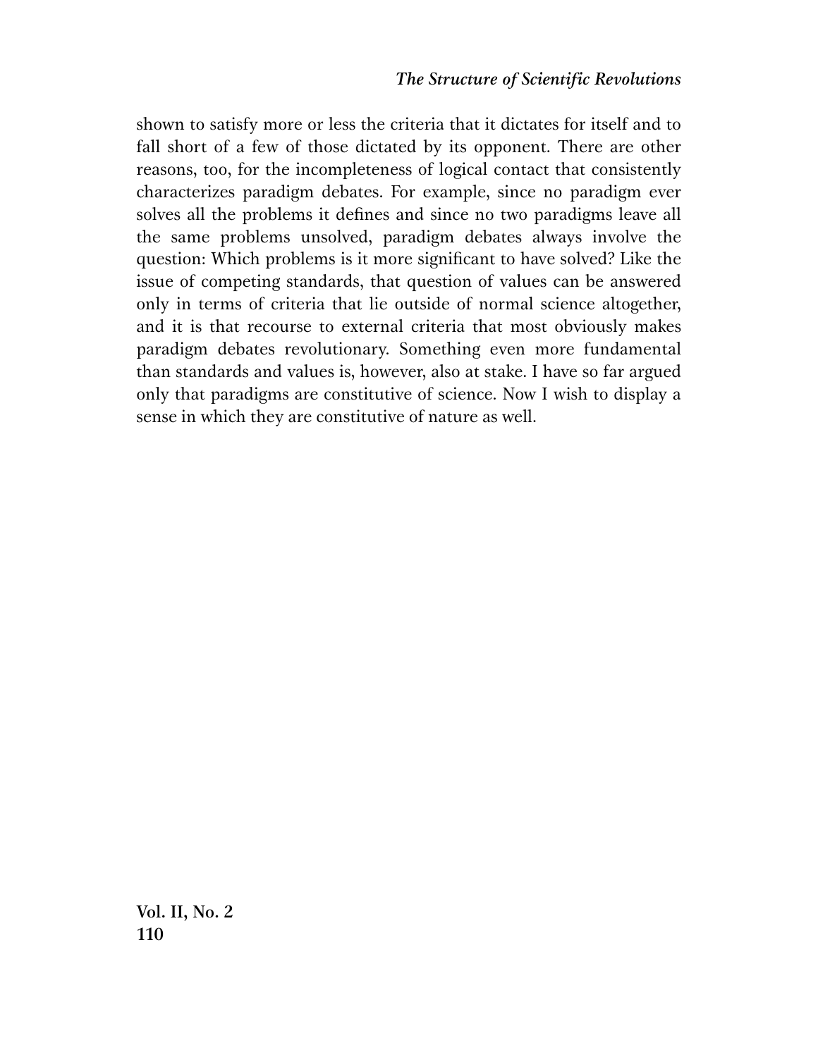shown to satisfy more or less the criteria that it dictates for itself and to fall short of a few of those dictated by its opponent. There are other reasons, too, for the incompleteness of logical contact that consistently characterizes paradigm debates. For example, since no paradigm ever solves all the problems it defines and since no two paradigms leave all the same problems unsolved, paradigm debates always involve the question: Which problems is it more significant to have solved? Like the issue of competing standards, that question of values can be answered only in terms of criteria that lie outside of normal science altogether, and it is that recourse to external criteria that most obviously makes paradigm debates revolutionary. Something even more fundamental than standards and values is, however, also at stake. I have so far argued only that paradigms are constitutive of science. Now I wish to display a sense in which they are constitutive of nature as well.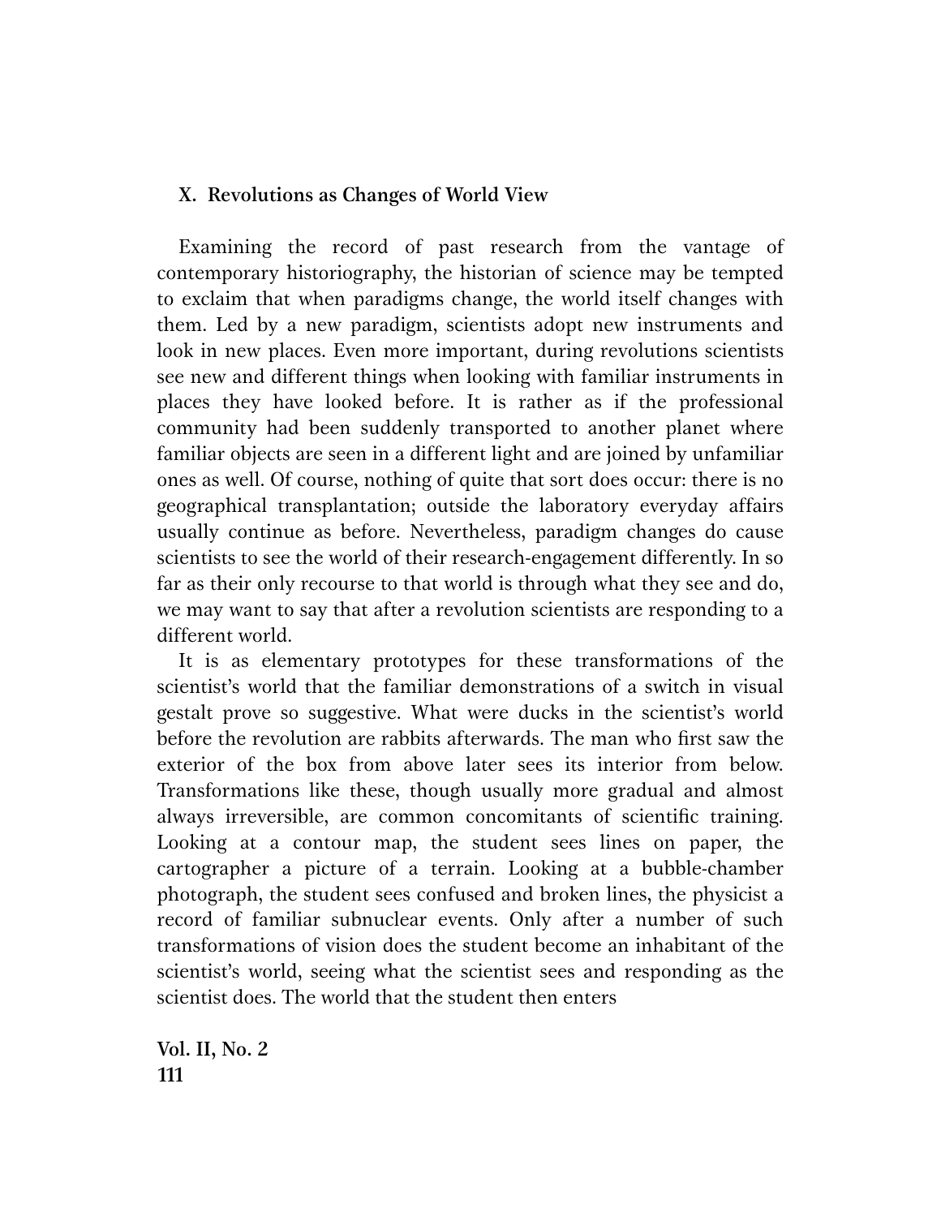## X. Revolutions as Changes of World View

Examining the record of past research from the vantage of contemporary historiography, the historian of science may be tempted to exclaim that when paradigms change, the world itself changes with them. Led by a new paradigm, scientists adopt new instruments and look in new places. Even more important, during revolutions scientists see new and different things when looking with familiar instruments in places they have looked before. It is rather as if the professional community had been suddenly transported to another planet where familiar objects are seen in a different light and are joined by unfamiliar ones as well. Of course, nothing of quite that sort does occur: there is no geographical transplantation; outside the laboratory everyday affairs usually continue as before. Nevertheless, paradigm changes do cause scientists to see the world of their research-engagement differently. In so far as their only recourse to that world is through what they see and do, we may want to say that after a revolution scientists are responding to a different world.

It is as elementary prototypes for these transformations of the scientist's world that the familiar demonstrations of a switch in visual gestalt prove so suggestive. What were ducks in the scientist's world before the revolution are rabbits afterwards. The man who first saw the exterior of the box from above later sees its interior from below. Transformations like these, though usually more gradual and almost always irreversible, are common concomitants of scientific training. Looking at a contour map, the student sees lines on paper, the cartographer a picture of a terrain. Looking at a bubble-chamber photograph, the student sees confused and broken lines, the physicist a record of familiar subnuclear events. Only after a number of such transformations of vision does the student become an inhabitant of the scientist's world, seeing what the scientist sees and responding as the scientist does. The world that the student then enters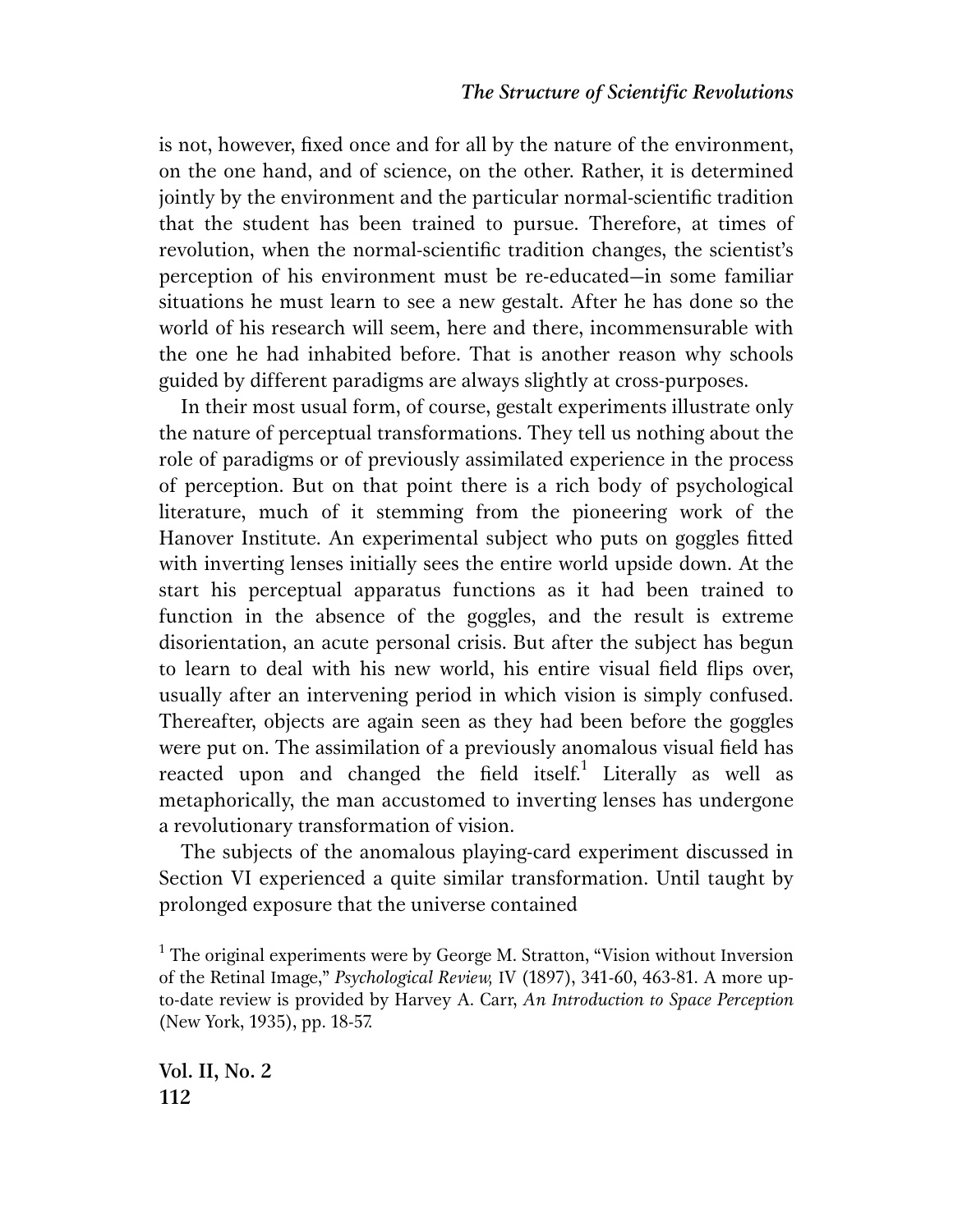is not, however, fixed once and for all by the nature of the environment, on the one hand, and of science, on the other. Rather, it is determined jointly by the environment and the particular normal-scientific tradition that the student has been trained to pursue. Therefore, at times of revolution, when the normal-scientific tradition changes, the scientist's perception of his environment must be re-educated—in some familiar situations he must learn to see a new gestalt. After he has done so the world of his research will seem, here and there, incommensurable with the one he had inhabited before. That is another reason why schools guided by different paradigms are always slightly at cross-purposes.

In their most usual form, of course, gestalt experiments illustrate only the nature of perceptual transformations. They tell us nothing about the role of paradigms or of previously assimilated experience in the process of perception. But on that point there is a rich body of psychological literature, much of it stemming from the pioneering work of the Hanover Institute. An experimental subject who puts on goggles fitted with inverting lenses initially sees the entire world upside down. At the start his perceptual apparatus functions as it had been trained to function in the absence of the goggles, and the result is extreme disorientation, an acute personal crisis. But after the subject has begun to learn to deal with his new world, his entire visual field flips over, usually after an intervening period in which vision is simply confused. Thereafter, objects are again seen as they had been before the goggles were put on. The assimilation of a previously anomalous visual field has reacted upon and changed the field itself.[1] Literally as well as metaphorically, the man accustomed to inverting lenses has undergone a revolutionary transformation of vision.

The subjects of the anomalous playing-card experiment discussed in Section VI experienced a quite similar transformation. Until taught by prolonged exposure that the universe contained

[1] The original experiments were by George M. Stratton, "Vision without Inversion of the Retinal Image," *Psychological Review,* IV (1897), 341-60, 463-81. A more up-to-date review is provided by Harvey A. Carr, *An Introduction to Space Perception* (New York, 1935), pp. 18-57.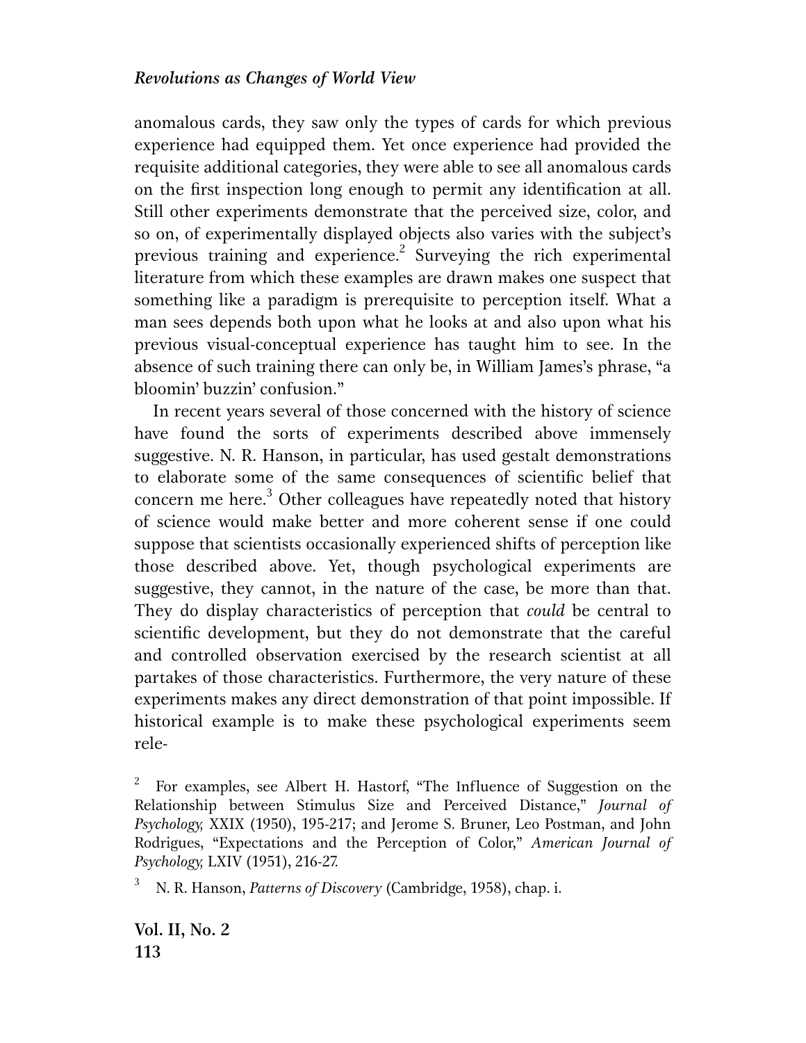anomalous cards, they saw only the types of cards for which previous experience had equipped them. Yet once experience had provided the requisite additional categories, they were able to see all anomalous cards on the first inspection long enough to permit any identification at all. Still other experiments demonstrate that the perceived size, color, and so on, of experimentally displayed objects also varies with the subject's previous training and experience.[2] Surveying the rich experimental literature from which these examples are drawn makes one suspect that something like a paradigm is prerequisite to perception itself. What a man sees depends both upon what he looks at and also upon what his previous visual-conceptual experience has taught him to see. In the absence of such training there can only be, in William James's phrase, "a bloomin' buzzin' confusion."

In recent years several of those concerned with the history of science have found the sorts of experiments described above immensely suggestive. N. R. Hanson, in particular, has used gestalt demonstrations to elaborate some of the same consequences of scientific belief that concern me here.[3] Other colleagues have repeatedly noted that history of science would make better and more coherent sense if one could suppose that scientists occasionally experienced shifts of perception like those described above. Yet, though psychological experiments are suggestive, they cannot, in the nature of the case, be more than that. They do display characteristics of perception that *could* be central to scientific development, but they do not demonstrate that the careful and controlled observation exercised by the research scientist at all partakes of those characteristics. Furthermore, the very nature of these experiments makes any direct demonstration of that point impossible. If historical example is to make these psychological experiments seem rele-

[2] For examples, see Albert H. Hastorf, "The Influence of Suggestion on the Relationship between Stimulus Size and Perceived Distance," *Journal of Psychology,* XXIX (1950), 195-217; and Jerome S. Bruner, Leo Postman, and John Rodrigues, "Expectations and the Perception of Color," *American Journal of Psychology,* LXIV (1951), 216-27.

[3] N. R. Hanson, *Patterns of Discovery* (Cambridge, 1958), chap. i.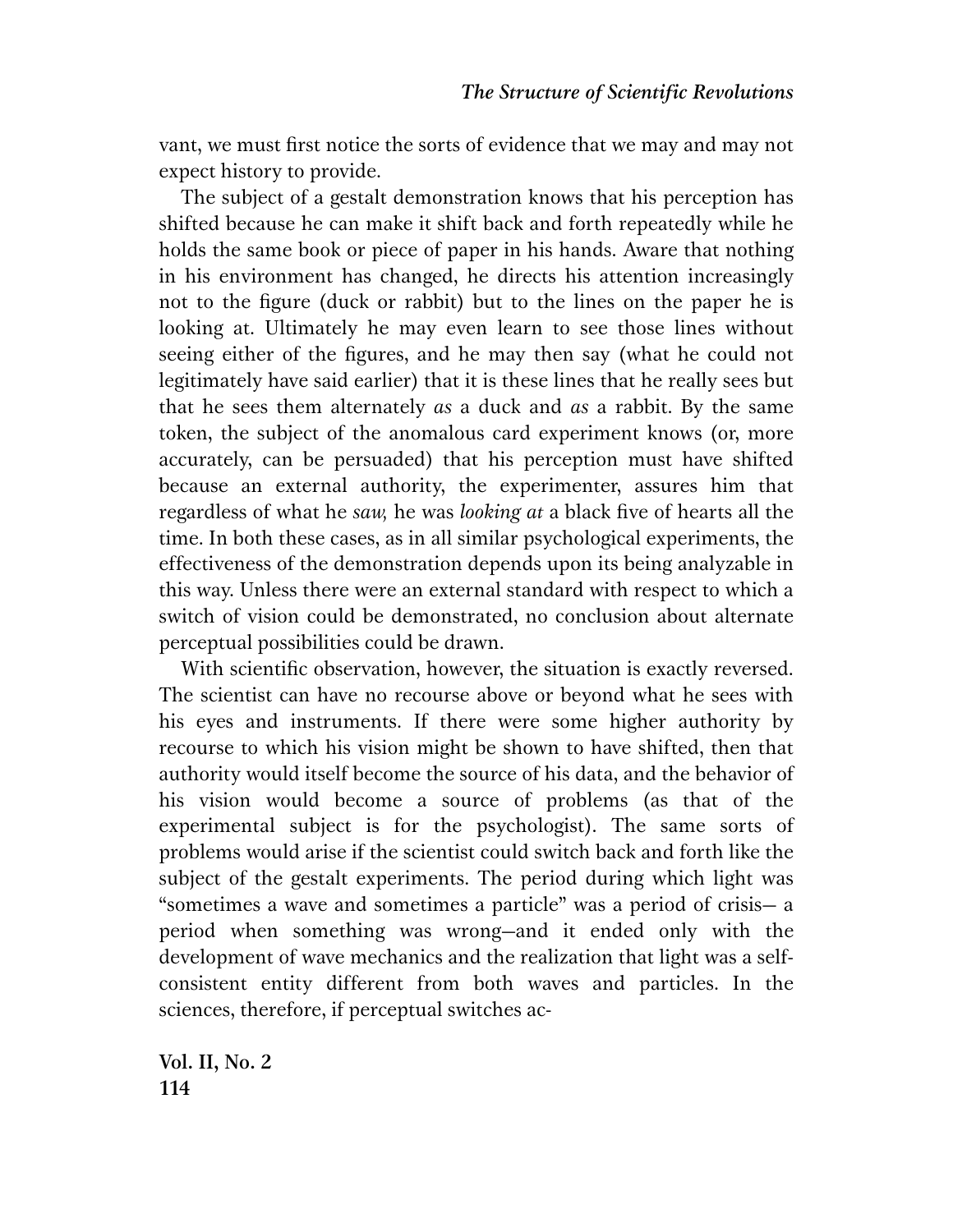vant, we must first notice the sorts of evidence that we may and may not expect history to provide.

The subject of a gestalt demonstration knows that his perception has shifted because he can make it shift back and forth repeatedly while he holds the same book or piece of paper in his hands. Aware that nothing in his environment has changed, he directs his attention increasingly not to the figure (duck or rabbit) but to the lines on the paper he is looking at. Ultimately he may even learn to see those lines without seeing either of the figures, and he may then say (what he could not legitimately have said earlier) that it is these lines that he really sees but that he sees them alternately *as* a duck and *as* a rabbit. By the same token, the subject of the anomalous card experiment knows (or, more accurately, can be persuaded) that his perception must have shifted because an external authority, the experimenter, assures him that regardless of what he *saw,* he was *looking at* a black five of hearts all the time. In both these cases, as in all similar psychological experiments, the effectiveness of the demonstration depends upon its being analyzable in this way. Unless there were an external standard with respect to which a switch of vision could be demonstrated, no conclusion about alternate perceptual possibilities could be drawn.

With scientific observation, however, the situation is exactly reversed. The scientist can have no recourse above or beyond what he sees with his eyes and instruments. If there were some higher authority by recourse to which his vision might be shown to have shifted, then that authority would itself become the source of his data, and the behavior of his vision would become a source of problems (as that of the experimental subject is for the psychologist). The same sorts of problems would arise if the scientist could switch back and forth like the subject of the gestalt experiments. The period during which light was "sometimes a wave and sometimes a particle" was a period of crisis— a period when something was wrong—and it ended only with the development of wave mechanics and the realization that light was a self-consistent entity different from both waves and particles. In the sciences, therefore, if perceptual switches ac-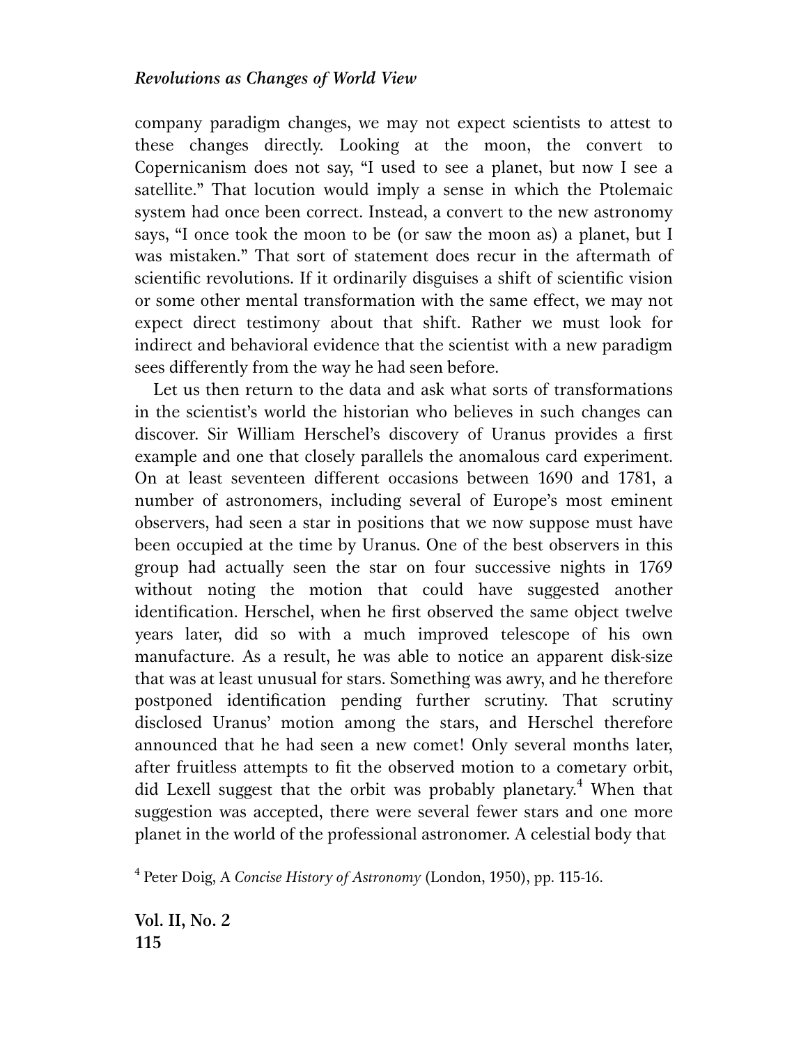company paradigm changes, we may not expect scientists to attest to these changes directly. Looking at the moon, the convert to Copernicanism does not say, "I used to see a planet, but now I see a satellite." That locution would imply a sense in which the Ptolemaic system had once been correct. Instead, a convert to the new astronomy says, "I once took the moon to be (or saw the moon as) a planet, but I was mistaken." That sort of statement does recur in the aftermath of scientific revolutions. If it ordinarily disguises a shift of scientific vision or some other mental transformation with the same effect, we may not expect direct testimony about that shift. Rather we must look for indirect and behavioral evidence that the scientist with a new paradigm sees differently from the way he had seen before.

Let us then return to the data and ask what sorts of transformations in the scientist's world the historian who believes in such changes can discover. Sir William Herschel's discovery of Uranus provides a first example and one that closely parallels the anomalous card experiment. On at least seventeen different occasions between 1690 and 1781, a number of astronomers, including several of Europe's most eminent observers, had seen a star in positions that we now suppose must have been occupied at the time by Uranus. One of the best observers in this group had actually seen the star on four successive nights in 1769 without noting the motion that could have suggested another identification. Herschel, when he first observed the same object twelve years later, did so with a much improved telescope of his own manufacture. As a result, he was able to notice an apparent disk-size that was at least unusual for stars. Something was awry, and he therefore postponed identification pending further scrutiny. That scrutiny disclosed Uranus' motion among the stars, and Herschel therefore announced that he had seen a new comet! Only several months later, after fruitless attempts to fit the observed motion to a cometary orbit, did Lexell suggest that the orbit was probably planetary.[4] When that suggestion was accepted, there were several fewer stars and one more planet in the world of the professional astronomer. A celestial body that

[4] Peter Doig, A *Concise History of Astronomy* (London, 1950), pp. 115-16.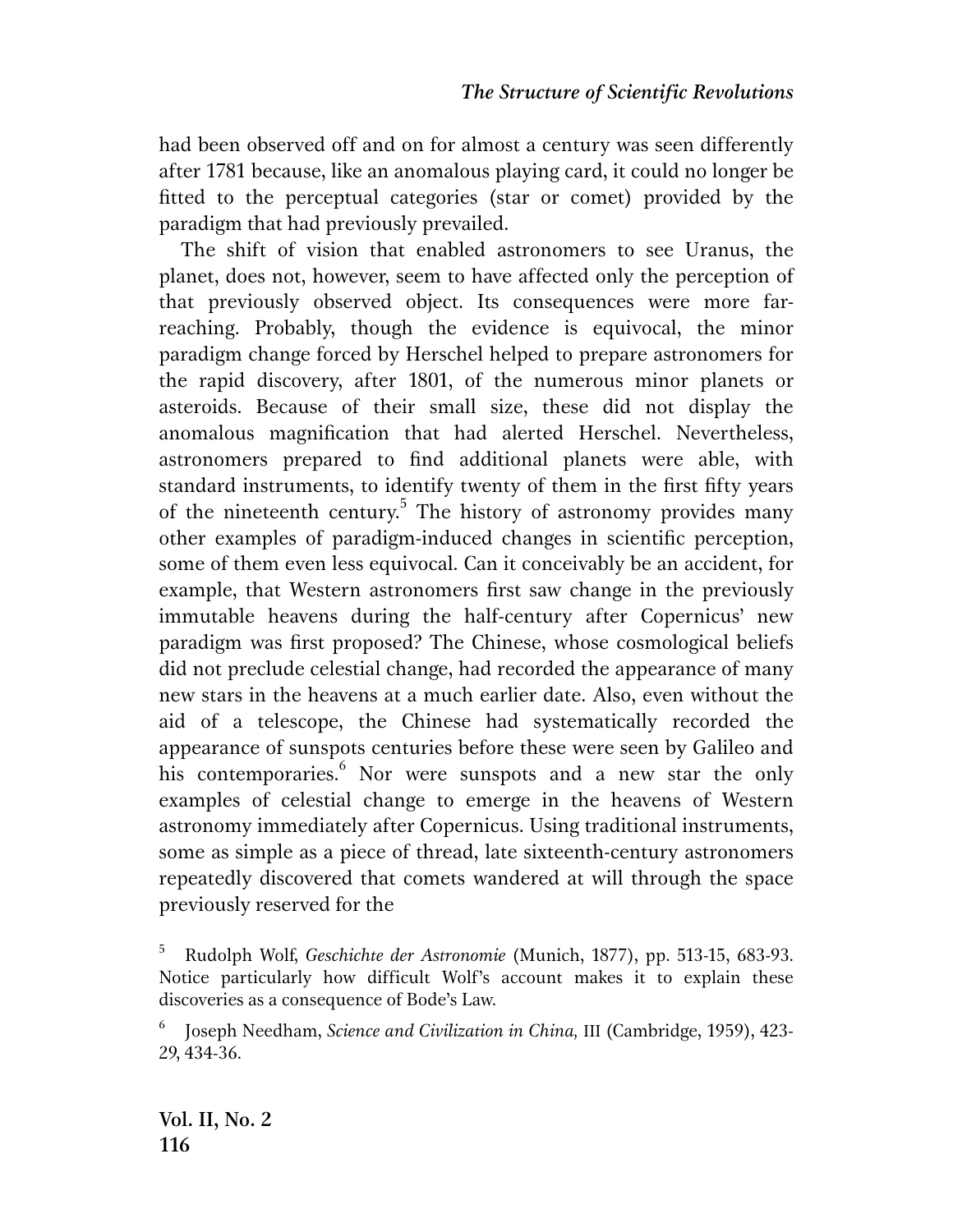had been observed off and on for almost a century was seen differently after 1781 because, like an anomalous playing card, it could no longer be fitted to the perceptual categories (star or comet) provided by the paradigm that had previously prevailed.

The shift of vision that enabled astronomers to see Uranus, the planet, does not, however, seem to have affected only the perception of that previously observed object. Its consequences were more far-reaching. Probably, though the evidence is equivocal, the minor paradigm change forced by Herschel helped to prepare astronomers for the rapid discovery, after 1801, of the numerous minor planets or asteroids. Because of their small size, these did not display the anomalous magnification that had alerted Herschel. Nevertheless, astronomers prepared to find additional planets were able, with standard instruments, to identify twenty of them in the first fifty years of the nineteenth century.[5] The history of astronomy provides many other examples of paradigm-induced changes in scientific perception, some of them even less equivocal. Can it conceivably be an accident, for example, that Western astronomers first saw change in the previously immutable heavens during the half-century after Copernicus' new paradigm was first proposed? The Chinese, whose cosmological beliefs did not preclude celestial change, had recorded the appearance of many new stars in the heavens at a much earlier date. Also, even without the aid of a telescope, the Chinese had systematically recorded the appearance of sunspots centuries before these were seen by Galileo and his contemporaries.[6] Nor were sunspots and a new star the only examples of celestial change to emerge in the heavens of Western astronomy immediately after Copernicus. Using traditional instruments, some as simple as a piece of thread, late sixteenth-century astronomers repeatedly discovered that comets wandered at will through the space previously reserved for the

[5] Rudolph Wolf, *Geschichte der Astronomie* (Munich, 1877), pp. 513-15, 683-93. Notice particularly how difficult Wolf's account makes it to explain these discoveries as a consequence of Bode's Law.

[6] Joseph Needham, *Science and Civilization in China,* III (Cambridge, 1959), 423-29, 434-36.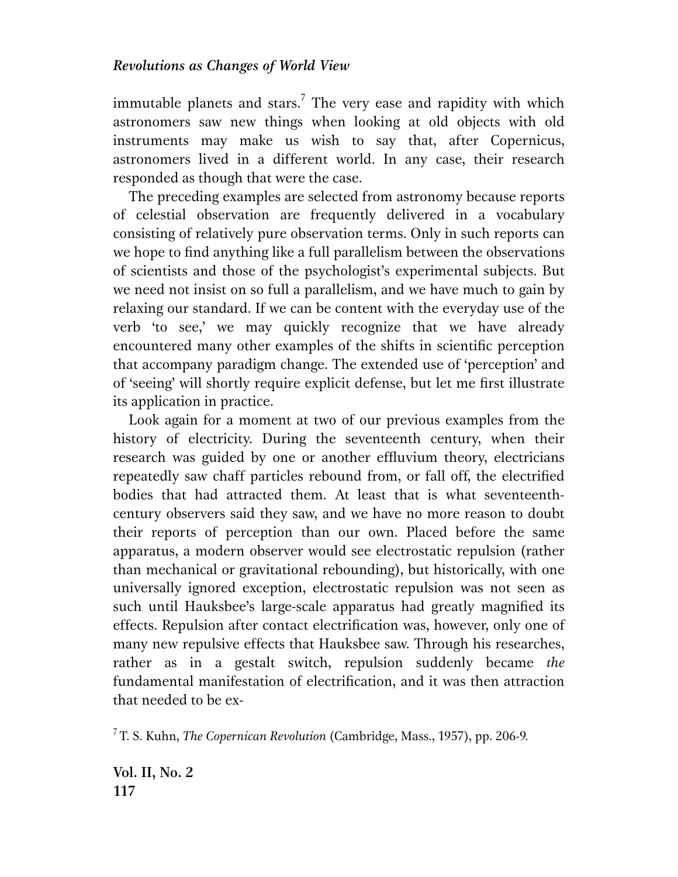immutable planets and stars.[7] The very ease and rapidity with which astronomers saw new things when looking at old objects with old instruments may make us wish to say that, after Copernicus, astronomers lived in a different world. In any case, their research responded as though that were the case.

The preceding examples are selected from astronomy because reports of celestial observation are frequently delivered in a vocabulary consisting of relatively pure observation terms. Only in such reports can we hope to find anything like a full parallelism between the observations of scientists and those of the psychologist's experimental subjects. But we need not insist on so full a parallelism, and we have much to gain by relaxing our standard. If we can be content with the everyday use of the verb 'to see,' we may quickly recognize that we have already encountered many other examples of the shifts in scientific perception that accompany paradigm change. The extended use of 'perception' and of 'seeing' will shortly require explicit defense, but let me first illustrate its application in practice.

Look again for a moment at two of our previous examples from the history of electricity. During the seventeenth century, when their research was guided by one or another effluvium theory, electricians repeatedly saw chaff particles rebound from, or fall off, the electrified bodies that had attracted them. At least that is what seventeenth-century observers said they saw, and we have no more reason to doubt their reports of perception than our own. Placed before the same apparatus, a modern observer would see electrostatic repulsion (rather than mechanical or gravitational rebounding), but historically, with one universally ignored exception, electrostatic repulsion was not seen as such until Hauksbee's large-scale apparatus had greatly magnified its effects. Repulsion after contact electrification was, however, only one of many new repulsive effects that Hauksbee saw. Through his researches, rather as in a gestalt switch, repulsion suddenly became *the* fundamental manifestation of electrification, and it was then attraction that needed to be ex-

[7] T. S. Kuhn, *The Copernican Revolution* (Cambridge, Mass., 1957), pp. 206-9.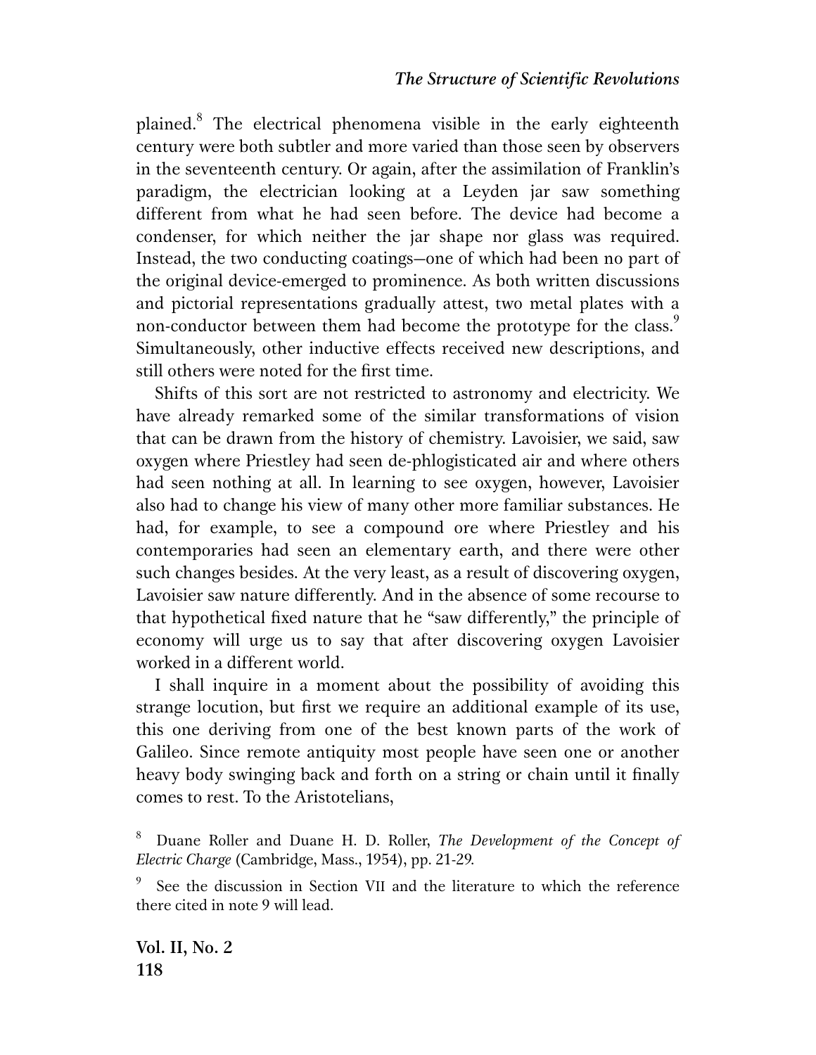plained.[8] The electrical phenomena visible in the early eighteenth century were both subtler and more varied than those seen by observers in the seventeenth century. Or again, after the assimilation of Franklin's paradigm, the electrician looking at a Leyden jar saw something different from what he had seen before. The device had become a condenser, for which neither the jar shape nor glass was required. Instead, the two conducting coatings—one of which had been no part of the original device-emerged to prominence. As both written discussions and pictorial representations gradually attest, two metal plates with a non-conductor between them had become the prototype for the class.[9] Simultaneously, other inductive effects received new descriptions, and still others were noted for the first time.

Shifts of this sort are not restricted to astronomy and electricity. We have already remarked some of the similar transformations of vision that can be drawn from the history of chemistry. Lavoisier, we said, saw oxygen where Priestley had seen de-phlogisticated air and where others had seen nothing at all. In learning to see oxygen, however, Lavoisier also had to change his view of many other more familiar substances. He had, for example, to see a compound ore where Priestley and his contemporaries had seen an elementary earth, and there were other such changes besides. At the very least, as a result of discovering oxygen, Lavoisier saw nature differently. And in the absence of some recourse to that hypothetical fixed nature that he "saw differently," the principle of economy will urge us to say that after discovering oxygen Lavoisier worked in a different world.

I shall inquire in a moment about the possibility of avoiding this strange locution, but first we require an additional example of its use, this one deriving from one of the best known parts of the work of Galileo. Since remote antiquity most people have seen one or another heavy body swinging back and forth on a string or chain until it finally comes to rest. To the Aristotelians,

[8] Duane Roller and Duane H. D. Roller, *The Development of the Concept of Electric Charge* (Cambridge, Mass., 1954), pp. 21-29.

[9] See the discussion in Section VII and the literature to which the reference there cited in note 9 will lead.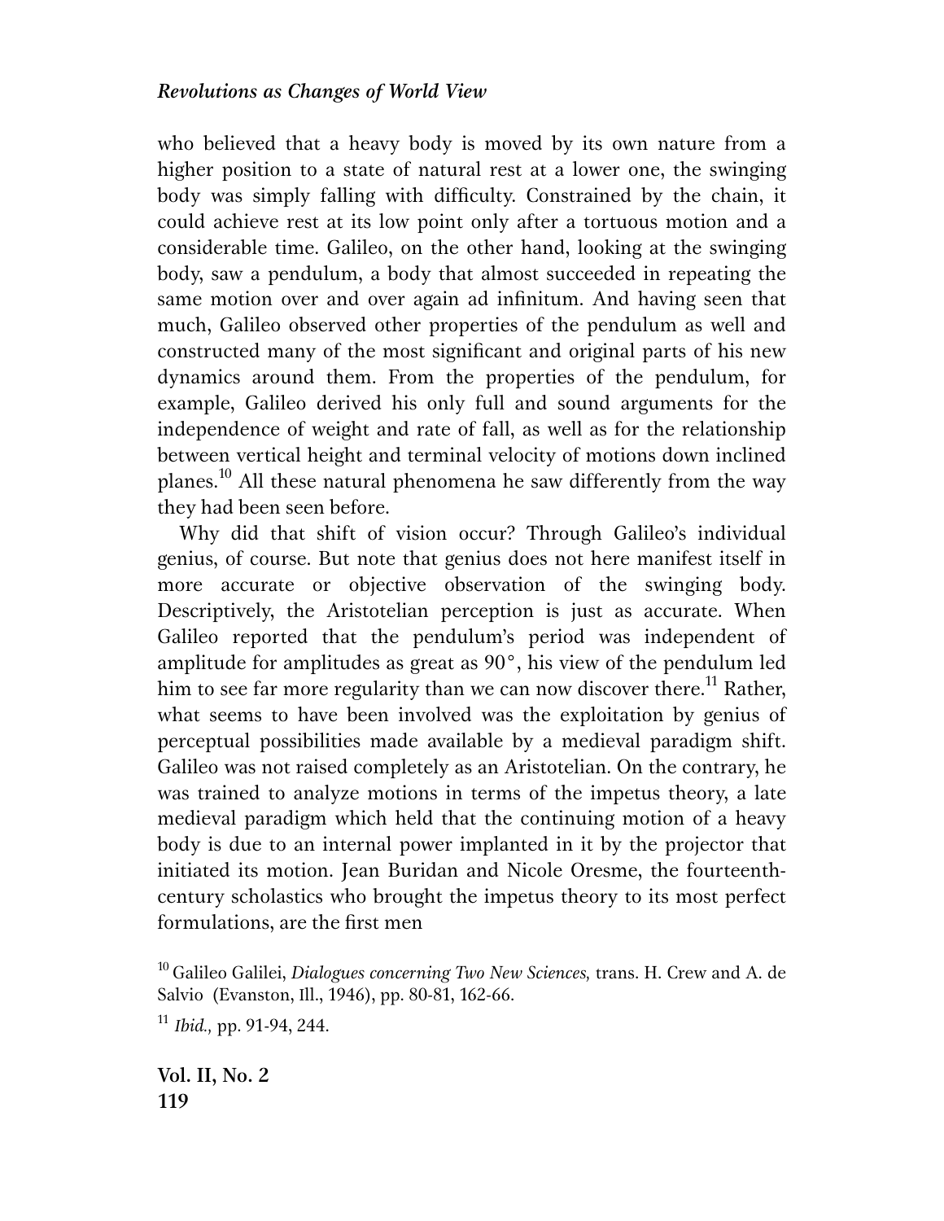who believed that a heavy body is moved by its own nature from a higher position to a state of natural rest at a lower one, the swinging body was simply falling with difficulty. Constrained by the chain, it could achieve rest at its low point only after a tortuous motion and a considerable time. Galileo, on the other hand, looking at the swinging body, saw a pendulum, a body that almost succeeded in repeating the same motion over and over again ad infinitum. And having seen that much, Galileo observed other properties of the pendulum as well and constructed many of the most significant and original parts of his new dynamics around them. From the properties of the pendulum, for example, Galileo derived his only full and sound arguments for the independence of weight and rate of fall, as well as for the relationship between vertical height and terminal velocity of motions down inclined planes.[10] All these natural phenomena he saw differently from the way they had been seen before.

Why did that shift of vision occur? Through Galileo's individual genius, of course. But note that genius does not here manifest itself in more accurate or objective observation of the swinging body. Descriptively, the Aristotelian perception is just as accurate. When Galileo reported that the pendulum's period was independent of amplitude for amplitudes as great as 90°, his view of the pendulum led him to see far more regularity than we can now discover there.[11] Rather, what seems to have been involved was the exploitation by genius of perceptual possibilities made available by a medieval paradigm shift. Galileo was not raised completely as an Aristotelian. On the contrary, he was trained to analyze motions in terms of the impetus theory, a late medieval paradigm which held that the continuing motion of a heavy body is due to an internal power implanted in it by the projector that initiated its motion. Jean Buridan and Nicole Oresme, the fourteenth-century scholastics who brought the impetus theory to its most perfect formulations, are the first men

[10] Galileo Galilei, *Dialogues concerning Two New Sciences,* trans. H. Crew and A. de Salvio (Evanston, Ill., 1946), pp. 80-81, 162-66.

[11] *Ibid.,* pp. 91-94, 244.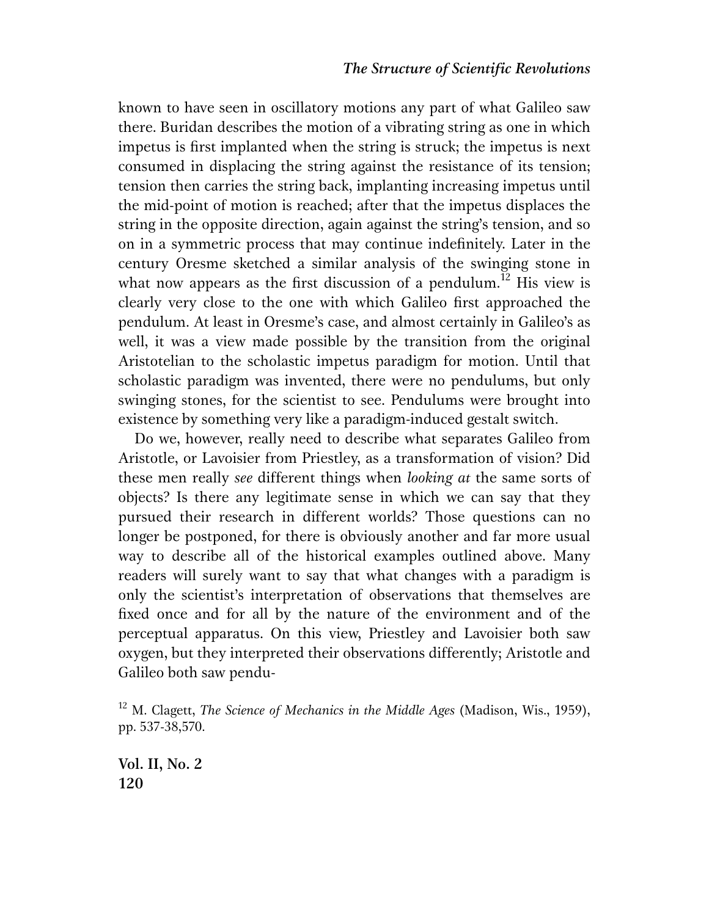known to have seen in oscillatory motions any part of what Galileo saw there. Buridan describes the motion of a vibrating string as one in which impetus is first implanted when the string is struck; the impetus is next consumed in displacing the string against the resistance of its tension; tension then carries the string back, implanting increasing impetus until the mid-point of motion is reached; after that the impetus displaces the string in the opposite direction, again against the string's tension, and so on in a symmetric process that may continue indefinitely. Later in the century Oresme sketched a similar analysis of the swinging stone in what now appears as the first discussion of a pendulum.[12] His view is clearly very close to the one with which Galileo first approached the pendulum. At least in Oresme's case, and almost certainly in Galileo's as well, it was a view made possible by the transition from the original Aristotelian to the scholastic impetus paradigm for motion. Until that scholastic paradigm was invented, there were no pendulums, but only swinging stones, for the scientist to see. Pendulums were brought into existence by something very like a paradigm-induced gestalt switch.

Do we, however, really need to describe what separates Galileo from Aristotle, or Lavoisier from Priestley, as a transformation of vision? Did these men really *see* different things when *looking at* the same sorts of objects? Is there any legitimate sense in which we can say that they pursued their research in different worlds? Those questions can no longer be postponed, for there is obviously another and far more usual way to describe all of the historical examples outlined above. Many readers will surely want to say that what changes with a paradigm is only the scientist's interpretation of observations that themselves are fixed once and for all by the nature of the environment and of the perceptual apparatus. On this view, Priestley and Lavoisier both saw oxygen, but they interpreted their observations differently; Aristotle and Galileo both saw pendu-

[12] M. Clagett, *The Science of Mechanics in the Middle Ages* (Madison, Wis., 1959), pp. 537-38,570.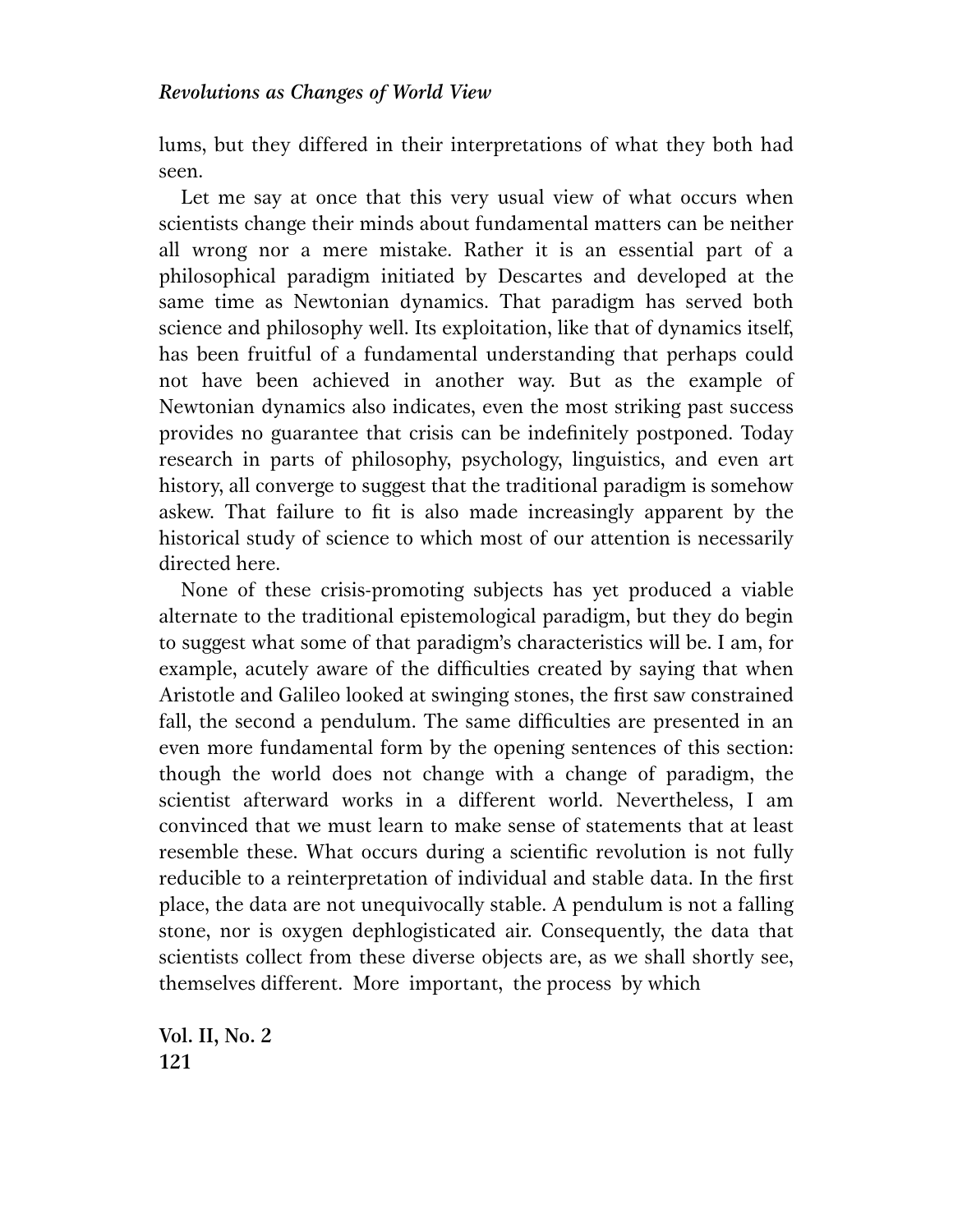lums, but they differed in their interpretations of what they both had seen.

Let me say at once that this very usual view of what occurs when scientists change their minds about fundamental matters can be neither all wrong nor a mere mistake. Rather it is an essential part of a philosophical paradigm initiated by Descartes and developed at the same time as Newtonian dynamics. That paradigm has served both science and philosophy well. Its exploitation, like that of dynamics itself, has been fruitful of a fundamental understanding that perhaps could not have been achieved in another way. But as the example of Newtonian dynamics also indicates, even the most striking past success provides no guarantee that crisis can be indefinitely postponed. Today research in parts of philosophy, psychology, linguistics, and even art history, all converge to suggest that the traditional paradigm is somehow askew. That failure to fit is also made increasingly apparent by the historical study of science to which most of our attention is necessarily directed here.

None of these crisis-promoting subjects has yet produced a viable alternate to the traditional epistemological paradigm, but they do begin to suggest what some of that paradigm's characteristics will be. I am, for example, acutely aware of the difficulties created by saying that when Aristotle and Galileo looked at swinging stones, the first saw constrained fall, the second a pendulum. The same difficulties are presented in an even more fundamental form by the opening sentences of this section: though the world does not change with a change of paradigm, the scientist afterward works in a different world. Nevertheless, I am convinced that we must learn to make sense of statements that at least resemble these. What occurs during a scientific revolution is not fully reducible to a reinterpretation of individual and stable data. In the first place, the data are not unequivocally stable. A pendulum is not a falling stone, nor is oxygen dephlogisticated air. Consequently, the data that scientists collect from these diverse objects are, as we shall shortly see, themselves different. More important, the process by which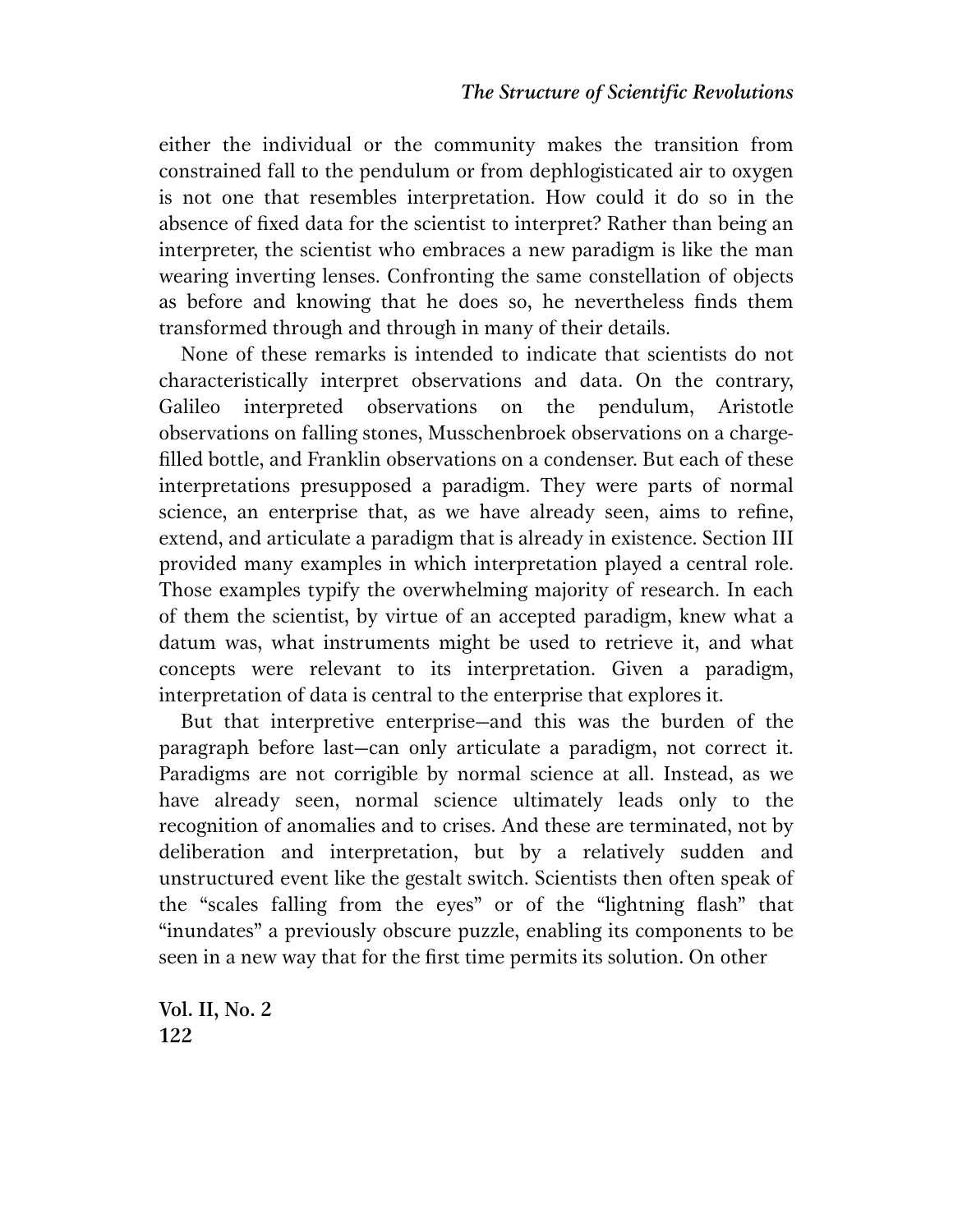either the individual or the community makes the transition from constrained fall to the pendulum or from dephlogisticated air to oxygen is not one that resembles interpretation. How could it do so in the absence of fixed data for the scientist to interpret? Rather than being an interpreter, the scientist who embraces a new paradigm is like the man wearing inverting lenses. Confronting the same constellation of objects as before and knowing that he does so, he nevertheless finds them transformed through and through in many of their details.

None of these remarks is intended to indicate that scientists do not characteristically interpret observations and data. On the contrary, Galileo interpreted observations on the pendulum, Aristotle observations on falling stones, Musschenbroek observations on a charge-filled bottle, and Franklin observations on a condenser. But each of these interpretations presupposed a paradigm. They were parts of normal science, an enterprise that, as we have already seen, aims to refine, extend, and articulate a paradigm that is already in existence. Section III provided many examples in which interpretation played a central role. Those examples typify the overwhelming majority of research. In each of them the scientist, by virtue of an accepted paradigm, knew what a datum was, what instruments might be used to retrieve it, and what concepts were relevant to its interpretation. Given a paradigm, interpretation of data is central to the enterprise that explores it.

But that interpretive enterprise—and this was the burden of the paragraph before last—can only articulate a paradigm, not correct it. Paradigms are not corrigible by normal science at all. Instead, as we have already seen, normal science ultimately leads only to the recognition of anomalies and to crises. And these are terminated, not by deliberation and interpretation, but by a relatively sudden and unstructured event like the gestalt switch. Scientists then often speak of the "scales falling from the eyes" or of the "lightning flash" that "inundates" a previously obscure puzzle, enabling its components to be seen in a new way that for the first time permits its solution. On other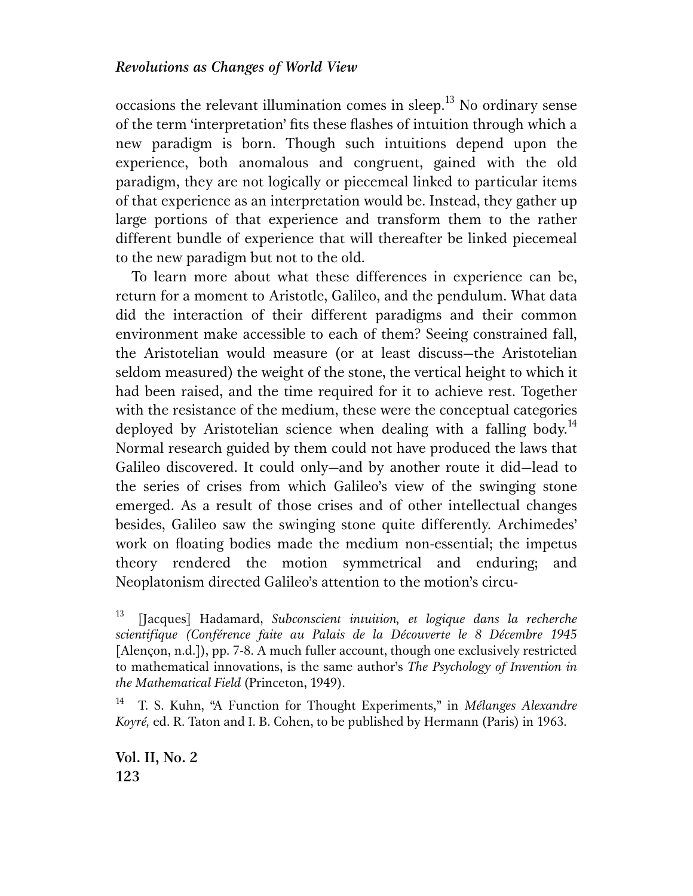occasions the relevant illumination comes in sleep.[13] No ordinary sense of the term 'interpretation' fits these flashes of intuition through which a new paradigm is born. Though such intuitions depend upon the experience, both anomalous and congruent, gained with the old paradigm, they are not logically or piecemeal linked to particular items of that experience as an interpretation would be. Instead, they gather up large portions of that experience and transform them to the rather different bundle of experience that will thereafter be linked piecemeal to the new paradigm but not to the old.

To learn more about what these differences in experience can be, return for a moment to Aristotle, Galileo, and the pendulum. What data did the interaction of their different paradigms and their common environment make accessible to each of them? Seeing constrained fall, the Aristotelian would measure (or at least discuss—the Aristotelian seldom measured) the weight of the stone, the vertical height to which it had been raised, and the time required for it to achieve rest. Together with the resistance of the medium, these were the conceptual categories deployed by Aristotelian science when dealing with a falling body.[14] Normal research guided by them could not have produced the laws that Galileo discovered. It could only—and by another route it did—lead to the series of crises from which Galileo's view of the swinging stone emerged. As a result of those crises and of other intellectual changes besides, Galileo saw the swinging stone quite differently. Archimedes' work on floating bodies made the medium non-essential; the impetus theory rendered the motion symmetrical and enduring; and Neoplatonism directed Galileo's attention to the motion's circu-

[13] [Jacques] Hadamard, *Subconscient intuition, et logique dans la recherche scientifique (Conférence faite au Palais de la Découverte le 8 Décembre 1945* [Alençon, n.d.]), pp. 7-8. A much fuller account, though one exclusively restricted to mathematical innovations, is the same author's *The Psychology of Invention in the Mathematical Field* (Princeton, 1949).

[14] T. S. Kuhn, "A Function for Thought Experiments," in *Mélanges Alexandre Koyré,* ed. R. Taton and I. B. Cohen, to be published by Hermann (Paris) in 1963.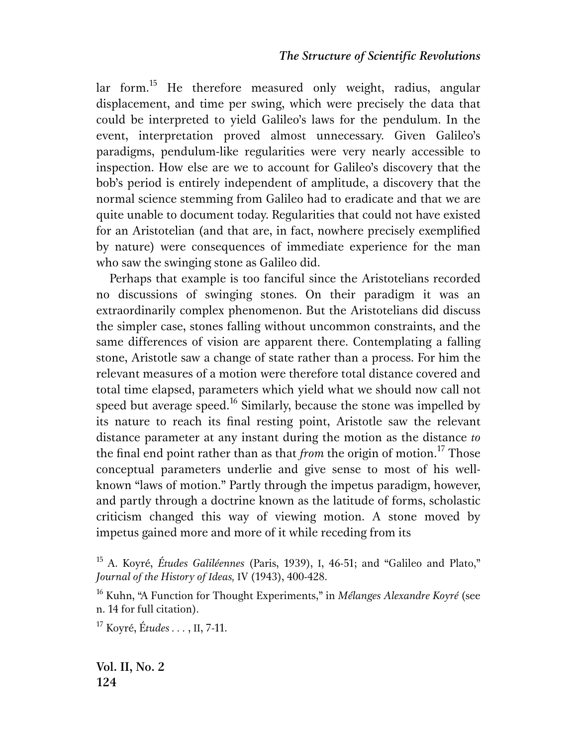lar form.[15] He therefore measured only weight, radius, angular displacement, and time per swing, which were precisely the data that could be interpreted to yield Galileo's laws for the pendulum. In the event, interpretation proved almost unnecessary. Given Galileo's paradigms, pendulum-like regularities were very nearly accessible to inspection. How else are we to account for Galileo's discovery that the bob's period is entirely independent of amplitude, a discovery that the normal science stemming from Galileo had to eradicate and that we are quite unable to document today. Regularities that could not have existed for an Aristotelian (and that are, in fact, nowhere precisely exemplified by nature) were consequences of immediate experience for the man who saw the swinging stone as Galileo did.

Perhaps that example is too fanciful since the Aristotelians recorded no discussions of swinging stones. On their paradigm it was an extraordinarily complex phenomenon. But the Aristotelians did discuss the simpler case, stones falling without uncommon constraints, and the same differences of vision are apparent there. Contemplating a falling stone, Aristotle saw a change of state rather than a process. For him the relevant measures of a motion were therefore total distance covered and total time elapsed, parameters which yield what we should now call not speed but average speed.[16] Similarly, because the stone was impelled by its nature to reach its final resting point, Aristotle saw the relevant distance parameter at any instant during the motion as the distance *to* the final end point rather than as that *from* the origin of motion.[17] Those conceptual parameters underlie and give sense to most of his well-known "laws of motion." Partly through the impetus paradigm, however, and partly through a doctrine known as the latitude of forms, scholastic criticism changed this way of viewing motion. A stone moved by impetus gained more and more of it while receding from its

[15] A. Koyré, *Études Galiléennes* (Paris, 1939), I, 46-51; and "Galileo and Plato," *Journal of the History of Ideas,* IV (1943), 400-428.

[16] Kuhn, "A Function for Thought Experiments," in *Mélanges Alexandre Koyré* (see n. 14 for full citation).

[17] Koyré, *Études . . .* , II, 7-11.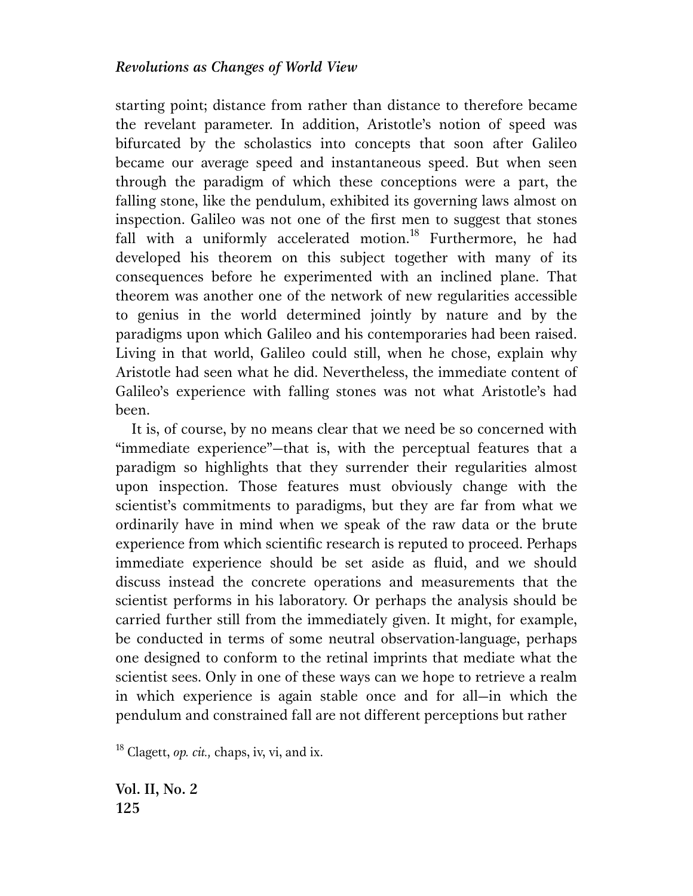starting point; distance from rather than distance to therefore became the revelant parameter. In addition, Aristotle's notion of speed was bifurcated by the scholastics into concepts that soon after Galileo became our average speed and instantaneous speed. But when seen through the paradigm of which these conceptions were a part, the falling stone, like the pendulum, exhibited its governing laws almost on inspection. Galileo was not one of the first men to suggest that stones fall with a uniformly accelerated motion.[18] Furthermore, he had developed his theorem on this subject together with many of its consequences before he experimented with an inclined plane. That theorem was another one of the network of new regularities accessible to genius in the world determined jointly by nature and by the paradigms upon which Galileo and his contemporaries had been raised. Living in that world, Galileo could still, when he chose, explain why Aristotle had seen what he did. Nevertheless, the immediate content of Galileo's experience with falling stones was not what Aristotle's had been.

It is, of course, by no means clear that we need be so concerned with "immediate experience"—that is, with the perceptual features that a paradigm so highlights that they surrender their regularities almost upon inspection. Those features must obviously change with the scientist's commitments to paradigms, but they are far from what we ordinarily have in mind when we speak of the raw data or the brute experience from which scientific research is reputed to proceed. Perhaps immediate experience should be set aside as fluid, and we should discuss instead the concrete operations and measurements that the scientist performs in his laboratory. Or perhaps the analysis should be carried further still from the immediately given. It might, for example, be conducted in terms of some neutral observation-language, perhaps one designed to conform to the retinal imprints that mediate what the scientist sees. Only in one of these ways can we hope to retrieve a realm in which experience is again stable once and for all—in which the pendulum and constrained fall are not different perceptions but rather

[18] Clagett, *op. cit.,* chaps, iv, vi, and ix.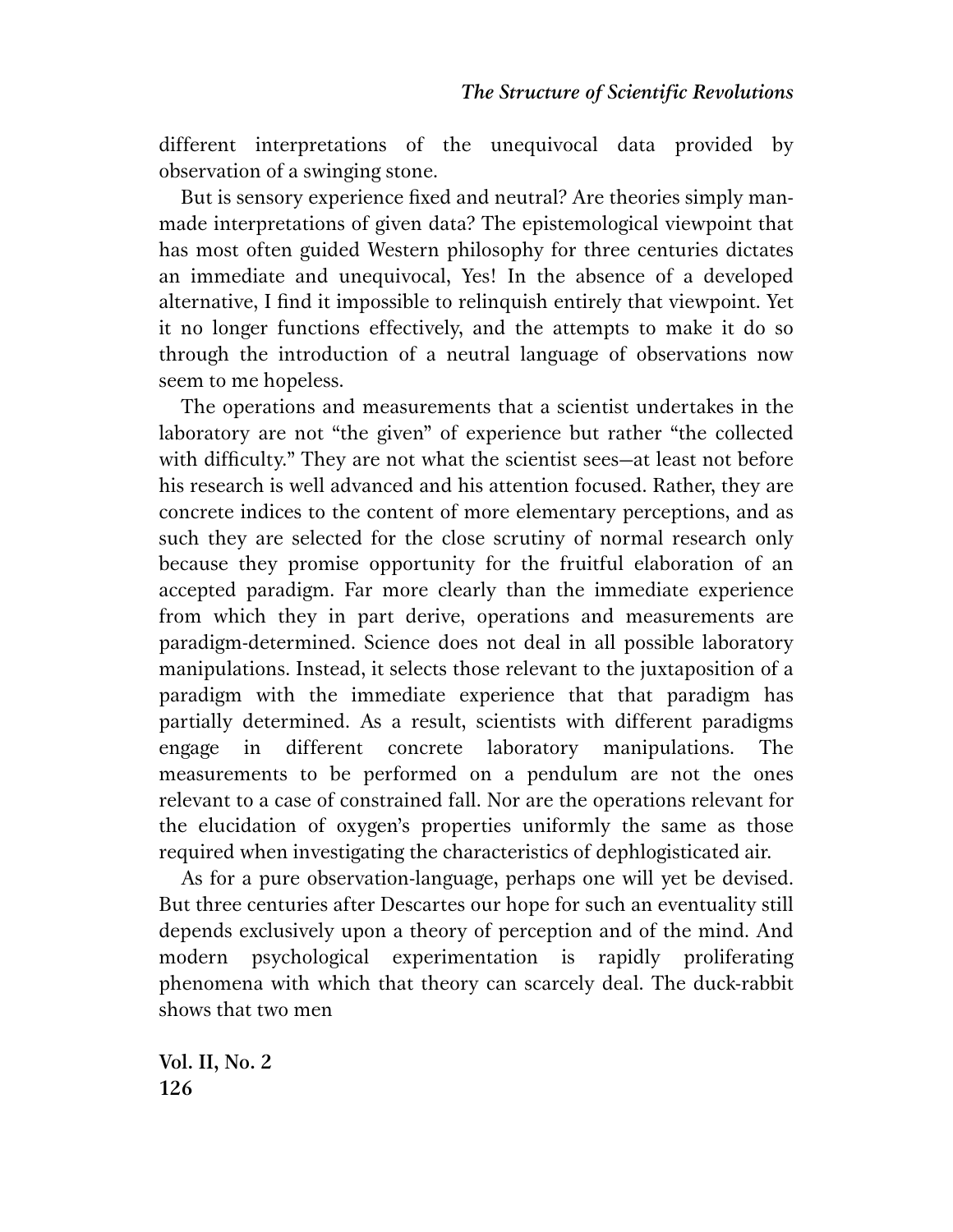different interpretations of the unequivocal data provided by observation of a swinging stone.

But is sensory experience fixed and neutral? Are theories simply man-made interpretations of given data? The epistemological viewpoint that has most often guided Western philosophy for three centuries dictates an immediate and unequivocal, Yes! In the absence of a developed alternative, I find it impossible to relinquish entirely that viewpoint. Yet it no longer functions effectively, and the attempts to make it do so through the introduction of a neutral language of observations now seem to me hopeless.

The operations and measurements that a scientist undertakes in the laboratory are not "the given" of experience but rather "the collected with difficulty." They are not what the scientist sees—at least not before his research is well advanced and his attention focused. Rather, they are concrete indices to the content of more elementary perceptions, and as such they are selected for the close scrutiny of normal research only because they promise opportunity for the fruitful elaboration of an accepted paradigm. Far more clearly than the immediate experience from which they in part derive, operations and measurements are paradigm-determined. Science does not deal in all possible laboratory manipulations. Instead, it selects those relevant to the juxtaposition of a paradigm with the immediate experience that that paradigm has partially determined. As a result, scientists with different paradigms engage in different concrete laboratory manipulations. The measurements to be performed on a pendulum are not the ones relevant to a case of constrained fall. Nor are the operations relevant for the elucidation of oxygen's properties uniformly the same as those required when investigating the characteristics of dephlogisticated air.

As for a pure observation-language, perhaps one will yet be devised. But three centuries after Descartes our hope for such an eventuality still depends exclusively upon a theory of perception and of the mind. And modern psychological experimentation is rapidly proliferating phenomena with which that theory can scarcely deal. The duck-rabbit shows that two men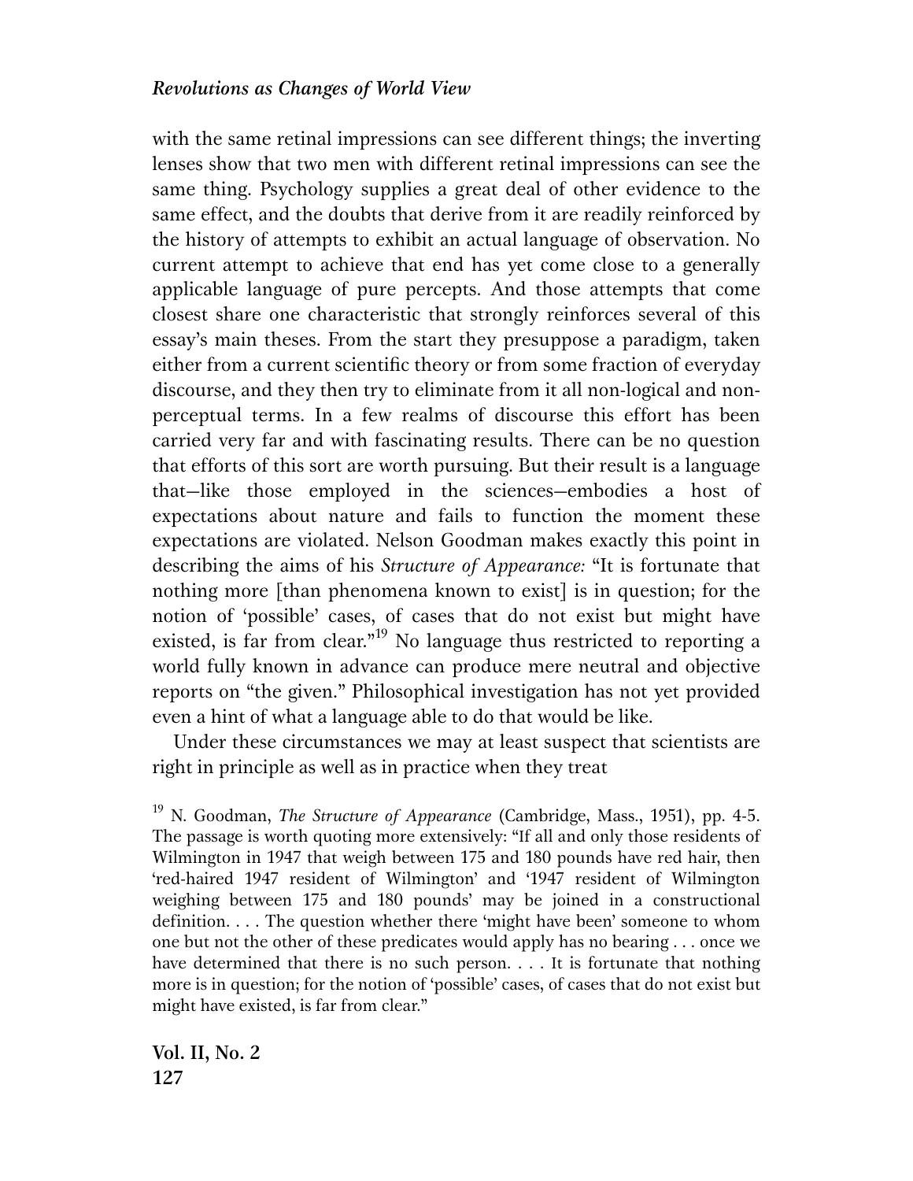with the same retinal impressions can see different things; the inverting lenses show that two men with different retinal impressions can see the same thing. Psychology supplies a great deal of other evidence to the same effect, and the doubts that derive from it are readily reinforced by the history of attempts to exhibit an actual language of observation. No current attempt to achieve that end has yet come close to a generally applicable language of pure percepts. And those attempts that come closest share one characteristic that strongly reinforces several of this essay's main theses. From the start they presuppose a paradigm, taken either from a current scientific theory or from some fraction of everyday discourse, and they then try to eliminate from it all non-logical and non-perceptual terms. In a few realms of discourse this effort has been carried very far and with fascinating results. There can be no question that efforts of this sort are worth pursuing. But their result is a language that—like those employed in the sciences—embodies a host of expectations about nature and fails to function the moment these expectations are violated. Nelson Goodman makes exactly this point in describing the aims of his *Structure of Appearance:* "It is fortunate that nothing more [than phenomena known to exist] is in question; for the notion of 'possible' cases, of cases that do not exist but might have existed, is far from clear."[19] No language thus restricted to reporting a world fully known in advance can produce mere neutral and objective reports on "the given." Philosophical investigation has not yet provided even a hint of what a language able to do that would be like.

Under these circumstances we may at least suspect that scientists are right in principle as well as in practice when they treat

[19] N. Goodman, *The Structure of Appearance* (Cambridge, Mass., 1951), pp. 4-5. The passage is worth quoting more extensively: "If all and only those residents of Wilmington in 1947 that weigh between 175 and 180 pounds have red hair, then 'red-haired 1947 resident of Wilmington' and '1947 resident of Wilmington weighing between 175 and 180 pounds' may be joined in a constructional definition. . . . The question whether there 'might have been' someone to whom one but not the other of these predicates would apply has no bearing . . . once we have determined that there is no such person. . . . It is fortunate that nothing more is in question; for the notion of 'possible' cases, of cases that do not exist but might have existed, is far from clear."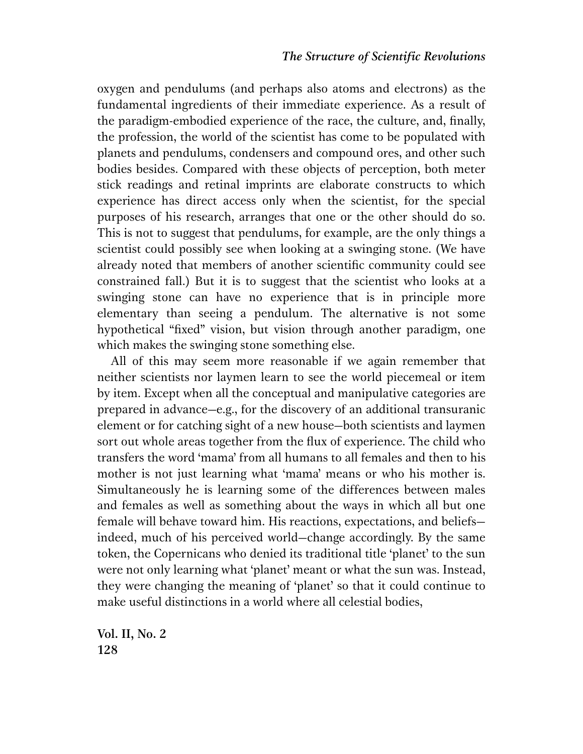oxygen and pendulums (and perhaps also atoms and electrons) as the fundamental ingredients of their immediate experience. As a result of the paradigm-embodied experience of the race, the culture, and, finally, the profession, the world of the scientist has come to be populated with planets and pendulums, condensers and compound ores, and other such bodies besides. Compared with these objects of perception, both meter stick readings and retinal imprints are elaborate constructs to which experience has direct access only when the scientist, for the special purposes of his research, arranges that one or the other should do so. This is not to suggest that pendulums, for example, are the only things a scientist could possibly see when looking at a swinging stone. (We have already noted that members of another scientific community could see constrained fall.) But it is to suggest that the scientist who looks at a swinging stone can have no experience that is in principle more elementary than seeing a pendulum. The alternative is not some hypothetical "fixed" vision, but vision through another paradigm, one which makes the swinging stone something else.

All of this may seem more reasonable if we again remember that neither scientists nor laymen learn to see the world piecemeal or item by item. Except when all the conceptual and manipulative categories are prepared in advance—e.g., for the discovery of an additional transuranic element or for catching sight of a new house—both scientists and laymen sort out whole areas together from the flux of experience. The child who transfers the word 'mama' from all humans to all females and then to his mother is not just learning what 'mama' means or who his mother is. Simultaneously he is learning some of the differences between males and females as well as something about the ways in which all but one female will behave toward him. His reactions, expectations, and beliefs—indeed, much of his perceived world—change accordingly. By the same token, the Copernicans who denied its traditional title 'planet' to the sun were not only learning what 'planet' meant or what the sun was. Instead, they were changing the meaning of 'planet' so that it could continue to make useful distinctions in a world where all celestial bodies,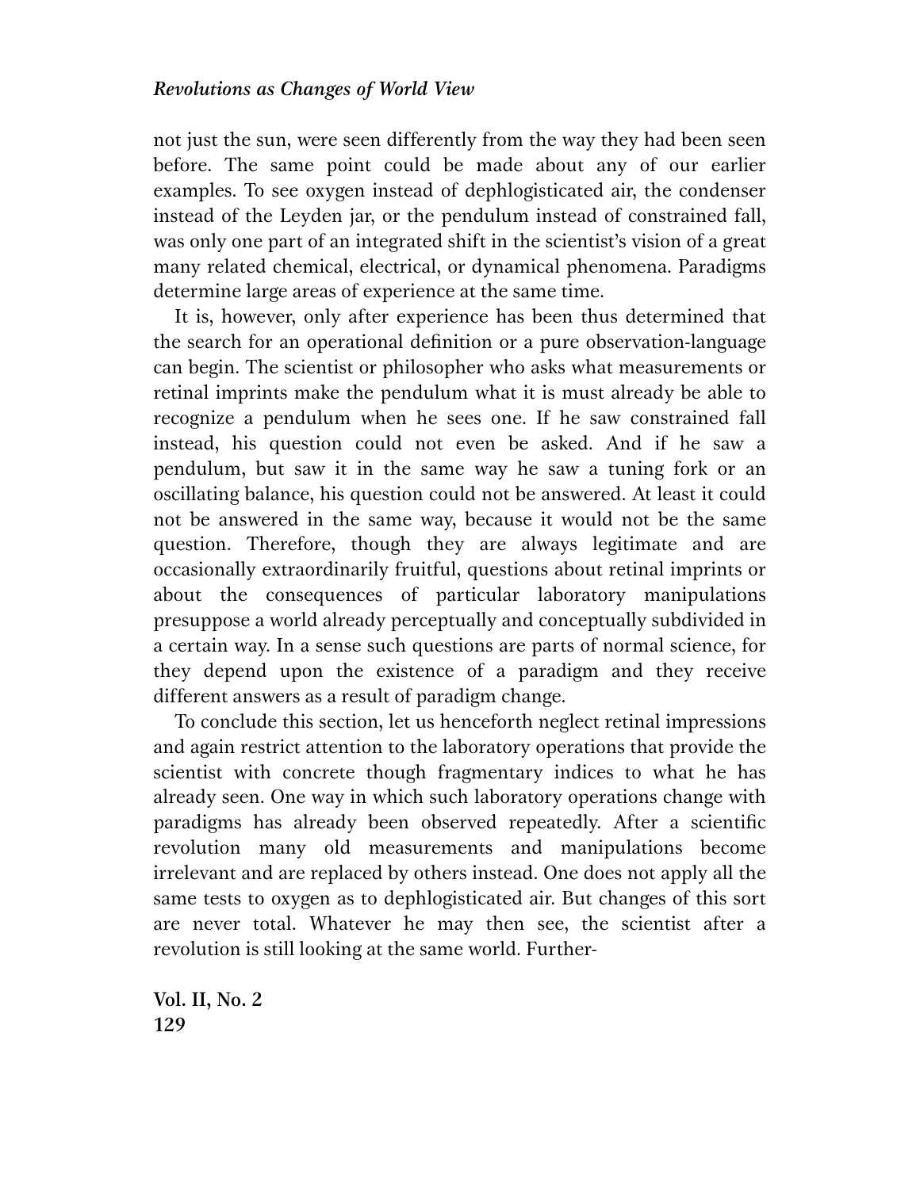not just the sun, were seen differently from the way they had been seen before. The same point could be made about any of our earlier examples. To see oxygen instead of dephlogisticated air, the condenser instead of the Leyden jar, or the pendulum instead of constrained fall, was only one part of an integrated shift in the scientist's vision of a great many related chemical, electrical, or dynamical phenomena. Paradigms determine large areas of experience at the same time.

It is, however, only after experience has been thus determined that the search for an operational definition or a pure observation-language can begin. The scientist or philosopher who asks what measurements or retinal imprints make the pendulum what it is must already be able to recognize a pendulum when he sees one. If he saw constrained fall instead, his question could not even be asked. And if he saw a pendulum, but saw it in the same way he saw a tuning fork or an oscillating balance, his question could not be answered. At least it could not be answered in the same way, because it would not be the same question. Therefore, though they are always legitimate and are occasionally extraordinarily fruitful, questions about retinal imprints or about the consequences of particular laboratory manipulations presuppose a world already perceptually and conceptually subdivided in a certain way. In a sense such questions are parts of normal science, for they depend upon the existence of a paradigm and they receive different answers as a result of paradigm change.

To conclude this section, let us henceforth neglect retinal impressions and again restrict attention to the laboratory operations that provide the scientist with concrete though fragmentary indices to what he has already seen. One way in which such laboratory operations change with paradigms has already been observed repeatedly. After a scientific revolution many old measurements and manipulations become irrelevant and are replaced by others instead. One does not apply all the same tests to oxygen as to dephlogisticated air. But changes of this sort are never total. Whatever he may then see, the scientist after a revolution is still looking at the same world. Further-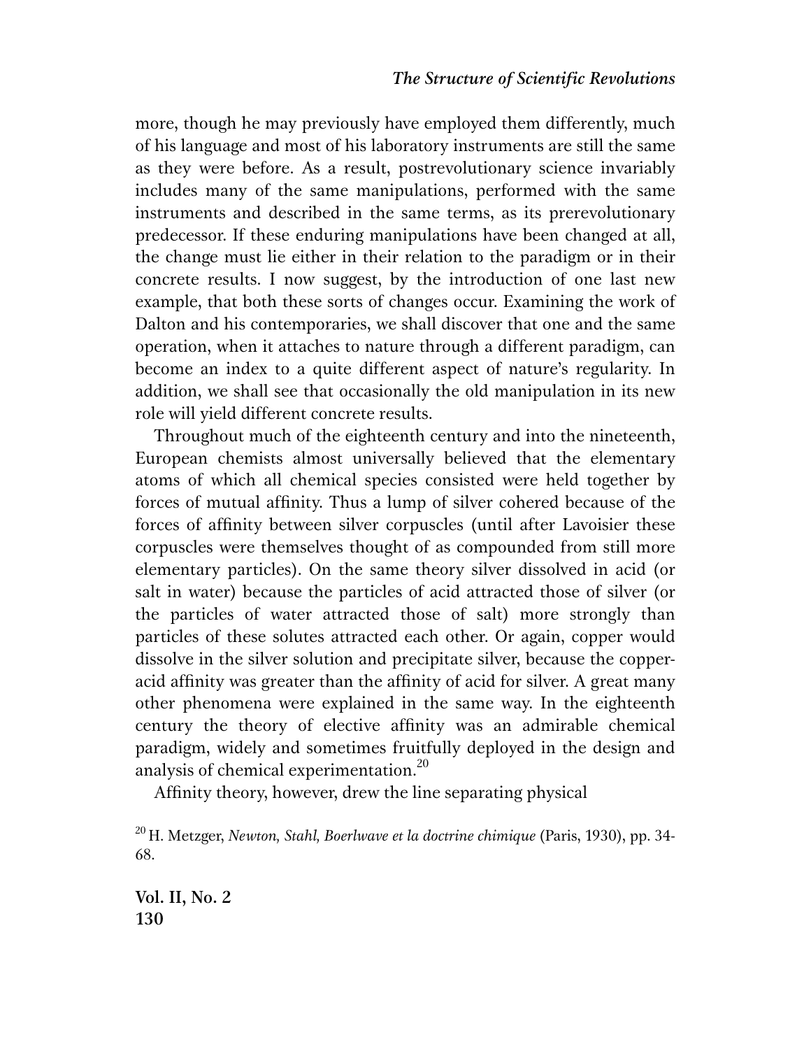more, though he may previously have employed them differently, much of his language and most of his laboratory instruments are still the same as they were before. As a result, postrevolutionary science invariably includes many of the same manipulations, performed with the same instruments and described in the same terms, as its prerevolutionary predecessor. If these enduring manipulations have been changed at all, the change must lie either in their relation to the paradigm or in their concrete results. I now suggest, by the introduction of one last new example, that both these sorts of changes occur. Examining the work of Dalton and his contemporaries, we shall discover that one and the same operation, when it attaches to nature through a different paradigm, can become an index to a quite different aspect of nature's regularity. In addition, we shall see that occasionally the old manipulation in its new role will yield different concrete results.

Throughout much of the eighteenth century and into the nineteenth, European chemists almost universally believed that the elementary atoms of which all chemical species consisted were held together by forces of mutual affinity. Thus a lump of silver cohered because of the forces of affinity between silver corpuscles (until after Lavoisier these corpuscles were themselves thought of as compounded from still more elementary particles). On the same theory silver dissolved in acid (or salt in water) because the particles of acid attracted those of silver (or the particles of water attracted those of salt) more strongly than particles of these solutes attracted each other. Or again, copper would dissolve in the silver solution and precipitate silver, because the copper-acid affinity was greater than the affinity of acid for silver. A great many other phenomena were explained in the same way. In the eighteenth century the theory of elective affinity was an admirable chemical paradigm, widely and sometimes fruitfully deployed in the design and analysis of chemical experimentation.[20]

Affinity theory, however, drew the line separating physical

[20] H. Metzger, *Newton, Stahl, Boerlwave et la doctrine chimique* (Paris, 1930), pp. 34-68.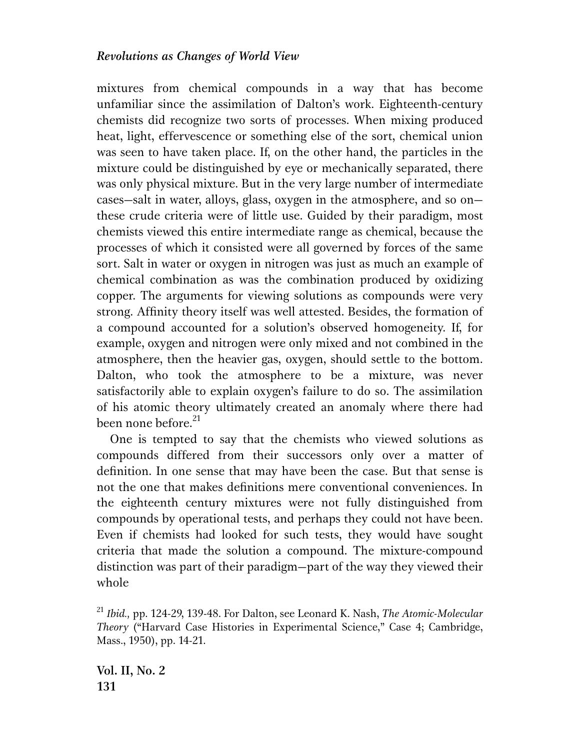mixtures from chemical compounds in a way that has become unfamiliar since the assimilation of Dalton's work. Eighteenth-century chemists did recognize two sorts of processes. When mixing produced heat, light, effervescence or something else of the sort, chemical union was seen to have taken place. If, on the other hand, the particles in the mixture could be distinguished by eye or mechanically separated, there was only physical mixture. But in the very large number of intermediate cases—salt in water, alloys, glass, oxygen in the atmosphere, and so on—these crude criteria were of little use. Guided by their paradigm, most chemists viewed this entire intermediate range as chemical, because the processes of which it consisted were all governed by forces of the same sort. Salt in water or oxygen in nitrogen was just as much an example of chemical combination as was the combination produced by oxidizing copper. The arguments for viewing solutions as compounds were very strong. Affinity theory itself was well attested. Besides, the formation of a compound accounted for a solution's observed homogeneity. If, for example, oxygen and nitrogen were only mixed and not combined in the atmosphere, then the heavier gas, oxygen, should settle to the bottom. Dalton, who took the atmosphere to be a mixture, was never satisfactorily able to explain oxygen's failure to do so. The assimilation of his atomic theory ultimately created an anomaly where there had been none before.[21]

One is tempted to say that the chemists who viewed solutions as compounds differed from their successors only over a matter of definition. In one sense that may have been the case. But that sense is not the one that makes definitions mere conventional conveniences. In the eighteenth century mixtures were not fully distinguished from compounds by operational tests, and perhaps they could not have been. Even if chemists had looked for such tests, they would have sought criteria that made the solution a compound. The mixture-compound distinction was part of their paradigm—part of the way they viewed their whole

[21] *Ibid.,* pp. 124-29, 139-48. For Dalton, see Leonard K. Nash, *The Atomic-Molecular Theory* ("Harvard Case Histories in Experimental Science," Case 4; Cambridge, Mass., 1950), pp. 14-21.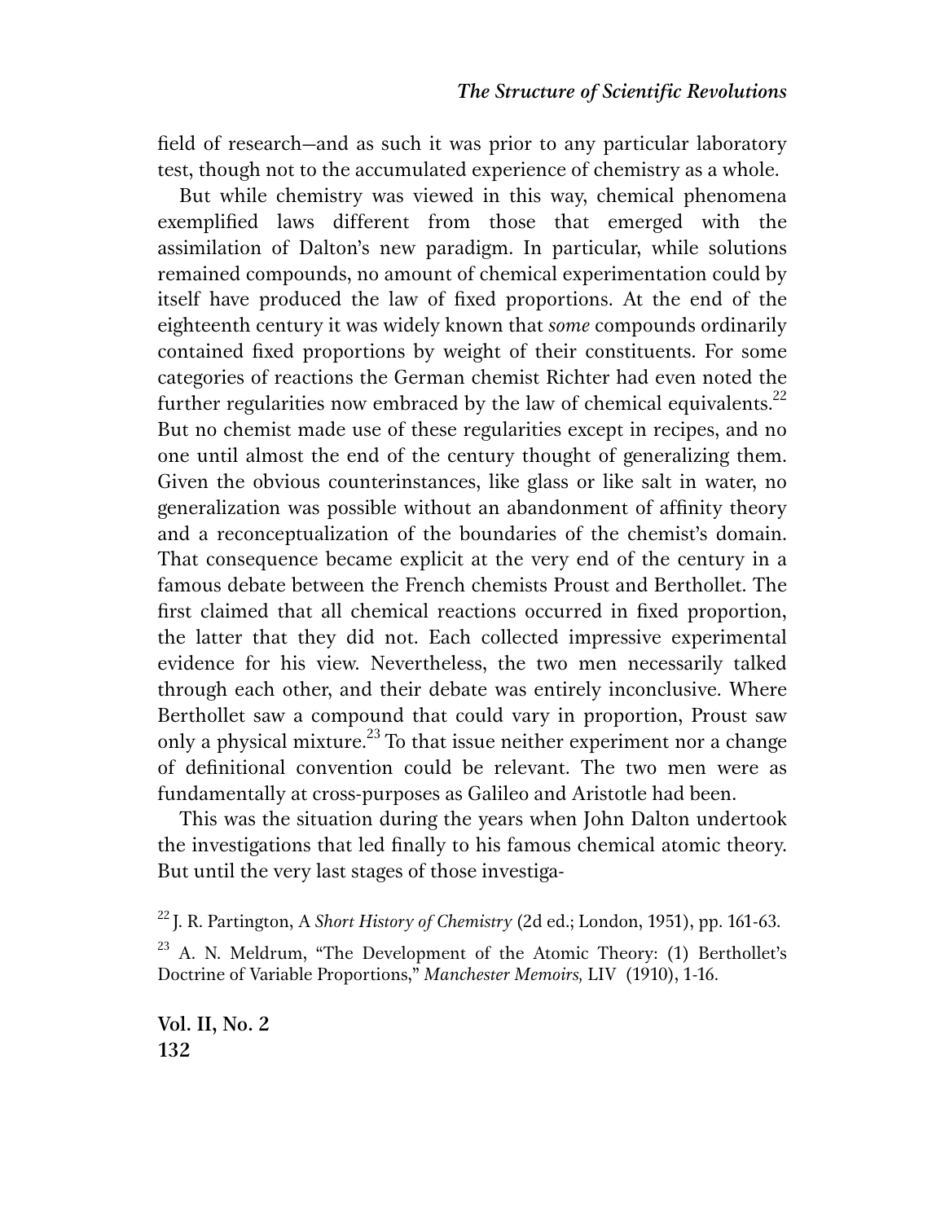field of research—and as such it was prior to any particular laboratory test, though not to the accumulated experience of chemistry as a whole.

But while chemistry was viewed in this way, chemical phenomena exemplified laws different from those that emerged with the assimilation of Dalton's new paradigm. In particular, while solutions remained compounds, no amount of chemical experimentation could by itself have produced the law of fixed proportions. At the end of the eighteenth century it was widely known that *some* compounds ordinarily contained fixed proportions by weight of their constituents. For some categories of reactions the German chemist Richter had even noted the further regularities now embraced by the law of chemical equivalents.[22] But no chemist made use of these regularities except in recipes, and no one until almost the end of the century thought of generalizing them. Given the obvious counterinstances, like glass or like salt in water, no generalization was possible without an abandonment of affinity theory and a reconceptualization of the boundaries of the chemist's domain. That consequence became explicit at the very end of the century in a famous debate between the French chemists Proust and Berthollet. The first claimed that all chemical reactions occurred in fixed proportion, the latter that they did not. Each collected impressive experimental evidence for his view. Nevertheless, the two men necessarily talked through each other, and their debate was entirely inconclusive. Where Berthollet saw a compound that could vary in proportion, Proust saw only a physical mixture.[23] To that issue neither experiment nor a change of definitional convention could be relevant. The two men were as fundamentally at cross-purposes as Galileo and Aristotle had been.

This was the situation during the years when John Dalton undertook the investigations that led finally to his famous chemical atomic theory. But until the very last stages of those investiga-

[22] J. R. Partington, A *Short History of Chemistry* (2d ed.; London, 1951), pp. 161-63.

[23] A. N. Meldrum, "The Development of the Atomic Theory: (1) Berthollet's Doctrine of Variable Proportions," *Manchester Memoirs,* LIV (1910), 1-16.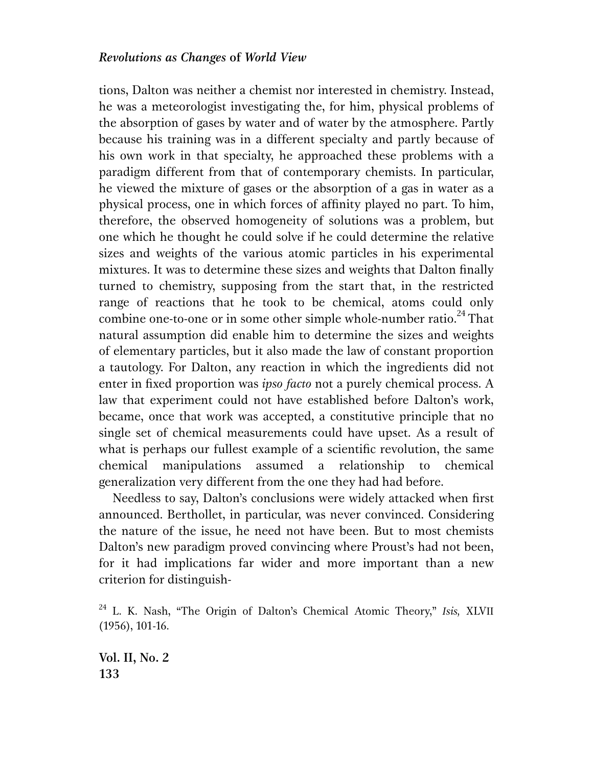tions, Dalton was neither a chemist nor interested in chemistry. Instead, he was a meteorologist investigating the, for him, physical problems of the absorption of gases by water and of water by the atmosphere. Partly because his training was in a different specialty and partly because of his own work in that specialty, he approached these problems with a paradigm different from that of contemporary chemists. In particular, he viewed the mixture of gases or the absorption of a gas in water as a physical process, one in which forces of affinity played no part. To him, therefore, the observed homogeneity of solutions was a problem, but one which he thought he could solve if he could determine the relative sizes and weights of the various atomic particles in his experimental mixtures. It was to determine these sizes and weights that Dalton finally turned to chemistry, supposing from the start that, in the restricted range of reactions that he took to be chemical, atoms could only combine one-to-one or in some other simple whole-number ratio.[24] That natural assumption did enable him to determine the sizes and weights of elementary particles, but it also made the law of constant proportion a tautology. For Dalton, any reaction in which the ingredients did not enter in fixed proportion was *ipso facto* not a purely chemical process. A law that experiment could not have established before Dalton's work, became, once that work was accepted, a constitutive principle that no single set of chemical measurements could have upset. As a result of what is perhaps our fullest example of a scientific revolution, the same chemical manipulations assumed a relationship to chemical generalization very different from the one they had had before.

Needless to say, Dalton's conclusions were widely attacked when first announced. Berthollet, in particular, was never convinced. Considering the nature of the issue, he need not have been. But to most chemists Dalton's new paradigm proved convincing where Proust's had not been, for it had implications far wider and more important than a new criterion for distinguish-

[24] L. K. Nash, "The Origin of Dalton's Chemical Atomic Theory," *Isis,* XLVII (1956), 101-16.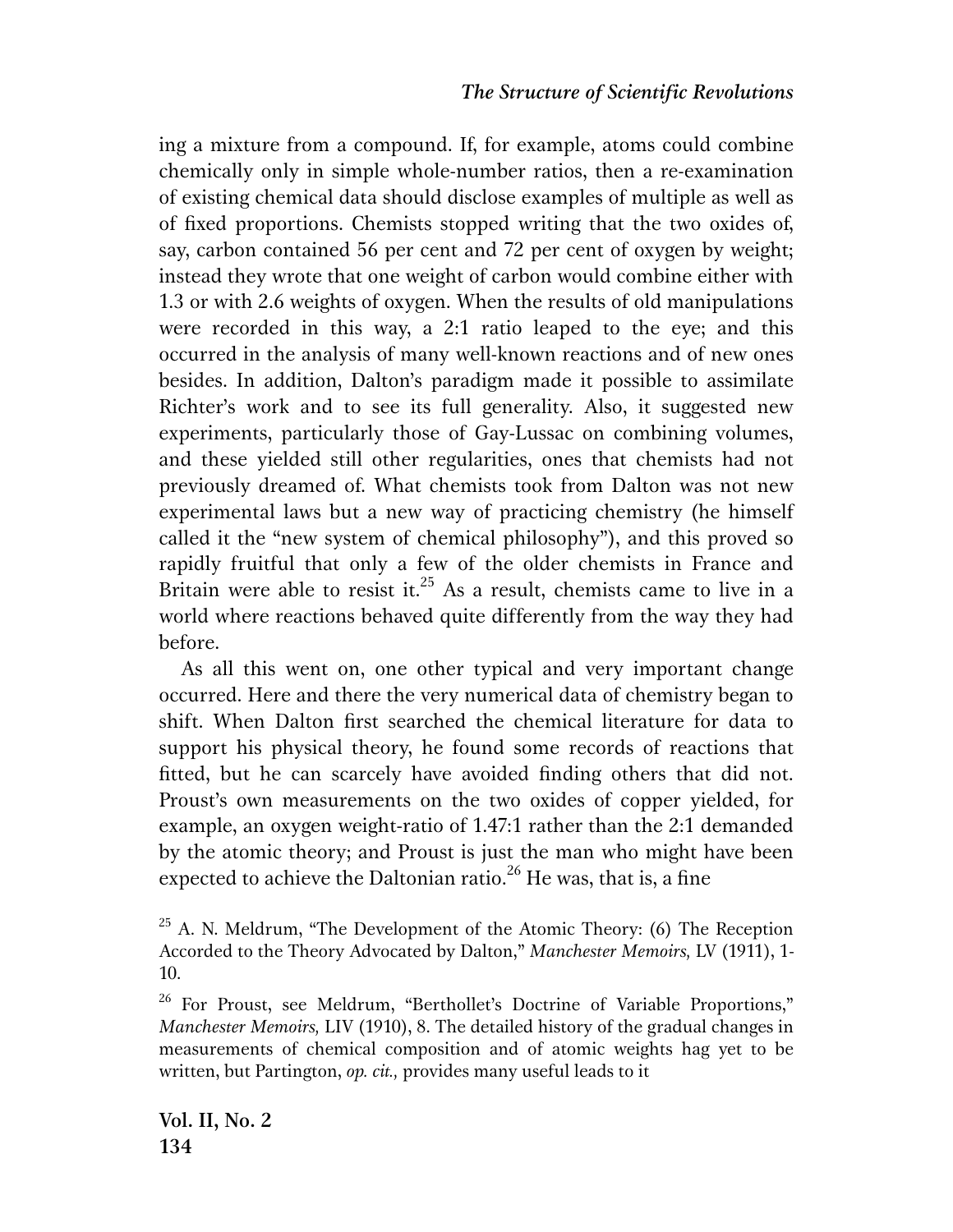ing a mixture from a compound. If, for example, atoms could combine chemically only in simple whole-number ratios, then a re-examination of existing chemical data should disclose examples of multiple as well as of fixed proportions. Chemists stopped writing that the two oxides of, say, carbon contained 56 per cent and 72 per cent of oxygen by weight; instead they wrote that one weight of carbon would combine either with 1.3 or with 2.6 weights of oxygen. When the results of old manipulations were recorded in this way, a 2:1 ratio leaped to the eye; and this occurred in the analysis of many well-known reactions and of new ones besides. In addition, Dalton's paradigm made it possible to assimilate Richter's work and to see its full generality. Also, it suggested new experiments, particularly those of Gay-Lussac on combining volumes, and these yielded still other regularities, ones that chemists had not previously dreamed of. What chemists took from Dalton was not new experimental laws but a new way of practicing chemistry (he himself called it the "new system of chemical philosophy"), and this proved so rapidly fruitful that only a few of the older chemists in France and Britain were able to resist it.[25] As a result, chemists came to live in a world where reactions behaved quite differently from the way they had before.

As all this went on, one other typical and very important change occurred. Here and there the very numerical data of chemistry began to shift. When Dalton first searched the chemical literature for data to support his physical theory, he found some records of reactions that fitted, but he can scarcely have avoided finding others that did not. Proust's own measurements on the two oxides of copper yielded, for example, an oxygen weight-ratio of 1.47:1 rather than the 2:1 demanded by the atomic theory; and Proust is just the man who might have been expected to achieve the Daltonian ratio.[26] He was, that is, a fine

[25] A. N. Meldrum, "The Development of the Atomic Theory: (6) The Reception Accorded to the Theory Advocated by Dalton," *Manchester Memoirs,* LV (1911), 1-10.

[26] For Proust, see Meldrum, "Berthollet's Doctrine of Variable Proportions," *Manchester Memoirs,* LIV (1910), 8. The detailed history of the gradual changes in measurements of chemical composition and of atomic weights hag yet to be written, but Partington, *op. cit.,* provides many useful leads to it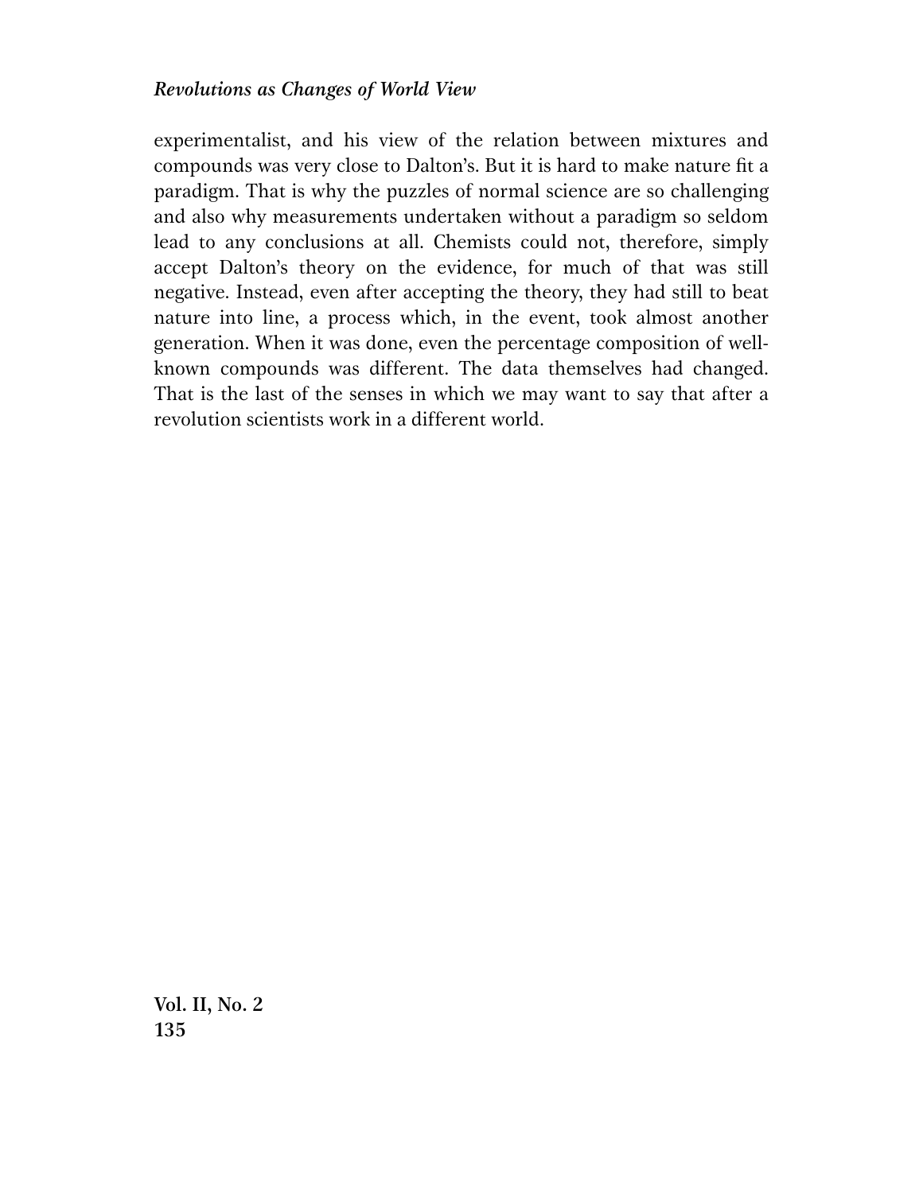experimentalist, and his view of the relation between mixtures and compounds was very close to Dalton's. But it is hard to make nature fit a paradigm. That is why the puzzles of normal science are so challenging and also why measurements undertaken without a paradigm so seldom lead to any conclusions at all. Chemists could not, therefore, simply accept Dalton's theory on the evidence, for much of that was still negative. Instead, even after accepting the theory, they had still to beat nature into line, a process which, in the event, took almost another generation. When it was done, even the percentage composition of well-known compounds was different. The data themselves had changed. That is the last of the senses in which we may want to say that after a revolution scientists work in a different world.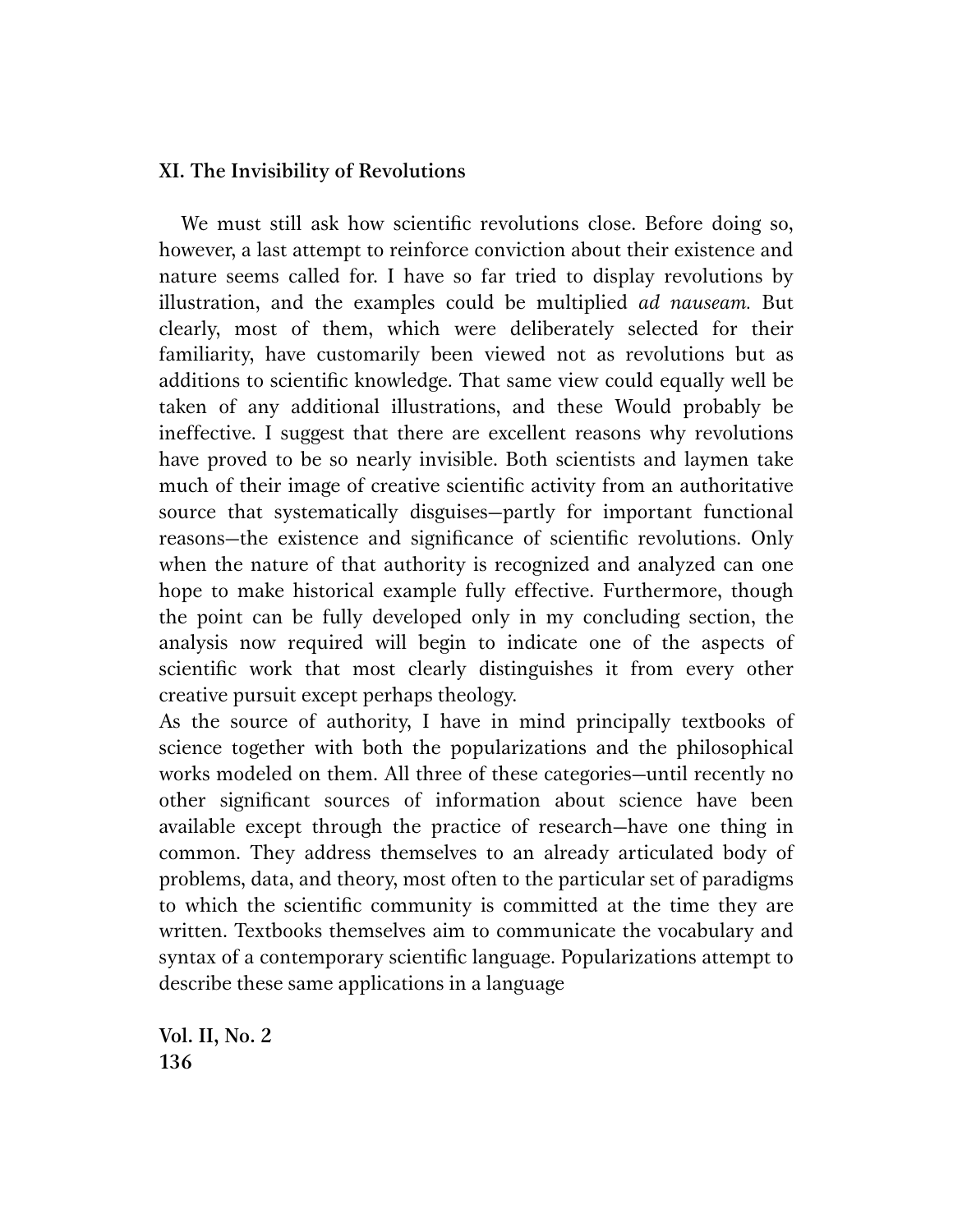## XI. The Invisibility of Revolutions

We must still ask how scientific revolutions close. Before doing so, however, a last attempt to reinforce conviction about their existence and nature seems called for. I have so far tried to display revolutions by illustration, and the examples could be multiplied *ad nauseam.* But clearly, most of them, which were deliberately selected for their familiarity, have customarily been viewed not as revolutions but as additions to scientific knowledge. That same view could equally well be taken of any additional illustrations, and these Would probably be ineffective. I suggest that there are excellent reasons why revolutions have proved to be so nearly invisible. Both scientists and laymen take much of their image of creative scientific activity from an authoritative source that systematically disguises—partly for important functional reasons—the existence and significance of scientific revolutions. Only when the nature of that authority is recognized and analyzed can one hope to make historical example fully effective. Furthermore, though the point can be fully developed only in my concluding section, the analysis now required will begin to indicate one of the aspects of scientific work that most clearly distinguishes it from every other creative pursuit except perhaps theology.

As the source of authority, I have in mind principally textbooks of science together with both the popularizations and the philosophical works modeled on them. All three of these categories—until recently no other significant sources of information about science have been available except through the practice of research—have one thing in common. They address themselves to an already articulated body of problems, data, and theory, most often to the particular set of paradigms to which the scientific community is committed at the time they are written. Textbooks themselves aim to communicate the vocabulary and syntax of a contemporary scientific language. Popularizations attempt to describe these same applications in a language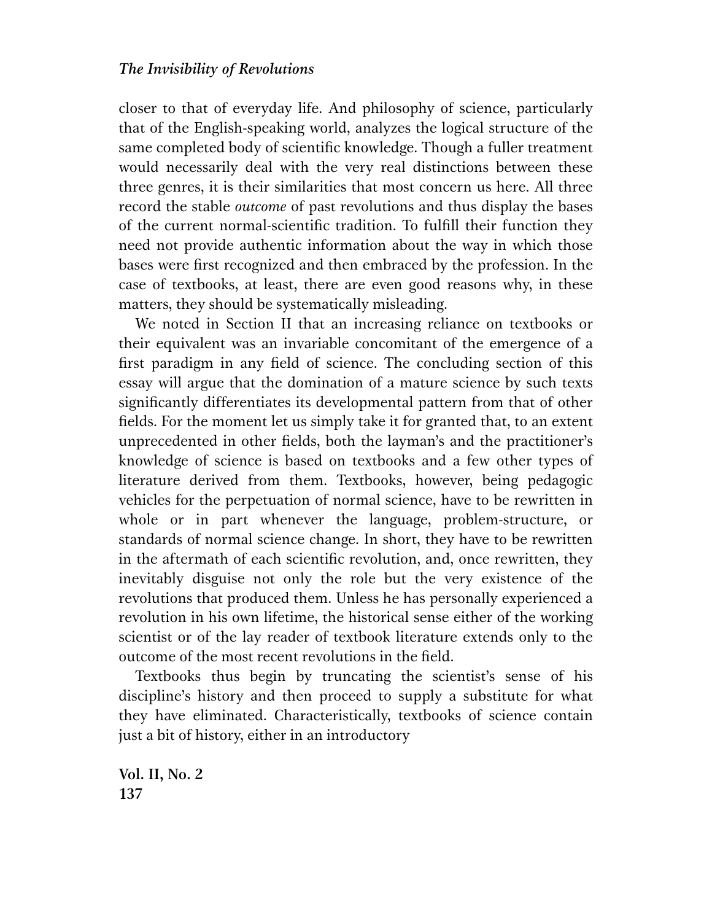closer to that of everyday life. And philosophy of science, particularly that of the English-speaking world, analyzes the logical structure of the same completed body of scientific knowledge. Though a fuller treatment would necessarily deal with the very real distinctions between these three genres, it is their similarities that most concern us here. All three record the stable *outcome* of past revolutions and thus display the bases of the current normal-scientific tradition. To fulfill their function they need not provide authentic information about the way in which those bases were first recognized and then embraced by the profession. In the case of textbooks, at least, there are even good reasons why, in these matters, they should be systematically misleading.

We noted in Section II that an increasing reliance on textbooks or their equivalent was an invariable concomitant of the emergence of a first paradigm in any field of science. The concluding section of this essay will argue that the domination of a mature science by such texts significantly differentiates its developmental pattern from that of other fields. For the moment let us simply take it for granted that, to an extent unprecedented in other fields, both the layman's and the practitioner's knowledge of science is based on textbooks and a few other types of literature derived from them. Textbooks, however, being pedagogic vehicles for the perpetuation of normal science, have to be rewritten in whole or in part whenever the language, problem-structure, or standards of normal science change. In short, they have to be rewritten in the aftermath of each scientific revolution, and, once rewritten, they inevitably disguise not only the role but the very existence of the revolutions that produced them. Unless he has personally experienced a revolution in his own lifetime, the historical sense either of the working scientist or of the lay reader of textbook literature extends only to the outcome of the most recent revolutions in the field.

Textbooks thus begin by truncating the scientist's sense of his discipline's history and then proceed to supply a substitute for what they have eliminated. Characteristically, textbooks of science contain just a bit of history, either in an introductory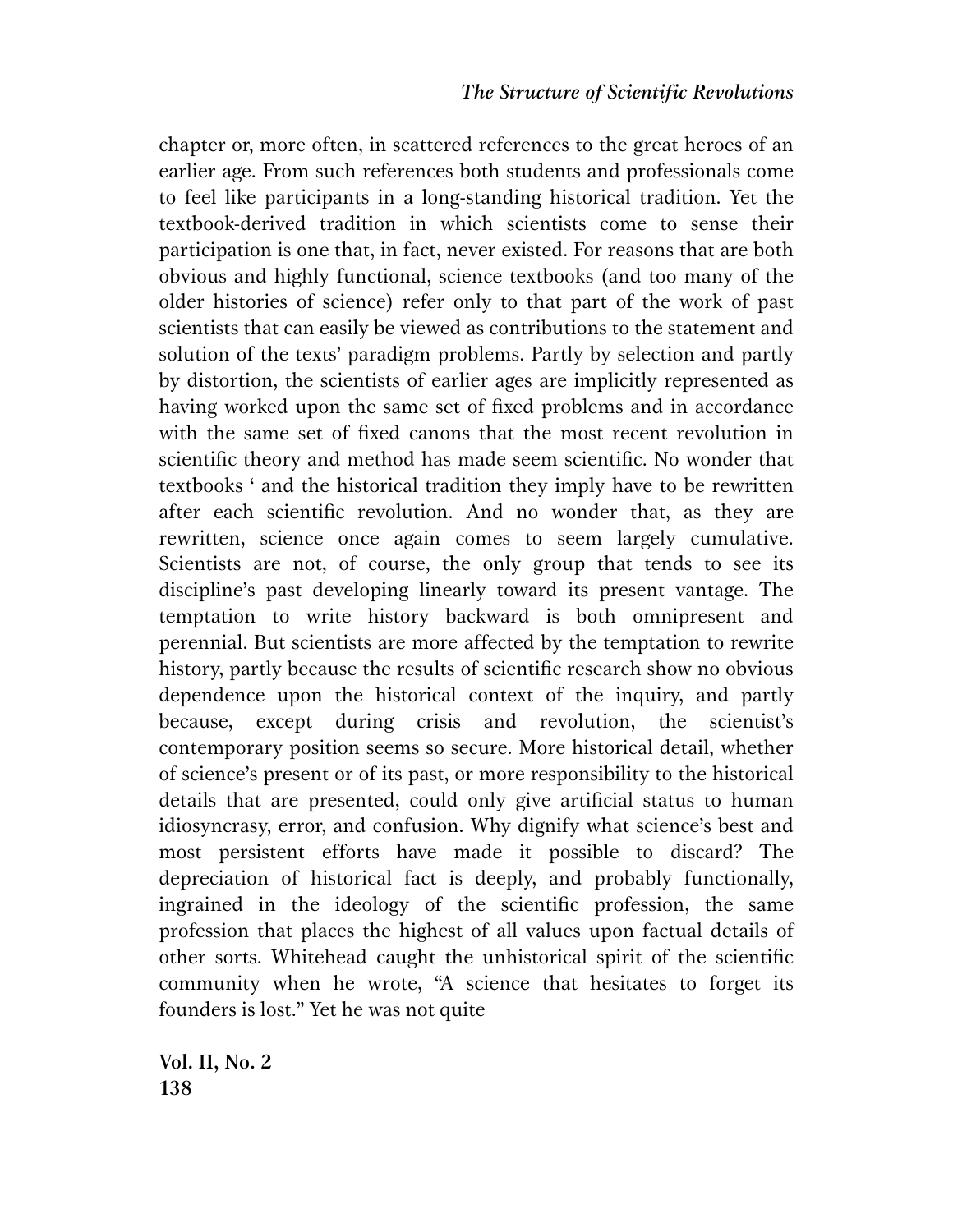chapter or, more often, in scattered references to the great heroes of an earlier age. From such references both students and professionals come to feel like participants in a long-standing historical tradition. Yet the textbook-derived tradition in which scientists come to sense their participation is one that, in fact, never existed. For reasons that are both obvious and highly functional, science textbooks (and too many of the older histories of science) refer only to that part of the work of past scientists that can easily be viewed as contributions to the statement and solution of the texts' paradigm problems. Partly by selection and partly by distortion, the scientists of earlier ages are implicitly represented as having worked upon the same set of fixed problems and in accordance with the same set of fixed canons that the most recent revolution in scientific theory and method has made seem scientific. No wonder that textbooks ' and the historical tradition they imply have to be rewritten after each scientific revolution. And no wonder that, as they are rewritten, science once again comes to seem largely cumulative. Scientists are not, of course, the only group that tends to see its discipline's past developing linearly toward its present vantage. The temptation to write history backward is both omnipresent and perennial. But scientists are more affected by the temptation to rewrite history, partly because the results of scientific research show no obvious dependence upon the historical context of the inquiry, and partly because, except during crisis and revolution, the scientist's contemporary position seems so secure. More historical detail, whether of science's present or of its past, or more responsibility to the historical details that are presented, could only give artificial status to human idiosyncrasy, error, and confusion. Why dignify what science's best and most persistent efforts have made it possible to discard? The depreciation of historical fact is deeply, and probably functionally, ingrained in the ideology of the scientific profession, the same profession that places the highest of all values upon factual details of other sorts. Whitehead caught the unhistorical spirit of the scientific community when he wrote, "A science that hesitates to forget its founders is lost." Yet he was not quite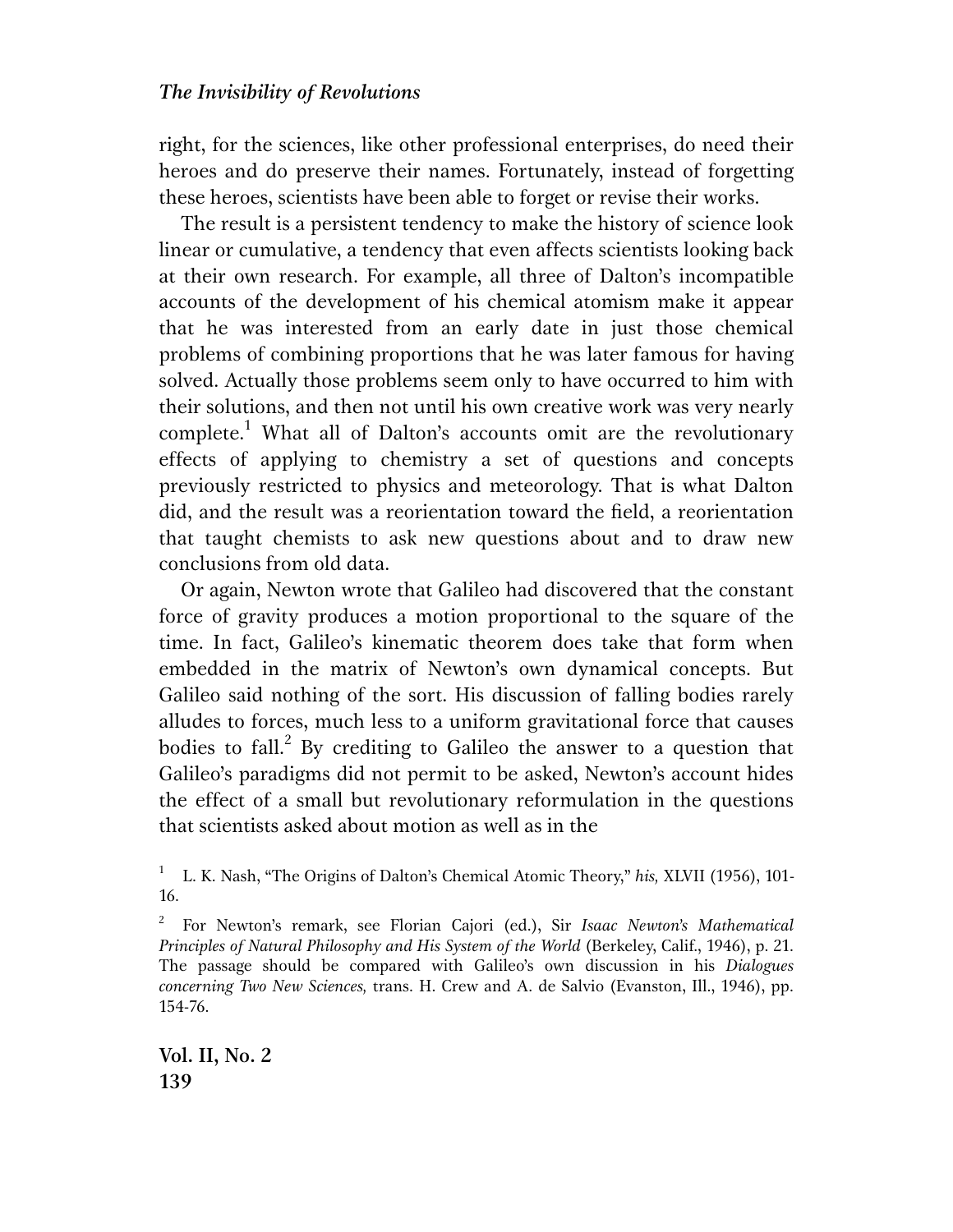right, for the sciences, like other professional enterprises, do need their heroes and do preserve their names. Fortunately, instead of forgetting these heroes, scientists have been able to forget or revise their works.

The result is a persistent tendency to make the history of science look linear or cumulative, a tendency that even affects scientists looking back at their own research. For example, all three of Dalton's incompatible accounts of the development of his chemical atomism make it appear that he was interested from an early date in just those chemical problems of combining proportions that he was later famous for having solved. Actually those problems seem only to have occurred to him with their solutions, and then not until his own creative work was very nearly complete.[1] What all of Dalton's accounts omit are the revolutionary effects of applying to chemistry a set of questions and concepts previously restricted to physics and meteorology. That is what Dalton did, and the result was a reorientation toward the field, a reorientation that taught chemists to ask new questions about and to draw new conclusions from old data.

Or again, Newton wrote that Galileo had discovered that the constant force of gravity produces a motion proportional to the square of the time. In fact, Galileo's kinematic theorem does take that form when embedded in the matrix of Newton's own dynamical concepts. But Galileo said nothing of the sort. His discussion of falling bodies rarely alludes to forces, much less to a uniform gravitational force that causes bodies to fall.[2] By crediting to Galileo the answer to a question that Galileo's paradigms did not permit to be asked, Newton's account hides the effect of a small but revolutionary reformulation in the questions that scientists asked about motion as well as in the

[1] L. K. Nash, "The Origins of Dalton's Chemical Atomic Theory," *his,* XLVII (1956), 101-16.

[2] For Newton's remark, see Florian Cajori (ed.), Sir *Isaac Newton's Mathematical Principles of Natural Philosophy and His System of the World* (Berkeley, Calif., 1946), p. 21. The passage should be compared with Galileo's own discussion in his *Dialogues concerning Two New Sciences,* trans. H. Crew and A. de Salvio (Evanston, Ill., 1946), pp. 154-76.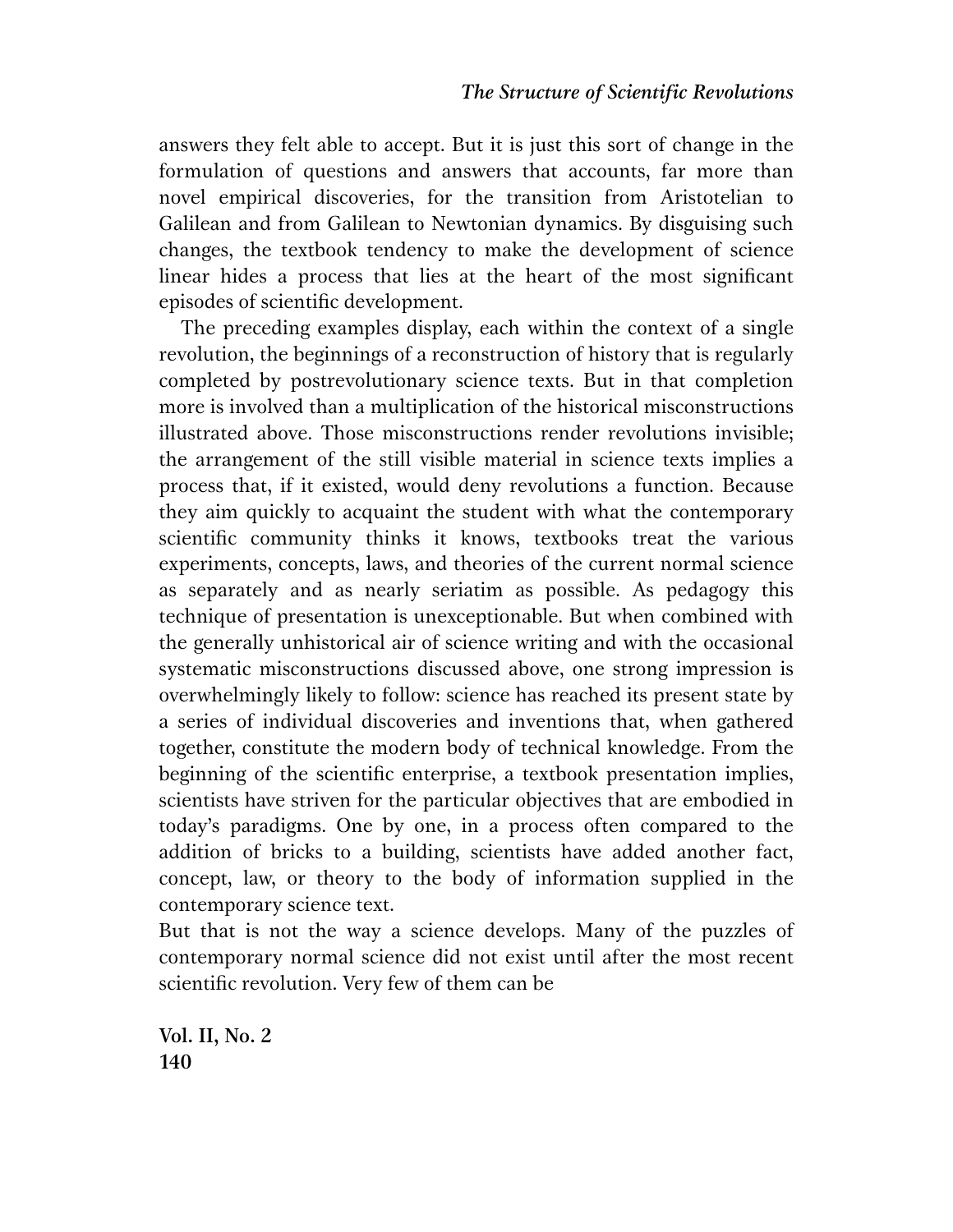answers they felt able to accept. But it is just this sort of change in the formulation of questions and answers that accounts, far more than novel empirical discoveries, for the transition from Aristotelian to Galilean and from Galilean to Newtonian dynamics. By disguising such changes, the textbook tendency to make the development of science linear hides a process that lies at the heart of the most significant episodes of scientific development.

The preceding examples display, each within the context of a single revolution, the beginnings of a reconstruction of history that is regularly completed by postrevolutionary science texts. But in that completion more is involved than a multiplication of the historical misconstructions illustrated above. Those misconstructions render revolutions invisible; the arrangement of the still visible material in science texts implies a process that, if it existed, would deny revolutions a function. Because they aim quickly to acquaint the student with what the contemporary scientific community thinks it knows, textbooks treat the various experiments, concepts, laws, and theories of the current normal science as separately and as nearly seriatim as possible. As pedagogy this technique of presentation is unexceptionable. But when combined with the generally unhistorical air of science writing and with the occasional systematic misconstructions discussed above, one strong impression is overwhelmingly likely to follow: science has reached its present state by a series of individual discoveries and inventions that, when gathered together, constitute the modern body of technical knowledge. From the beginning of the scientific enterprise, a textbook presentation implies, scientists have striven for the particular objectives that are embodied in today's paradigms. One by one, in a process often compared to the addition of bricks to a building, scientists have added another fact, concept, law, or theory to the body of information supplied in the contemporary science text.

But that is not the way a science develops. Many of the puzzles of contemporary normal science did not exist until after the most recent scientific revolution. Very few of them can be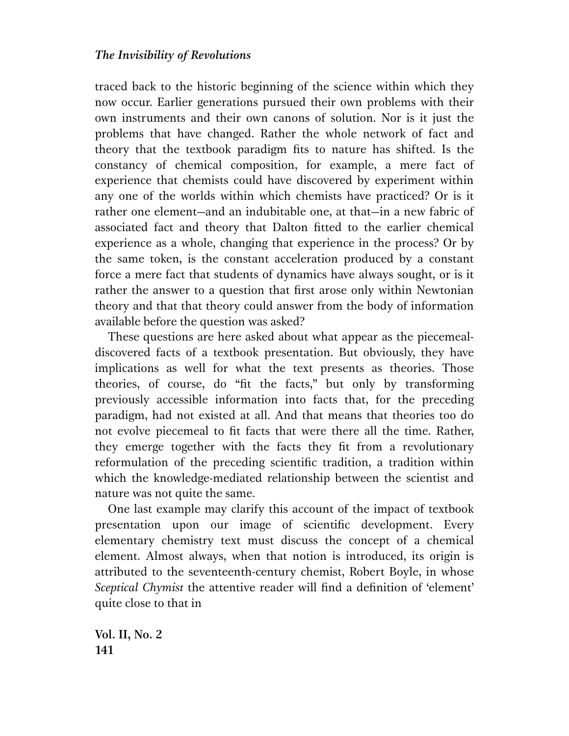traced back to the historic beginning of the science within which they now occur. Earlier generations pursued their own problems with their own instruments and their own canons of solution. Nor is it just the problems that have changed. Rather the whole network of fact and theory that the textbook paradigm fits to nature has shifted. Is the constancy of chemical composition, for example, a mere fact of experience that chemists could have discovered by experiment within any one of the worlds within which chemists have practiced? Or is it rather one element—and an indubitable one, at that—in a new fabric of associated fact and theory that Dalton fitted to the earlier chemical experience as a whole, changing that experience in the process? Or by the same token, is the constant acceleration produced by a constant force a mere fact that students of dynamics have always sought, or is it rather the answer to a question that first arose only within Newtonian theory and that that theory could answer from the body of information available before the question was asked?

These questions are here asked about what appear as the piecemeal-discovered facts of a textbook presentation. But obviously, they have implications as well for what the text presents as theories. Those theories, of course, do "fit the facts," but only by transforming previously accessible information into facts that, for the preceding paradigm, had not existed at all. And that means that theories too do not evolve piecemeal to fit facts that were there all the time. Rather, they emerge together with the facts they fit from a revolutionary reformulation of the preceding scientific tradition, a tradition within which the knowledge-mediated relationship between the scientist and nature was not quite the same.

One last example may clarify this account of the impact of textbook presentation upon our image of scientific development. Every elementary chemistry text must discuss the concept of a chemical element. Almost always, when that notion is introduced, its origin is attributed to the seventeenth-century chemist, Robert Boyle, in whose *Sceptical Chymist* the attentive reader will find a definition of 'element' quite close to that in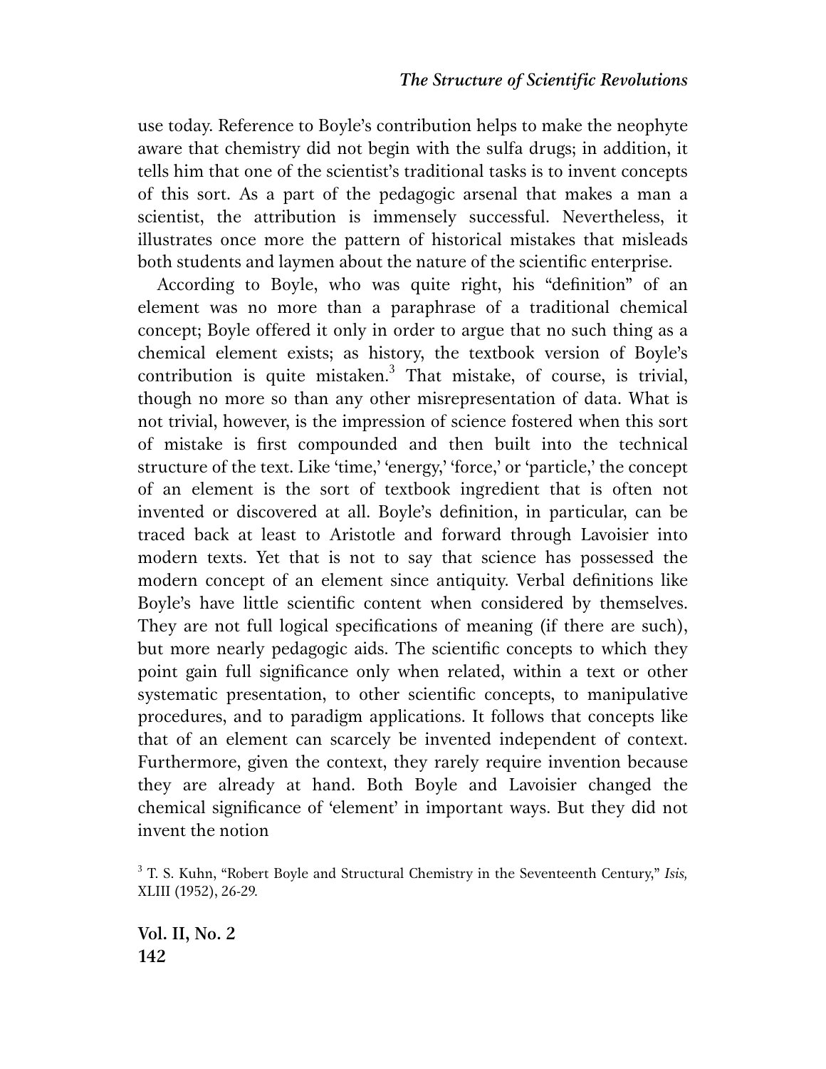use today. Reference to Boyle's contribution helps to make the neophyte aware that chemistry did not begin with the sulfa drugs; in addition, it tells him that one of the scientist's traditional tasks is to invent concepts of this sort. As a part of the pedagogic arsenal that makes a man a scientist, the attribution is immensely successful. Nevertheless, it illustrates once more the pattern of historical mistakes that misleads both students and laymen about the nature of the scientific enterprise.

According to Boyle, who was quite right, his "definition" of an element was no more than a paraphrase of a traditional chemical concept; Boyle offered it only in order to argue that no such thing as a chemical element exists; as history, the textbook version of Boyle's contribution is quite mistaken.[3] That mistake, of course, is trivial, though no more so than any other misrepresentation of data. What is not trivial, however, is the impression of science fostered when this sort of mistake is first compounded and then built into the technical structure of the text. Like 'time,' 'energy,' 'force,' or 'particle,' the concept of an element is the sort of textbook ingredient that is often not invented or discovered at all. Boyle's definition, in particular, can be traced back at least to Aristotle and forward through Lavoisier into modern texts. Yet that is not to say that science has possessed the modern concept of an element since antiquity. Verbal definitions like Boyle's have little scientific content when considered by themselves. They are not full logical specifications of meaning (if there are such), but more nearly pedagogic aids. The scientific concepts to which they point gain full significance only when related, within a text or other systematic presentation, to other scientific concepts, to manipulative procedures, and to paradigm applications. It follows that concepts like that of an element can scarcely be invented independent of context. Furthermore, given the context, they rarely require invention because they are already at hand. Both Boyle and Lavoisier changed the chemical significance of 'element' in important ways. But they did not invent the notion

[3] T. S. Kuhn, "Robert Boyle and Structural Chemistry in the Seventeenth Century," *Isis*, XLIII (1952), 26-29.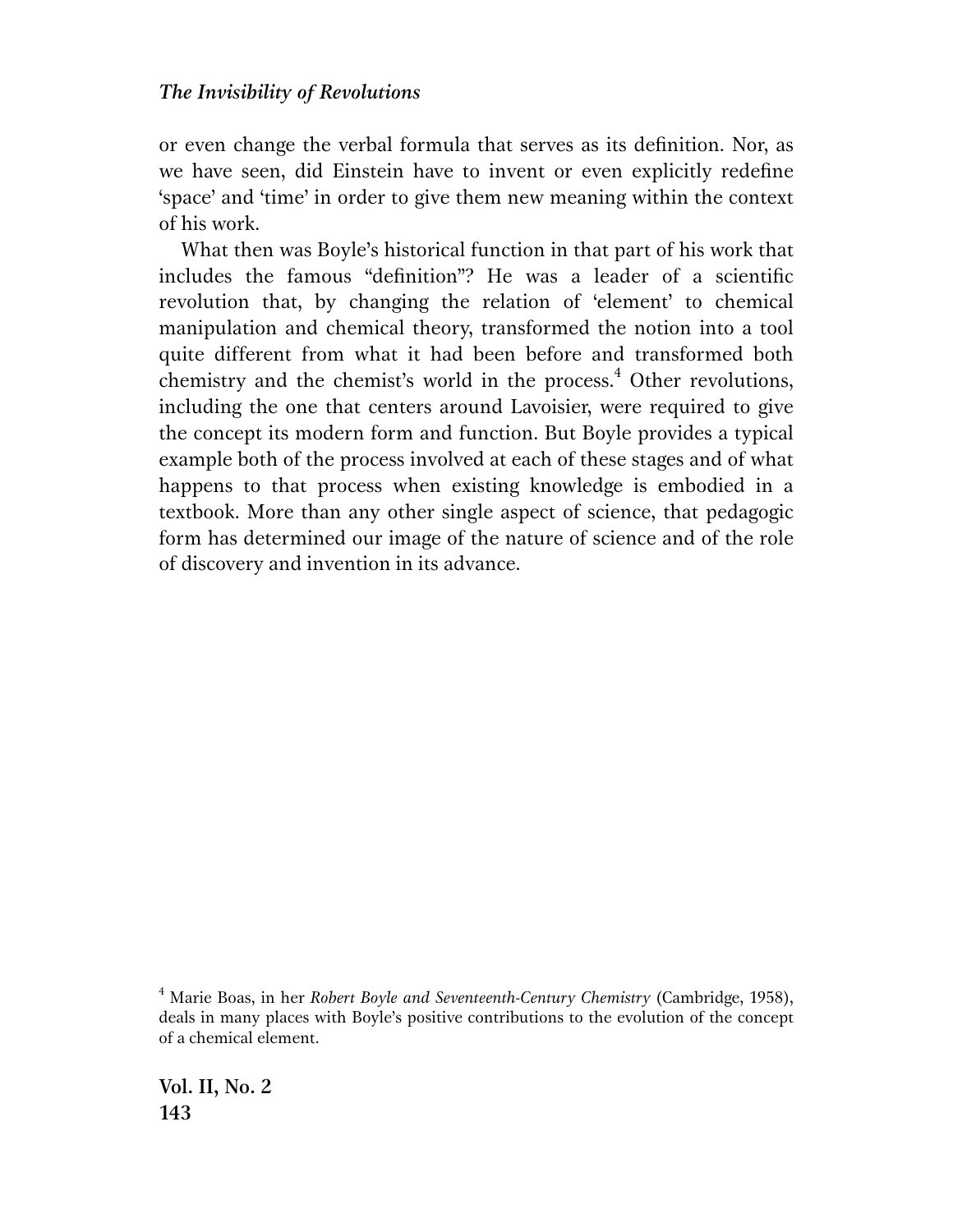or even change the verbal formula that serves as its definition. Nor, as we have seen, did Einstein have to invent or even explicitly redefine 'space' and 'time' in order to give them new meaning within the context of his work.

What then was Boyle's historical function in that part of his work that includes the famous "definition"? He was a leader of a scientific revolution that, by changing the relation of 'element' to chemical manipulation and chemical theory, transformed the notion into a tool quite different from what it had been before and transformed both chemistry and the chemist's world in the process.[4] Other revolutions, including the one that centers around Lavoisier, were required to give the concept its modern form and function. But Boyle provides a typical example both of the process involved at each of these stages and of what happens to that process when existing knowledge is embodied in a textbook. More than any other single aspect of science, that pedagogic form has determined our image of the nature of science and of the role of discovery and invention in its advance.

[4] Marie Boas, in her *Robert Boyle and Seventeenth-Century Chemistry* (Cambridge, 1958), deals in many places with Boyle's positive contributions to the evolution of the concept of a chemical element.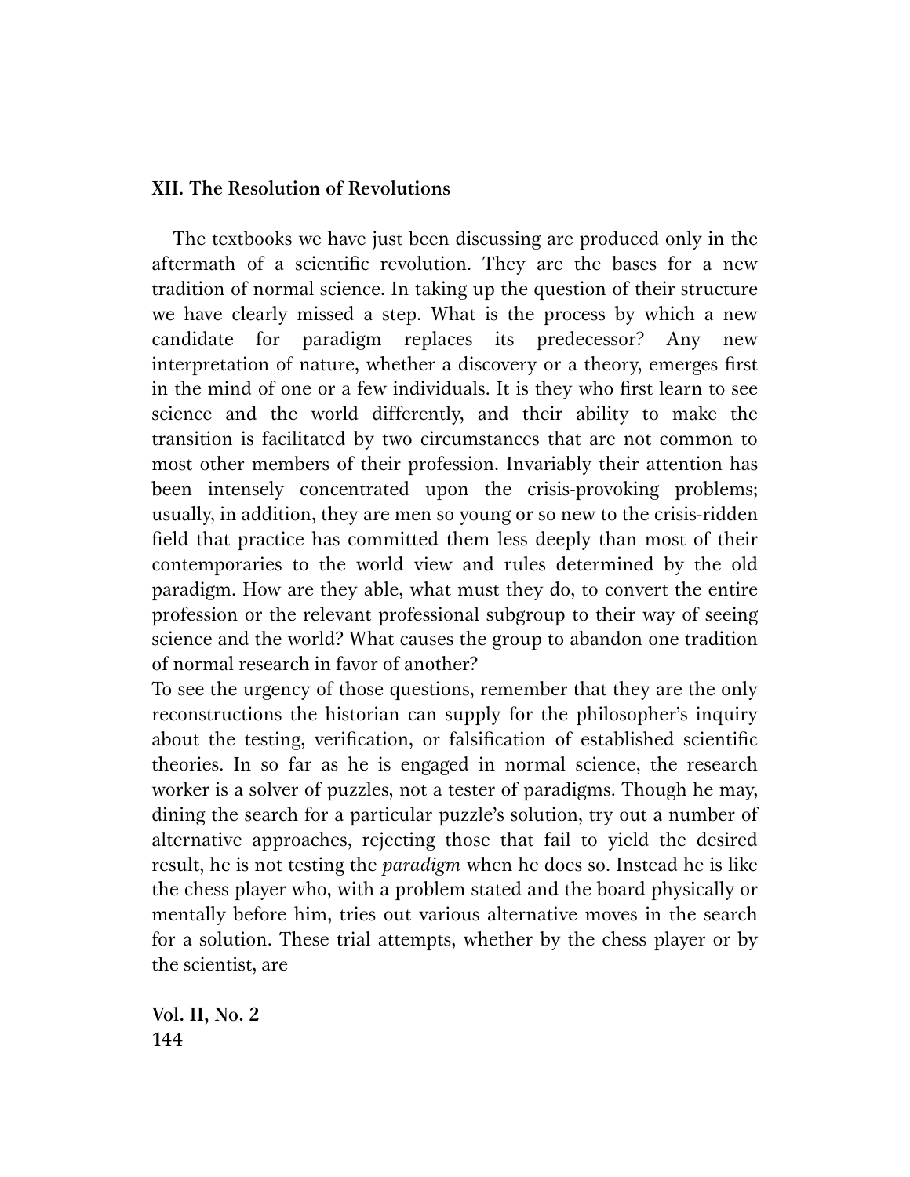## XII. The Resolution of Revolutions

The textbooks we have just been discussing are produced only in the aftermath of a scientific revolution. They are the bases for a new tradition of normal science. In taking up the question of their structure we have clearly missed a step. What is the process by which a new candidate for paradigm replaces its predecessor? Any new interpretation of nature, whether a discovery or a theory, emerges first in the mind of one or a few individuals. It is they who first learn to see science and the world differently, and their ability to make the transition is facilitated by two circumstances that are not common to most other members of their profession. Invariably their attention has been intensely concentrated upon the crisis-provoking problems; usually, in addition, they are men so young or so new to the crisis-ridden field that practice has committed them less deeply than most of their contemporaries to the world view and rules determined by the old paradigm. How are they able, what must they do, to convert the entire profession or the relevant professional subgroup to their way of seeing science and the world? What causes the group to abandon one tradition of normal research in favor of another?

To see the urgency of those questions, remember that they are the only reconstructions the historian can supply for the philosopher's inquiry about the testing, verification, or falsification of established scientific theories. In so far as he is engaged in normal science, the research worker is a solver of puzzles, not a tester of paradigms. Though he may, dining the search for a particular puzzle's solution, try out a number of alternative approaches, rejecting those that fail to yield the desired result, he is not testing the *paradigm* when he does so. Instead he is like the chess player who, with a problem stated and the board physically or mentally before him, tries out various alternative moves in the search for a solution. These trial attempts, whether by the chess player or by the scientist, are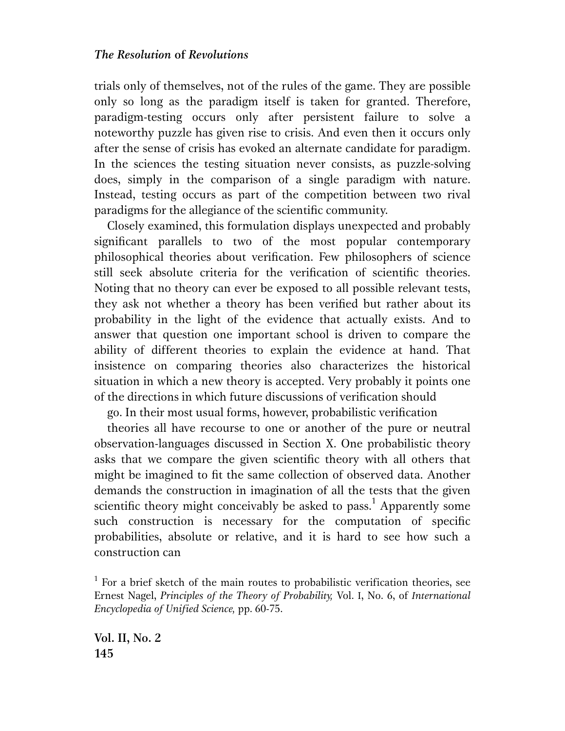trials only of themselves, not of the rules of the game. They are possible only so long as the paradigm itself is taken for granted. Therefore, paradigm-testing occurs only after persistent failure to solve a noteworthy puzzle has given rise to crisis. And even then it occurs only after the sense of crisis has evoked an alternate candidate for paradigm. In the sciences the testing situation never consists, as puzzle-solving does, simply in the comparison of a single paradigm with nature. Instead, testing occurs as part of the competition between two rival paradigms for the allegiance of the scientific community.

Closely examined, this formulation displays unexpected and probably significant parallels to two of the most popular contemporary philosophical theories about verification. Few philosophers of science still seek absolute criteria for the verification of scientific theories. Noting that no theory can ever be exposed to all possible relevant tests, they ask not whether a theory has been verified but rather about its probability in the light of the evidence that actually exists. And to answer that question one important school is driven to compare the ability of different theories to explain the evidence at hand. That insistence on comparing theories also characterizes the historical situation in which a new theory is accepted. Very probably it points one of the directions in which future discussions of verification should go. In their most usual forms, however, probabilistic verification theories all have recourse to one or another of the pure or neutral observation-languages discussed in Section X. One probabilistic theory asks that we compare the given scientific theory with all others that might be imagined to fit the same collection of observed data. Another demands the construction in imagination of all the tests that the given scientific theory might conceivably be asked to pass.[1] Apparently some such construction is necessary for the computation of specific probabilities, absolute or relative, and it is hard to see how such a construction can

[1] For a brief sketch of the main routes to probabilistic verification theories, see Ernest Nagel, *Principles of the Theory of Probability,* Vol. I, No. 6, of *International Encyclopedia of Unified Science,* pp. 60-75.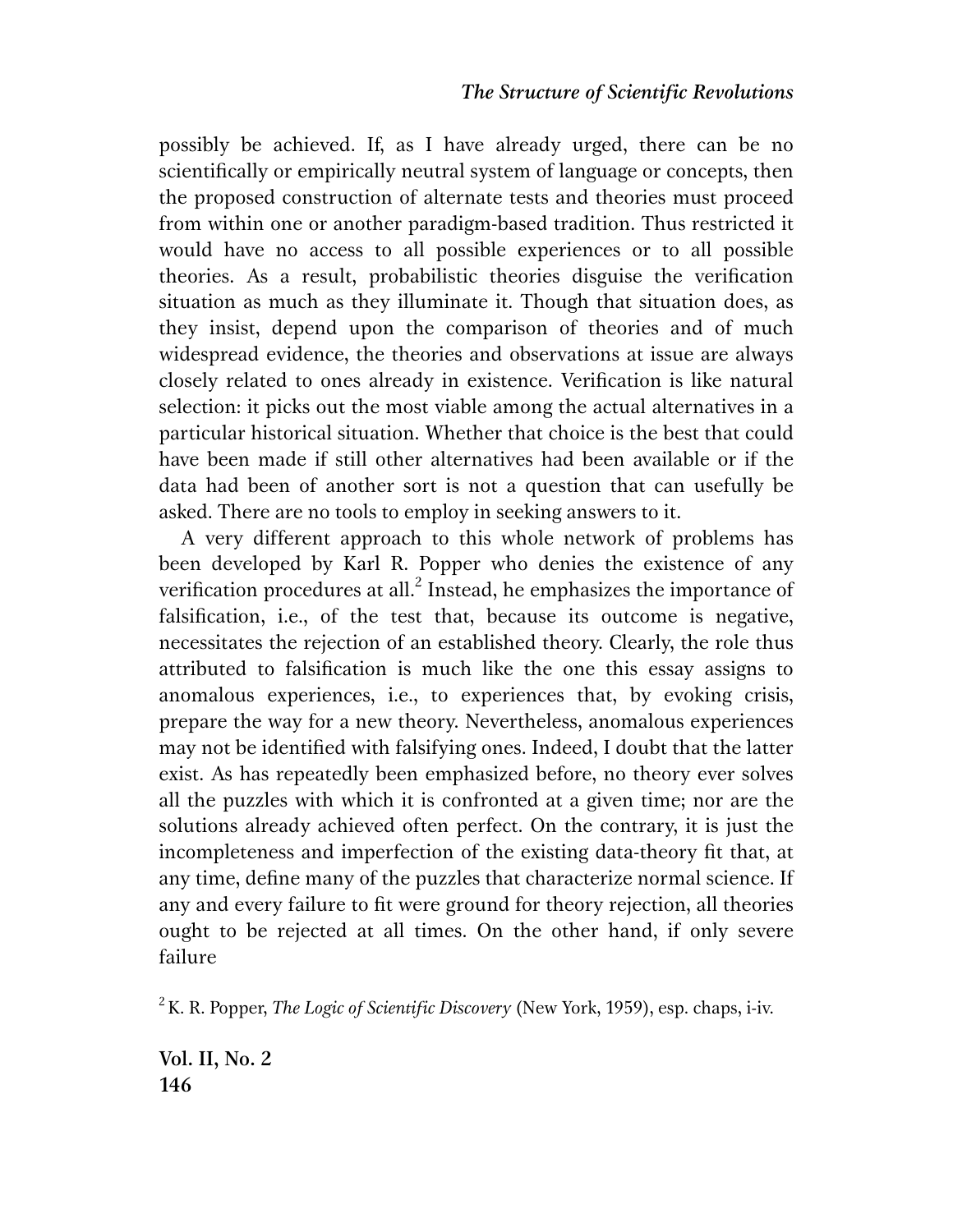possibly be achieved. If, as I have already urged, there can be no scientifically or empirically neutral system of language or concepts, then the proposed construction of alternate tests and theories must proceed from within one or another paradigm-based tradition. Thus restricted it would have no access to all possible experiences or to all possible theories. As a result, probabilistic theories disguise the verification situation as much as they illuminate it. Though that situation does, as they insist, depend upon the comparison of theories and of much widespread evidence, the theories and observations at issue are always closely related to ones already in existence. Verification is like natural selection: it picks out the most viable among the actual alternatives in a particular historical situation. Whether that choice is the best that could have been made if still other alternatives had been available or if the data had been of another sort is not a question that can usefully be asked. There are no tools to employ in seeking answers to it.

A very different approach to this whole network of problems has been developed by Karl R. Popper who denies the existence of any verification procedures at all.[2] Instead, he emphasizes the importance of falsification, i.e., of the test that, because its outcome is negative, necessitates the rejection of an established theory. Clearly, the role thus attributed to falsification is much like the one this essay assigns to anomalous experiences, i.e., to experiences that, by evoking crisis, prepare the way for a new theory. Nevertheless, anomalous experiences may not be identified with falsifying ones. Indeed, I doubt that the latter exist. As has repeatedly been emphasized before, no theory ever solves all the puzzles with which it is confronted at a given time; nor are the solutions already achieved often perfect. On the contrary, it is just the incompleteness and imperfection of the existing data-theory fit that, at any time, define many of the puzzles that characterize normal science. If any and every failure to fit were ground for theory rejection, all theories ought to be rejected at all times. On the other hand, if only severe failure

[2] K. R. Popper, *The Logic of Scientific Discovery* (New York, 1959), esp. chaps, i-iv.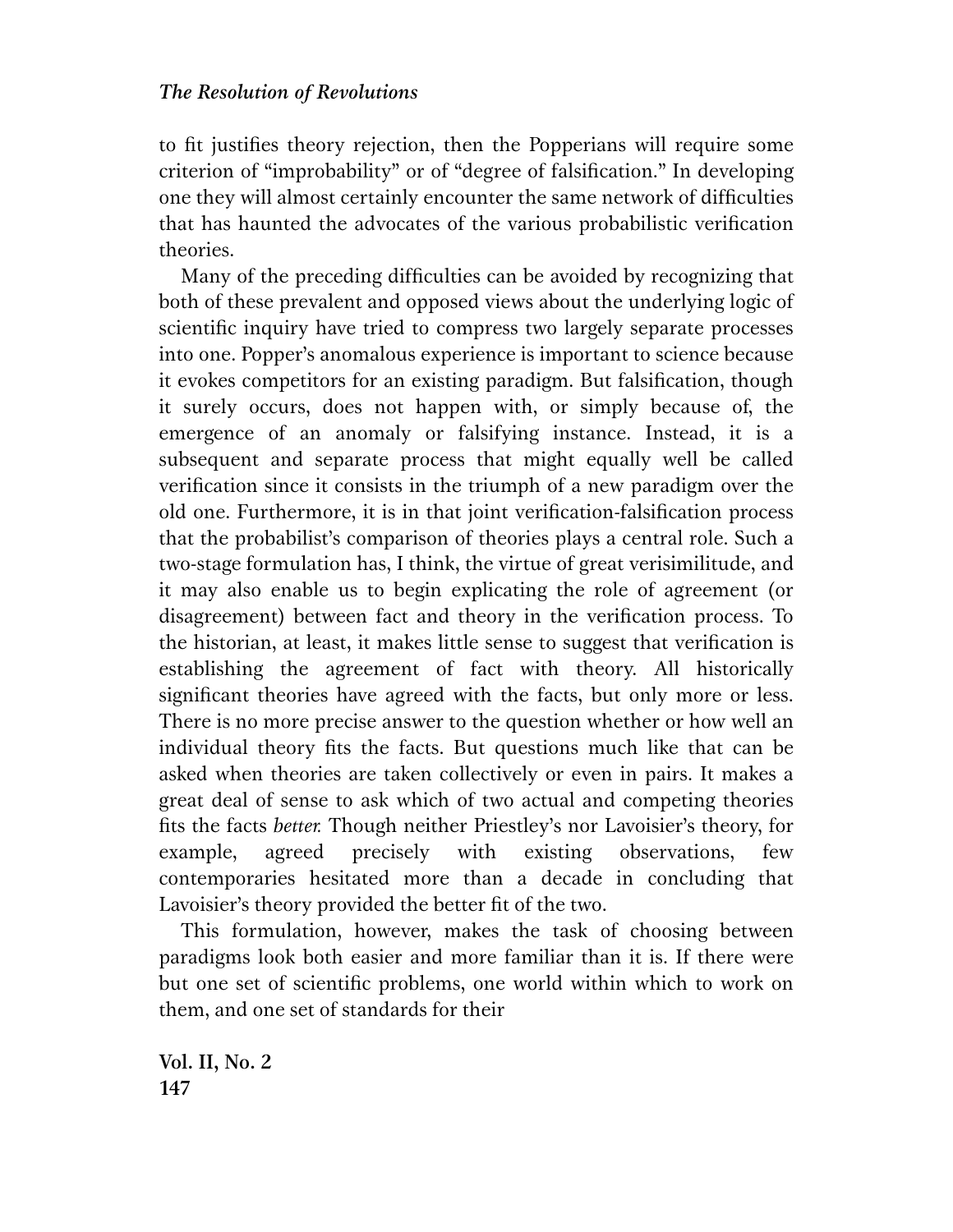to fit justifies theory rejection, then the Popperians will require some criterion of "improbability" or of "degree of falsification." In developing one they will almost certainly encounter the same network of difficulties that has haunted the advocates of the various probabilistic verification theories.

Many of the preceding difficulties can be avoided by recognizing that both of these prevalent and opposed views about the underlying logic of scientific inquiry have tried to compress two largely separate processes into one. Popper's anomalous experience is important to science because it evokes competitors for an existing paradigm. But falsification, though it surely occurs, does not happen with, or simply because of, the emergence of an anomaly or falsifying instance. Instead, it is a subsequent and separate process that might equally well be called verification since it consists in the triumph of a new paradigm over the old one. Furthermore, it is in that joint verification-falsification process that the probabilist's comparison of theories plays a central role. Such a two-stage formulation has, I think, the virtue of great verisimilitude, and it may also enable us to begin explicating the role of agreement (or disagreement) between fact and theory in the verification process. To the historian, at least, it makes little sense to suggest that verification is establishing the agreement of fact with theory. All historically significant theories have agreed with the facts, but only more or less. There is no more precise answer to the question whether or how well an individual theory fits the facts. But questions much like that can be asked when theories are taken collectively or even in pairs. It makes a great deal of sense to ask which of two actual and competing theories fits the facts *better.* Though neither Priestley's nor Lavoisier's theory, for example, agreed precisely with existing observations, few contemporaries hesitated more than a decade in concluding that Lavoisier's theory provided the better fit of the two.

This formulation, however, makes the task of choosing between paradigms look both easier and more familiar than it is. If there were but one set of scientific problems, one world within which to work on them, and one set of standards for their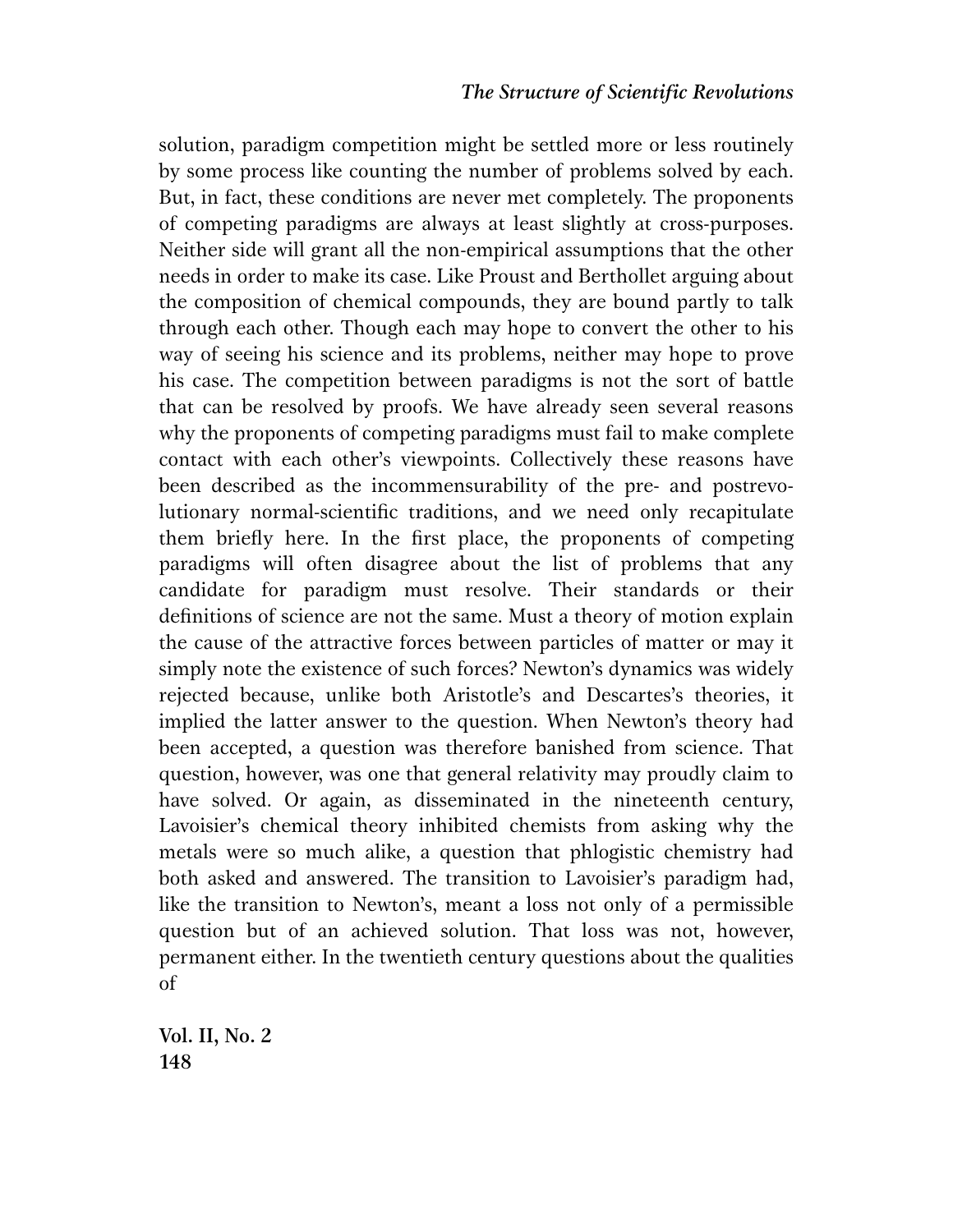solution, paradigm competition might be settled more or less routinely by some process like counting the number of problems solved by each. But, in fact, these conditions are never met completely. The proponents of competing paradigms are always at least slightly at cross-purposes. Neither side will grant all the non-empirical assumptions that the other needs in order to make its case. Like Proust and Berthollet arguing about the composition of chemical compounds, they are bound partly to talk through each other. Though each may hope to convert the other to his way of seeing his science and its problems, neither may hope to prove his case. The competition between paradigms is not the sort of battle that can be resolved by proofs. We have already seen several reasons why the proponents of competing paradigms must fail to make complete contact with each other's viewpoints. Collectively these reasons have been described as the incommensurability of the pre- and postrevolutionary normal-scientific traditions, and we need only recapitulate them briefly here. In the first place, the proponents of competing paradigms will often disagree about the list of problems that any candidate for paradigm must resolve. Their standards or their definitions of science are not the same. Must a theory of motion explain the cause of the attractive forces between particles of matter or may it simply note the existence of such forces? Newton's dynamics was widely rejected because, unlike both Aristotle's and Descartes's theories, it implied the latter answer to the question. When Newton's theory had been accepted, a question was therefore banished from science. That question, however, was one that general relativity may proudly claim to have solved. Or again, as disseminated in the nineteenth century, Lavoisier's chemical theory inhibited chemists from asking why the metals were so much alike, a question that phlogistic chemistry had both asked and answered. The transition to Lavoisier's paradigm had, like the transition to Newton's, meant a loss not only of a permissible question but of an achieved solution. That loss was not, however, permanent either. In the twentieth century questions about the qualities of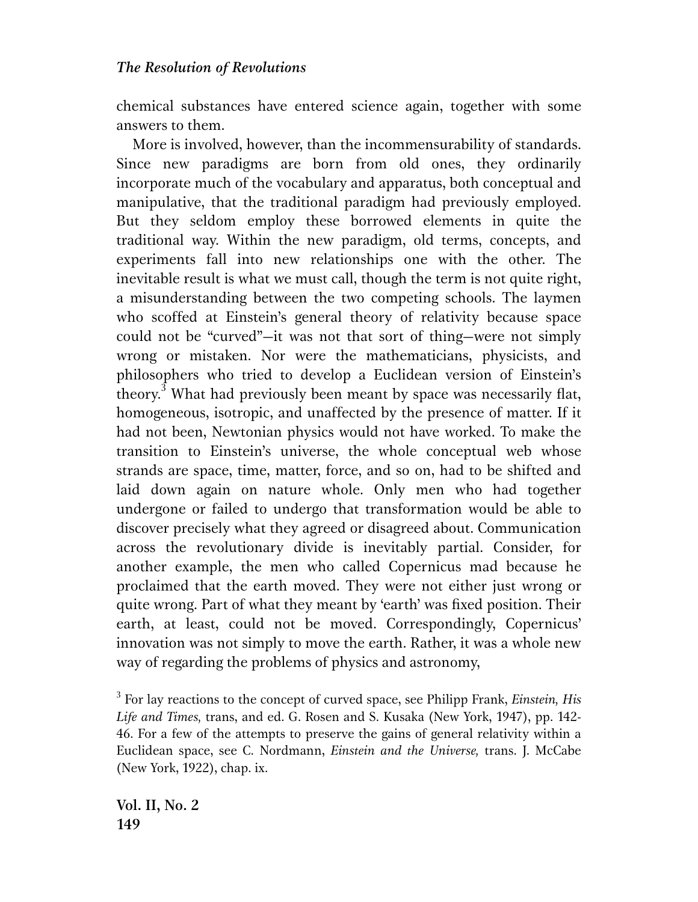chemical substances have entered science again, together with some answers to them.

More is involved, however, than the incommensurability of standards. Since new paradigms are born from old ones, they ordinarily incorporate much of the vocabulary and apparatus, both conceptual and manipulative, that the traditional paradigm had previously employed. But they seldom employ these borrowed elements in quite the traditional way. Within the new paradigm, old terms, concepts, and experiments fall into new relationships one with the other. The inevitable result is what we must call, though the term is not quite right, a misunderstanding between the two competing schools. The laymen who scoffed at Einstein's general theory of relativity because space could not be "curved"—it was not that sort of thing—were not simply wrong or mistaken. Nor were the mathematicians, physicists, and philosophers who tried to develop a Euclidean version of Einstein's theory.[3] What had previously been meant by space was necessarily flat, homogeneous, isotropic, and unaffected by the presence of matter. If it had not been, Newtonian physics would not have worked. To make the transition to Einstein's universe, the whole conceptual web whose strands are space, time, matter, force, and so on, had to be shifted and laid down again on nature whole. Only men who had together undergone or failed to undergo that transformation would be able to discover precisely what they agreed or disagreed about. Communication across the revolutionary divide is inevitably partial. Consider, for another example, the men who called Copernicus mad because he proclaimed that the earth moved. They were not either just wrong or quite wrong. Part of what they meant by 'earth' was fixed position. Their earth, at least, could not be moved. Correspondingly, Copernicus' innovation was not simply to move the earth. Rather, it was a whole new way of regarding the problems of physics and astronomy,

[3] For lay reactions to the concept of curved space, see Philipp Frank, *Einstein, His Life and Times,* trans, and ed. G. Rosen and S. Kusaka (New York, 1947), pp. 142-46. For a few of the attempts to preserve the gains of general relativity within a Euclidean space, see C. Nordmann, *Einstein and the Universe,* trans. J. McCabe (New York, 1922), chap. ix.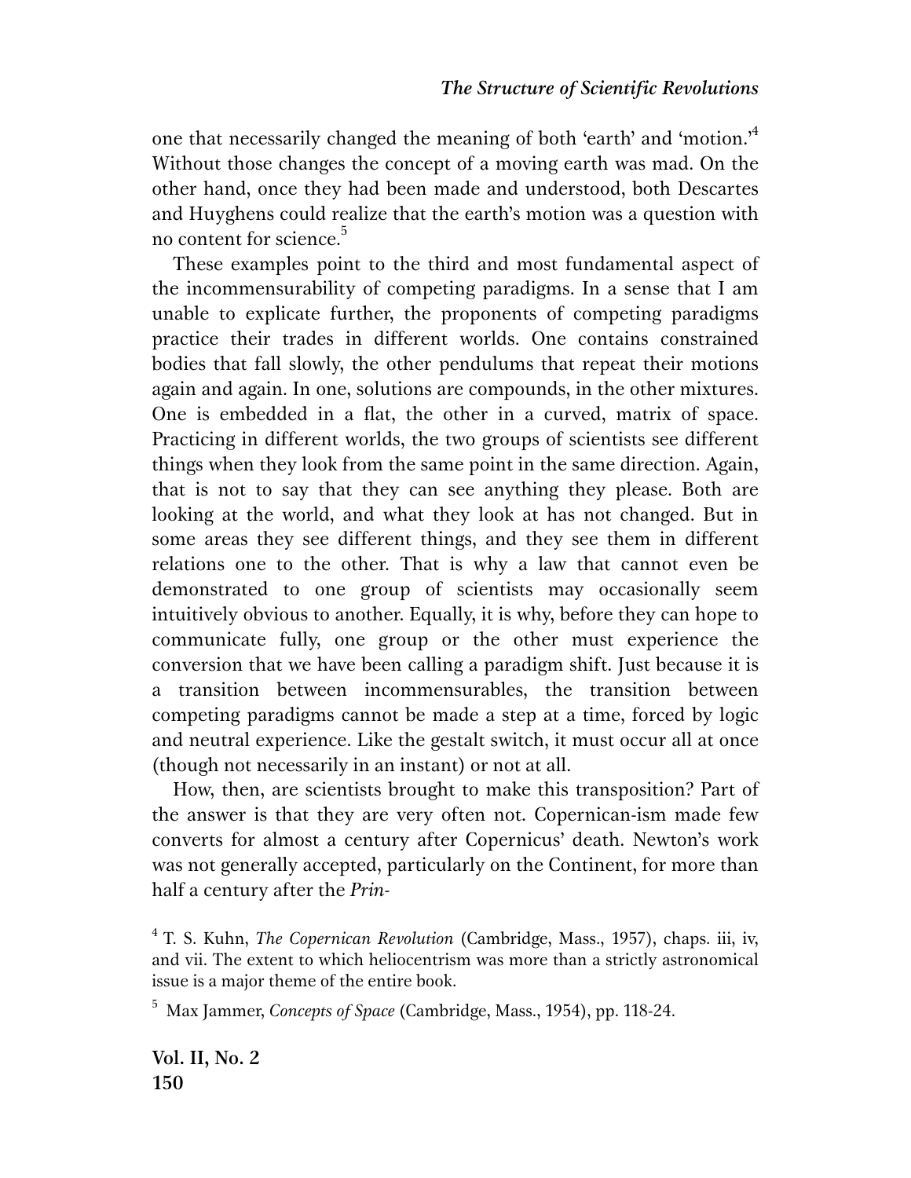one that necessarily changed the meaning of both ‘earth’ and ‘motion.’[4] Without those changes the concept of a moving earth was mad. On the other hand, once they had been made and understood, both Descartes and Huyghens could realize that the earth’s motion was a question with no content for science.[5]

These examples point to the third and most fundamental aspect of the incommensurability of competing paradigms. In a sense that I am unable to explicate further, the proponents of competing paradigms practice their trades in different worlds. One contains constrained bodies that fall slowly, the other pendulums that repeat their motions again and again. In one, solutions are compounds, in the other mixtures. One is embedded in a flat, the other in a curved, matrix of space. Practicing in different worlds, the two groups of scientists see different things when they look from the same point in the same direction. Again, that is not to say that they can see anything they please. Both are looking at the world, and what they look at has not changed. But in some areas they see different things, and they see them in different relations one to the other. That is why a law that cannot even be demonstrated to one group of scientists may occasionally seem intuitively obvious to another. Equally, it is why, before they can hope to communicate fully, one group or the other must experience the conversion that we have been calling a paradigm shift. Just because it is a transition between incommensurables, the transition between competing paradigms cannot be made a step at a time, forced by logic and neutral experience. Like the gestalt switch, it must occur all at once (though not necessarily in an instant) or not at all.

How, then, are scientists brought to make this transposition? Part of the answer is that they are very often not. Copernican-ism made few converts for almost a century after Copernicus’ death. Newton’s work was not generally accepted, particularly on the Continent, for more than half a century after the *Prin-*

[4] T. S. Kuhn, *The Copernican Revolution* (Cambridge, Mass., 1957), chaps. iii, iv, and vii. The extent to which heliocentrism was more than a strictly astronomical issue is a major theme of the entire book.

[5] Max Jammer, *Concepts of Space* (Cambridge, Mass., 1954), pp. 118-24.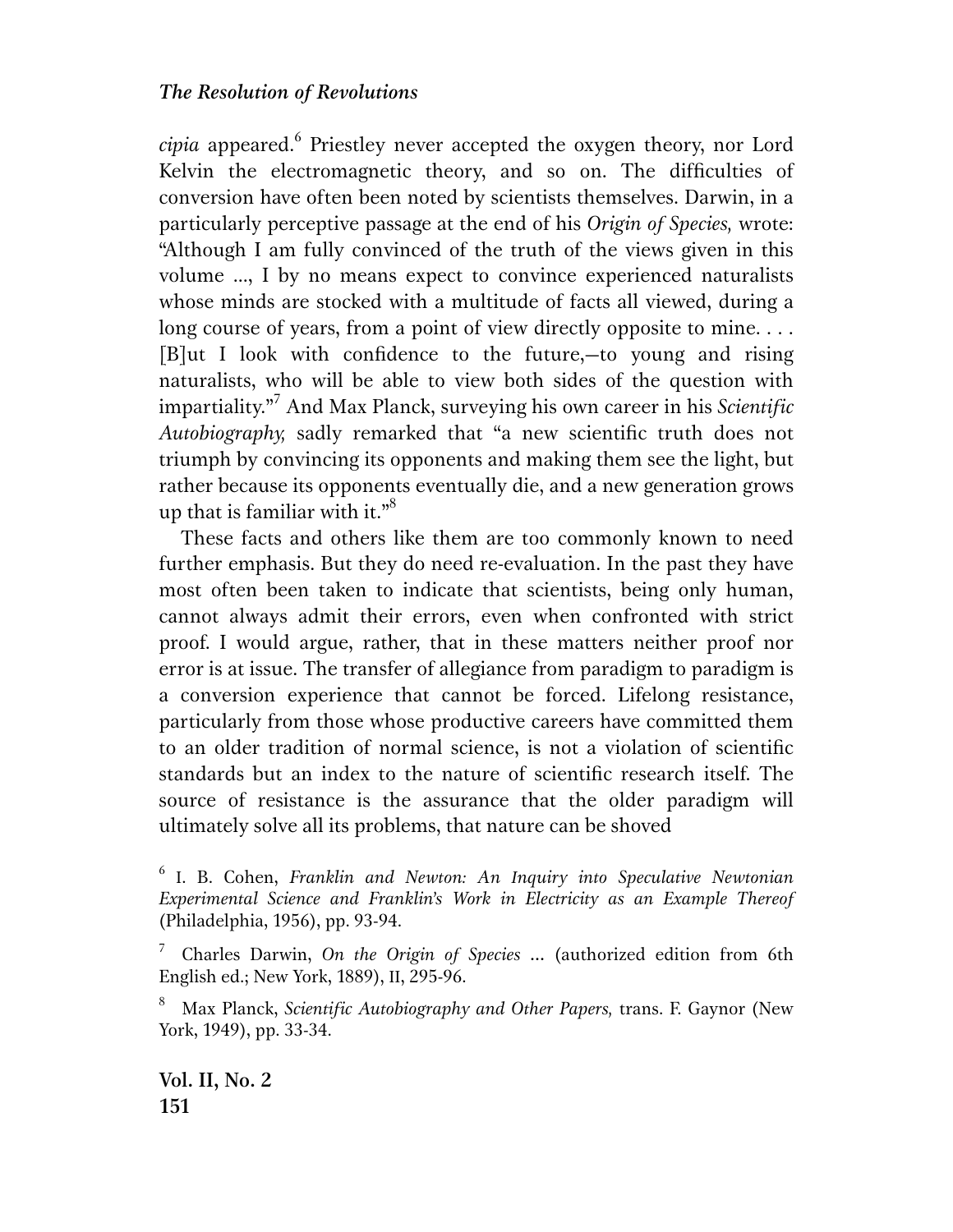*cipia* appeared.[6] Priestley never accepted the oxygen theory, nor Lord Kelvin the electromagnetic theory, and so on. The difficulties of conversion have often been noted by scientists themselves. Darwin, in a particularly perceptive passage at the end of his *Origin of Species,* wrote: "Although I am fully convinced of the truth of the views given in this volume ..., I by no means expect to convince experienced naturalists whose minds are stocked with a multitude of facts all viewed, during a long course of years, from a point of view directly opposite to mine. . . . [B]ut I look with confidence to the future,—to young and rising naturalists, who will be able to view both sides of the question with impartiality."[7] And Max Planck, surveying his own career in his *Scientific Autobiography,* sadly remarked that "a new scientific truth does not triumph by convincing its opponents and making them see the light, but rather because its opponents eventually die, and a new generation grows up that is familiar with it."[8]

These facts and others like them are too commonly known to need further emphasis. But they do need re-evaluation. In the past they have most often been taken to indicate that scientists, being only human, cannot always admit their errors, even when confronted with strict proof. I would argue, rather, that in these matters neither proof nor error is at issue. The transfer of allegiance from paradigm to paradigm is a conversion experience that cannot be forced. Lifelong resistance, particularly from those whose productive careers have committed them to an older tradition of normal science, is not a violation of scientific standards but an index to the nature of scientific research itself. The source of resistance is the assurance that the older paradigm will ultimately solve all its problems, that nature can be shoved

[6] I. B. Cohen, *Franklin and Newton: An Inquiry into Speculative Newtonian Experimental Science and Franklin's Work in Electricity as an Example Thereof* (Philadelphia, 1956), pp. 93-94.

[7] Charles Darwin, *On the Origin of Species* ... (authorized edition from 6th English ed.; New York, 1889), II, 295-96.

[8] Max Planck, *Scientific Autobiography and Other Papers,* trans. F. Gaynor (New York, 1949), pp. 33-34.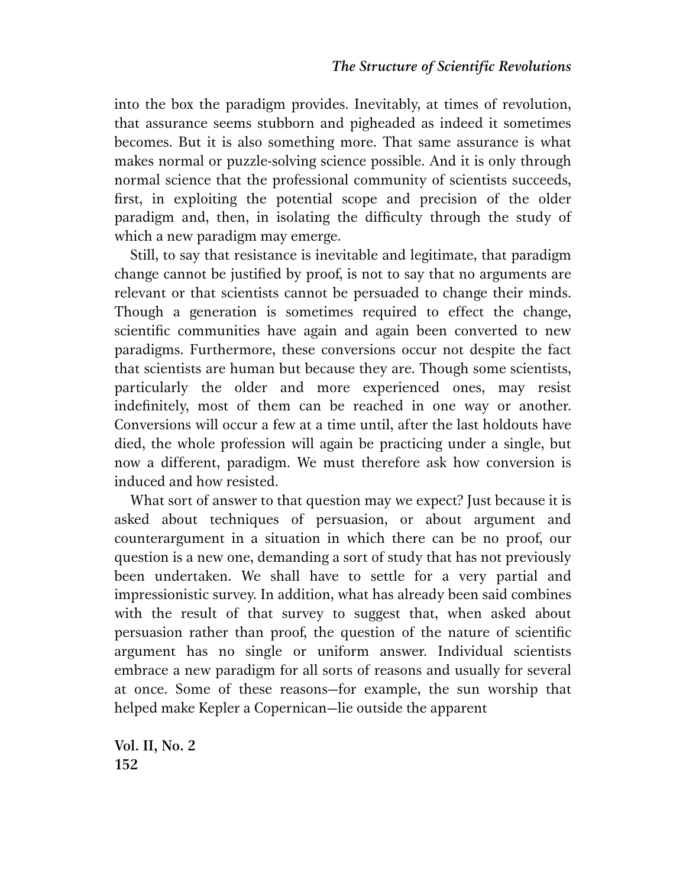into the box the paradigm provides. Inevitably, at times of revolution, that assurance seems stubborn and pigheaded as indeed it sometimes becomes. But it is also something more. That same assurance is what makes normal or puzzle-solving science possible. And it is only through normal science that the professional community of scientists succeeds, first, in exploiting the potential scope and precision of the older paradigm and, then, in isolating the difficulty through the study of which a new paradigm may emerge.

Still, to say that resistance is inevitable and legitimate, that paradigm change cannot be justified by proof, is not to say that no arguments are relevant or that scientists cannot be persuaded to change their minds. Though a generation is sometimes required to effect the change, scientific communities have again and again been converted to new paradigms. Furthermore, these conversions occur not despite the fact that scientists are human but because they are. Though some scientists, particularly the older and more experienced ones, may resist indefinitely, most of them can be reached in one way or another. Conversions will occur a few at a time until, after the last holdouts have died, the whole profession will again be practicing under a single, but now a different, paradigm. We must therefore ask how conversion is induced and how resisted.

What sort of answer to that question may we expect? Just because it is asked about techniques of persuasion, or about argument and counterargument in a situation in which there can be no proof, our question is a new one, demanding a sort of study that has not previously been undertaken. We shall have to settle for a very partial and impressionistic survey. In addition, what has already been said combines with the result of that survey to suggest that, when asked about persuasion rather than proof, the question of the nature of scientific argument has no single or uniform answer. Individual scientists embrace a new paradigm for all sorts of reasons and usually for several at once. Some of these reasons—for example, the sun worship that helped make Kepler a Copernican—lie outside the apparent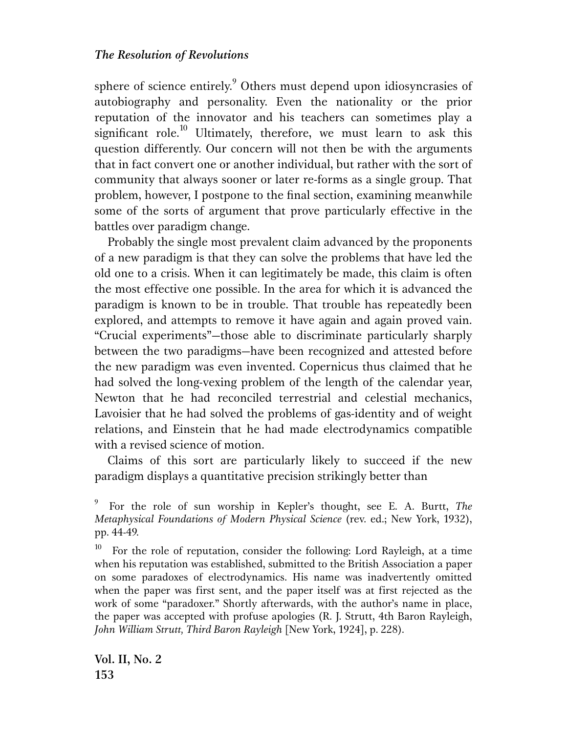sphere of science entirely.[9] Others must depend upon idiosyncrasies of autobiography and personality. Even the nationality or the prior reputation of the innovator and his teachers can sometimes play a significant role.[10] Ultimately, therefore, we must learn to ask this question differently. Our concern will not then be with the arguments that in fact convert one or another individual, but rather with the sort of community that always sooner or later re-forms as a single group. That problem, however, I postpone to the final section, examining meanwhile some of the sorts of argument that prove particularly effective in the battles over paradigm change.

Probably the single most prevalent claim advanced by the proponents of a new paradigm is that they can solve the problems that have led the old one to a crisis. When it can legitimately be made, this claim is often the most effective one possible. In the area for which it is advanced the paradigm is known to be in trouble. That trouble has repeatedly been explored, and attempts to remove it have again and again proved vain. "Crucial experiments"—those able to discriminate particularly sharply between the two paradigms—have been recognized and attested before the new paradigm was even invented. Copernicus thus claimed that he had solved the long-vexing problem of the length of the calendar year, Newton that he had reconciled terrestrial and celestial mechanics, Lavoisier that he had solved the problems of gas-identity and of weight relations, and Einstein that he had made electrodynamics compatible with a revised science of motion.

Claims of this sort are particularly likely to succeed if the new paradigm displays a quantitative precision strikingly better than

[9] For the role of sun worship in Kepler's thought, see E. A. Burtt, *The Metaphysical Foundations of Modern Physical Science* (rev. ed.; New York, 1932), pp. 44-49.

[10] For the role of reputation, consider the following: Lord Rayleigh, at a time when his reputation was established, submitted to the British Association a paper on some paradoxes of electrodynamics. His name was inadvertently omitted when the paper was first sent, and the paper itself was at first rejected as the work of some "paradoxer." Shortly afterwards, with the author's name in place, the paper was accepted with profuse apologies (R. J. Strutt, 4th Baron Rayleigh, *John William Strutt, Third Baron Rayleigh* [New York, 1924], p. 228).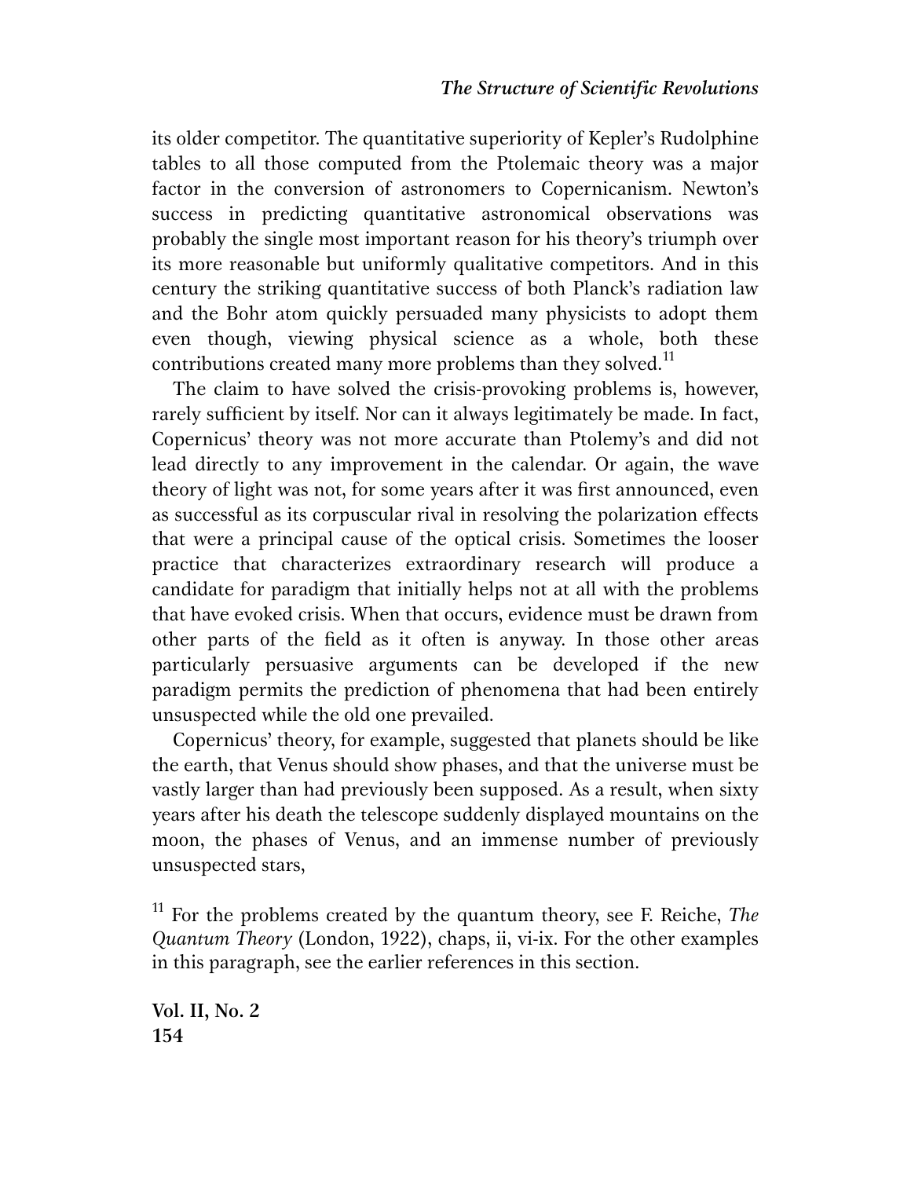its older competitor. The quantitative superiority of Kepler's Rudolphine tables to all those computed from the Ptolemaic theory was a major factor in the conversion of astronomers to Copernicanism. Newton's success in predicting quantitative astronomical observations was probably the single most important reason for his theory's triumph over its more reasonable but uniformly qualitative competitors. And in this century the striking quantitative success of both Planck's radiation law and the Bohr atom quickly persuaded many physicists to adopt them even though, viewing physical science as a whole, both these contributions created many more problems than they solved.[11]

The claim to have solved the crisis-provoking problems is, however, rarely sufficient by itself. Nor can it always legitimately be made. In fact, Copernicus' theory was not more accurate than Ptolemy's and did not lead directly to any improvement in the calendar. Or again, the wave theory of light was not, for some years after it was first announced, even as successful as its corpuscular rival in resolving the polarization effects that were a principal cause of the optical crisis. Sometimes the looser practice that characterizes extraordinary research will produce a candidate for paradigm that initially helps not at all with the problems that have evoked crisis. When that occurs, evidence must be drawn from other parts of the field as it often is anyway. In those other areas particularly persuasive arguments can be developed if the new paradigm permits the prediction of phenomena that had been entirely unsuspected while the old one prevailed.

Copernicus' theory, for example, suggested that planets should be like the earth, that Venus should show phases, and that the universe must be vastly larger than had previously been supposed. As a result, when sixty years after his death the telescope suddenly displayed mountains on the moon, the phases of Venus, and an immense number of previously unsuspected stars,

[11] For the problems created by the quantum theory, see F. Reiche, *The Quantum Theory* (London, 1922), chaps, ii, vi-ix. For the other examples in this paragraph, see the earlier references in this section.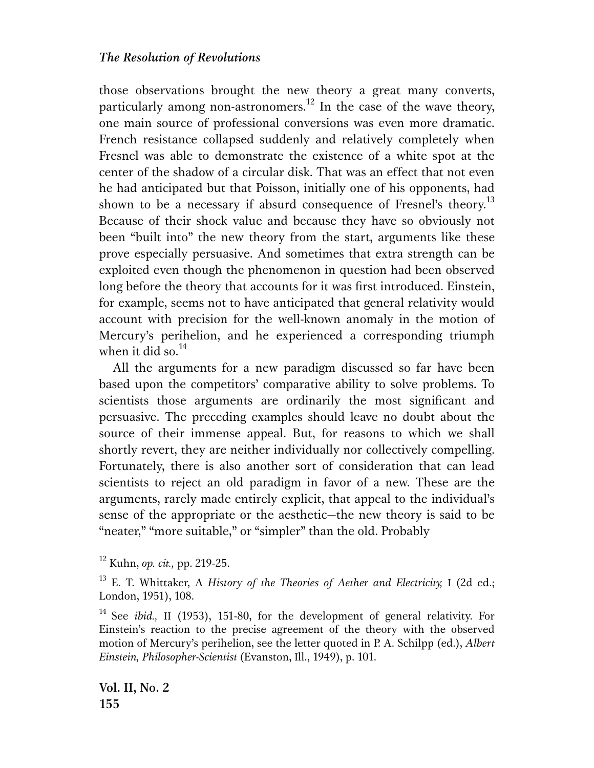those observations brought the new theory a great many converts, particularly among non-astronomers.[12] In the case of the wave theory, one main source of professional conversions was even more dramatic. French resistance collapsed suddenly and relatively completely when Fresnel was able to demonstrate the existence of a white spot at the center of the shadow of a circular disk. That was an effect that not even he had anticipated but that Poisson, initially one of his opponents, had shown to be a necessary if absurd consequence of Fresnel's theory.[13] Because of their shock value and because they have so obviously not been "built into" the new theory from the start, arguments like these prove especially persuasive. And sometimes that extra strength can be exploited even though the phenomenon in question had been observed long before the theory that accounts for it was first introduced. Einstein, for example, seems not to have anticipated that general relativity would account with precision for the well-known anomaly in the motion of Mercury's perihelion, and he experienced a corresponding triumph when it did so.[14]

All the arguments for a new paradigm discussed so far have been based upon the competitors' comparative ability to solve problems. To scientists those arguments are ordinarily the most significant and persuasive. The preceding examples should leave no doubt about the source of their immense appeal. But, for reasons to which we shall shortly revert, they are neither individually nor collectively compelling. Fortunately, there is also another sort of consideration that can lead scientists to reject an old paradigm in favor of a new. These are the arguments, rarely made entirely explicit, that appeal to the individual's sense of the appropriate or the aesthetic—the new theory is said to be "neater," "more suitable," or "simpler" than the old. Probably

[12] Kuhn, *op. cit.,* pp. 219-25.

[13] E. T. Whittaker, A *History of the Theories of Aether and Electricity,* I (2d ed.; London, 1951), 108.

[14] See *ibid.,* II (1953), 151-80, for the development of general relativity. For Einstein's reaction to the precise agreement of the theory with the observed motion of Mercury's perihelion, see the letter quoted in P. A. Schilpp (ed.), *Albert Einstein, Philosopher-Scientist* (Evanston, Ill., 1949), p. 101.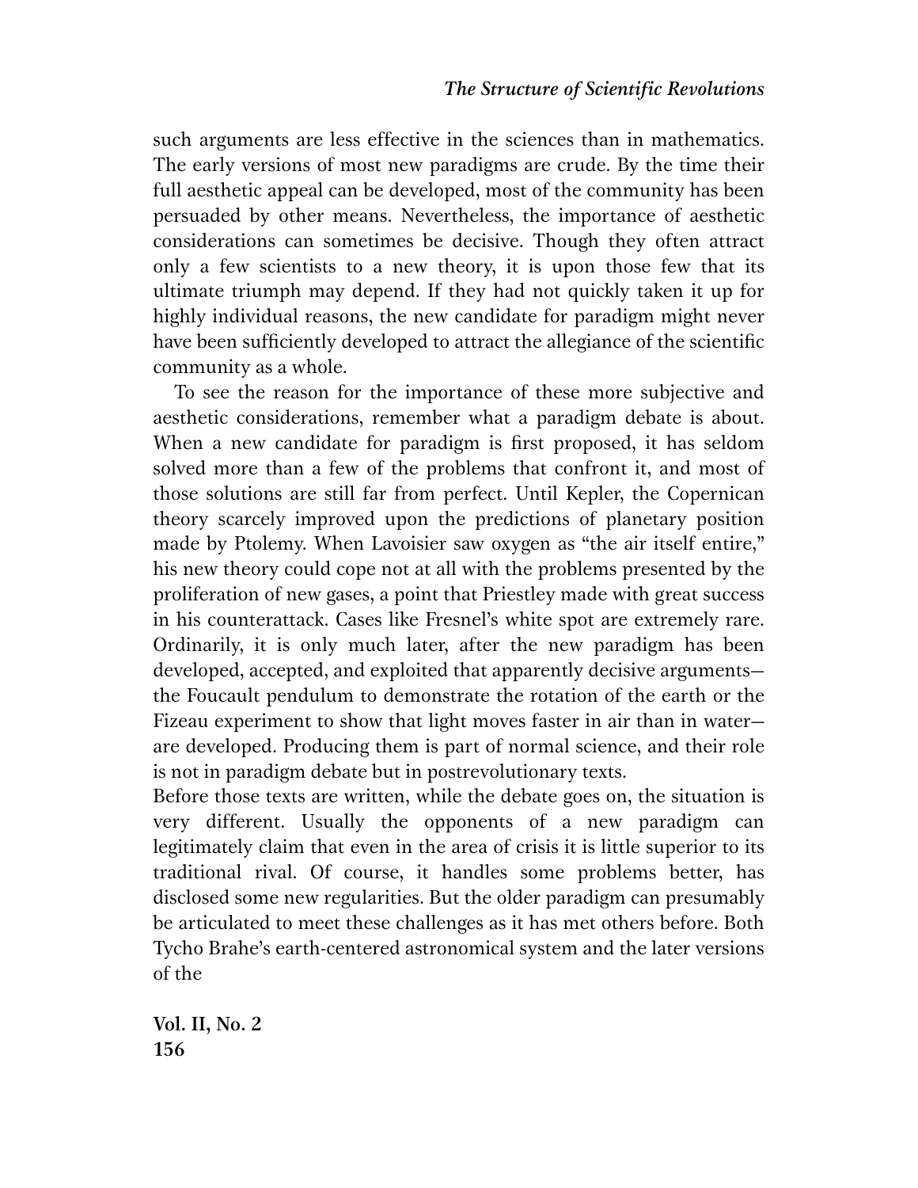such arguments are less effective in the sciences than in mathematics. The early versions of most new paradigms are crude. By the time their full aesthetic appeal can be developed, most of the community has been persuaded by other means. Nevertheless, the importance of aesthetic considerations can sometimes be decisive. Though they often attract only a few scientists to a new theory, it is upon those few that its ultimate triumph may depend. If they had not quickly taken it up for highly individual reasons, the new candidate for paradigm might never have been sufficiently developed to attract the allegiance of the scientific community as a whole.

To see the reason for the importance of these more subjective and aesthetic considerations, remember what a paradigm debate is about. When a new candidate for paradigm is first proposed, it has seldom solved more than a few of the problems that confront it, and most of those solutions are still far from perfect. Until Kepler, the Copernican theory scarcely improved upon the predictions of planetary position made by Ptolemy. When Lavoisier saw oxygen as "the air itself entire," his new theory could cope not at all with the problems presented by the proliferation of new gases, a point that Priestley made with great success in his counterattack. Cases like Fresnel's white spot are extremely rare. Ordinarily, it is only much later, after the new paradigm has been developed, accepted, and exploited that apparently decisive arguments—the Foucault pendulum to demonstrate the rotation of the earth or the Fizeau experiment to show that light moves faster in air than in water—are developed. Producing them is part of normal science, and their role is not in paradigm debate but in postrevolutionary texts.

Before those texts are written, while the debate goes on, the situation is very different. Usually the opponents of a new paradigm can legitimately claim that even in the area of crisis it is little superior to its traditional rival. Of course, it handles some problems better, has disclosed some new regularities. But the older paradigm can presumably be articulated to meet these challenges as it has met others before. Both Tycho Brahe's earth-centered astronomical system and the later versions of the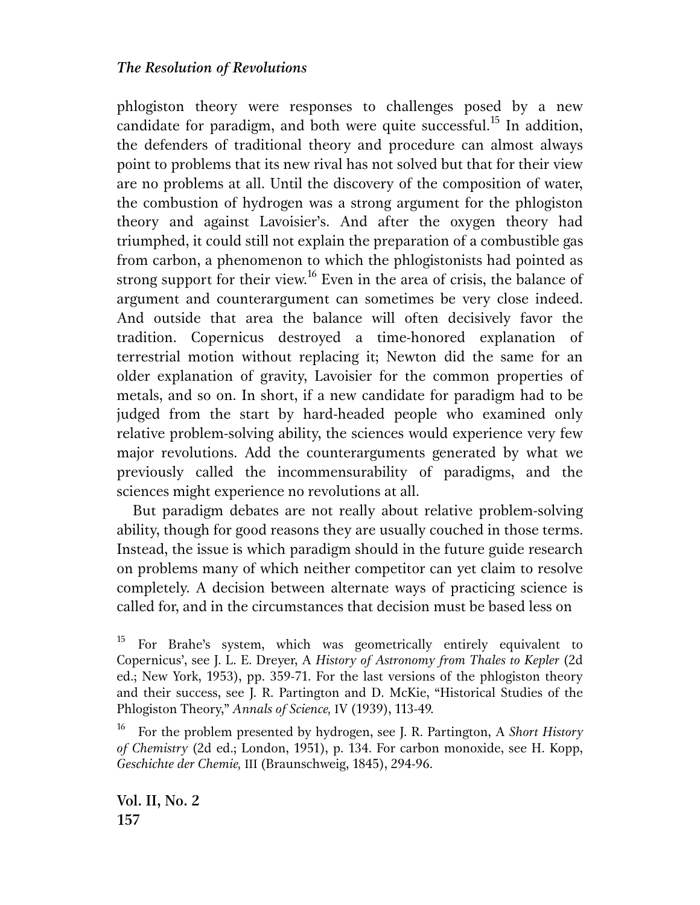phlogiston theory were responses to challenges posed by a new candidate for paradigm, and both were quite successful.[15] In addition, the defenders of traditional theory and procedure can almost always point to problems that its new rival has not solved but that for their view are no problems at all. Until the discovery of the composition of water, the combustion of hydrogen was a strong argument for the phlogiston theory and against Lavoisier's. And after the oxygen theory had triumphed, it could still not explain the preparation of a combustible gas from carbon, a phenomenon to which the phlogistonists had pointed as strong support for their view.[16] Even in the area of crisis, the balance of argument and counterargument can sometimes be very close indeed. And outside that area the balance will often decisively favor the tradition. Copernicus destroyed a time-honored explanation of terrestrial motion without replacing it; Newton did the same for an older explanation of gravity, Lavoisier for the common properties of metals, and so on. In short, if a new candidate for paradigm had to be judged from the start by hard-headed people who examined only relative problem-solving ability, the sciences would experience very few major revolutions. Add the counterarguments generated by what we previously called the incommensurability of paradigms, and the sciences might experience no revolutions at all.

But paradigm debates are not really about relative problem-solving ability, though for good reasons they are usually couched in those terms. Instead, the issue is which paradigm should in the future guide research on problems many of which neither competitor can yet claim to resolve completely. A decision between alternate ways of practicing science is called for, and in the circumstances that decision must be based less on

[15] For Brahe's system, which was geometrically entirely equivalent to Copernicus', see J. L. E. Dreyer, A *History of Astronomy from Thales to Kepler* (2d ed.; New York, 1953), pp. 359-71. For the last versions of the phlogiston theory and their success, see J. R. Partington and D. McKie, "Historical Studies of the Phlogiston Theory," *Annals of Science,* IV (1939), 113-49.

[16] For the problem presented by hydrogen, see J. R. Partington, A *Short History of Chemistry* (2d ed.; London, 1951), p. 134. For carbon monoxide, see H. Kopp, *Geschichte der Chemie,* III (Braunschweig, 1845), 294-96.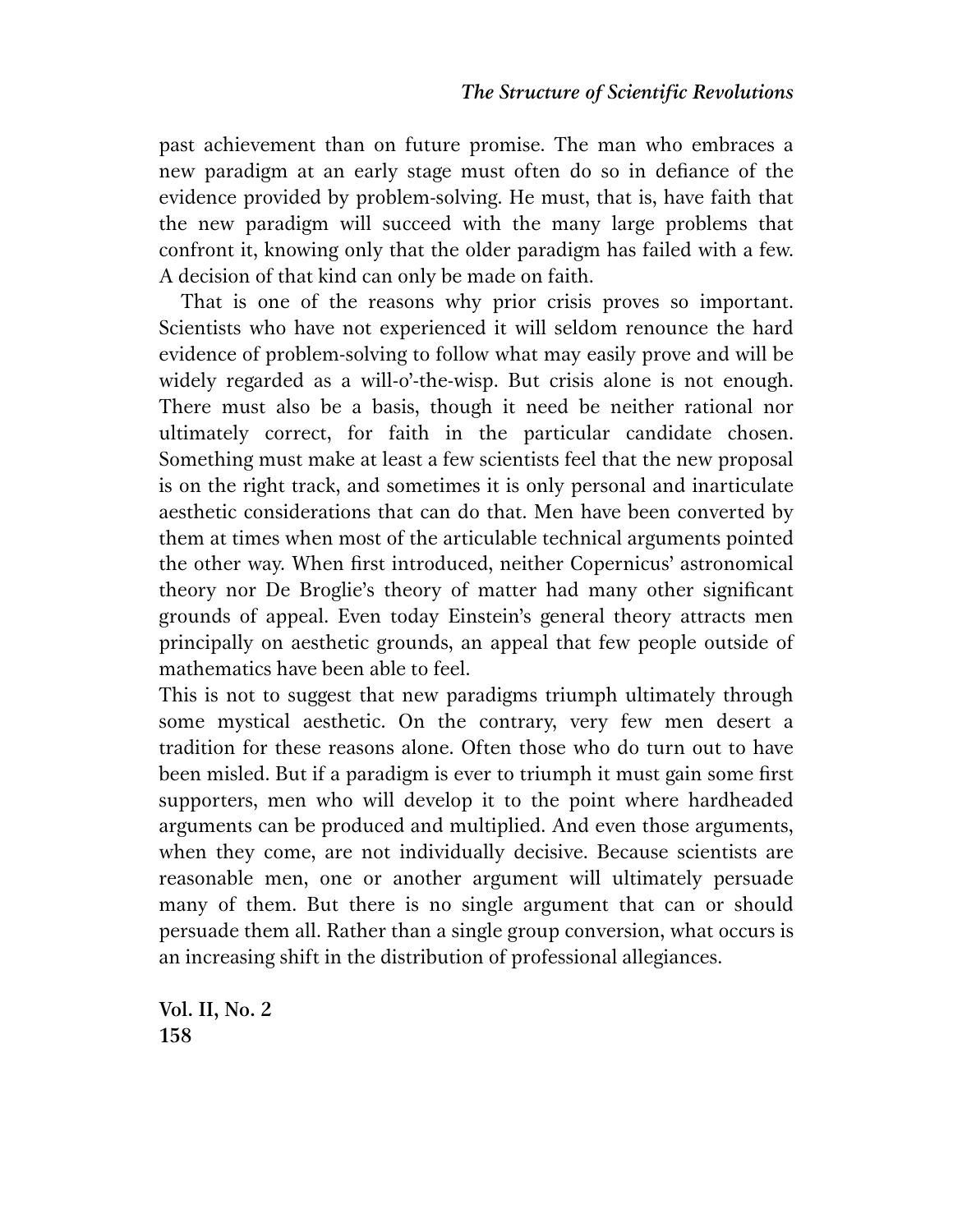past achievement than on future promise. The man who embraces a new paradigm at an early stage must often do so in defiance of the evidence provided by problem-solving. He must, that is, have faith that the new paradigm will succeed with the many large problems that confront it, knowing only that the older paradigm has failed with a few. A decision of that kind can only be made on faith.

That is one of the reasons why prior crisis proves so important. Scientists who have not experienced it will seldom renounce the hard evidence of problem-solving to follow what may easily prove and will be widely regarded as a will-o'-the-wisp. But crisis alone is not enough. There must also be a basis, though it need be neither rational nor ultimately correct, for faith in the particular candidate chosen. Something must make at least a few scientists feel that the new proposal is on the right track, and sometimes it is only personal and inarticulate aesthetic considerations that can do that. Men have been converted by them at times when most of the articulable technical arguments pointed the other way. When first introduced, neither Copernicus' astronomical theory nor De Broglie's theory of matter had many other significant grounds of appeal. Even today Einstein's general theory attracts men principally on aesthetic grounds, an appeal that few people outside of mathematics have been able to feel.

This is not to suggest that new paradigms triumph ultimately through some mystical aesthetic. On the contrary, very few men desert a tradition for these reasons alone. Often those who do turn out to have been misled. But if a paradigm is ever to triumph it must gain some first supporters, men who will develop it to the point where hardheaded arguments can be produced and multiplied. And even those arguments, when they come, are not individually decisive. Because scientists are reasonable men, one or another argument will ultimately persuade many of them. But there is no single argument that can or should persuade them all. Rather than a single group conversion, what occurs is an increasing shift in the distribution of professional allegiances.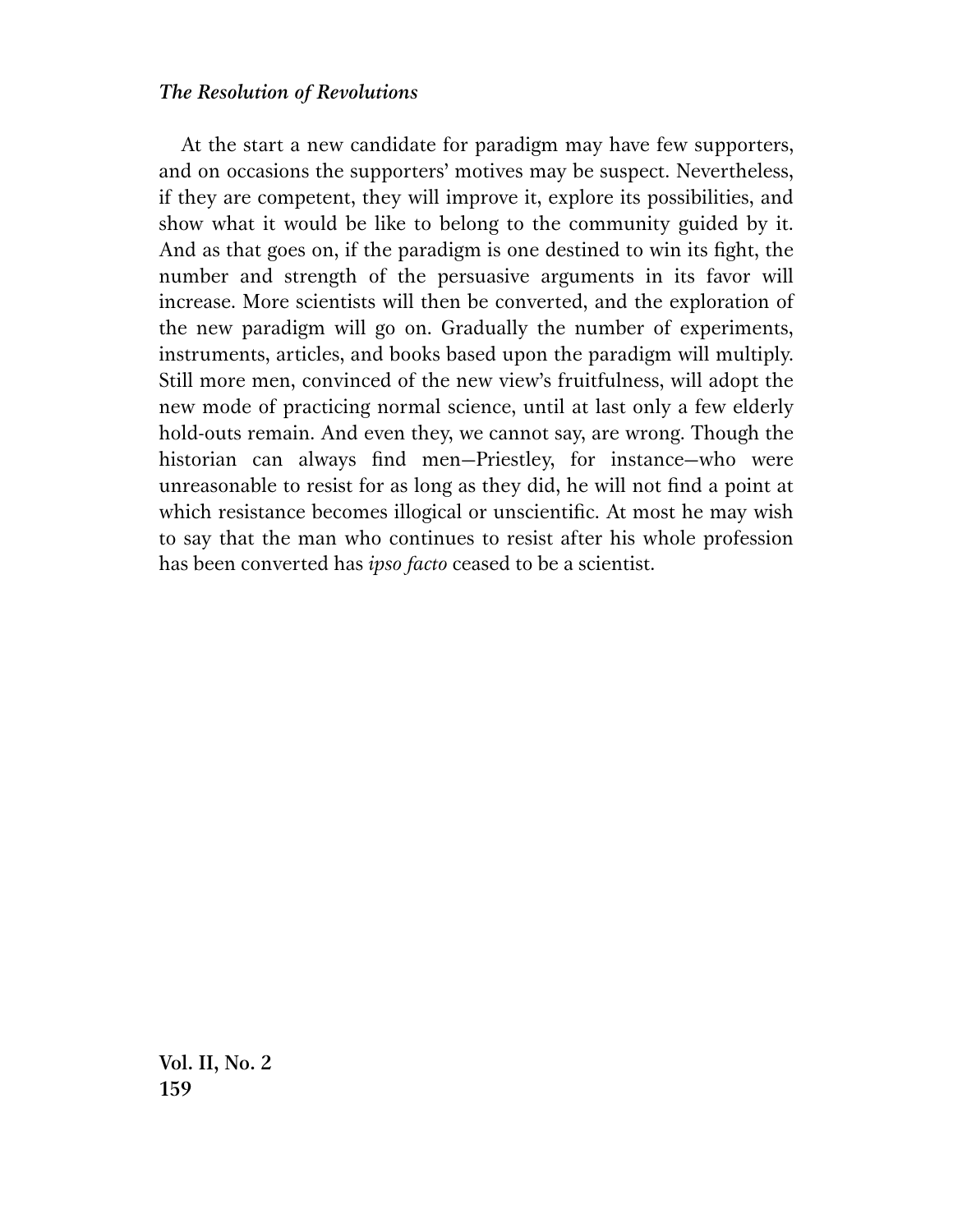At the start a new candidate for paradigm may have few supporters, and on occasions the supporters' motives may be suspect. Nevertheless, if they are competent, they will improve it, explore its possibilities, and show what it would be like to belong to the community guided by it. And as that goes on, if the paradigm is one destined to win its fight, the number and strength of the persuasive arguments in its favor will increase. More scientists will then be converted, and the exploration of the new paradigm will go on. Gradually the number of experiments, instruments, articles, and books based upon the paradigm will multiply. Still more men, convinced of the new view's fruitfulness, will adopt the new mode of practicing normal science, until at last only a few elderly hold-outs remain. And even they, we cannot say, are wrong. Though the historian can always find men—Priestley, for instance—who were unreasonable to resist for as long as they did, he will not find a point at which resistance becomes illogical or unscientific. At most he may wish to say that the man who continues to resist after his whole profession has been converted has *ipso facto* ceased to be a scientist.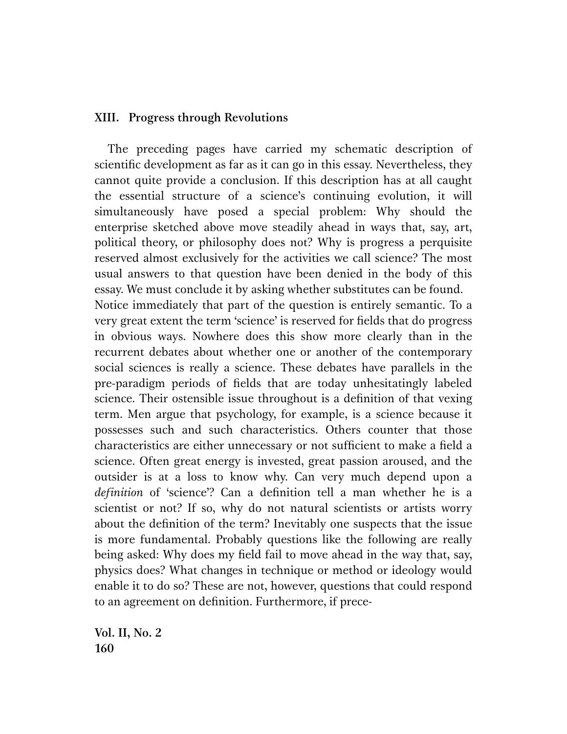## XIII. Progress through Revolutions

The preceding pages have carried my schematic description of scientific development as far as it can go in this essay. Nevertheless, they cannot quite provide a conclusion. If this description has at all caught the essential structure of a science's continuing evolution, it will simultaneously have posed a special problem: Why should the enterprise sketched above move steadily ahead in ways that, say, art, political theory, or philosophy does not? Why is progress a perquisite reserved almost exclusively for the activities we call science? The most usual answers to that question have been denied in the body of this essay. We must conclude it by asking whether substitutes can be found.

Notice immediately that part of the question is entirely semantic. To a very great extent the term 'science' is reserved for fields that do progress in obvious ways. Nowhere does this show more clearly than in the recurrent debates about whether one or another of the contemporary social sciences is really a science. These debates have parallels in the pre-paradigm periods of fields that are today unhesitatingly labeled science. Their ostensible issue throughout is a definition of that vexing term. Men argue that psychology, for example, is a science because it possesses such and such characteristics. Others counter that those characteristics are either unnecessary or not sufficient to make a field a science. Often great energy is invested, great passion aroused, and the outsider is at a loss to know why. Can very much depend upon a *definition* of 'science'? Can a definition tell a man whether he is a scientist or not? If so, why do not natural scientists or artists worry about the definition of the term? Inevitably one suspects that the issue is more fundamental. Probably questions like the following are really being asked: Why does my field fail to move ahead in the way that, say, physics does? What changes in technique or method or ideology would enable it to do so? These are not, however, questions that could respond to an agreement on definition. Furthermore, if prece-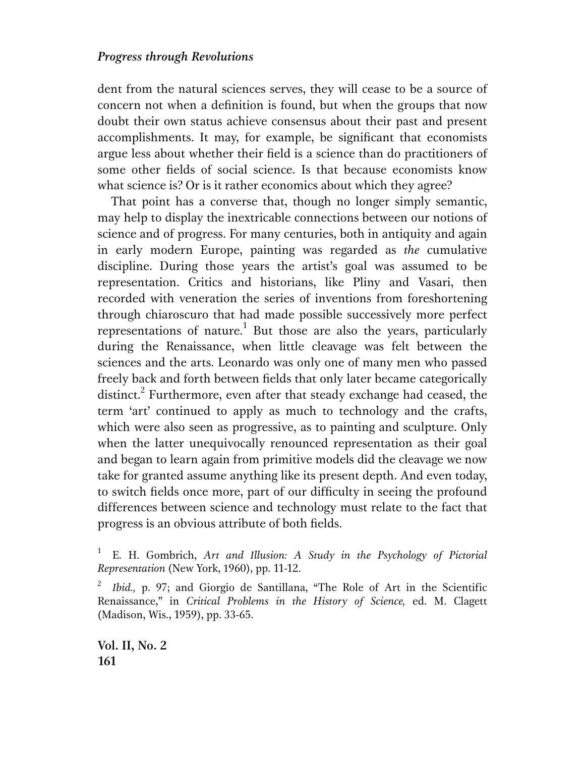dent from the natural sciences serves, they will cease to be a source of concern not when a definition is found, but when the groups that now doubt their own status achieve consensus about their past and present accomplishments. It may, for example, be significant that economists argue less about whether their field is a science than do practitioners of some other fields of social science. Is that because economists know what science is? Or is it rather economics about which they agree?

That point has a converse that, though no longer simply semantic, may help to display the inextricable connections between our notions of science and of progress. For many centuries, both in antiquity and again in early modern Europe, painting was regarded as *the* cumulative discipline. During those years the artist's goal was assumed to be representation. Critics and historians, like Pliny and Vasari, then recorded with veneration the series of inventions from foreshortening through chiaroscuro that had made possible successively more perfect representations of nature.[1] But those are also the years, particularly during the Renaissance, when little cleavage was felt between the sciences and the arts. Leonardo was only one of many men who passed freely back and forth between fields that only later became categorically distinct.[2] Furthermore, even after that steady exchange had ceased, the term 'art' continued to apply as much to technology and the crafts, which were also seen as progressive, as to painting and sculpture. Only when the latter unequivocally renounced representation as their goal and began to learn again from primitive models did the cleavage we now take for granted assume anything like its present depth. And even today, to switch fields once more, part of our difficulty in seeing the profound differences between science and technology must relate to the fact that progress is an obvious attribute of both fields.

[1] E. H. Gombrich, *Art and Illusion: A Study in the Psychology of Pictorial Representation* (New York, 1960), pp. 11-12.

[2] *Ibid.,* p. 97; and Giorgio de Santillana, "The Role of Art in the Scientific Renaissance," in *Critical Problems in the History of Science,* ed. M. Clagett (Madison, Wis., 1959), pp. 33-65.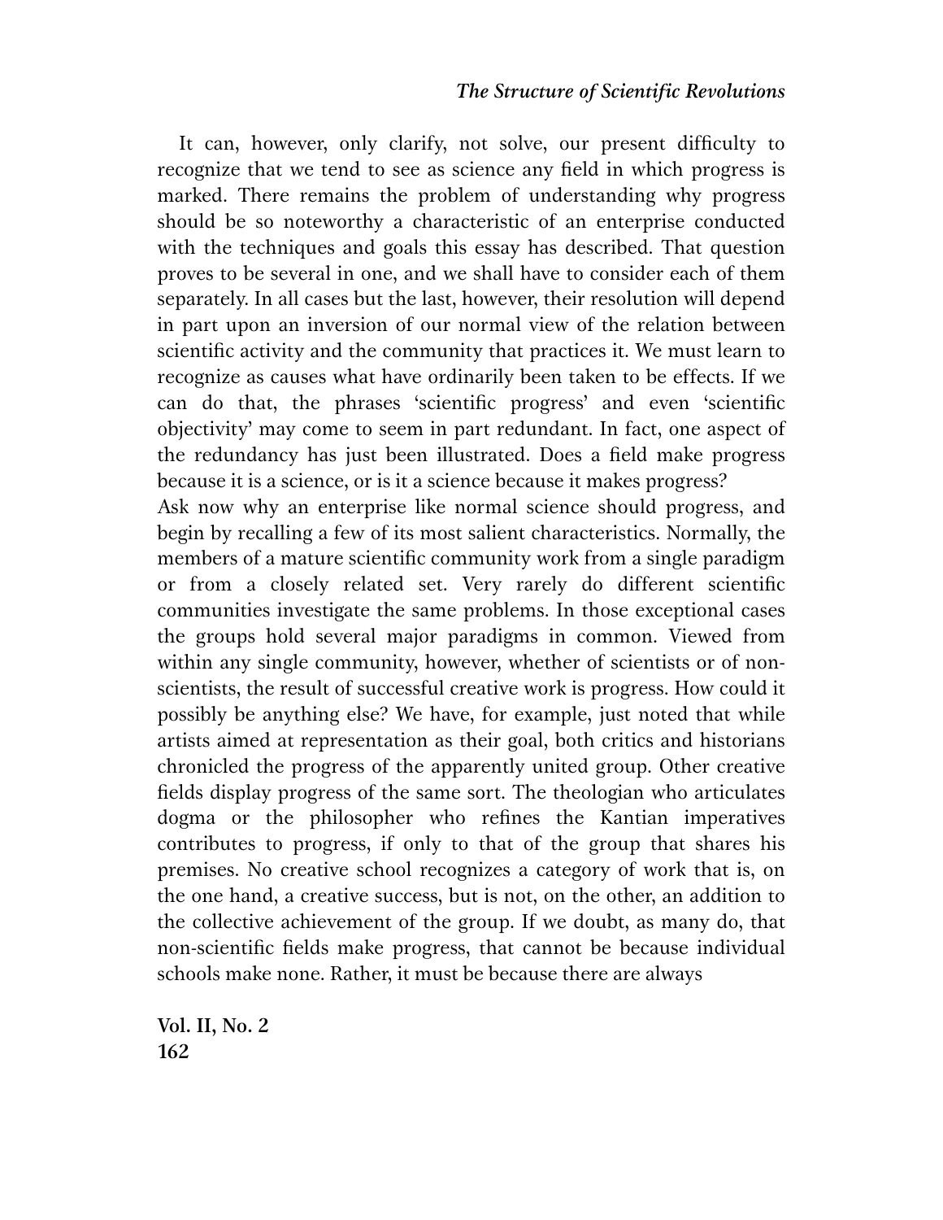It can, however, only clarify, not solve, our present difficulty to recognize that we tend to see as science any field in which progress is marked. There remains the problem of understanding why progress should be so noteworthy a characteristic of an enterprise conducted with the techniques and goals this essay has described. That question proves to be several in one, and we shall have to consider each of them separately. In all cases but the last, however, their resolution will depend in part upon an inversion of our normal view of the relation between scientific activity and the community that practices it. We must learn to recognize as causes what have ordinarily been taken to be effects. If we can do that, the phrases 'scientific progress' and even 'scientific objectivity' may come to seem in part redundant. In fact, one aspect of the redundancy has just been illustrated. Does a field make progress because it is a science, or is it a science because it makes progress?

Ask now why an enterprise like normal science should progress, and begin by recalling a few of its most salient characteristics. Normally, the members of a mature scientific community work from a single paradigm or from a closely related set. Very rarely do different scientific communities investigate the same problems. In those exceptional cases the groups hold several major paradigms in common. Viewed from within any single community, however, whether of scientists or of non-scientists, the result of successful creative work is progress. How could it possibly be anything else? We have, for example, just noted that while artists aimed at representation as their goal, both critics and historians chronicled the progress of the apparently united group. Other creative fields display progress of the same sort. The theologian who articulates dogma or the philosopher who refines the Kantian imperatives contributes to progress, if only to that of the group that shares his premises. No creative school recognizes a category of work that is, on the one hand, a creative success, but is not, on the other, an addition to the collective achievement of the group. If we doubt, as many do, that non-scientific fields make progress, that cannot be because individual schools make none. Rather, it must be because there are always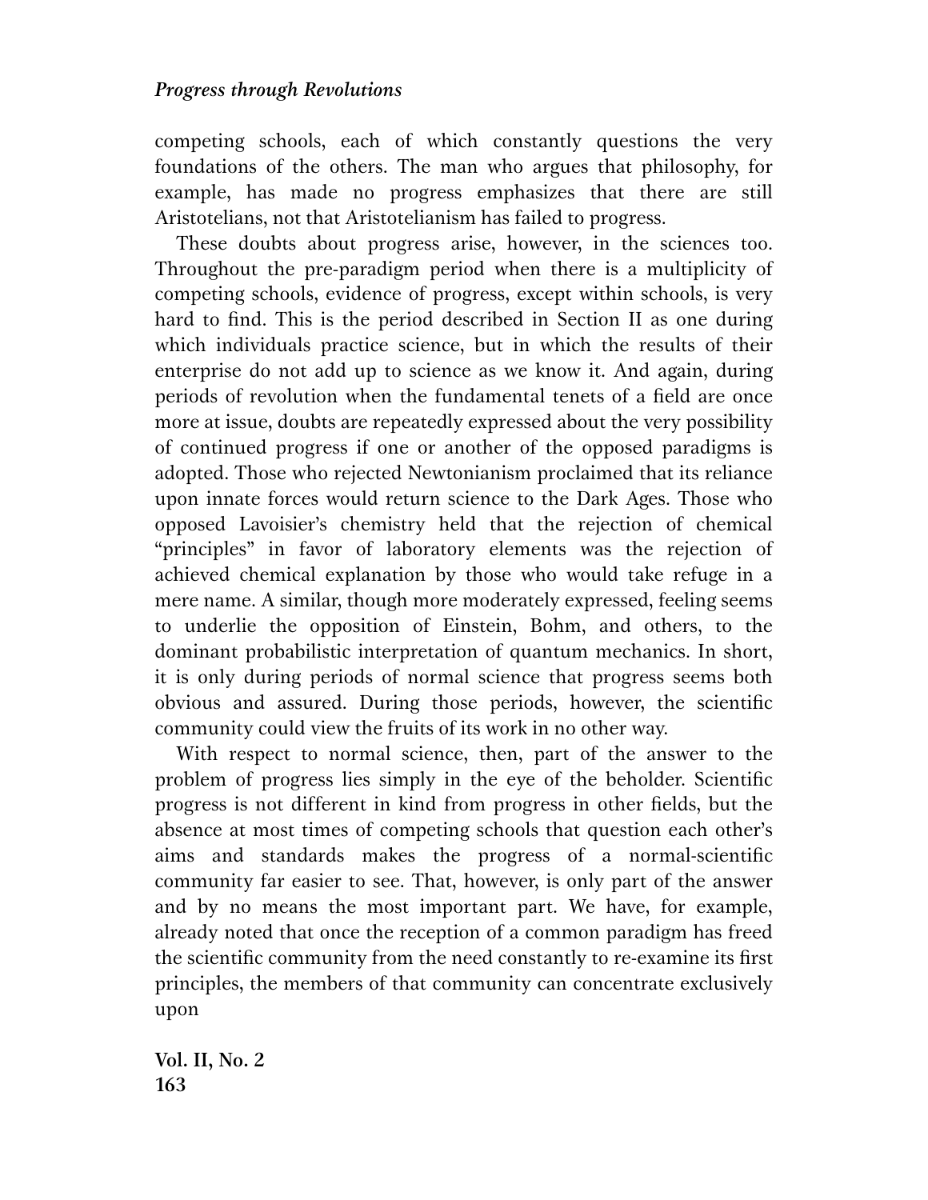competing schools, each of which constantly questions the very foundations of the others. The man who argues that philosophy, for example, has made no progress emphasizes that there are still Aristotelians, not that Aristotelianism has failed to progress.

These doubts about progress arise, however, in the sciences too. Throughout the pre-paradigm period when there is a multiplicity of competing schools, evidence of progress, except within schools, is very hard to find. This is the period described in Section II as one during which individuals practice science, but in which the results of their enterprise do not add up to science as we know it. And again, during periods of revolution when the fundamental tenets of a field are once more at issue, doubts are repeatedly expressed about the very possibility of continued progress if one or another of the opposed paradigms is adopted. Those who rejected Newtonianism proclaimed that its reliance upon innate forces would return science to the Dark Ages. Those who opposed Lavoisier's chemistry held that the rejection of chemical "principles" in favor of laboratory elements was the rejection of achieved chemical explanation by those who would take refuge in a mere name. A similar, though more moderately expressed, feeling seems to underlie the opposition of Einstein, Bohm, and others, to the dominant probabilistic interpretation of quantum mechanics. In short, it is only during periods of normal science that progress seems both obvious and assured. During those periods, however, the scientific community could view the fruits of its work in no other way.

With respect to normal science, then, part of the answer to the problem of progress lies simply in the eye of the beholder. Scientific progress is not different in kind from progress in other fields, but the absence at most times of competing schools that question each other's aims and standards makes the progress of a normal-scientific community far easier to see. That, however, is only part of the answer and by no means the most important part. We have, for example, already noted that once the reception of a common paradigm has freed the scientific community from the need constantly to re-examine its first principles, the members of that community can concentrate exclusively upon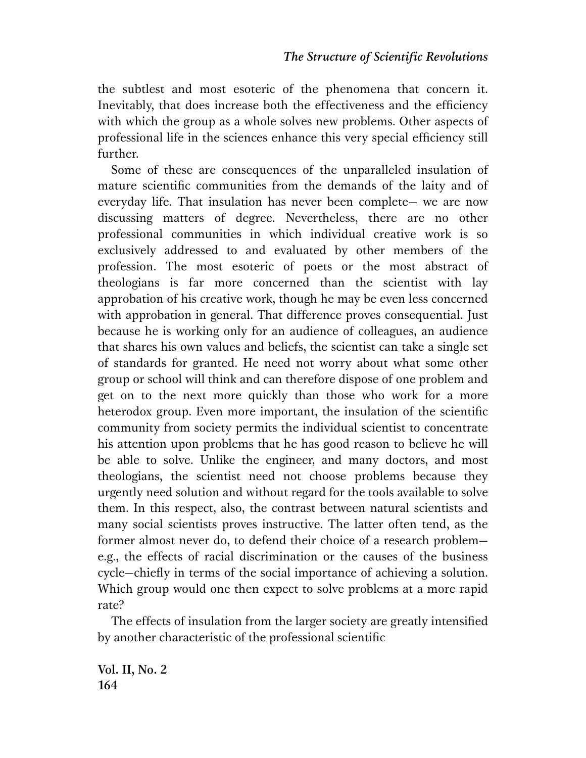the subtlest and most esoteric of the phenomena that concern it. Inevitably, that does increase both the effectiveness and the efficiency with which the group as a whole solves new problems. Other aspects of professional life in the sciences enhance this very special efficiency still further.

Some of these are consequences of the unparalleled insulation of mature scientific communities from the demands of the laity and of everyday life. That insulation has never been complete— we are now discussing matters of degree. Nevertheless, there are no other professional communities in which individual creative work is so exclusively addressed to and evaluated by other members of the profession. The most esoteric of poets or the most abstract of theologians is far more concerned than the scientist with lay approbation of his creative work, though he may be even less concerned with approbation in general. That difference proves consequential. Just because he is working only for an audience of colleagues, an audience that shares his own values and beliefs, the scientist can take a single set of standards for granted. He need not worry about what some other group or school will think and can therefore dispose of one problem and get on to the next more quickly than those who work for a more heterodox group. Even more important, the insulation of the scientific community from society permits the individual scientist to concentrate his attention upon problems that he has good reason to believe he will be able to solve. Unlike the engineer, and many doctors, and most theologians, the scientist need not choose problems because they urgently need solution and without regard for the tools available to solve them. In this respect, also, the contrast between natural scientists and many social scientists proves instructive. The latter often tend, as the former almost never do, to defend their choice of a research problem—e.g., the effects of racial discrimination or the causes of the business cycle—chiefly in terms of the social importance of achieving a solution. Which group would one then expect to solve problems at a more rapid rate?

The effects of insulation from the larger society are greatly intensified by another characteristic of the professional scientific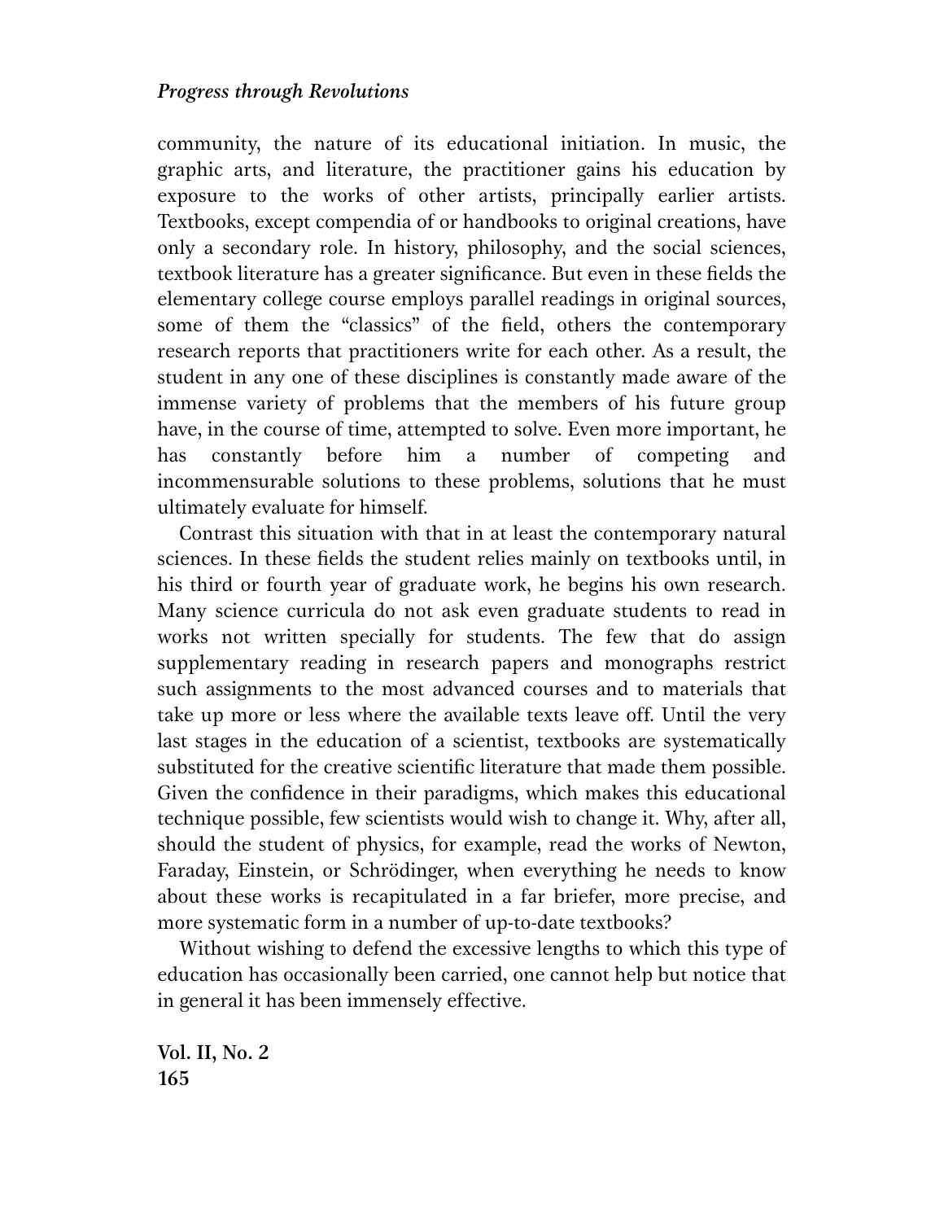community, the nature of its educational initiation. In music, the graphic arts, and literature, the practitioner gains his education by exposure to the works of other artists, principally earlier artists. Textbooks, except compendia of or handbooks to original creations, have only a secondary role. In history, philosophy, and the social sciences, textbook literature has a greater significance. But even in these fields the elementary college course employs parallel readings in original sources, some of them the "classics" of the field, others the contemporary research reports that practitioners write for each other. As a result, the student in any one of these disciplines is constantly made aware of the immense variety of problems that the members of his future group have, in the course of time, attempted to solve. Even more important, he has constantly before him a number of competing and incommensurable solutions to these problems, solutions that he must ultimately evaluate for himself.

Contrast this situation with that in at least the contemporary natural sciences. In these fields the student relies mainly on textbooks until, in his third or fourth year of graduate work, he begins his own research. Many science curricula do not ask even graduate students to read in works not written specially for students. The few that do assign supplementary reading in research papers and monographs restrict such assignments to the most advanced courses and to materials that take up more or less where the available texts leave off. Until the very last stages in the education of a scientist, textbooks are systematically substituted for the creative scientific literature that made them possible. Given the confidence in their paradigms, which makes this educational technique possible, few scientists would wish to change it. Why, after all, should the student of physics, for example, read the works of Newton, Faraday, Einstein, or Schrödinger, when everything he needs to know about these works is recapitulated in a far briefer, more precise, and more systematic form in a number of up-to-date textbooks?

Without wishing to defend the excessive lengths to which this type of education has occasionally been carried, one cannot help but notice that in general it has been immensely effective.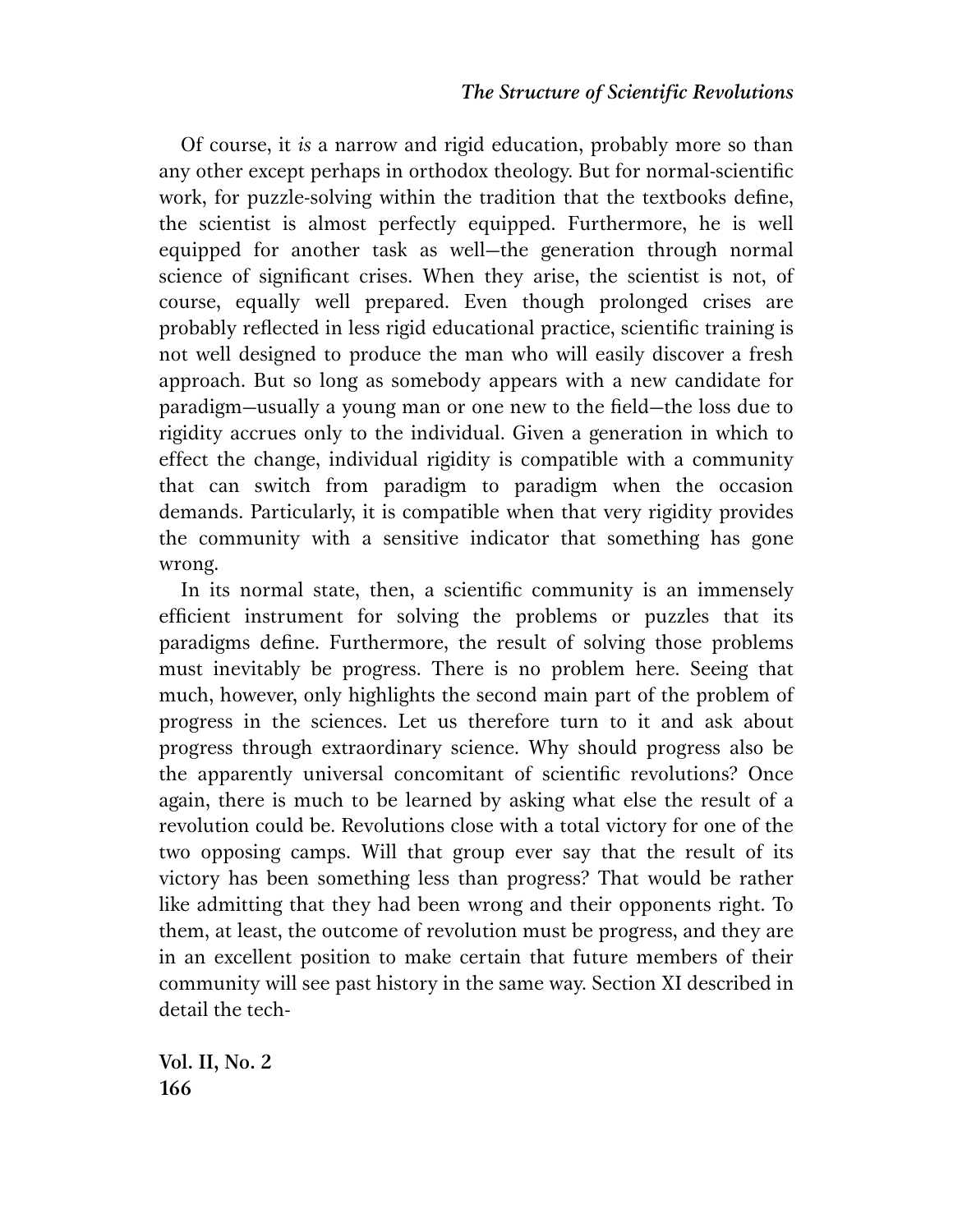Of course, it *is* a narrow and rigid education, probably more so than any other except perhaps in orthodox theology. But for normal-scientific work, for puzzle-solving within the tradition that the textbooks define, the scientist is almost perfectly equipped. Furthermore, he is well equipped for another task as well—the generation through normal science of significant crises. When they arise, the scientist is not, of course, equally well prepared. Even though prolonged crises are probably reflected in less rigid educational practice, scientific training is not well designed to produce the man who will easily discover a fresh approach. But so long as somebody appears with a new candidate for paradigm—usually a young man or one new to the field—the loss due to rigidity accrues only to the individual. Given a generation in which to effect the change, individual rigidity is compatible with a community that can switch from paradigm to paradigm when the occasion demands. Particularly, it is compatible when that very rigidity provides the community with a sensitive indicator that something has gone wrong.

In its normal state, then, a scientific community is an immensely efficient instrument for solving the problems or puzzles that its paradigms define. Furthermore, the result of solving those problems must inevitably be progress. There is no problem here. Seeing that much, however, only highlights the second main part of the problem of progress in the sciences. Let us therefore turn to it and ask about progress through extraordinary science. Why should progress also be the apparently universal concomitant of scientific revolutions? Once again, there is much to be learned by asking what else the result of a revolution could be. Revolutions close with a total victory for one of the two opposing camps. Will that group ever say that the result of its victory has been something less than progress? That would be rather like admitting that they had been wrong and their opponents right. To them, at least, the outcome of revolution must be progress, and they are in an excellent position to make certain that future members of their community will see past history in the same way. Section XI described in detail the tech-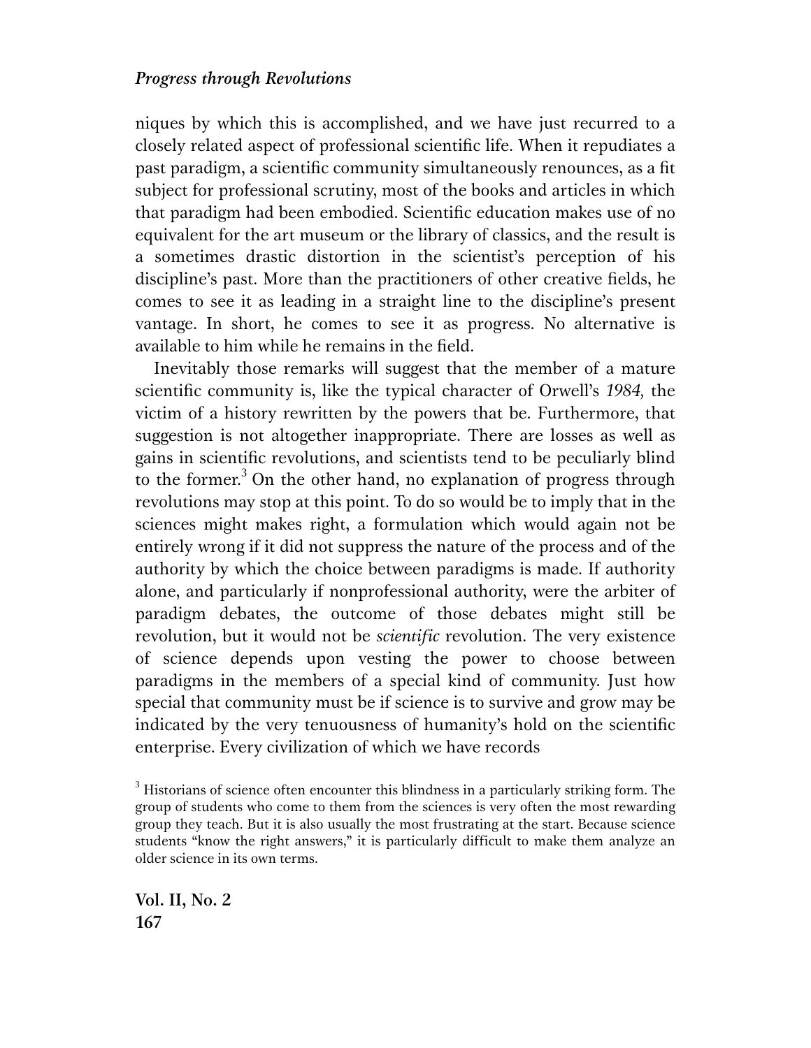niques by which this is accomplished, and we have just recurred to a closely related aspect of professional scientific life. When it repudiates a past paradigm, a scientific community simultaneously renounces, as a fit subject for professional scrutiny, most of the books and articles in which that paradigm had been embodied. Scientific education makes use of no equivalent for the art museum or the library of classics, and the result is a sometimes drastic distortion in the scientist's perception of his discipline's past. More than the practitioners of other creative fields, he comes to see it as leading in a straight line to the discipline's present vantage. In short, he comes to see it as progress. No alternative is available to him while he remains in the field.

Inevitably those remarks will suggest that the member of a mature scientific community is, like the typical character of Orwell's *1984,* the victim of a history rewritten by the powers that be. Furthermore, that suggestion is not altogether inappropriate. There are losses as well as gains in scientific revolutions, and scientists tend to be peculiarly blind to the former.[3] On the other hand, no explanation of progress through revolutions may stop at this point. To do so would be to imply that in the sciences might makes right, a formulation which would again not be entirely wrong if it did not suppress the nature of the process and of the authority by which the choice between paradigms is made. If authority alone, and particularly if nonprofessional authority, were the arbiter of paradigm debates, the outcome of those debates might still be revolution, but it would not be *scientific* revolution. The very existence of science depends upon vesting the power to choose between paradigms in the members of a special kind of community. Just how special that community must be if science is to survive and grow may be indicated by the very tenuousness of humanity's hold on the scientific enterprise. Every civilization of which we have records

[3] Historians of science often encounter this blindness in a particularly striking form. The group of students who come to them from the sciences is very often the most rewarding group they teach. But it is also usually the most frustrating at the start. Because science students "know the right answers," it is particularly difficult to make them analyze an older science in its own terms.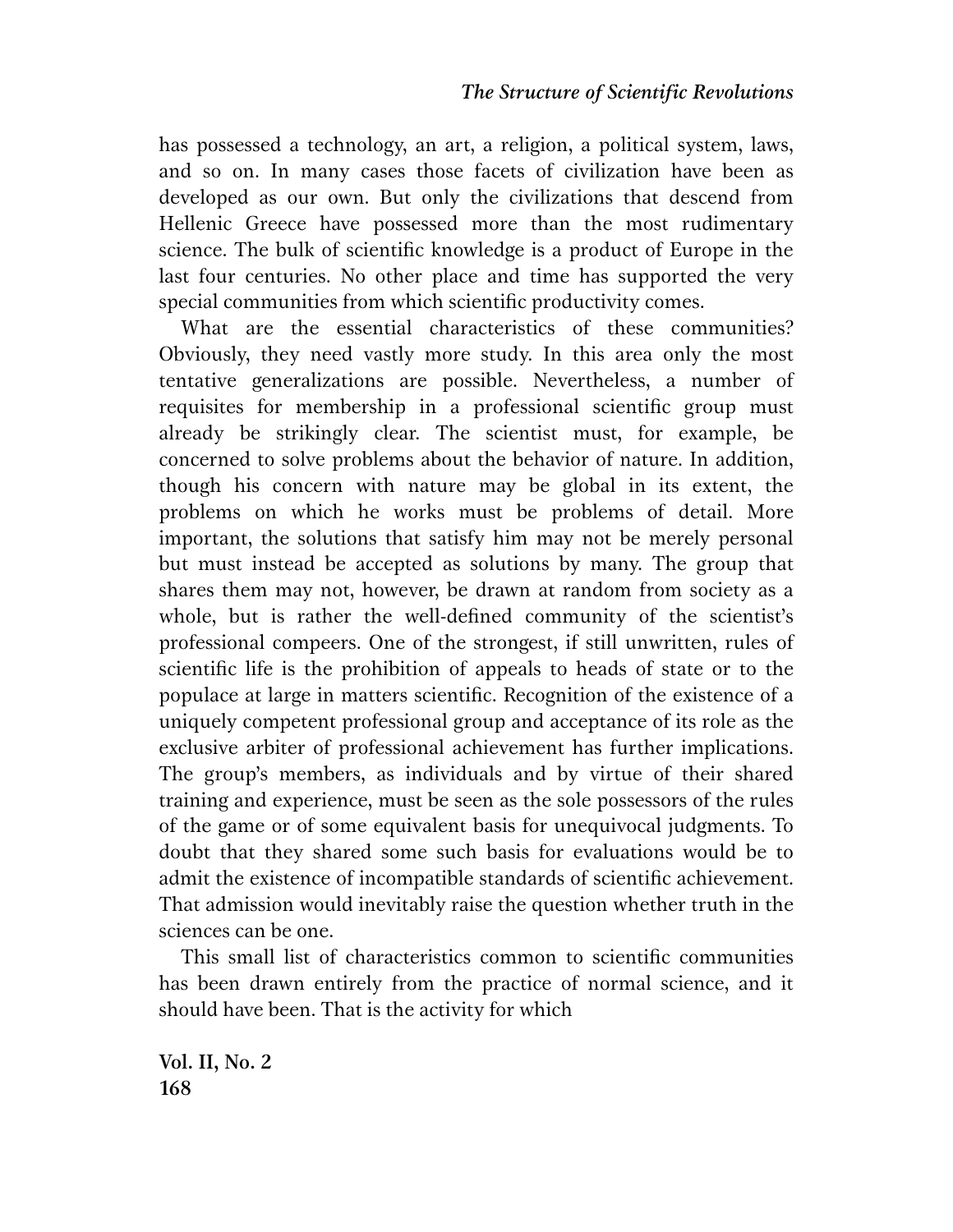has possessed a technology, an art, a religion, a political system, laws, and so on. In many cases those facets of civilization have been as developed as our own. But only the civilizations that descend from Hellenic Greece have possessed more than the most rudimentary science. The bulk of scientific knowledge is a product of Europe in the last four centuries. No other place and time has supported the very special communities from which scientific productivity comes.

What are the essential characteristics of these communities? Obviously, they need vastly more study. In this area only the most tentative generalizations are possible. Nevertheless, a number of requisites for membership in a professional scientific group must already be strikingly clear. The scientist must, for example, be concerned to solve problems about the behavior of nature. In addition, though his concern with nature may be global in its extent, the problems on which he works must be problems of detail. More important, the solutions that satisfy him may not be merely personal but must instead be accepted as solutions by many. The group that shares them may not, however, be drawn at random from society as a whole, but is rather the well-defined community of the scientist's professional compeers. One of the strongest, if still unwritten, rules of scientific life is the prohibition of appeals to heads of state or to the populace at large in matters scientific. Recognition of the existence of a uniquely competent professional group and acceptance of its role as the exclusive arbiter of professional achievement has further implications. The group's members, as individuals and by virtue of their shared training and experience, must be seen as the sole possessors of the rules of the game or of some equivalent basis for unequivocal judgments. To doubt that they shared some such basis for evaluations would be to admit the existence of incompatible standards of scientific achievement. That admission would inevitably raise the question whether truth in the sciences can be one.

This small list of characteristics common to scientific communities has been drawn entirely from the practice of normal science, and it should have been. That is the activity for which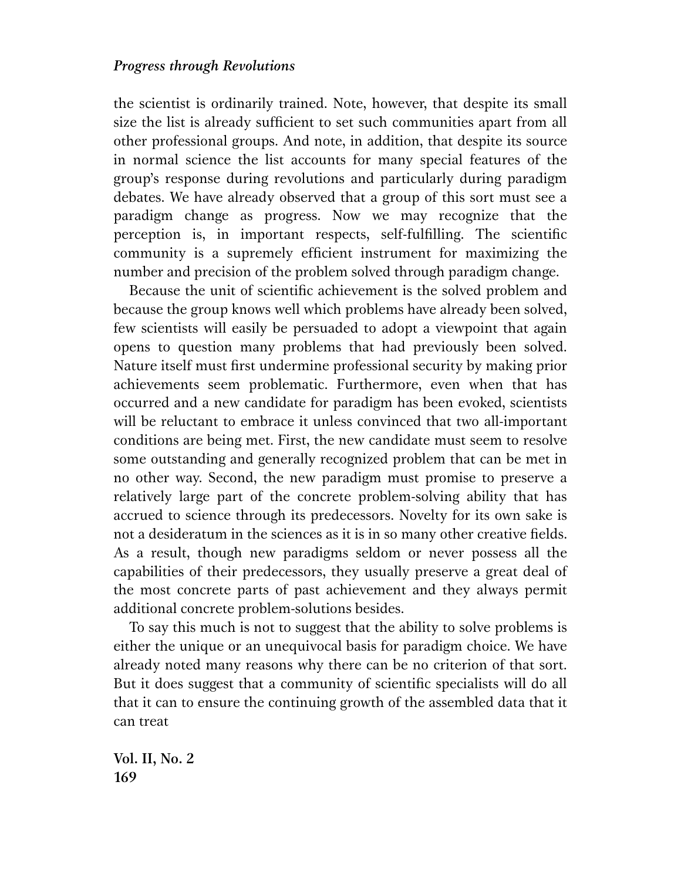the scientist is ordinarily trained. Note, however, that despite its small size the list is already sufficient to set such communities apart from all other professional groups. And note, in addition, that despite its source in normal science the list accounts for many special features of the group's response during revolutions and particularly during paradigm debates. We have already observed that a group of this sort must see a paradigm change as progress. Now we may recognize that the perception is, in important respects, self-fulfilling. The scientific community is a supremely efficient instrument for maximizing the number and precision of the problem solved through paradigm change.

Because the unit of scientific achievement is the solved problem and because the group knows well which problems have already been solved, few scientists will easily be persuaded to adopt a viewpoint that again opens to question many problems that had previously been solved. Nature itself must first undermine professional security by making prior achievements seem problematic. Furthermore, even when that has occurred and a new candidate for paradigm has been evoked, scientists will be reluctant to embrace it unless convinced that two all-important conditions are being met. First, the new candidate must seem to resolve some outstanding and generally recognized problem that can be met in no other way. Second, the new paradigm must promise to preserve a relatively large part of the concrete problem-solving ability that has accrued to science through its predecessors. Novelty for its own sake is not a desideratum in the sciences as it is in so many other creative fields. As a result, though new paradigms seldom or never possess all the capabilities of their predecessors, they usually preserve a great deal of the most concrete parts of past achievement and they always permit additional concrete problem-solutions besides.

To say this much is not to suggest that the ability to solve problems is either the unique or an unequivocal basis for paradigm choice. We have already noted many reasons why there can be no criterion of that sort. But it does suggest that a community of scientific specialists will do all that it can to ensure the continuing growth of the assembled data that it can treat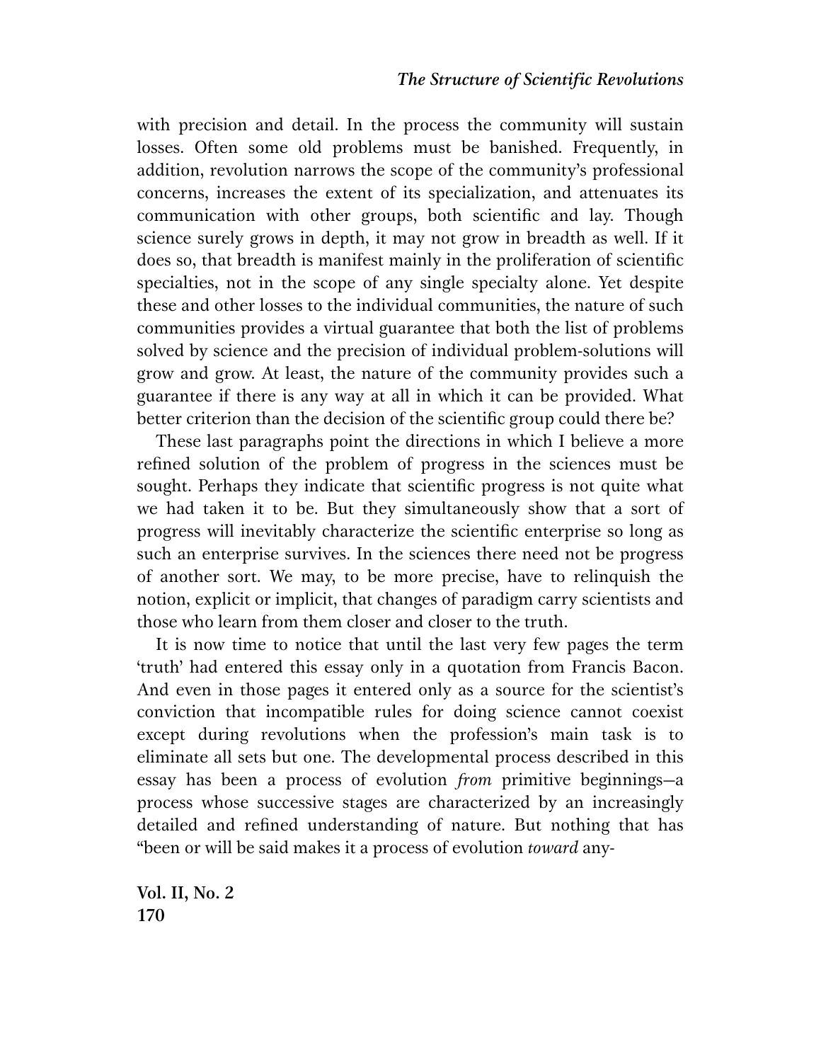with precision and detail. In the process the community will sustain losses. Often some old problems must be banished. Frequently, in addition, revolution narrows the scope of the community's professional concerns, increases the extent of its specialization, and attenuates its communication with other groups, both scientific and lay. Though science surely grows in depth, it may not grow in breadth as well. If it does so, that breadth is manifest mainly in the proliferation of scientific specialties, not in the scope of any single specialty alone. Yet despite these and other losses to the individual communities, the nature of such communities provides a virtual guarantee that both the list of problems solved by science and the precision of individual problem-solutions will grow and grow. At least, the nature of the community provides such a guarantee if there is any way at all in which it can be provided. What better criterion than the decision of the scientific group could there be?

These last paragraphs point the directions in which I believe a more refined solution of the problem of progress in the sciences must be sought. Perhaps they indicate that scientific progress is not quite what we had taken it to be. But they simultaneously show that a sort of progress will inevitably characterize the scientific enterprise so long as such an enterprise survives. In the sciences there need not be progress of another sort. We may, to be more precise, have to relinquish the notion, explicit or implicit, that changes of paradigm carry scientists and those who learn from them closer and closer to the truth.

It is now time to notice that until the last very few pages the term 'truth' had entered this essay only in a quotation from Francis Bacon. And even in those pages it entered only as a source for the scientist's conviction that incompatible rules for doing science cannot coexist except during revolutions when the profession's main task is to eliminate all sets but one. The developmental process described in this essay has been a process of evolution *from* primitive beginnings—a process whose successive stages are characterized by an increasingly detailed and refined understanding of nature. But nothing that has "been or will be said makes it a process of evolution *toward* any-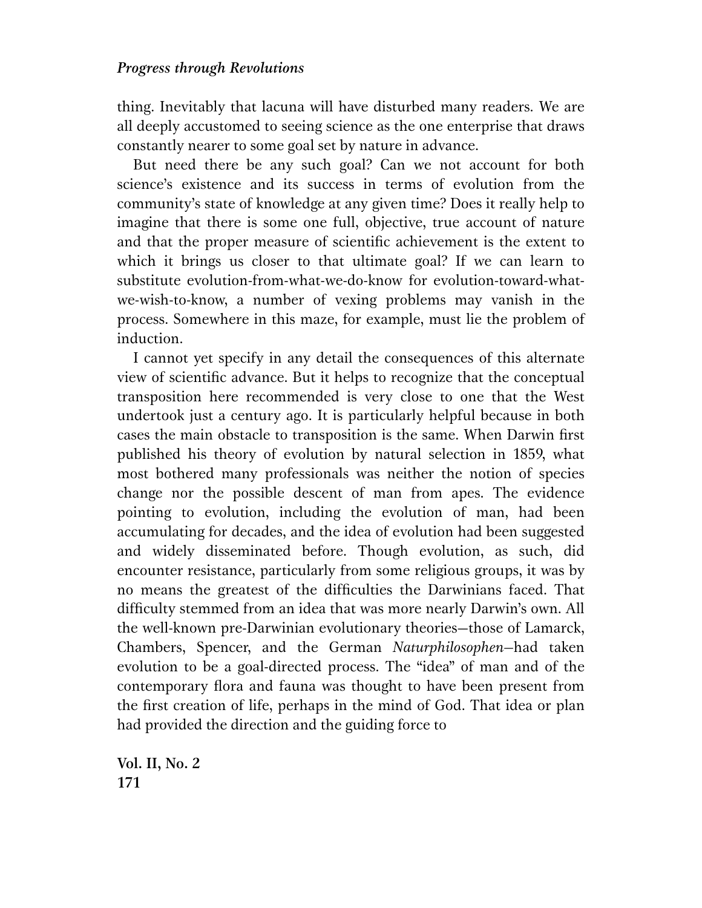thing. Inevitably that lacuna will have disturbed many readers. We are all deeply accustomed to seeing science as the one enterprise that draws constantly nearer to some goal set by nature in advance.

But need there be any such goal? Can we not account for both science's existence and its success in terms of evolution from the community's state of knowledge at any given time? Does it really help to imagine that there is some one full, objective, true account of nature and that the proper measure of scientific achievement is the extent to which it brings us closer to that ultimate goal? If we can learn to substitute evolution-from-what-we-do-know for evolution-toward-what-we-wish-to-know, a number of vexing problems may vanish in the process. Somewhere in this maze, for example, must lie the problem of induction.

I cannot yet specify in any detail the consequences of this alternate view of scientific advance. But it helps to recognize that the conceptual transposition here recommended is very close to one that the West undertook just a century ago. It is particularly helpful because in both cases the main obstacle to transposition is the same. When Darwin first published his theory of evolution by natural selection in 1859, what most bothered many professionals was neither the notion of species change nor the possible descent of man from apes. The evidence pointing to evolution, including the evolution of man, had been accumulating for decades, and the idea of evolution had been suggested and widely disseminated before. Though evolution, as such, did encounter resistance, particularly from some religious groups, it was by no means the greatest of the difficulties the Darwinians faced. That difficulty stemmed from an idea that was more nearly Darwin's own. All the well-known pre-Darwinian evolutionary theories—those of Lamarck, Chambers, Spencer, and the German *Naturphilosophen*—had taken evolution to be a goal-directed process. The "idea" of man and of the contemporary flora and fauna was thought to have been present from the first creation of life, perhaps in the mind of God. That idea or plan had provided the direction and the guiding force to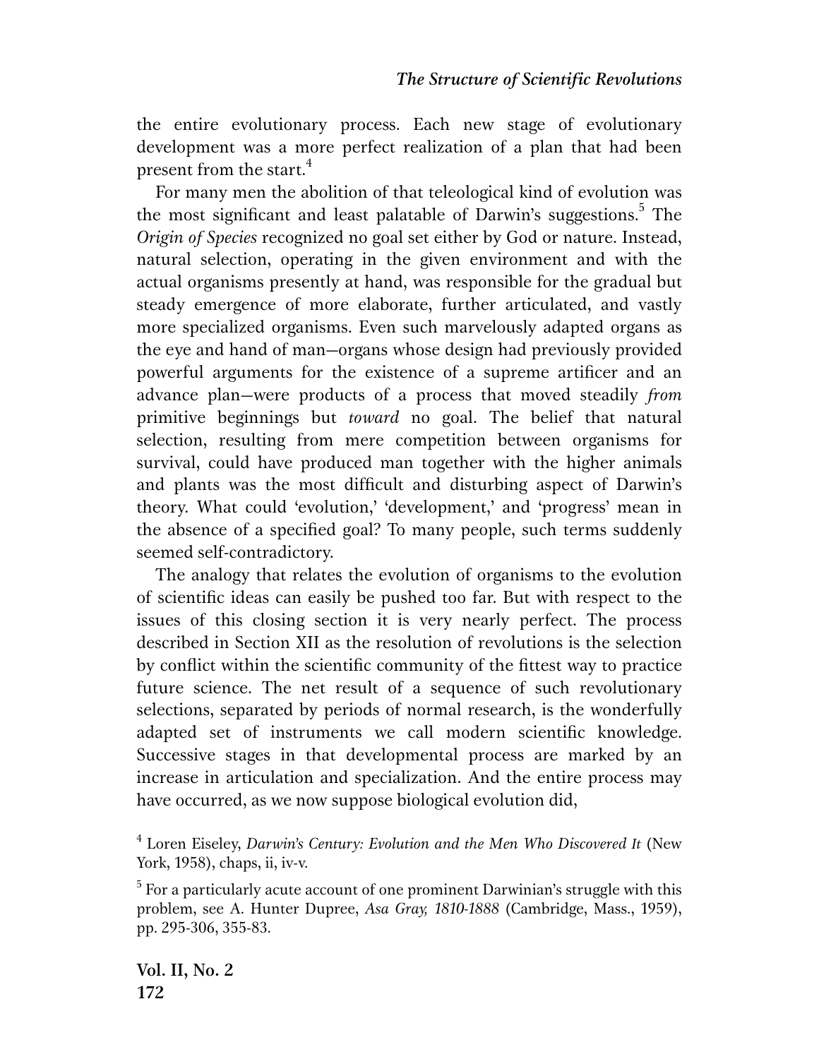the entire evolutionary process. Each new stage of evolutionary development was a more perfect realization of a plan that had been present from the start.[4]

For many men the abolition of that teleological kind of evolution was the most significant and least palatable of Darwin's suggestions.[5] The *Origin of Species* recognized no goal set either by God or nature. Instead, natural selection, operating in the given environment and with the actual organisms presently at hand, was responsible for the gradual but steady emergence of more elaborate, further articulated, and vastly more specialized organisms. Even such marvelously adapted organs as the eye and hand of man—organs whose design had previously provided powerful arguments for the existence of a supreme artificer and an advance plan—were products of a process that moved steadily *from* primitive beginnings but *toward* no goal. The belief that natural selection, resulting from mere competition between organisms for survival, could have produced man together with the higher animals and plants was the most difficult and disturbing aspect of Darwin's theory. What could 'evolution,' 'development,' and 'progress' mean in the absence of a specified goal? To many people, such terms suddenly seemed self-contradictory.

The analogy that relates the evolution of organisms to the evolution of scientific ideas can easily be pushed too far. But with respect to the issues of this closing section it is very nearly perfect. The process described in Section XII as the resolution of revolutions is the selection by conflict within the scientific community of the fittest way to practice future science. The net result of a sequence of such revolutionary selections, separated by periods of normal research, is the wonderfully adapted set of instruments we call modern scientific knowledge. Successive stages in that developmental process are marked by an increase in articulation and specialization. And the entire process may have occurred, as we now suppose biological evolution did,

[4] Loren Eiseley, *Darwin's Century: Evolution and the Men Who Discovered It* (New York, 1958), chaps, ii, iv-v.

[5] For a particularly acute account of one prominent Darwinian's struggle with this problem, see A. Hunter Dupree, *Asa Gray, 1810-1888* (Cambridge, Mass., 1959), pp. 295-306, 355-83.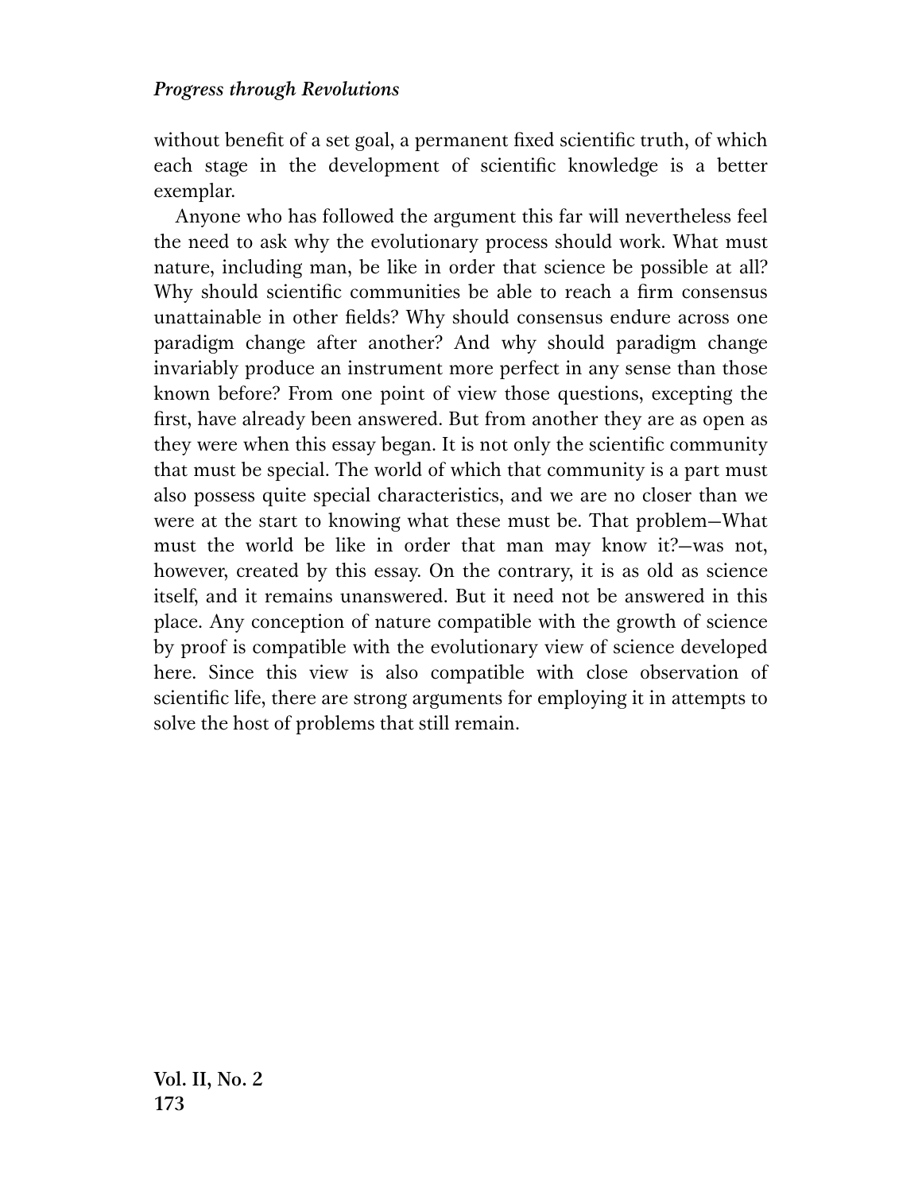without benefit of a set goal, a permanent fixed scientific truth, of which each stage in the development of scientific knowledge is a better exemplar.

Anyone who has followed the argument this far will nevertheless feel the need to ask why the evolutionary process should work. What must nature, including man, be like in order that science be possible at all? Why should scientific communities be able to reach a firm consensus unattainable in other fields? Why should consensus endure across one paradigm change after another? And why should paradigm change invariably produce an instrument more perfect in any sense than those known before? From one point of view those questions, excepting the first, have already been answered. But from another they are as open as they were when this essay began. It is not only the scientific community that must be special. The world of which that community is a part must also possess quite special characteristics, and we are no closer than we were at the start to knowing what these must be. That problem—What must the world be like in order that man may know it?—was not, however, created by this essay. On the contrary, it is as old as science itself, and it remains unanswered. But it need not be answered in this place. Any conception of nature compatible with the growth of science by proof is compatible with the evolutionary view of science developed here. Since this view is also compatible with close observation of scientific life, there are strong arguments for employing it in attempts to solve the host of problems that still remain.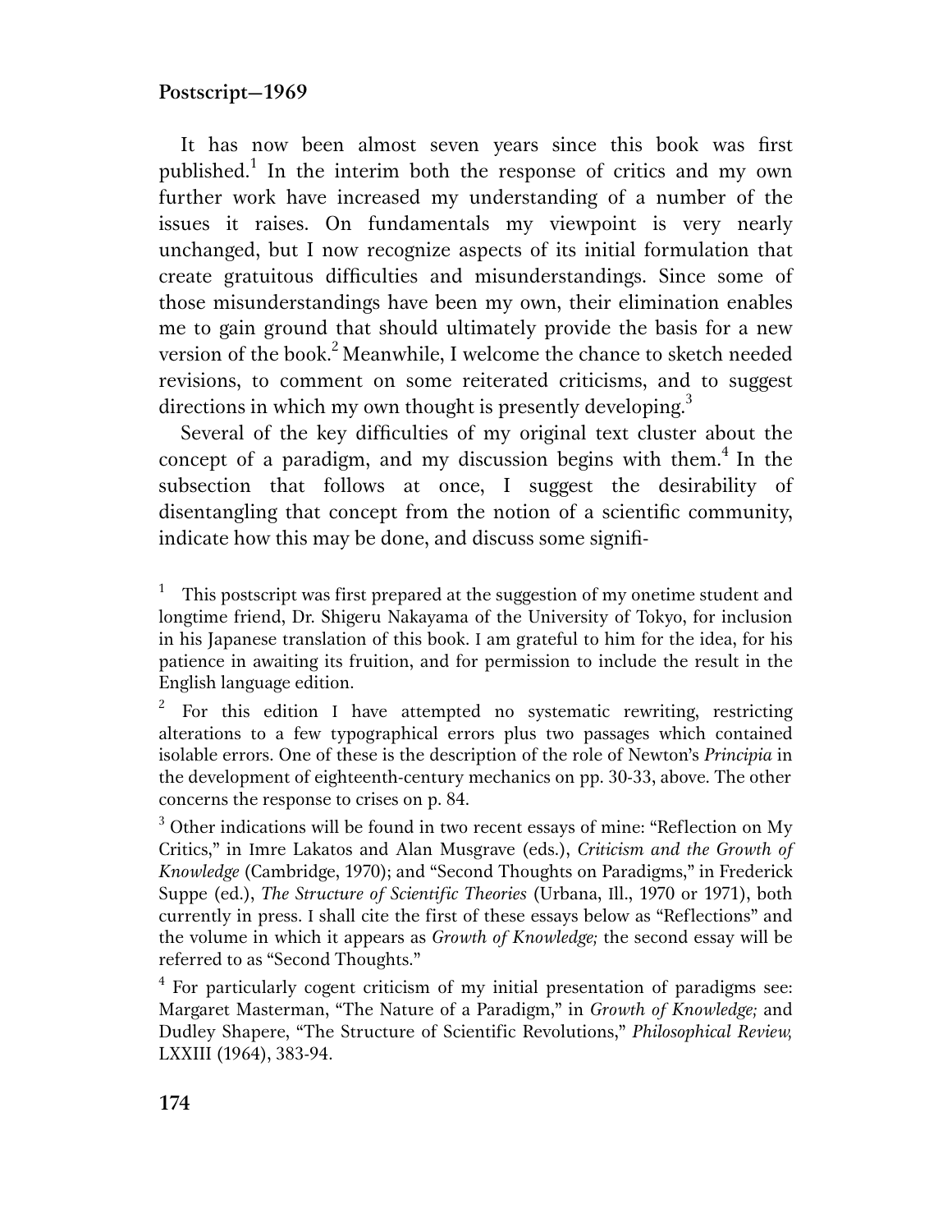## Postscript—1969

It has now been almost seven years since this book was first published.[1] In the interim both the response of critics and my own further work have increased my understanding of a number of the issues it raises. On fundamentals my viewpoint is very nearly unchanged, but I now recognize aspects of its initial formulation that create gratuitous difficulties and misunderstandings. Since some of those misunderstandings have been my own, their elimination enables me to gain ground that should ultimately provide the basis for a new version of the book.[2] Meanwhile, I welcome the chance to sketch needed revisions, to comment on some reiterated criticisms, and to suggest directions in which my own thought is presently developing.[3]

Several of the key difficulties of my original text cluster about the concept of a paradigm, and my discussion begins with them.[4] In the subsection that follows at once, I suggest the desirability of disentangling that concept from the notion of a scientific community, indicate how this may be done, and discuss some signifi-

[1] This postscript was first prepared at the suggestion of my onetime student and longtime friend, Dr. Shigeru Nakayama of the University of Tokyo, for inclusion in his Japanese translation of this book. I am grateful to him for the idea, for his patience in awaiting its fruition, and for permission to include the result in the English language edition.

[2] For this edition I have attempted no systematic rewriting, restricting alterations to a few typographical errors plus two passages which contained isolable errors. One of these is the description of the role of Newton's *Principia* in the development of eighteenth-century mechanics on pp. 30-33, above. The other concerns the response to crises on p. 84.

[3] Other indications will be found in two recent essays of mine: "Reflection on My Critics," in Imre Lakatos and Alan Musgrave (eds.), *Criticism and the Growth of Knowledge* (Cambridge, 1970); and "Second Thoughts on Paradigms," in Frederick Suppe (ed.), *The Structure of Scientific Theories* (Urbana, Ill., 1970 or 1971), both currently in press. I shall cite the first of these essays below as "Reflections" and the volume in which it appears as *Growth of Knowledge;* the second essay will be referred to as "Second Thoughts."

[4] For particularly cogent criticism of my initial presentation of paradigms see: Margaret Masterman, "The Nature of a Paradigm," in *Growth of Knowledge;* and Dudley Shapere, "The Structure of Scientific Revolutions," *Philosophical Review,* LXXIII (1964), 383-94.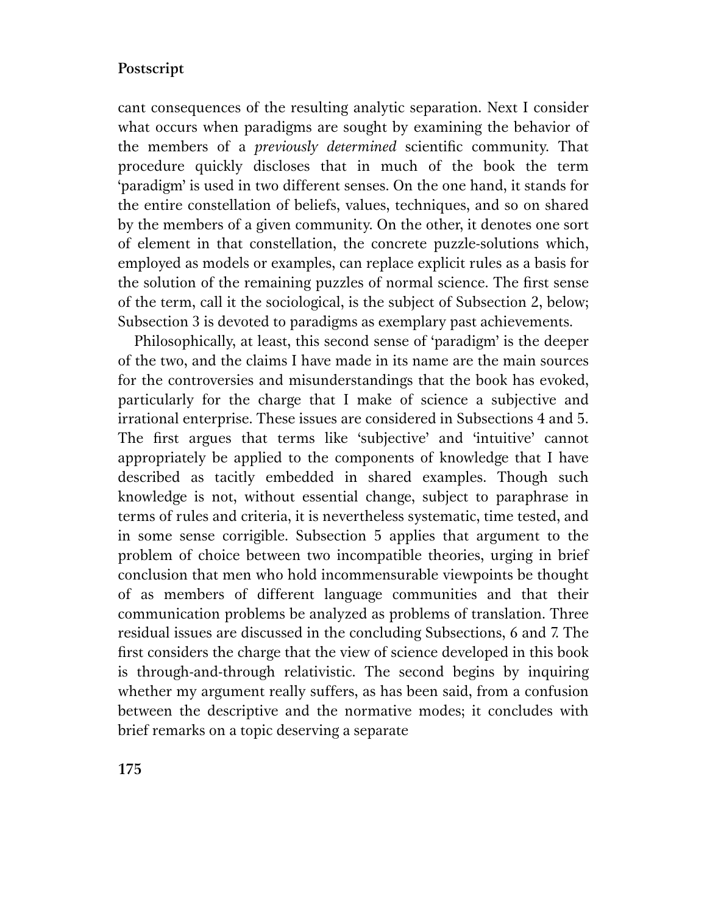cant consequences of the resulting analytic separation. Next I consider what occurs when paradigms are sought by examining the behavior of the members of a *previously determined* scientific community. That procedure quickly discloses that in much of the book the term 'paradigm' is used in two different senses. On the one hand, it stands for the entire constellation of beliefs, values, techniques, and so on shared by the members of a given community. On the other, it denotes one sort of element in that constellation, the concrete puzzle-solutions which, employed as models or examples, can replace explicit rules as a basis for the solution of the remaining puzzles of normal science. The first sense of the term, call it the sociological, is the subject of Subsection 2, below; Subsection 3 is devoted to paradigms as exemplary past achievements.

Philosophically, at least, this second sense of 'paradigm' is the deeper of the two, and the claims I have made in its name are the main sources for the controversies and misunderstandings that the book has evoked, particularly for the charge that I make of science a subjective and irrational enterprise. These issues are considered in Subsections 4 and 5. The first argues that terms like 'subjective' and 'intuitive' cannot appropriately be applied to the components of knowledge that I have described as tacitly embedded in shared examples. Though such knowledge is not, without essential change, subject to paraphrase in terms of rules and criteria, it is nevertheless systematic, time tested, and in some sense corrigible. Subsection 5 applies that argument to the problem of choice between two incompatible theories, urging in brief conclusion that men who hold incommensurable viewpoints be thought of as members of different language communities and that their communication problems be analyzed as problems of translation. Three residual issues are discussed in the concluding Subsections, 6 and 7. The first considers the charge that the view of science developed in this book is through-and-through relativistic. The second begins by inquiring whether my argument really suffers, as has been said, from a confusion between the descriptive and the normative modes; it concludes with brief remarks on a topic deserving a separate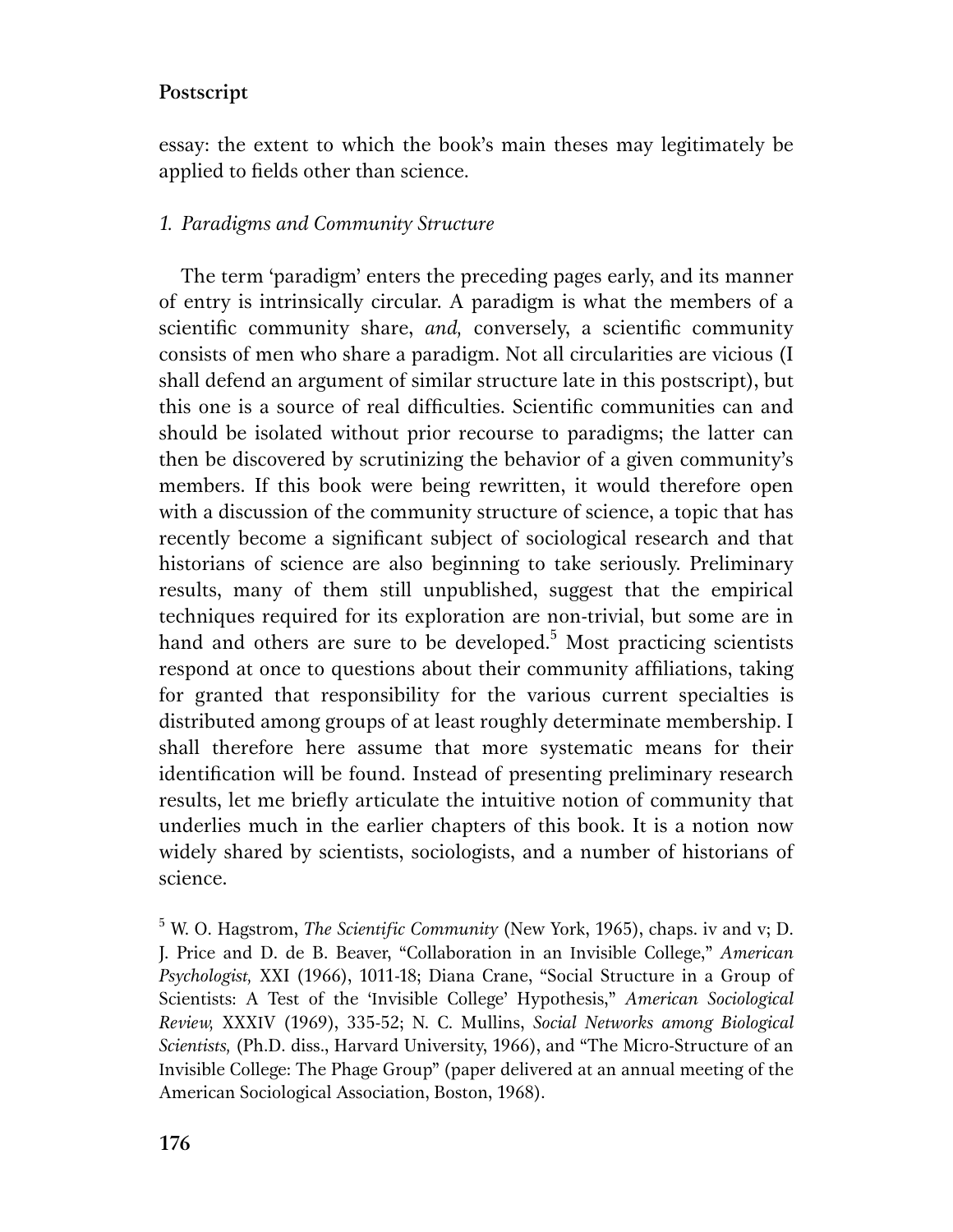essay: the extent to which the book's main theses may legitimately be applied to fields other than science.

### *1. Paradigms and Community Structure*

The term 'paradigm' enters the preceding pages early, and its manner of entry is intrinsically circular. A paradigm is what the members of a scientific community share, *and,* conversely, a scientific community consists of men who share a paradigm. Not all circularities are vicious (I shall defend an argument of similar structure late in this postscript), but this one is a source of real difficulties. Scientific communities can and should be isolated without prior recourse to paradigms; the latter can then be discovered by scrutinizing the behavior of a given community's members. If this book were being rewritten, it would therefore open with a discussion of the community structure of science, a topic that has recently become a significant subject of sociological research and that historians of science are also beginning to take seriously. Preliminary results, many of them still unpublished, suggest that the empirical techniques required for its exploration are non-trivial, but some are in hand and others are sure to be developed.[5] Most practicing scientists respond at once to questions about their community affiliations, taking for granted that responsibility for the various current specialties is distributed among groups of at least roughly determinate membership. I shall therefore here assume that more systematic means for their identification will be found. Instead of presenting preliminary research results, let me briefly articulate the intuitive notion of community that underlies much in the earlier chapters of this book. It is a notion now widely shared by scientists, sociologists, and a number of historians of science.

[5] W. O. Hagstrom, *The Scientific Community* (New York, 1965), chaps. iv and v; D. J. Price and D. de B. Beaver, "Collaboration in an Invisible College," *American Psychologist,* XXI (1966), 1011-18; Diana Crane, "Social Structure in a Group of Scientists: A Test of the 'Invisible College' Hypothesis," *American Sociological Review,* XXXIV (1969), 335-52; N. C. Mullins, *Social Networks among Biological Scientists,* (Ph.D. diss., Harvard University, 1966), and "The Micro-Structure of an Invisible College: The Phage Group" (paper delivered at an annual meeting of the American Sociological Association, Boston, 1968).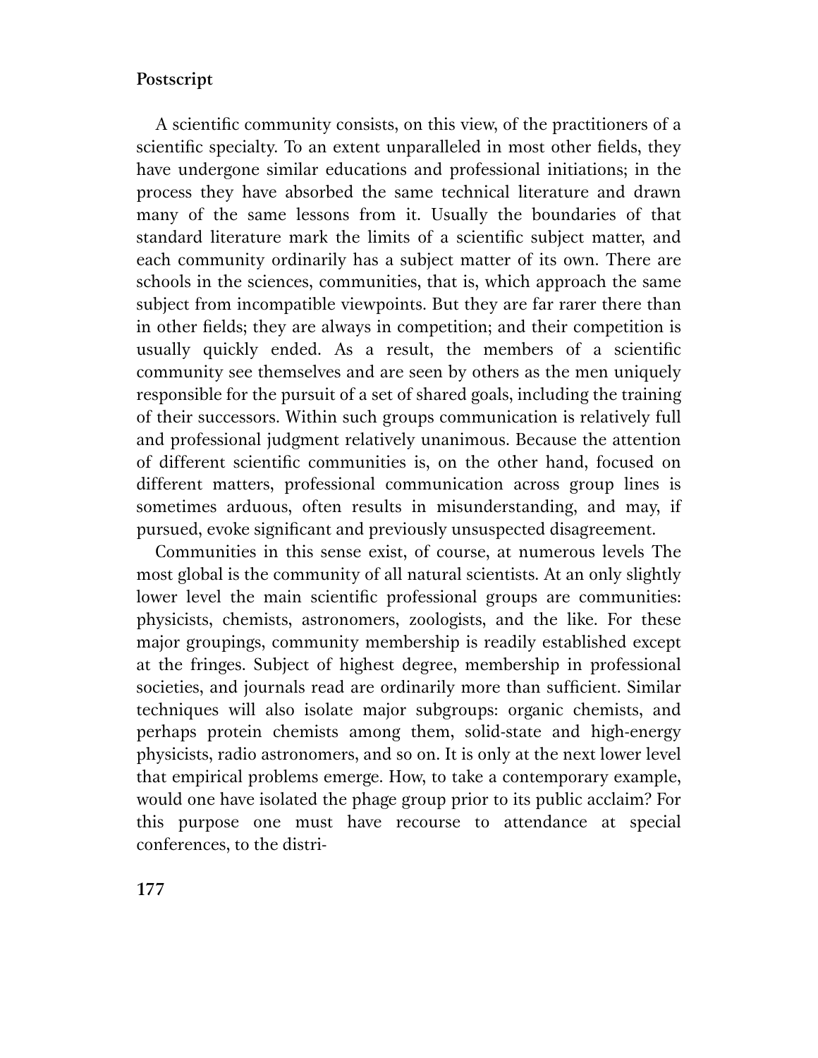A scientific community consists, on this view, of the practitioners of a scientific specialty. To an extent unparalleled in most other fields, they have undergone similar educations and professional initiations; in the process they have absorbed the same technical literature and drawn many of the same lessons from it. Usually the boundaries of that standard literature mark the limits of a scientific subject matter, and each community ordinarily has a subject matter of its own. There are schools in the sciences, communities, that is, which approach the same subject from incompatible viewpoints. But they are far rarer there than in other fields; they are always in competition; and their competition is usually quickly ended. As a result, the members of a scientific community see themselves and are seen by others as the men uniquely responsible for the pursuit of a set of shared goals, including the training of their successors. Within such groups communication is relatively full and professional judgment relatively unanimous. Because the attention of different scientific communities is, on the other hand, focused on different matters, professional communication across group lines is sometimes arduous, often results in misunderstanding, and may, if pursued, evoke significant and previously unsuspected disagreement.

Communities in this sense exist, of course, at numerous levels The most global is the community of all natural scientists. At an only slightly lower level the main scientific professional groups are communities: physicists, chemists, astronomers, zoologists, and the like. For these major groupings, community membership is readily established except at the fringes. Subject of highest degree, membership in professional societies, and journals read are ordinarily more than sufficient. Similar techniques will also isolate major subgroups: organic chemists, and perhaps protein chemists among them, solid-state and high-energy physicists, radio astronomers, and so on. It is only at the next lower level that empirical problems emerge. How, to take a contemporary example, would one have isolated the phage group prior to its public acclaim? For this purpose one must have recourse to attendance at special conferences, to the distri-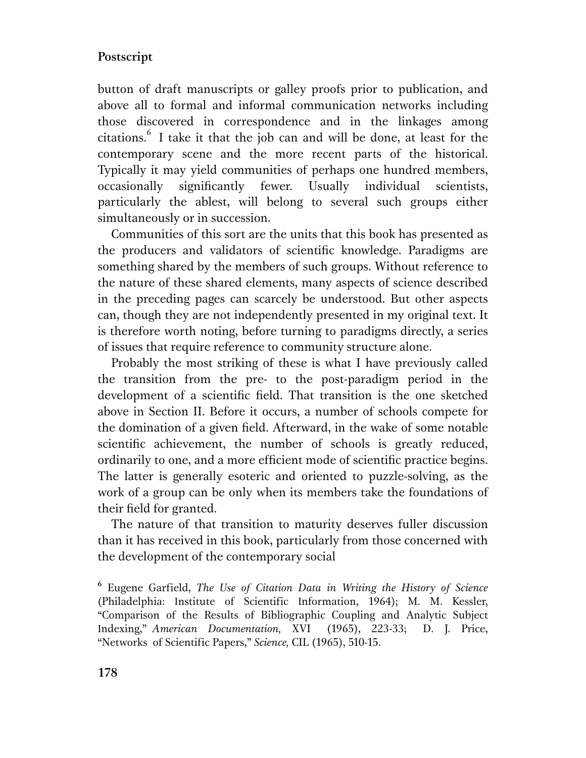button of draft manuscripts or galley proofs prior to publication, and above all to formal and informal communication networks including those discovered in correspondence and in the linkages among citations.[6] I take it that the job can and will be done, at least for the contemporary scene and the more recent parts of the historical. Typically it may yield communities of perhaps one hundred members, occasionally significantly fewer. Usually individual scientists, particularly the ablest, will belong to several such groups either simultaneously or in succession.

Communities of this sort are the units that this book has presented as the producers and validators of scientific knowledge. Paradigms are something shared by the members of such groups. Without reference to the nature of these shared elements, many aspects of science described in the preceding pages can scarcely be understood. But other aspects can, though they are not independently presented in my original text. It is therefore worth noting, before turning to paradigms directly, a series of issues that require reference to community structure alone.

Probably the most striking of these is what I have previously called the transition from the pre- to the post-paradigm period in the development of a scientific field. That transition is the one sketched above in Section II. Before it occurs, a number of schools compete for the domination of a given field. Afterward, in the wake of some notable scientific achievement, the number of schools is greatly reduced, ordinarily to one, and a more efficient mode of scientific practice begins. The latter is generally esoteric and oriented to puzzle-solving, as the work of a group can be only when its members take the foundations of their field for granted.

The nature of that transition to maturity deserves fuller discussion than it has received in this book, particularly from those concerned with the development of the contemporary social

[6] Eugene Garfield, *The Use of Citation Data in Writing the History of Science* (Philadelphia: Institute of Scientific Information, 1964); M. M. Kessler, "Comparison of the Results of Bibliographic Coupling and Analytic Subject Indexing," *American Documentation,* XVI (1965), 223-33; D. J. Price, "Networks of Scientific Papers," *Science,* CIL (1965), 510-15.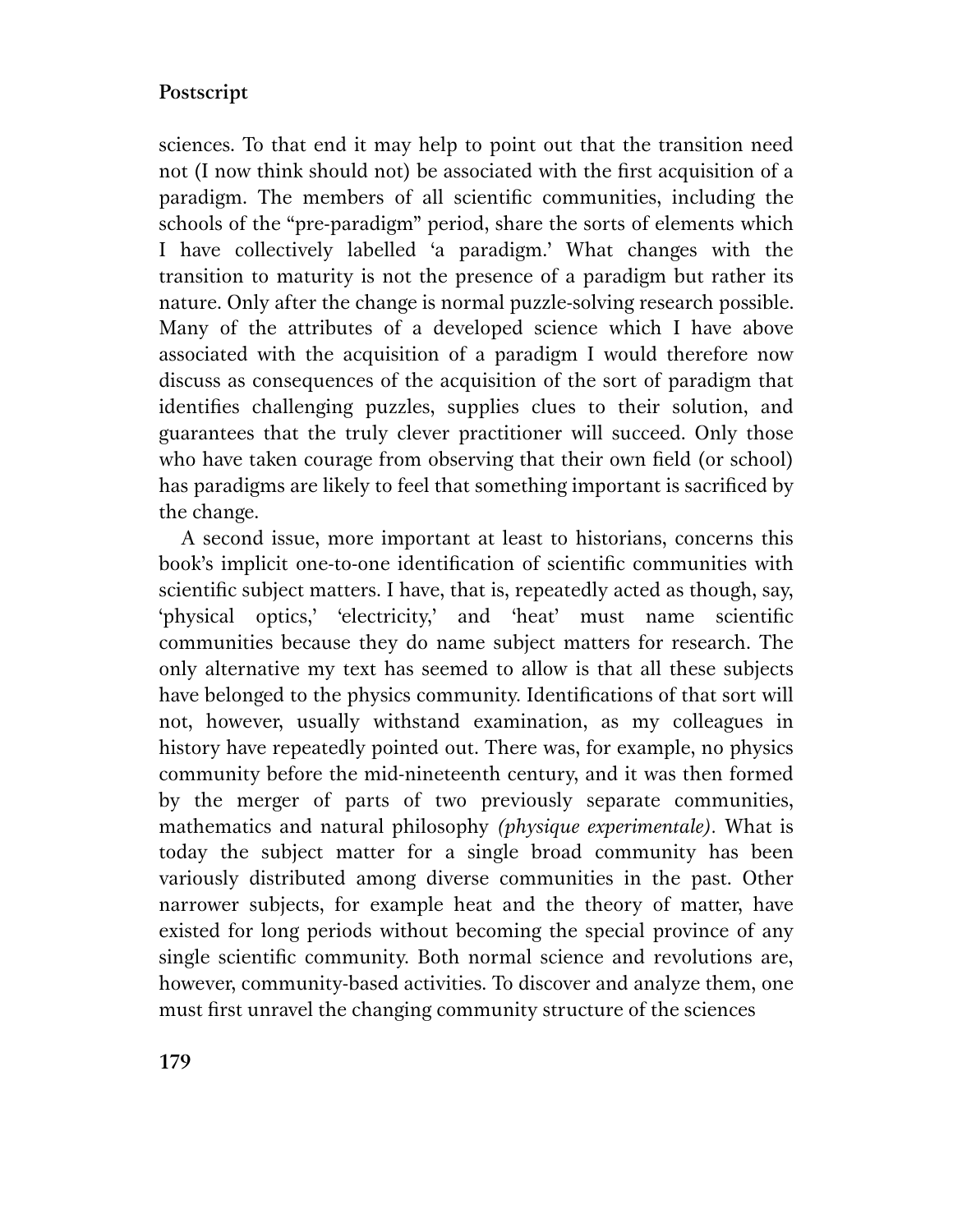sciences. To that end it may help to point out that the transition need not (I now think should not) be associated with the first acquisition of a paradigm. The members of all scientific communities, including the schools of the "pre-paradigm" period, share the sorts of elements which I have collectively labelled 'a paradigm.' What changes with the transition to maturity is not the presence of a paradigm but rather its nature. Only after the change is normal puzzle-solving research possible. Many of the attributes of a developed science which I have above associated with the acquisition of a paradigm I would therefore now discuss as consequences of the acquisition of the sort of paradigm that identifies challenging puzzles, supplies clues to their solution, and guarantees that the truly clever practitioner will succeed. Only those who have taken courage from observing that their own field (or school) has paradigms are likely to feel that something important is sacrificed by the change.

A second issue, more important at least to historians, concerns this book's implicit one-to-one identification of scientific communities with scientific subject matters. I have, that is, repeatedly acted as though, say, 'physical optics,' 'electricity,' and 'heat' must name scientific communities because they do name subject matters for research. The only alternative my text has seemed to allow is that all these subjects have belonged to the physics community. Identifications of that sort will not, however, usually withstand examination, as my colleagues in history have repeatedly pointed out. There was, for example, no physics community before the mid-nineteenth century, and it was then formed by the merger of parts of two previously separate communities, mathematics and natural philosophy *(physique experimentale)*. What is today the subject matter for a single broad community has been variously distributed among diverse communities in the past. Other narrower subjects, for example heat and the theory of matter, have existed for long periods without becoming the special province of any single scientific community. Both normal science and revolutions are, however, community-based activities. To discover and analyze them, one must first unravel the changing community structure of the sciences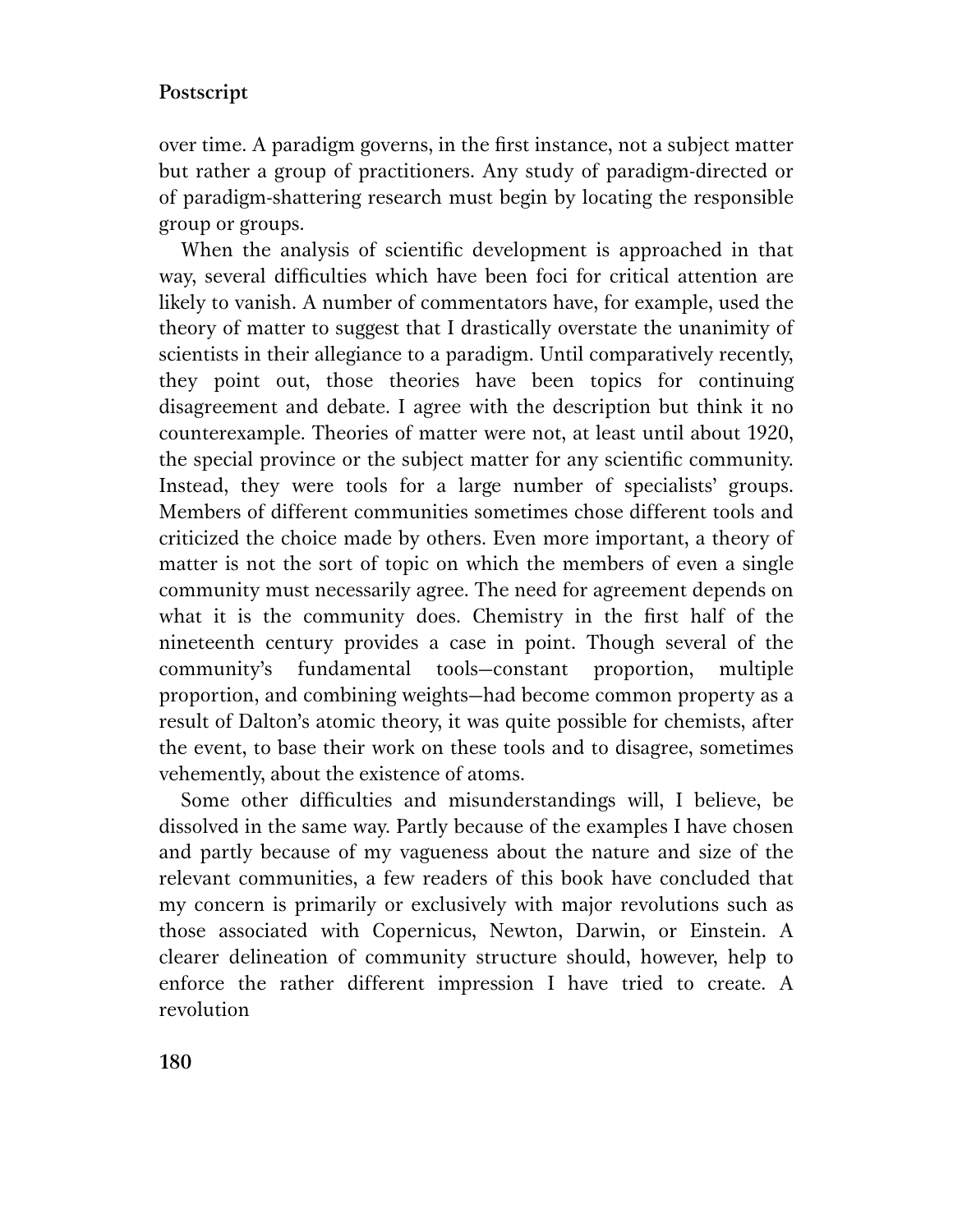over time. A paradigm governs, in the first instance, not a subject matter but rather a group of practitioners. Any study of paradigm-directed or of paradigm-shattering research must begin by locating the responsible group or groups.

When the analysis of scientific development is approached in that way, several difficulties which have been foci for critical attention are likely to vanish. A number of commentators have, for example, used the theory of matter to suggest that I drastically overstate the unanimity of scientists in their allegiance to a paradigm. Until comparatively recently, they point out, those theories have been topics for continuing disagreement and debate. I agree with the description but think it no counterexample. Theories of matter were not, at least until about 1920, the special province or the subject matter for any scientific community. Instead, they were tools for a large number of specialists' groups. Members of different communities sometimes chose different tools and criticized the choice made by others. Even more important, a theory of matter is not the sort of topic on which the members of even a single community must necessarily agree. The need for agreement depends on what it is the community does. Chemistry in the first half of the nineteenth century provides a case in point. Though several of the community's fundamental tools—constant proportion, multiple proportion, and combining weights—had become common property as a result of Dalton's atomic theory, it was quite possible for chemists, after the event, to base their work on these tools and to disagree, sometimes vehemently, about the existence of atoms.

Some other difficulties and misunderstandings will, I believe, be dissolved in the same way. Partly because of the examples I have chosen and partly because of my vagueness about the nature and size of the relevant communities, a few readers of this book have concluded that my concern is primarily or exclusively with major revolutions such as those associated with Copernicus, Newton, Darwin, or Einstein. A clearer delineation of community structure should, however, help to enforce the rather different impression I have tried to create. A revolution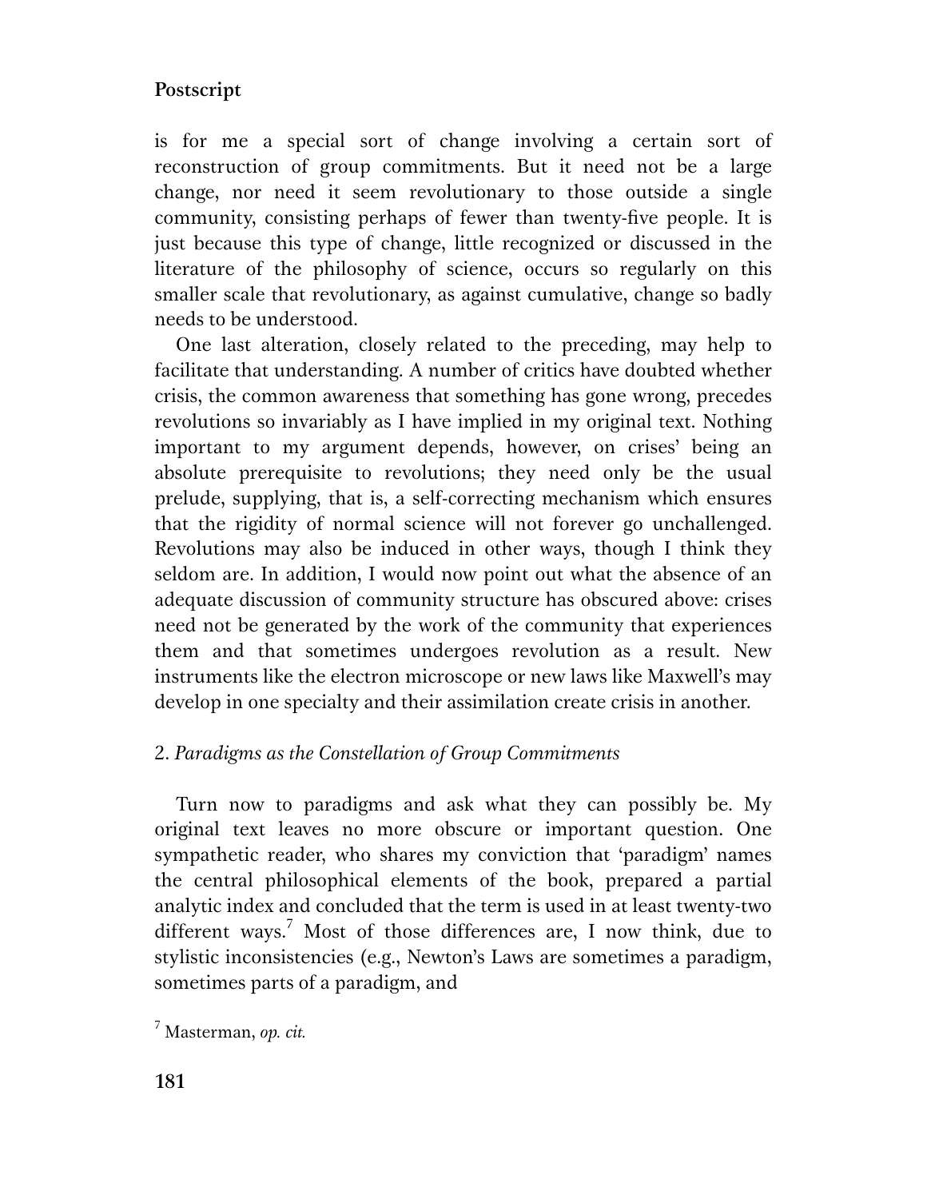is for me a special sort of change involving a certain sort of reconstruction of group commitments. But it need not be a large change, nor need it seem revolutionary to those outside a single community, consisting perhaps of fewer than twenty-five people. It is just because this type of change, little recognized or discussed in the literature of the philosophy of science, occurs so regularly on this smaller scale that revolutionary, as against cumulative, change so badly needs to be understood.

One last alteration, closely related to the preceding, may help to facilitate that understanding. A number of critics have doubted whether crisis, the common awareness that something has gone wrong, precedes revolutions so invariably as I have implied in my original text. Nothing important to my argument depends, however, on crises' being an absolute prerequisite to revolutions; they need only be the usual prelude, supplying, that is, a self-correcting mechanism which ensures that the rigidity of normal science will not forever go unchallenged. Revolutions may also be induced in other ways, though I think they seldom are. In addition, I would now point out what the absence of an adequate discussion of community structure has obscured above: crises need not be generated by the work of the community that experiences them and that sometimes undergoes revolution as a result. New instruments like the electron microscope or new laws like Maxwell's may develop in one specialty and their assimilation create crisis in another.

## 2. *Paradigms as the Constellation of Group Commitments*

Turn now to paradigms and ask what they can possibly be. My original text leaves no more obscure or important question. One sympathetic reader, who shares my conviction that 'paradigm' names the central philosophical elements of the book, prepared a partial analytic index and concluded that the term is used in at least twenty-two different ways.[7] Most of those differences are, I now think, due to stylistic inconsistencies (e.g., Newton's Laws are sometimes a paradigm, sometimes parts of a paradigm, and

[7] Masterman, *op. cit.*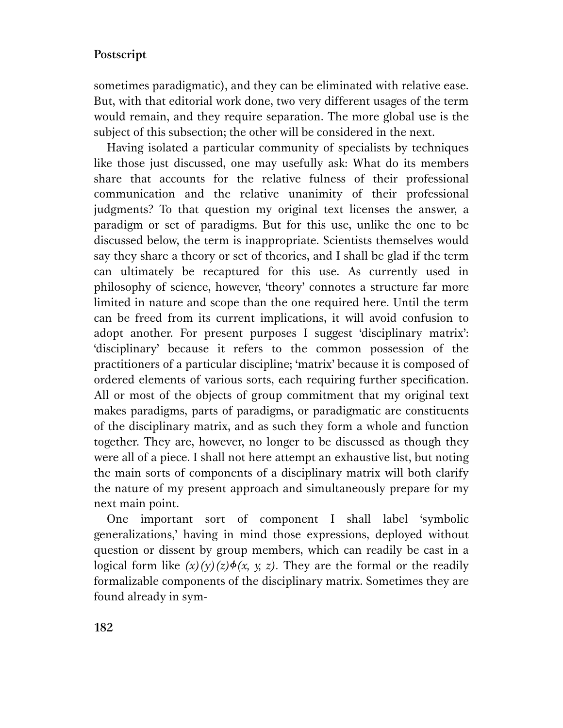sometimes paradigmatic), and they can be eliminated with relative ease. But, with that editorial work done, two very different usages of the term would remain, and they require separation. The more global use is the subject of this subsection; the other will be considered in the next.

Having isolated a particular community of specialists by techniques like those just discussed, one may usefully ask: What do its members share that accounts for the relative fulness of their professional communication and the relative unanimity of their professional judgments? To that question my original text licenses the answer, a paradigm or set of paradigms. But for this use, unlike the one to be discussed below, the term is inappropriate. Scientists themselves would say they share a theory or set of theories, and I shall be glad if the term can ultimately be recaptured for this use. As currently used in philosophy of science, however, 'theory' connotes a structure far more limited in nature and scope than the one required here. Until the term can be freed from its current implications, it will avoid confusion to adopt another. For present purposes I suggest 'disciplinary matrix': 'disciplinary' because it refers to the common possession of the practitioners of a particular discipline; 'matrix' because it is composed of ordered elements of various sorts, each requiring further specification. All or most of the objects of group commitment that my original text makes paradigms, parts of paradigms, or paradigmatic are constituents of the disciplinary matrix, and as such they form a whole and function together. They are, however, no longer to be discussed as though they were all of a piece. I shall not here attempt an exhaustive list, but noting the main sorts of components of a disciplinary matrix will both clarify the nature of my present approach and simultaneously prepare for my next main point.

One important sort of component I shall label 'symbolic generalizations,' having in mind those expressions, deployed without question or dissent by group members, which can readily be cast in a logical form like $(x)(y)(z)\phi(x, y, z)$. They are the formal or the readily formalizable components of the disciplinary matrix. Sometimes they are found already in sym-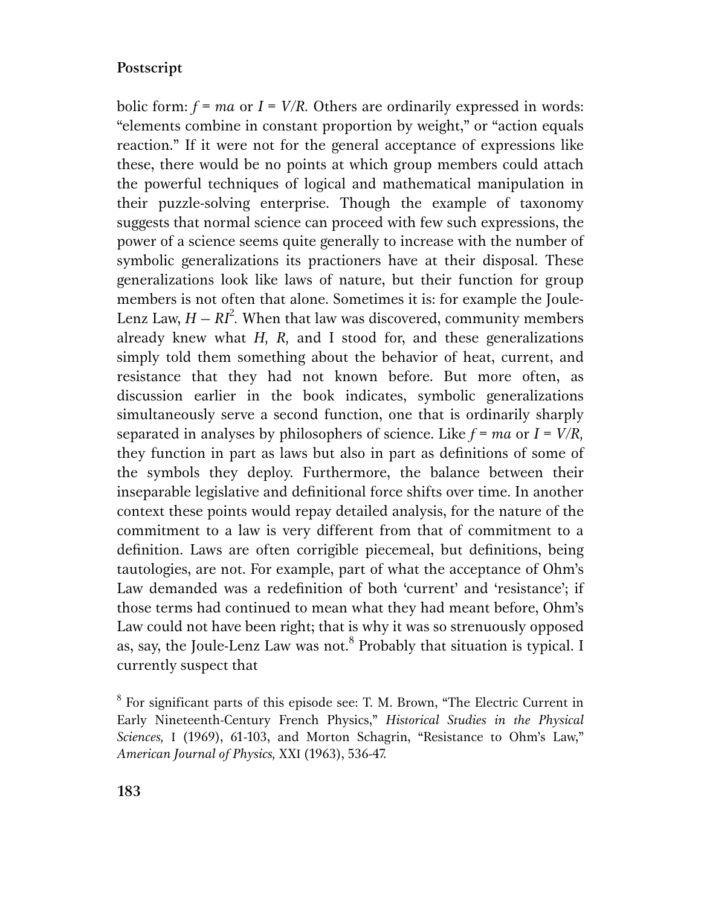bolic form: $f = ma$ or $I = V/R$. Others are ordinarily expressed in words: "elements combine in constant proportion by weight," or "action equals reaction." If it were not for the general acceptance of expressions like these, there would be no points at which group members could attach the powerful techniques of logical and mathematical manipulation in their puzzle-solving enterprise. Though the example of taxonomy suggests that normal science can proceed with few such expressions, the power of a science seems quite generally to increase with the number of symbolic generalizations its practioners have at their disposal. These generalizations look like laws of nature, but their function for group members is not often that alone. Sometimes it is: for example the Joule-Lenz Law, $H - RI^2$. When that law was discovered, community members already knew what $H$, $R$, and I stood for, and these generalizations simply told them something about the behavior of heat, current, and resistance that they had not known before. But more often, as discussion earlier in the book indicates, symbolic generalizations simultaneously serve a second function, one that is ordinarily sharply separated in analyses by philosophers of science. Like $f = ma$ or $I = V/R$, they function in part as laws but also in part as definitions of some of the symbols they deploy. Furthermore, the balance between their inseparable legislative and definitional force shifts over time. In another context these points would repay detailed analysis, for the nature of the commitment to a law is very different from that of commitment to a definition. Laws are often corrigible piecemeal, but definitions, being tautologies, are not. For example, part of what the acceptance of Ohm's Law demanded was a redefinition of both 'current' and 'resistance'; if those terms had continued to mean what they had meant before, Ohm's Law could not have been right; that is why it was so strenuously opposed as, say, the Joule-Lenz Law was not.[8] Probably that situation is typical. I currently suspect that

[8] For significant parts of this episode see: T. M. Brown, "The Electric Current in Early Nineteenth-Century French Physics," *Historical Studies in the Physical Sciences,* I (1969), 61-103, and Morton Schagrin, "Resistance to Ohm's Law," *American Journal of Physics,* XXI (1963), 536-47.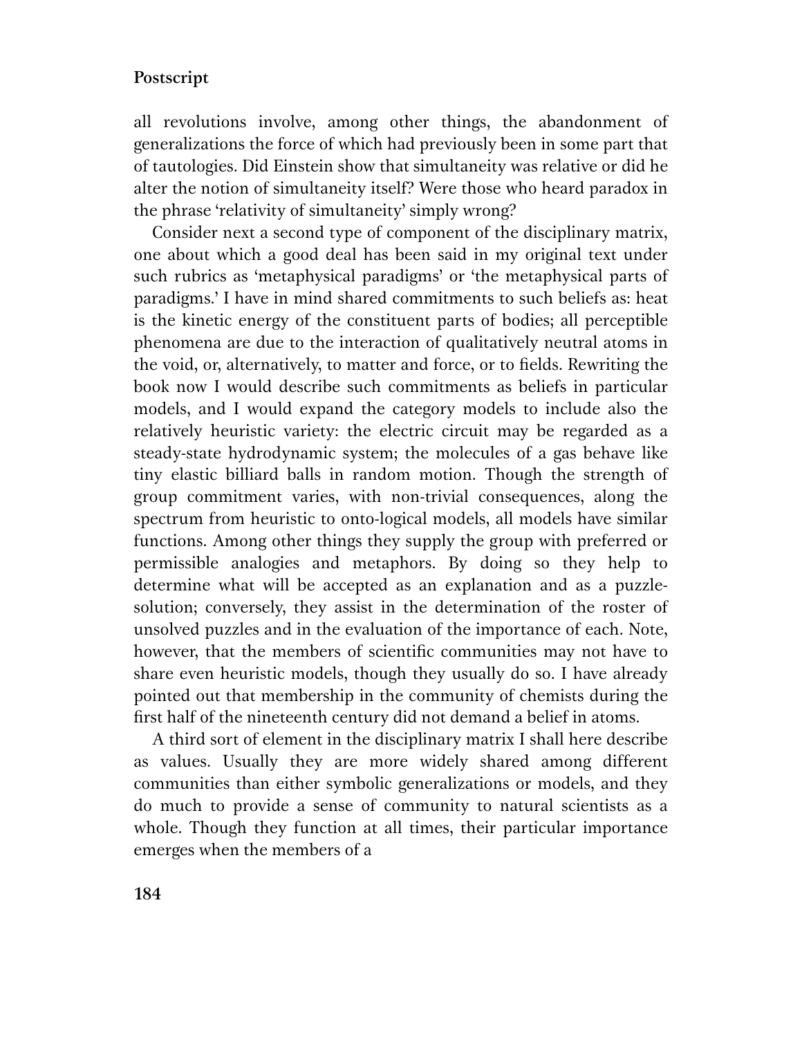all revolutions involve, among other things, the abandonment of generalizations the force of which had previously been in some part that of tautologies. Did Einstein show that simultaneity was relative or did he alter the notion of simultaneity itself? Were those who heard paradox in the phrase 'relativity of simultaneity' simply wrong?

Consider next a second type of component of the disciplinary matrix, one about which a good deal has been said in my original text under such rubrics as 'metaphysical paradigms' or 'the metaphysical parts of paradigms.' I have in mind shared commitments to such beliefs as: heat is the kinetic energy of the constituent parts of bodies; all perceptible phenomena are due to the interaction of qualitatively neutral atoms in the void, or, alternatively, to matter and force, or to fields. Rewriting the book now I would describe such commitments as beliefs in particular models, and I would expand the category models to include also the relatively heuristic variety: the electric circuit may be regarded as a steady-state hydrodynamic system; the molecules of a gas behave like tiny elastic billiard balls in random motion. Though the strength of group commitment varies, with non-trivial consequences, along the spectrum from heuristic to onto-logical models, all models have similar functions. Among other things they supply the group with preferred or permissible analogies and metaphors. By doing so they help to determine what will be accepted as an explanation and as a puzzle-solution; conversely, they assist in the determination of the roster of unsolved puzzles and in the evaluation of the importance of each. Note, however, that the members of scientific communities may not have to share even heuristic models, though they usually do so. I have already pointed out that membership in the community of chemists during the first half of the nineteenth century did not demand a belief in atoms.

A third sort of element in the disciplinary matrix I shall here describe as values. Usually they are more widely shared among different communities than either symbolic generalizations or models, and they do much to provide a sense of community to natural scientists as a whole. Though they function at all times, their particular importance emerges when the members of a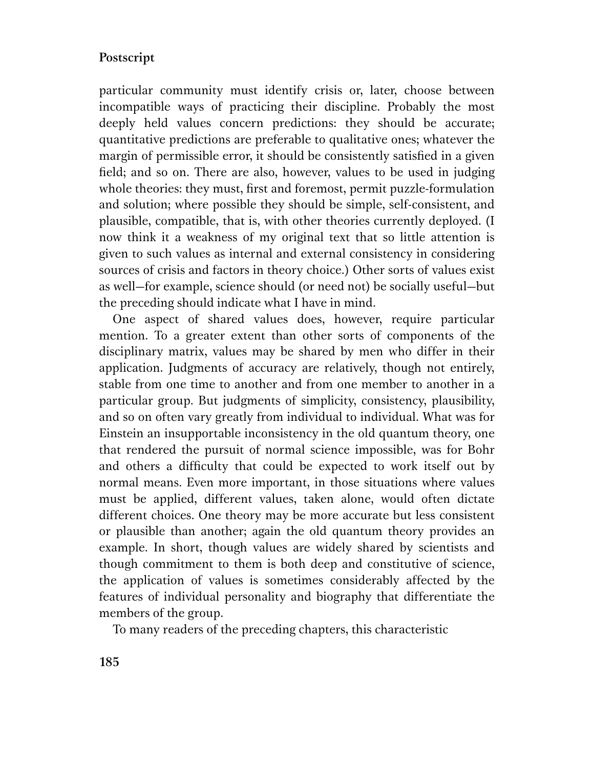particular community must identify crisis or, later, choose between incompatible ways of practicing their discipline. Probably the most deeply held values concern predictions: they should be accurate; quantitative predictions are preferable to qualitative ones; whatever the margin of permissible error, it should be consistently satisfied in a given field; and so on. There are also, however, values to be used in judging whole theories: they must, first and foremost, permit puzzle-formulation and solution; where possible they should be simple, self-consistent, and plausible, compatible, that is, with other theories currently deployed. (I now think it a weakness of my original text that so little attention is given to such values as internal and external consistency in considering sources of crisis and factors in theory choice.) Other sorts of values exist as well—for example, science should (or need not) be socially useful—but the preceding should indicate what I have in mind.

One aspect of shared values does, however, require particular mention. To a greater extent than other sorts of components of the disciplinary matrix, values may be shared by men who differ in their application. Judgments of accuracy are relatively, though not entirely, stable from one time to another and from one member to another in a particular group. But judgments of simplicity, consistency, plausibility, and so on often vary greatly from individual to individual. What was for Einstein an insupportable inconsistency in the old quantum theory, one that rendered the pursuit of normal science impossible, was for Bohr and others a difficulty that could be expected to work itself out by normal means. Even more important, in those situations where values must be applied, different values, taken alone, would often dictate different choices. One theory may be more accurate but less consistent or plausible than another; again the old quantum theory provides an example. In short, though values are widely shared by scientists and though commitment to them is both deep and constitutive of science, the application of values is sometimes considerably affected by the features of individual personality and biography that differentiate the members of the group.

To many readers of the preceding chapters, this characteristic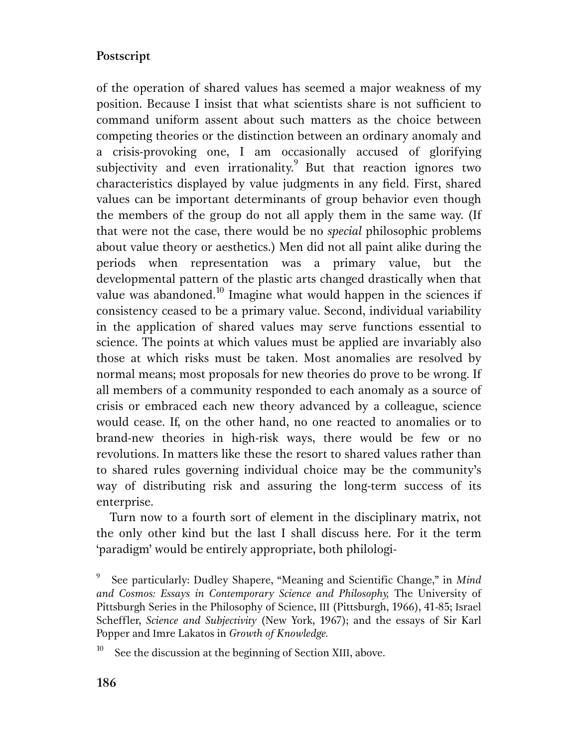of the operation of shared values has seemed a major weakness of my position. Because I insist that what scientists share is not sufficient to command uniform assent about such matters as the choice between competing theories or the distinction between an ordinary anomaly and a crisis-provoking one, I am occasionally accused of glorifying subjectivity and even irrationality.[9] But that reaction ignores two characteristics displayed by value judgments in any field. First, shared values can be important determinants of group behavior even though the members of the group do not all apply them in the same way. (If that were not the case, there would be no *special* philosophic problems about value theory or aesthetics.) Men did not all paint alike during the periods when representation was a primary value, but the developmental pattern of the plastic arts changed drastically when that value was abandoned.[10] Imagine what would happen in the sciences if consistency ceased to be a primary value. Second, individual variability in the application of shared values may serve functions essential to science. The points at which values must be applied are invariably also those at which risks must be taken. Most anomalies are resolved by normal means; most proposals for new theories do prove to be wrong. If all members of a community responded to each anomaly as a source of crisis or embraced each new theory advanced by a colleague, science would cease. If, on the other hand, no one reacted to anomalies or to brand-new theories in high-risk ways, there would be few or no revolutions. In matters like these the resort to shared values rather than to shared rules governing individual choice may be the community's way of distributing risk and assuring the long-term success of its enterprise.

Turn now to a fourth sort of element in the disciplinary matrix, not the only other kind but the last I shall discuss here. For it the term 'paradigm' would be entirely appropriate, both philologi-

[9] See particularly: Dudley Shapere, "Meaning and Scientific Change," in *Mind and Cosmos: Essays in Contemporary Science and Philosophy,* The University of Pittsburgh Series in the Philosophy of Science, III (Pittsburgh, 1966), 41-85; Israel Scheffler, *Science and Subjectivity* (New York, 1967); and the essays of Sir Karl Popper and Imre Lakatos in *Growth of Knowledge.*

[10] See the discussion at the beginning of Section XIII, above.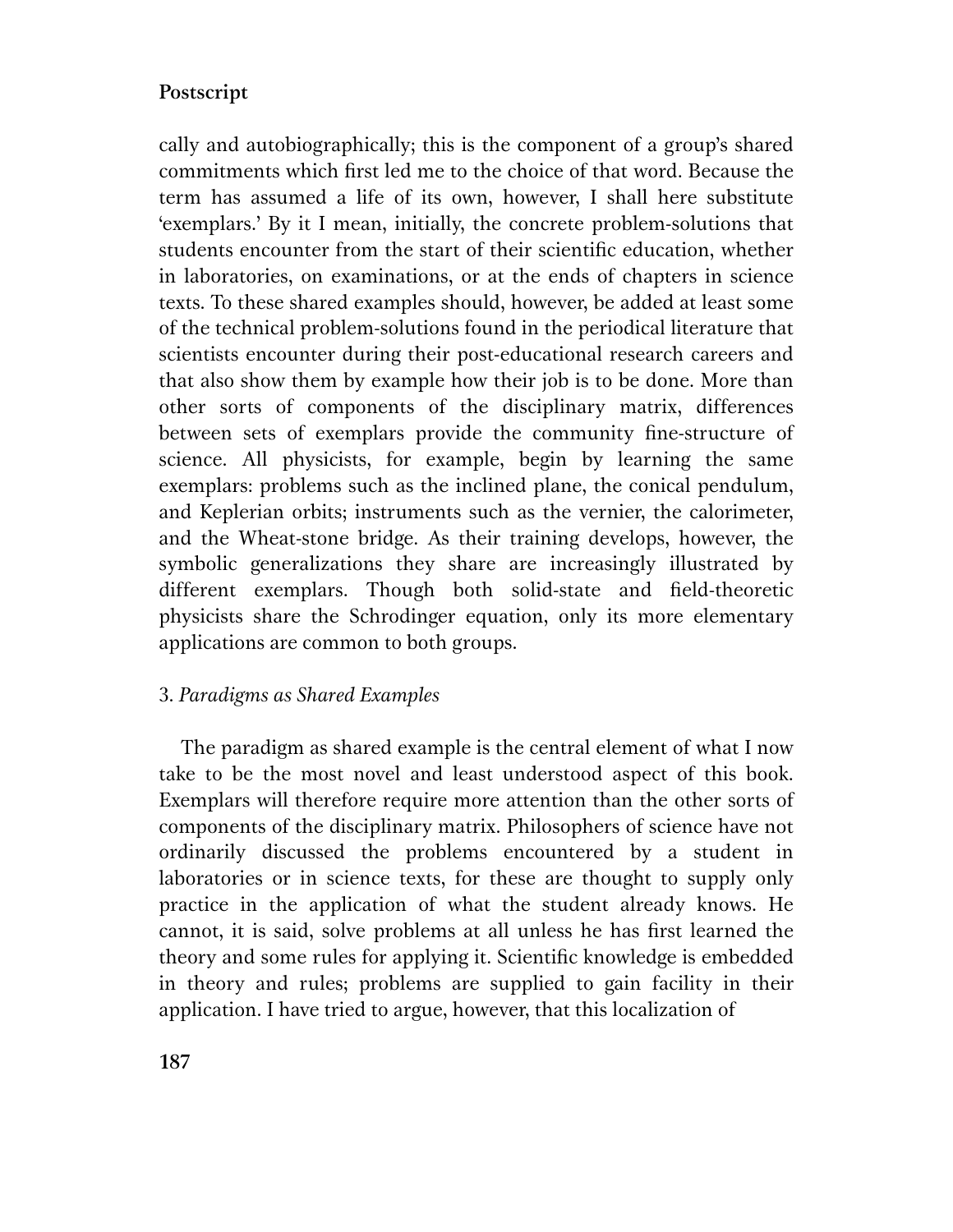cally and autobiographically; this is the component of a group's shared commitments which first led me to the choice of that word. Because the term has assumed a life of its own, however, I shall here substitute 'exemplars.' By it I mean, initially, the concrete problem-solutions that students encounter from the start of their scientific education, whether in laboratories, on examinations, or at the ends of chapters in science texts. To these shared examples should, however, be added at least some of the technical problem-solutions found in the periodical literature that scientists encounter during their post-educational research careers and that also show them by example how their job is to be done. More than other sorts of components of the disciplinary matrix, differences between sets of exemplars provide the community fine-structure of science. All physicists, for example, begin by learning the same exemplars: problems such as the inclined plane, the conical pendulum, and Keplerian orbits; instruments such as the vernier, the calorimeter, and the Wheat-stone bridge. As their training develops, however, the symbolic generalizations they share are increasingly illustrated by different exemplars. Though both solid-state and field-theoretic physicists share the Schrodinger equation, only its more elementary applications are common to both groups.

### 3. *Paradigms as Shared Examples*

The paradigm as shared example is the central element of what I now take to be the most novel and least understood aspect of this book. Exemplars will therefore require more attention than the other sorts of components of the disciplinary matrix. Philosophers of science have not ordinarily discussed the problems encountered by a student in laboratories or in science texts, for these are thought to supply only practice in the application of what the student already knows. He cannot, it is said, solve problems at all unless he has first learned the theory and some rules for applying it. Scientific knowledge is embedded in theory and rules; problems are supplied to gain facility in their application. I have tried to argue, however, that this localization of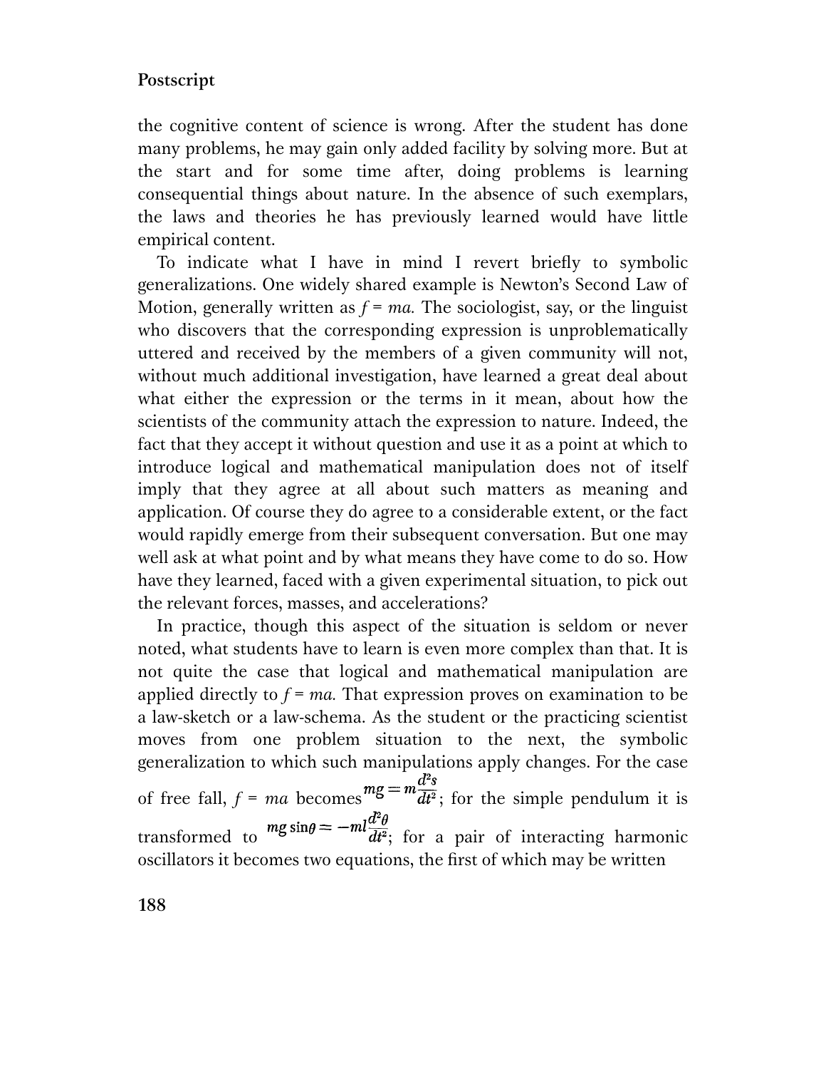the cognitive content of science is wrong. After the student has done many problems, he may gain only added facility by solving more. But at the start and for some time after, doing problems is learning consequential things about nature. In the absence of such exemplars, the laws and theories he has previously learned would have little empirical content.

To indicate what I have in mind I revert briefly to symbolic generalizations. One widely shared example is Newton's Second Law of Motion, generally written as $f = ma$. The sociologist, say, or the linguist who discovers that the corresponding expression is unproblematically uttered and received by the members of a given community will not, without much additional investigation, have learned a great deal about what either the expression or the terms in it mean, about how the scientists of the community attach the expression to nature. Indeed, the fact that they accept it without question and use it as a point at which to introduce logical and mathematical manipulation does not of itself imply that they agree at all about such matters as meaning and application. Of course they do agree to a considerable extent, or the fact would rapidly emerge from their subsequent conversation. But one may well ask at what point and by what means they have come to do so. How have they learned, faced with a given experimental situation, to pick out the relevant forces, masses, and accelerations?

In practice, though this aspect of the situation is seldom or never noted, what students have to learn is even more complex than that. It is not quite the case that logical and mathematical manipulation are applied directly to $f = ma$. That expression proves on examination to be a law-sketch or a law-schema. As the student or the practicing scientist moves from one problem situation to the next, the symbolic generalization to which such manipulations apply changes. For the case of free fall, $f = ma$ becomes $mg = m\frac{d^2s}{dt^2}$; for the simple pendulum it is transformed to $mg \sin\theta = -ml\frac{d^2\theta}{dt^2}$; for a pair of interacting harmonic oscillators it becomes two equations, the first of which may be written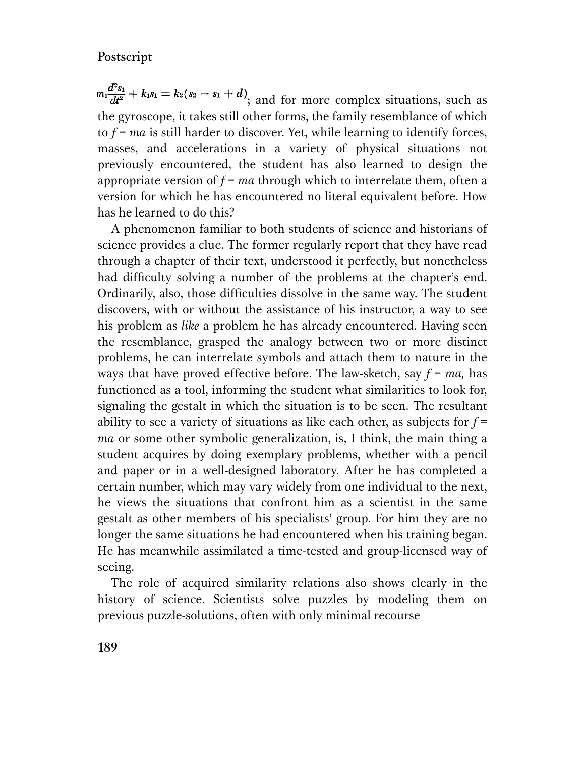$m_1\frac{d^2s_1}{dt^2} + k_1s_1 = k_2(s_2 - s_1 + d)$; and for more complex situations, such as the gyroscope, it takes still other forms, the family resemblance of which to $f = ma$ is still harder to discover. Yet, while learning to identify forces, masses, and accelerations in a variety of physical situations not previously encountered, the student has also learned to design the appropriate version of $f = ma$ through which to interrelate them, often a version for which he has encountered no literal equivalent before. How has he learned to do this?

A phenomenon familiar to both students of science and historians of science provides a clue. The former regularly report that they have read through a chapter of their text, understood it perfectly, but nonetheless had difficulty solving a number of the problems at the chapter's end. Ordinarily, also, those difficulties dissolve in the same way. The student discovers, with or without the assistance of his instructor, a way to see his problem as *like* a problem he has already encountered. Having seen the resemblance, grasped the analogy between two or more distinct problems, he can interrelate symbols and attach them to nature in the ways that have proved effective before. The law-sketch, say $f = ma$, has functioned as a tool, informing the student what similarities to look for, signaling the gestalt in which the situation is to be seen. The resultant ability to see a variety of situations as like each other, as subjects for $f = ma$ or some other symbolic generalization, is, I think, the main thing a student acquires by doing exemplary problems, whether with a pencil and paper or in a well-designed laboratory. After he has completed a certain number, which may vary widely from one individual to the next, he views the situations that confront him as a scientist in the same gestalt as other members of his specialists' group. For him they are no longer the same situations he had encountered when his training began. He has meanwhile assimilated a time-tested and group-licensed way of seeing.

The role of acquired similarity relations also shows clearly in the history of science. Scientists solve puzzles by modeling them on previous puzzle-solutions, often with only minimal recourse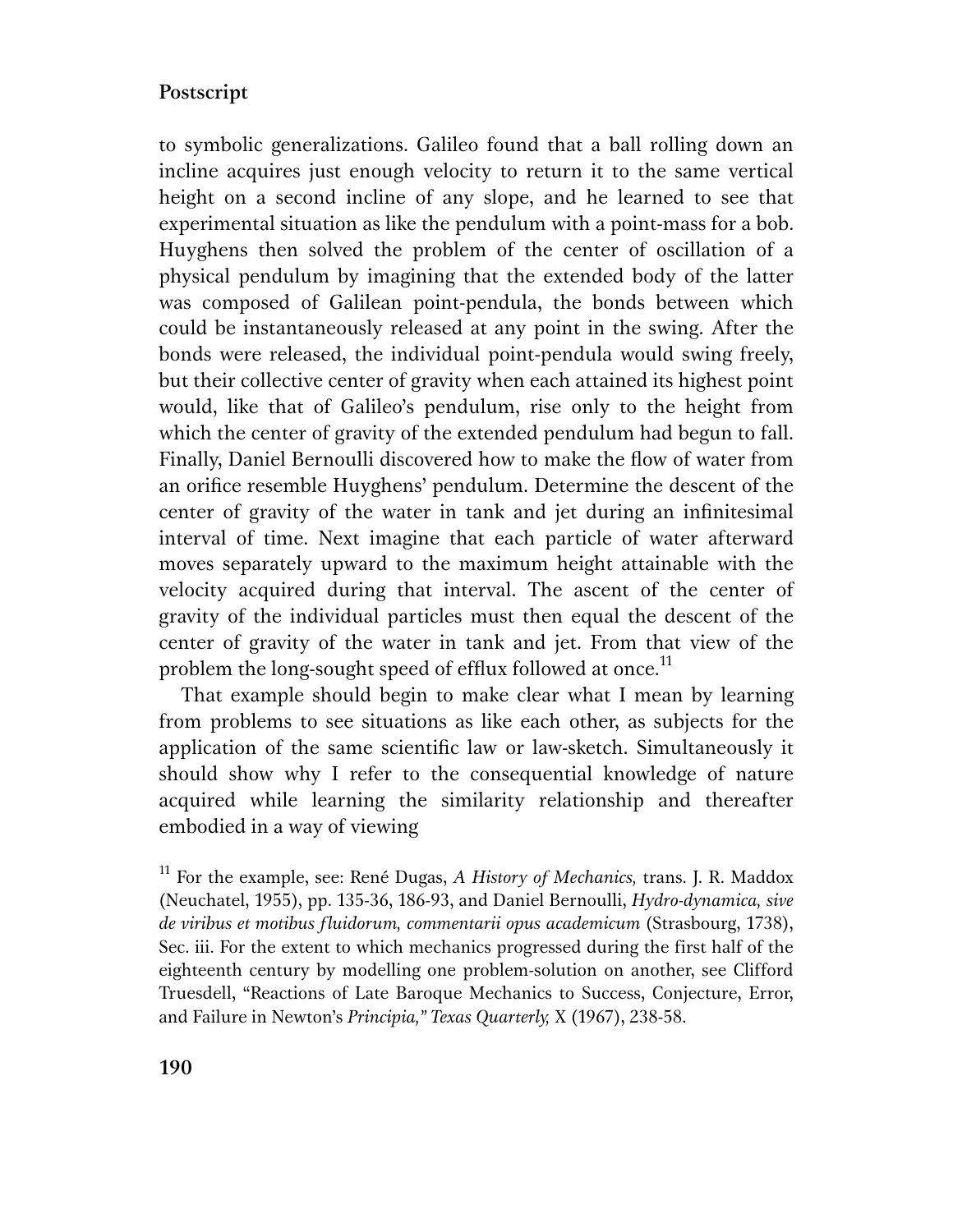to symbolic generalizations. Galileo found that a ball rolling down an incline acquires just enough velocity to return it to the same vertical height on a second incline of any slope, and he learned to see that experimental situation as like the pendulum with a point-mass for a bob. Huyghens then solved the problem of the center of oscillation of a physical pendulum by imagining that the extended body of the latter was composed of Galilean point-pendula, the bonds between which could be instantaneously released at any point in the swing. After the bonds were released, the individual point-pendula would swing freely, but their collective center of gravity when each attained its highest point would, like that of Galileo's pendulum, rise only to the height from which the center of gravity of the extended pendulum had begun to fall. Finally, Daniel Bernoulli discovered how to make the flow of water from an orifice resemble Huyghens' pendulum. Determine the descent of the center of gravity of the water in tank and jet during an infinitesimal interval of time. Next imagine that each particle of water afterward moves separately upward to the maximum height attainable with the velocity acquired during that interval. The ascent of the center of gravity of the individual particles must then equal the descent of the center of gravity of the water in tank and jet. From that view of the problem the long-sought speed of efflux followed at once.[11]

That example should begin to make clear what I mean by learning from problems to see situations as like each other, as subjects for the application of the same scientific law or law-sketch. Simultaneously it should show why I refer to the consequential knowledge of nature acquired while learning the similarity relationship and thereafter embodied in a way of viewing

[11] For the example, see: René Dugas, *A History of Mechanics,* trans. J. R. Maddox (Neuchatel, 1955), pp. 135-36, 186-93, and Daniel Bernoulli, *Hydro-dynamica, sive de viribus et motibus fluidorum, commentarii opus academicum* (Strasbourg, 1738), Sec. iii. For the extent to which mechanics progressed during the first half of the eighteenth century by modelling one problem-solution on another, see Clifford Truesdell, "Reactions of Late Baroque Mechanics to Success, Conjecture, Error, and Failure in Newton's *Principia,*" *Texas Quarterly,* X (1967), 238-58.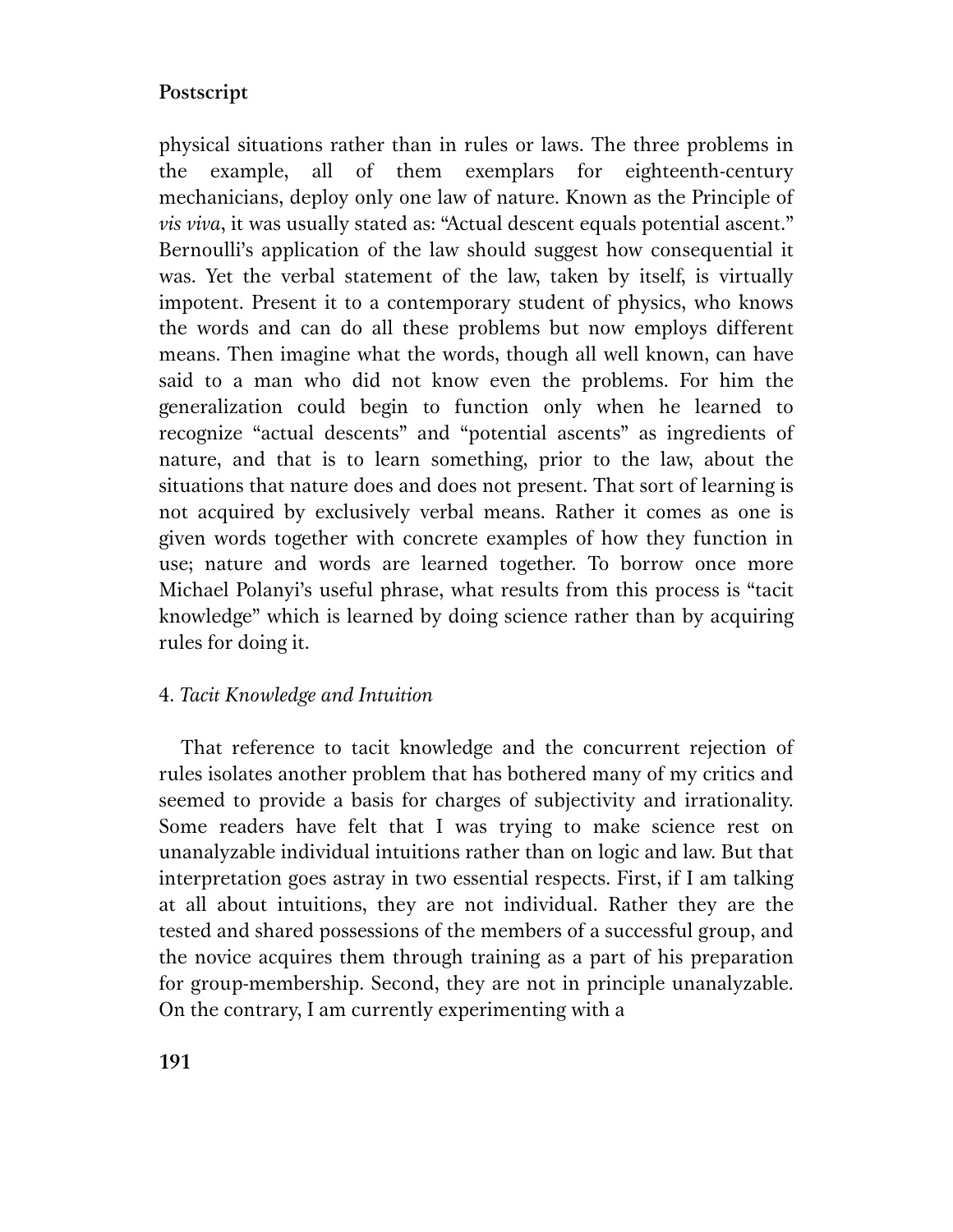physical situations rather than in rules or laws. The three problems in the example, all of them exemplars for eighteenth-century mechanicians, deploy only one law of nature. Known as the Principle of *vis viva*, it was usually stated as: "Actual descent equals potential ascent." Bernoulli's application of the law should suggest how consequential it was. Yet the verbal statement of the law, taken by itself, is virtually impotent. Present it to a contemporary student of physics, who knows the words and can do all these problems but now employs different means. Then imagine what the words, though all well known, can have said to a man who did not know even the problems. For him the generalization could begin to function only when he learned to recognize "actual descents" and "potential ascents" as ingredients of nature, and that is to learn something, prior to the law, about the situations that nature does and does not present. That sort of learning is not acquired by exclusively verbal means. Rather it comes as one is given words together with concrete examples of how they function in use; nature and words are learned together. To borrow once more Michael Polanyi's useful phrase, what results from this process is "tacit knowledge" which is learned by doing science rather than by acquiring rules for doing it.

### 4. *Tacit Knowledge and Intuition*

That reference to tacit knowledge and the concurrent rejection of rules isolates another problem that has bothered many of my critics and seemed to provide a basis for charges of subjectivity and irrationality. Some readers have felt that I was trying to make science rest on unanalyzable individual intuitions rather than on logic and law. But that interpretation goes astray in two essential respects. First, if I am talking at all about intuitions, they are not individual. Rather they are the tested and shared possessions of the members of a successful group, and the novice acquires them through training as a part of his preparation for group-membership. Second, they are not in principle unanalyzable. On the contrary, I am currently experimenting with a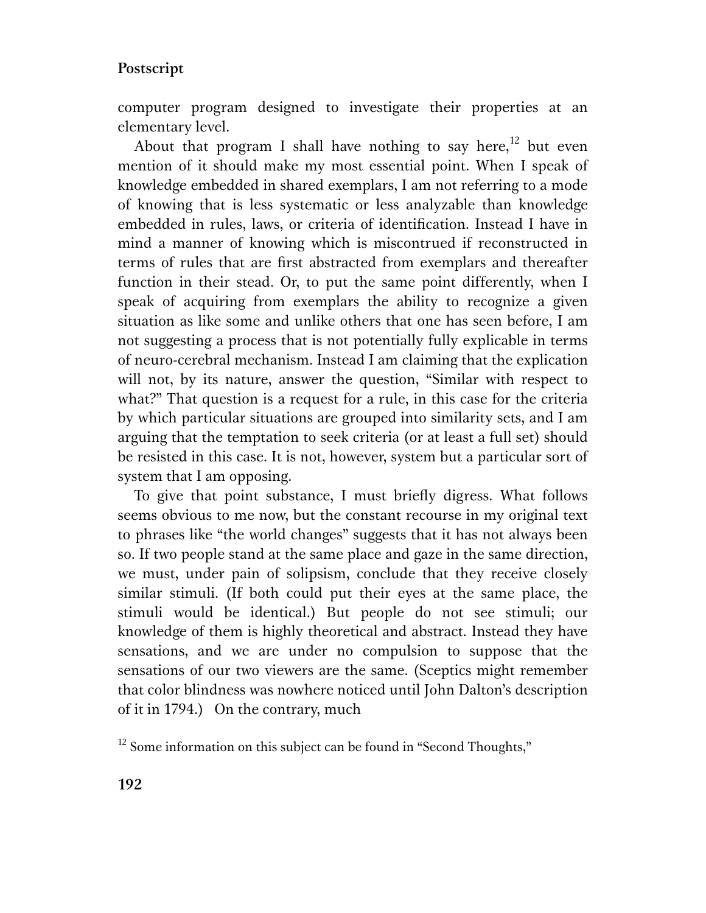computer program designed to investigate their properties at an elementary level.

About that program I shall have nothing to say here,[12] but even mention of it should make my most essential point. When I speak of knowledge embedded in shared exemplars, I am not referring to a mode of knowing that is less systematic or less analyzable than knowledge embedded in rules, laws, or criteria of identification. Instead I have in mind a manner of knowing which is miscontrued if reconstructed in terms of rules that are first abstracted from exemplars and thereafter function in their stead. Or, to put the same point differently, when I speak of acquiring from exemplars the ability to recognize a given situation as like some and unlike others that one has seen before, I am not suggesting a process that is not potentially fully explicable in terms of neuro-cerebral mechanism. Instead I am claiming that the explication will not, by its nature, answer the question, "Similar with respect to what?" That question is a request for a rule, in this case for the criteria by which particular situations are grouped into similarity sets, and I am arguing that the temptation to seek criteria (or at least a full set) should be resisted in this case. It is not, however, system but a particular sort of system that I am opposing.

To give that point substance, I must briefly digress. What follows seems obvious to me now, but the constant recourse in my original text to phrases like "the world changes" suggests that it has not always been so. If two people stand at the same place and gaze in the same direction, we must, under pain of solipsism, conclude that they receive closely similar stimuli. (If both could put their eyes at the same place, the stimuli would be identical.) But people do not see stimuli; our knowledge of them is highly theoretical and abstract. Instead they have sensations, and we are under no compulsion to suppose that the sensations of our two viewers are the same. (Sceptics might remember that color blindness was nowhere noticed until John Dalton's description of it in 1794.) On the contrary, much

[12] Some information on this subject can be found in "Second Thoughts,"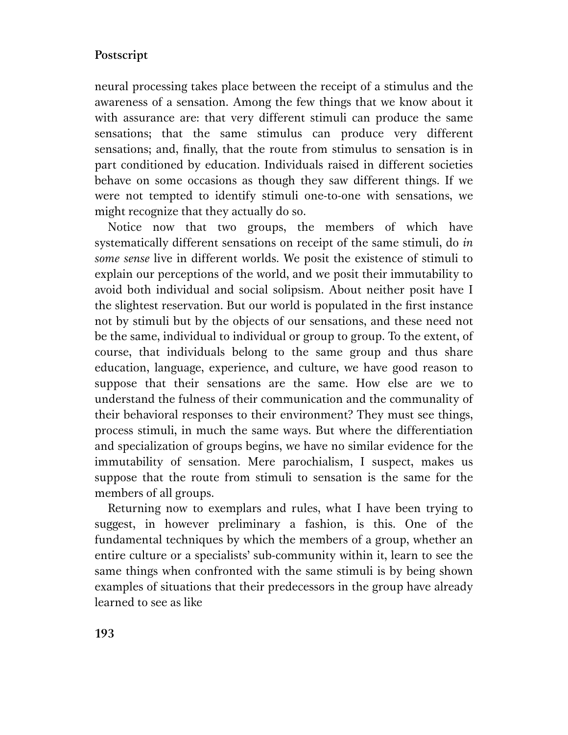neural processing takes place between the receipt of a stimulus and the awareness of a sensation. Among the few things that we know about it with assurance are: that very different stimuli can produce the same sensations; that the same stimulus can produce very different sensations; and, finally, that the route from stimulus to sensation is in part conditioned by education. Individuals raised in different societies behave on some occasions as though they saw different things. If we were not tempted to identify stimuli one-to-one with sensations, we might recognize that they actually do so.

Notice now that two groups, the members of which have systematically different sensations on receipt of the same stimuli, do *in some sense* live in different worlds. We posit the existence of stimuli to explain our perceptions of the world, and we posit their immutability to avoid both individual and social solipsism. About neither posit have I the slightest reservation. But our world is populated in the first instance not by stimuli but by the objects of our sensations, and these need not be the same, individual to individual or group to group. To the extent, of course, that individuals belong to the same group and thus share education, language, experience, and culture, we have good reason to suppose that their sensations are the same. How else are we to understand the fulness of their communication and the communality of their behavioral responses to their environment? They must see things, process stimuli, in much the same ways. But where the differentiation and specialization of groups begins, we have no similar evidence for the immutability of sensation. Mere parochialism, I suspect, makes us suppose that the route from stimuli to sensation is the same for the members of all groups.

Returning now to exemplars and rules, what I have been trying to suggest, in however preliminary a fashion, is this. One of the fundamental techniques by which the members of a group, whether an entire culture or a specialists' sub-community within it, learn to see the same things when confronted with the same stimuli is by being shown examples of situations that their predecessors in the group have already learned to see as like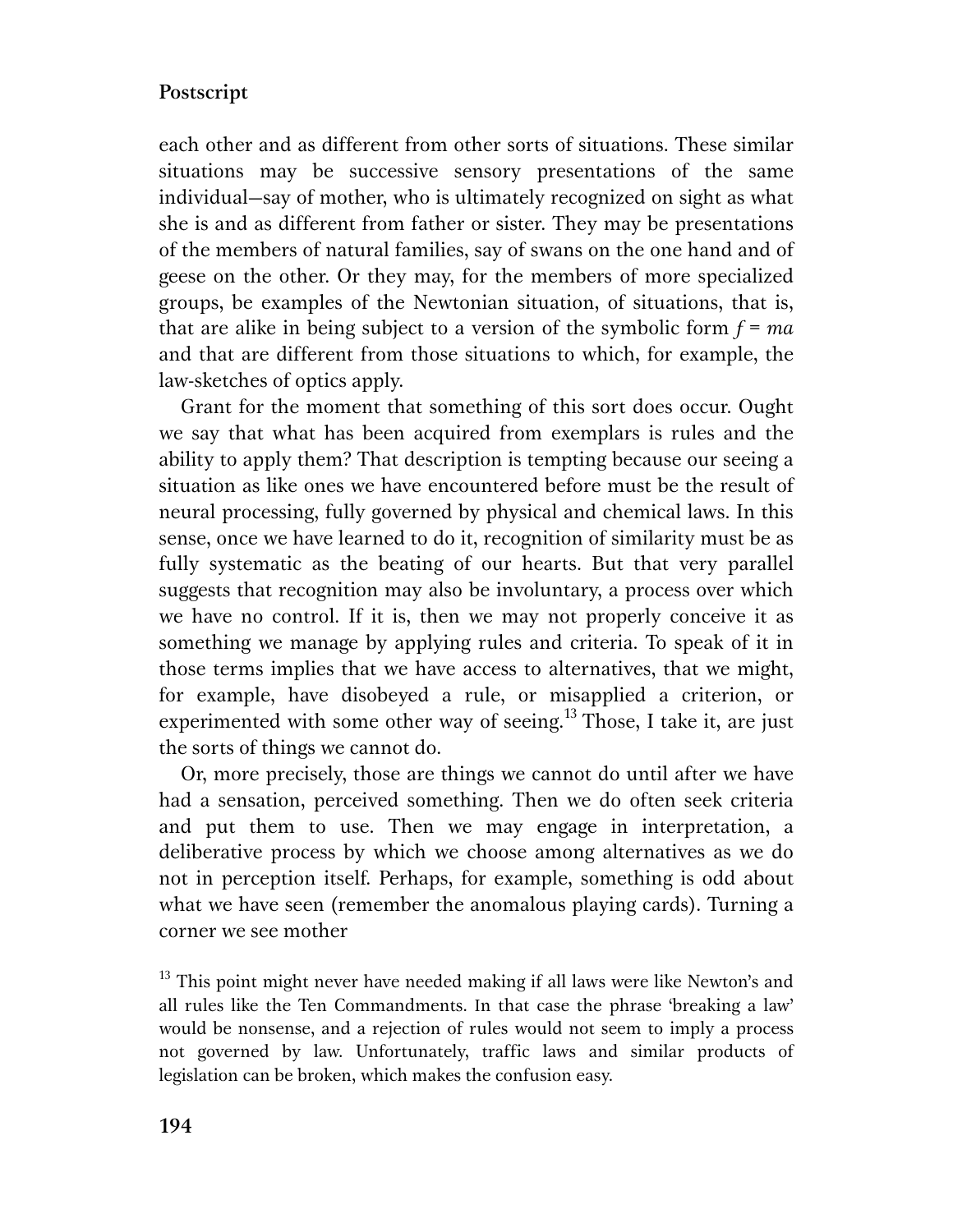each other and as different from other sorts of situations. These similar situations may be successive sensory presentations of the same individual—say of mother, who is ultimately recognized on sight as what she is and as different from father or sister. They may be presentations of the members of natural families, say of swans on the one hand and of geese on the other. Or they may, for the members of more specialized groups, be examples of the Newtonian situation, of situations, that is, that are alike in being subject to a version of the symbolic form $f = ma$ and that are different from those situations to which, for example, the law-sketches of optics apply.

Grant for the moment that something of this sort does occur. Ought we say that what has been acquired from exemplars is rules and the ability to apply them? That description is tempting because our seeing a situation as like ones we have encountered before must be the result of neural processing, fully governed by physical and chemical laws. In this sense, once we have learned to do it, recognition of similarity must be as fully systematic as the beating of our hearts. But that very parallel suggests that recognition may also be involuntary, a process over which we have no control. If it is, then we may not properly conceive it as something we manage by applying rules and criteria. To speak of it in those terms implies that we have access to alternatives, that we might, for example, have disobeyed a rule, or misapplied a criterion, or experimented with some other way of seeing.[13] Those, I take it, are just the sorts of things we cannot do.

Or, more precisely, those are things we cannot do until after we have had a sensation, perceived something. Then we do often seek criteria and put them to use. Then we may engage in interpretation, a deliberative process by which we choose among alternatives as we do not in perception itself. Perhaps, for example, something is odd about what we have seen (remember the anomalous playing cards). Turning a corner we see mother

[13] This point might never have needed making if all laws were like Newton's and all rules like the Ten Commandments. In that case the phrase 'breaking a law' would be nonsense, and a rejection of rules would not seem to imply a process not governed by law. Unfortunately, traffic laws and similar products of legislation can be broken, which makes the confusion easy.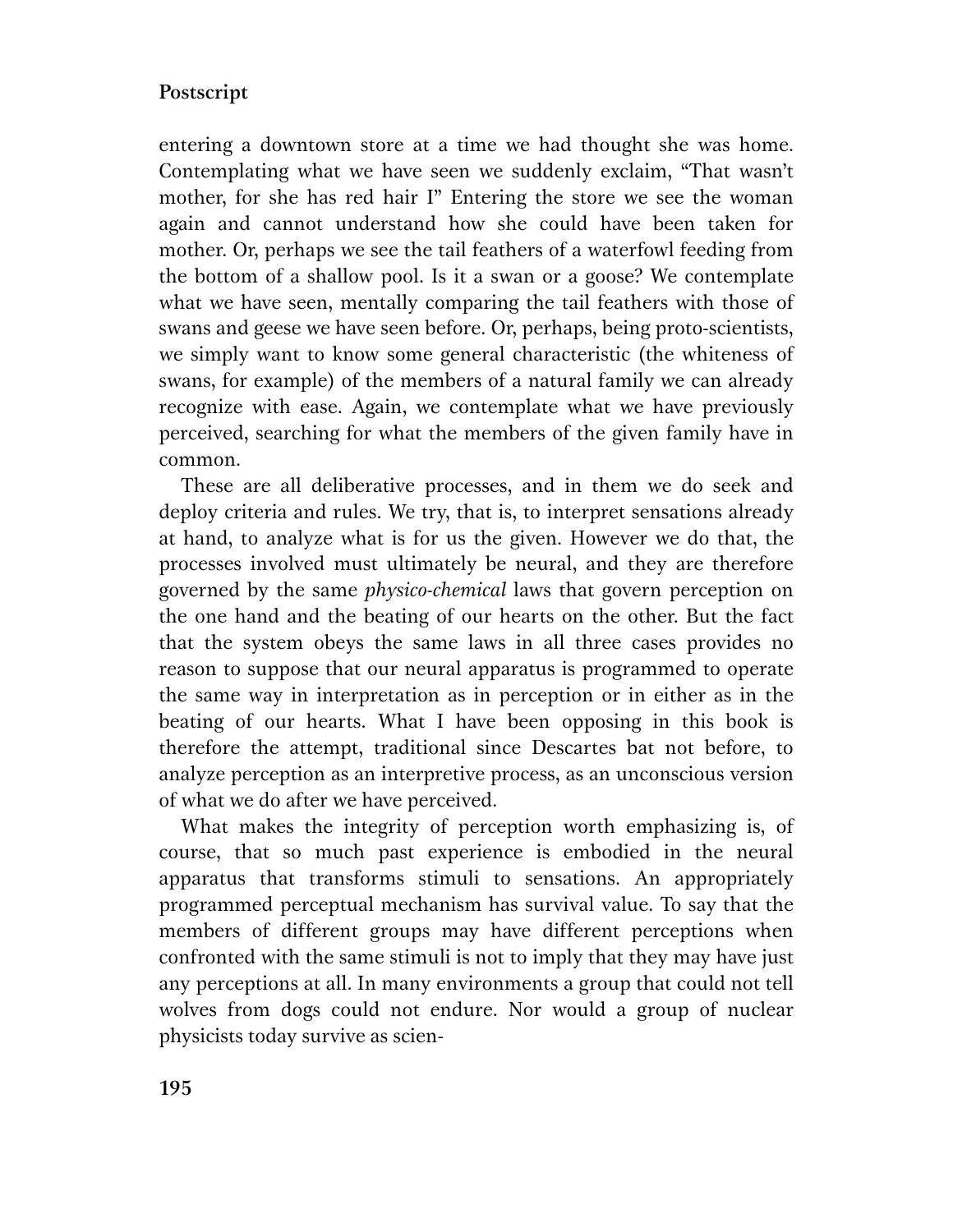entering a downtown store at a time we had thought she was home. Contemplating what we have seen we suddenly exclaim, "That wasn't mother, for she has red hair I" Entering the store we see the woman again and cannot understand how she could have been taken for mother. Or, perhaps we see the tail feathers of a waterfowl feeding from the bottom of a shallow pool. Is it a swan or a goose? We contemplate what we have seen, mentally comparing the tail feathers with those of swans and geese we have seen before. Or, perhaps, being proto-scientists, we simply want to know some general characteristic (the whiteness of swans, for example) of the members of a natural family we can already recognize with ease. Again, we contemplate what we have previously perceived, searching for what the members of the given family have in common.

These are all deliberative processes, and in them we do seek and deploy criteria and rules. We try, that is, to interpret sensations already at hand, to analyze what is for us the given. However we do that, the processes involved must ultimately be neural, and they are therefore governed by the same *physico-chemical* laws that govern perception on the one hand and the beating of our hearts on the other. But the fact that the system obeys the same laws in all three cases provides no reason to suppose that our neural apparatus is programmed to operate the same way in interpretation as in perception or in either as in the beating of our hearts. What I have been opposing in this book is therefore the attempt, traditional since Descartes bat not before, to analyze perception as an interpretive process, as an unconscious version of what we do after we have perceived.

What makes the integrity of perception worth emphasizing is, of course, that so much past experience is embodied in the neural apparatus that transforms stimuli to sensations. An appropriately programmed perceptual mechanism has survival value. To say that the members of different groups may have different perceptions when confronted with the same stimuli is not to imply that they may have just any perceptions at all. In many environments a group that could not tell wolves from dogs could not endure. Nor would a group of nuclear physicists today survive as scien-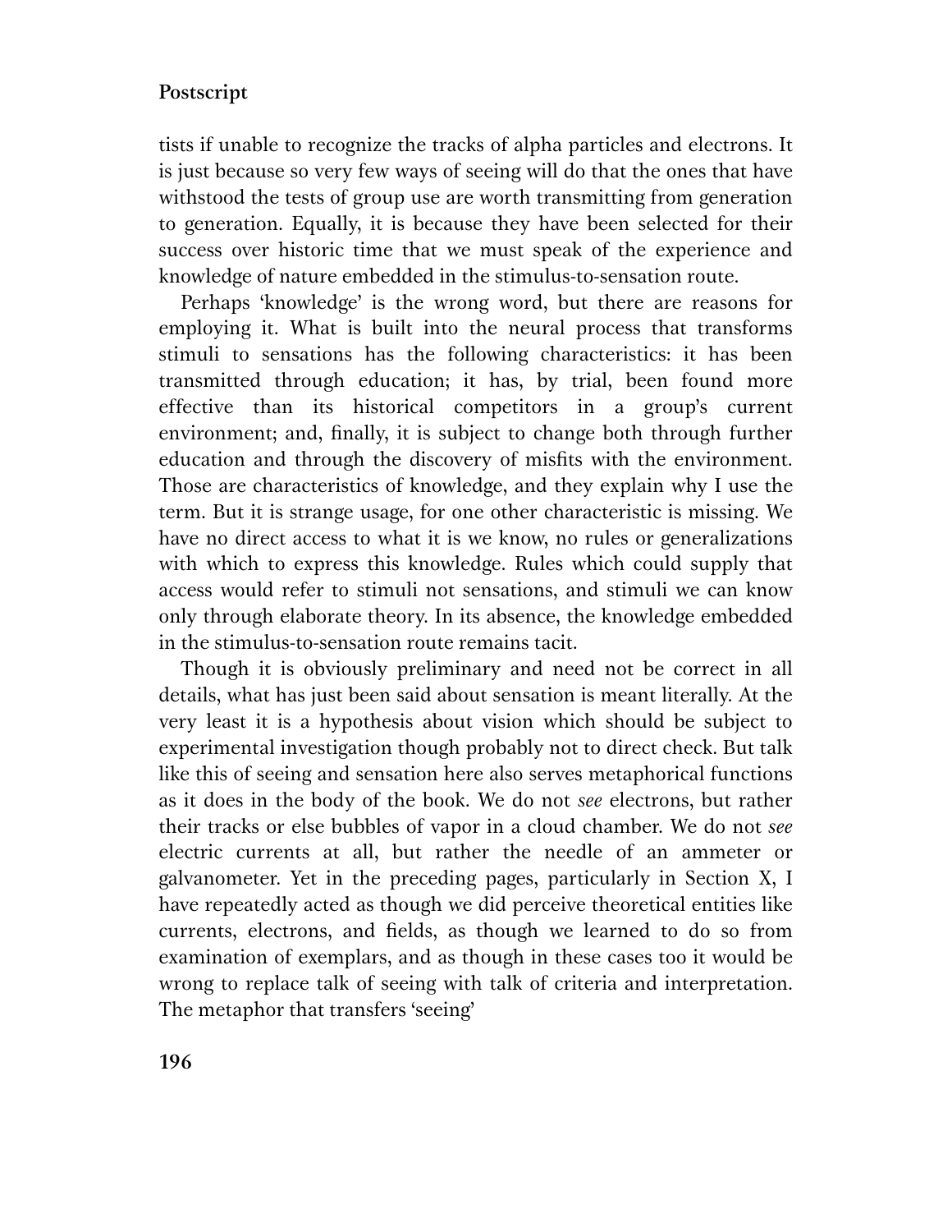tists if unable to recognize the tracks of alpha particles and electrons. It is just because so very few ways of seeing will do that the ones that have withstood the tests of group use are worth transmitting from generation to generation. Equally, it is because they have been selected for their success over historic time that we must speak of the experience and knowledge of nature embedded in the stimulus-to-sensation route.

Perhaps 'knowledge' is the wrong word, but there are reasons for employing it. What is built into the neural process that transforms stimuli to sensations has the following characteristics: it has been transmitted through education; it has, by trial, been found more effective than its historical competitors in a group's current environment; and, finally, it is subject to change both through further education and through the discovery of misfits with the environment. Those are characteristics of knowledge, and they explain why I use the term. But it is strange usage, for one other characteristic is missing. We have no direct access to what it is we know, no rules or generalizations with which to express this knowledge. Rules which could supply that access would refer to stimuli not sensations, and stimuli we can know only through elaborate theory. In its absence, the knowledge embedded in the stimulus-to-sensation route remains tacit.

Though it is obviously preliminary and need not be correct in all details, what has just been said about sensation is meant literally. At the very least it is a hypothesis about vision which should be subject to experimental investigation though probably not to direct check. But talk like this of seeing and sensation here also serves metaphorical functions as it does in the body of the book. We do not *see* electrons, but rather their tracks or else bubbles of vapor in a cloud chamber. We do not *see* electric currents at all, but rather the needle of an ammeter or galvanometer. Yet in the preceding pages, particularly in Section X, I have repeatedly acted as though we did perceive theoretical entities like currents, electrons, and fields, as though we learned to do so from examination of exemplars, and as though in these cases too it would be wrong to replace talk of seeing with talk of criteria and interpretation. The metaphor that transfers 'seeing'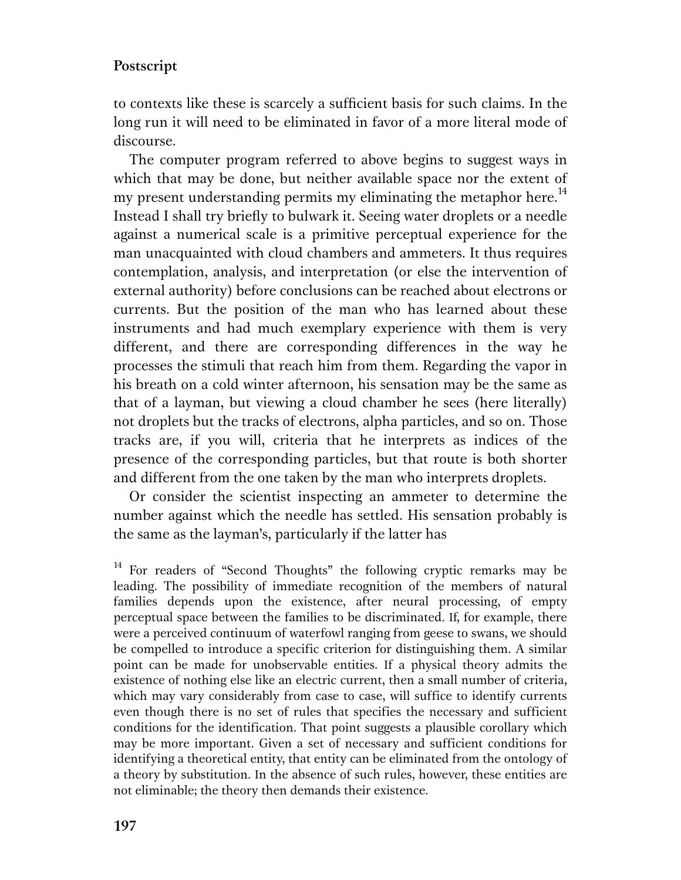to contexts like these is scarcely a sufficient basis for such claims. In the long run it will need to be eliminated in favor of a more literal mode of discourse.

The computer program referred to above begins to suggest ways in which that may be done, but neither available space nor the extent of my present understanding permits my eliminating the metaphor here.[14] Instead I shall try briefly to bulwark it. Seeing water droplets or a needle against a numerical scale is a primitive perceptual experience for the man unacquainted with cloud chambers and ammeters. It thus requires contemplation, analysis, and interpretation (or else the intervention of external authority) before conclusions can be reached about electrons or currents. But the position of the man who has learned about these instruments and had much exemplary experience with them is very different, and there are corresponding differences in the way he processes the stimuli that reach him from them. Regarding the vapor in his breath on a cold winter afternoon, his sensation may be the same as that of a layman, but viewing a cloud chamber he sees (here literally) not droplets but the tracks of electrons, alpha particles, and so on. Those tracks are, if you will, criteria that he interprets as indices of the presence of the corresponding particles, but that route is both shorter and different from the one taken by the man who interprets droplets.

Or consider the scientist inspecting an ammeter to determine the number against which the needle has settled. His sensation probably is the same as the layman's, particularly if the latter has

[14] For readers of "Second Thoughts" the following cryptic remarks may be leading. The possibility of immediate recognition of the members of natural families depends upon the existence, after neural processing, of empty perceptual space between the families to be discriminated. If, for example, there were a perceived continuum of waterfowl ranging from geese to swans, we should be compelled to introduce a specific criterion for distinguishing them. A similar point can be made for unobservable entities. If a physical theory admits the existence of nothing else like an electric current, then a small number of criteria, which may vary considerably from case to case, will suffice to identify currents even though there is no set of rules that specifies the necessary and sufficient conditions for the identification. That point suggests a plausible corollary which may be more important. Given a set of necessary and sufficient conditions for identifying a theoretical entity, that entity can be eliminated from the ontology of a theory by substitution. In the absence of such rules, however, these entities are not eliminable; the theory then demands their existence.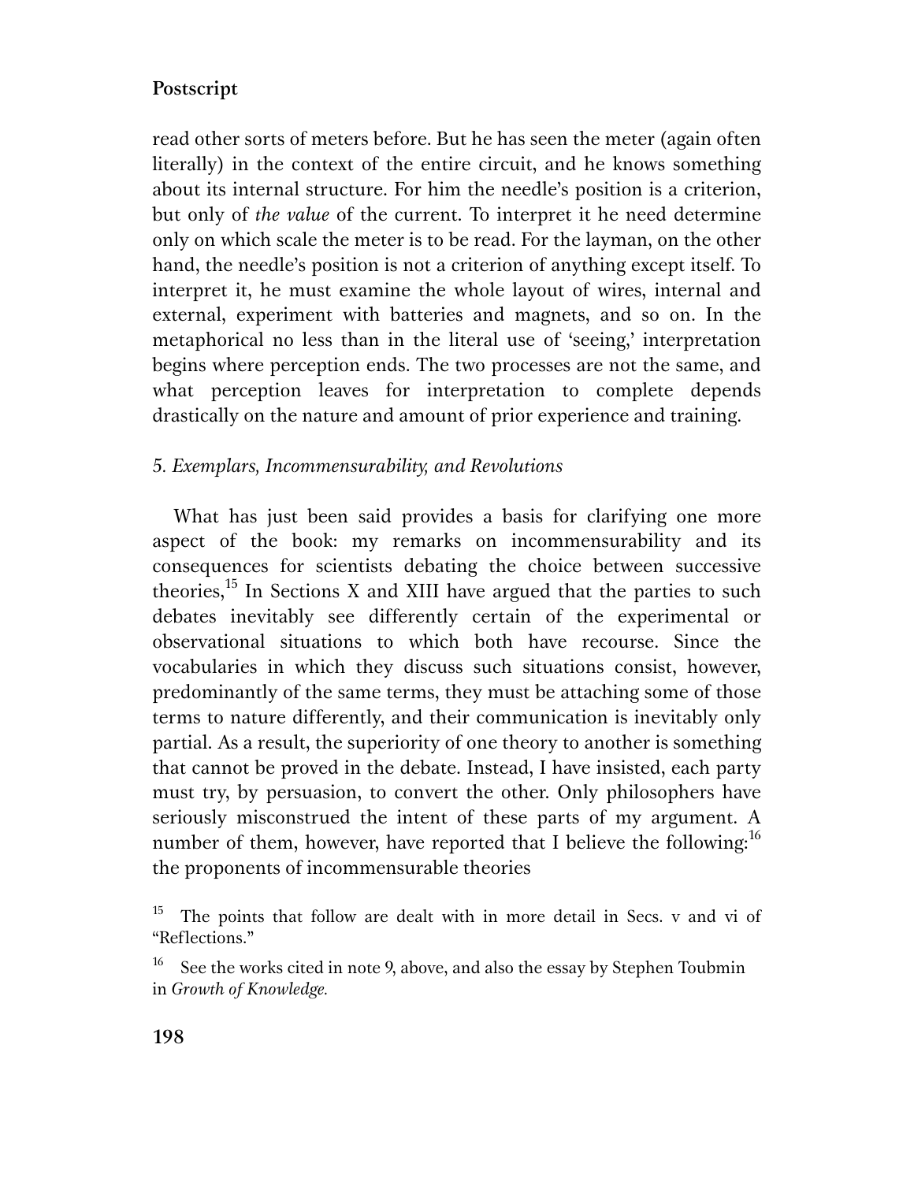read other sorts of meters before. But he has seen the meter (again often literally) in the context of the entire circuit, and he knows something about its internal structure. For him the needle's position is a criterion, but only of *the value* of the current. To interpret it he need determine only on which scale the meter is to be read. For the layman, on the other hand, the needle's position is not a criterion of anything except itself. To interpret it, he must examine the whole layout of wires, internal and external, experiment with batteries and magnets, and so on. In the metaphorical no less than in the literal use of 'seeing,' interpretation begins where perception ends. The two processes are not the same, and what perception leaves for interpretation to complete depends drastically on the nature and amount of prior experience and training.

### *5. Exemplars, Incommensurability, and Revolutions*

What has just been said provides a basis for clarifying one more aspect of the book: my remarks on incommensurability and its consequences for scientists debating the choice between successive theories,[15] In Sections X and XIII have argued that the parties to such debates inevitably see differently certain of the experimental or observational situations to which both have recourse. Since the vocabularies in which they discuss such situations consist, however, predominantly of the same terms, they must be attaching some of those terms to nature differently, and their communication is inevitably only partial. As a result, the superiority of one theory to another is something that cannot be proved in the debate. Instead, I have insisted, each party must try, by persuasion, to convert the other. Only philosophers have seriously misconstrued the intent of these parts of my argument. A number of them, however, have reported that I believe the following:[16] the proponents of incommensurable theories

[15] The points that follow are dealt with in more detail in Secs. v and vi of "Reflections."

[16] See the works cited in note 9, above, and also the essay by Stephen Toubmin in *Growth of Knowledge.*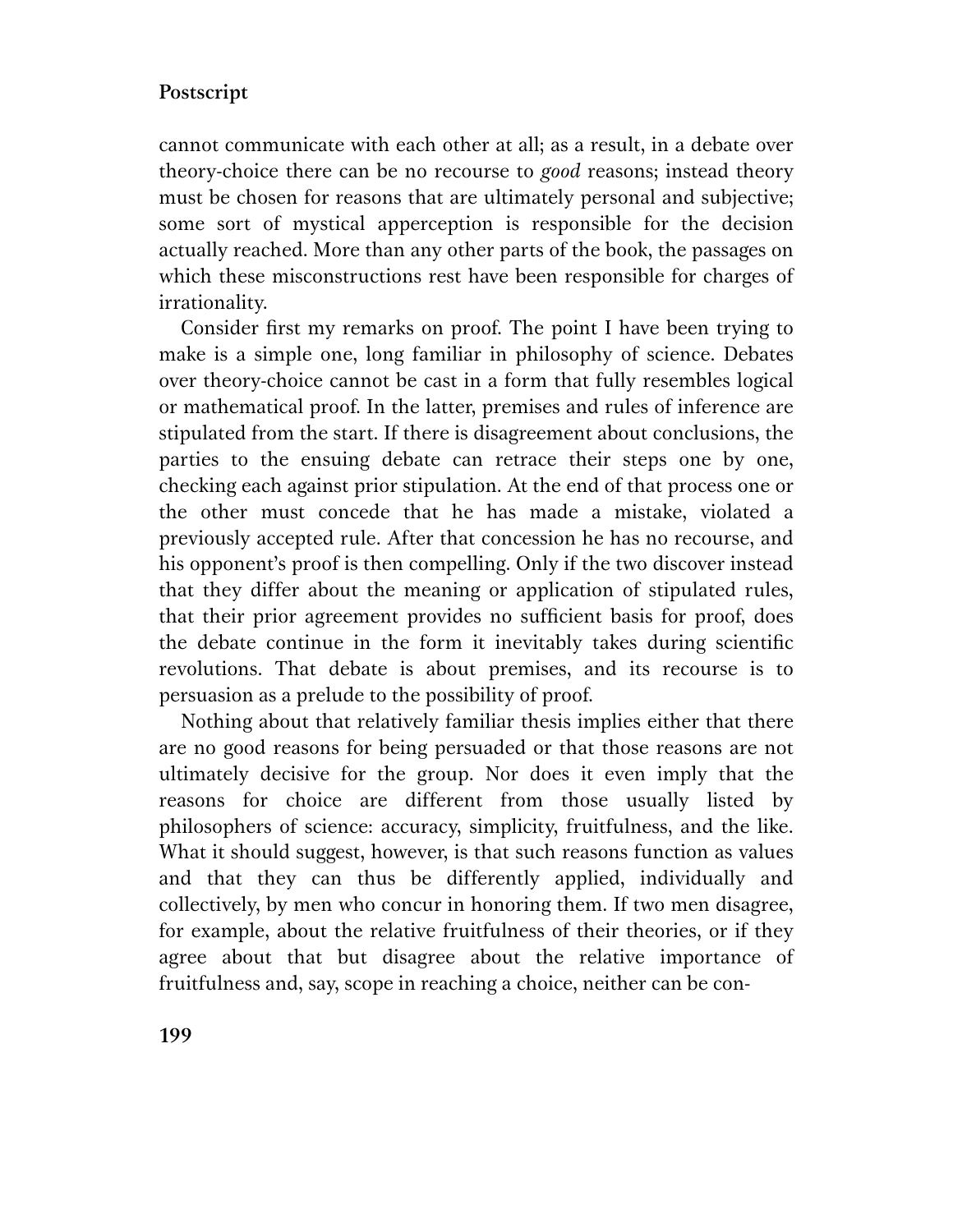cannot communicate with each other at all; as a result, in a debate over theory-choice there can be no recourse to *good* reasons; instead theory must be chosen for reasons that are ultimately personal and subjective; some sort of mystical apperception is responsible for the decision actually reached. More than any other parts of the book, the passages on which these misconstructions rest have been responsible for charges of irrationality.

Consider first my remarks on proof. The point I have been trying to make is a simple one, long familiar in philosophy of science. Debates over theory-choice cannot be cast in a form that fully resembles logical or mathematical proof. In the latter, premises and rules of inference are stipulated from the start. If there is disagreement about conclusions, the parties to the ensuing debate can retrace their steps one by one, checking each against prior stipulation. At the end of that process one or the other must concede that he has made a mistake, violated a previously accepted rule. After that concession he has no recourse, and his opponent's proof is then compelling. Only if the two discover instead that they differ about the meaning or application of stipulated rules, that their prior agreement provides no sufficient basis for proof, does the debate continue in the form it inevitably takes during scientific revolutions. That debate is about premises, and its recourse is to persuasion as a prelude to the possibility of proof.

Nothing about that relatively familiar thesis implies either that there are no good reasons for being persuaded or that those reasons are not ultimately decisive for the group. Nor does it even imply that the reasons for choice are different from those usually listed by philosophers of science: accuracy, simplicity, fruitfulness, and the like. What it should suggest, however, is that such reasons function as values and that they can thus be differently applied, individually and collectively, by men who concur in honoring them. If two men disagree, for example, about the relative fruitfulness of their theories, or if they agree about that but disagree about the relative importance of fruitfulness and, say, scope in reaching a choice, neither can be con-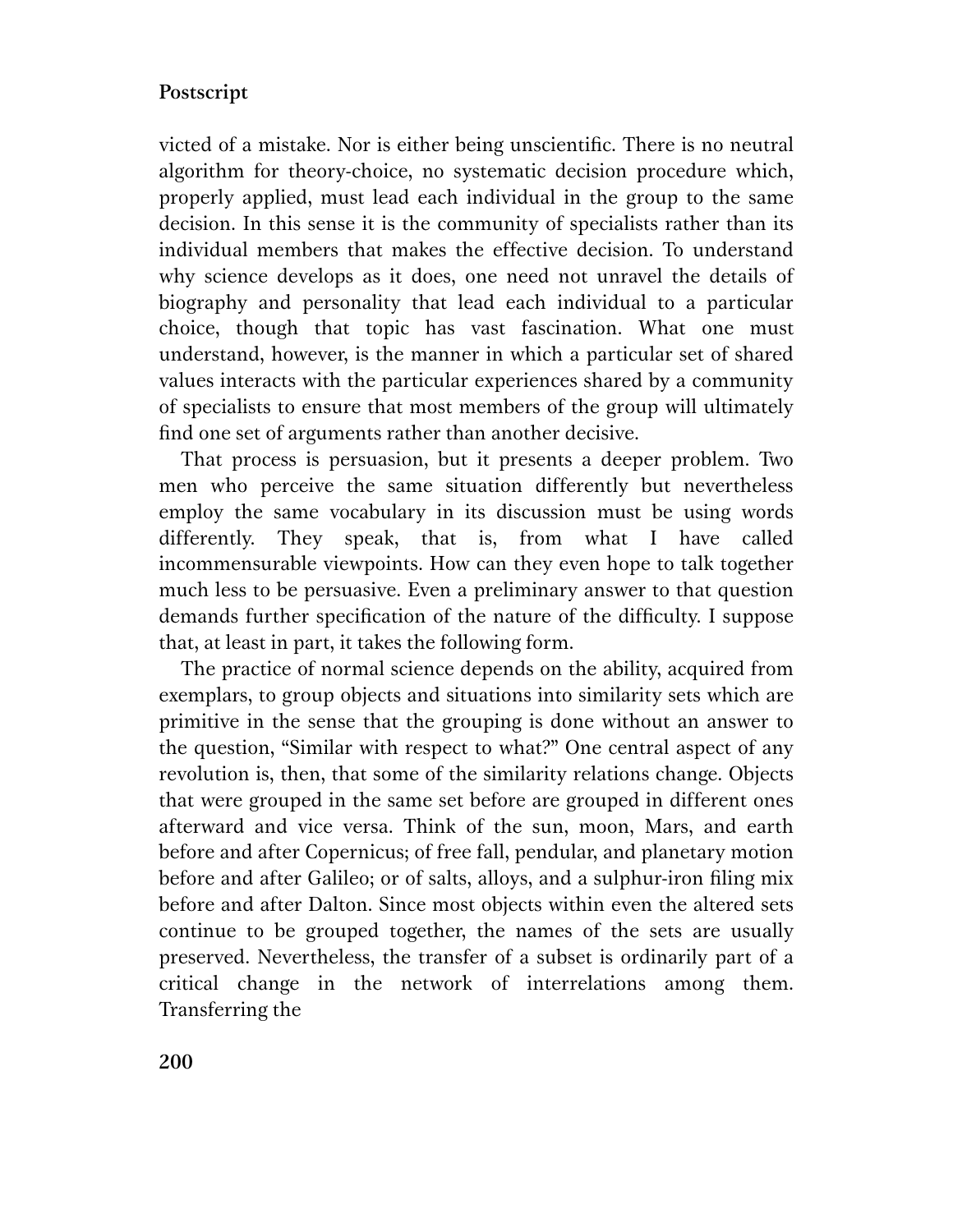victed of a mistake. Nor is either being unscientific. There is no neutral algorithm for theory-choice, no systematic decision procedure which, properly applied, must lead each individual in the group to the same decision. In this sense it is the community of specialists rather than its individual members that makes the effective decision. To understand why science develops as it does, one need not unravel the details of biography and personality that lead each individual to a particular choice, though that topic has vast fascination. What one must understand, however, is the manner in which a particular set of shared values interacts with the particular experiences shared by a community of specialists to ensure that most members of the group will ultimately find one set of arguments rather than another decisive.

That process is persuasion, but it presents a deeper problem. Two men who perceive the same situation differently but nevertheless employ the same vocabulary in its discussion must be using words differently. They speak, that is, from what I have called incommensurable viewpoints. How can they even hope to talk together much less to be persuasive. Even a preliminary answer to that question demands further specification of the nature of the difficulty. I suppose that, at least in part, it takes the following form.

The practice of normal science depends on the ability, acquired from exemplars, to group objects and situations into similarity sets which are primitive in the sense that the grouping is done without an answer to the question, "Similar with respect to what?" One central aspect of any revolution is, then, that some of the similarity relations change. Objects that were grouped in the same set before are grouped in different ones afterward and vice versa. Think of the sun, moon, Mars, and earth before and after Copernicus; of free fall, pendular, and planetary motion before and after Galileo; or of salts, alloys, and a sulphur-iron filing mix before and after Dalton. Since most objects within even the altered sets continue to be grouped together, the names of the sets are usually preserved. Nevertheless, the transfer of a subset is ordinarily part of a critical change in the network of interrelations among them. Transferring the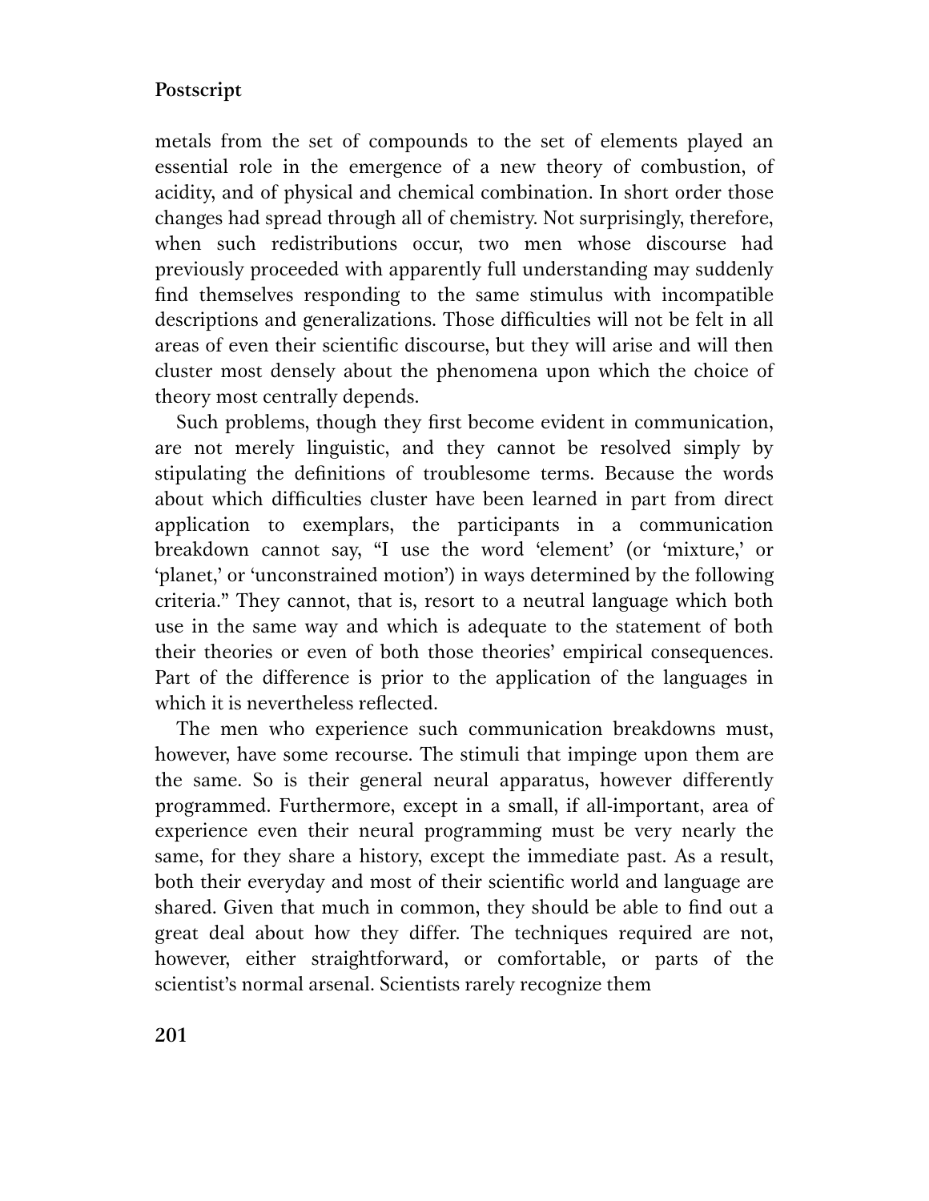metals from the set of compounds to the set of elements played an essential role in the emergence of a new theory of combustion, of acidity, and of physical and chemical combination. In short order those changes had spread through all of chemistry. Not surprisingly, therefore, when such redistributions occur, two men whose discourse had previously proceeded with apparently full understanding may suddenly find themselves responding to the same stimulus with incompatible descriptions and generalizations. Those difficulties will not be felt in all areas of even their scientific discourse, but they will arise and will then cluster most densely about the phenomena upon which the choice of theory most centrally depends.

Such problems, though they first become evident in communication, are not merely linguistic, and they cannot be resolved simply by stipulating the definitions of troublesome terms. Because the words about which difficulties cluster have been learned in part from direct application to exemplars, the participants in a communication breakdown cannot say, "I use the word 'element' (or 'mixture,' or 'planet,' or 'unconstrained motion') in ways determined by the following criteria." They cannot, that is, resort to a neutral language which both use in the same way and which is adequate to the statement of both their theories or even of both those theories' empirical consequences. Part of the difference is prior to the application of the languages in which it is nevertheless reflected.

The men who experience such communication breakdowns must, however, have some recourse. The stimuli that impinge upon them are the same. So is their general neural apparatus, however differently programmed. Furthermore, except in a small, if all-important, area of experience even their neural programming must be very nearly the same, for they share a history, except the immediate past. As a result, both their everyday and most of their scientific world and language are shared. Given that much in common, they should be able to find out a great deal about how they differ. The techniques required are not, however, either straightforward, or comfortable, or parts of the scientist's normal arsenal. Scientists rarely recognize them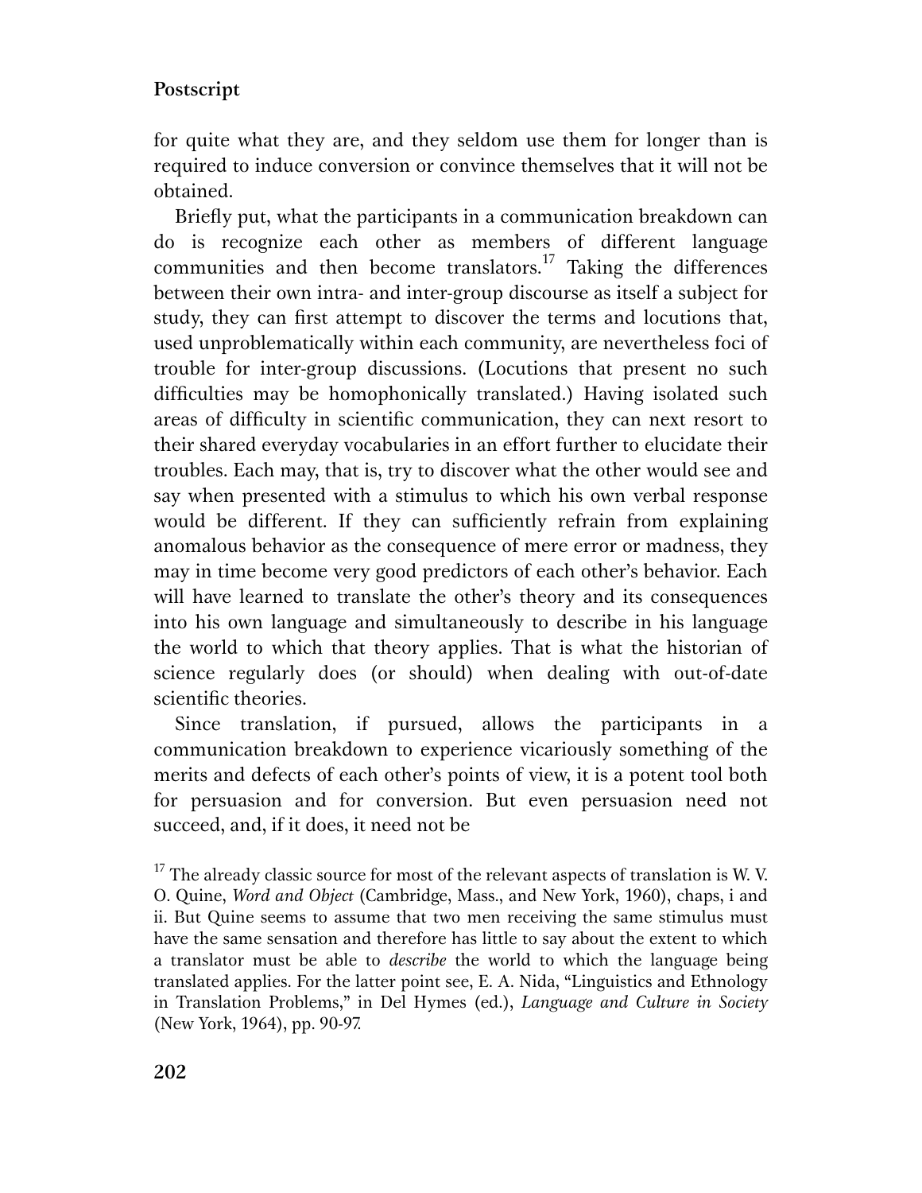for quite what they are, and they seldom use them for longer than is required to induce conversion or convince themselves that it will not be obtained.

Briefly put, what the participants in a communication breakdown can do is recognize each other as members of different language communities and then become translators.[17] Taking the differences between their own intra- and inter-group discourse as itself a subject for study, they can first attempt to discover the terms and locutions that, used unproblematically within each community, are nevertheless foci of trouble for inter-group discussions. (Locutions that present no such difficulties may be homophonically translated.) Having isolated such areas of difficulty in scientific communication, they can next resort to their shared everyday vocabularies in an effort further to elucidate their troubles. Each may, that is, try to discover what the other would see and say when presented with a stimulus to which his own verbal response would be different. If they can sufficiently refrain from explaining anomalous behavior as the consequence of mere error or madness, they may in time become very good predictors of each other's behavior. Each will have learned to translate the other's theory and its consequences into his own language and simultaneously to describe in his language the world to which that theory applies. That is what the historian of science regularly does (or should) when dealing with out-of-date scientific theories.

Since translation, if pursued, allows the participants in a communication breakdown to experience vicariously something of the merits and defects of each other's points of view, it is a potent tool both for persuasion and for conversion. But even persuasion need not succeed, and, if it does, it need not be

[17] The already classic source for most of the relevant aspects of translation is W. V. O. Quine, *Word and Object* (Cambridge, Mass., and New York, 1960), chaps, i and ii. But Quine seems to assume that two men receiving the same stimulus must have the same sensation and therefore has little to say about the extent to which a translator must be able to *describe* the world to which the language being translated applies. For the latter point see, E. A. Nida, "Linguistics and Ethnology in Translation Problems," in Del Hymes (ed.), *Language and Culture in Society* (New York, 1964), pp. 90-97.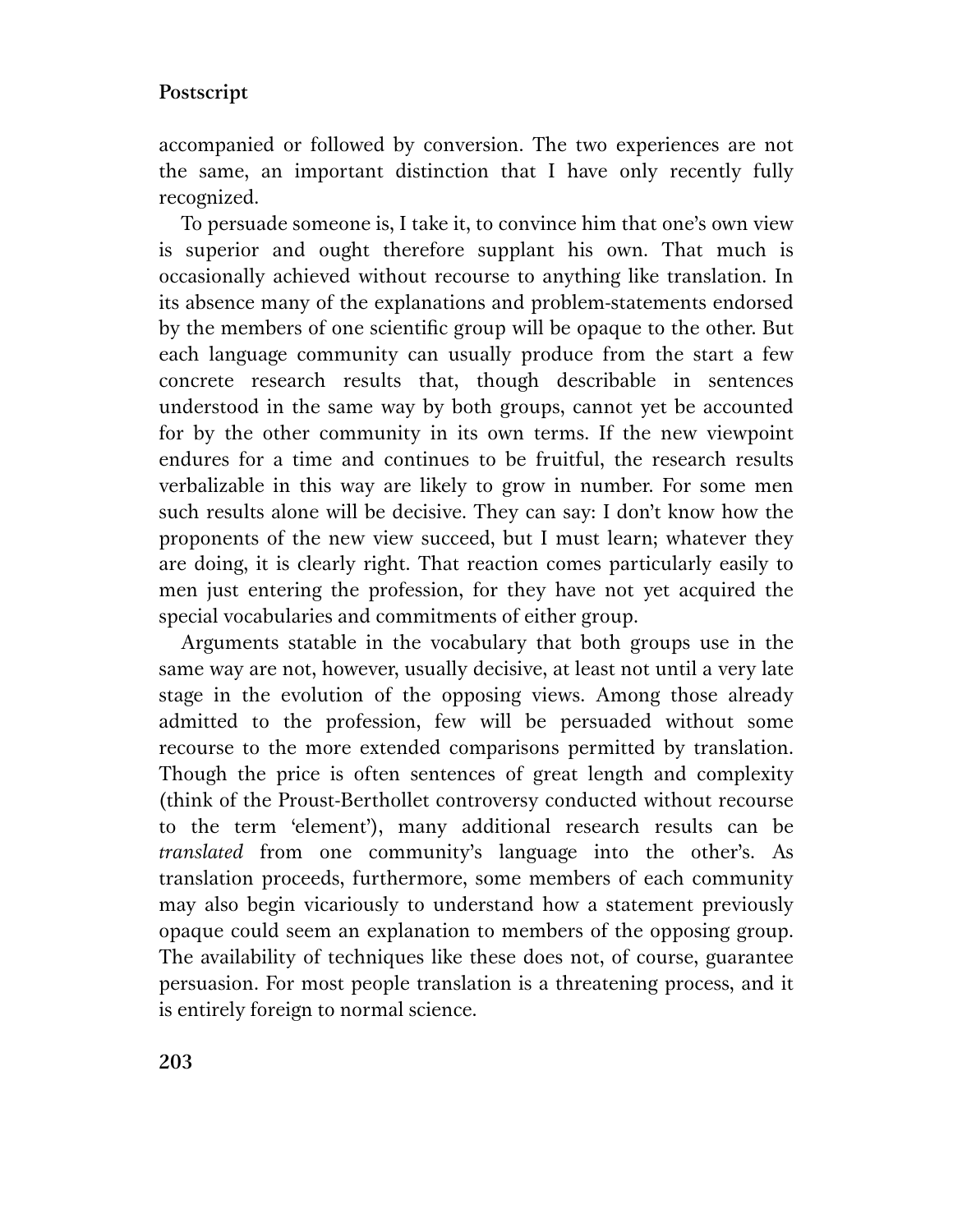accompanied or followed by conversion. The two experiences are not the same, an important distinction that I have only recently fully recognized.

To persuade someone is, I take it, to convince him that one's own view is superior and ought therefore supplant his own. That much is occasionally achieved without recourse to anything like translation. In its absence many of the explanations and problem-statements endorsed by the members of one scientific group will be opaque to the other. But each language community can usually produce from the start a few concrete research results that, though describable in sentences understood in the same way by both groups, cannot yet be accounted for by the other community in its own terms. If the new viewpoint endures for a time and continues to be fruitful, the research results verbalizable in this way are likely to grow in number. For some men such results alone will be decisive. They can say: I don't know how the proponents of the new view succeed, but I must learn; whatever they are doing, it is clearly right. That reaction comes particularly easily to men just entering the profession, for they have not yet acquired the special vocabularies and commitments of either group.

Arguments statable in the vocabulary that both groups use in the same way are not, however, usually decisive, at least not until a very late stage in the evolution of the opposing views. Among those already admitted to the profession, few will be persuaded without some recourse to the more extended comparisons permitted by translation. Though the price is often sentences of great length and complexity (think of the Proust-Berthollet controversy conducted without recourse to the term 'element'), many additional research results can be *translated* from one community's language into the other's. As translation proceeds, furthermore, some members of each community may also begin vicariously to understand how a statement previously opaque could seem an explanation to members of the opposing group. The availability of techniques like these does not, of course, guarantee persuasion. For most people translation is a threatening process, and it is entirely foreign to normal science.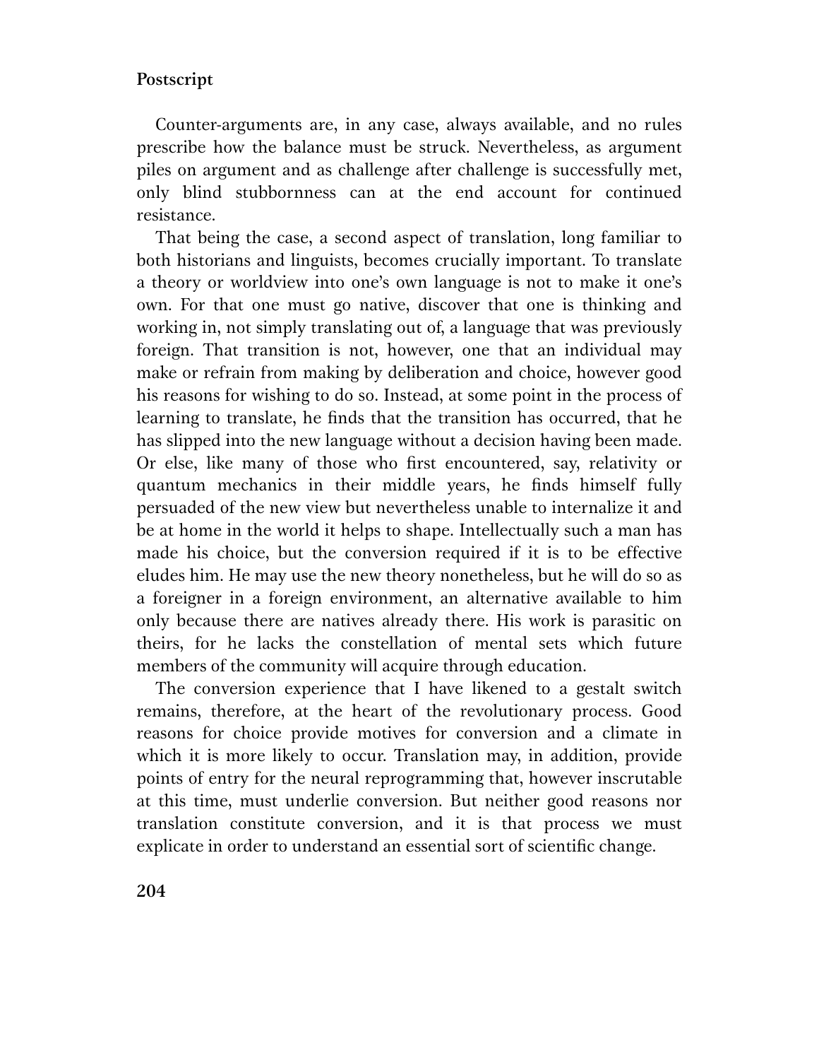Counter-arguments are, in any case, always available, and no rules prescribe how the balance must be struck. Nevertheless, as argument piles on argument and as challenge after challenge is successfully met, only blind stubbornness can at the end account for continued resistance.

That being the case, a second aspect of translation, long familiar to both historians and linguists, becomes crucially important. To translate a theory or worldview into one's own language is not to make it one's own. For that one must go native, discover that one is thinking and working in, not simply translating out of, a language that was previously foreign. That transition is not, however, one that an individual may make or refrain from making by deliberation and choice, however good his reasons for wishing to do so. Instead, at some point in the process of learning to translate, he finds that the transition has occurred, that he has slipped into the new language without a decision having been made. Or else, like many of those who first encountered, say, relativity or quantum mechanics in their middle years, he finds himself fully persuaded of the new view but nevertheless unable to internalize it and be at home in the world it helps to shape. Intellectually such a man has made his choice, but the conversion required if it is to be effective eludes him. He may use the new theory nonetheless, but he will do so as a foreigner in a foreign environment, an alternative available to him only because there are natives already there. His work is parasitic on theirs, for he lacks the constellation of mental sets which future members of the community will acquire through education.

The conversion experience that I have likened to a gestalt switch remains, therefore, at the heart of the revolutionary process. Good reasons for choice provide motives for conversion and a climate in which it is more likely to occur. Translation may, in addition, provide points of entry for the neural reprogramming that, however inscrutable at this time, must underlie conversion. But neither good reasons nor translation constitute conversion, and it is that process we must explicate in order to understand an essential sort of scientific change.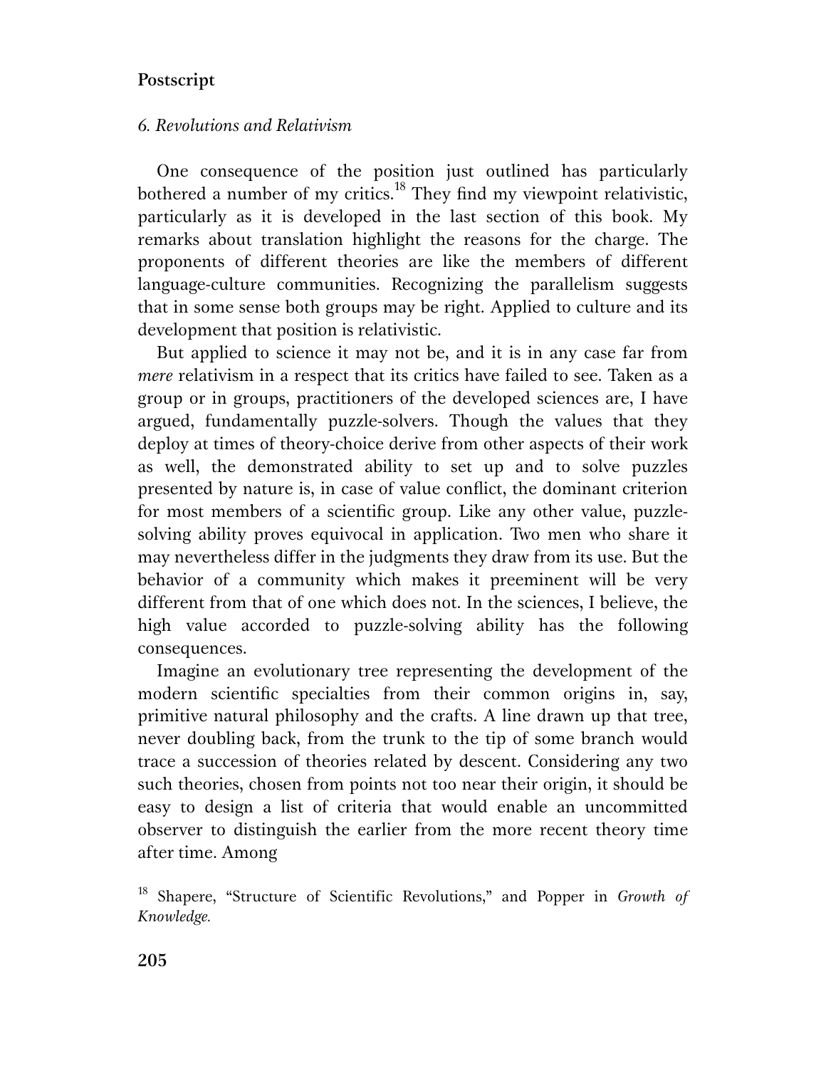## 6. *Revolutions and Relativism*

One consequence of the position just outlined has particularly bothered a number of my critics.[18] They find my viewpoint relativistic, particularly as it is developed in the last section of this book. My remarks about translation highlight the reasons for the charge. The proponents of different theories are like the members of different language-culture communities. Recognizing the parallelism suggests that in some sense both groups may be right. Applied to culture and its development that position is relativistic.

But applied to science it may not be, and it is in any case far from *mere* relativism in a respect that its critics have failed to see. Taken as a group or in groups, practitioners of the developed sciences are, I have argued, fundamentally puzzle-solvers. Though the values that they deploy at times of theory-choice derive from other aspects of their work as well, the demonstrated ability to set up and to solve puzzles presented by nature is, in case of value conflict, the dominant criterion for most members of a scientific group. Like any other value, puzzle-solving ability proves equivocal in application. Two men who share it may nevertheless differ in the judgments they draw from its use. But the behavior of a community which makes it preeminent will be very different from that of one which does not. In the sciences, I believe, the high value accorded to puzzle-solving ability has the following consequences.

Imagine an evolutionary tree representing the development of the modern scientific specialties from their common origins in, say, primitive natural philosophy and the crafts. A line drawn up that tree, never doubling back, from the trunk to the tip of some branch would trace a succession of theories related by descent. Considering any two such theories, chosen from points not too near their origin, it should be easy to design a list of criteria that would enable an uncommitted observer to distinguish the earlier from the more recent theory time after time. Among

[18] Shapere, "Structure of Scientific Revolutions," and Popper in *Growth of Knowledge.*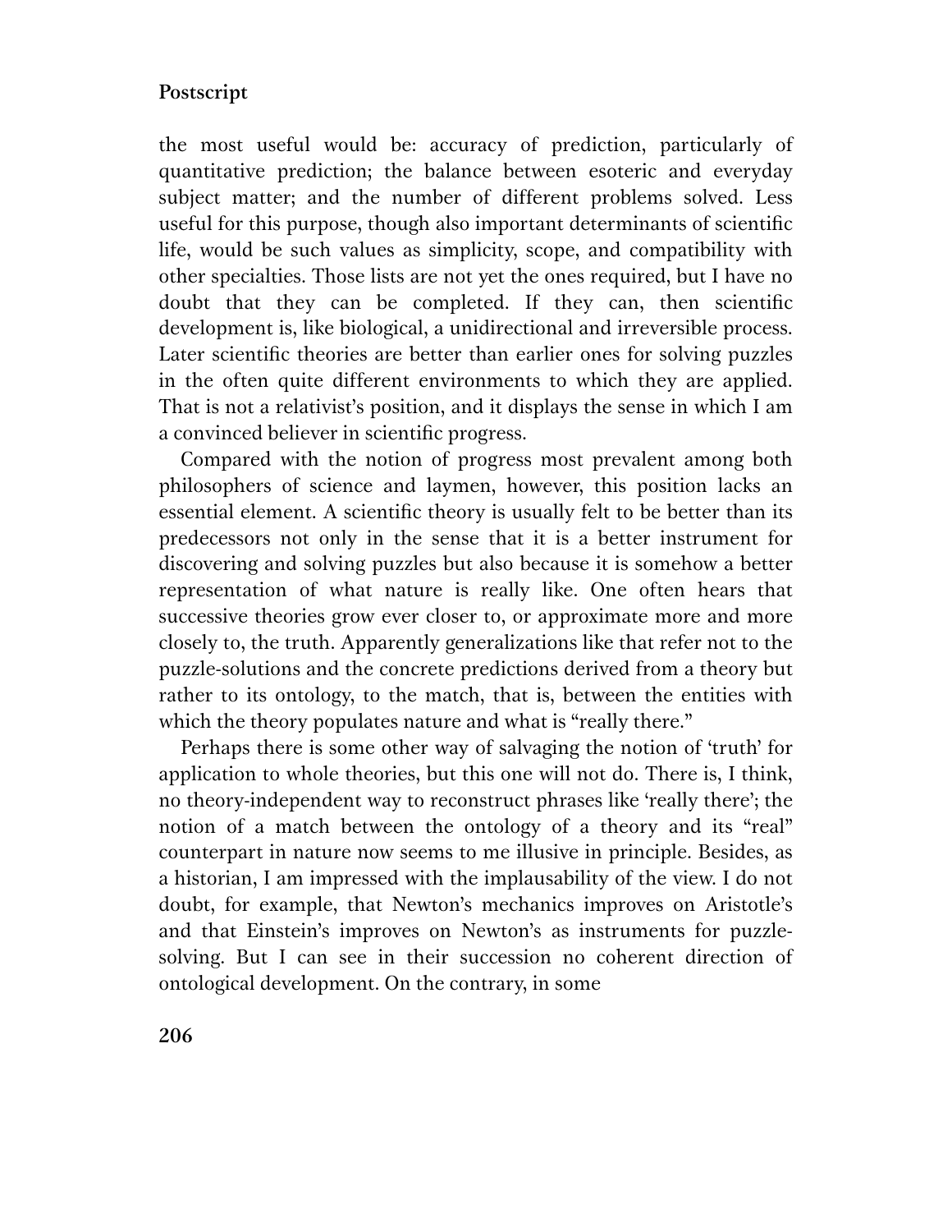the most useful would be: accuracy of prediction, particularly of quantitative prediction; the balance between esoteric and everyday subject matter; and the number of different problems solved. Less useful for this purpose, though also important determinants of scientific life, would be such values as simplicity, scope, and compatibility with other specialties. Those lists are not yet the ones required, but I have no doubt that they can be completed. If they can, then scientific development is, like biological, a unidirectional and irreversible process. Later scientific theories are better than earlier ones for solving puzzles in the often quite different environments to which they are applied. That is not a relativist's position, and it displays the sense in which I am a convinced believer in scientific progress.

Compared with the notion of progress most prevalent among both philosophers of science and laymen, however, this position lacks an essential element. A scientific theory is usually felt to be better than its predecessors not only in the sense that it is a better instrument for discovering and solving puzzles but also because it is somehow a better representation of what nature is really like. One often hears that successive theories grow ever closer to, or approximate more and more closely to, the truth. Apparently generalizations like that refer not to the puzzle-solutions and the concrete predictions derived from a theory but rather to its ontology, to the match, that is, between the entities with which the theory populates nature and what is "really there."

Perhaps there is some other way of salvaging the notion of 'truth' for application to whole theories, but this one will not do. There is, I think, no theory-independent way to reconstruct phrases like 'really there'; the notion of a match between the ontology of a theory and its "real" counterpart in nature now seems to me illusive in principle. Besides, as a historian, I am impressed with the implausability of the view. I do not doubt, for example, that Newton's mechanics improves on Aristotle's and that Einstein's improves on Newton's as instruments for puzzle-solving. But I can see in their succession no coherent direction of ontological development. On the contrary, in some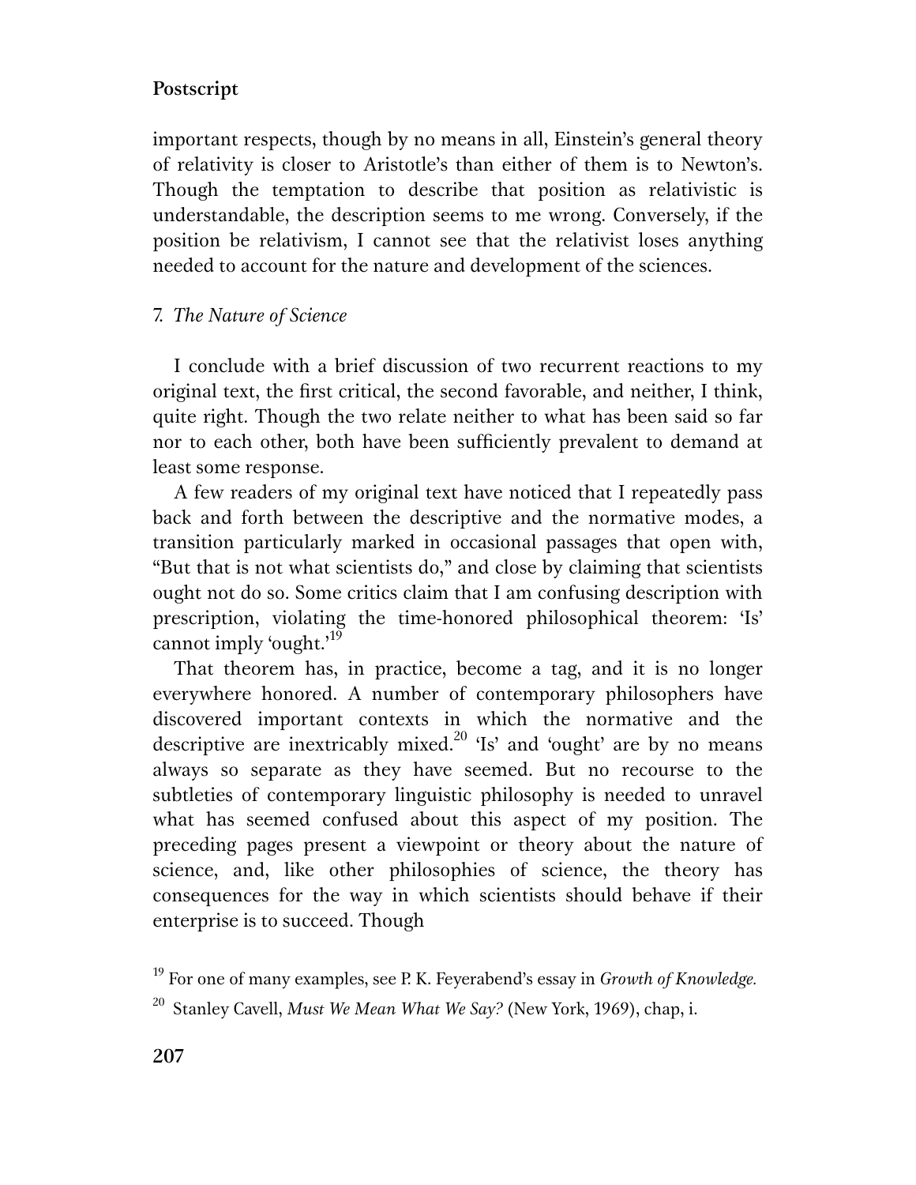important respects, though by no means in all, Einstein's general theory of relativity is closer to Aristotle's than either of them is to Newton's. Though the temptation to describe that position as relativistic is understandable, the description seems to me wrong. Conversely, if the position be relativism, I cannot see that the relativist loses anything needed to account for the nature and development of the sciences.

## 7. *The Nature of Science*

I conclude with a brief discussion of two recurrent reactions to my original text, the first critical, the second favorable, and neither, I think, quite right. Though the two relate neither to what has been said so far nor to each other, both have been sufficiently prevalent to demand at least some response.

A few readers of my original text have noticed that I repeatedly pass back and forth between the descriptive and the normative modes, a transition particularly marked in occasional passages that open with, "But that is not what scientists do," and close by claiming that scientists ought not do so. Some critics claim that I am confusing description with prescription, violating the time-honored philosophical theorem: 'Is' cannot imply 'ought.'[19]

That theorem has, in practice, become a tag, and it is no longer everywhere honored. A number of contemporary philosophers have discovered important contexts in which the normative and the descriptive are inextricably mixed.[20] 'Is' and 'ought' are by no means always so separate as they have seemed. But no recourse to the subtleties of contemporary linguistic philosophy is needed to unravel what has seemed confused about this aspect of my position. The preceding pages present a viewpoint or theory about the nature of science, and, like other philosophies of science, the theory has consequences for the way in which scientists should behave if their enterprise is to succeed. Though

[19] For one of many examples, see P. K. Feyerabend's essay in *Growth of Knowledge.*

[20] Stanley Cavell, *Must We Mean What We Say?* (New York, 1969), chap, i.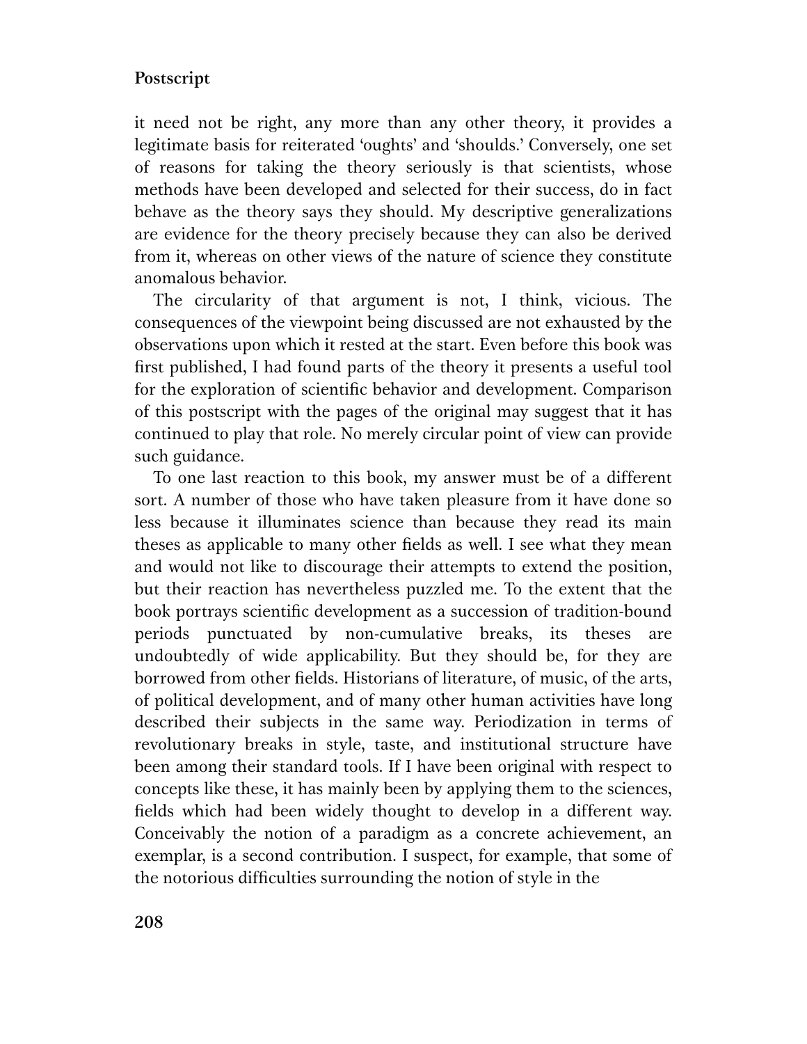it need not be right, any more than any other theory, it provides a legitimate basis for reiterated 'oughts' and 'shoulds.' Conversely, one set of reasons for taking the theory seriously is that scientists, whose methods have been developed and selected for their success, do in fact behave as the theory says they should. My descriptive generalizations are evidence for the theory precisely because they can also be derived from it, whereas on other views of the nature of science they constitute anomalous behavior.

The circularity of that argument is not, I think, vicious. The consequences of the viewpoint being discussed are not exhausted by the observations upon which it rested at the start. Even before this book was first published, I had found parts of the theory it presents a useful tool for the exploration of scientific behavior and development. Comparison of this postscript with the pages of the original may suggest that it has continued to play that role. No merely circular point of view can provide such guidance.

To one last reaction to this book, my answer must be of a different sort. A number of those who have taken pleasure from it have done so less because it illuminates science than because they read its main theses as applicable to many other fields as well. I see what they mean and would not like to discourage their attempts to extend the position, but their reaction has nevertheless puzzled me. To the extent that the book portrays scientific development as a succession of tradition-bound periods punctuated by non-cumulative breaks, its theses are undoubtedly of wide applicability. But they should be, for they are borrowed from other fields. Historians of literature, of music, of the arts, of political development, and of many other human activities have long described their subjects in the same way. Periodization in terms of revolutionary breaks in style, taste, and institutional structure have been among their standard tools. If I have been original with respect to concepts like these, it has mainly been by applying them to the sciences, fields which had been widely thought to develop in a different way. Conceivably the notion of a paradigm as a concrete achievement, an exemplar, is a second contribution. I suspect, for example, that some of the notorious difficulties surrounding the notion of style in the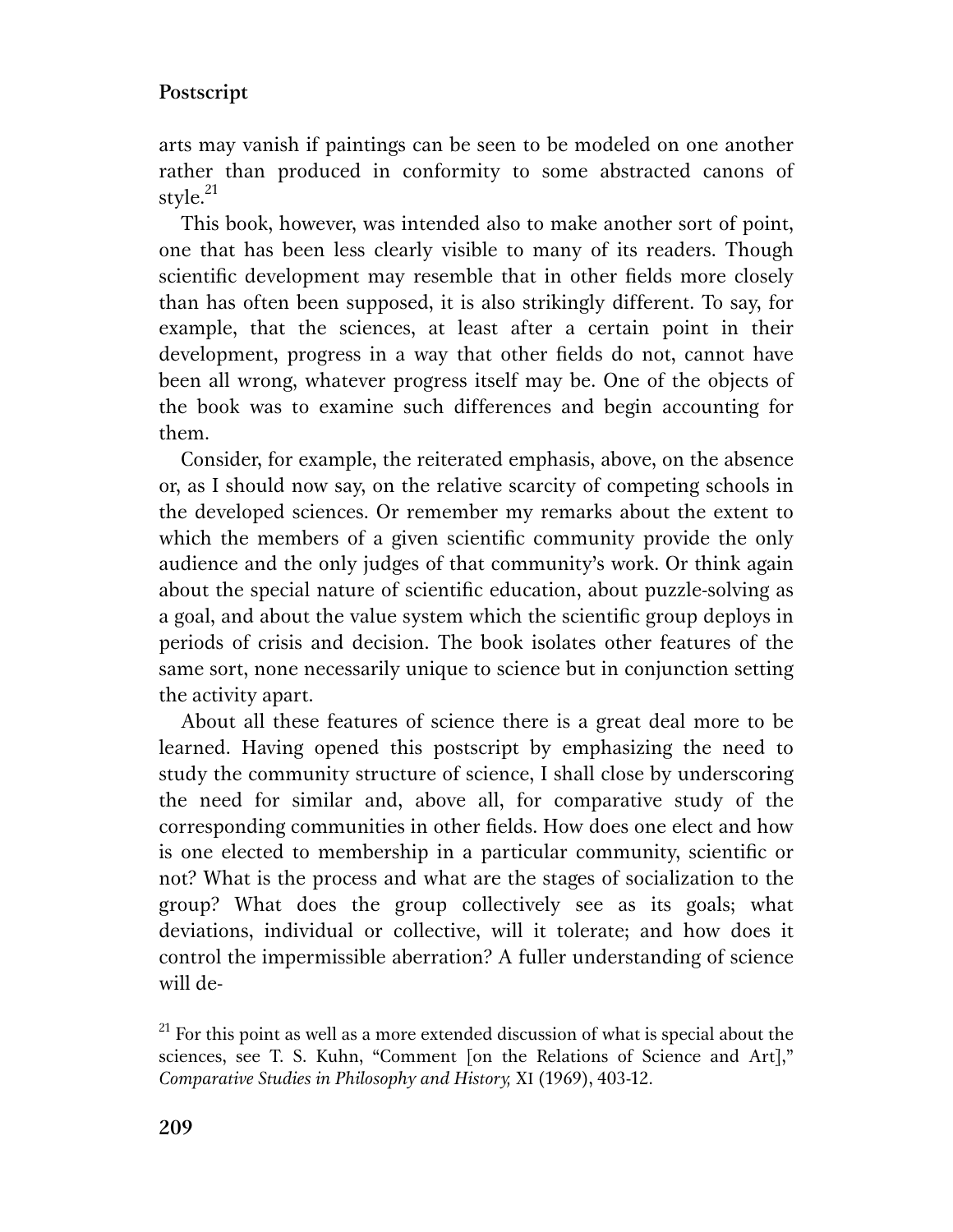arts may vanish if paintings can be seen to be modeled on one another rather than produced in conformity to some abstracted canons of style.[21]

This book, however, was intended also to make another sort of point, one that has been less clearly visible to many of its readers. Though scientific development may resemble that in other fields more closely than has often been supposed, it is also strikingly different. To say, for example, that the sciences, at least after a certain point in their development, progress in a way that other fields do not, cannot have been all wrong, whatever progress itself may be. One of the objects of the book was to examine such differences and begin accounting for them.

Consider, for example, the reiterated emphasis, above, on the absence or, as I should now say, on the relative scarcity of competing schools in the developed sciences. Or remember my remarks about the extent to which the members of a given scientific community provide the only audience and the only judges of that community's work. Or think again about the special nature of scientific education, about puzzle-solving as a goal, and about the value system which the scientific group deploys in periods of crisis and decision. The book isolates other features of the same sort, none necessarily unique to science but in conjunction setting the activity apart.

About all these features of science there is a great deal more to be learned. Having opened this postscript by emphasizing the need to study the community structure of science, I shall close by underscoring the need for similar and, above all, for comparative study of the corresponding communities in other fields. How does one elect and how is one elected to membership in a particular community, scientific or not? What is the process and what are the stages of socialization to the group? What does the group collectively see as its goals; what deviations, individual or collective, will it tolerate; and how does it control the impermissible aberration? A fuller understanding of science will de-

[21] For this point as well as a more extended discussion of what is special about the sciences, see T. S. Kuhn, "Comment [on the Relations of Science and Art]," *Comparative Studies in Philosophy and History,* XI (1969), 403-12.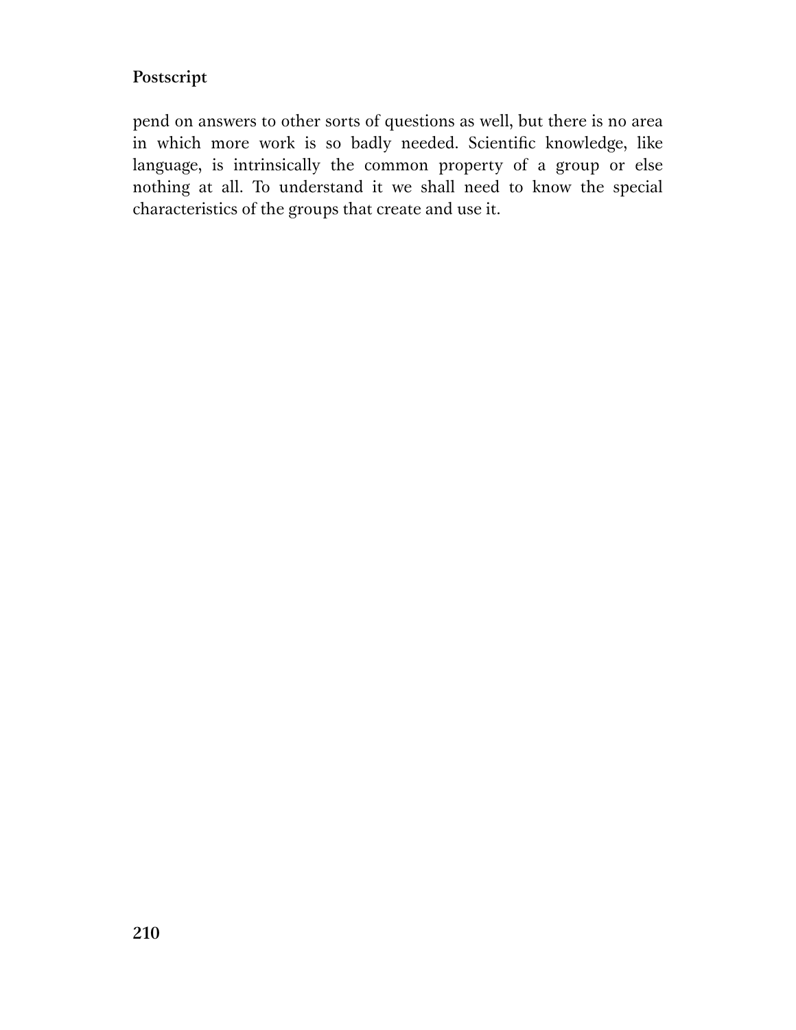pend on answers to other sorts of questions as well, but there is no area in which more work is so badly needed. Scientific knowledge, like language, is intrinsically the common property of a group or else nothing at all. To understand it we shall need to know the special characteristics of the groups that create and use it.